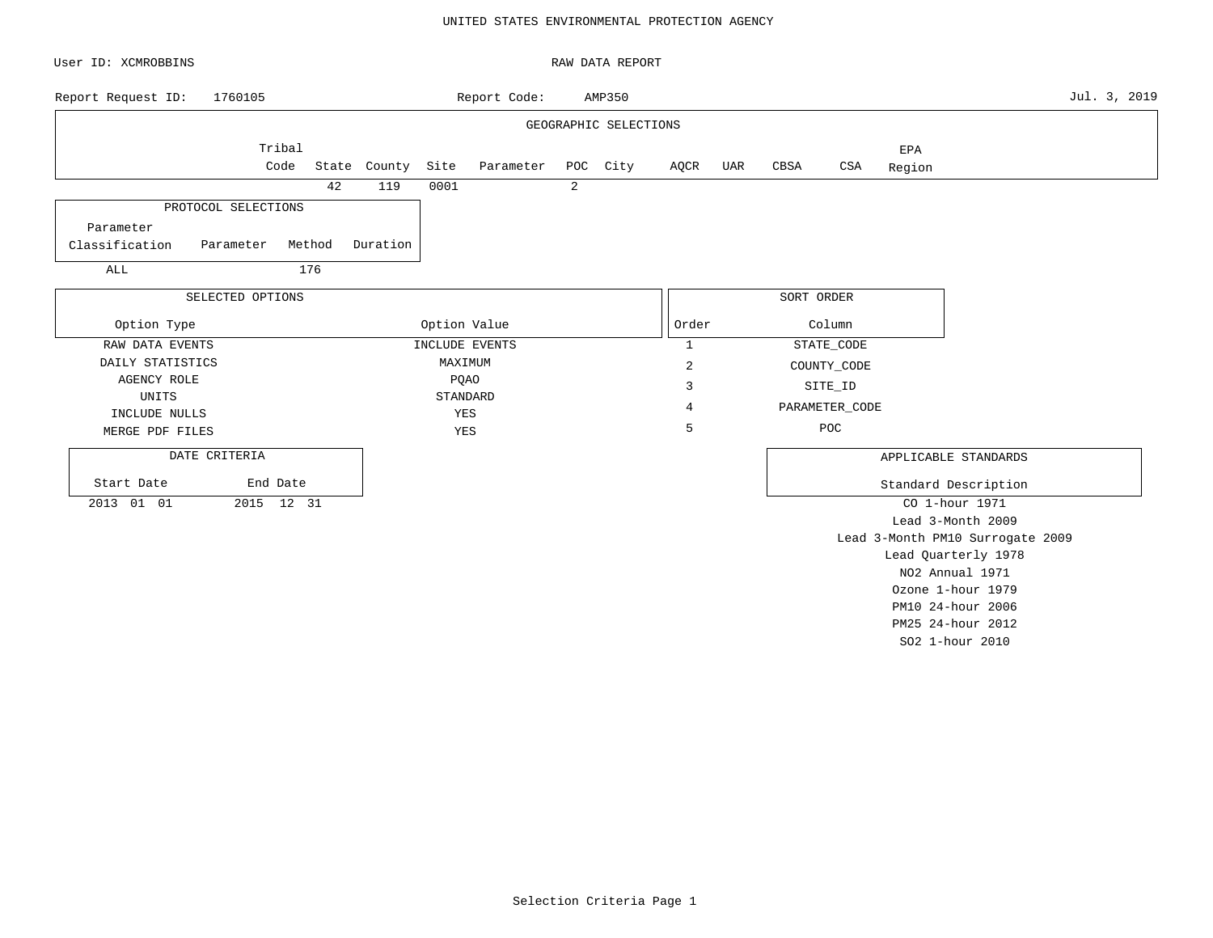UNITED STATES ENVIRONMENTAL PROTECTION AGENCY

User ID: XCMROBBINS

RAW DATA REPORT

Report Request ID: 1760105

Report Code: AMP350

Jul. 3, 2019

## GEOGRAPHIC SELECTIONS

| Tribal Code | State | County | Site | Parameter | POC | City | AQCR | UAR | CBSA | CSA | EPA Region |
|---|---|---|---|---|---|---|---|---|---|---|---|
| | 42 | 119 | 0001 | | 2 | | | | | | |

## PROTOCOL SELECTIONS

| Parameter Classification | Parameter | Method | Duration |
|---|---|---|---|
| ALL | | 176 | |

## SELECTED OPTIONS

| Option Type | Option Value |
|---|---|
| RAW DATA EVENTS | INCLUDE EVENTS |
| DAILY STATISTICS | MAXIMUM |
| AGENCY ROLE | PQAO |
| UNITS | STANDARD |
| INCLUDE NULLS | YES |
| MERGE PDF FILES | YES |

## SORT ORDER

| Order | Column |
|---|---|
| 1 | STATE_CODE |
| 2 | COUNTY_CODE |
| 3 | SITE_ID |
| 4 | PARAMETER_CODE |
| 5 | POC |

## DATE CRITERIA

| Start Date | End Date |
|---|---|
| 2013 01 01 | 2015 12 31 |

## APPLICABLE STANDARDS

| Standard Description |
|---|
| CO 1-hour 1971 |
| Lead 3-Month 2009 |
| Lead 3-Month PM10 Surrogate 2009 |
| Lead Quarterly 1978 |
| NO2 Annual 1971 |
| Ozone 1-hour 1979 |
| PM10 24-hour 2006 |
| PM25 24-hour 2012 |
| SO2 1-hour 2010 |

Selection Criteria Page 1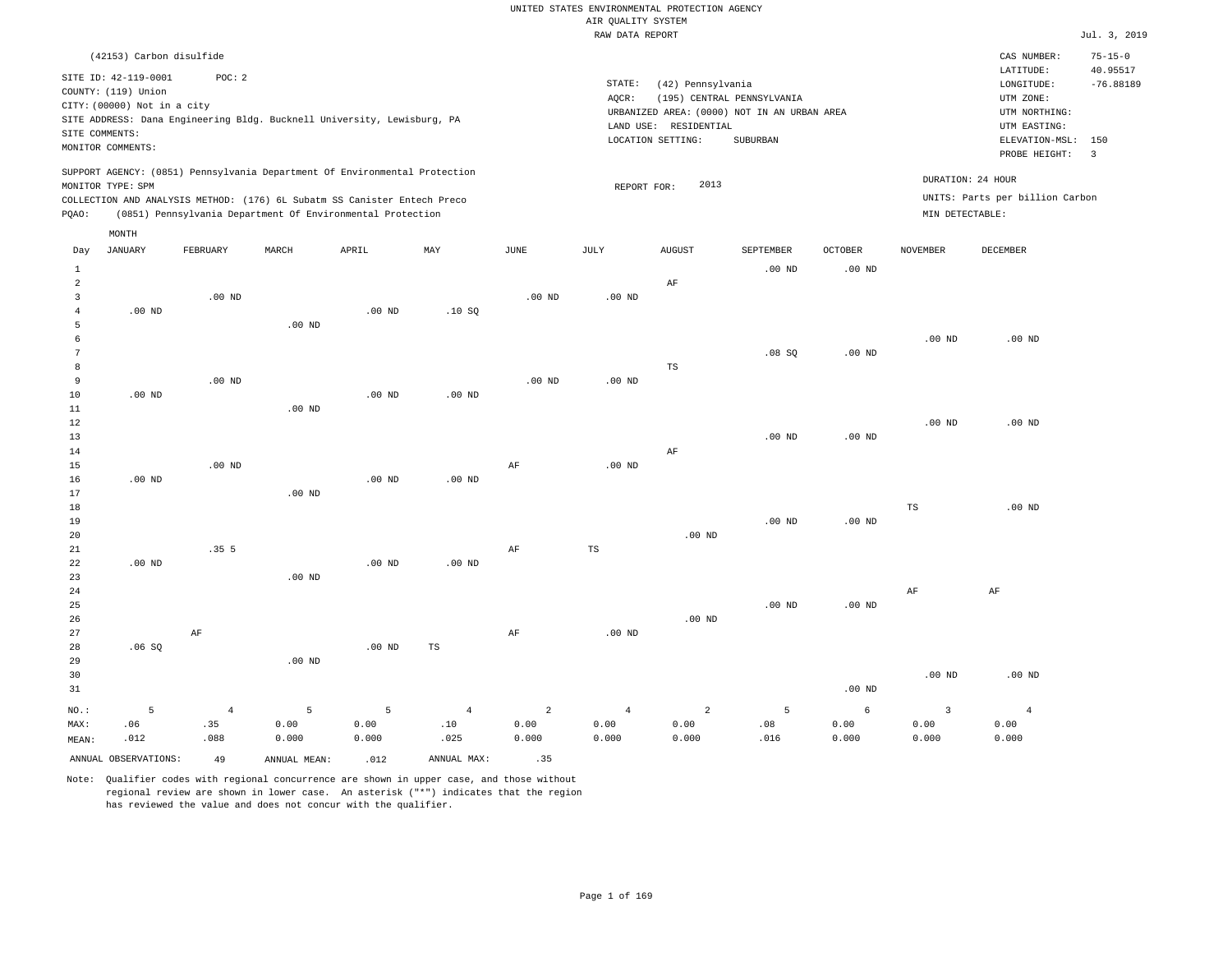UNITED STATES ENVIRONMENTAL PROTECTION AGENCY
AIR QUALITY SYSTEM
RAW DATA REPORT

Jul. 3, 2019

(42153) Carbon disulfide

SITE ID: 42-119-0001 POC: 2
COUNTY: (119) Union
CITY: (00000) Not in a city
SITE ADDRESS: Dana Engineering Bldg. Bucknell University, Lewisburg, PA
SITE COMMENTS:
MONITOR COMMENTS:

STATE: (42) Pennsylvania
AQCR: (195) CENTRAL PENNSYLVANIA
URBANIZED AREA: (0000) NOT IN AN URBAN AREA
LAND USE: RESIDENTIAL
LOCATION SETTING: SUBURBAN

CAS NUMBER: 75-15-0
LATITUDE: 40.95517
LONGITUDE: -76.88189
UTM ZONE:
UTM NORTHING:
UTM EASTING:
ELEVATION-MSL: 150
PROBE HEIGHT: 3

SUPPORT AGENCY: (0851) Pennsylvania Department Of Environmental Protection
MONITOR TYPE: SPM
COLLECTION AND ANALYSIS METHOD: (176) 6L Subatm SS Canister Entech Preco
PQAO: (0851) Pennsylvania Department Of Environmental Protection

REPORT FOR: 2013

DURATION: 24 HOUR
UNITS: Parts per billion Carbon
MIN DETECTABLE:

| Day | JANUARY | FEBRUARY | MARCH | APRIL | MAY | JUNE | JULY | AUGUST | SEPTEMBER | OCTOBER | NOVEMBER | DECEMBER |
|---|---|---|---|---|---|---|---|---|---|---|---|---|
| 1 | | | | | | | | | .00 ND | .00 ND | | |
| 2 | | | | | | | | AF | | | | |
| 3 | | .00 ND | | | | .00 ND | .00 ND | | | | | |
| 4 | .00 ND | | | .00 ND | .10 SQ | | | | | | | |
| 5 | | | .00 ND | | | | | | | | | |
| 6 | | | | | | | | | | | .00 ND | .00 ND |
| 7 | | | | | | | | | .08 SQ | .00 ND | | |
| 8 | | | | | | | | TS | | | | |
| 9 | | .00 ND | | | | .00 ND | .00 ND | | | | | |
| 10 | .00 ND | | | .00 ND | .00 ND | | | | | | | |
| 11 | | | .00 ND | | | | | | | | | |
| 12 | | | | | | | | | | | .00 ND | .00 ND |
| 13 | | | | | | | | | .00 ND | .00 ND | | |
| 14 | | | | | | | | AF | | | | |
| 15 | | .00 ND | | | | AF | .00 ND | | | | | |
| 16 | .00 ND | | | .00 ND | .00 ND | | | | | | | |
| 17 | | | .00 ND | | | | | | | | | |
| 18 | | | | | | | | | | | TS | .00 ND |
| 19 | | | | | | | | | .00 ND | .00 ND | | |
| 20 | | | | | | | | .00 ND | | | | |
| 21 | | .35 5 | | | | AF | TS | | | | | |
| 22 | .00 ND | | | .00 ND | .00 ND | | | | | | | |
| 23 | | | .00 ND | | | | | | | | | |
| 24 | | | | | | | | | | | AF | AF |
| 25 | | | | | | | | | .00 ND | .00 ND | | |
| 26 | | | | | | | | .00 ND | | | | |
| 27 | | AF | | | | AF | .00 ND | | | | | |
| 28 | .06 SQ | | | .00 ND | TS | | | | | | | |
| 29 | | | .00 ND | | | | | | | | | |
| 30 | | | | | | | | | | | .00 ND | .00 ND |
| 31 | | | | | | | | | | .00 ND | | |
| NO.: | 5 | 4 | 5 | 5 | 4 | 2 | 4 | 2 | 5 | 6 | 3 | 4 |
| MAX: | .06 | .35 | 0.00 | 0.00 | .10 | 0.00 | 0.00 | 0.00 | .08 | 0.00 | 0.00 | 0.00 |
| MEAN: | .012 | .088 | 0.000 | 0.000 | .025 | 0.000 | 0.000 | 0.000 | .016 | 0.000 | 0.000 | 0.000 |

ANNUAL OBSERVATIONS: 49 ANNUAL MEAN: .012 ANNUAL MAX: .35

Note: Qualifier codes with regional concurrence are shown in upper case, and those without regional review are shown in lower case. An asterisk ("*") indicates that the region has reviewed the value and does not concur with the qualifier.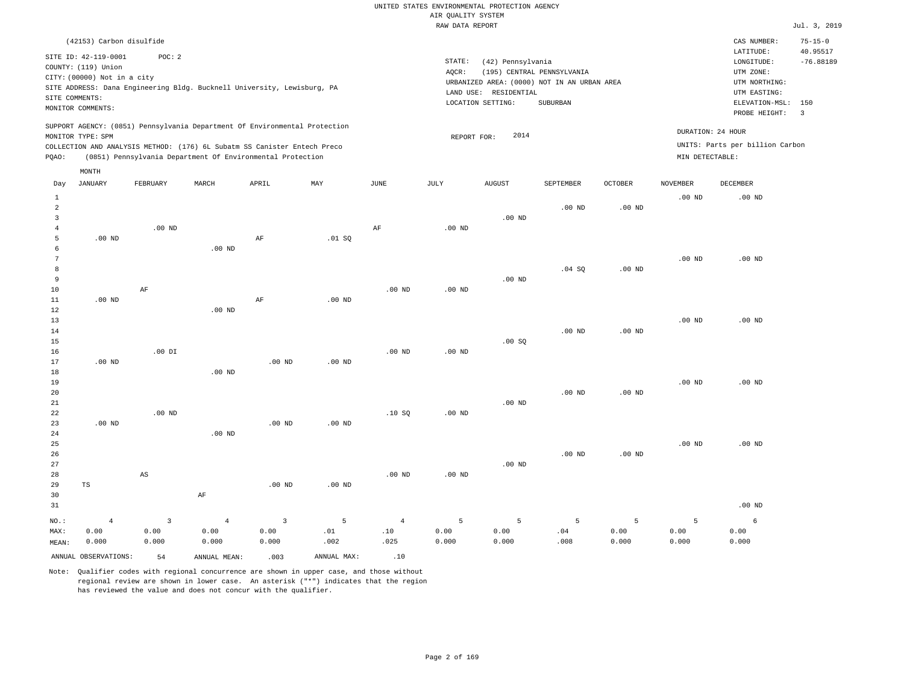UNITED STATES ENVIRONMENTAL PROTECTION AGENCY
AIR QUALITY SYSTEM
RAW DATA REPORT

Jul. 3, 2019

(42153) Carbon disulfide

SITE ID: 42-119-0001 POC: 2
COUNTY: (119) Union
CITY: (00000) Not in a city
SITE ADDRESS: Dana Engineering Bldg. Bucknell University, Lewisburg, PA
SITE COMMENTS:
MONITOR COMMENTS:

STATE: (42) Pennsylvania
AQCR: (195) CENTRAL PENNSYLVANIA
URBANIZED AREA: (0000) NOT IN AN URBAN AREA
LAND USE: RESIDENTIAL
LOCATION SETTING: SUBURBAN

CAS NUMBER: 75-15-0
LATITUDE: 40.95517
LONGITUDE: -76.88189
UTM ZONE:
UTM NORTHING:
UTM EASTING:
ELEVATION-MSL: 150
PROBE HEIGHT: 3

SUPPORT AGENCY: (0851) Pennsylvania Department Of Environmental Protection
MONITOR TYPE: SPM
COLLECTION AND ANALYSIS METHOD: (176) 6L Subatm SS Canister Entech Preco
PQAO: (0851) Pennsylvania Department Of Environmental Protection

REPORT FOR: 2014

DURATION: 24 HOUR
UNITS: Parts per billion Carbon
MIN DETECTABLE:

| Day | JANUARY | FEBRUARY | MARCH | APRIL | MAY | JUNE | JULY | AUGUST | SEPTEMBER | OCTOBER | NOVEMBER | DECEMBER |
|---|---|---|---|---|---|---|---|---|---|---|---|---|
| 1 | | | | | | | | | | | .00 ND | .00 ND |
| 2 | | | | | | | | | .00 ND | .00 ND | | |
| 3 | | | | | | | | .00 ND | | | | |
| 4 | | .00 ND | | | | AF | .00 ND | | | | | |
| 5 | .00 ND | | | AF | .01 SQ | | | | | | | |
| 6 | | | .00 ND | | | | | | | | | |
| 7 | | | | | | | | | | | .00 ND | .00 ND |
| 8 | | | | | | | | | .04 SQ | .00 ND | | |
| 9 | | | | | | | | .00 ND | | | | |
| 10 | | AF | | | | .00 ND | .00 ND | | | | | |
| 11 | .00 ND | | | AF | .00 ND | | | | | | | |
| 12 | | | .00 ND | | | | | | | | | |
| 13 | | | | | | | | | | | .00 ND | .00 ND |
| 14 | | | | | | | | | .00 ND | .00 ND | | |
| 15 | | | | | | | | .00 SQ | | | | |
| 16 | | .00 DI | | | | .00 ND | .00 ND | | | | | |
| 17 | .00 ND | | | .00 ND | .00 ND | | | | | | | |
| 18 | | | .00 ND | | | | | | | | | |
| 19 | | | | | | | | | | | .00 ND | .00 ND |
| 20 | | | | | | | | | .00 ND | .00 ND | | |
| 21 | | | | | | | | .00 ND | | | | |
| 22 | | .00 ND | | | | .10 SQ | .00 ND | | | | | |
| 23 | .00 ND | | | .00 ND | .00 ND | | | | | | | |
| 24 | | | .00 ND | | | | | | | | | |
| 25 | | | | | | | | | | | .00 ND | .00 ND |
| 26 | | | | | | | | | .00 ND | .00 ND | | |
| 27 | | | | | | | | .00 ND | | | | |
| 28 | | AS | | | | .00 ND | .00 ND | | | | | |
| 29 | TS | | | .00 ND | .00 ND | | | | | | | |
| 30 | | | AF | | | | | | | | | |
| 31 | | | | | | | | | | | | .00 ND |
| NO.: | 4 | 3 | 4 | 3 | 5 | 4 | 5 | 5 | 5 | 5 | 5 | 6 |
| MAX: | 0.00 | 0.00 | 0.00 | 0.00 | .01 | .10 | 0.00 | 0.00 | .04 | 0.00 | 0.00 | 0.00 |
| MEAN: | 0.000 | 0.000 | 0.000 | 0.000 | .002 | .025 | 0.000 | 0.000 | .008 | 0.000 | 0.000 | 0.000 |

ANNUAL OBSERVATIONS: 54 ANNUAL MEAN: .003 ANNUAL MAX: .10

Note: Qualifier codes with regional concurrence are shown in upper case, and those without regional review are shown in lower case. An asterisk ("*") indicates that the region has reviewed the value and does not concur with the qualifier.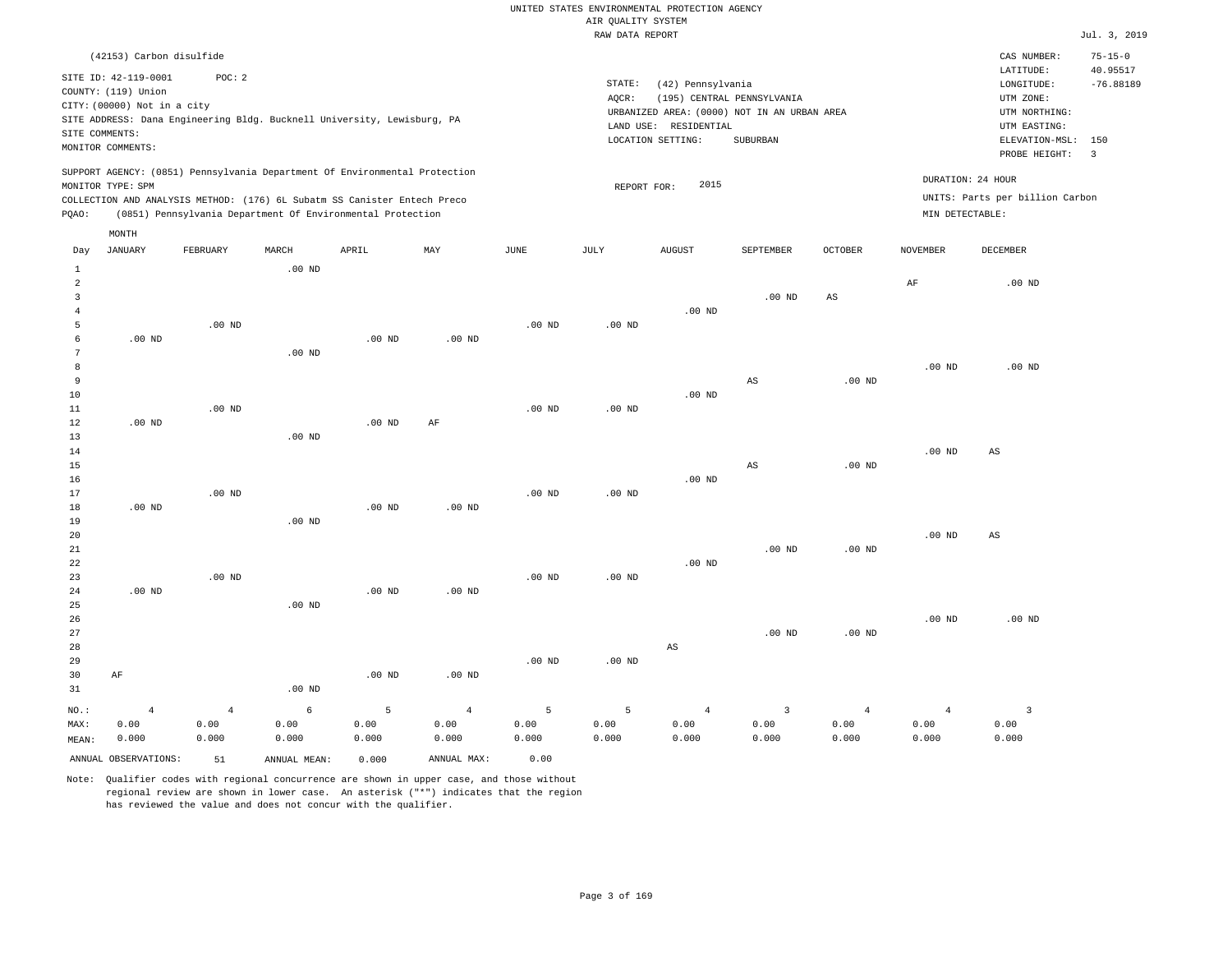UNITED STATES ENVIRONMENTAL PROTECTION AGENCY
AIR QUALITY SYSTEM
RAW DATA REPORT

Jul. 3, 2019

(42153) Carbon disulfide

SITE ID: 42-119-0001 POC: 2
COUNTY: (119) Union
CITY: (00000) Not in a city
SITE ADDRESS: Dana Engineering Bldg. Bucknell University, Lewisburg, PA
SITE COMMENTS:
MONITOR COMMENTS:

STATE: (42) Pennsylvania
AQCR: (195) CENTRAL PENNSYLVANIA
URBANIZED AREA: (0000) NOT IN AN URBAN AREA
LAND USE: RESIDENTIAL
LOCATION SETTING: SUBURBAN

CAS NUMBER: 75-15-0
LATITUDE: 40.95517
LONGITUDE: -76.88189
UTM ZONE:
UTM NORTHING:
UTM EASTING:
ELEVATION-MSL: 150
PROBE HEIGHT: 3

SUPPORT AGENCY: (0851) Pennsylvania Department Of Environmental Protection
MONITOR TYPE: SPM
COLLECTION AND ANALYSIS METHOD: (176) 6L Subatm SS Canister Entech Preco
PQAO: (0851) Pennsylvania Department Of Environmental Protection

REPORT FOR: 2015

DURATION: 24 HOUR
UNITS: Parts per billion Carbon
MIN DETECTABLE:

| Day | JANUARY | FEBRUARY | MARCH | APRIL | MAY | JUNE | JULY | AUGUST | SEPTEMBER | OCTOBER | NOVEMBER | DECEMBER |
|---|---|---|---|---|---|---|---|---|---|---|---|---|
| 1 | | | .00 ND | | | | | | | | | |
| 2 | | | | | | | | | | | AF | .00 ND |
| 3 | | | | | | | | | .00 ND | AS | | |
| 4 | | | | | | | | .00 ND | | | | |
| 5 | | .00 ND | | | | .00 ND | .00 ND | | | | | |
| 6 | .00 ND | | | .00 ND | .00 ND | | | | | | | |
| 7 | | | .00 ND | | | | | | | | | |
| 8 | | | | | | | | | | | .00 ND | .00 ND |
| 9 | | | | | | | | | AS | .00 ND | | |
| 10 | | | | | | | | .00 ND | | | | |
| 11 | | .00 ND | | | | .00 ND | .00 ND | | | | | |
| 12 | .00 ND | | | .00 ND | AF | | | | | | | |
| 13 | | | .00 ND | | | | | | | | | |
| 14 | | | | | | | | | | | .00 ND | AS |
| 15 | | | | | | | | | AS | .00 ND | | |
| 16 | | | | | | | | .00 ND | | | | |
| 17 | | .00 ND | | | | .00 ND | .00 ND | | | | | |
| 18 | .00 ND | | | .00 ND | .00 ND | | | | | | | |
| 19 | | | .00 ND | | | | | | | | | |
| 20 | | | | | | | | | | | .00 ND | AS |
| 21 | | | | | | | | | .00 ND | .00 ND | | |
| 22 | | | | | | | | .00 ND | | | | |
| 23 | | .00 ND | | | | .00 ND | .00 ND | | | | | |
| 24 | .00 ND | | | .00 ND | .00 ND | | | | | | | |
| 25 | | | .00 ND | | | | | | | | | |
| 26 | | | | | | | | | | | .00 ND | .00 ND |
| 27 | | | | | | | | | .00 ND | .00 ND | | |
| 28 | | | | | | | | AS | | | | |
| 29 | | | | | | .00 ND | .00 ND | | | | | |
| 30 | AF | | | .00 ND | .00 ND | | | | | | | |
| 31 | | | .00 ND | | | | | | | | | |
| NO.: | 4 | 4 | 6 | 5 | 4 | 5 | 5 | 4 | 3 | 4 | 4 | 3 |
| MAX: | 0.00 | 0.00 | 0.00 | 0.00 | 0.00 | 0.00 | 0.00 | 0.00 | 0.00 | 0.00 | 0.00 | 0.00 |
| MEAN: | 0.000 | 0.000 | 0.000 | 0.000 | 0.000 | 0.000 | 0.000 | 0.000 | 0.000 | 0.000 | 0.000 | 0.000 |

ANNUAL OBSERVATIONS: 51 ANNUAL MEAN: 0.000 ANNUAL MAX: 0.00

Note: Qualifier codes with regional concurrence are shown in upper case, and those without regional review are shown in lower case. An asterisk ("*") indicates that the region has reviewed the value and does not concur with the qualifier.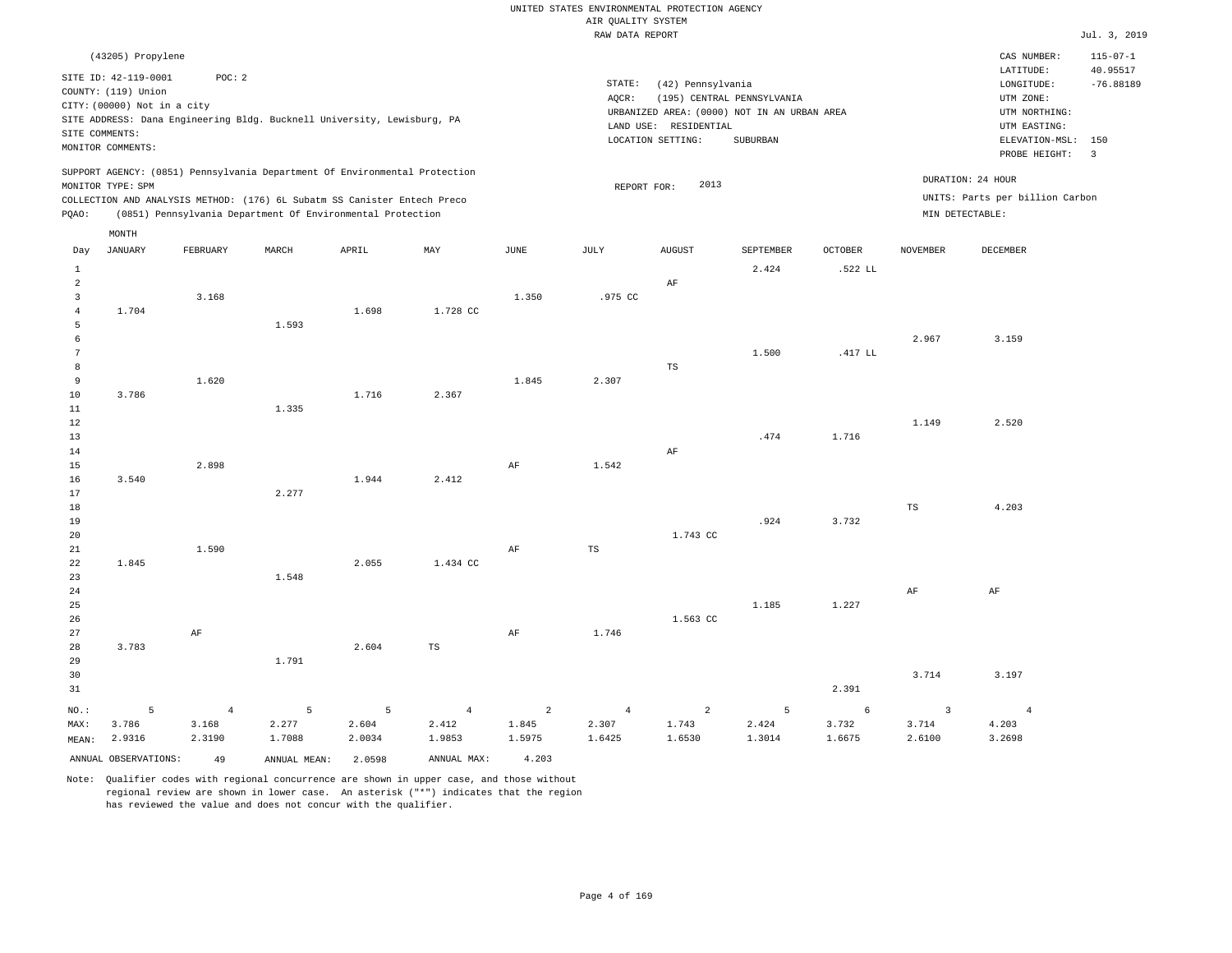UNITED STATES ENVIRONMENTAL PROTECTION AGENCY
AIR QUALITY SYSTEM
RAW DATA REPORT

Jul. 3, 2019

(43205) Propylene

SITE ID: 42-119-0001 POC: 2
COUNTY: (119) Union
CITY: (00000) Not in a city
SITE ADDRESS: Dana Engineering Bldg. Bucknell University, Lewisburg, PA
SITE COMMENTS:
MONITOR COMMENTS:

STATE: (42) Pennsylvania
AQCR: (195) CENTRAL PENNSYLVANIA
URBANIZED AREA: (0000) NOT IN AN URBAN AREA
LAND USE: RESIDENTIAL
LOCATION SETTING: SUBURBAN

CAS NUMBER: 115-07-1
LATITUDE: 40.95517
LONGITUDE: -76.88189
UTM ZONE:
UTM NORTHING:
UTM EASTING:
ELEVATION-MSL: 150
PROBE HEIGHT: 3

SUPPORT AGENCY: (0851) Pennsylvania Department Of Environmental Protection
MONITOR TYPE: SPM
COLLECTION AND ANALYSIS METHOD: (176) 6L Subatm SS Canister Entech Preco
PQAO: (0851) Pennsylvania Department Of Environmental Protection

REPORT FOR: 2013

DURATION: 24 HOUR
UNITS: Parts per billion Carbon
MIN DETECTABLE:

| Day | JANUARY | FEBRUARY | MARCH | APRIL | MAY | JUNE | JULY | AUGUST | SEPTEMBER | OCTOBER | NOVEMBER | DECEMBER |
|---|---|---|---|---|---|---|---|---|---|---|---|---|
| 1 | | | | | | | | | 2.424 | .522 LL | | |
| 2 | | | | | | | | AF | | | | |
| 3 | | 3.168 | | | | 1.350 | .975 CC | | | | | |
| 4 | 1.704 | | | 1.698 | 1.728 CC | | | | | | | |
| 5 | | | 1.593 | | | | | | | | | |
| 6 | | | | | | | | | | | 2.967 | 3.159 |
| 7 | | | | | | | | | 1.500 | .417 LL | | |
| 8 | | | | | | | | TS | | | | |
| 9 | | 1.620 | | | | 1.845 | 2.307 | | | | | |
| 10 | 3.786 | | | 1.716 | 2.367 | | | | | | | |
| 11 | | | 1.335 | | | | | | | | | |
| 12 | | | | | | | | | | | 1.149 | 2.520 |
| 13 | | | | | | | | | .474 | 1.716 | | |
| 14 | | | | | | | | AF | | | | |
| 15 | | 2.898 | | | | AF | 1.542 | | | | | |
| 16 | 3.540 | | | 1.944 | 2.412 | | | | | | | |
| 17 | | | 2.277 | | | | | | | | | |
| 18 | | | | | | | | | | | TS | 4.203 |
| 19 | | | | | | | | | .924 | 3.732 | | |
| 20 | | | | | | | | 1.743 CC | | | | |
| 21 | | 1.590 | | | | AF | TS | | | | | |
| 22 | 1.845 | | | 2.055 | 1.434 CC | | | | | | | |
| 23 | | | 1.548 | | | | | | | | | |
| 24 | | | | | | | | | | | AF | AF |
| 25 | | | | | | | | | 1.185 | 1.227 | | |
| 26 | | | | | | | | 1.563 CC | | | | |
| 27 | | AF | | | | AF | 1.746 | | | | | |
| 28 | 3.783 | | | 2.604 | TS | | | | | | | |
| 29 | | | 1.791 | | | | | | | | | |
| 30 | | | | | | | | | | | 3.714 | 3.197 |
| 31 | | | | | | | | | | 2.391 | | |
| NO.: | 5 | 4 | 5 | 5 | 4 | 2 | 4 | 2 | 5 | 6 | 3 | 4 |
| MAX: | 3.786 | 3.168 | 2.277 | 2.604 | 2.412 | 1.845 | 2.307 | 1.743 | 2.424 | 3.732 | 3.714 | 4.203 |
| MEAN: | 2.9316 | 2.3190 | 1.7088 | 2.0034 | 1.9853 | 1.5975 | 1.6425 | 1.6530 | 1.3014 | 1.6675 | 2.6100 | 3.2698 |

ANNUAL OBSERVATIONS: 49 ANNUAL MEAN: 2.0598 ANNUAL MAX: 4.203

Note: Qualifier codes with regional concurrence are shown in upper case, and those without regional review are shown in lower case. An asterisk ("*") indicates that the region has reviewed the value and does not concur with the qualifier.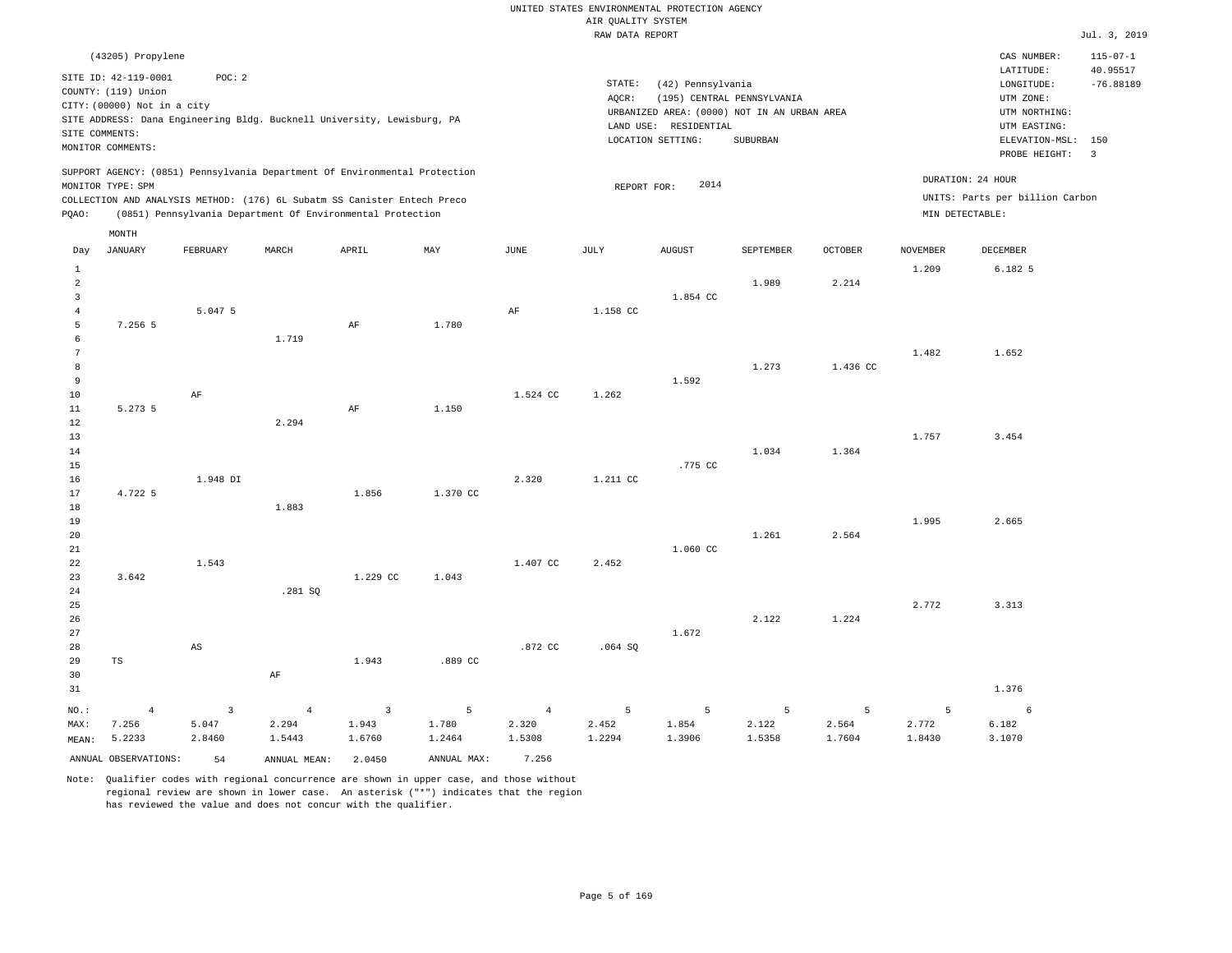UNITED STATES ENVIRONMENTAL PROTECTION AGENCY
AIR QUALITY SYSTEM
RAW DATA REPORT

Jul. 3, 2019

(43205) Propylene

SITE ID: 42-119-0001 POC: 2
COUNTY: (119) Union
CITY: (00000) Not in a city
SITE ADDRESS: Dana Engineering Bldg. Bucknell University, Lewisburg, PA
SITE COMMENTS:
MONITOR COMMENTS:

STATE: (42) Pennsylvania
AQCR: (195) CENTRAL PENNSYLVANIA
URBANIZED AREA: (0000) NOT IN AN URBAN AREA
LAND USE: RESIDENTIAL
LOCATION SETTING: SUBURBAN

CAS NUMBER: 115-07-1
LATITUDE: 40.95517
LONGITUDE: -76.88189
UTM ZONE:
UTM NORTHING:
UTM EASTING:
ELEVATION-MSL: 150
PROBE HEIGHT: 3

SUPPORT AGENCY: (0851) Pennsylvania Department Of Environmental Protection
MONITOR TYPE: SPM
COLLECTION AND ANALYSIS METHOD: (176) 6L Subatm SS Canister Entech Preco
PQAO: (0851) Pennsylvania Department Of Environmental Protection

REPORT FOR: 2014

DURATION: 24 HOUR
UNITS: Parts per billion Carbon
MIN DETECTABLE:

| Day | JANUARY | FEBRUARY | MARCH | APRIL | MAY | JUNE | JULY | AUGUST | SEPTEMBER | OCTOBER | NOVEMBER | DECEMBER |
|---|---|---|---|---|---|---|---|---|---|---|---|---|
| 1 | | | | | | | | | | | 1.209 | 6.182 5 |
| 2 | | | | | | | | | 1.989 | 2.214 | | |
| 3 | | | | | | | | 1.854 CC | | | | |
| 4 | | 5.047 5 | | | | AF | 1.158 CC | | | | | |
| 5 | 7.256 5 | | | AF | 1.780 | | | | | | | |
| 6 | | | 1.719 | | | | | | | | | |
| 7 | | | | | | | | | | | 1.482 | 1.652 |
| 8 | | | | | | | | | 1.273 | 1.436 CC | | |
| 9 | | | | | | | | 1.592 | | | | |
| 10 | | AF | | | | 1.524 CC | 1.262 | | | | | |
| 11 | 5.273 5 | | | AF | 1.150 | | | | | | | |
| 12 | | | 2.294 | | | | | | | | | |
| 13 | | | | | | | | | | | 1.757 | 3.454 |
| 14 | | | | | | | | | 1.034 | 1.364 | | |
| 15 | | | | | | | | .775 CC | | | | |
| 16 | | 1.948 DI | | | | 2.320 | 1.211 CC | | | | | |
| 17 | 4.722 5 | | | 1.856 | 1.370 CC | | | | | | | |
| 18 | | | 1.883 | | | | | | | | | |
| 19 | | | | | | | | | | | 1.995 | 2.665 |
| 20 | | | | | | | | | 1.261 | 2.564 | | |
| 21 | | | | | | | | 1.060 CC | | | | |
| 22 | | 1.543 | | | | 1.407 CC | 2.452 | | | | | |
| 23 | 3.642 | | | 1.229 CC | 1.043 | | | | | | | |
| 24 | | | .281 SQ | | | | | | | | | |
| 25 | | | | | | | | | | | 2.772 | 3.313 |
| 26 | | | | | | | | | 2.122 | 1.224 | | |
| 27 | | | | | | | | 1.672 | | | | |
| 28 | | AS | | | | .872 CC | .064 SQ | | | | | |
| 29 | TS | | | 1.943 | .889 CC | | | | | | | |
| 30 | | | AF | | | | | | | | | |
| 31 | | | | | | | | | | | | 1.376 |
| NO.: | 4 | 3 | 4 | 3 | 5 | 4 | 5 | 5 | 5 | 5 | 5 | 6 |
| MAX: | 7.256 | 5.047 | 2.294 | 1.943 | 1.780 | 2.320 | 2.452 | 1.854 | 2.122 | 2.564 | 2.772 | 6.182 |
| MEAN: | 5.2233 | 2.8460 | 1.5443 | 1.6760 | 1.2464 | 1.5308 | 1.2294 | 1.3906 | 1.5358 | 1.7604 | 1.8430 | 3.1070 |

ANNUAL OBSERVATIONS: 54 ANNUAL MEAN: 2.0450 ANNUAL MAX: 7.256

Note: Qualifier codes with regional concurrence are shown in upper case, and those without regional review are shown in lower case. An asterisk ("*") indicates that the region has reviewed the value and does not concur with the qualifier.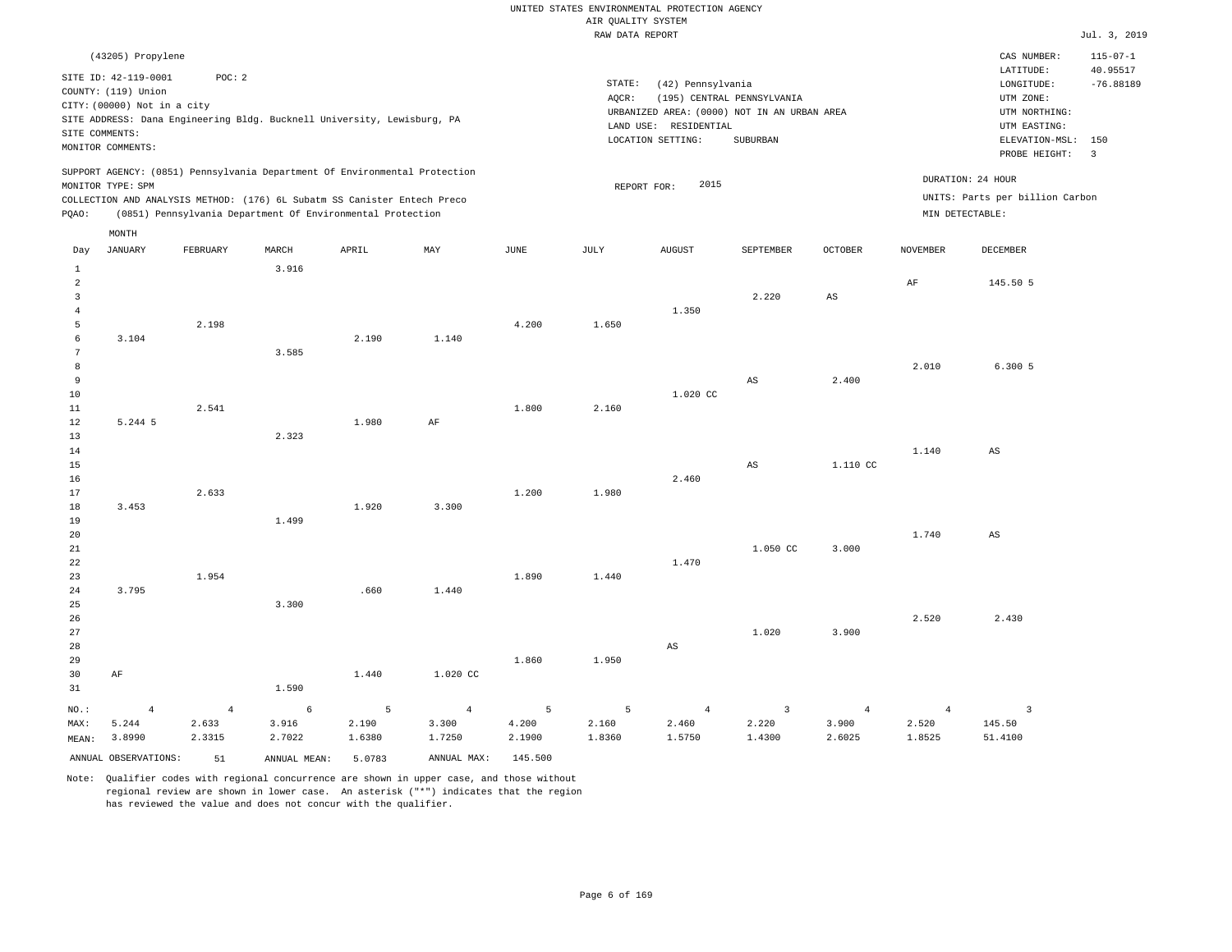UNITED STATES ENVIRONMENTAL PROTECTION AGENCY
AIR QUALITY SYSTEM
RAW DATA REPORT

Jul. 3, 2019

(43205) Propylene

SITE ID: 42-119-0001 POC: 2
COUNTY: (119) Union
CITY: (00000) Not in a city
SITE ADDRESS: Dana Engineering Bldg. Bucknell University, Lewisburg, PA
SITE COMMENTS:
MONITOR COMMENTS:

STATE: (42) Pennsylvania
AQCR: (195) CENTRAL PENNSYLVANIA
URBANIZED AREA: (0000) NOT IN AN URBAN AREA
LAND USE: RESIDENTIAL
LOCATION SETTING: SUBURBAN

CAS NUMBER: 115-07-1
LATITUDE: 40.95517
LONGITUDE: -76.88189
UTM ZONE:
UTM NORTHING:
UTM EASTING:
ELEVATION-MSL: 150
PROBE HEIGHT: 3

SUPPORT AGENCY: (0851) Pennsylvania Department Of Environmental Protection
MONITOR TYPE: SPM
COLLECTION AND ANALYSIS METHOD: (176) 6L Subatm SS Canister Entech Preco
PQAO: (0851) Pennsylvania Department Of Environmental Protection

REPORT FOR: 2015

DURATION: 24 HOUR
UNITS: Parts per billion Carbon
MIN DETECTABLE:

| Day | JANUARY | FEBRUARY | MARCH | APRIL | MAY | JUNE | JULY | AUGUST | SEPTEMBER | OCTOBER | NOVEMBER | DECEMBER |
|---|---|---|---|---|---|---|---|---|---|---|---|---|
| 1 | | | 3.916 | | | | | | | | | |
| 2 | | | | | | | | | | | AF | 145.50 5 |
| 3 | | | | | | | | | 2.220 | AS | | |
| 4 | | | | | | | | 1.350 | | | | |
| 5 | | 2.198 | | | | 4.200 | 1.650 | | | | | |
| 6 | 3.104 | | | 2.190 | 1.140 | | | | | | | |
| 7 | | | 3.585 | | | | | | | | | |
| 8 | | | | | | | | | | | 2.010 | 6.300 5 |
| 9 | | | | | | | | | AS | 2.400 | | |
| 10 | | | | | | | | 1.020 CC | | | | |
| 11 | | 2.541 | | | | 1.800 | 2.160 | | | | | |
| 12 | 5.244 5 | | | 1.980 | AF | | | | | | | |
| 13 | | | 2.323 | | | | | | | | | |
| 14 | | | | | | | | | | | 1.140 | AS |
| 15 | | | | | | | | | AS | 1.110 CC | | |
| 16 | | | | | | | | 2.460 | | | | |
| 17 | | 2.633 | | | | 1.200 | 1.980 | | | | | |
| 18 | 3.453 | | | 1.920 | 3.300 | | | | | | | |
| 19 | | | 1.499 | | | | | | | | | |
| 20 | | | | | | | | | | | 1.740 | AS |
| 21 | | | | | | | | | 1.050 CC | 3.000 | | |
| 22 | | | | | | | | 1.470 | | | | |
| 23 | | 1.954 | | | | 1.890 | 1.440 | | | | | |
| 24 | 3.795 | | | .660 | 1.440 | | | | | | | |
| 25 | | | 3.300 | | | | | | | | | |
| 26 | | | | | | | | | | | 2.520 | 2.430 |
| 27 | | | | | | | | | 1.020 | 3.900 | | |
| 28 | | | | | | | | AS | | | | |
| 29 | | | | | | 1.860 | 1.950 | | | | | |
| 30 | AF | | | 1.440 | 1.020 CC | | | | | | | |
| 31 | | | 1.590 | | | | | | | | | |
| NO.: | 4 | 4 | 6 | 5 | 4 | 5 | 5 | 4 | 3 | 4 | 4 | 3 |
| MAX: | 5.244 | 2.633 | 3.916 | 2.190 | 3.300 | 4.200 | 2.160 | 2.460 | 2.220 | 3.900 | 2.520 | 145.50 |
| MEAN: | 3.8990 | 2.3315 | 2.7022 | 1.6380 | 1.7250 | 2.1900 | 1.8360 | 1.5750 | 1.4300 | 2.6025 | 1.8525 | 51.4100 |

ANNUAL OBSERVATIONS: 51 ANNUAL MEAN: 5.0783 ANNUAL MAX: 145.500

Note: Qualifier codes with regional concurrence are shown in upper case, and those without regional review are shown in lower case. An asterisk ("*") indicates that the region has reviewed the value and does not concur with the qualifier.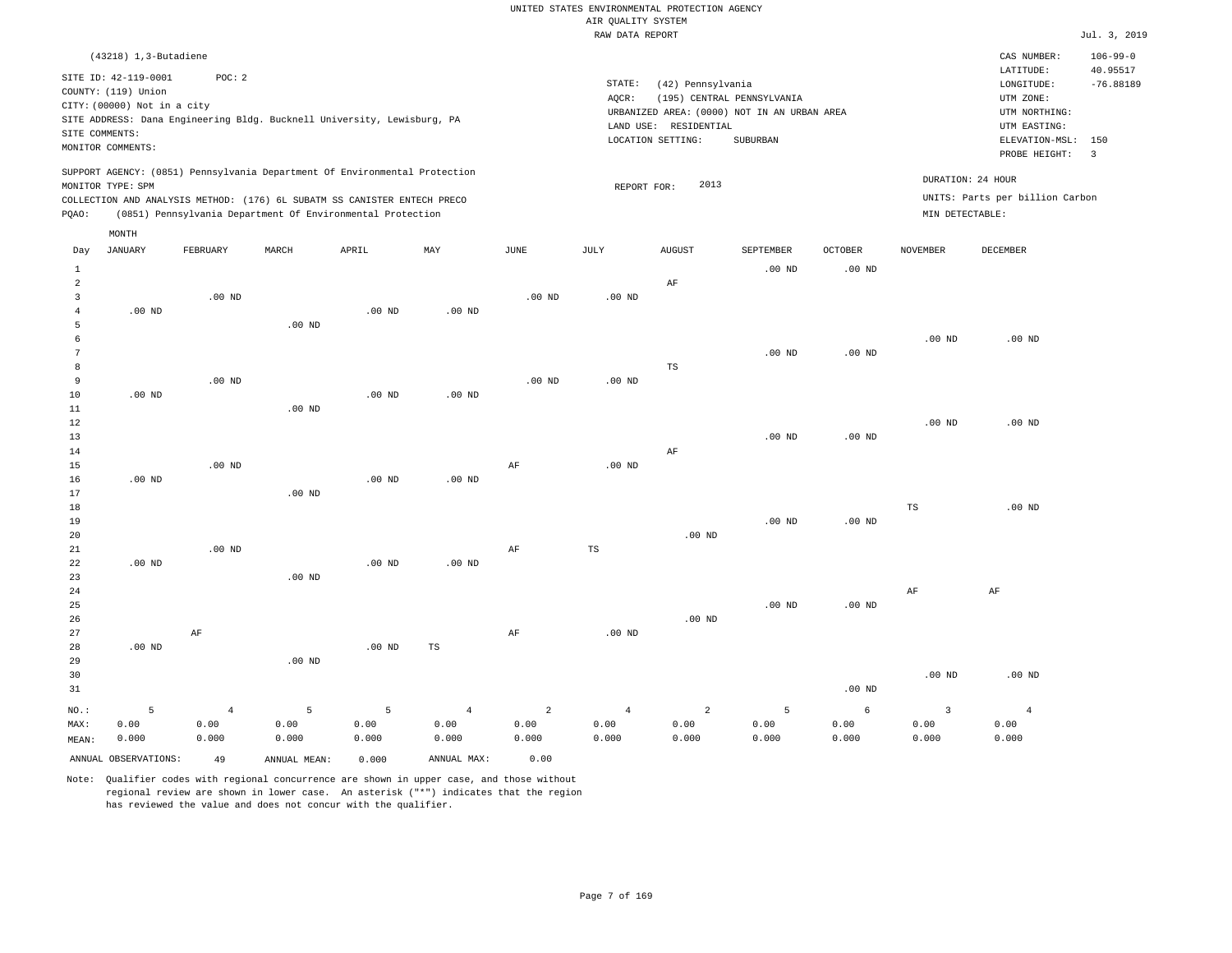UNITED STATES ENVIRONMENTAL PROTECTION AGENCY
AIR QUALITY SYSTEM
RAW DATA REPORT

Jul. 3, 2019

(43218) 1,3-Butadiene

SITE ID: 42-119-0001 POC: 2
COUNTY: (119) Union
CITY: (00000) Not in a city
SITE ADDRESS: Dana Engineering Bldg. Bucknell University, Lewisburg, PA
SITE COMMENTS:
MONITOR COMMENTS:

STATE: (42) Pennsylvania
AQCR: (195) CENTRAL PENNSYLVANIA
URBANIZED AREA: (0000) NOT IN AN URBAN AREA
LAND USE: RESIDENTIAL
LOCATION SETTING: SUBURBAN

CAS NUMBER: 106-99-0
LATITUDE: 40.95517
LONGITUDE: -76.88189
UTM ZONE:
UTM NORTHING:
UTM EASTING:
ELEVATION-MSL: 150
PROBE HEIGHT: 3

SUPPORT AGENCY: (0851) Pennsylvania Department Of Environmental Protection
MONITOR TYPE: SPM
COLLECTION AND ANALYSIS METHOD: (176) 6L SUBATM SS CANISTER ENTECH PRECO
PQAO: (0851) Pennsylvania Department Of Environmental Protection

REPORT FOR: 2013

DURATION: 24 HOUR
UNITS: Parts per billion Carbon
MIN DETECTABLE:

| Day | JANUARY | FEBRUARY | MARCH | APRIL | MAY | JUNE | JULY | AUGUST | SEPTEMBER | OCTOBER | NOVEMBER | DECEMBER |
|---|---|---|---|---|---|---|---|---|---|---|---|---|
| 1 | | | | | | | | | .00 ND | .00 ND | | |
| 2 | | | | | | | | AF | | | | |
| 3 | | .00 ND | | | | .00 ND | .00 ND | | | | | |
| 4 | .00 ND | | | .00 ND | .00 ND | | | | | | | |
| 5 | | | .00 ND | | | | | | | | | |
| 6 | | | | | | | | | | | .00 ND | .00 ND |
| 7 | | | | | | | | | .00 ND | .00 ND | | |
| 8 | | | | | | | | TS | | | | |
| 9 | | .00 ND | | | | .00 ND | .00 ND | | | | | |
| 10 | .00 ND | | | .00 ND | .00 ND | | | | | | | |
| 11 | | | .00 ND | | | | | | | | | |
| 12 | | | | | | | | | | | .00 ND | .00 ND |
| 13 | | | | | | | | | .00 ND | .00 ND | | |
| 14 | | | | | | | | AF | | | | |
| 15 | | .00 ND | | | | AF | .00 ND | | | | | |
| 16 | .00 ND | | | .00 ND | .00 ND | | | | | | | |
| 17 | | | .00 ND | | | | | | | | | |
| 18 | | | | | | | | | | | TS | .00 ND |
| 19 | | | | | | | | | .00 ND | .00 ND | | |
| 20 | | | | | | | | .00 ND | | | | |
| 21 | | .00 ND | | | | AF | TS | | | | | |
| 22 | .00 ND | | | .00 ND | .00 ND | | | | | | | |
| 23 | | | .00 ND | | | | | | | | | |
| 24 | | | | | | | | | | | AF | AF |
| 25 | | | | | | | | | .00 ND | .00 ND | | |
| 26 | | | | | | | | .00 ND | | | | |
| 27 | | AF | | | | AF | .00 ND | | | | | |
| 28 | .00 ND | | | .00 ND | TS | | | | | | | |
| 29 | | | .00 ND | | | | | | | | | |
| 30 | | | | | | | | | | | .00 ND | .00 ND |
| 31 | | | | | | | | | | .00 ND | | |
| NO.: | 5 | 4 | 5 | 5 | 4 | 2 | 4 | 2 | 5 | 6 | 3 | 4 |
| MAX: | 0.00 | 0.00 | 0.00 | 0.00 | 0.00 | 0.00 | 0.00 | 0.00 | 0.00 | 0.00 | 0.00 | 0.00 |
| MEAN: | 0.000 | 0.000 | 0.000 | 0.000 | 0.000 | 0.000 | 0.000 | 0.000 | 0.000 | 0.000 | 0.000 | 0.000 |

ANNUAL OBSERVATIONS: 49 ANNUAL MEAN: 0.000 ANNUAL MAX: 0.00

Note: Qualifier codes with regional concurrence are shown in upper case, and those without regional review are shown in lower case. An asterisk ("*") indicates that the region has reviewed the value and does not concur with the qualifier.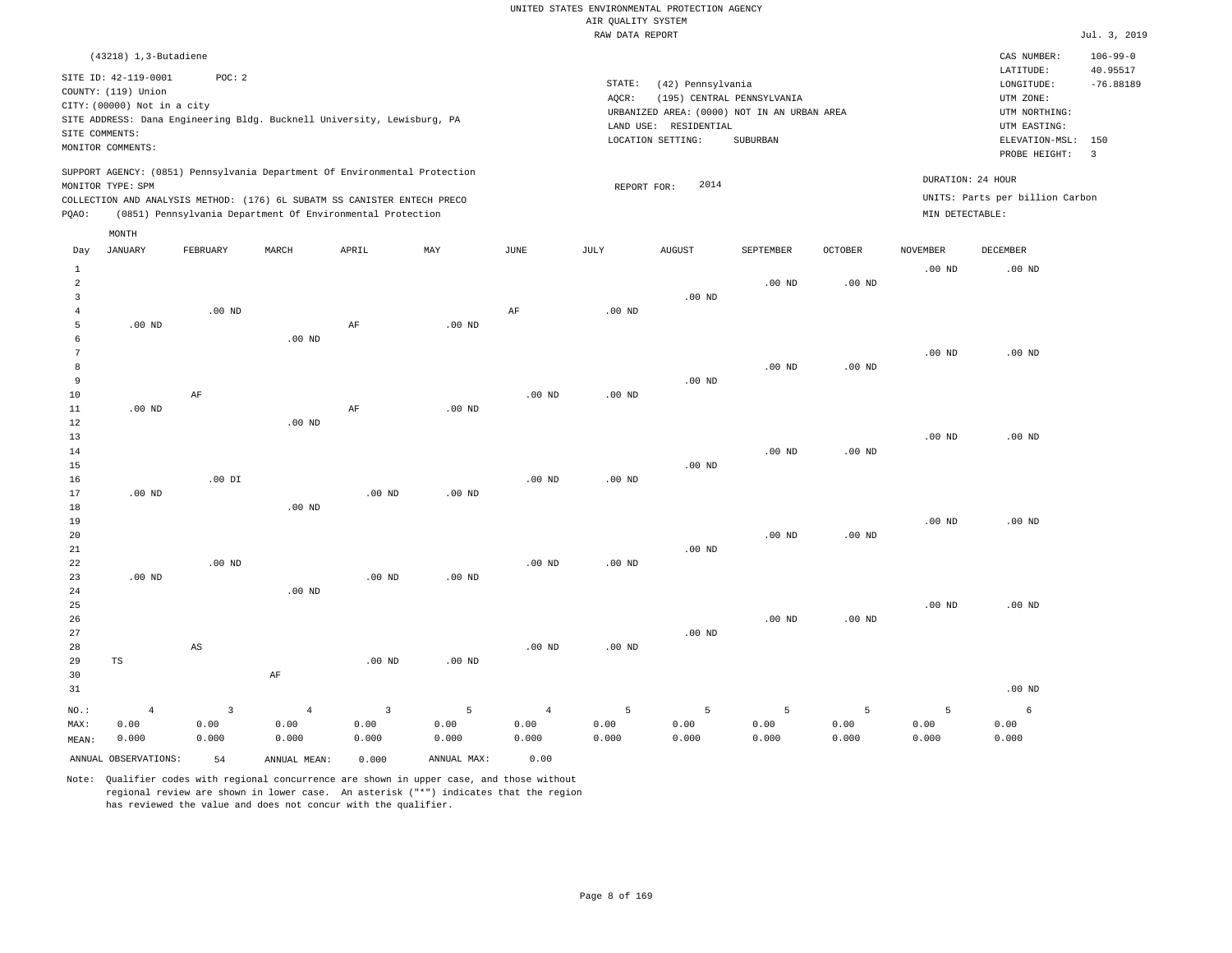UNITED STATES ENVIRONMENTAL PROTECTION AGENCY
AIR QUALITY SYSTEM
RAW DATA REPORT

Jul. 3, 2019

(43218) 1,3-Butadiene

SITE ID: 42-119-0001 POC: 2
COUNTY: (119) Union
CITY: (00000) Not in a city
SITE ADDRESS: Dana Engineering Bldg. Bucknell University, Lewisburg, PA
SITE COMMENTS:
MONITOR COMMENTS:

STATE: (42) Pennsylvania
AQCR: (195) CENTRAL PENNSYLVANIA
URBANIZED AREA: (0000) NOT IN AN URBAN AREA
LAND USE: RESIDENTIAL
LOCATION SETTING: SUBURBAN

CAS NUMBER: 106-99-0
LATITUDE: 40.95517
LONGITUDE: -76.88189
UTM ZONE:
UTM NORTHING:
UTM EASTING:
ELEVATION-MSL: 150
PROBE HEIGHT: 3

SUPPORT AGENCY: (0851) Pennsylvania Department Of Environmental Protection
MONITOR TYPE: SPM
COLLECTION AND ANALYSIS METHOD: (176) 6L SUBATM SS CANISTER ENTECH PRECO
PQAO: (0851) Pennsylvania Department Of Environmental Protection

REPORT FOR: 2014

DURATION: 24 HOUR
UNITS: Parts per billion Carbon
MIN DETECTABLE:

| Day | JANUARY | FEBRUARY | MARCH | APRIL | MAY | JUNE | JULY | AUGUST | SEPTEMBER | OCTOBER | NOVEMBER | DECEMBER |
|---|---|---|---|---|---|---|---|---|---|---|---|---|
| 1 | | | | | | | | | | | .00 ND | .00 ND |
| 2 | | | | | | | | | .00 ND | .00 ND | | |
| 3 | | | | | | | | .00 ND | | | | |
| 4 | | .00 ND | | | | AF | .00 ND | | | | | |
| 5 | .00 ND | | | AF | .00 ND | | | | | | | |
| 6 | | | .00 ND | | | | | | | | | |
| 7 | | | | | | | | | | | .00 ND | .00 ND |
| 8 | | | | | | | | | .00 ND | .00 ND | | |
| 9 | | | | | | | | .00 ND | | | | |
| 10 | | AF | | | | .00 ND | .00 ND | | | | | |
| 11 | .00 ND | | | AF | .00 ND | | | | | | | |
| 12 | | | .00 ND | | | | | | | | | |
| 13 | | | | | | | | | | | .00 ND | .00 ND |
| 14 | | | | | | | | | .00 ND | .00 ND | | |
| 15 | | | | | | | | .00 ND | | | | |
| 16 | | .00 DI | | | | .00 ND | .00 ND | | | | | |
| 17 | .00 ND | | | .00 ND | .00 ND | | | | | | | |
| 18 | | | .00 ND | | | | | | | | | |
| 19 | | | | | | | | | | | .00 ND | .00 ND |
| 20 | | | | | | | | | .00 ND | .00 ND | | |
| 21 | | | | | | | | .00 ND | | | | |
| 22 | | .00 ND | | | | .00 ND | .00 ND | | | | | |
| 23 | .00 ND | | | .00 ND | .00 ND | | | | | | | |
| 24 | | | .00 ND | | | | | | | | | |
| 25 | | | | | | | | | | | .00 ND | .00 ND |
| 26 | | | | | | | | | .00 ND | .00 ND | | |
| 27 | | | | | | | | .00 ND | | | | |
| 28 | | AS | | | | .00 ND | .00 ND | | | | | |
| 29 | TS | | | .00 ND | .00 ND | | | | | | | |
| 30 | | | AF | | | | | | | | | |
| 31 | | | | | | | | | | | | .00 ND |
| NO.: | 4 | 3 | 4 | 3 | 5 | 4 | 5 | 5 | 5 | 5 | 5 | 6 |
| MAX: | 0.00 | 0.00 | 0.00 | 0.00 | 0.00 | 0.00 | 0.00 | 0.00 | 0.00 | 0.00 | 0.00 | 0.00 |
| MEAN: | 0.000 | 0.000 | 0.000 | 0.000 | 0.000 | 0.000 | 0.000 | 0.000 | 0.000 | 0.000 | 0.000 | 0.000 |

ANNUAL OBSERVATIONS: 54 ANNUAL MEAN: 0.000 ANNUAL MAX: 0.00

Note: Qualifier codes with regional concurrence are shown in upper case, and those without regional review are shown in lower case. An asterisk ("*") indicates that the region has reviewed the value and does not concur with the qualifier.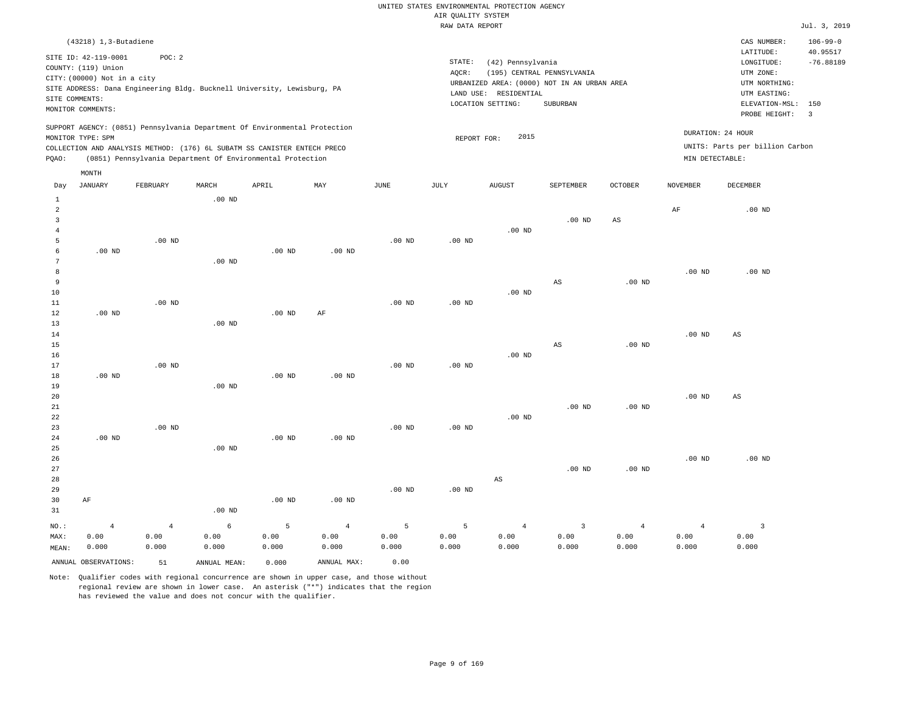UNITED STATES ENVIRONMENTAL PROTECTION AGENCY
AIR QUALITY SYSTEM
RAW DATA REPORT

Jul. 3, 2019

(43218) 1,3-Butadiene

SITE ID: 42-119-0001 POC: 2
COUNTY: (119) Union
CITY: (00000) Not in a city
SITE ADDRESS: Dana Engineering Bldg. Bucknell University, Lewisburg, PA
SITE COMMENTS:
MONITOR COMMENTS:

STATE: (42) Pennsylvania
AQCR: (195) CENTRAL PENNSYLVANIA
URBANIZED AREA: (0000) NOT IN AN URBAN AREA
LAND USE: RESIDENTIAL
LOCATION SETTING: SUBURBAN

CAS NUMBER: 106-99-0
LATITUDE: 40.95517
LONGITUDE: -76.88189
UTM ZONE:
UTM NORTHING:
UTM EASTING:
ELEVATION-MSL: 150
PROBE HEIGHT: 3

SUPPORT AGENCY: (0851) Pennsylvania Department Of Environmental Protection
MONITOR TYPE: SPM
COLLECTION AND ANALYSIS METHOD: (176) 6L SUBATM SS CANISTER ENTECH PRECO
PQAO: (0851) Pennsylvania Department Of Environmental Protection

REPORT FOR: 2015

DURATION: 24 HOUR
UNITS: Parts per billion Carbon
MIN DETECTABLE:

| Day | JANUARY | FEBRUARY | MARCH | APRIL | MAY | JUNE | JULY | AUGUST | SEPTEMBER | OCTOBER | NOVEMBER | DECEMBER |
|---|---|---|---|---|---|---|---|---|---|---|---|---|
| 1 | | | .00 ND | | | | | | | | | |
| 2 | | | | | | | | | | | AF | .00 ND |
| 3 | | | | | | | | | .00 ND | AS | | |
| 4 | | | | | | | | .00 ND | | | | |
| 5 | | .00 ND | | | | .00 ND | .00 ND | | | | | |
| 6 | .00 ND | | | .00 ND | .00 ND | | | | | | | |
| 7 | | | .00 ND | | | | | | | | | |
| 8 | | | | | | | | | | | .00 ND | .00 ND |
| 9 | | | | | | | | | AS | .00 ND | | |
| 10 | | | | | | | | .00 ND | | | | |
| 11 | | .00 ND | | | | .00 ND | .00 ND | | | | | |
| 12 | .00 ND | | | .00 ND | AF | | | | | | | |
| 13 | | | .00 ND | | | | | | | | | |
| 14 | | | | | | | | | | | .00 ND | AS |
| 15 | | | | | | | | | AS | .00 ND | | |
| 16 | | | | | | | | .00 ND | | | | |
| 17 | | .00 ND | | | | .00 ND | .00 ND | | | | | |
| 18 | .00 ND | | | .00 ND | .00 ND | | | | | | | |
| 19 | | | .00 ND | | | | | | | | | |
| 20 | | | | | | | | | | | .00 ND | AS |
| 21 | | | | | | | | | .00 ND | .00 ND | | |
| 22 | | | | | | | | .00 ND | | | | |
| 23 | | .00 ND | | | | .00 ND | .00 ND | | | | | |
| 24 | .00 ND | | | .00 ND | .00 ND | | | | | | | |
| 25 | | | .00 ND | | | | | | | | | |
| 26 | | | | | | | | | | | .00 ND | .00 ND |
| 27 | | | | | | | | | .00 ND | .00 ND | | |
| 28 | | | | | | | | AS | | | | |
| 29 | | | | | | .00 ND | .00 ND | | | | | |
| 30 | AF | | | .00 ND | .00 ND | | | | | | | |
| 31 | | | .00 ND | | | | | | | | | |
| NO.: | 4 | 4 | 6 | 5 | 4 | 5 | 5 | 4 | 3 | 4 | 4 | 3 |
| MAX: | 0.00 | 0.00 | 0.00 | 0.00 | 0.00 | 0.00 | 0.00 | 0.00 | 0.00 | 0.00 | 0.00 | 0.00 |
| MEAN: | 0.000 | 0.000 | 0.000 | 0.000 | 0.000 | 0.000 | 0.000 | 0.000 | 0.000 | 0.000 | 0.000 | 0.000 |

ANNUAL OBSERVATIONS: 51 ANNUAL MEAN: 0.000 ANNUAL MAX: 0.00

Note: Qualifier codes with regional concurrence are shown in upper case, and those without regional review are shown in lower case. An asterisk ("*") indicates that the region has reviewed the value and does not concur with the qualifier.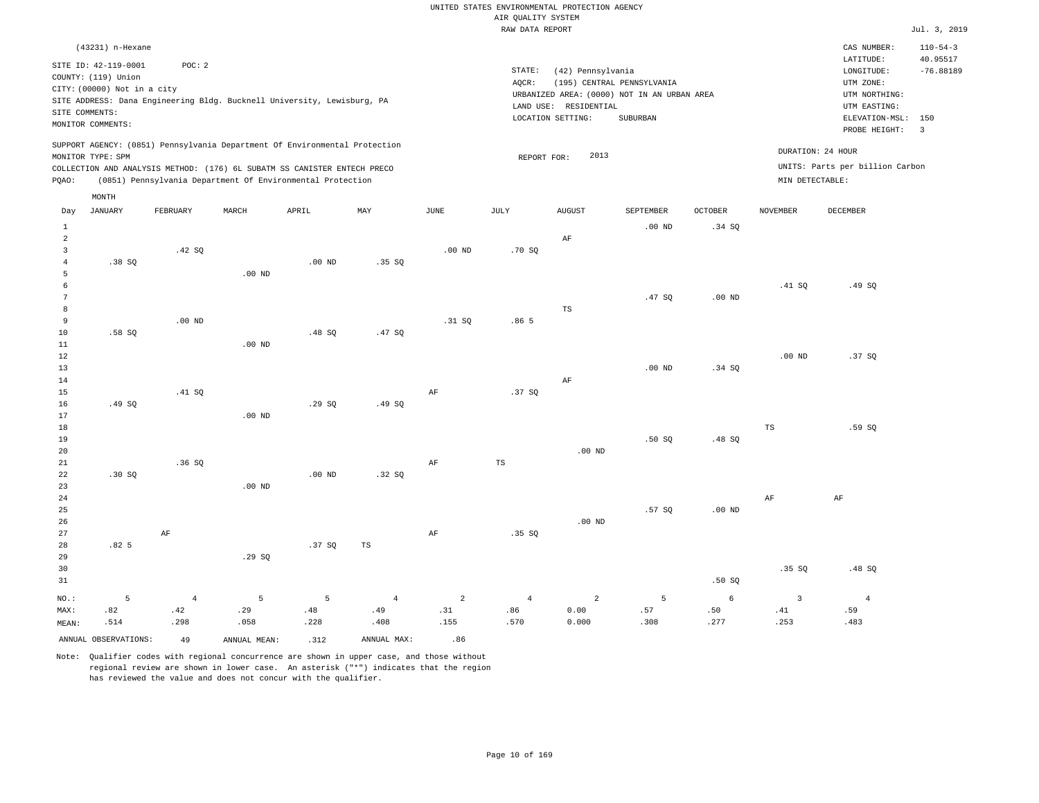UNITED STATES ENVIRONMENTAL PROTECTION AGENCY
AIR QUALITY SYSTEM
RAW DATA REPORT

Jul. 3, 2019

(43231) n-Hexane

SITE ID: 42-119-0001 POC: 2
COUNTY: (119) Union
CITY: (00000) Not in a city
SITE ADDRESS: Dana Engineering Bldg. Bucknell University, Lewisburg, PA
SITE COMMENTS:
MONITOR COMMENTS:

STATE: (42) Pennsylvania
AQCR: (195) CENTRAL PENNSYLVANIA
URBANIZED AREA: (0000) NOT IN AN URBAN AREA
LAND USE: RESIDENTIAL
LOCATION SETTING: SUBURBAN

CAS NUMBER: 110-54-3
LATITUDE: 40.95517
LONGITUDE: -76.88189
UTM ZONE:
UTM NORTHING:
UTM EASTING:
ELEVATION-MSL: 150
PROBE HEIGHT: 3

SUPPORT AGENCY: (0851) Pennsylvania Department Of Environmental Protection
MONITOR TYPE: SPM
COLLECTION AND ANALYSIS METHOD: (176) 6L SUBATM SS CANISTER ENTECH PRECO
PQAO: (0851) Pennsylvania Department Of Environmental Protection

REPORT FOR: 2013

DURATION: 24 HOUR
UNITS: Parts per billion Carbon
MIN DETECTABLE:

| Day | JANUARY | FEBRUARY | MARCH | APRIL | MAY | JUNE | JULY | AUGUST | SEPTEMBER | OCTOBER | NOVEMBER | DECEMBER |
|---|---|---|---|---|---|---|---|---|---|---|---|---|
| 1 | | | | | | | | | .00 ND | .34 SQ | | |
| 2 | | | | | | | | AF | | | | |
| 3 | | .42 SQ | | | | .00 ND | .70 SQ | | | | | |
| 4 | .38 SQ | | | .00 ND | .35 SQ | | | | | | | |
| 5 | | | .00 ND | | | | | | | | | |
| 6 | | | | | | | | | | | .41 SQ | .49 SQ |
| 7 | | | | | | | | | .47 SQ | .00 ND | | |
| 8 | | | | | | | | TS | | | | |
| 9 | | .00 ND | | | | .31 SQ | .86 5 | | | | | |
| 10 | .58 SQ | | | .48 SQ | .47 SQ | | | | | | | |
| 11 | | | .00 ND | | | | | | | | | |
| 12 | | | | | | | | | | | .00 ND | .37 SQ |
| 13 | | | | | | | | | .00 ND | .34 SQ | | |
| 14 | | | | | | | | AF | | | | |
| 15 | | .41 SQ | | | | AF | .37 SQ | | | | | |
| 16 | .49 SQ | | | .29 SQ | .49 SQ | | | | | | | |
| 17 | | | .00 ND | | | | | | | | | |
| 18 | | | | | | | | | | | TS | .59 SQ |
| 19 | | | | | | | | | .50 SQ | .48 SQ | | |
| 20 | | | | | | | | .00 ND | | | | |
| 21 | | .36 SQ | | | | AF | TS | | | | | |
| 22 | .30 SQ | | | .00 ND | .32 SQ | | | | | | | |
| 23 | | | .00 ND | | | | | | | | | |
| 24 | | | | | | | | | | | AF | AF |
| 25 | | | | | | | | | .57 SQ | .00 ND | | |
| 26 | | | | | | | | .00 ND | | | | |
| 27 | | AF | | | | AF | .35 SQ | | | | | |
| 28 | .82 5 | | | .37 SQ | TS | | | | | | | |
| 29 | | | .29 SQ | | | | | | | | | |
| 30 | | | | | | | | | | | .35 SQ | .48 SQ |
| 31 | | | | | | | | | | .50 SQ | | |
| NO.: | 5 | 4 | 5 | 5 | 4 | 2 | 4 | 2 | 5 | 6 | 3 | 4 |
| MAX: | .82 | .42 | .29 | .48 | .49 | .31 | .86 | 0.00 | .57 | .50 | .41 | .59 |
| MEAN: | .514 | .298 | .058 | .228 | .408 | .155 | .570 | 0.000 | .308 | .277 | .253 | .483 |

ANNUAL OBSERVATIONS: 49 ANNUAL MEAN: .312 ANNUAL MAX: .86

Note: Qualifier codes with regional concurrence are shown in upper case, and those without regional review are shown in lower case. An asterisk ("*") indicates that the region has reviewed the value and does not concur with the qualifier.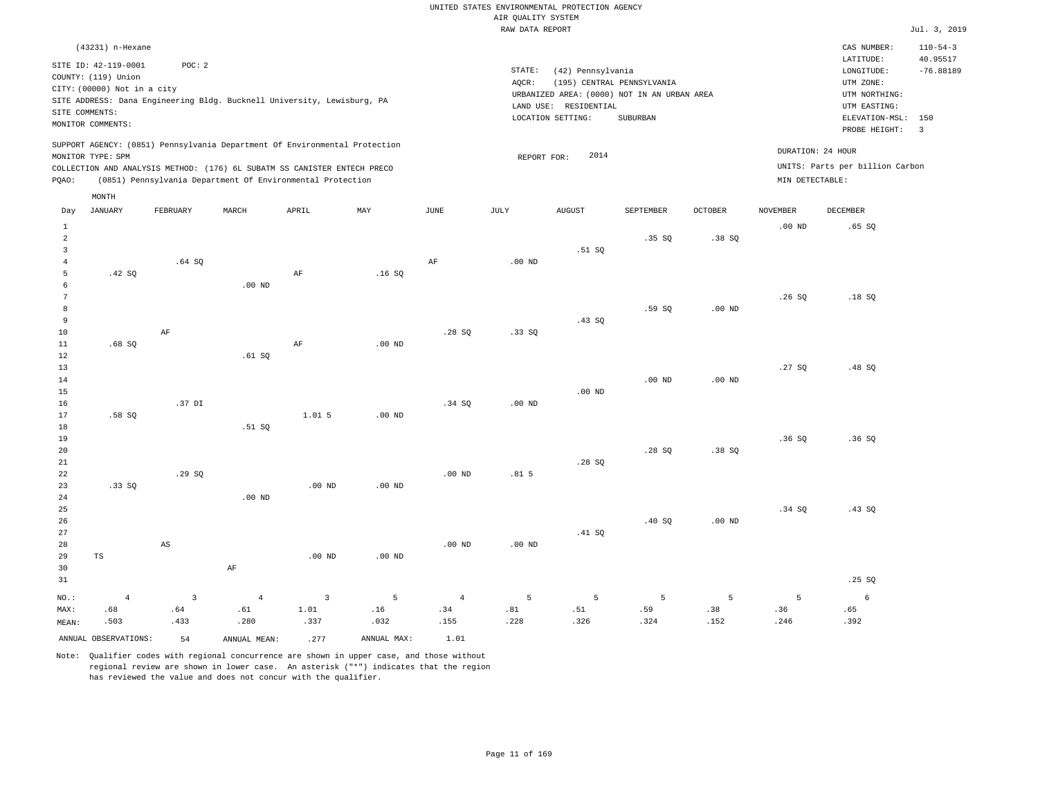UNITED STATES ENVIRONMENTAL PROTECTION AGENCY
AIR QUALITY SYSTEM
RAW DATA REPORT

Jul. 3, 2019

(43231) n-Hexane

SITE ID: 42-119-0001 POC: 2
COUNTY: (119) Union
CITY: (00000) Not in a city
SITE ADDRESS: Dana Engineering Bldg. Bucknell University, Lewisburg, PA
SITE COMMENTS:
MONITOR COMMENTS:

STATE: (42) Pennsylvania
AQCR: (195) CENTRAL PENNSYLVANIA
URBANIZED AREA: (0000) NOT IN AN URBAN AREA
LAND USE: RESIDENTIAL
LOCATION SETTING: SUBURBAN

CAS NUMBER: 110-54-3
LATITUDE: 40.95517
LONGITUDE: -76.88189
UTM ZONE:
UTM NORTHING:
UTM EASTING:
ELEVATION-MSL: 150
PROBE HEIGHT: 3

SUPPORT AGENCY: (0851) Pennsylvania Department Of Environmental Protection
MONITOR TYPE: SPM
COLLECTION AND ANALYSIS METHOD: (176) 6L SUBATM SS CANISTER ENTECH PRECO
PQAO: (0851) Pennsylvania Department Of Environmental Protection

REPORT FOR: 2014

DURATION: 24 HOUR
UNITS: Parts per billion Carbon
MIN DETECTABLE:

| Day | JANUARY | FEBRUARY | MARCH | APRIL | MAY | JUNE | JULY | AUGUST | SEPTEMBER | OCTOBER | NOVEMBER | DECEMBER |
|---|---|---|---|---|---|---|---|---|---|---|---|---|
| 1 | | | | | | | | | | | .00 ND | .65 SQ |
| 2 | | | | | | | | | .35 SQ | .38 SQ | | |
| 3 | | | | | | | | .51 SQ | | | | |
| 4 | | .64 SQ | | | | AF | .00 ND | | | | | |
| 5 | .42 SQ | | | AF | .16 SQ | | | | | | | |
| 6 | | | .00 ND | | | | | | | | | |
| 7 | | | | | | | | | | | .26 SQ | .18 SQ |
| 8 | | | | | | | | | .59 SQ | .00 ND | | |
| 9 | | | | | | | | .43 SQ | | | | |
| 10 | | AF | | | | .28 SQ | .33 SQ | | | | | |
| 11 | .68 SQ | | | AF | .00 ND | | | | | | | |
| 12 | | | .61 SQ | | | | | | | | | |
| 13 | | | | | | | | | | | .27 SQ | .48 SQ |
| 14 | | | | | | | | | .00 ND | .00 ND | | |
| 15 | | | | | | | | .00 ND | | | | |
| 16 | | .37 DI | | | | .34 SQ | .00 ND | | | | | |
| 17 | .58 SQ | | | 1.01 5 | .00 ND | | | | | | | |
| 18 | | | .51 SQ | | | | | | | | | |
| 19 | | | | | | | | | | | .36 SQ | .36 SQ |
| 20 | | | | | | | | | .28 SQ | .38 SQ | | |
| 21 | | | | | | | | .28 SQ | | | | |
| 22 | | .29 SQ | | | | .00 ND | .81 5 | | | | | |
| 23 | .33 SQ | | | .00 ND | .00 ND | | | | | | | |
| 24 | | | .00 ND | | | | | | | | | |
| 25 | | | | | | | | | | | .34 SQ | .43 SQ |
| 26 | | | | | | | | | .40 SQ | .00 ND | | |
| 27 | | | | | | | | .41 SQ | | | | |
| 28 | | AS | | | | .00 ND | .00 ND | | | | | |
| 29 | TS | | | .00 ND | .00 ND | | | | | | | |
| 30 | | | AF | | | | | | | | | |
| 31 | | | | | | | | | | | | .25 SQ |
| NO.: | 4 | 3 | 4 | 3 | 5 | 4 | 5 | 5 | 5 | 5 | 5 | 6 |
| MAX: | .68 | .64 | .61 | 1.01 | .16 | .34 | .81 | .51 | .59 | .38 | .36 | .65 |
| MEAN: | .503 | .433 | .280 | .337 | .032 | .155 | .228 | .326 | .324 | .152 | .246 | .392 |

ANNUAL OBSERVATIONS: 54 ANNUAL MEAN: .277 ANNUAL MAX: 1.01

Note: Qualifier codes with regional concurrence are shown in upper case, and those without regional review are shown in lower case. An asterisk ("*") indicates that the region has reviewed the value and does not concur with the qualifier.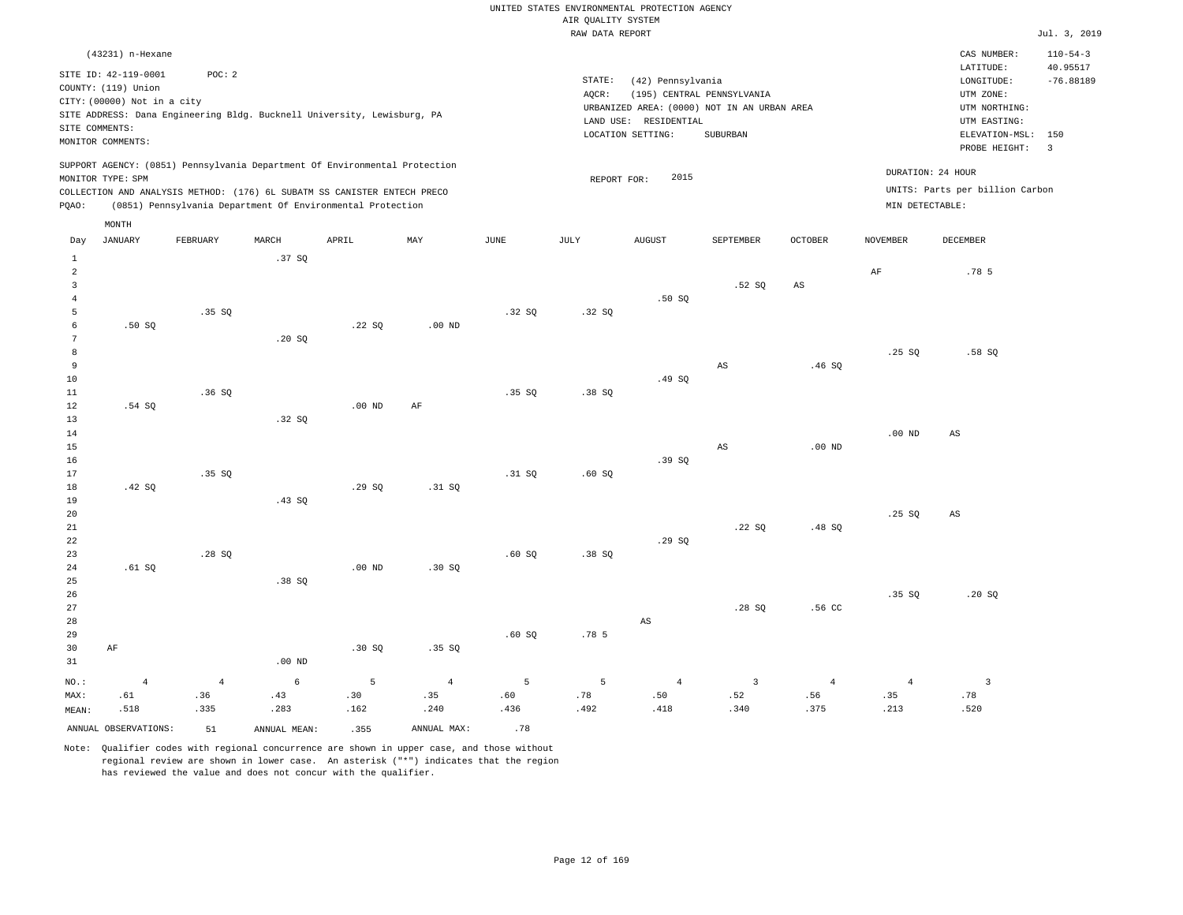UNITED STATES ENVIRONMENTAL PROTECTION AGENCY
AIR QUALITY SYSTEM
RAW DATA REPORT

Jul. 3, 2019

(43231) n-Hexane

SITE ID: 42-119-0001 POC: 2
COUNTY: (119) Union
CITY: (00000) Not in a city
SITE ADDRESS: Dana Engineering Bldg. Bucknell University, Lewisburg, PA
SITE COMMENTS:
MONITOR COMMENTS:

STATE: (42) Pennsylvania
AQCR: (195) CENTRAL PENNSYLVANIA
URBANIZED AREA: (0000) NOT IN AN URBAN AREA
LAND USE: RESIDENTIAL
LOCATION SETTING: SUBURBAN

CAS NUMBER: 110-54-3
LATITUDE: 40.95517
LONGITUDE: -76.88189
UTM ZONE:
UTM NORTHING:
UTM EASTING:
ELEVATION-MSL: 150
PROBE HEIGHT: 3

SUPPORT AGENCY: (0851) Pennsylvania Department Of Environmental Protection
MONITOR TYPE: SPM
COLLECTION AND ANALYSIS METHOD: (176) 6L SUBATM SS CANISTER ENTECH PRECO
PQAO: (0851) Pennsylvania Department Of Environmental Protection

REPORT FOR: 2015

DURATION: 24 HOUR
UNITS: Parts per billion Carbon
MIN DETECTABLE:

| Day | JANUARY | FEBRUARY | MARCH | APRIL | MAY | JUNE | JULY | AUGUST | SEPTEMBER | OCTOBER | NOVEMBER | DECEMBER |
|---|---|---|---|---|---|---|---|---|---|---|---|---|
| 1 | | | .37 SQ | | | | | | | | | |
| 2 | | | | | | | | | | | AF | .78 5 |
| 3 | | | | | | | | | .52 SQ | AS | | |
| 4 | | | | | | | | .50 SQ | | | | |
| 5 | | .35 SQ | | | | .32 SQ | .32 SQ | | | | | |
| 6 | .50 SQ | | | .22 SQ | .00 ND | | | | | | | |
| 7 | | | .20 SQ | | | | | | | | | |
| 8 | | | | | | | | | | | .25 SQ | .58 SQ |
| 9 | | | | | | | | | AS | .46 SQ | | |
| 10 | | | | | | | | .49 SQ | | | | |
| 11 | | .36 SQ | | | | .35 SQ | .38 SQ | | | | | |
| 12 | .54 SQ | | | .00 ND | AF | | | | | | | |
| 13 | | | .32 SQ | | | | | | | | | |
| 14 | | | | | | | | | | | .00 ND | AS |
| 15 | | | | | | | | | AS | .00 ND | | |
| 16 | | | | | | | | .39 SQ | | | | |
| 17 | | .35 SQ | | | | .31 SQ | .60 SQ | | | | | |
| 18 | .42 SQ | | | .29 SQ | .31 SQ | | | | | | | |
| 19 | | | .43 SQ | | | | | | | | | |
| 20 | | | | | | | | | | | .25 SQ | AS |
| 21 | | | | | | | | | .22 SQ | .48 SQ | | |
| 22 | | | | | | | | .29 SQ | | | | |
| 23 | | .28 SQ | | | | .60 SQ | .38 SQ | | | | | |
| 24 | .61 SQ | | | .00 ND | .30 SQ | | | | | | | |
| 25 | | | .38 SQ | | | | | | | | | |
| 26 | | | | | | | | | | | .35 SQ | .20 SQ |
| 27 | | | | | | | | | .28 SQ | .56 CC | | |
| 28 | | | | | | | | AS | | | | |
| 29 | | | | | | .60 SQ | .78 5 | | | | | |
| 30 | AF | | | .30 SQ | .35 SQ | | | | | | | |
| 31 | | | .00 ND | | | | | | | | | |
| NO.: | 4 | 4 | 6 | 5 | 4 | 5 | 5 | 4 | 3 | 4 | 4 | 3 |
| MAX: | .61 | .36 | .43 | .30 | .35 | .60 | .78 | .50 | .52 | .56 | .35 | .78 |
| MEAN: | .518 | .335 | .283 | .162 | .240 | .436 | .492 | .418 | .340 | .375 | .213 | .520 |

ANNUAL OBSERVATIONS: 51 ANNUAL MEAN: .355 ANNUAL MAX: .78

Note: Qualifier codes with regional concurrence are shown in upper case, and those without regional review are shown in lower case. An asterisk ("*") indicates that the region has reviewed the value and does not concur with the qualifier.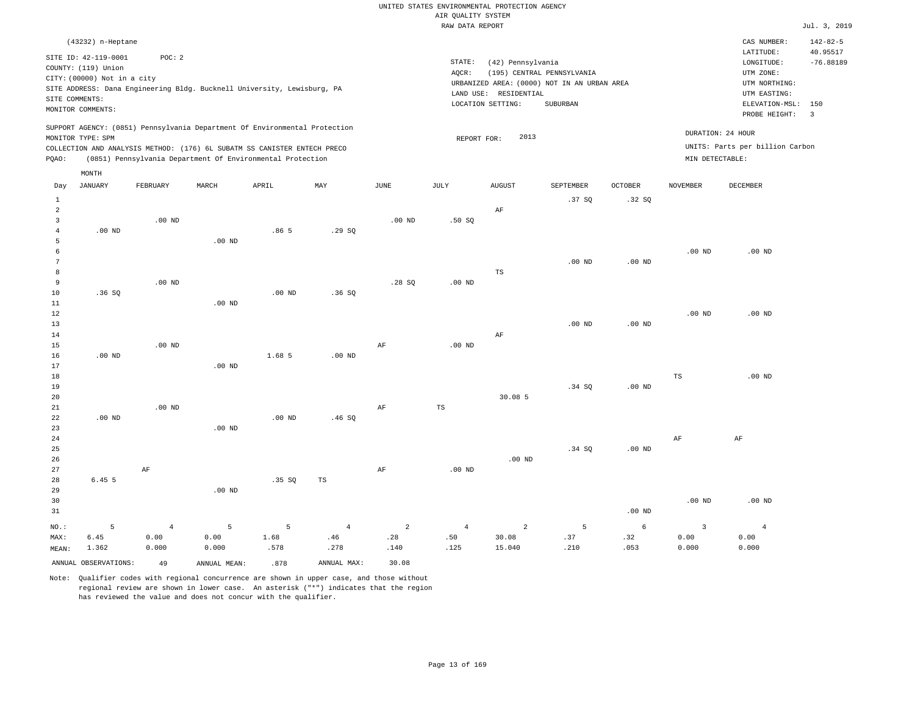UNITED STATES ENVIRONMENTAL PROTECTION AGENCY
AIR QUALITY SYSTEM
RAW DATA REPORT

Jul. 3, 2019

(43232) n-Heptane

SITE ID: 42-119-0001 POC: 2
COUNTY: (119) Union
CITY: (00000) Not in a city
SITE ADDRESS: Dana Engineering Bldg. Bucknell University, Lewisburg, PA
SITE COMMENTS:
MONITOR COMMENTS:

STATE: (42) Pennsylvania
AQCR: (195) CENTRAL PENNSYLVANIA
URBANIZED AREA: (0000) NOT IN AN URBAN AREA
LAND USE: RESIDENTIAL
LOCATION SETTING: SUBURBAN

CAS NUMBER: 142-82-5
LATITUDE: 40.95517
LONGITUDE: -76.88189
UTM ZONE:
UTM NORTHING:
UTM EASTING:
ELEVATION-MSL: 150
PROBE HEIGHT: 3

SUPPORT AGENCY: (0851) Pennsylvania Department Of Environmental Protection
MONITOR TYPE: SPM
COLLECTION AND ANALYSIS METHOD: (176) 6L SUBATM SS CANISTER ENTECH PRECO
PQAO: (0851) Pennsylvania Department Of Environmental Protection

REPORT FOR: 2013

DURATION: 24 HOUR
UNITS: Parts per billion Carbon
MIN DETECTABLE:

| Day | JANUARY | FEBRUARY | MARCH | APRIL | MAY | JUNE | JULY | AUGUST | SEPTEMBER | OCTOBER | NOVEMBER | DECEMBER |
|---|---|---|---|---|---|---|---|---|---|---|---|---|
| 1 | | | | | | | | | .37 SQ | .32 SQ | | |
| 2 | | | | | | | | AF | | | | |
| 3 | | .00 ND | | | | .00 ND | .50 SQ | | | | | |
| 4 | .00 ND | | | .86 5 | .29 SQ | | | | | | | |
| 5 | | | .00 ND | | | | | | | | | |
| 6 | | | | | | | | | | | .00 ND | .00 ND |
| 7 | | | | | | | | | .00 ND | .00 ND | | |
| 8 | | | | | | | | TS | | | | |
| 9 | | .00 ND | | | | .28 SQ | .00 ND | | | | | |
| 10 | .36 SQ | | | .00 ND | .36 SQ | | | | | | | |
| 11 | | | .00 ND | | | | | | | | | |
| 12 | | | | | | | | | | | .00 ND | .00 ND |
| 13 | | | | | | | | | .00 ND | .00 ND | | |
| 14 | | | | | | | | AF | | | | |
| 15 | | .00 ND | | | | AF | .00 ND | | | | | |
| 16 | .00 ND | | | 1.68 5 | .00 ND | | | | | | | |
| 17 | | | .00 ND | | | | | | | | | |
| 18 | | | | | | | | | | | TS | .00 ND |
| 19 | | | | | | | | | .34 SQ | .00 ND | | |
| 20 | | | | | | | | 30.08 5 | | | | |
| 21 | | .00 ND | | | | AF | TS | | | | | |
| 22 | .00 ND | | | .00 ND | .46 SQ | | | | | | | |
| 23 | | | .00 ND | | | | | | | | | |
| 24 | | | | | | | | | | | AF | AF |
| 25 | | | | | | | | | .34 SQ | .00 ND | | |
| 26 | | | | | | | | .00 ND | | | | |
| 27 | | AF | | | | AF | .00 ND | | | | | |
| 28 | 6.45 5 | | | .35 SQ | TS | | | | | | | |
| 29 | | | .00 ND | | | | | | | | | |
| 30 | | | | | | | | | | | .00 ND | .00 ND |
| 31 | | | | | | | | | | .00 ND | | |
| NO.: | 5 | 4 | 5 | 5 | 4 | 2 | 4 | 2 | 5 | 6 | 3 | 4 |
| MAX: | 6.45 | 0.00 | 0.00 | 1.68 | .46 | .28 | .50 | 30.08 | .37 | .32 | 0.00 | 0.00 |
| MEAN: | 1.362 | 0.000 | 0.000 | .578 | .278 | .140 | .125 | 15.040 | .210 | .053 | 0.000 | 0.000 |

ANNUAL OBSERVATIONS: 49 ANNUAL MEAN: .878 ANNUAL MAX: 30.08

Note: Qualifier codes with regional concurrence are shown in upper case, and those without regional review are shown in lower case. An asterisk ("*") indicates that the region has reviewed the value and does not concur with the qualifier.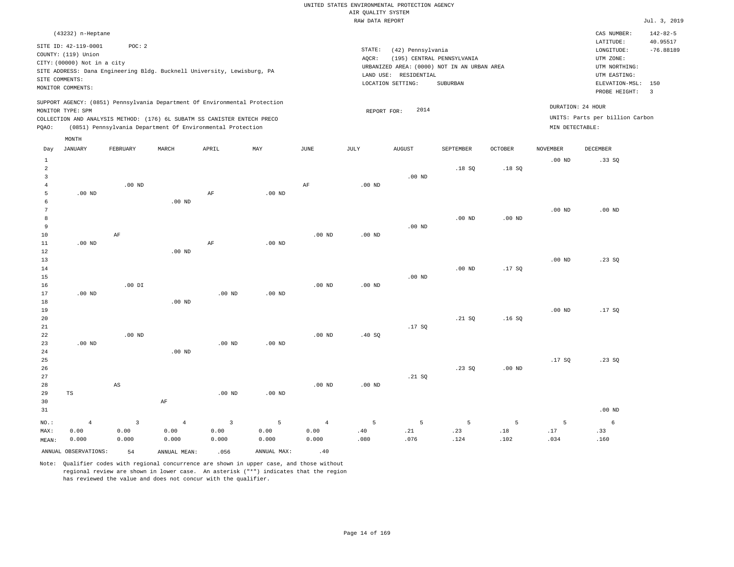UNITED STATES ENVIRONMENTAL PROTECTION AGENCY
AIR QUALITY SYSTEM
RAW DATA REPORT

Jul. 3, 2019

(43232) n-Heptane

SITE ID: 42-119-0001 POC: 2
COUNTY: (119) Union
CITY: (00000) Not in a city
SITE ADDRESS: Dana Engineering Bldg. Bucknell University, Lewisburg, PA
SITE COMMENTS:
MONITOR COMMENTS:

STATE: (42) Pennsylvania
AQCR: (195) CENTRAL PENNSYLVANIA
URBANIZED AREA: (0000) NOT IN AN URBAN AREA
LAND USE: RESIDENTIAL
LOCATION SETTING: SUBURBAN

CAS NUMBER: 142-82-5
LATITUDE: 40.95517
LONGITUDE: -76.88189
UTM ZONE:
UTM NORTHING:
UTM EASTING:
ELEVATION-MSL: 150
PROBE HEIGHT: 3

SUPPORT AGENCY: (0851) Pennsylvania Department Of Environmental Protection
MONITOR TYPE: SPM
COLLECTION AND ANALYSIS METHOD: (176) 6L SUBATM SS CANISTER ENTECH PRECO
PQAO: (0851) Pennsylvania Department Of Environmental Protection

REPORT FOR: 2014

DURATION: 24 HOUR
UNITS: Parts per billion Carbon
MIN DETECTABLE:

| Day | JANUARY | FEBRUARY | MARCH | APRIL | MAY | JUNE | JULY | AUGUST | SEPTEMBER | OCTOBER | NOVEMBER | DECEMBER |
|---|---|---|---|---|---|---|---|---|---|---|---|---|
| 1 | | | | | | | | | | | .00 ND | .33 SQ |
| 2 | | | | | | | | | .18 SQ | .18 SQ | | |
| 3 | | | | | | | | .00 ND | | | | |
| 4 | | .00 ND | | | | AF | .00 ND | | | | | |
| 5 | .00 ND | | | AF | .00 ND | | | | | | | |
| 6 | | | .00 ND | | | | | | | | | |
| 7 | | | | | | | | | | | .00 ND | .00 ND |
| 8 | | | | | | | | | .00 ND | .00 ND | | |
| 9 | | | | | | | | .00 ND | | | | |
| 10 | | AF | | | | .00 ND | .00 ND | | | | | |
| 11 | .00 ND | | | AF | .00 ND | | | | | | | |
| 12 | | | .00 ND | | | | | | | | | |
| 13 | | | | | | | | | | | .00 ND | .23 SQ |
| 14 | | | | | | | | | .00 ND | .17 SQ | | |
| 15 | | | | | | | | .00 ND | | | | |
| 16 | | .00 DI | | | | .00 ND | .00 ND | | | | | |
| 17 | .00 ND | | | .00 ND | .00 ND | | | | | | | |
| 18 | | | .00 ND | | | | | | | | | |
| 19 | | | | | | | | | | | .00 ND | .17 SQ |
| 20 | | | | | | | | | .21 SQ | .16 SQ | | |
| 21 | | | | | | | | .17 SQ | | | | |
| 22 | | .00 ND | | | | .00 ND | .40 SQ | | | | | |
| 23 | .00 ND | | | .00 ND | .00 ND | | | | | | | |
| 24 | | | .00 ND | | | | | | | | | |
| 25 | | | | | | | | | | | .17 SQ | .23 SQ |
| 26 | | | | | | | | | .23 SQ | .00 ND | | |
| 27 | | | | | | | | .21 SQ | | | | |
| 28 | | AS | | | | .00 ND | .00 ND | | | | | |
| 29 | TS | | | .00 ND | .00 ND | | | | | | | |
| 30 | | | AF | | | | | | | | | |
| 31 | | | | | | | | | | | | .00 ND |
| NO.: | 4 | 3 | 4 | 3 | 5 | 4 | 5 | 5 | 5 | 5 | 5 | 6 |
| MAX: | 0.00 | 0.00 | 0.00 | 0.00 | 0.00 | 0.00 | .40 | .21 | .23 | .18 | .17 | .33 |
| MEAN: | 0.000 | 0.000 | 0.000 | 0.000 | 0.000 | 0.000 | .080 | .076 | .124 | .102 | .034 | .160 |

ANNUAL OBSERVATIONS: 54 ANNUAL MEAN: .056 ANNUAL MAX: .40

Note: Qualifier codes with regional concurrence are shown in upper case, and those without regional review are shown in lower case. An asterisk ("*") indicates that the region has reviewed the value and does not concur with the qualifier.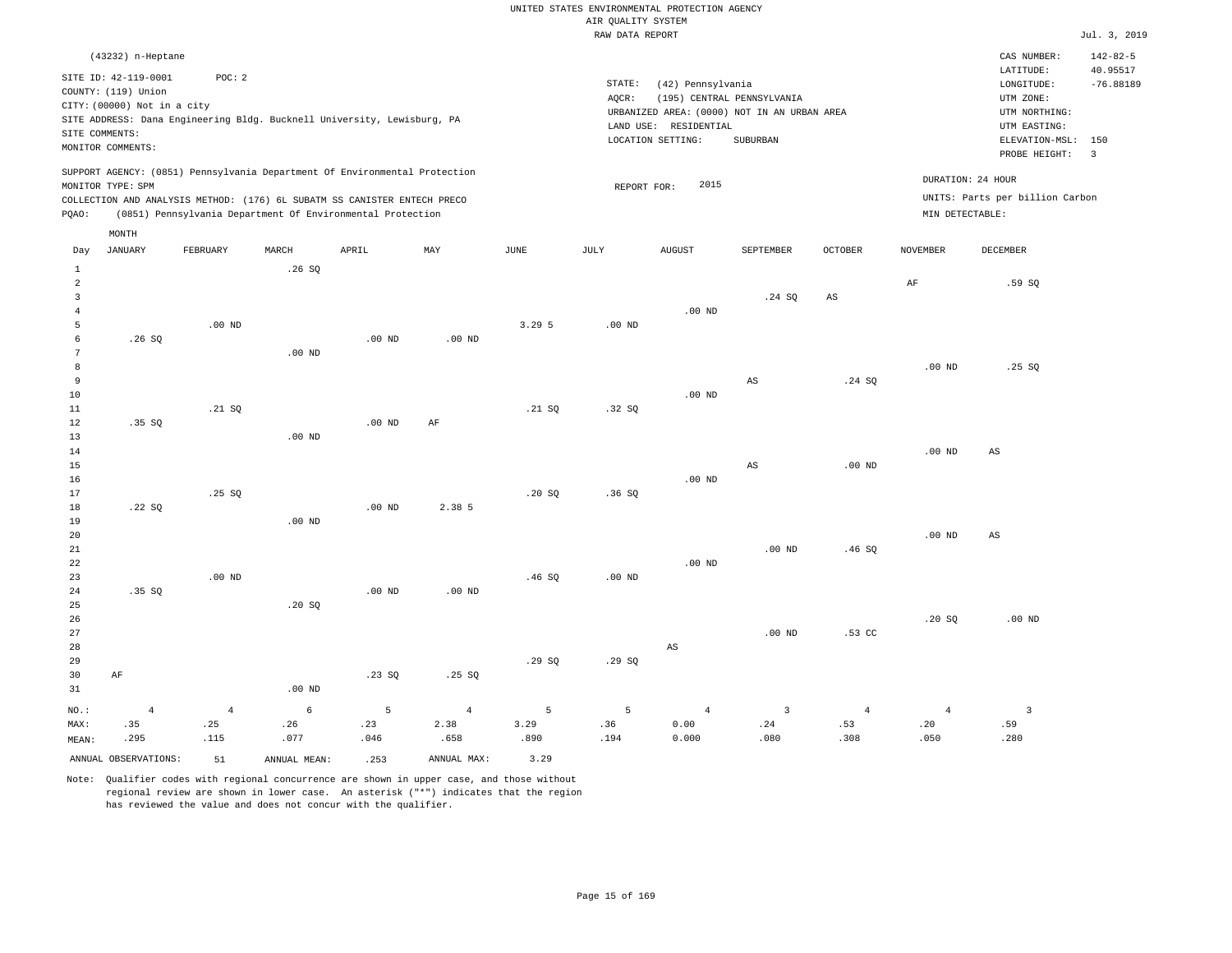UNITED STATES ENVIRONMENTAL PROTECTION AGENCY
AIR QUALITY SYSTEM
RAW DATA REPORT

Jul. 3, 2019

(43232) n-Heptane

SITE ID: 42-119-0001    POC: 2
COUNTY: (119) Union
CITY: (00000) Not in a city
SITE ADDRESS: Dana Engineering Bldg. Bucknell University, Lewisburg, PA
SITE COMMENTS:
MONITOR COMMENTS:

STATE: (42) Pennsylvania
AQCR: (195) CENTRAL PENNSYLVANIA
URBANIZED AREA: (0000) NOT IN AN URBAN AREA
LAND USE: RESIDENTIAL
LOCATION SETTING: SUBURBAN

CAS NUMBER: 142-82-5
LATITUDE: 40.95517
LONGITUDE: -76.88189
UTM ZONE:
UTM NORTHING:
UTM EASTING:
ELEVATION-MSL: 150
PROBE HEIGHT: 3

SUPPORT AGENCY: (0851) Pennsylvania Department Of Environmental Protection
MONITOR TYPE: SPM
COLLECTION AND ANALYSIS METHOD: (176) 6L SUBATM SS CANISTER ENTECH PRECO
PQAO: (0851) Pennsylvania Department Of Environmental Protection

REPORT FOR: 2015

DURATION: 24 HOUR
UNITS: Parts per billion Carbon
MIN DETECTABLE:

| Day | JANUARY | FEBRUARY | MARCH | APRIL | MAY | JUNE | JULY | AUGUST | SEPTEMBER | OCTOBER | NOVEMBER | DECEMBER |
|---|---|---|---|---|---|---|---|---|---|---|---|---|
| 1 | | | .26 SQ | | | | | | | | | |
| 2 | | | | | | | | | | | AF | .59 SQ |
| 3 | | | | | | | | | .24 SQ | AS | | |
| 4 | | | | | | | | .00 ND | | | | |
| 5 | | .00 ND | | | | 3.29 5 | .00 ND | | | | | |
| 6 | .26 SQ | | | .00 ND | .00 ND | | | | | | | |
| 7 | | | .00 ND | | | | | | | | | |
| 8 | | | | | | | | | | | .00 ND | .25 SQ |
| 9 | | | | | | | | | AS | .24 SQ | | |
| 10 | | | | | | | | .00 ND | | | | |
| 11 | | .21 SQ | | | | .21 SQ | .32 SQ | | | | | |
| 12 | .35 SQ | | | .00 ND | AF | | | | | | | |
| 13 | | | .00 ND | | | | | | | | | |
| 14 | | | | | | | | | | | .00 ND | AS |
| 15 | | | | | | | | | AS | .00 ND | | |
| 16 | | | | | | | | .00 ND | | | | |
| 17 | | .25 SQ | | | | .20 SQ | .36 SQ | | | | | |
| 18 | .22 SQ | | | .00 ND | 2.38 5 | | | | | | | |
| 19 | | | .00 ND | | | | | | | | | |
| 20 | | | | | | | | | | | .00 ND | AS |
| 21 | | | | | | | | | .00 ND | .46 SQ | | |
| 22 | | | | | | | | .00 ND | | | | |
| 23 | | .00 ND | | | | .46 SQ | .00 ND | | | | | |
| 24 | .35 SQ | | | .00 ND | .00 ND | | | | | | | |
| 25 | | | .20 SQ | | | | | | | | | |
| 26 | | | | | | | | | | | .20 SQ | .00 ND |
| 27 | | | | | | | | | .00 ND | .53 CC | | |
| 28 | | | | | | | | AS | | | | |
| 29 | | | | | | .29 SQ | .29 SQ | | | | | |
| 30 | AF | | | .23 SQ | .25 SQ | | | | | | | |
| 31 | | | .00 ND | | | | | | | | | |
| NO.: | 4 | 4 | 6 | 5 | 4 | 5 | 5 | 4 | 3 | 4 | 4 | 3 |
| MAX: | .35 | .25 | .26 | .23 | 2.38 | 3.29 | .36 | 0.00 | .24 | .53 | .20 | .59 |
| MEAN: | .295 | .115 | .077 | .046 | .658 | .890 | .194 | 0.000 | .080 | .308 | .050 | .280 |

ANNUAL OBSERVATIONS: 51    ANNUAL MEAN: .253    ANNUAL MAX: 3.29

Note: Qualifier codes with regional concurrence are shown in upper case, and those without regional review are shown in lower case. An asterisk ("*") indicates that the region has reviewed the value and does not concur with the qualifier.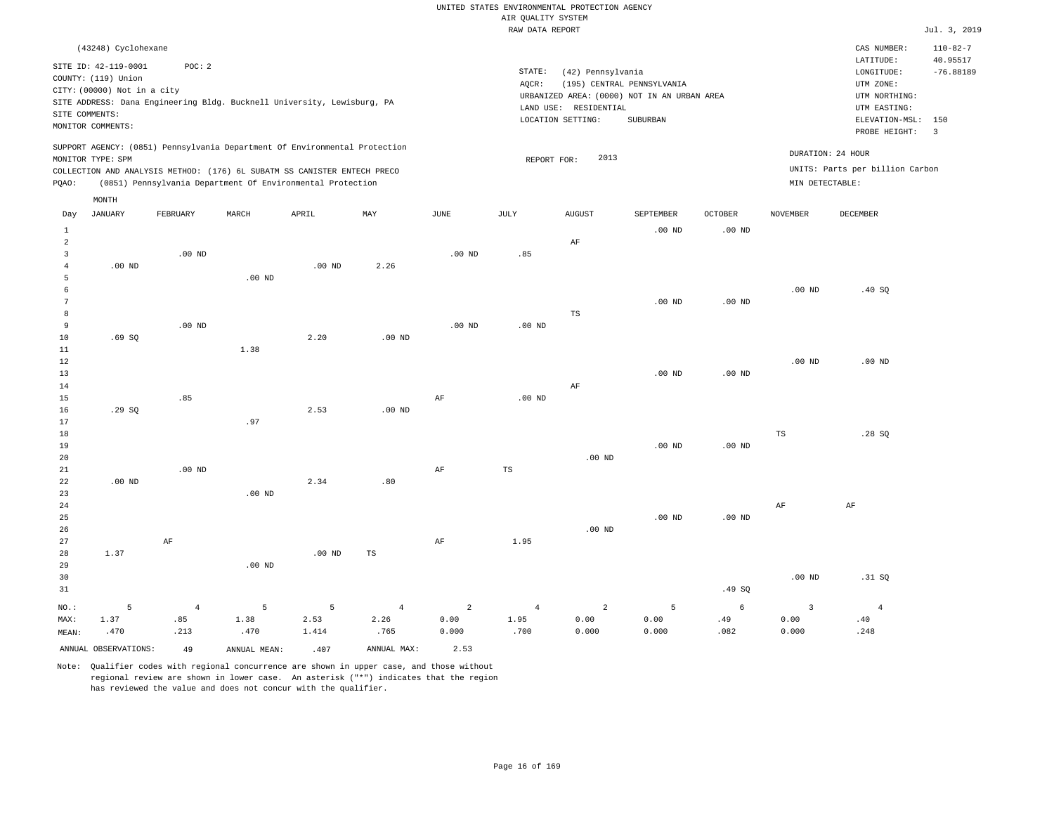UNITED STATES ENVIRONMENTAL PROTECTION AGENCY
AIR QUALITY SYSTEM
RAW DATA REPORT

Jul. 3, 2019

(43248) Cyclohexane

SITE ID: 42-119-0001 POC: 2
COUNTY: (119) Union
CITY: (00000) Not in a city
SITE ADDRESS: Dana Engineering Bldg. Bucknell University, Lewisburg, PA
SITE COMMENTS:
MONITOR COMMENTS:

STATE: (42) Pennsylvania
AQCR: (195) CENTRAL PENNSYLVANIA
URBANIZED AREA: (0000) NOT IN AN URBAN AREA
LAND USE: RESIDENTIAL
LOCATION SETTING: SUBURBAN

CAS NUMBER: 110-82-7
LATITUDE: 40.95517
LONGITUDE: -76.88189
UTM ZONE:
UTM NORTHING:
UTM EASTING:
ELEVATION-MSL: 150
PROBE HEIGHT: 3

SUPPORT AGENCY: (0851) Pennsylvania Department Of Environmental Protection
MONITOR TYPE: SPM
COLLECTION AND ANALYSIS METHOD: (176) 6L SUBATM SS CANISTER ENTECH PRECO
PQAO: (0851) Pennsylvania Department Of Environmental Protection

REPORT FOR: 2013

DURATION: 24 HOUR
UNITS: Parts per billion Carbon
MIN DETECTABLE:

| Day | JANUARY | FEBRUARY | MARCH | APRIL | MAY | JUNE | JULY | AUGUST | SEPTEMBER | OCTOBER | NOVEMBER | DECEMBER |
|---|---|---|---|---|---|---|---|---|---|---|---|---|
| 1 | | | | | | | | | .00 ND | .00 ND | | |
| 2 | | | | | | | | AF | | | | |
| 3 | | .00 ND | | | | .00 ND | .85 | | | | | |
| 4 | .00 ND | | | .00 ND | 2.26 | | | | | | | |
| 5 | | | .00 ND | | | | | | | | | |
| 6 | | | | | | | | | | | .00 ND | .40 SQ |
| 7 | | | | | | | | | .00 ND | .00 ND | | |
| 8 | | | | | | | | TS | | | | |
| 9 | | .00 ND | | | | .00 ND | .00 ND | | | | | |
| 10 | .69 SQ | | | 2.20 | .00 ND | | | | | | | |
| 11 | | | 1.38 | | | | | | | | | |
| 12 | | | | | | | | | | | .00 ND | .00 ND |
| 13 | | | | | | | | | .00 ND | .00 ND | | |
| 14 | | | | | | | | AF | | | | |
| 15 | | .85 | | | | AF | .00 ND | | | | | |
| 16 | .29 SQ | | | 2.53 | .00 ND | | | | | | | |
| 17 | | | .97 | | | | | | | | | |
| 18 | | | | | | | | | | | TS | .28 SQ |
| 19 | | | | | | | | | .00 ND | .00 ND | | |
| 20 | | | | | | | | .00 ND | | | | |
| 21 | | .00 ND | | | | AF | TS | | | | | |
| 22 | .00 ND | | | 2.34 | .80 | | | | | | | |
| 23 | | | .00 ND | | | | | | | | | |
| 24 | | | | | | | | | | | AF | AF |
| 25 | | | | | | | | | .00 ND | .00 ND | | |
| 26 | | | | | | | | .00 ND | | | | |
| 27 | | AF | | | | AF | 1.95 | | | | | |
| 28 | 1.37 | | | .00 ND | TS | | | | | | | |
| 29 | | | .00 ND | | | | | | | | | |
| 30 | | | | | | | | | | | .00 ND | .31 SQ |
| 31 | | | | | | | | | | .49 SQ | | |
| NO.: | 5 | 4 | 5 | 5 | 4 | 2 | 4 | 2 | 5 | 6 | 3 | 4 |
| MAX: | 1.37 | .85 | 1.38 | 2.53 | 2.26 | 0.00 | 1.95 | 0.00 | 0.00 | .49 | 0.00 | .40 |
| MEAN: | .470 | .213 | .470 | 1.414 | .765 | 0.000 | .700 | 0.000 | 0.000 | .082 | 0.000 | .248 |

ANNUAL OBSERVATIONS: 49 ANNUAL MEAN: .407 ANNUAL MAX: 2.53

Note: Qualifier codes with regional concurrence are shown in upper case, and those without regional review are shown in lower case. An asterisk ("*") indicates that the region has reviewed the value and does not concur with the qualifier.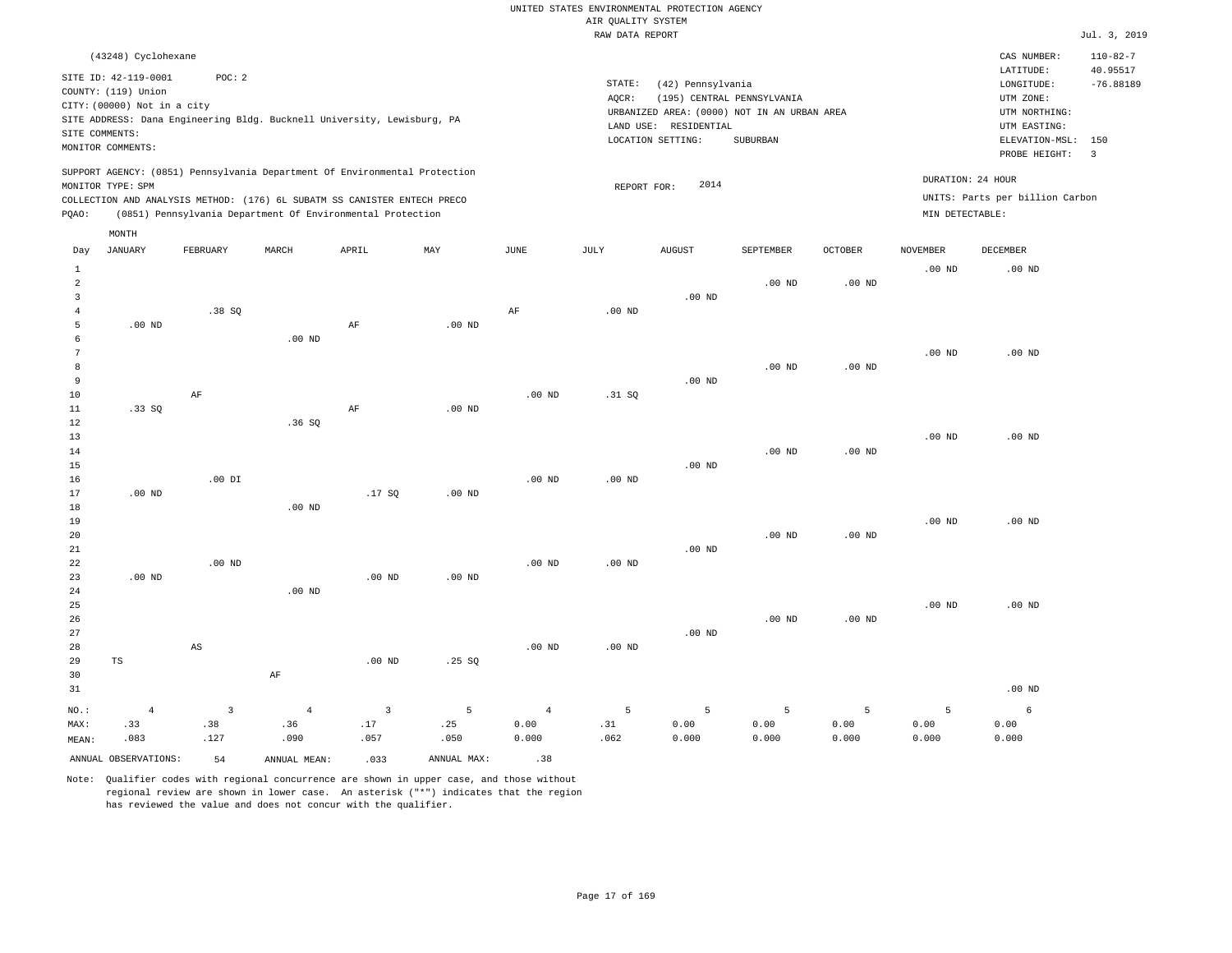UNITED STATES ENVIRONMENTAL PROTECTION AGENCY
AIR QUALITY SYSTEM
RAW DATA REPORT

Jul. 3, 2019

(43248) Cyclohexane

SITE ID: 42-119-0001 POC: 2
COUNTY: (119) Union
CITY: (00000) Not in a city
SITE ADDRESS: Dana Engineering Bldg. Bucknell University, Lewisburg, PA
SITE COMMENTS:
MONITOR COMMENTS:

STATE: (42) Pennsylvania
AQCR: (195) CENTRAL PENNSYLVANIA
URBANIZED AREA: (0000) NOT IN AN URBAN AREA
LAND USE: RESIDENTIAL
LOCATION SETTING: SUBURBAN

CAS NUMBER: 110-82-7
LATITUDE: 40.95517
LONGITUDE: -76.88189
UTM ZONE:
UTM NORTHING:
UTM EASTING:
ELEVATION-MSL: 150
PROBE HEIGHT: 3

SUPPORT AGENCY: (0851) Pennsylvania Department Of Environmental Protection
MONITOR TYPE: SPM
COLLECTION AND ANALYSIS METHOD: (176) 6L SUBATM SS CANISTER ENTECH PRECO
PQAO: (0851) Pennsylvania Department Of Environmental Protection

REPORT FOR: 2014

DURATION: 24 HOUR
UNITS: Parts per billion Carbon
MIN DETECTABLE:

| Day | JANUARY | FEBRUARY | MARCH | APRIL | MAY | JUNE | JULY | AUGUST | SEPTEMBER | OCTOBER | NOVEMBER | DECEMBER |
|---|---|---|---|---|---|---|---|---|---|---|---|---|
| 1 | | | | | | | | | | | .00 ND | .00 ND |
| 2 | | | | | | | | | .00 ND | .00 ND | | |
| 3 | | | | | | | | .00 ND | | | | |
| 4 | | .38 SQ | | | | AF | .00 ND | | | | | |
| 5 | .00 ND | | | AF | .00 ND | | | | | | | |
| 6 | | | .00 ND | | | | | | | | | |
| 7 | | | | | | | | | | | .00 ND | .00 ND |
| 8 | | | | | | | | | .00 ND | .00 ND | | |
| 9 | | | | | | | | .00 ND | | | | |
| 10 | | AF | | | | .00 ND | .31 SQ | | | | | |
| 11 | .33 SQ | | | AF | .00 ND | | | | | | | |
| 12 | | | .36 SQ | | | | | | | | | |
| 13 | | | | | | | | | | | .00 ND | .00 ND |
| 14 | | | | | | | | | .00 ND | .00 ND | | |
| 15 | | | | | | | | .00 ND | | | | |
| 16 | | .00 DI | | | | .00 ND | .00 ND | | | | | |
| 17 | .00 ND | | | .17 SQ | .00 ND | | | | | | | |
| 18 | | | .00 ND | | | | | | | | | |
| 19 | | | | | | | | | | | .00 ND | .00 ND |
| 20 | | | | | | | | | .00 ND | .00 ND | | |
| 21 | | | | | | | | .00 ND | | | | |
| 22 | | .00 ND | | | | .00 ND | .00 ND | | | | | |
| 23 | .00 ND | | | .00 ND | .00 ND | | | | | | | |
| 24 | | | .00 ND | | | | | | | | | |
| 25 | | | | | | | | | | | .00 ND | .00 ND |
| 26 | | | | | | | | | .00 ND | .00 ND | | |
| 27 | | | | | | | | .00 ND | | | | |
| 28 | | AS | | | | .00 ND | .00 ND | | | | | |
| 29 | TS | | | .00 ND | .25 SQ | | | | | | | |
| 30 | | | AF | | | | | | | | | |
| 31 | | | | | | | | | | | | .00 ND |
| NO.: | 4 | 3 | 4 | 3 | 5 | 4 | 5 | 5 | 5 | 5 | 5 | 6 |
| MAX: | .33 | .38 | .36 | .17 | .25 | 0.00 | .31 | 0.00 | 0.00 | 0.00 | 0.00 | 0.00 |
| MEAN: | .083 | .127 | .090 | .057 | .050 | 0.000 | .062 | 0.000 | 0.000 | 0.000 | 0.000 | 0.000 |

ANNUAL OBSERVATIONS: 54 ANNUAL MEAN: .033 ANNUAL MAX: .38

Note: Qualifier codes with regional concurrence are shown in upper case, and those without regional review are shown in lower case. An asterisk ("*") indicates that the region has reviewed the value and does not concur with the qualifier.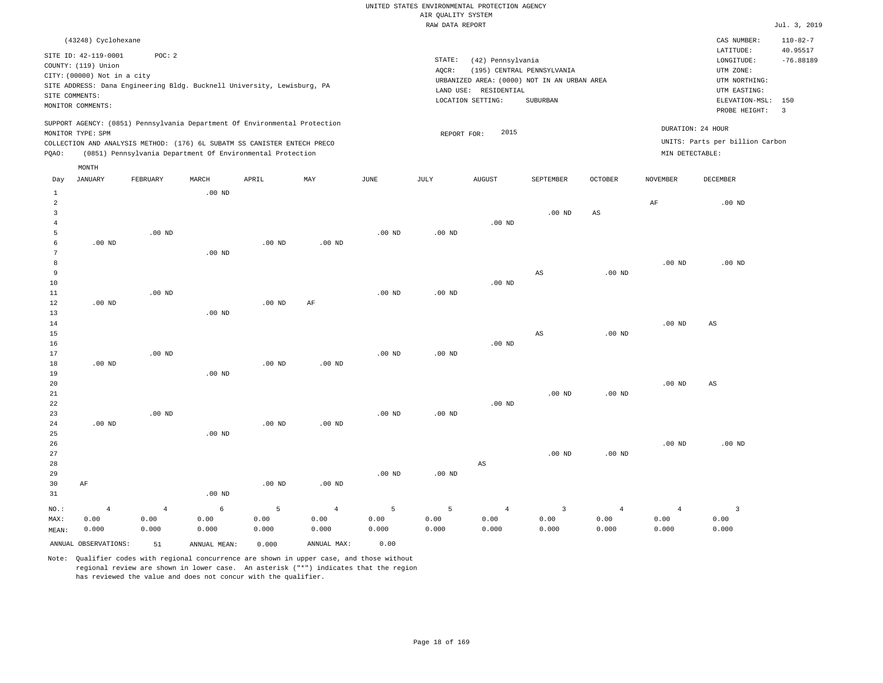UNITED STATES ENVIRONMENTAL PROTECTION AGENCY
AIR QUALITY SYSTEM
RAW DATA REPORT

Jul. 3, 2019

(43248) Cyclohexane

SITE ID: 42-119-0001 POC: 2
COUNTY: (119) Union
CITY: (00000) Not in a city
SITE ADDRESS: Dana Engineering Bldg. Bucknell University, Lewisburg, PA
SITE COMMENTS:
MONITOR COMMENTS:

STATE: (42) Pennsylvania
AQCR: (195) CENTRAL PENNSYLVANIA
URBANIZED AREA: (0000) NOT IN AN URBAN AREA
LAND USE: RESIDENTIAL
LOCATION SETTING: SUBURBAN

CAS NUMBER: 110-82-7
LATITUDE: 40.95517
LONGITUDE: -76.88189
UTM ZONE:
UTM NORTHING:
UTM EASTING:
ELEVATION-MSL: 150
PROBE HEIGHT: 3

SUPPORT AGENCY: (0851) Pennsylvania Department Of Environmental Protection
MONITOR TYPE: SPM
COLLECTION AND ANALYSIS METHOD: (176) 6L SUBATM SS CANISTER ENTECH PRECO
PQAO: (0851) Pennsylvania Department Of Environmental Protection

REPORT FOR: 2015

DURATION: 24 HOUR
UNITS: Parts per billion Carbon
MIN DETECTABLE:

| Day | JANUARY | FEBRUARY | MARCH | APRIL | MAY | JUNE | JULY | AUGUST | SEPTEMBER | OCTOBER | NOVEMBER | DECEMBER |
|---|---|---|---|---|---|---|---|---|---|---|---|---|
| 1 | | | .00 ND | | | | | | | | | |
| 2 | | | | | | | | | | | AF | .00 ND |
| 3 | | | | | | | | | .00 ND | AS | | |
| 4 | | | | | | | | .00 ND | | | | |
| 5 | | .00 ND | | | | .00 ND | .00 ND | | | | | |
| 6 | .00 ND | | | .00 ND | .00 ND | | | | | | | |
| 7 | | | .00 ND | | | | | | | | | |
| 8 | | | | | | | | | | | .00 ND | .00 ND |
| 9 | | | | | | | | | AS | .00 ND | | |
| 10 | | | | | | | | .00 ND | | | | |
| 11 | | .00 ND | | | | .00 ND | .00 ND | | | | | |
| 12 | .00 ND | | | .00 ND | AF | | | | | | | |
| 13 | | | .00 ND | | | | | | | | | |
| 14 | | | | | | | | | | | .00 ND | AS |
| 15 | | | | | | | | | AS | .00 ND | | |
| 16 | | | | | | | | .00 ND | | | | |
| 17 | | .00 ND | | | | .00 ND | .00 ND | | | | | |
| 18 | .00 ND | | | .00 ND | .00 ND | | | | | | | |
| 19 | | | .00 ND | | | | | | | | | |
| 20 | | | | | | | | | | | .00 ND | AS |
| 21 | | | | | | | | | .00 ND | .00 ND | | |
| 22 | | | | | | | | .00 ND | | | | |
| 23 | | .00 ND | | | | .00 ND | .00 ND | | | | | |
| 24 | .00 ND | | | .00 ND | .00 ND | | | | | | | |
| 25 | | | .00 ND | | | | | | | | | |
| 26 | | | | | | | | | | | .00 ND | .00 ND |
| 27 | | | | | | | | | .00 ND | .00 ND | | |
| 28 | | | | | | | | AS | | | | |
| 29 | | | | | | .00 ND | .00 ND | | | | | |
| 30 | AF | | | .00 ND | .00 ND | | | | | | | |
| 31 | | | .00 ND | | | | | | | | | |
| NO.: | 4 | 4 | 6 | 5 | 4 | 5 | 5 | 4 | 3 | 4 | 4 | 3 |
| MAX: | 0.00 | 0.00 | 0.00 | 0.00 | 0.00 | 0.00 | 0.00 | 0.00 | 0.00 | 0.00 | 0.00 | 0.00 |
| MEAN: | 0.000 | 0.000 | 0.000 | 0.000 | 0.000 | 0.000 | 0.000 | 0.000 | 0.000 | 0.000 | 0.000 | 0.000 |

ANNUAL OBSERVATIONS: 51 ANNUAL MEAN: 0.000 ANNUAL MAX: 0.00

Note: Qualifier codes with regional concurrence are shown in upper case, and those without regional review are shown in lower case. An asterisk ("*") indicates that the region has reviewed the value and does not concur with the qualifier.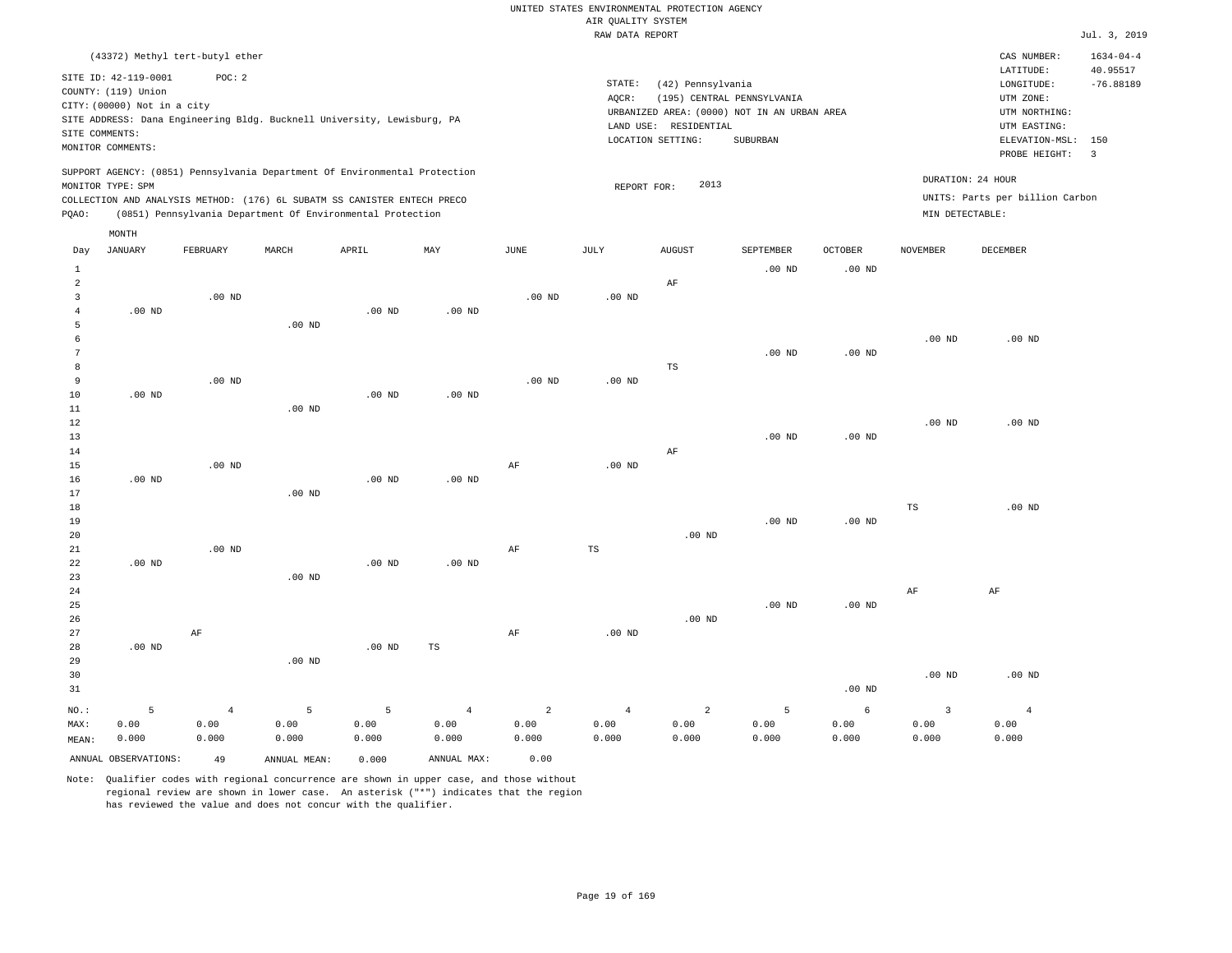UNITED STATES ENVIRONMENTAL PROTECTION AGENCY
AIR QUALITY SYSTEM
RAW DATA REPORT

Jul. 3, 2019

(43372) Methyl tert-butyl ether

SITE ID: 42-119-0001 POC: 2
COUNTY: (119) Union
CITY: (00000) Not in a city
SITE ADDRESS: Dana Engineering Bldg. Bucknell University, Lewisburg, PA
SITE COMMENTS:
MONITOR COMMENTS:

STATE: (42) Pennsylvania
AQCR: (195) CENTRAL PENNSYLVANIA
URBANIZED AREA: (0000) NOT IN AN URBAN AREA
LAND USE: RESIDENTIAL
LOCATION SETTING: SUBURBAN

CAS NUMBER: 1634-04-4
LATITUDE: 40.95517
LONGITUDE: -76.88189
UTM ZONE:
UTM NORTHING:
UTM EASTING:
ELEVATION-MSL: 150
PROBE HEIGHT: 3

SUPPORT AGENCY: (0851) Pennsylvania Department Of Environmental Protection
MONITOR TYPE: SPM
COLLECTION AND ANALYSIS METHOD: (176) 6L SUBATM SS CANISTER ENTECH PRECO
PQAO: (0851) Pennsylvania Department Of Environmental Protection

REPORT FOR: 2013

DURATION: 24 HOUR
UNITS: Parts per billion Carbon
MIN DETECTABLE:

| Day | JANUARY | FEBRUARY | MARCH | APRIL | MAY | JUNE | JULY | AUGUST | SEPTEMBER | OCTOBER | NOVEMBER | DECEMBER |
|---|---|---|---|---|---|---|---|---|---|---|---|---|
| 1 | | | | | | | | | .00 ND | .00 ND | | |
| 2 | | | | | | | | AF | | | | |
| 3 | | .00 ND | | | | .00 ND | .00 ND | | | | | |
| 4 | .00 ND | | | .00 ND | .00 ND | | | | | | | |
| 5 | | | .00 ND | | | | | | | | | |
| 6 | | | | | | | | | | | .00 ND | .00 ND |
| 7 | | | | | | | | | .00 ND | .00 ND | | |
| 8 | | | | | | | | TS | | | | |
| 9 | | .00 ND | | | | .00 ND | .00 ND | | | | | |
| 10 | .00 ND | | | .00 ND | .00 ND | | | | | | | |
| 11 | | | .00 ND | | | | | | | | | |
| 12 | | | | | | | | | | | .00 ND | .00 ND |
| 13 | | | | | | | | | .00 ND | .00 ND | | |
| 14 | | | | | | | | AF | | | | |
| 15 | | .00 ND | | | | AF | .00 ND | | | | | |
| 16 | .00 ND | | | .00 ND | .00 ND | | | | | | | |
| 17 | | | .00 ND | | | | | | | | | |
| 18 | | | | | | | | | | | TS | .00 ND |
| 19 | | | | | | | | | .00 ND | .00 ND | | |
| 20 | | | | | | | | .00 ND | | | | |
| 21 | | .00 ND | | | | AF | TS | | | | | |
| 22 | .00 ND | | | .00 ND | .00 ND | | | | | | | |
| 23 | | | .00 ND | | | | | | | | | |
| 24 | | | | | | | | | | | AF | AF |
| 25 | | | | | | | | | .00 ND | .00 ND | | |
| 26 | | | | | | | | .00 ND | | | | |
| 27 | | AF | | | | AF | .00 ND | | | | | |
| 28 | .00 ND | | | .00 ND | TS | | | | | | | |
| 29 | | | .00 ND | | | | | | | | | |
| 30 | | | | | | | | | | | .00 ND | .00 ND |
| 31 | | | | | | | | | | .00 ND | | |
| NO.: | 5 | 4 | 5 | 5 | 4 | 2 | 4 | 2 | 5 | 6 | 3 | 4 |
| MAX: | 0.00 | 0.00 | 0.00 | 0.00 | 0.00 | 0.00 | 0.00 | 0.00 | 0.00 | 0.00 | 0.00 | 0.00 |
| MEAN: | 0.000 | 0.000 | 0.000 | 0.000 | 0.000 | 0.000 | 0.000 | 0.000 | 0.000 | 0.000 | 0.000 | 0.000 |

ANNUAL OBSERVATIONS: 49 ANNUAL MEAN: 0.000 ANNUAL MAX: 0.00

Note: Qualifier codes with regional concurrence are shown in upper case, and those without regional review are shown in lower case. An asterisk ("*") indicates that the region has reviewed the value and does not concur with the qualifier.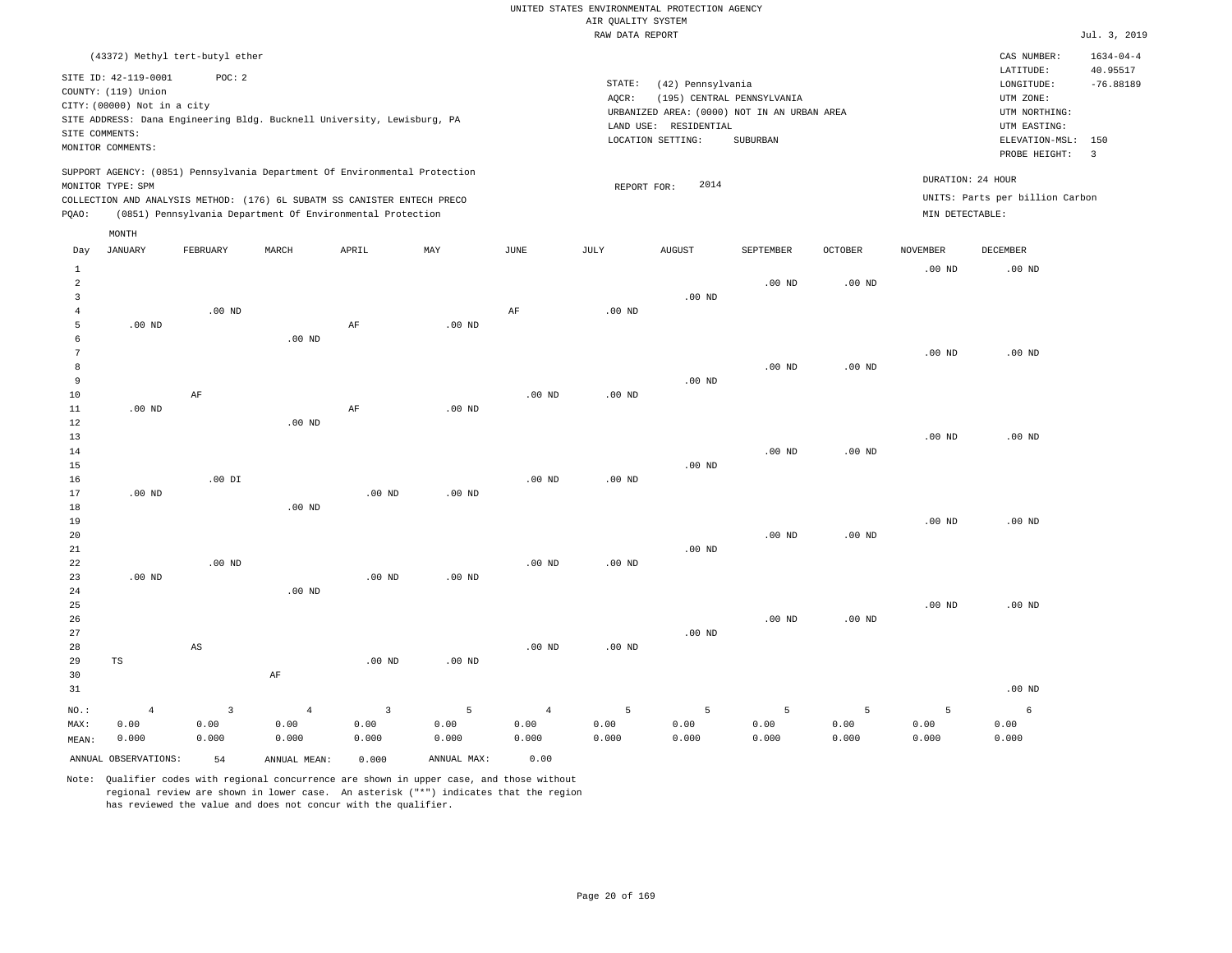UNITED STATES ENVIRONMENTAL PROTECTION AGENCY
AIR QUALITY SYSTEM
RAW DATA REPORT

Jul. 3, 2019

(43372) Methyl tert-butyl ether

SITE ID: 42-119-0001 POC: 2
COUNTY: (119) Union
CITY: (00000) Not in a city
SITE ADDRESS: Dana Engineering Bldg. Bucknell University, Lewisburg, PA
SITE COMMENTS:
MONITOR COMMENTS:

STATE: (42) Pennsylvania
AQCR: (195) CENTRAL PENNSYLVANIA
URBANIZED AREA: (0000) NOT IN AN URBAN AREA
LAND USE: RESIDENTIAL
LOCATION SETTING: SUBURBAN

CAS NUMBER: 1634-04-4
LATITUDE: 40.95517
LONGITUDE: -76.88189
UTM ZONE:
UTM NORTHING:
UTM EASTING:
ELEVATION-MSL: 150
PROBE HEIGHT: 3

SUPPORT AGENCY: (0851) Pennsylvania Department Of Environmental Protection
MONITOR TYPE: SPM
COLLECTION AND ANALYSIS METHOD: (176) 6L SUBATM SS CANISTER ENTECH PRECO
PQAO: (0851) Pennsylvania Department Of Environmental Protection

REPORT FOR: 2014

DURATION: 24 HOUR
UNITS: Parts per billion Carbon
MIN DETECTABLE:

| Day | JANUARY | FEBRUARY | MARCH | APRIL | MAY | JUNE | JULY | AUGUST | SEPTEMBER | OCTOBER | NOVEMBER | DECEMBER |
|---|---|---|---|---|---|---|---|---|---|---|---|---|
| 1 | | | | | | | | | | | .00 ND | .00 ND |
| 2 | | | | | | | | | .00 ND | .00 ND | | |
| 3 | | | | | | | | .00 ND | | | | |
| 4 | | .00 ND | | | | AF | .00 ND | | | | | |
| 5 | .00 ND | | | AF | .00 ND | | | | | | | |
| 6 | | | .00 ND | | | | | | | | | |
| 7 | | | | | | | | | | | .00 ND | .00 ND |
| 8 | | | | | | | | | .00 ND | .00 ND | | |
| 9 | | | | | | | | .00 ND | | | | |
| 10 | | AF | | | | .00 ND | .00 ND | | | | | |
| 11 | .00 ND | | | AF | .00 ND | | | | | | | |
| 12 | | | .00 ND | | | | | | | | | |
| 13 | | | | | | | | | | | .00 ND | .00 ND |
| 14 | | | | | | | | | .00 ND | .00 ND | | |
| 15 | | | | | | | | .00 ND | | | | |
| 16 | | .00 DI | | | | .00 ND | .00 ND | | | | | |
| 17 | .00 ND | | | .00 ND | .00 ND | | | | | | | |
| 18 | | | .00 ND | | | | | | | | | |
| 19 | | | | | | | | | | | .00 ND | .00 ND |
| 20 | | | | | | | | | .00 ND | .00 ND | | |
| 21 | | | | | | | | .00 ND | | | | |
| 22 | | .00 ND | | | | .00 ND | .00 ND | | | | | |
| 23 | .00 ND | | | .00 ND | .00 ND | | | | | | | |
| 24 | | | .00 ND | | | | | | | | | |
| 25 | | | | | | | | | | | .00 ND | .00 ND |
| 26 | | | | | | | | | .00 ND | .00 ND | | |
| 27 | | | | | | | | .00 ND | | | | |
| 28 | | AS | | | | .00 ND | .00 ND | | | | | |
| 29 | TS | | | .00 ND | .00 ND | | | | | | | |
| 30 | | | AF | | | | | | | | | |
| 31 | | | | | | | | | | | | .00 ND |
| NO.: | 4 | 3 | 4 | 3 | 5 | 4 | 5 | 5 | 5 | 5 | 5 | 6 |
| MAX: | 0.00 | 0.00 | 0.00 | 0.00 | 0.00 | 0.00 | 0.00 | 0.00 | 0.00 | 0.00 | 0.00 | 0.00 |
| MEAN: | 0.000 | 0.000 | 0.000 | 0.000 | 0.000 | 0.000 | 0.000 | 0.000 | 0.000 | 0.000 | 0.000 | 0.000 |

ANNUAL OBSERVATIONS: 54 ANNUAL MEAN: 0.000 ANNUAL MAX: 0.00

Note: Qualifier codes with regional concurrence are shown in upper case, and those without regional review are shown in lower case. An asterisk ("*") indicates that the region has reviewed the value and does not concur with the qualifier.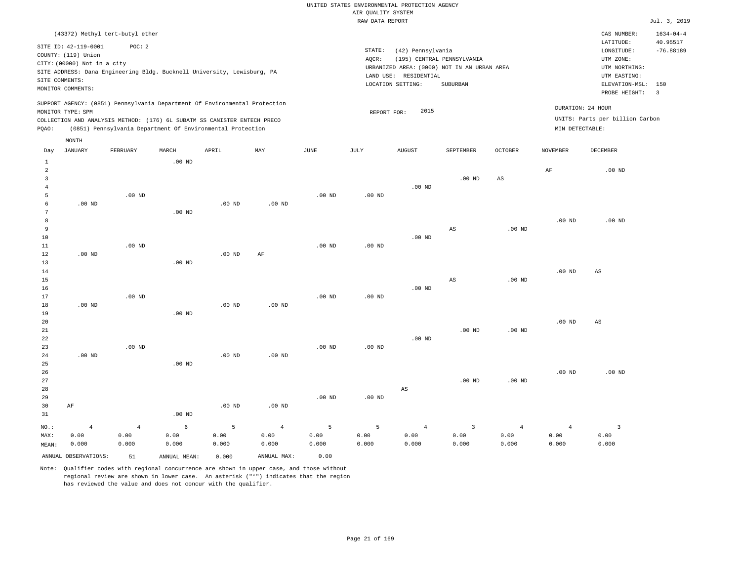UNITED STATES ENVIRONMENTAL PROTECTION AGENCY
AIR QUALITY SYSTEM
RAW DATA REPORT

Jul. 3, 2019

(43372) Methyl tert-butyl ether

SITE ID: 42-119-0001 POC: 2
COUNTY: (119) Union
CITY: (00000) Not in a city
SITE ADDRESS: Dana Engineering Bldg. Bucknell University, Lewisburg, PA
SITE COMMENTS:
MONITOR COMMENTS:

STATE: (42) Pennsylvania
AQCR: (195) CENTRAL PENNSYLVANIA
URBANIZED AREA: (0000) NOT IN AN URBAN AREA
LAND USE: RESIDENTIAL
LOCATION SETTING: SUBURBAN

CAS NUMBER: 1634-04-4
LATITUDE: 40.95517
LONGITUDE: -76.88189
UTM ZONE:
UTM NORTHING:
UTM EASTING:
ELEVATION-MSL: 150
PROBE HEIGHT: 3

SUPPORT AGENCY: (0851) Pennsylvania Department Of Environmental Protection
MONITOR TYPE: SPM
COLLECTION AND ANALYSIS METHOD: (176) 6L SUBATM SS CANISTER ENTECH PRECO
PQAO: (0851) Pennsylvania Department Of Environmental Protection

REPORT FOR: 2015

DURATION: 24 HOUR
UNITS: Parts per billion Carbon
MIN DETECTABLE:

| Day | JANUARY | FEBRUARY | MARCH | APRIL | MAY | JUNE | JULY | AUGUST | SEPTEMBER | OCTOBER | NOVEMBER | DECEMBER |
|---|---|---|---|---|---|---|---|---|---|---|---|---|
| 1 | | | .00 ND | | | | | | | | | |
| 2 | | | | | | | | | | | AF | .00 ND |
| 3 | | | | | | | | | .00 ND | AS | | |
| 4 | | | | | | | | .00 ND | | | | |
| 5 | | .00 ND | | | | .00 ND | .00 ND | | | | | |
| 6 | .00 ND | | | .00 ND | .00 ND | | | | | | | |
| 7 | | | .00 ND | | | | | | | | | |
| 8 | | | | | | | | | | | .00 ND | .00 ND |
| 9 | | | | | | | | | AS | .00 ND | | |
| 10 | | | | | | | | .00 ND | | | | |
| 11 | | .00 ND | | | | .00 ND | .00 ND | | | | | |
| 12 | .00 ND | | | .00 ND | AF | | | | | | | |
| 13 | | | .00 ND | | | | | | | | | |
| 14 | | | | | | | | | | | .00 ND | AS |
| 15 | | | | | | | | | AS | .00 ND | | |
| 16 | | | | | | | | .00 ND | | | | |
| 17 | | .00 ND | | | | .00 ND | .00 ND | | | | | |
| 18 | .00 ND | | | .00 ND | .00 ND | | | | | | | |
| 19 | | | .00 ND | | | | | | | | | |
| 20 | | | | | | | | | | | .00 ND | AS |
| 21 | | | | | | | | | .00 ND | .00 ND | | |
| 22 | | | | | | | | .00 ND | | | | |
| 23 | | .00 ND | | | | .00 ND | .00 ND | | | | | |
| 24 | .00 ND | | | .00 ND | .00 ND | | | | | | | |
| 25 | | | .00 ND | | | | | | | | | |
| 26 | | | | | | | | | | | .00 ND | .00 ND |
| 27 | | | | | | | | | .00 ND | .00 ND | | |
| 28 | | | | | | | | AS | | | | |
| 29 | | | | | | .00 ND | .00 ND | | | | | |
| 30 | AF | | | .00 ND | .00 ND | | | | | | | |
| 31 | | | .00 ND | | | | | | | | | |
| NO.: | 4 | 4 | 6 | 5 | 4 | 5 | 5 | 4 | 3 | 4 | 4 | 3 |
| MAX: | 0.00 | 0.00 | 0.00 | 0.00 | 0.00 | 0.00 | 0.00 | 0.00 | 0.00 | 0.00 | 0.00 | 0.00 |
| MEAN: | 0.000 | 0.000 | 0.000 | 0.000 | 0.000 | 0.000 | 0.000 | 0.000 | 0.000 | 0.000 | 0.000 | 0.000 |

ANNUAL OBSERVATIONS: 51 ANNUAL MEAN: 0.000 ANNUAL MAX: 0.00

Note: Qualifier codes with regional concurrence are shown in upper case, and those without regional review are shown in lower case. An asterisk ("*") indicates that the region has reviewed the value and does not concur with the qualifier.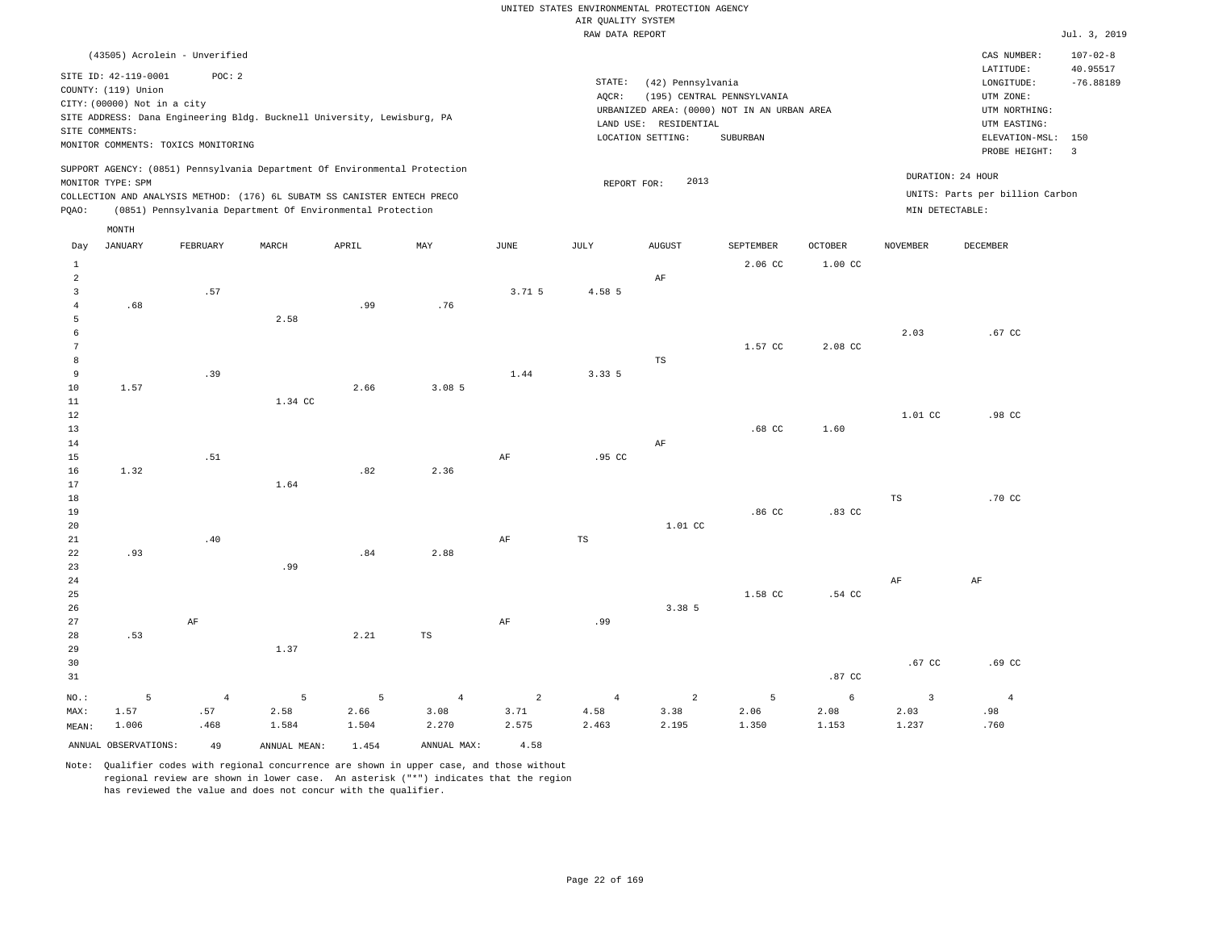UNITED STATES ENVIRONMENTAL PROTECTION AGENCY
AIR QUALITY SYSTEM
RAW DATA REPORT

Jul. 3, 2019

(43505) Acrolein - Unverified

SITE ID: 42-119-0001 POC: 2
COUNTY: (119) Union
CITY: (00000) Not in a city
SITE ADDRESS: Dana Engineering Bldg. Bucknell University, Lewisburg, PA
SITE COMMENTS:
MONITOR COMMENTS: TOXICS MONITORING

STATE: (42) Pennsylvania
AQCR: (195) CENTRAL PENNSYLVANIA
URBANIZED AREA: (0000) NOT IN AN URBAN AREA
LAND USE: RESIDENTIAL
LOCATION SETTING: SUBURBAN

CAS NUMBER: 107-02-8
LATITUDE: 40.95517
LONGITUDE: -76.88189
UTM ZONE:
UTM NORTHING:
UTM EASTING:
ELEVATION-MSL: 150
PROBE HEIGHT: 3

SUPPORT AGENCY: (0851) Pennsylvania Department Of Environmental Protection
MONITOR TYPE: SPM
COLLECTION AND ANALYSIS METHOD: (176) 6L SUBATM SS CANISTER ENTECH PRECO
PQAO: (0851) Pennsylvania Department Of Environmental Protection

REPORT FOR: 2013

DURATION: 24 HOUR
UNITS: Parts per billion Carbon
MIN DETECTABLE:

| Day | JANUARY | FEBRUARY | MARCH | APRIL | MAY | JUNE | JULY | AUGUST | SEPTEMBER | OCTOBER | NOVEMBER | DECEMBER |
|---|---|---|---|---|---|---|---|---|---|---|---|---|
| 1 | | | | | | | | | 2.06 CC | 1.00 CC | | |
| 2 | | | | | | | | AF | | | | |
| 3 | | .57 | | | | 3.71 5 | 4.58 5 | | | | | |
| 4 | .68 | | | .99 | .76 | | | | | | | |
| 5 | | | 2.58 | | | | | | | | | |
| 6 | | | | | | | | | | | 2.03 | .67 CC |
| 7 | | | | | | | | | 1.57 CC | 2.08 CC | | |
| 8 | | | | | | | | TS | | | | |
| 9 | | .39 | | | | 1.44 | 3.33 5 | | | | | |
| 10 | 1.57 | | | 2.66 | 3.08 5 | | | | | | | |
| 11 | | | 1.34 CC | | | | | | | | | |
| 12 | | | | | | | | | | | 1.01 CC | .98 CC |
| 13 | | | | | | | | | .68 CC | 1.60 | | |
| 14 | | | | | | | | AF | | | | |
| 15 | | .51 | | | | AF | .95 CC | | | | | |
| 16 | 1.32 | | | .82 | 2.36 | | | | | | | |
| 17 | | | 1.64 | | | | | | | | | |
| 18 | | | | | | | | | | | TS | .70 CC |
| 19 | | | | | | | | | .86 CC | .83 CC | | |
| 20 | | | | | | | | 1.01 CC | | | | |
| 21 | | .40 | | | | AF | TS | | | | | |
| 22 | .93 | | | .84 | 2.88 | | | | | | | |
| 23 | | | .99 | | | | | | | | | |
| 24 | | | | | | | | | | | AF | AF |
| 25 | | | | | | | | | 1.58 CC | .54 CC | | |
| 26 | | | | | | | | 3.38 5 | | | | |
| 27 | | AF | | | | AF | .99 | | | | | |
| 28 | .53 | | | 2.21 | TS | | | | | | | |
| 29 | | | 1.37 | | | | | | | | | |
| 30 | | | | | | | | | | | .67 CC | .69 CC |
| 31 | | | | | | | | | | .87 CC | | |
| NO.: | 5 | 4 | 5 | 5 | 4 | 2 | 4 | 2 | 5 | 6 | 3 | 4 |
| MAX: | 1.57 | .57 | 2.58 | 2.66 | 3.08 | 3.71 | 4.58 | 3.38 | 2.06 | 2.08 | 2.03 | .98 |
| MEAN: | 1.006 | .468 | 1.584 | 1.504 | 2.270 | 2.575 | 2.463 | 2.195 | 1.350 | 1.153 | 1.237 | .760 |

ANNUAL OBSERVATIONS: 49 ANNUAL MEAN: 1.454 ANNUAL MAX: 4.58

Note: Qualifier codes with regional concurrence are shown in upper case, and those without regional review are shown in lower case. An asterisk ("*") indicates that the region has reviewed the value and does not concur with the qualifier.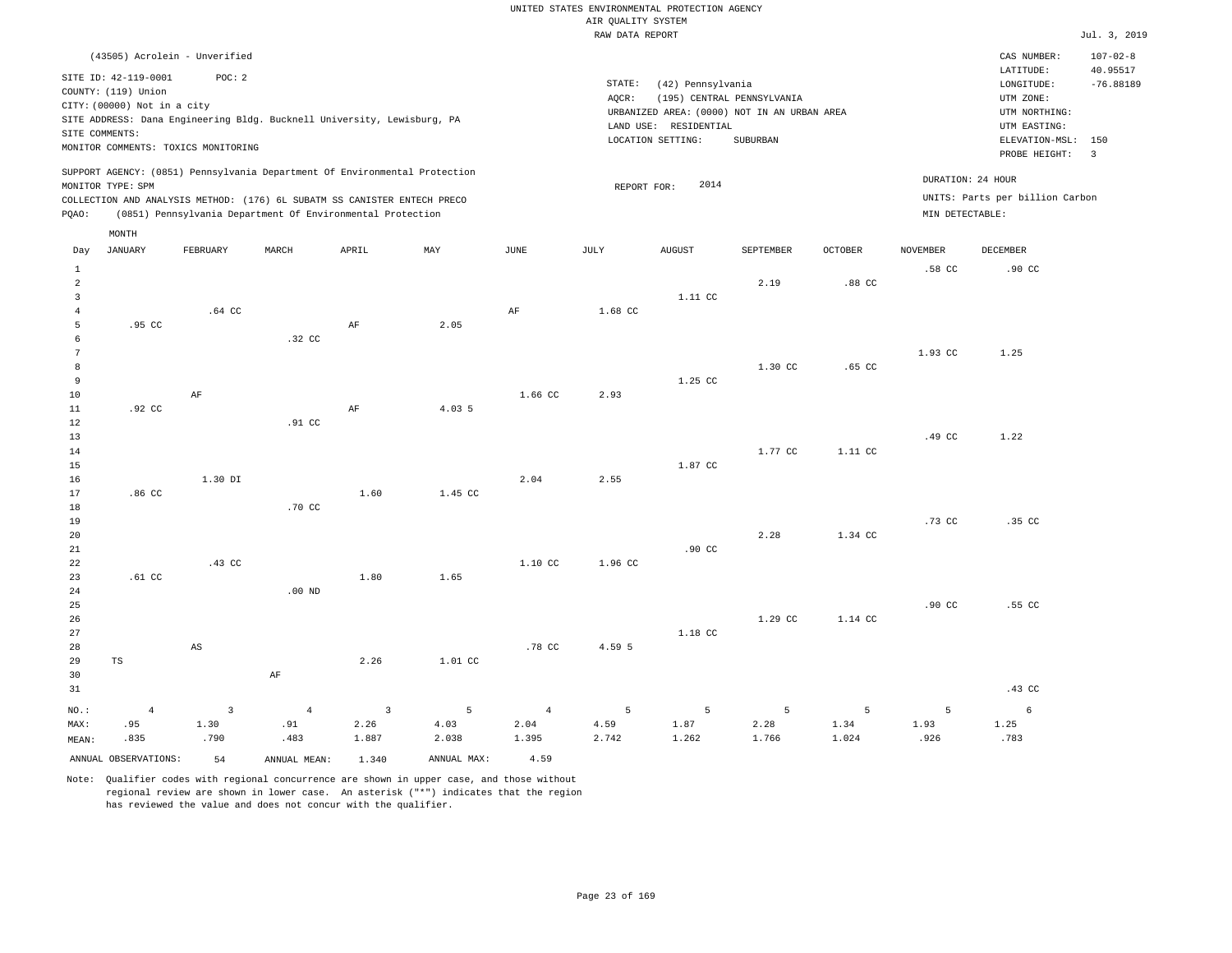UNITED STATES ENVIRONMENTAL PROTECTION AGENCY
AIR QUALITY SYSTEM
RAW DATA REPORT

Jul. 3, 2019

(43505) Acrolein - Unverified

SITE ID: 42-119-0001 POC: 2
COUNTY: (119) Union
CITY: (00000) Not in a city
SITE ADDRESS: Dana Engineering Bldg. Bucknell University, Lewisburg, PA
SITE COMMENTS:
MONITOR COMMENTS: TOXICS MONITORING

STATE: (42) Pennsylvania
AQCR: (195) CENTRAL PENNSYLVANIA
URBANIZED AREA: (0000) NOT IN AN URBAN AREA
LAND USE: RESIDENTIAL
LOCATION SETTING: SUBURBAN

CAS NUMBER: 107-02-8
LATITUDE: 40.95517
LONGITUDE: -76.88189
UTM ZONE:
UTM NORTHING:
UTM EASTING:
ELEVATION-MSL: 150
PROBE HEIGHT: 3

SUPPORT AGENCY: (0851) Pennsylvania Department Of Environmental Protection
MONITOR TYPE: SPM
COLLECTION AND ANALYSIS METHOD: (176) 6L SUBATM SS CANISTER ENTECH PRECO
PQAO: (0851) Pennsylvania Department Of Environmental Protection

REPORT FOR: 2014

DURATION: 24 HOUR
UNITS: Parts per billion Carbon
MIN DETECTABLE:

| Day | JANUARY | FEBRUARY | MARCH | APRIL | MAY | JUNE | JULY | AUGUST | SEPTEMBER | OCTOBER | NOVEMBER | DECEMBER |
|---|---|---|---|---|---|---|---|---|---|---|---|---|
| 1 | | | | | | | | | | | .58 CC | .90 CC |
| 2 | | | | | | | | | 2.19 | .88 CC | | |
| 3 | | | | | | | | 1.11 CC | | | | |
| 4 | | .64 CC | | | | AF | 1.68 CC | | | | | |
| 5 | .95 CC | | | AF | 2.05 | | | | | | | |
| 6 | | | .32 CC | | | | | | | | | |
| 7 | | | | | | | | | | | 1.93 CC | 1.25 |
| 8 | | | | | | | | | 1.30 CC | .65 CC | | |
| 9 | | | | | | | | 1.25 CC | | | | |
| 10 | | AF | | | | 1.66 CC | 2.93 | | | | | |
| 11 | .92 CC | | | AF | 4.03 5 | | | | | | | |
| 12 | | | .91 CC | | | | | | | | | |
| 13 | | | | | | | | | | | .49 CC | 1.22 |
| 14 | | | | | | | | | 1.77 CC | 1.11 CC | | |
| 15 | | | | | | | | 1.87 CC | | | | |
| 16 | | 1.30 DI | | | | 2.04 | 2.55 | | | | | |
| 17 | .86 CC | | | 1.60 | 1.45 CC | | | | | | | |
| 18 | | | .70 CC | | | | | | | | | |
| 19 | | | | | | | | | | | .73 CC | .35 CC |
| 20 | | | | | | | | | 2.28 | 1.34 CC | | |
| 21 | | | | | | | | .90 CC | | | | |
| 22 | | .43 CC | | | | 1.10 CC | 1.96 CC | | | | | |
| 23 | .61 CC | | | 1.80 | 1.65 | | | | | | | |
| 24 | | | .00 ND | | | | | | | | | |
| 25 | | | | | | | | | | | .90 CC | .55 CC |
| 26 | | | | | | | | | 1.29 CC | 1.14 CC | | |
| 27 | | | | | | | | 1.18 CC | | | | |
| 28 | | AS | | | | .78 CC | 4.59 5 | | | | | |
| 29 | TS | | | 2.26 | 1.01 CC | | | | | | | |
| 30 | | | AF | | | | | | | | | |
| 31 | | | | | | | | | | | | .43 CC |
| NO.: | 4 | 3 | 4 | 3 | 5 | 4 | 5 | 5 | 5 | 5 | 5 | 6 |
| MAX: | .95 | 1.30 | .91 | 2.26 | 4.03 | 2.04 | 4.59 | 1.87 | 2.28 | 1.34 | 1.93 | 1.25 |
| MEAN: | .835 | .790 | .483 | 1.887 | 2.038 | 1.395 | 2.742 | 1.262 | 1.766 | 1.024 | .926 | .783 |

ANNUAL OBSERVATIONS: 54 ANNUAL MEAN: 1.340 ANNUAL MAX: 4.59

Note: Qualifier codes with regional concurrence are shown in upper case, and those without regional review are shown in lower case. An asterisk ("*") indicates that the region has reviewed the value and does not concur with the qualifier.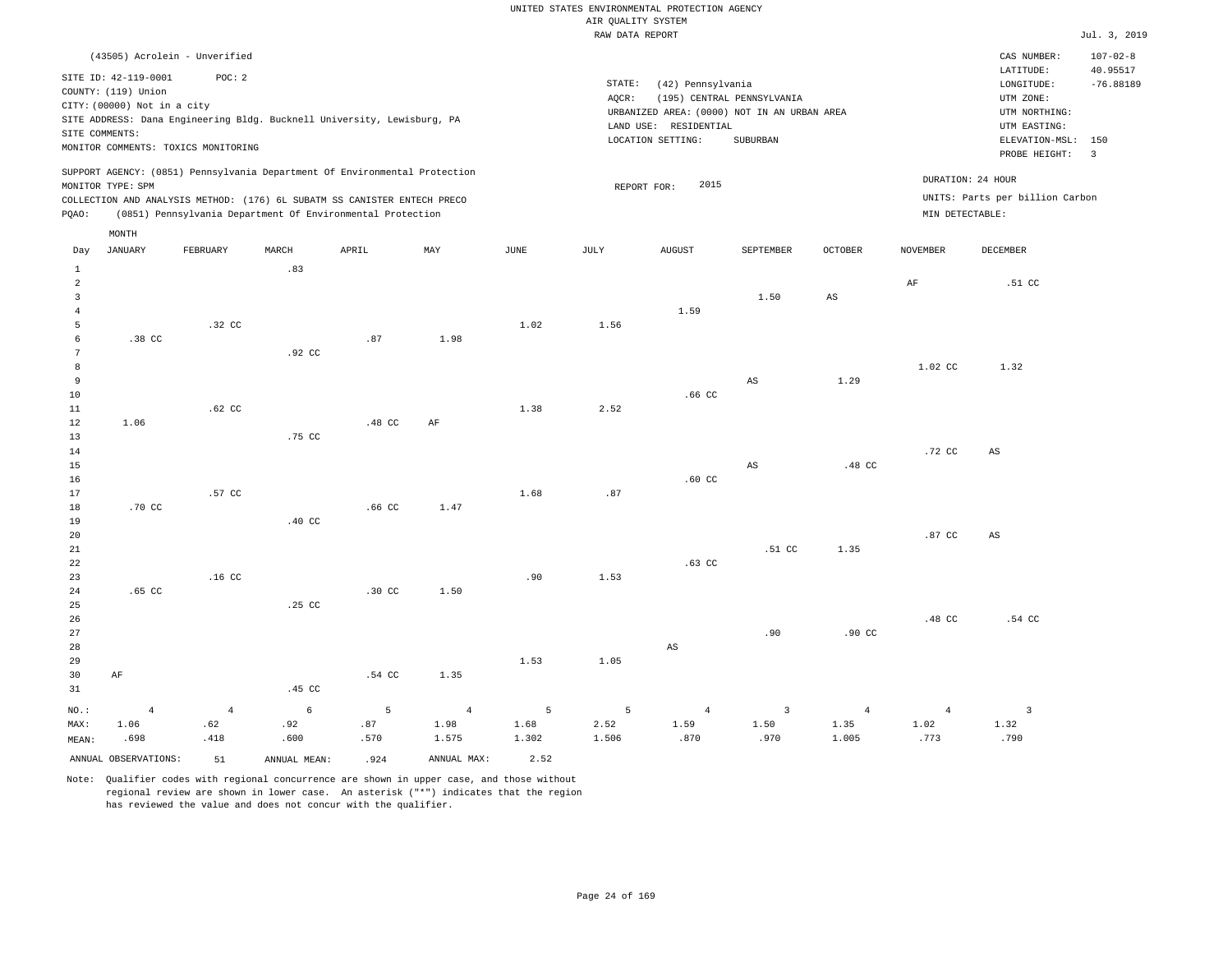UNITED STATES ENVIRONMENTAL PROTECTION AGENCY
AIR QUALITY SYSTEM
RAW DATA REPORT

Jul. 3, 2019

(43505) Acrolein - Unverified

SITE ID: 42-119-0001 POC: 2
COUNTY: (119) Union
CITY: (00000) Not in a city
SITE ADDRESS: Dana Engineering Bldg. Bucknell University, Lewisburg, PA
SITE COMMENTS:
MONITOR COMMENTS: TOXICS MONITORING

STATE: (42) Pennsylvania
AQCR: (195) CENTRAL PENNSYLVANIA
URBANIZED AREA: (0000) NOT IN AN URBAN AREA
LAND USE: RESIDENTIAL
LOCATION SETTING: SUBURBAN

CAS NUMBER: 107-02-8
LATITUDE: 40.95517
LONGITUDE: -76.88189
UTM ZONE:
UTM NORTHING:
UTM EASTING:
ELEVATION-MSL: 150
PROBE HEIGHT: 3

SUPPORT AGENCY: (0851) Pennsylvania Department Of Environmental Protection
MONITOR TYPE: SPM
COLLECTION AND ANALYSIS METHOD: (176) 6L SUBATM SS CANISTER ENTECH PRECO
PQAO: (0851) Pennsylvania Department Of Environmental Protection

REPORT FOR: 2015

DURATION: 24 HOUR
UNITS: Parts per billion Carbon
MIN DETECTABLE:

| Day | JANUARY | FEBRUARY | MARCH | APRIL | MAY | JUNE | JULY | AUGUST | SEPTEMBER | OCTOBER | NOVEMBER | DECEMBER |
|---|---|---|---|---|---|---|---|---|---|---|---|---|
| 1 | | | .83 | | | | | | | | | |
| 2 | | | | | | | | | | | AF | .51 CC |
| 3 | | | | | | | | | 1.50 | AS | | |
| 4 | | | | | | | | 1.59 | | | | |
| 5 | | .32 CC | | | | 1.02 | 1.56 | | | | | |
| 6 | .38 CC | | | .87 | 1.98 | | | | | | | |
| 7 | | | .92 CC | | | | | | | | | |
| 8 | | | | | | | | | | | 1.02 CC | 1.32 |
| 9 | | | | | | | | | AS | 1.29 | | |
| 10 | | | | | | | | .66 CC | | | | |
| 11 | | .62 CC | | | | 1.38 | 2.52 | | | | | |
| 12 | 1.06 | | | .48 CC | AF | | | | | | | |
| 13 | | | .75 CC | | | | | | | | | |
| 14 | | | | | | | | | | | .72 CC | AS |
| 15 | | | | | | | | | AS | .48 CC | | |
| 16 | | | | | | | | .60 CC | | | | |
| 17 | | .57 CC | | | | 1.68 | .87 | | | | | |
| 18 | .70 CC | | | .66 CC | 1.47 | | | | | | | |
| 19 | | | .40 CC | | | | | | | | | |
| 20 | | | | | | | | | | | .87 CC | AS |
| 21 | | | | | | | | | .51 CC | 1.35 | | |
| 22 | | | | | | | | .63 CC | | | | |
| 23 | | .16 CC | | | | .90 | 1.53 | | | | | |
| 24 | .65 CC | | | .30 CC | 1.50 | | | | | | | |
| 25 | | | .25 CC | | | | | | | | | |
| 26 | | | | | | | | | | | .48 CC | .54 CC |
| 27 | | | | | | | | | .90 | .90 CC | | |
| 28 | | | | | | | | AS | | | | |
| 29 | | | | | | 1.53 | 1.05 | | | | | |
| 30 | AF | | | .54 CC | 1.35 | | | | | | | |
| 31 | | | .45 CC | | | | | | | | | |
| NO.: | 4 | 4 | 6 | 5 | 4 | 5 | 5 | 4 | 3 | 4 | 4 | 3 |
| MAX: | 1.06 | .62 | .92 | .87 | 1.98 | 1.68 | 2.52 | 1.59 | 1.50 | 1.35 | 1.02 | 1.32 |
| MEAN: | .698 | .418 | .600 | .570 | 1.575 | 1.302 | 1.506 | .870 | .970 | 1.005 | .773 | .790 |

ANNUAL OBSERVATIONS: 51 ANNUAL MEAN: .924 ANNUAL MAX: 2.52

Note: Qualifier codes with regional concurrence are shown in upper case, and those without regional review are shown in lower case. An asterisk ("*") indicates that the region has reviewed the value and does not concur with the qualifier.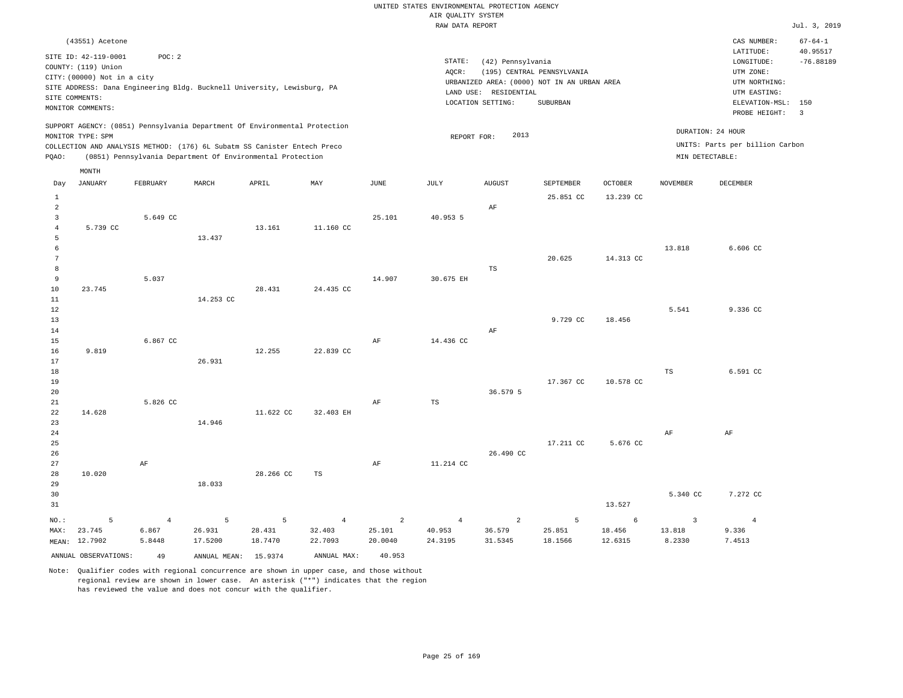UNITED STATES ENVIRONMENTAL PROTECTION AGENCY
AIR QUALITY SYSTEM
RAW DATA REPORT

Jul. 3, 2019

(43551) Acetone

SITE ID: 42-119-0001 POC: 2
COUNTY: (119) Union
CITY: (00000) Not in a city
SITE ADDRESS: Dana Engineering Bldg. Bucknell University, Lewisburg, PA
SITE COMMENTS:
MONITOR COMMENTS:

STATE: (42) Pennsylvania
AQCR: (195) CENTRAL PENNSYLVANIA
URBANIZED AREA: (0000) NOT IN AN URBAN AREA
LAND USE: RESIDENTIAL
LOCATION SETTING: SUBURBAN

CAS NUMBER: 67-64-1
LATITUDE: 40.95517
LONGITUDE: -76.88189
UTM ZONE:
UTM NORTHING:
UTM EASTING:
ELEVATION-MSL: 150
PROBE HEIGHT: 3

SUPPORT AGENCY: (0851) Pennsylvania Department Of Environmental Protection
MONITOR TYPE: SPM
COLLECTION AND ANALYSIS METHOD: (176) 6L Subatm SS Canister Entech Preco
PQAO: (0851) Pennsylvania Department Of Environmental Protection

REPORT FOR: 2013

DURATION: 24 HOUR
UNITS: Parts per billion Carbon
MIN DETECTABLE:

| Day | JANUARY | FEBRUARY | MARCH | APRIL | MAY | JUNE | JULY | AUGUST | SEPTEMBER | OCTOBER | NOVEMBER | DECEMBER |
|---|---|---|---|---|---|---|---|---|---|---|---|---|
| 1 | | | | | | | | | 25.851 CC | 13.239 CC | | |
| 2 | | | | | | | | AF | | | | |
| 3 | | 5.649 CC | | | | 25.101 | 40.953 5 | | | | | |
| 4 | 5.739 CC | | | 13.161 | 11.160 CC | | | | | | | |
| 5 | | | 13.437 | | | | | | | | | |
| 6 | | | | | | | | | | | 13.818 | 6.606 CC |
| 7 | | | | | | | | | 20.625 | 14.313 CC | | |
| 8 | | | | | | | | TS | | | | |
| 9 | | 5.037 | | | | 14.907 | 30.675 EH | | | | | |
| 10 | 23.745 | | | 28.431 | 24.435 CC | | | | | | | |
| 11 | | | 14.253 CC | | | | | | | | | |
| 12 | | | | | | | | | | | 5.541 | 9.336 CC |
| 13 | | | | | | | | | 9.729 CC | 18.456 | | |
| 14 | | | | | | | | AF | | | | |
| 15 | | 6.867 CC | | | | AF | 14.436 CC | | | | | |
| 16 | 9.819 | | | 12.255 | 22.839 CC | | | | | | | |
| 17 | | | 26.931 | | | | | | | | | |
| 18 | | | | | | | | | | | TS | 6.591 CC |
| 19 | | | | | | | | | 17.367 CC | 10.578 CC | | |
| 20 | | | | | | | | 36.579 5 | | | | |
| 21 | | 5.826 CC | | | | AF | TS | | | | | |
| 22 | 14.628 | | | 11.622 CC | 32.403 EH | | | | | | | |
| 23 | | | 14.946 | | | | | | | | | |
| 24 | | | | | | | | | | | AF | AF |
| 25 | | | | | | | | | 17.211 CC | 5.676 CC | | |
| 26 | | | | | | | | 26.490 CC | | | | |
| 27 | | AF | | | | AF | 11.214 CC | | | | | |
| 28 | 10.020 | | | 28.266 CC | TS | | | | | | | |
| 29 | | | 18.033 | | | | | | | | | |
| 30 | | | | | | | | | | | 5.340 CC | 7.272 CC |
| 31 | | | | | | | | | | 13.527 | | |
| NO.: | 5 | 4 | 5 | 5 | 4 | 2 | 4 | 2 | 5 | 6 | 3 | 4 |
| MAX: | 23.745 | 6.867 | 26.931 | 28.431 | 32.403 | 25.101 | 40.953 | 36.579 | 25.851 | 18.456 | 13.818 | 9.336 |
| MEAN: | 12.7902 | 5.8448 | 17.5200 | 18.7470 | 22.7093 | 20.0040 | 24.3195 | 31.5345 | 18.1566 | 12.6315 | 8.2330 | 7.4513 |

ANNUAL OBSERVATIONS: 49 ANNUAL MEAN: 15.9374 ANNUAL MAX: 40.953

Note: Qualifier codes with regional concurrence are shown in upper case, and those without regional review are shown in lower case. An asterisk ("*") indicates that the region has reviewed the value and does not concur with the qualifier.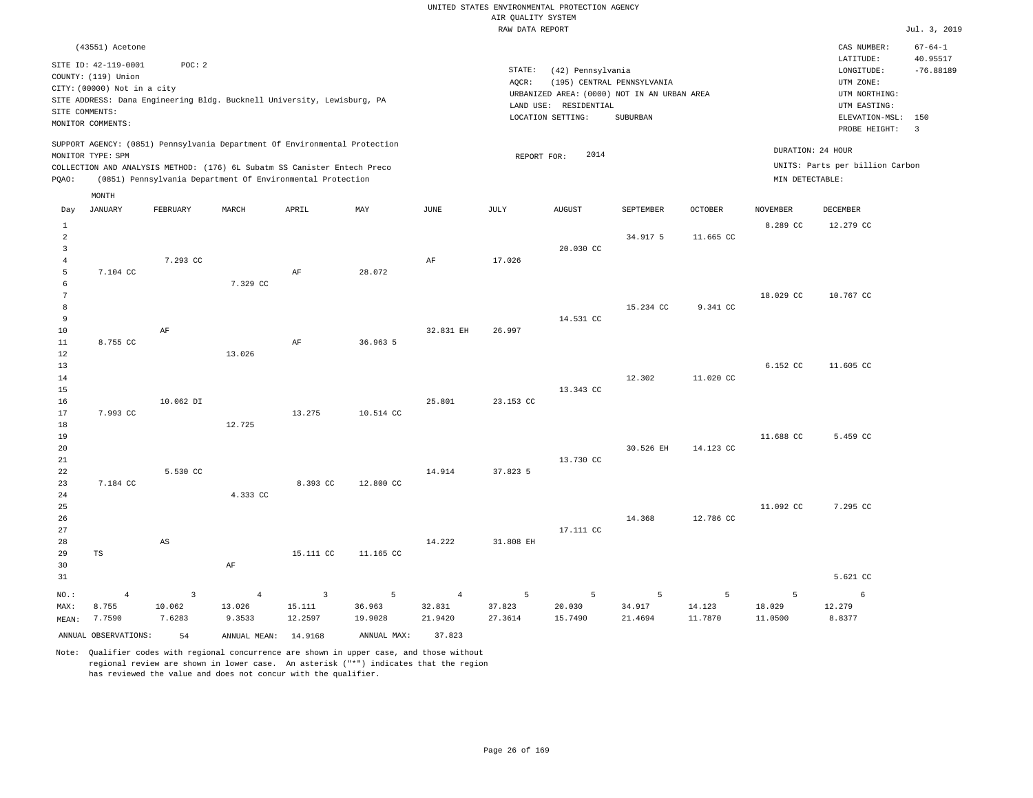UNITED STATES ENVIRONMENTAL PROTECTION AGENCY
AIR QUALITY SYSTEM
RAW DATA REPORT

Jul. 3, 2019

(43551) Acetone

SITE ID: 42-119-0001 POC: 2
COUNTY: (119) Union
CITY: (00000) Not in a city
SITE ADDRESS: Dana Engineering Bldg. Bucknell University, Lewisburg, PA
SITE COMMENTS:
MONITOR COMMENTS:

STATE: (42) Pennsylvania
AQCR: (195) CENTRAL PENNSYLVANIA
URBANIZED AREA: (0000) NOT IN AN URBAN AREA
LAND USE: RESIDENTIAL
LOCATION SETTING: SUBURBAN

CAS NUMBER: 67-64-1
LATITUDE: 40.95517
LONGITUDE: -76.88189
UTM ZONE:
UTM NORTHING:
UTM EASTING:
ELEVATION-MSL: 150
PROBE HEIGHT: 3

SUPPORT AGENCY: (0851) Pennsylvania Department Of Environmental Protection
MONITOR TYPE: SPM
COLLECTION AND ANALYSIS METHOD: (176) 6L Subatm SS Canister Entech Preco
PQAO: (0851) Pennsylvania Department Of Environmental Protection

REPORT FOR: 2014

DURATION: 24 HOUR
UNITS: Parts per billion Carbon
MIN DETECTABLE:

| Day | JANUARY | FEBRUARY | MARCH | APRIL | MAY | JUNE | JULY | AUGUST | SEPTEMBER | OCTOBER | NOVEMBER | DECEMBER |
|---|---|---|---|---|---|---|---|---|---|---|---|---|
| 1 | | | | | | | | | | | 8.289 CC | 12.279 CC |
| 2 | | | | | | | | | 34.917 5 | 11.665 CC | | |
| 3 | | | | | | | | 20.030 CC | | | | |
| 4 | | 7.293 CC | | | | AF | 17.026 | | | | | |
| 5 | 7.104 CC | | | AF | 28.072 | | | | | | | |
| 6 | | | 7.329 CC | | | | | | | | | |
| 7 | | | | | | | | | | | 18.029 CC | 10.767 CC |
| 8 | | | | | | | | | 15.234 CC | 9.341 CC | | |
| 9 | | | | | | | | 14.531 CC | | | | |
| 10 | | AF | | | | 32.831 EH | 26.997 | | | | | |
| 11 | 8.755 CC | | | AF | 36.963 5 | | | | | | | |
| 12 | | | 13.026 | | | | | | | | | |
| 13 | | | | | | | | | | | 6.152 CC | 11.605 CC |
| 14 | | | | | | | | | 12.302 | 11.020 CC | | |
| 15 | | | | | | | | 13.343 CC | | | | |
| 16 | | 10.062 DI | | | | 25.801 | 23.153 CC | | | | | |
| 17 | 7.993 CC | | | 13.275 | 10.514 CC | | | | | | | |
| 18 | | | 12.725 | | | | | | | | | |
| 19 | | | | | | | | | | | 11.688 CC | 5.459 CC |
| 20 | | | | | | | | | 30.526 EH | 14.123 CC | | |
| 21 | | | | | | | | 13.730 CC | | | | |
| 22 | | 5.530 CC | | | | 14.914 | 37.823 5 | | | | | |
| 23 | 7.184 CC | | | 8.393 CC | 12.800 CC | | | | | | | |
| 24 | | | 4.333 CC | | | | | | | | | |
| 25 | | | | | | | | | | | 11.092 CC | 7.295 CC |
| 26 | | | | | | | | | 14.368 | 12.786 CC | | |
| 27 | | | | | | | | 17.111 CC | | | | |
| 28 | | AS | | | | 14.222 | 31.808 EH | | | | | |
| 29 | TS | | | 15.111 CC | 11.165 CC | | | | | | | |
| 30 | | | AF | | | | | | | | | |
| 31 | | | | | | | | | | | | 5.621 CC |
| NO.: | 4 | 3 | 4 | 3 | 5 | 4 | 5 | 5 | 5 | 5 | 5 | 6 |
| MAX: | 8.755 | 10.062 | 13.026 | 15.111 | 36.963 | 32.831 | 37.823 | 20.030 | 34.917 | 14.123 | 18.029 | 12.279 |
| MEAN: | 7.7590 | 7.6283 | 9.3533 | 12.2597 | 19.9028 | 21.9420 | 27.3614 | 15.7490 | 21.4694 | 11.7870 | 11.0500 | 8.8377 |

ANNUAL OBSERVATIONS: 54 ANNUAL MEAN: 14.9168 ANNUAL MAX: 37.823

Note: Qualifier codes with regional concurrence are shown in upper case, and those without regional review are shown in lower case. An asterisk ("*") indicates that the region has reviewed the value and does not concur with the qualifier.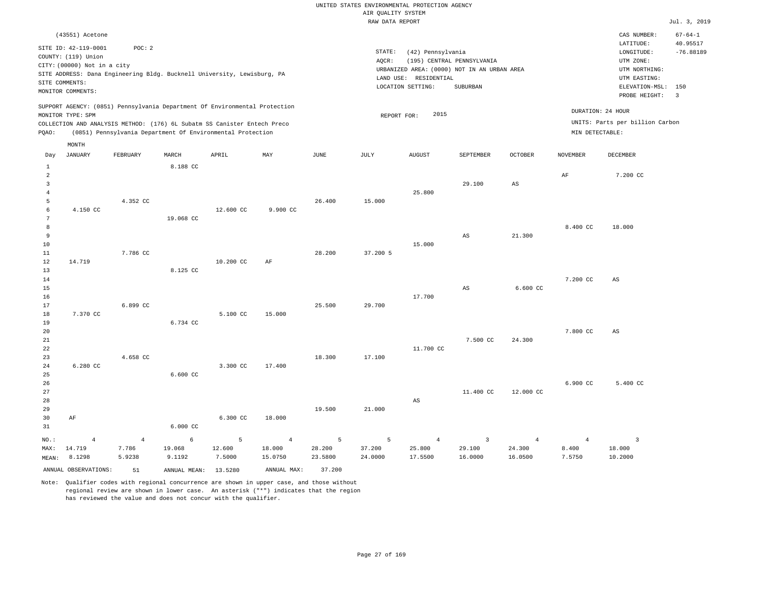UNITED STATES ENVIRONMENTAL PROTECTION AGENCY
AIR QUALITY SYSTEM
RAW DATA REPORT

Jul. 3, 2019

(43551) Acetone

SITE ID: 42-119-0001 POC: 2
COUNTY: (119) Union
CITY: (00000) Not in a city
SITE ADDRESS: Dana Engineering Bldg. Bucknell University, Lewisburg, PA
SITE COMMENTS:
MONITOR COMMENTS:

STATE: (42) Pennsylvania
AQCR: (195) CENTRAL PENNSYLVANIA
URBANIZED AREA: (0000) NOT IN AN URBAN AREA
LAND USE: RESIDENTIAL
LOCATION SETTING: SUBURBAN

CAS NUMBER: 67-64-1
LATITUDE: 40.95517
LONGITUDE: -76.88189
UTM ZONE:
UTM NORTHING:
UTM EASTING:
ELEVATION-MSL: 150
PROBE HEIGHT: 3

SUPPORT AGENCY: (0851) Pennsylvania Department Of Environmental Protection
MONITOR TYPE: SPM
COLLECTION AND ANALYSIS METHOD: (176) 6L Subatm SS Canister Entech Preco
PQAO: (0851) Pennsylvania Department Of Environmental Protection

REPORT FOR: 2015

DURATION: 24 HOUR
UNITS: Parts per billion Carbon
MIN DETECTABLE:

| Day | JANUARY | FEBRUARY | MARCH | APRIL | MAY | JUNE | JULY | AUGUST | SEPTEMBER | OCTOBER | NOVEMBER | DECEMBER |
|---|---|---|---|---|---|---|---|---|---|---|---|---|
| 1 | | | 8.188 CC | | | | | | | | | |
| 2 | | | | | | | | | | | AF | 7.200 CC |
| 3 | | | | | | | | | 29.100 | AS | | |
| 4 | | | | | | | | 25.800 | | | | |
| 5 | | 4.352 CC | | | | 26.400 | 15.000 | | | | | |
| 6 | 4.150 CC | | | 12.600 CC | 9.900 CC | | | | | | | |
| 7 | | | 19.068 CC | | | | | | | | | |
| 8 | | | | | | | | | | | 8.400 CC | 18.000 |
| 9 | | | | | | | | | AS | 21.300 | | |
| 10 | | | | | | | | 15.000 | | | | |
| 11 | | 7.786 CC | | | | 28.200 | 37.200 5 | | | | | |
| 12 | 14.719 | | | 10.200 CC | AF | | | | | | | |
| 13 | | | 8.125 CC | | | | | | | | | |
| 14 | | | | | | | | | | | 7.200 CC | AS |
| 15 | | | | | | | | | AS | 6.600 CC | | |
| 16 | | | | | | | | 17.700 | | | | |
| 17 | | 6.899 CC | | | | 25.500 | 29.700 | | | | | |
| 18 | 7.370 CC | | | 5.100 CC | 15.000 | | | | | | | |
| 19 | | | 6.734 CC | | | | | | | | | |
| 20 | | | | | | | | | | | 7.800 CC | AS |
| 21 | | | | | | | | | 7.500 CC | 24.300 | | |
| 22 | | | | | | | | 11.700 CC | | | | |
| 23 | | 4.658 CC | | | | 18.300 | 17.100 | | | | | |
| 24 | 6.280 CC | | | 3.300 CC | 17.400 | | | | | | | |
| 25 | | | 6.600 CC | | | | | | | | | |
| 26 | | | | | | | | | | | 6.900 CC | 5.400 CC |
| 27 | | | | | | | | | 11.400 CC | 12.000 CC | | |
| 28 | | | | | | | | AS | | | | |
| 29 | | | | | | 19.500 | 21.000 | | | | | |
| 30 | AF | | | 6.300 CC | 18.000 | | | | | | | |
| 31 | | | 6.000 CC | | | | | | | | | |
| NO.: | 4 | 4 | 6 | 5 | 4 | 5 | 5 | 4 | 3 | 4 | 4 | 3 |
| MAX: | 14.719 | 7.786 | 19.068 | 12.600 | 18.000 | 28.200 | 37.200 | 25.800 | 29.100 | 24.300 | 8.400 | 18.000 |
| MEAN: | 8.1298 | 5.9238 | 9.1192 | 7.5000 | 15.0750 | 23.5800 | 24.0000 | 17.5500 | 16.0000 | 16.0500 | 7.5750 | 10.2000 |

ANNUAL OBSERVATIONS: 51 ANNUAL MEAN: 13.5280 ANNUAL MAX: 37.200

Note: Qualifier codes with regional concurrence are shown in upper case, and those without regional review are shown in lower case. An asterisk ("*") indicates that the region has reviewed the value and does not concur with the qualifier.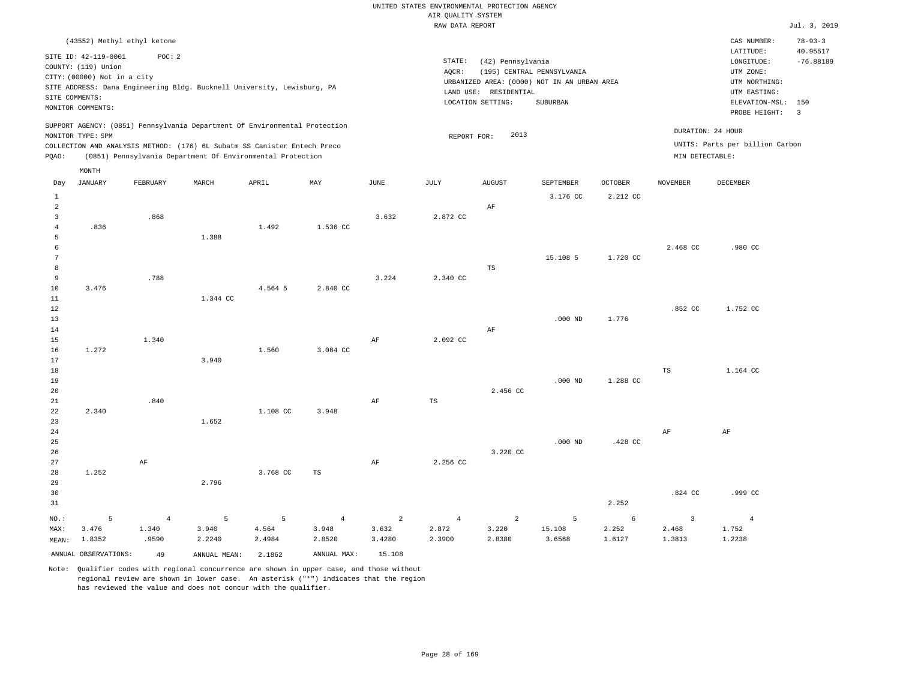UNITED STATES ENVIRONMENTAL PROTECTION AGENCY
AIR QUALITY SYSTEM
RAW DATA REPORT

Jul. 3, 2019

(43552) Methyl ethyl ketone

SITE ID: 42-119-0001 POC: 2
COUNTY: (119) Union
CITY: (00000) Not in a city
SITE ADDRESS: Dana Engineering Bldg. Bucknell University, Lewisburg, PA
SITE COMMENTS:
MONITOR COMMENTS:

STATE: (42) Pennsylvania
AQCR: (195) CENTRAL PENNSYLVANIA
URBANIZED AREA: (0000) NOT IN AN URBAN AREA
LAND USE: RESIDENTIAL
LOCATION SETTING: SUBURBAN

CAS NUMBER: 78-93-3
LATITUDE: 40.95517
LONGITUDE: -76.88189
UTM ZONE:
UTM NORTHING:
UTM EASTING:
ELEVATION-MSL: 150
PROBE HEIGHT: 3

SUPPORT AGENCY: (0851) Pennsylvania Department Of Environmental Protection
MONITOR TYPE: SPM
COLLECTION AND ANALYSIS METHOD: (176) 6L Subatm SS Canister Entech Preco
PQAO: (0851) Pennsylvania Department Of Environmental Protection

REPORT FOR: 2013

DURATION: 24 HOUR
UNITS: Parts per billion Carbon
MIN DETECTABLE:

| Day | JANUARY | FEBRUARY | MARCH | APRIL | MAY | JUNE | JULY | AUGUST | SEPTEMBER | OCTOBER | NOVEMBER | DECEMBER |
|---|---|---|---|---|---|---|---|---|---|---|---|---|
| 1 | | | | | | | | | 3.176 CC | 2.212 CC | | |
| 2 | | | | | | | | AF | | | | |
| 3 | | .868 | | | | 3.632 | 2.872 CC | | | | | |
| 4 | .836 | | | 1.492 | 1.536 CC | | | | | | | |
| 5 | | | 1.388 | | | | | | | | | |
| 6 | | | | | | | | | | | 2.468 CC | .980 CC |
| 7 | | | | | | | | | 15.108 5 | 1.720 CC | | |
| 8 | | | | | | | | TS | | | | |
| 9 | | .788 | | | | 3.224 | 2.340 CC | | | | | |
| 10 | 3.476 | | | 4.564 5 | 2.840 CC | | | | | | | |
| 11 | | | 1.344 CC | | | | | | | | | |
| 12 | | | | | | | | | | | .852 CC | 1.752 CC |
| 13 | | | | | | | | | .000 ND | 1.776 | | |
| 14 | | | | | | | | AF | | | | |
| 15 | | 1.340 | | | | AF | 2.092 CC | | | | | |
| 16 | 1.272 | | | 1.560 | 3.084 CC | | | | | | | |
| 17 | | | 3.940 | | | | | | | | | |
| 18 | | | | | | | | | | | TS | 1.164 CC |
| 19 | | | | | | | | | .000 ND | 1.288 CC | | |
| 20 | | | | | | | | 2.456 CC | | | | |
| 21 | | .840 | | | | AF | TS | | | | | |
| 22 | 2.340 | | | 1.108 CC | 3.948 | | | | | | | |
| 23 | | | 1.652 | | | | | | | | | |
| 24 | | | | | | | | | | | AF | AF |
| 25 | | | | | | | | | .000 ND | .428 CC | | |
| 26 | | | | | | | | 3.220 CC | | | | |
| 27 | | AF | | | | AF | 2.256 CC | | | | | |
| 28 | 1.252 | | | 3.768 CC | TS | | | | | | | |
| 29 | | | 2.796 | | | | | | | | | |
| 30 | | | | | | | | | | | .824 CC | .999 CC |
| 31 | | | | | | | | | | 2.252 | | |
| NO.: | 5 | 4 | 5 | 5 | 4 | 2 | 4 | 2 | 5 | 6 | 3 | 4 |
| MAX: | 3.476 | 1.340 | 3.940 | 4.564 | 3.948 | 3.632 | 2.872 | 3.220 | 15.108 | 2.252 | 2.468 | 1.752 |
| MEAN: | 1.8352 | .9590 | 2.2240 | 2.4984 | 2.8520 | 3.4280 | 2.3900 | 2.8380 | 3.6568 | 1.6127 | 1.3813 | 1.2238 |

ANNUAL OBSERVATIONS: 49 ANNUAL MEAN: 2.1862 ANNUAL MAX: 15.108

Note: Qualifier codes with regional concurrence are shown in upper case, and those without regional review are shown in lower case. An asterisk ("*") indicates that the region has reviewed the value and does not concur with the qualifier.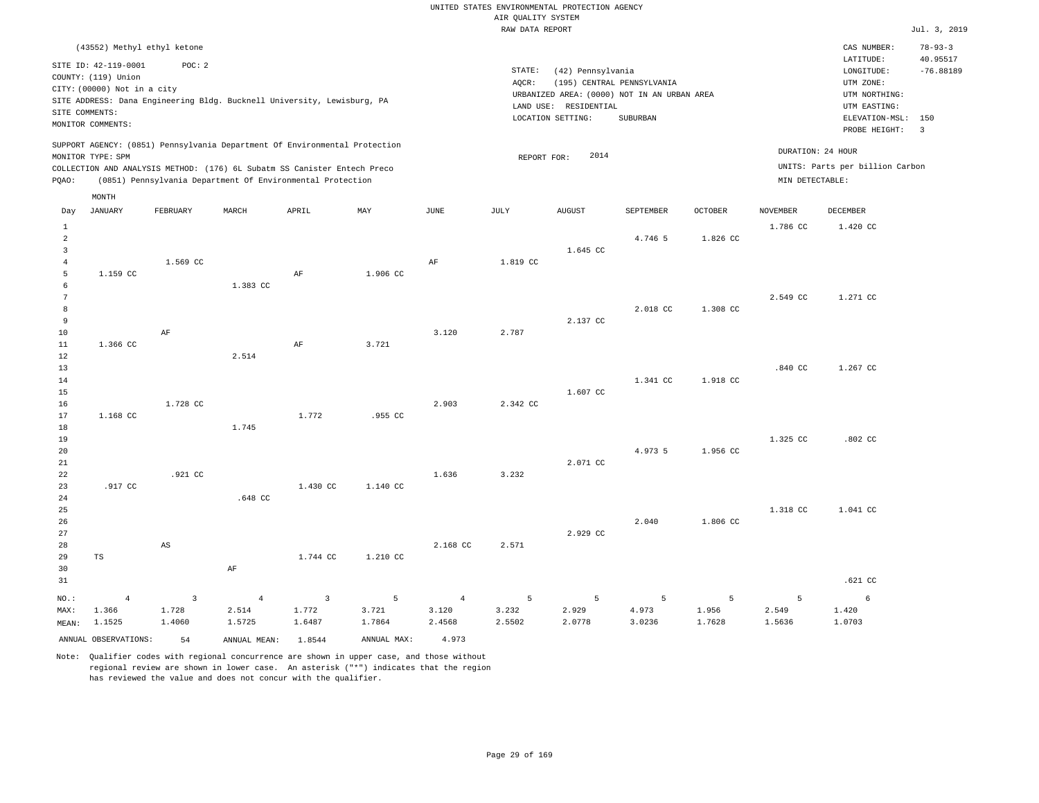UNITED STATES ENVIRONMENTAL PROTECTION AGENCY
AIR QUALITY SYSTEM
RAW DATA REPORT

Jul. 3, 2019

(43552) Methyl ethyl ketone

SITE ID: 42-119-0001 POC: 2
COUNTY: (119) Union
CITY: (00000) Not in a city
SITE ADDRESS: Dana Engineering Bldg. Bucknell University, Lewisburg, PA
SITE COMMENTS:
MONITOR COMMENTS:

STATE: (42) Pennsylvania
AQCR: (195) CENTRAL PENNSYLVANIA
URBANIZED AREA: (0000) NOT IN AN URBAN AREA
LAND USE: RESIDENTIAL
LOCATION SETTING: SUBURBAN

CAS NUMBER: 78-93-3
LATITUDE: 40.95517
LONGITUDE: -76.88189
UTM ZONE:
UTM NORTHING:
UTM EASTING:
ELEVATION-MSL: 150
PROBE HEIGHT: 3

SUPPORT AGENCY: (0851) Pennsylvania Department Of Environmental Protection
MONITOR TYPE: SPM
COLLECTION AND ANALYSIS METHOD: (176) 6L Subatm SS Canister Entech Preco
PQAO: (0851) Pennsylvania Department Of Environmental Protection

REPORT FOR: 2014

DURATION: 24 HOUR
UNITS: Parts per billion Carbon
MIN DETECTABLE:

| Day | JANUARY | FEBRUARY | MARCH | APRIL | MAY | JUNE | JULY | AUGUST | SEPTEMBER | OCTOBER | NOVEMBER | DECEMBER |
|---|---|---|---|---|---|---|---|---|---|---|---|---|
| 1 | | | | | | | | | | | 1.786 CC | 1.420 CC |
| 2 | | | | | | | | | 4.746 5 | 1.826 CC | | |
| 3 | | | | | | | | 1.645 CC | | | | |
| 4 | | 1.569 CC | | | | AF | 1.819 CC | | | | | |
| 5 | 1.159 CC | | | AF | 1.906 CC | | | | | | | |
| 6 | | | 1.383 CC | | | | | | | | | |
| 7 | | | | | | | | | | | 2.549 CC | 1.271 CC |
| 8 | | | | | | | | | 2.018 CC | 1.308 CC | | |
| 9 | | | | | | | | 2.137 CC | | | | |
| 10 | | AF | | | | 3.120 | 2.787 | | | | | |
| 11 | 1.366 CC | | | AF | 3.721 | | | | | | | |
| 12 | | | 2.514 | | | | | | | | | |
| 13 | | | | | | | | | | | .840 CC | 1.267 CC |
| 14 | | | | | | | | | 1.341 CC | 1.918 CC | | |
| 15 | | | | | | | | 1.607 CC | | | | |
| 16 | | 1.728 CC | | | | 2.903 | 2.342 CC | | | | | |
| 17 | 1.168 CC | | | 1.772 | .955 CC | | | | | | | |
| 18 | | | 1.745 | | | | | | | | | |
| 19 | | | | | | | | | | | 1.325 CC | .802 CC |
| 20 | | | | | | | | | 4.973 5 | 1.956 CC | | |
| 21 | | | | | | | | 2.071 CC | | | | |
| 22 | | .921 CC | | | | 1.636 | 3.232 | | | | | |
| 23 | .917 CC | | | 1.430 CC | 1.140 CC | | | | | | | |
| 24 | | | .648 CC | | | | | | | | | |
| 25 | | | | | | | | | | | 1.318 CC | 1.041 CC |
| 26 | | | | | | | | | 2.040 | 1.806 CC | | |
| 27 | | | | | | | | 2.929 CC | | | | |
| 28 | | AS | | | | 2.168 CC | 2.571 | | | | | |
| 29 | TS | | | 1.744 CC | 1.210 CC | | | | | | | |
| 30 | | | AF | | | | | | | | | |
| 31 | | | | | | | | | | | | .621 CC |
| NO.: | 4 | 3 | 4 | 3 | 5 | 4 | 5 | 5 | 5 | 5 | 5 | 6 |
| MAX: | 1.366 | 1.728 | 2.514 | 1.772 | 3.721 | 3.120 | 3.232 | 2.929 | 4.973 | 1.956 | 2.549 | 1.420 |
| MEAN: | 1.1525 | 1.4060 | 1.5725 | 1.6487 | 1.7864 | 2.4568 | 2.5502 | 2.0778 | 3.0236 | 1.7628 | 1.5636 | 1.0703 |

ANNUAL OBSERVATIONS: 54 ANNUAL MEAN: 1.8544 ANNUAL MAX: 4.973

Note: Qualifier codes with regional concurrence are shown in upper case, and those without regional review are shown in lower case. An asterisk ("*") indicates that the region has reviewed the value and does not concur with the qualifier.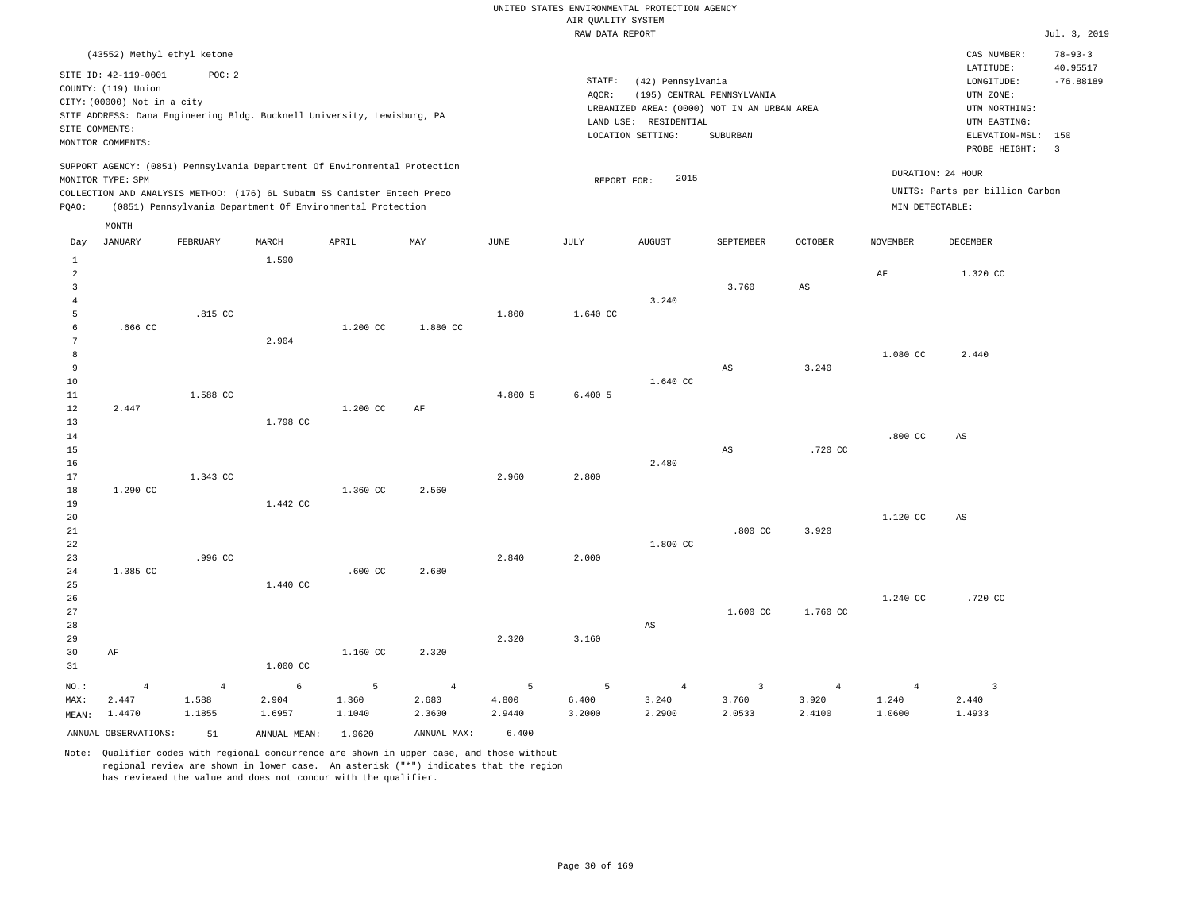UNITED STATES ENVIRONMENTAL PROTECTION AGENCY
AIR QUALITY SYSTEM
RAW DATA REPORT

Jul. 3, 2019

(43552) Methyl ethyl ketone

SITE ID: 42-119-0001 POC: 2
COUNTY: (119) Union
CITY: (00000) Not in a city
SITE ADDRESS: Dana Engineering Bldg. Bucknell University, Lewisburg, PA
SITE COMMENTS:
MONITOR COMMENTS:

STATE: (42) Pennsylvania
AQCR: (195) CENTRAL PENNSYLVANIA
URBANIZED AREA: (0000) NOT IN AN URBAN AREA
LAND USE: RESIDENTIAL
LOCATION SETTING: SUBURBAN

CAS NUMBER: 78-93-3
LATITUDE: 40.95517
LONGITUDE: -76.88189
UTM ZONE:
UTM NORTHING:
UTM EASTING:
ELEVATION-MSL: 150
PROBE HEIGHT: 3

SUPPORT AGENCY: (0851) Pennsylvania Department Of Environmental Protection
MONITOR TYPE: SPM
COLLECTION AND ANALYSIS METHOD: (176) 6L Subatm SS Canister Entech Preco
PQAO: (0851) Pennsylvania Department Of Environmental Protection

REPORT FOR: 2015

DURATION: 24 HOUR
UNITS: Parts per billion Carbon
MIN DETECTABLE:

| Day | JANUARY | FEBRUARY | MARCH | APRIL | MAY | JUNE | JULY | AUGUST | SEPTEMBER | OCTOBER | NOVEMBER | DECEMBER |
|---|---|---|---|---|---|---|---|---|---|---|---|---|
| 1 | | | 1.590 | | | | | | | | | |
| 2 | | | | | | | | | | | AF | 1.320 CC |
| 3 | | | | | | | | | 3.760 | AS | | |
| 4 | | | | | | | | 3.240 | | | | |
| 5 | | .815 CC | | | | 1.800 | 1.640 CC | | | | | |
| 6 | .666 CC | | | 1.200 CC | 1.880 CC | | | | | | | |
| 7 | | | 2.904 | | | | | | | | | |
| 8 | | | | | | | | | | | 1.080 CC | 2.440 |
| 9 | | | | | | | | | AS | 3.240 | | |
| 10 | | | | | | | | 1.640 CC | | | | |
| 11 | | 1.588 CC | | | | 4.800 5 | 6.400 5 | | | | | |
| 12 | 2.447 | | | 1.200 CC | AF | | | | | | | |
| 13 | | | 1.798 CC | | | | | | | | | |
| 14 | | | | | | | | | | | .800 CC | AS |
| 15 | | | | | | | | | AS | .720 CC | | |
| 16 | | | | | | | | 2.480 | | | | |
| 17 | | 1.343 CC | | | | 2.960 | 2.800 | | | | | |
| 18 | 1.290 CC | | | 1.360 CC | 2.560 | | | | | | | |
| 19 | | | 1.442 CC | | | | | | | | | |
| 20 | | | | | | | | | | | 1.120 CC | AS |
| 21 | | | | | | | | | .800 CC | 3.920 | | |
| 22 | | | | | | | | 1.800 CC | | | | |
| 23 | | .996 CC | | | | 2.840 | 2.000 | | | | | |
| 24 | 1.385 CC | | | .600 CC | 2.680 | | | | | | | |
| 25 | | | 1.440 CC | | | | | | | | | |
| 26 | | | | | | | | | | | 1.240 CC | .720 CC |
| 27 | | | | | | | | | 1.600 CC | 1.760 CC | | |
| 28 | | | | | | | | AS | | | | |
| 29 | | | | | | 2.320 | 3.160 | | | | | |
| 30 | AF | | | 1.160 CC | 2.320 | | | | | | | |
| 31 | | | 1.000 CC | | | | | | | | | |
| NO.: | 4 | 4 | 6 | 5 | 4 | 5 | 5 | 4 | 3 | 4 | 4 | 3 |
| MAX: | 2.447 | 1.588 | 2.904 | 1.360 | 2.680 | 4.800 | 6.400 | 3.240 | 3.760 | 3.920 | 1.240 | 2.440 |
| MEAN: | 1.4470 | 1.1855 | 1.6957 | 1.1040 | 2.3600 | 2.9440 | 3.2000 | 2.2900 | 2.0533 | 2.4100 | 1.0600 | 1.4933 |

ANNUAL OBSERVATIONS: 51 ANNUAL MEAN: 1.9620 ANNUAL MAX: 6.400

Note: Qualifier codes with regional concurrence are shown in upper case, and those without regional review are shown in lower case. An asterisk ("*") indicates that the region has reviewed the value and does not concur with the qualifier.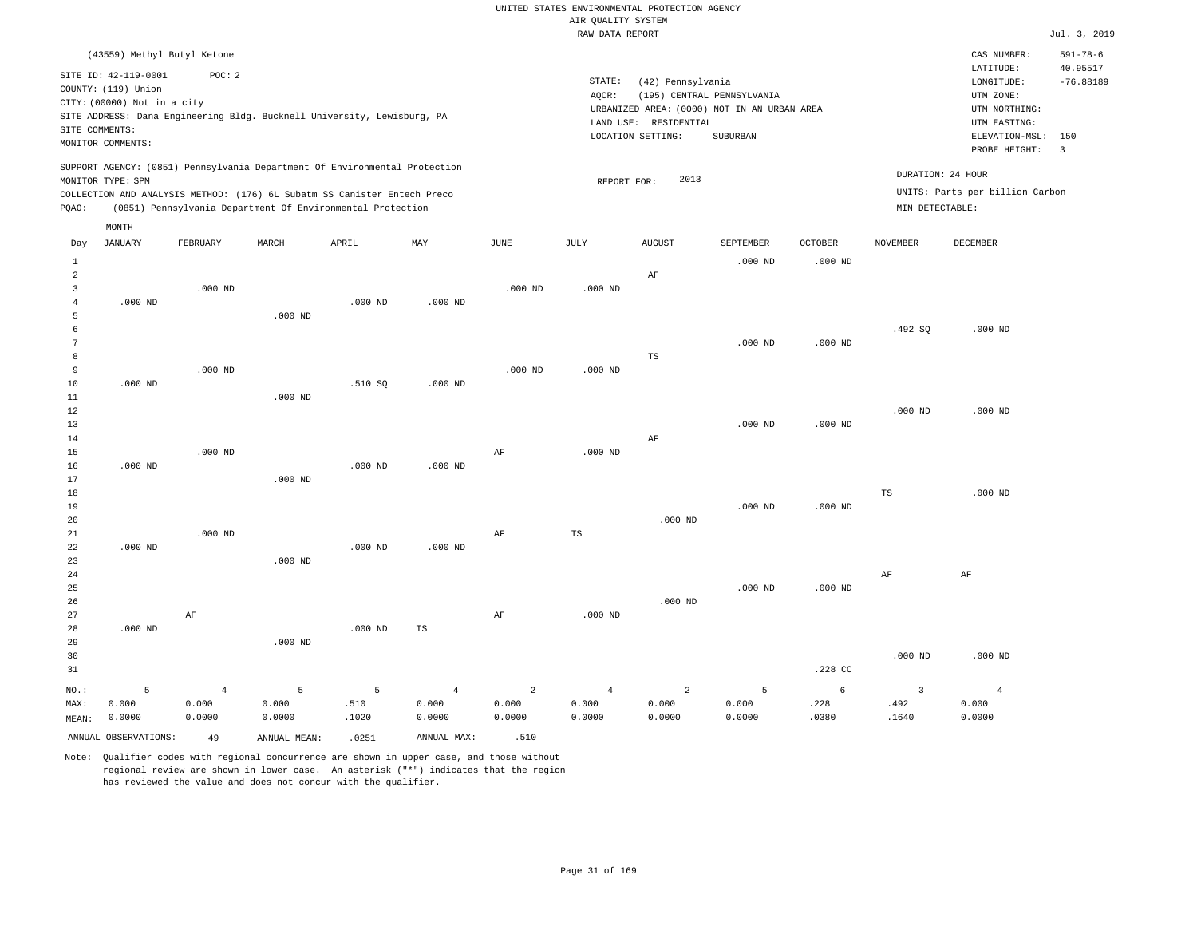UNITED STATES ENVIRONMENTAL PROTECTION AGENCY
AIR QUALITY SYSTEM
RAW DATA REPORT

Jul. 3, 2019

(43559) Methyl Butyl Ketone

SITE ID: 42-119-0001 POC: 2
COUNTY: (119) Union
CITY: (00000) Not in a city
SITE ADDRESS: Dana Engineering Bldg. Bucknell University, Lewisburg, PA
SITE COMMENTS:
MONITOR COMMENTS:

STATE: (42) Pennsylvania
AQCR: (195) CENTRAL PENNSYLVANIA
URBANIZED AREA: (0000) NOT IN AN URBAN AREA
LAND USE: RESIDENTIAL
LOCATION SETTING: SUBURBAN

CAS NUMBER: 591-78-6
LATITUDE: 40.95517
LONGITUDE: -76.88189
UTM ZONE:
UTM NORTHING:
UTM EASTING:
ELEVATION-MSL: 150
PROBE HEIGHT: 3

SUPPORT AGENCY: (0851) Pennsylvania Department Of Environmental Protection
MONITOR TYPE: SPM
COLLECTION AND ANALYSIS METHOD: (176) 6L Subatm SS Canister Entech Preco
PQAO: (0851) Pennsylvania Department Of Environmental Protection

REPORT FOR: 2013

DURATION: 24 HOUR
UNITS: Parts per billion Carbon
MIN DETECTABLE:

| Day | JANUARY | FEBRUARY | MARCH | APRIL | MAY | JUNE | JULY | AUGUST | SEPTEMBER | OCTOBER | NOVEMBER | DECEMBER |
|---|---|---|---|---|---|---|---|---|---|---|---|---|
| 1 | | | | | | | | | .000 ND | .000 ND | | |
| 2 | | | | | | | | AF | | | | |
| 3 | | .000 ND | | | | .000 ND | .000 ND | | | | | |
| 4 | .000 ND | | | .000 ND | .000 ND | | | | | | | |
| 5 | | | .000 ND | | | | | | | | | |
| 6 | | | | | | | | | | | .492 SQ | .000 ND |
| 7 | | | | | | | | | .000 ND | .000 ND | | |
| 8 | | | | | | | | TS | | | | |
| 9 | | .000 ND | | | | .000 ND | .000 ND | | | | | |
| 10 | .000 ND | | | .510 SQ | .000 ND | | | | | | | |
| 11 | | | .000 ND | | | | | | | | | |
| 12 | | | | | | | | | | | .000 ND | .000 ND |
| 13 | | | | | | | | | .000 ND | .000 ND | | |
| 14 | | | | | | | | AF | | | | |
| 15 | | .000 ND | | | | AF | .000 ND | | | | | |
| 16 | .000 ND | | | .000 ND | .000 ND | | | | | | | |
| 17 | | | .000 ND | | | | | | | | | |
| 18 | | | | | | | | | | | TS | .000 ND |
| 19 | | | | | | | | | .000 ND | .000 ND | | |
| 20 | | | | | | | | .000 ND | | | | |
| 21 | | .000 ND | | | | AF | TS | | | | | |
| 22 | .000 ND | | | .000 ND | .000 ND | | | | | | | |
| 23 | | | .000 ND | | | | | | | | | |
| 24 | | | | | | | | | | | AF | AF |
| 25 | | | | | | | | | .000 ND | .000 ND | | |
| 26 | | | | | | | | .000 ND | | | | |
| 27 | | AF | | | | AF | .000 ND | | | | | |
| 28 | .000 ND | | | .000 ND | TS | | | | | | | |
| 29 | | | .000 ND | | | | | | | | | |
| 30 | | | | | | | | | | | .000 ND | .000 ND |
| 31 | | | | | | | | | | .228 CC | | |
| NO.: | 5 | 4 | 5 | 5 | 4 | 2 | 4 | 2 | 5 | 6 | 3 | 4 |
| MAX: | 0.000 | 0.000 | 0.000 | .510 | 0.000 | 0.000 | 0.000 | 0.000 | 0.000 | .228 | .492 | 0.000 |
| MEAN: | 0.0000 | 0.0000 | 0.0000 | .1020 | 0.0000 | 0.0000 | 0.0000 | 0.0000 | 0.0000 | .0380 | .1640 | 0.0000 |

ANNUAL OBSERVATIONS: 49 ANNUAL MEAN: .0251 ANNUAL MAX: .510

Note: Qualifier codes with regional concurrence are shown in upper case, and those without regional review are shown in lower case. An asterisk ("*") indicates that the region has reviewed the value and does not concur with the qualifier.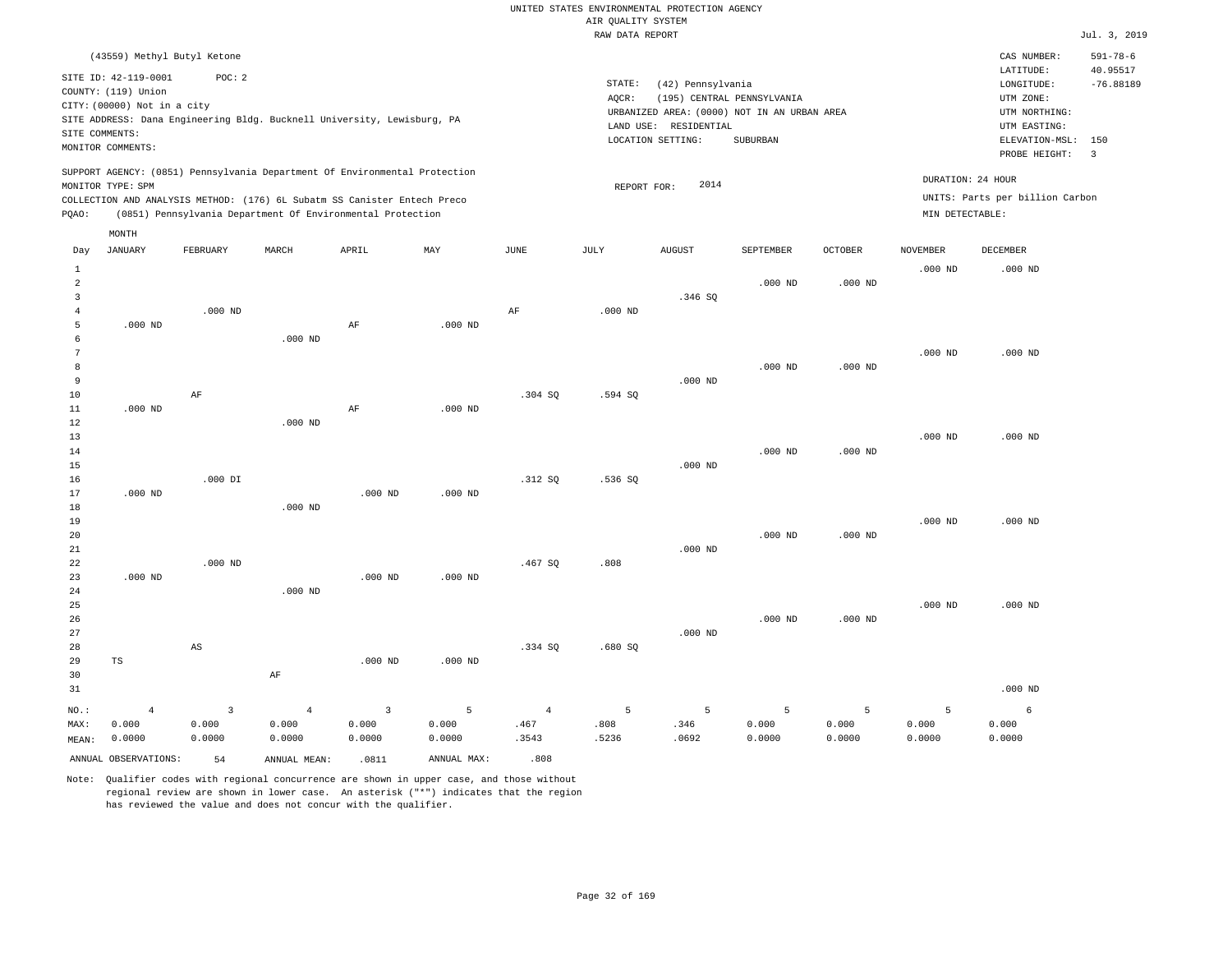UNITED STATES ENVIRONMENTAL PROTECTION AGENCY
AIR QUALITY SYSTEM
RAW DATA REPORT

Jul. 3, 2019

(43559) Methyl Butyl Ketone

SITE ID: 42-119-0001 POC: 2
COUNTY: (119) Union
CITY: (00000) Not in a city
SITE ADDRESS: Dana Engineering Bldg. Bucknell University, Lewisburg, PA
SITE COMMENTS:
MONITOR COMMENTS:

STATE: (42) Pennsylvania
AQCR: (195) CENTRAL PENNSYLVANIA
URBANIZED AREA: (0000) NOT IN AN URBAN AREA
LAND USE: RESIDENTIAL
LOCATION SETTING: SUBURBAN

CAS NUMBER: 591-78-6
LATITUDE: 40.95517
LONGITUDE: -76.88189
UTM ZONE:
UTM NORTHING:
UTM EASTING:
ELEVATION-MSL: 150
PROBE HEIGHT: 3

SUPPORT AGENCY: (0851) Pennsylvania Department Of Environmental Protection
MONITOR TYPE: SPM
COLLECTION AND ANALYSIS METHOD: (176) 6L Subatm SS Canister Entech Preco
PQAO: (0851) Pennsylvania Department Of Environmental Protection

REPORT FOR: 2014

DURATION: 24 HOUR
UNITS: Parts per billion Carbon
MIN DETECTABLE:

| Day | JANUARY | FEBRUARY | MARCH | APRIL | MAY | JUNE | JULY | AUGUST | SEPTEMBER | OCTOBER | NOVEMBER | DECEMBER |
|---|---|---|---|---|---|---|---|---|---|---|---|---|
| 1 | | | | | | | | | | | .000 ND | .000 ND |
| 2 | | | | | | | | | .000 ND | .000 ND | | |
| 3 | | | | | | | | .346 SQ | | | | |
| 4 | | .000 ND | | | | AF | .000 ND | | | | | |
| 5 | .000 ND | | | AF | .000 ND | | | | | | | |
| 6 | | | .000 ND | | | | | | | | | |
| 7 | | | | | | | | | | | .000 ND | .000 ND |
| 8 | | | | | | | | | .000 ND | .000 ND | | |
| 9 | | | | | | | | .000 ND | | | | |
| 10 | | AF | | | | .304 SQ | .594 SQ | | | | | |
| 11 | .000 ND | | | AF | .000 ND | | | | | | | |
| 12 | | | .000 ND | | | | | | | | | |
| 13 | | | | | | | | | | | .000 ND | .000 ND |
| 14 | | | | | | | | | .000 ND | .000 ND | | |
| 15 | | | | | | | | .000 ND | | | | |
| 16 | | .000 DI | | | | .312 SQ | .536 SQ | | | | | |
| 17 | .000 ND | | | .000 ND | .000 ND | | | | | | | |
| 18 | | | .000 ND | | | | | | | | | |
| 19 | | | | | | | | | | | .000 ND | .000 ND |
| 20 | | | | | | | | | .000 ND | .000 ND | | |
| 21 | | | | | | | | .000 ND | | | | |
| 22 | | .000 ND | | | | .467 SQ | .808 | | | | | |
| 23 | .000 ND | | | .000 ND | .000 ND | | | | | | | |
| 24 | | | .000 ND | | | | | | | | | |
| 25 | | | | | | | | | | | .000 ND | .000 ND |
| 26 | | | | | | | | | .000 ND | .000 ND | | |
| 27 | | | | | | | | .000 ND | | | | |
| 28 | | AS | | | | .334 SQ | .680 SQ | | | | | |
| 29 | TS | | | .000 ND | .000 ND | | | | | | | |
| 30 | | | AF | | | | | | | | | |
| 31 | | | | | | | | | | | | .000 ND |
| NO.: | 4 | 3 | 4 | 3 | 5 | 4 | 5 | 5 | 5 | 5 | 5 | 6 |
| MAX: | 0.000 | 0.000 | 0.000 | 0.000 | 0.000 | .467 | .808 | .346 | 0.000 | 0.000 | 0.000 | 0.000 |
| MEAN: | 0.0000 | 0.0000 | 0.0000 | 0.0000 | 0.0000 | .3543 | .5236 | .0692 | 0.0000 | 0.0000 | 0.0000 | 0.0000 |

ANNUAL OBSERVATIONS: 54 ANNUAL MEAN: .0811 ANNUAL MAX: .808

Note: Qualifier codes with regional concurrence are shown in upper case, and those without regional review are shown in lower case. An asterisk ("*") indicates that the region has reviewed the value and does not concur with the qualifier.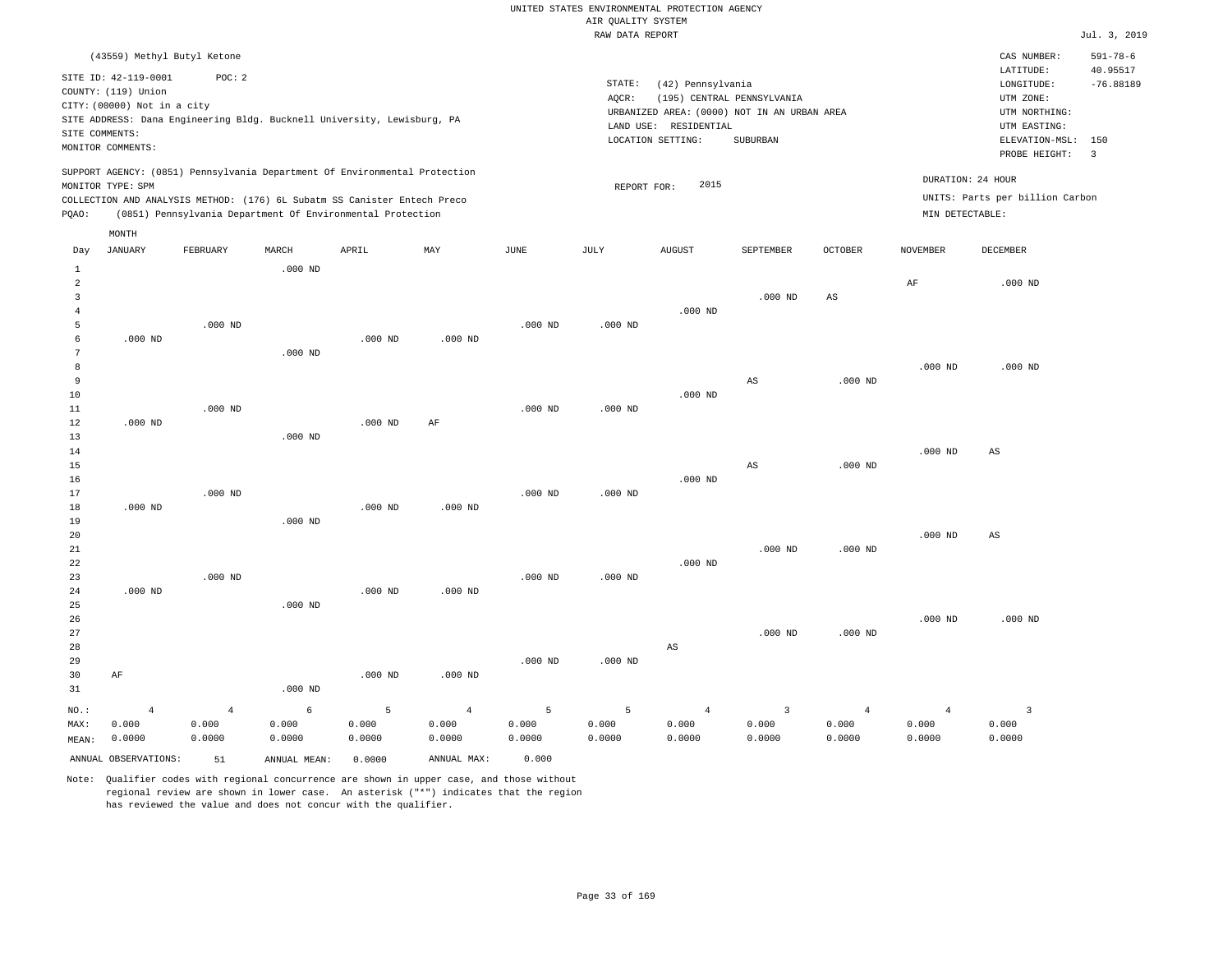UNITED STATES ENVIRONMENTAL PROTECTION AGENCY
AIR QUALITY SYSTEM
RAW DATA REPORT

Jul. 3, 2019

(43559) Methyl Butyl Ketone

SITE ID: 42-119-0001 POC: 2
COUNTY: (119) Union
CITY: (00000) Not in a city
SITE ADDRESS: Dana Engineering Bldg. Bucknell University, Lewisburg, PA
SITE COMMENTS:
MONITOR COMMENTS:

STATE: (42) Pennsylvania
AQCR: (195) CENTRAL PENNSYLVANIA
URBANIZED AREA: (0000) NOT IN AN URBAN AREA
LAND USE: RESIDENTIAL
LOCATION SETTING: SUBURBAN

CAS NUMBER: 591-78-6
LATITUDE: 40.95517
LONGITUDE: -76.88189
UTM ZONE:
UTM NORTHING:
UTM EASTING:
ELEVATION-MSL: 150
PROBE HEIGHT: 3

SUPPORT AGENCY: (0851) Pennsylvania Department Of Environmental Protection
MONITOR TYPE: SPM
COLLECTION AND ANALYSIS METHOD: (176) 6L Subatm SS Canister Entech Preco
PQAO: (0851) Pennsylvania Department Of Environmental Protection

REPORT FOR: 2015

DURATION: 24 HOUR
UNITS: Parts per billion Carbon
MIN DETECTABLE:

| Day | JANUARY | FEBRUARY | MARCH | APRIL | MAY | JUNE | JULY | AUGUST | SEPTEMBER | OCTOBER | NOVEMBER | DECEMBER |
|---|---|---|---|---|---|---|---|---|---|---|---|---|
| 1 | | | .000 ND | | | | | | | | | |
| 2 | | | | | | | | | | | AF | .000 ND |
| 3 | | | | | | | | | .000 ND | AS | | |
| 4 | | | | | | | | .000 ND | | | | |
| 5 | | .000 ND | | | | .000 ND | .000 ND | | | | | |
| 6 | .000 ND | | | .000 ND | .000 ND | | | | | | | |
| 7 | | | .000 ND | | | | | | | | | |
| 8 | | | | | | | | | | | .000 ND | .000 ND |
| 9 | | | | | | | | | AS | .000 ND | | |
| 10 | | | | | | | | .000 ND | | | | |
| 11 | | .000 ND | | | | .000 ND | .000 ND | | | | | |
| 12 | .000 ND | | | .000 ND | AF | | | | | | | |
| 13 | | | .000 ND | | | | | | | | | |
| 14 | | | | | | | | | | | .000 ND | AS |
| 15 | | | | | | | | | AS | .000 ND | | |
| 16 | | | | | | | | .000 ND | | | | |
| 17 | | .000 ND | | | | .000 ND | .000 ND | | | | | |
| 18 | .000 ND | | | .000 ND | .000 ND | | | | | | | |
| 19 | | | .000 ND | | | | | | | | | |
| 20 | | | | | | | | | | | .000 ND | AS |
| 21 | | | | | | | | | .000 ND | .000 ND | | |
| 22 | | | | | | | | .000 ND | | | | |
| 23 | | .000 ND | | | | .000 ND | .000 ND | | | | | |
| 24 | .000 ND | | | .000 ND | .000 ND | | | | | | | |
| 25 | | | .000 ND | | | | | | | | | |
| 26 | | | | | | | | | | | .000 ND | .000 ND |
| 27 | | | | | | | | | .000 ND | .000 ND | | |
| 28 | | | | | | | | AS | | | | |
| 29 | | | | | | .000 ND | .000 ND | | | | | |
| 30 | AF | | | .000 ND | .000 ND | | | | | | | |
| 31 | | | .000 ND | | | | | | | | | |
| NO.: | 4 | 4 | 6 | 5 | 4 | 5 | 5 | 4 | 3 | 4 | 4 | 3 |
| MAX: | 0.000 | 0.000 | 0.000 | 0.000 | 0.000 | 0.000 | 0.000 | 0.000 | 0.000 | 0.000 | 0.000 | 0.000 |
| MEAN: | 0.0000 | 0.0000 | 0.0000 | 0.0000 | 0.0000 | 0.0000 | 0.0000 | 0.0000 | 0.0000 | 0.0000 | 0.0000 | 0.0000 |

ANNUAL OBSERVATIONS: 51 ANNUAL MEAN: 0.0000 ANNUAL MAX: 0.000

Note: Qualifier codes with regional concurrence are shown in upper case, and those without regional review are shown in lower case. An asterisk ("*") indicates that the region has reviewed the value and does not concur with the qualifier.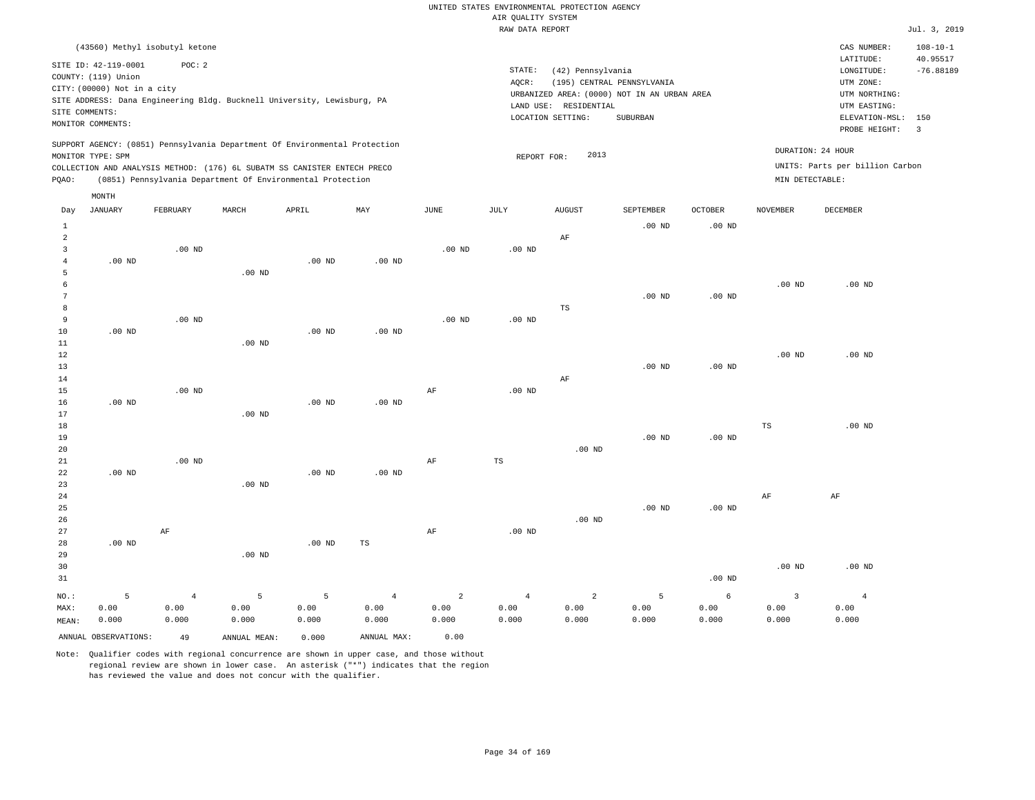UNITED STATES ENVIRONMENTAL PROTECTION AGENCY
AIR QUALITY SYSTEM
RAW DATA REPORT

Jul. 3, 2019

(43560) Methyl isobutyl ketone

SITE ID: 42-119-0001 POC: 2
COUNTY: (119) Union
CITY: (00000) Not in a city
SITE ADDRESS: Dana Engineering Bldg. Bucknell University, Lewisburg, PA
SITE COMMENTS:
MONITOR COMMENTS:

STATE: (42) Pennsylvania
AQCR: (195) CENTRAL PENNSYLVANIA
URBANIZED AREA: (0000) NOT IN AN URBAN AREA
LAND USE: RESIDENTIAL
LOCATION SETTING: SUBURBAN

CAS NUMBER: 108-10-1
LATITUDE: 40.95517
LONGITUDE: -76.88189
UTM ZONE:
UTM NORTHING:
UTM EASTING:
ELEVATION-MSL: 150
PROBE HEIGHT: 3

SUPPORT AGENCY: (0851) Pennsylvania Department Of Environmental Protection
MONITOR TYPE: SPM
COLLECTION AND ANALYSIS METHOD: (176) 6L SUBATM SS CANISTER ENTECH PRECO
PQAO: (0851) Pennsylvania Department Of Environmental Protection

REPORT FOR: 2013

DURATION: 24 HOUR
UNITS: Parts per billion Carbon
MIN DETECTABLE:

| Day | JANUARY | FEBRUARY | MARCH | APRIL | MAY | JUNE | JULY | AUGUST | SEPTEMBER | OCTOBER | NOVEMBER | DECEMBER |
|---|---|---|---|---|---|---|---|---|---|---|---|---|
| 1 | | | | | | | | | .00 ND | .00 ND | | |
| 2 | | | | | | | | AF | | | | |
| 3 | | .00 ND | | | | .00 ND | .00 ND | | | | | |
| 4 | .00 ND | | | .00 ND | .00 ND | | | | | | | |
| 5 | | | .00 ND | | | | | | | | | |
| 6 | | | | | | | | | | | .00 ND | .00 ND |
| 7 | | | | | | | | | .00 ND | .00 ND | | |
| 8 | | | | | | | | TS | | | | |
| 9 | | .00 ND | | | | .00 ND | .00 ND | | | | | |
| 10 | .00 ND | | | .00 ND | .00 ND | | | | | | | |
| 11 | | | .00 ND | | | | | | | | | |
| 12 | | | | | | | | | | | .00 ND | .00 ND |
| 13 | | | | | | | | | .00 ND | .00 ND | | |
| 14 | | | | | | | | AF | | | | |
| 15 | | .00 ND | | | | AF | .00 ND | | | | | |
| 16 | .00 ND | | | .00 ND | .00 ND | | | | | | | |
| 17 | | | .00 ND | | | | | | | | | |
| 18 | | | | | | | | | | | TS | .00 ND |
| 19 | | | | | | | | | .00 ND | .00 ND | | |
| 20 | | | | | | | | .00 ND | | | | |
| 21 | | .00 ND | | | | AF | TS | | | | | |
| 22 | .00 ND | | | .00 ND | .00 ND | | | | | | | |
| 23 | | | .00 ND | | | | | | | | | |
| 24 | | | | | | | | | | | AF | AF |
| 25 | | | | | | | | | .00 ND | .00 ND | | |
| 26 | | | | | | | | .00 ND | | | | |
| 27 | | AF | | | | AF | .00 ND | | | | | |
| 28 | .00 ND | | | .00 ND | TS | | | | | | | |
| 29 | | | .00 ND | | | | | | | | | |
| 30 | | | | | | | | | | | .00 ND | .00 ND |
| 31 | | | | | | | | | | .00 ND | | |
| NO.: | 5 | 4 | 5 | 5 | 4 | 2 | 4 | 2 | 5 | 6 | 3 | 4 |
| MAX: | 0.00 | 0.00 | 0.00 | 0.00 | 0.00 | 0.00 | 0.00 | 0.00 | 0.00 | 0.00 | 0.00 | 0.00 |
| MEAN: | 0.000 | 0.000 | 0.000 | 0.000 | 0.000 | 0.000 | 0.000 | 0.000 | 0.000 | 0.000 | 0.000 | 0.000 |

ANNUAL OBSERVATIONS: 49 ANNUAL MEAN: 0.000 ANNUAL MAX: 0.00

Note: Qualifier codes with regional concurrence are shown in upper case, and those without regional review are shown in lower case. An asterisk ("*") indicates that the region has reviewed the value and does not concur with the qualifier.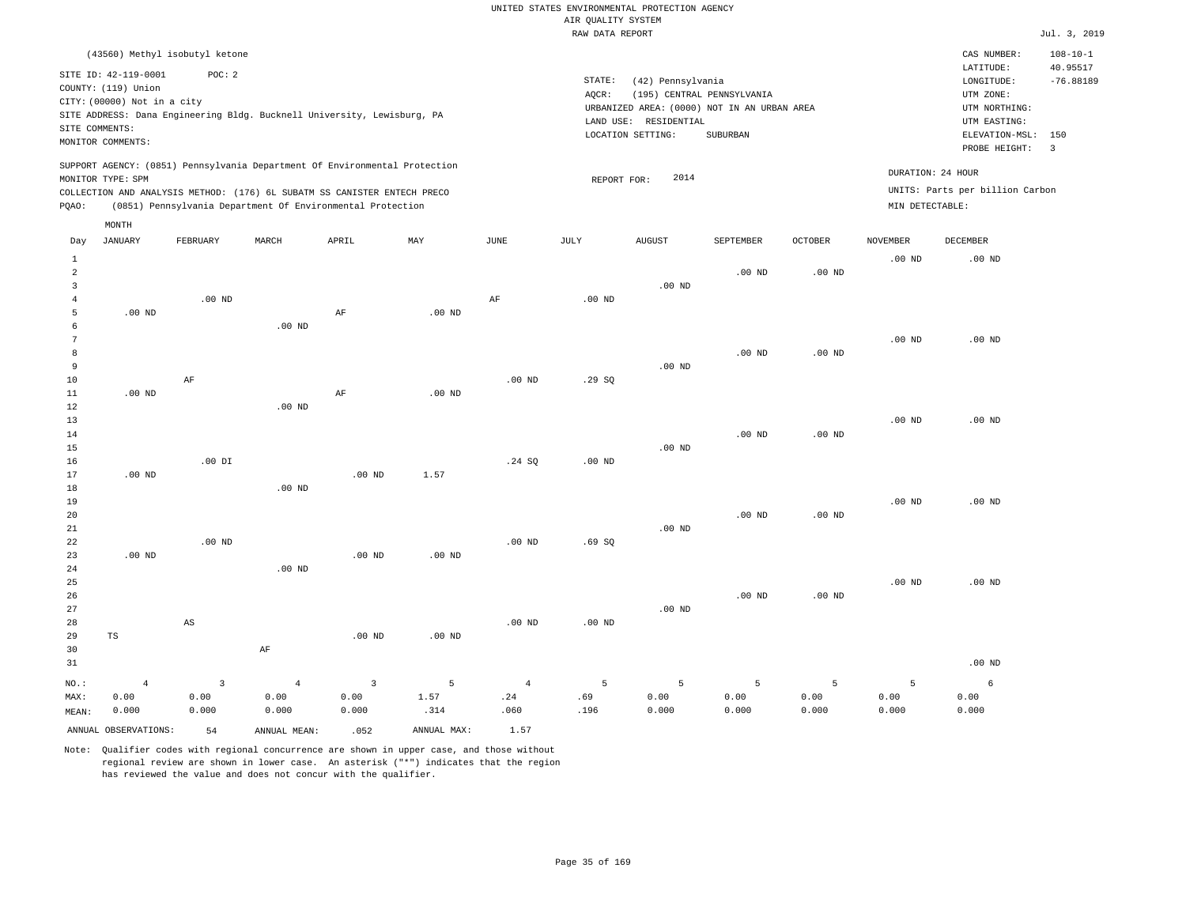UNITED STATES ENVIRONMENTAL PROTECTION AGENCY
AIR QUALITY SYSTEM
RAW DATA REPORT

Jul. 3, 2019

(43560) Methyl isobutyl ketone

SITE ID: 42-119-0001 POC: 2
COUNTY: (119) Union
CITY: (00000) Not in a city
SITE ADDRESS: Dana Engineering Bldg. Bucknell University, Lewisburg, PA
SITE COMMENTS:
MONITOR COMMENTS:

STATE: (42) Pennsylvania
AQCR: (195) CENTRAL PENNSYLVANIA
URBANIZED AREA: (0000) NOT IN AN URBAN AREA
LAND USE: RESIDENTIAL
LOCATION SETTING: SUBURBAN

CAS NUMBER: 108-10-1
LATITUDE: 40.95517
LONGITUDE: -76.88189
UTM ZONE:
UTM NORTHING:
UTM EASTING:
ELEVATION-MSL: 150
PROBE HEIGHT: 3

SUPPORT AGENCY: (0851) Pennsylvania Department Of Environmental Protection
MONITOR TYPE: SPM
COLLECTION AND ANALYSIS METHOD: (176) 6L SUBATM SS CANISTER ENTECH PRECO
PQAO: (0851) Pennsylvania Department Of Environmental Protection

REPORT FOR: 2014

DURATION: 24 HOUR
UNITS: Parts per billion Carbon
MIN DETECTABLE:

| Day | JANUARY | FEBRUARY | MARCH | APRIL | MAY | JUNE | JULY | AUGUST | SEPTEMBER | OCTOBER | NOVEMBER | DECEMBER |
|---|---|---|---|---|---|---|---|---|---|---|---|---|
| 1 | | | | | | | | | | | .00 ND | .00 ND |
| 2 | | | | | | | | | .00 ND | .00 ND | | |
| 3 | | | | | | | | .00 ND | | | | |
| 4 | | .00 ND | | | | AF | .00 ND | | | | | |
| 5 | .00 ND | | | AF | .00 ND | | | | | | | |
| 6 | | | .00 ND | | | | | | | | | |
| 7 | | | | | | | | | | | .00 ND | .00 ND |
| 8 | | | | | | | | | .00 ND | .00 ND | | |
| 9 | | | | | | | | .00 ND | | | | |
| 10 | | AF | | | | .00 ND | .29 SQ | | | | | |
| 11 | .00 ND | | | AF | .00 ND | | | | | | | |
| 12 | | | .00 ND | | | | | | | | | |
| 13 | | | | | | | | | | | .00 ND | .00 ND |
| 14 | | | | | | | | | .00 ND | .00 ND | | |
| 15 | | | | | | | | .00 ND | | | | |
| 16 | | .00 DI | | | | .24 SQ | .00 ND | | | | | |
| 17 | .00 ND | | | .00 ND | 1.57 | | | | | | | |
| 18 | | | .00 ND | | | | | | | | | |
| 19 | | | | | | | | | | | .00 ND | .00 ND |
| 20 | | | | | | | | | .00 ND | .00 ND | | |
| 21 | | | | | | | | .00 ND | | | | |
| 22 | | .00 ND | | | | .00 ND | .69 SQ | | | | | |
| 23 | .00 ND | | | .00 ND | .00 ND | | | | | | | |
| 24 | | | .00 ND | | | | | | | | | |
| 25 | | | | | | | | | | | .00 ND | .00 ND |
| 26 | | | | | | | | | .00 ND | .00 ND | | |
| 27 | | | | | | | | .00 ND | | | | |
| 28 | | AS | | | | .00 ND | .00 ND | | | | | |
| 29 | TS | | | .00 ND | .00 ND | | | | | | | |
| 30 | | | AF | | | | | | | | | |
| 31 | | | | | | | | | | | | .00 ND |
| NO.: | 4 | 3 | 4 | 3 | 5 | 4 | 5 | 5 | 5 | 5 | 5 | 6 |
| MAX: | 0.00 | 0.00 | 0.00 | 0.00 | 1.57 | .24 | .69 | 0.00 | 0.00 | 0.00 | 0.00 | 0.00 |
| MEAN: | 0.000 | 0.000 | 0.000 | 0.000 | .314 | .060 | .196 | 0.000 | 0.000 | 0.000 | 0.000 | 0.000 |

ANNUAL OBSERVATIONS: 54 ANNUAL MEAN: .052 ANNUAL MAX: 1.57

Note: Qualifier codes with regional concurrence are shown in upper case, and those without regional review are shown in lower case. An asterisk ("*") indicates that the region has reviewed the value and does not concur with the qualifier.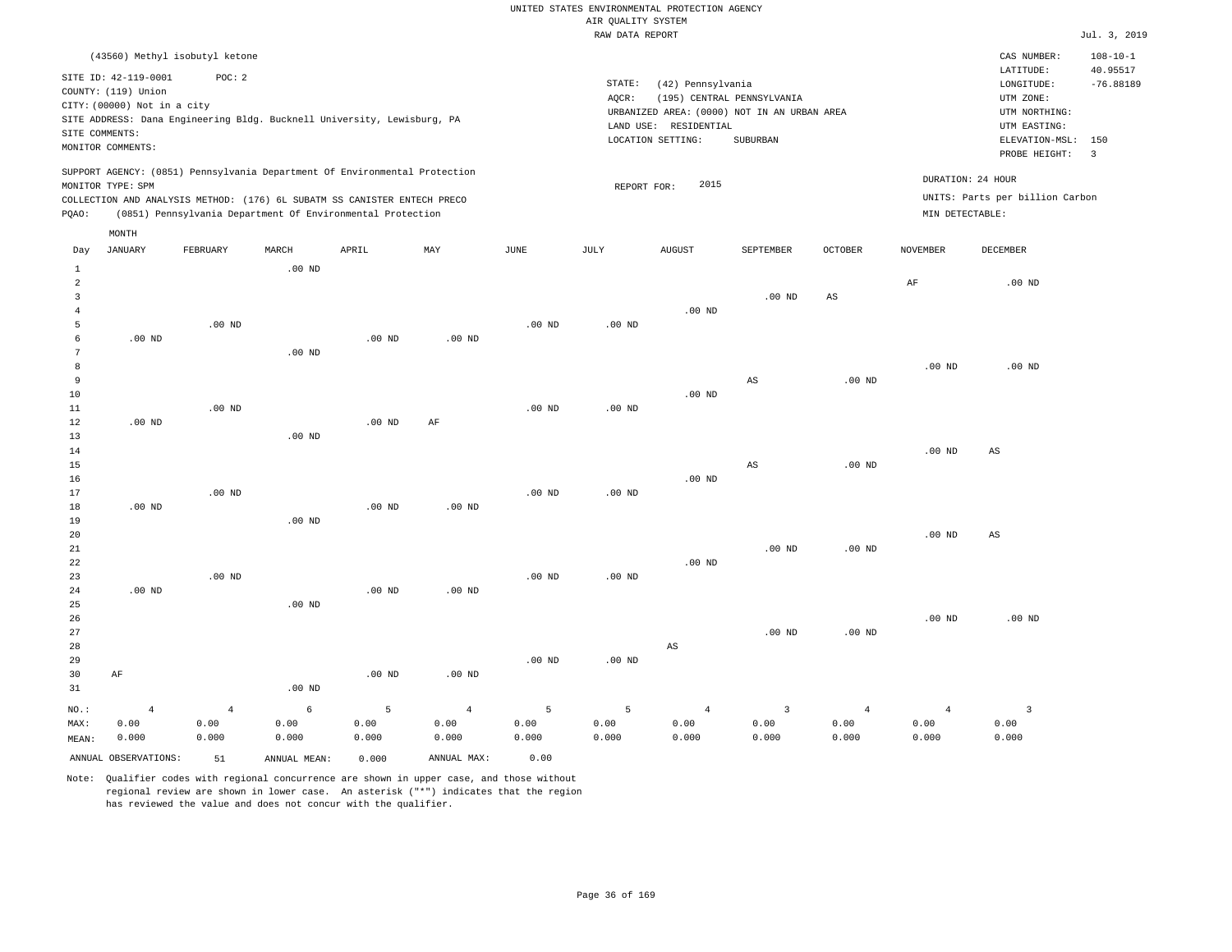UNITED STATES ENVIRONMENTAL PROTECTION AGENCY
AIR QUALITY SYSTEM
RAW DATA REPORT

Jul. 3, 2019

(43560) Methyl isobutyl ketone

SITE ID: 42-119-0001 POC: 2
COUNTY: (119) Union
CITY: (00000) Not in a city
SITE ADDRESS: Dana Engineering Bldg. Bucknell University, Lewisburg, PA
SITE COMMENTS:
MONITOR COMMENTS:

STATE: (42) Pennsylvania
AQCR: (195) CENTRAL PENNSYLVANIA
URBANIZED AREA: (0000) NOT IN AN URBAN AREA
LAND USE: RESIDENTIAL
LOCATION SETTING: SUBURBAN

CAS NUMBER: 108-10-1
LATITUDE: 40.95517
LONGITUDE: -76.88189
UTM ZONE:
UTM NORTHING:
UTM EASTING:
ELEVATION-MSL: 150
PROBE HEIGHT: 3

SUPPORT AGENCY: (0851) Pennsylvania Department Of Environmental Protection
MONITOR TYPE: SPM
COLLECTION AND ANALYSIS METHOD: (176) 6L SUBATM SS CANISTER ENTECH PRECO
PQAO: (0851) Pennsylvania Department Of Environmental Protection

REPORT FOR: 2015

DURATION: 24 HOUR
UNITS: Parts per billion Carbon
MIN DETECTABLE:

| Day | JANUARY | FEBRUARY | MARCH | APRIL | MAY | JUNE | JULY | AUGUST | SEPTEMBER | OCTOBER | NOVEMBER | DECEMBER |
|---|---|---|---|---|---|---|---|---|---|---|---|---|
| 1 | | | .00 ND | | | | | | | | | |
| 2 | | | | | | | | | | | AF | .00 ND |
| 3 | | | | | | | | | .00 ND | AS | | |
| 4 | | | | | | | | .00 ND | | | | |
| 5 | | .00 ND | | | | .00 ND | .00 ND | | | | | |
| 6 | .00 ND | | | .00 ND | .00 ND | | | | | | | |
| 7 | | | .00 ND | | | | | | | | | |
| 8 | | | | | | | | | | | .00 ND | .00 ND |
| 9 | | | | | | | | | AS | .00 ND | | |
| 10 | | | | | | | | .00 ND | | | | |
| 11 | | .00 ND | | | | .00 ND | .00 ND | | | | | |
| 12 | .00 ND | | | .00 ND | AF | | | | | | | |
| 13 | | | .00 ND | | | | | | | | | |
| 14 | | | | | | | | | | | .00 ND | AS |
| 15 | | | | | | | | | AS | .00 ND | | |
| 16 | | | | | | | | .00 ND | | | | |
| 17 | | .00 ND | | | | .00 ND | .00 ND | | | | | |
| 18 | .00 ND | | | .00 ND | .00 ND | | | | | | | |
| 19 | | | .00 ND | | | | | | | | | |
| 20 | | | | | | | | | | | .00 ND | AS |
| 21 | | | | | | | | | .00 ND | .00 ND | | |
| 22 | | | | | | | | .00 ND | | | | |
| 23 | | .00 ND | | | | .00 ND | .00 ND | | | | | |
| 24 | .00 ND | | | .00 ND | .00 ND | | | | | | | |
| 25 | | | .00 ND | | | | | | | | | |
| 26 | | | | | | | | | | | .00 ND | .00 ND |
| 27 | | | | | | | | | .00 ND | .00 ND | | |
| 28 | | | | | | | | AS | | | | |
| 29 | | | | | | .00 ND | .00 ND | | | | | |
| 30 | AF | | | .00 ND | .00 ND | | | | | | | |
| 31 | | | .00 ND | | | | | | | | | |
| NO.: | 4 | 4 | 6 | 5 | 4 | 5 | 5 | 4 | 3 | 4 | 4 | 3 |
| MAX: | 0.00 | 0.00 | 0.00 | 0.00 | 0.00 | 0.00 | 0.00 | 0.00 | 0.00 | 0.00 | 0.00 | 0.00 |
| MEAN: | 0.000 | 0.000 | 0.000 | 0.000 | 0.000 | 0.000 | 0.000 | 0.000 | 0.000 | 0.000 | 0.000 | 0.000 |

ANNUAL OBSERVATIONS: 51 ANNUAL MEAN: 0.000 ANNUAL MAX: 0.00

Note: Qualifier codes with regional concurrence are shown in upper case, and those without regional review are shown in lower case. An asterisk ("*") indicates that the region has reviewed the value and does not concur with the qualifier.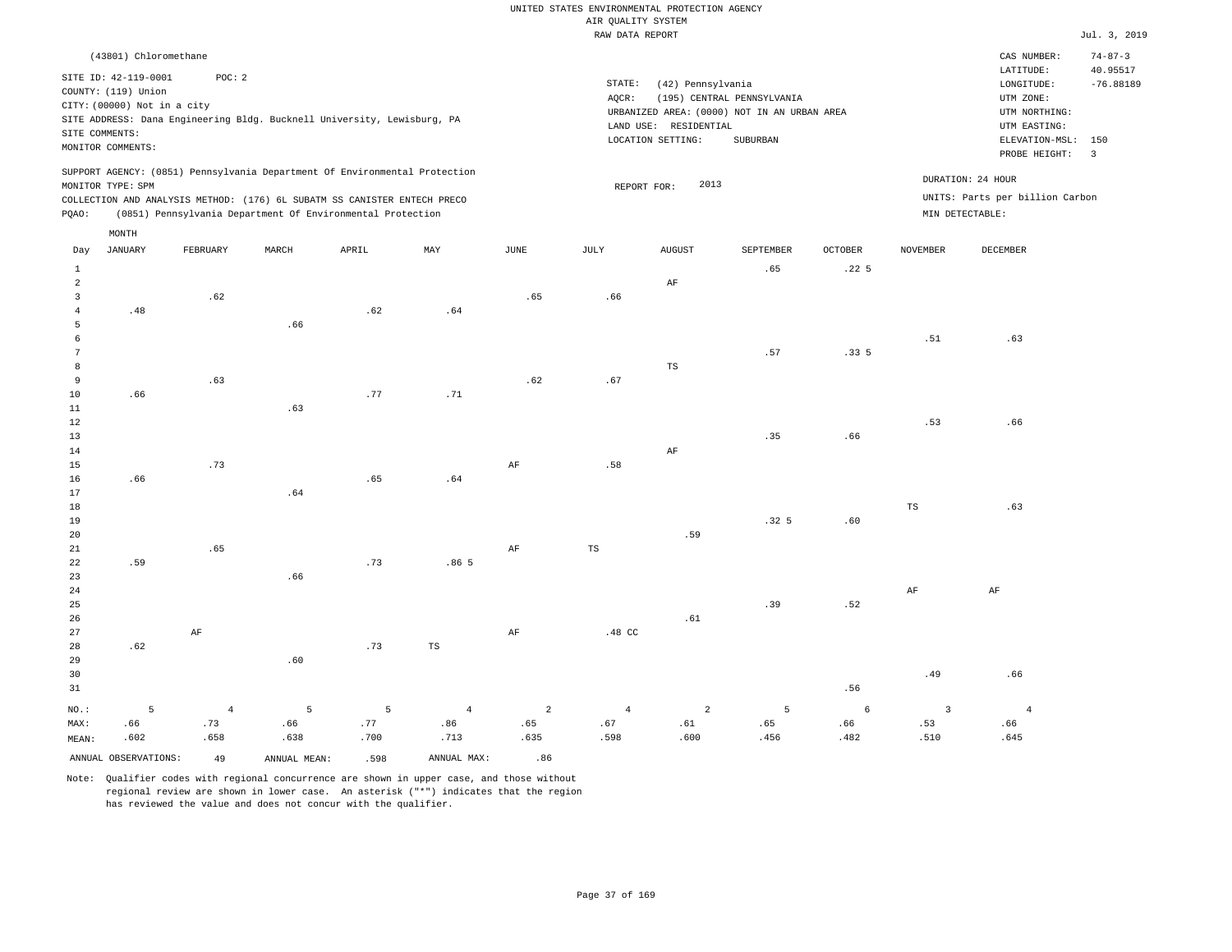UNITED STATES ENVIRONMENTAL PROTECTION AGENCY
AIR QUALITY SYSTEM
RAW DATA REPORT

Jul. 3, 2019

(43801) Chloromethane

SITE ID: 42-119-0001 POC: 2
COUNTY: (119) Union
CITY: (00000) Not in a city
SITE ADDRESS: Dana Engineering Bldg. Bucknell University, Lewisburg, PA
SITE COMMENTS:
MONITOR COMMENTS:

STATE: (42) Pennsylvania
AQCR: (195) CENTRAL PENNSYLVANIA
URBANIZED AREA: (0000) NOT IN AN URBAN AREA
LAND USE: RESIDENTIAL
LOCATION SETTING: SUBURBAN

CAS NUMBER: 74-87-3
LATITUDE: 40.95517
LONGITUDE: -76.88189
UTM ZONE:
UTM NORTHING:
UTM EASTING:
ELEVATION-MSL: 150
PROBE HEIGHT: 3

SUPPORT AGENCY: (0851) Pennsylvania Department Of Environmental Protection
MONITOR TYPE: SPM
COLLECTION AND ANALYSIS METHOD: (176) 6L SUBATM SS CANISTER ENTECH PRECO
PQAO: (0851) Pennsylvania Department Of Environmental Protection

REPORT FOR: 2013

DURATION: 24 HOUR
UNITS: Parts per billion Carbon
MIN DETECTABLE:

| Day | JANUARY | FEBRUARY | MARCH | APRIL | MAY | JUNE | JULY | AUGUST | SEPTEMBER | OCTOBER | NOVEMBER | DECEMBER |
|---|---|---|---|---|---|---|---|---|---|---|---|---|
| 1 | | | | | | | | | .65 | .22 5 | | |
| 2 | | | | | | | | AF | | | | |
| 3 | | .62 | | | | .65 | .66 | | | | | |
| 4 | .48 | | | .62 | .64 | | | | | | | |
| 5 | | | .66 | | | | | | | | | |
| 6 | | | | | | | | | | | .51 | .63 |
| 7 | | | | | | | | | .57 | .33 5 | | |
| 8 | | | | | | | | TS | | | | |
| 9 | | .63 | | | | .62 | .67 | | | | | |
| 10 | .66 | | | .77 | .71 | | | | | | | |
| 11 | | | .63 | | | | | | | | | |
| 12 | | | | | | | | | | | .53 | .66 |
| 13 | | | | | | | | | .35 | .66 | | |
| 14 | | | | | | | | AF | | | | |
| 15 | | .73 | | | | AF | .58 | | | | | |
| 16 | .66 | | | .65 | .64 | | | | | | | |
| 17 | | | .64 | | | | | | | | | |
| 18 | | | | | | | | | | | TS | .63 |
| 19 | | | | | | | | | .32 5 | .60 | | |
| 20 | | | | | | | | .59 | | | | |
| 21 | | .65 | | | | AF | TS | | | | | |
| 22 | .59 | | | .73 | .86 5 | | | | | | | |
| 23 | | | .66 | | | | | | | | | |
| 24 | | | | | | | | | | | AF | AF |
| 25 | | | | | | | | | .39 | .52 | | |
| 26 | | | | | | | | .61 | | | | |
| 27 | | AF | | | | AF | .48 CC | | | | | |
| 28 | .62 | | | .73 | TS | | | | | | | |
| 29 | | | .60 | | | | | | | | | |
| 30 | | | | | | | | | | | .49 | .66 |
| 31 | | | | | | | | | | .56 | | |
| NO.: | 5 | 4 | 5 | 5 | 4 | 2 | 4 | 2 | 5 | 6 | 3 | 4 |
| MAX: | .66 | .73 | .66 | .77 | .86 | .65 | .67 | .61 | .65 | .66 | .53 | .66 |
| MEAN: | .602 | .658 | .638 | .700 | .713 | .635 | .598 | .600 | .456 | .482 | .510 | .645 |

ANNUAL OBSERVATIONS: 49 ANNUAL MEAN: .598 ANNUAL MAX: .86

Note: Qualifier codes with regional concurrence are shown in upper case, and those without regional review are shown in lower case. An asterisk ("*") indicates that the region has reviewed the value and does not concur with the qualifier.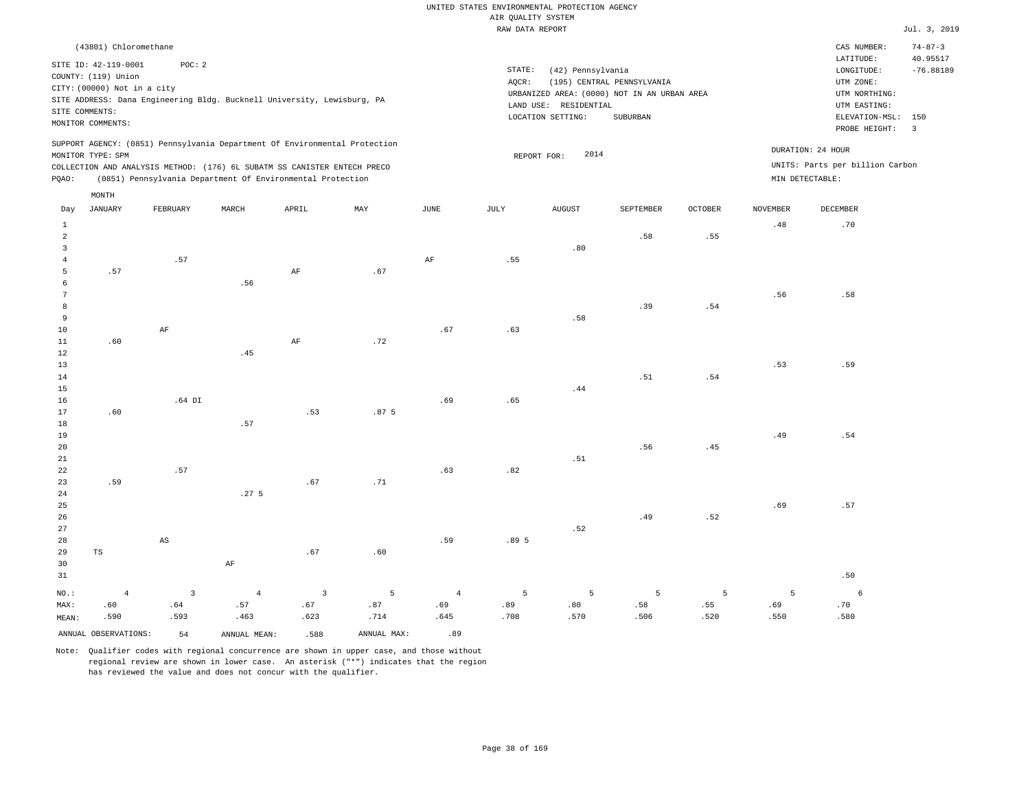UNITED STATES ENVIRONMENTAL PROTECTION AGENCY
AIR QUALITY SYSTEM
RAW DATA REPORT

Jul. 3, 2019

(43801) Chloromethane

SITE ID: 42-119-0001 POC: 2
COUNTY: (119) Union
CITY: (00000) Not in a city
SITE ADDRESS: Dana Engineering Bldg. Bucknell University, Lewisburg, PA
SITE COMMENTS:
MONITOR COMMENTS:

STATE: (42) Pennsylvania
AQCR: (195) CENTRAL PENNSYLVANIA
URBANIZED AREA: (0000) NOT IN AN URBAN AREA
LAND USE: RESIDENTIAL
LOCATION SETTING: SUBURBAN

CAS NUMBER: 74-87-3
LATITUDE: 40.95517
LONGITUDE: -76.88189
UTM ZONE:
UTM NORTHING:
UTM EASTING:
ELEVATION-MSL: 150
PROBE HEIGHT: 3

SUPPORT AGENCY: (0851) Pennsylvania Department Of Environmental Protection
MONITOR TYPE: SPM
COLLECTION AND ANALYSIS METHOD: (176) 6L SUBATM SS CANISTER ENTECH PRECO
PQAO: (0851) Pennsylvania Department Of Environmental Protection

REPORT FOR: 2014

DURATION: 24 HOUR
UNITS: Parts per billion Carbon
MIN DETECTABLE:

| Day | JANUARY | FEBRUARY | MARCH | APRIL | MAY | JUNE | JULY | AUGUST | SEPTEMBER | OCTOBER | NOVEMBER | DECEMBER |
|---|---|---|---|---|---|---|---|---|---|---|---|---|
| 1 | | | | | | | | | | | .48 | .70 |
| 2 | | | | | | | | | .58 | .55 | | |
| 3 | | | | | | | | .80 | | | | |
| 4 | | .57 | | | | AF | .55 | | | | | |
| 5 | .57 | | | AF | .67 | | | | | | | |
| 6 | | | .56 | | | | | | | | | |
| 7 | | | | | | | | | | | .56 | .58 |
| 8 | | | | | | | | | .39 | .54 | | |
| 9 | | | | | | | | .58 | | | | |
| 10 | | AF | | | | .67 | .63 | | | | | |
| 11 | .60 | | | AF | .72 | | | | | | | |
| 12 | | | .45 | | | | | | | | | |
| 13 | | | | | | | | | | | .53 | .59 |
| 14 | | | | | | | | | .51 | .54 | | |
| 15 | | | | | | | | .44 | | | | |
| 16 | | .64 DI | | | | .69 | .65 | | | | | |
| 17 | .60 | | | .53 | .87 5 | | | | | | | |
| 18 | | | .57 | | | | | | | | | |
| 19 | | | | | | | | | | | .49 | .54 |
| 20 | | | | | | | | | .56 | .45 | | |
| 21 | | | | | | | | .51 | | | | |
| 22 | | .57 | | | | .63 | .82 | | | | | |
| 23 | .59 | | | .67 | .71 | | | | | | | |
| 24 | | | .27 5 | | | | | | | | | |
| 25 | | | | | | | | | | | .69 | .57 |
| 26 | | | | | | | | | .49 | .52 | | |
| 27 | | | | | | | | .52 | | | | |
| 28 | | AS | | | | .59 | .89 5 | | | | | |
| 29 | TS | | | .67 | .60 | | | | | | | |
| 30 | | | AF | | | | | | | | | |
| 31 | | | | | | | | | | | | .50 |
| NO.: | 4 | 3 | 4 | 3 | 5 | 4 | 5 | 5 | 5 | 5 | 5 | 6 |
| MAX: | .60 | .64 | .57 | .67 | .87 | .69 | .89 | .80 | .58 | .55 | .69 | .70 |
| MEAN: | .590 | .593 | .463 | .623 | .714 | .645 | .708 | .570 | .506 | .520 | .550 | .580 |

ANNUAL OBSERVATIONS: 54 ANNUAL MEAN: .588 ANNUAL MAX: .89

Note: Qualifier codes with regional concurrence are shown in upper case, and those without regional review are shown in lower case. An asterisk ("*") indicates that the region has reviewed the value and does not concur with the qualifier.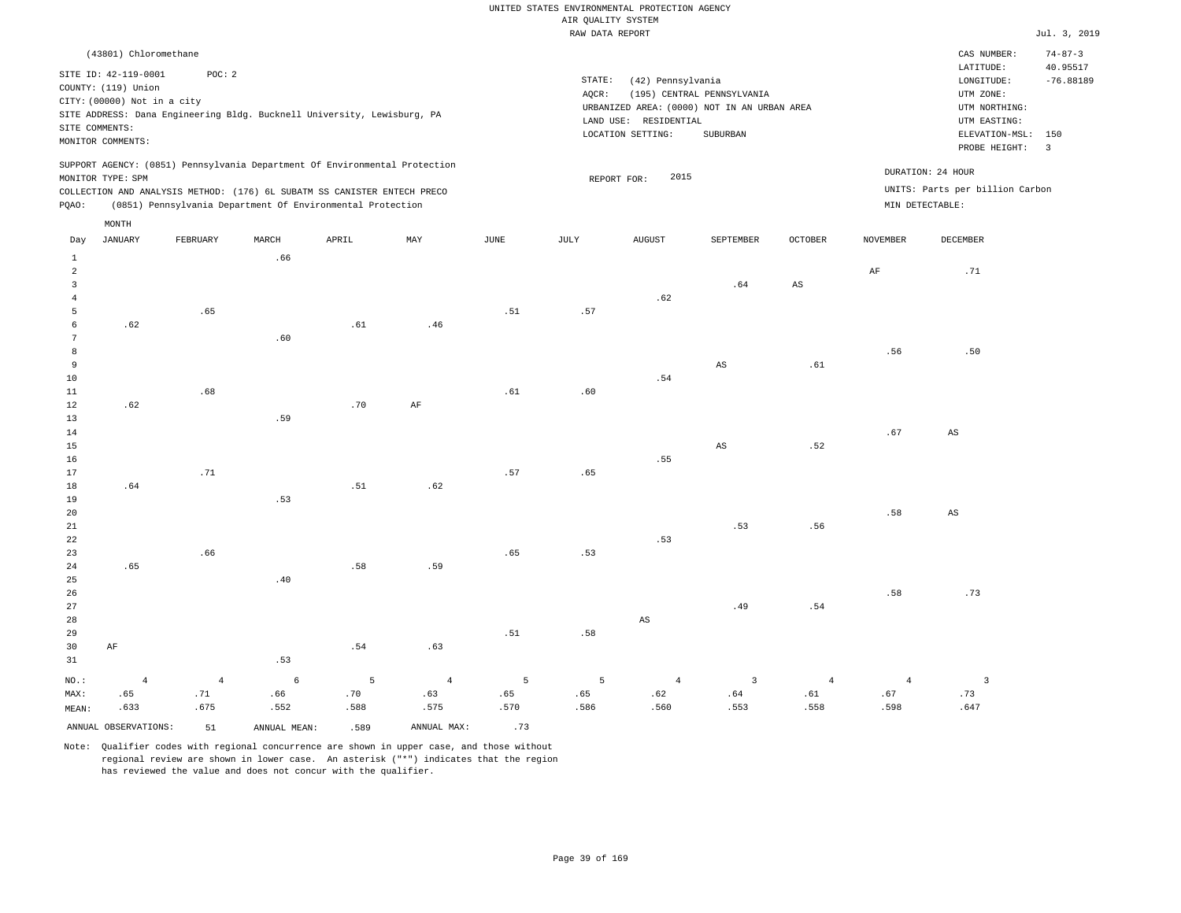UNITED STATES ENVIRONMENTAL PROTECTION AGENCY
AIR QUALITY SYSTEM
RAW DATA REPORT

Jul. 3, 2019

(43801) Chloromethane

SITE ID: 42-119-0001 POC: 2
COUNTY: (119) Union
CITY: (00000) Not in a city
SITE ADDRESS: Dana Engineering Bldg. Bucknell University, Lewisburg, PA
SITE COMMENTS:
MONITOR COMMENTS:

STATE: (42) Pennsylvania
AQCR: (195) CENTRAL PENNSYLVANIA
URBANIZED AREA: (0000) NOT IN AN URBAN AREA
LAND USE: RESIDENTIAL
LOCATION SETTING: SUBURBAN

CAS NUMBER: 74-87-3
LATITUDE: 40.95517
LONGITUDE: -76.88189
UTM ZONE:
UTM NORTHING:
UTM EASTING:
ELEVATION-MSL: 150
PROBE HEIGHT: 3

SUPPORT AGENCY: (0851) Pennsylvania Department Of Environmental Protection
MONITOR TYPE: SPM
COLLECTION AND ANALYSIS METHOD: (176) 6L SUBATM SS CANISTER ENTECH PRECO
PQAO: (0851) Pennsylvania Department Of Environmental Protection

REPORT FOR: 2015

DURATION: 24 HOUR
UNITS: Parts per billion Carbon
MIN DETECTABLE:

| Day | JANUARY | FEBRUARY | MARCH | APRIL | MAY | JUNE | JULY | AUGUST | SEPTEMBER | OCTOBER | NOVEMBER | DECEMBER |
|---|---|---|---|---|---|---|---|---|---|---|---|---|
| 1 | | | .66 | | | | | | | | | |
| 2 | | | | | | | | | | | AF | .71 |
| 3 | | | | | | | | | .64 | AS | | |
| 4 | | | | | | | | .62 | | | | |
| 5 | | .65 | | | | .51 | .57 | | | | | |
| 6 | .62 | | | .61 | .46 | | | | | | | |
| 7 | | | .60 | | | | | | | | | |
| 8 | | | | | | | | | | | .56 | .50 |
| 9 | | | | | | | | | AS | .61 | | |
| 10 | | | | | | | | .54 | | | | |
| 11 | | .68 | | | | .61 | .60 | | | | | |
| 12 | .62 | | | .70 | AF | | | | | | | |
| 13 | | | .59 | | | | | | | | | |
| 14 | | | | | | | | | | | .67 | AS |
| 15 | | | | | | | | | AS | .52 | | |
| 16 | | | | | | | | .55 | | | | |
| 17 | | .71 | | | | .57 | .65 | | | | | |
| 18 | .64 | | | .51 | .62 | | | | | | | |
| 19 | | | .53 | | | | | | | | | |
| 20 | | | | | | | | | | | .58 | AS |
| 21 | | | | | | | | | .53 | .56 | | |
| 22 | | | | | | | | .53 | | | | |
| 23 | | .66 | | | | .65 | .53 | | | | | |
| 24 | .65 | | | .58 | .59 | | | | | | | |
| 25 | | | .40 | | | | | | | | | |
| 26 | | | | | | | | | | | .58 | .73 |
| 27 | | | | | | | | | .49 | .54 | | |
| 28 | | | | | | | | AS | | | | |
| 29 | | | | | | .51 | .58 | | | | | |
| 30 | AF | | | .54 | .63 | | | | | | | |
| 31 | | | .53 | | | | | | | | | |
| NO.: | 4 | 4 | 6 | 5 | 4 | 5 | 5 | 4 | 3 | 4 | 4 | 3 |
| MAX: | .65 | .71 | .66 | .70 | .63 | .65 | .65 | .62 | .64 | .61 | .67 | .73 |
| MEAN: | .633 | .675 | .552 | .588 | .575 | .570 | .586 | .560 | .553 | .558 | .598 | .647 |

ANNUAL OBSERVATIONS: 51 ANNUAL MEAN: .589 ANNUAL MAX: .73

Note: Qualifier codes with regional concurrence are shown in upper case, and those without regional review are shown in lower case. An asterisk ("*") indicates that the region has reviewed the value and does not concur with the qualifier.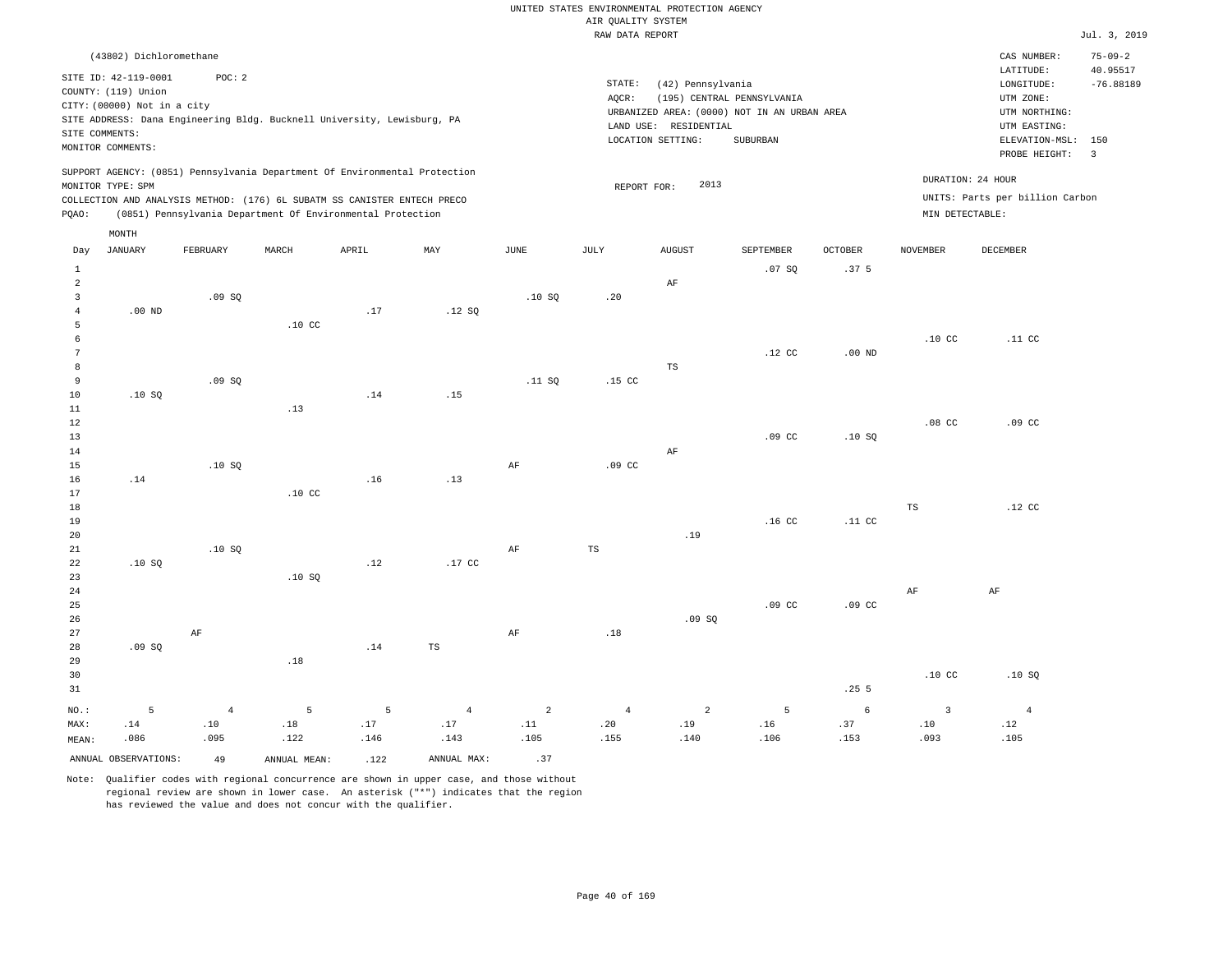UNITED STATES ENVIRONMENTAL PROTECTION AGENCY
AIR QUALITY SYSTEM
RAW DATA REPORT

Jul. 3, 2019

(43802) Dichloromethane

SITE ID: 42-119-0001 POC: 2
COUNTY: (119) Union
CITY: (00000) Not in a city
SITE ADDRESS: Dana Engineering Bldg. Bucknell University, Lewisburg, PA
SITE COMMENTS:
MONITOR COMMENTS:

STATE: (42) Pennsylvania
AQCR: (195) CENTRAL PENNSYLVANIA
URBANIZED AREA: (0000) NOT IN AN URBAN AREA
LAND USE: RESIDENTIAL
LOCATION SETTING: SUBURBAN

CAS NUMBER: 75-09-2
LATITUDE: 40.95517
LONGITUDE: -76.88189
UTM ZONE:
UTM NORTHING:
UTM EASTING:
ELEVATION-MSL: 150
PROBE HEIGHT: 3

SUPPORT AGENCY: (0851) Pennsylvania Department Of Environmental Protection
MONITOR TYPE: SPM
COLLECTION AND ANALYSIS METHOD: (176) 6L SUBATM SS CANISTER ENTECH PRECO
PQAO: (0851) Pennsylvania Department Of Environmental Protection

REPORT FOR: 2013

DURATION: 24 HOUR
UNITS: Parts per billion Carbon
MIN DETECTABLE:

| Day | JANUARY | FEBRUARY | MARCH | APRIL | MAY | JUNE | JULY | AUGUST | SEPTEMBER | OCTOBER | NOVEMBER | DECEMBER |
|---|---|---|---|---|---|---|---|---|---|---|---|---|
| 1 | | | | | | | | | .07 SQ | .37 5 | | |
| 2 | | | | | | | | AF | | | | |
| 3 | | .09 SQ | | | | .10 SQ | .20 | | | | | |
| 4 | .00 ND | | | .17 | .12 SQ | | | | | | | |
| 5 | | | .10 CC | | | | | | | | | |
| 6 | | | | | | | | | | | .10 CC | .11 CC |
| 7 | | | | | | | | | .12 CC | .00 ND | | |
| 8 | | | | | | | | TS | | | | |
| 9 | | .09 SQ | | | | .11 SQ | .15 CC | | | | | |
| 10 | .10 SQ | | | .14 | .15 | | | | | | | |
| 11 | | | .13 | | | | | | | | | |
| 12 | | | | | | | | | | | .08 CC | .09 CC |
| 13 | | | | | | | | | .09 CC | .10 SQ | | |
| 14 | | | | | | | | AF | | | | |
| 15 | | .10 SQ | | | | AF | .09 CC | | | | | |
| 16 | .14 | | | .16 | .13 | | | | | | | |
| 17 | | | .10 CC | | | | | | | | | |
| 18 | | | | | | | | | | | TS | .12 CC |
| 19 | | | | | | | | | .16 CC | .11 CC | | |
| 20 | | | | | | | | .19 | | | | |
| 21 | | .10 SQ | | | | AF | TS | | | | | |
| 22 | .10 SQ | | | .12 | .17 CC | | | | | | | |
| 23 | | | .10 SQ | | | | | | | | | |
| 24 | | | | | | | | | | | AF | AF |
| 25 | | | | | | | | | .09 CC | .09 CC | | |
| 26 | | | | | | | | .09 SQ | | | | |
| 27 | | AF | | | | AF | .18 | | | | | |
| 28 | .09 SQ | | | .14 | TS | | | | | | | |
| 29 | | | .18 | | | | | | | | | |
| 30 | | | | | | | | | | | .10 CC | .10 SQ |
| 31 | | | | | | | | | | .25 5 | | |
| NO.: | 5 | 4 | 5 | 5 | 4 | 2 | 4 | 2 | 5 | 6 | 3 | 4 |
| MAX: | .14 | .10 | .18 | .17 | .17 | .11 | .20 | .19 | .16 | .37 | .10 | .12 |
| MEAN: | .086 | .095 | .122 | .146 | .143 | .105 | .155 | .140 | .106 | .153 | .093 | .105 |

ANNUAL OBSERVATIONS: 49 ANNUAL MEAN: .122 ANNUAL MAX: .37

Note: Qualifier codes with regional concurrence are shown in upper case, and those without regional review are shown in lower case. An asterisk ("*") indicates that the region has reviewed the value and does not concur with the qualifier.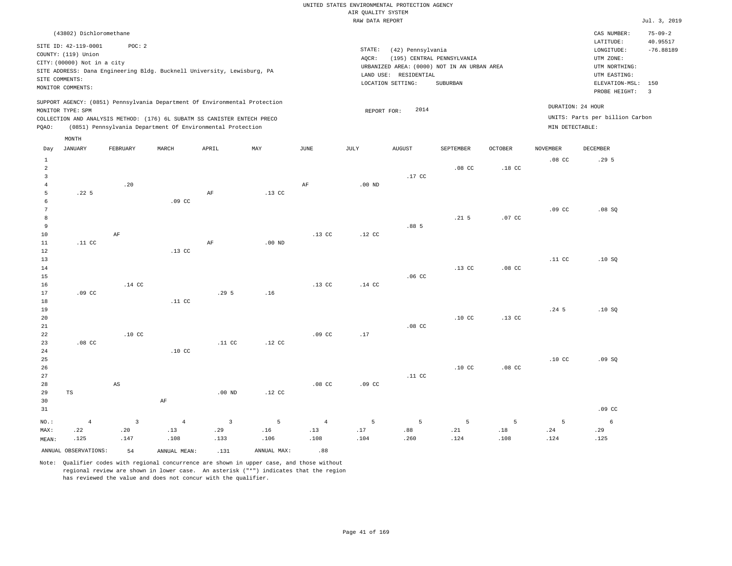UNITED STATES ENVIRONMENTAL PROTECTION AGENCY
AIR QUALITY SYSTEM
RAW DATA REPORT

Jul. 3, 2019

(43802) Dichloromethane

SITE ID: 42-119-0001 POC: 2
COUNTY: (119) Union
CITY: (00000) Not in a city
SITE ADDRESS: Dana Engineering Bldg. Bucknell University, Lewisburg, PA
SITE COMMENTS:
MONITOR COMMENTS:

STATE: (42) Pennsylvania
AQCR: (195) CENTRAL PENNSYLVANIA
URBANIZED AREA: (0000) NOT IN AN URBAN AREA
LAND USE: RESIDENTIAL
LOCATION SETTING: SUBURBAN

CAS NUMBER: 75-09-2
LATITUDE: 40.95517
LONGITUDE: -76.88189
UTM ZONE:
UTM NORTHING:
UTM EASTING:
ELEVATION-MSL: 150
PROBE HEIGHT: 3

SUPPORT AGENCY: (0851) Pennsylvania Department Of Environmental Protection
MONITOR TYPE: SPM
COLLECTION AND ANALYSIS METHOD: (176) 6L SUBATM SS CANISTER ENTECH PRECO
PQAO: (0851) Pennsylvania Department Of Environmental Protection

REPORT FOR: 2014

DURATION: 24 HOUR
UNITS: Parts per billion Carbon
MIN DETECTABLE:

| Day | JANUARY | FEBRUARY | MARCH | APRIL | MAY | JUNE | JULY | AUGUST | SEPTEMBER | OCTOBER | NOVEMBER | DECEMBER |
|---|---|---|---|---|---|---|---|---|---|---|---|---|
| 1 | | | | | | | | | | | .08 CC | .29 5 |
| 2 | | | | | | | | | .08 CC | .18 CC | | |
| 3 | | | | | | | | .17 CC | | | | |
| 4 | | .20 | | | | AF | .00 ND | | | | | |
| 5 | .22 5 | | | AF | .13 CC | | | | | | | |
| 6 | | | .09 CC | | | | | | | | | |
| 7 | | | | | | | | | | | .09 CC | .08 SQ |
| 8 | | | | | | | | | .21 5 | .07 CC | | |
| 9 | | | | | | | | .88 5 | | | | |
| 10 | | AF | | | | .13 CC | .12 CC | | | | | |
| 11 | .11 CC | | | AF | .00 ND | | | | | | | |
| 12 | | | .13 CC | | | | | | | | | |
| 13 | | | | | | | | | | | .11 CC | .10 SQ |
| 14 | | | | | | | | | .13 CC | .08 CC | | |
| 15 | | | | | | | | .06 CC | | | | |
| 16 | | .14 CC | | | | .13 CC | .14 CC | | | | | |
| 17 | .09 CC | | | .29 5 | .16 | | | | | | | |
| 18 | | | .11 CC | | | | | | | | | |
| 19 | | | | | | | | | | | .24 5 | .10 SQ |
| 20 | | | | | | | | | .10 CC | .13 CC | | |
| 21 | | | | | | | | .08 CC | | | | |
| 22 | | .10 CC | | | | .09 CC | .17 | | | | | |
| 23 | .08 CC | | | .11 CC | .12 CC | | | | | | | |
| 24 | | | .10 CC | | | | | | | | | |
| 25 | | | | | | | | | | | .10 CC | .09 SQ |
| 26 | | | | | | | | | .10 CC | .08 CC | | |
| 27 | | | | | | | | .11 CC | | | | |
| 28 | | AS | | | | .08 CC | .09 CC | | | | | |
| 29 | TS | | | .00 ND | .12 CC | | | | | | | |
| 30 | | | AF | | | | | | | | | |
| 31 | | | | | | | | | | | | .09 CC |
| NO.: | 4 | 3 | 4 | 3 | 5 | 4 | 5 | 5 | 5 | 5 | 5 | 6 |
| MAX: | .22 | .20 | .13 | .29 | .16 | .13 | .17 | .88 | .21 | .18 | .24 | .29 |
| MEAN: | .125 | .147 | .108 | .133 | .106 | .108 | .104 | .260 | .124 | .108 | .124 | .125 |

ANNUAL OBSERVATIONS: 54 ANNUAL MEAN: .131 ANNUAL MAX: .88

Note: Qualifier codes with regional concurrence are shown in upper case, and those without regional review are shown in lower case. An asterisk ("*") indicates that the region has reviewed the value and does not concur with the qualifier.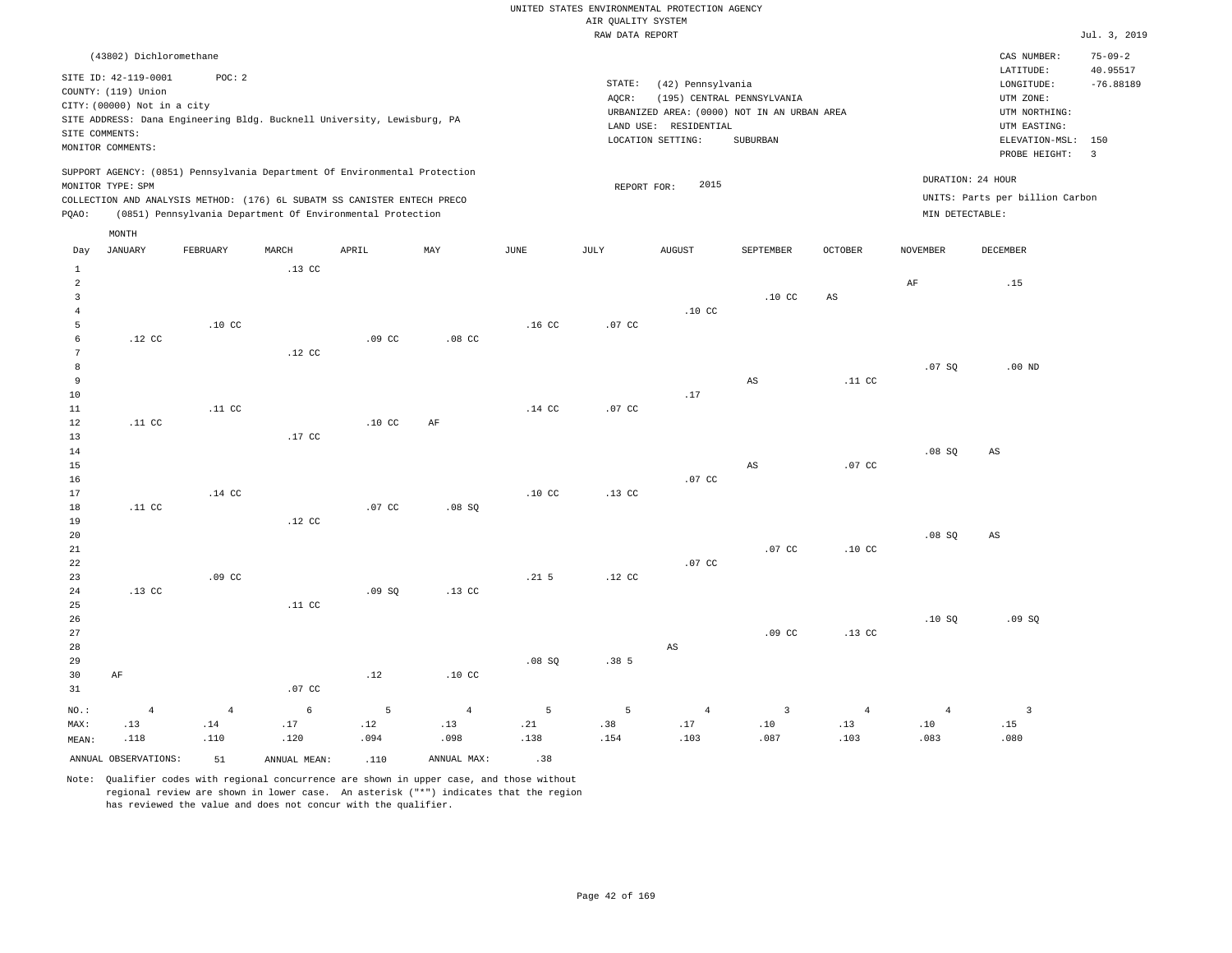UNITED STATES ENVIRONMENTAL PROTECTION AGENCY
AIR QUALITY SYSTEM
RAW DATA REPORT

Jul. 3, 2019

(43802) Dichloromethane

SITE ID: 42-119-0001  POC: 2
COUNTY: (119) Union
CITY: (00000) Not in a city
SITE ADDRESS: Dana Engineering Bldg. Bucknell University, Lewisburg, PA
SITE COMMENTS:
MONITOR COMMENTS:

STATE: (42) Pennsylvania
AQCR: (195) CENTRAL PENNSYLVANIA
URBANIZED AREA: (0000) NOT IN AN URBAN AREA
LAND USE: RESIDENTIAL
LOCATION SETTING: SUBURBAN

CAS NUMBER: 75-09-2
LATITUDE: 40.95517
LONGITUDE: -76.88189
UTM ZONE:
UTM NORTHING:
UTM EASTING:
ELEVATION-MSL: 150
PROBE HEIGHT: 3

SUPPORT AGENCY: (0851) Pennsylvania Department Of Environmental Protection
MONITOR TYPE: SPM
COLLECTION AND ANALYSIS METHOD: (176) 6L SUBATM SS CANISTER ENTECH PRECO
PQAO: (0851) Pennsylvania Department Of Environmental Protection

REPORT FOR: 2015

DURATION: 24 HOUR
UNITS: Parts per billion Carbon
MIN DETECTABLE:

| Day | JANUARY | FEBRUARY | MARCH | APRIL | MAY | JUNE | JULY | AUGUST | SEPTEMBER | OCTOBER | NOVEMBER | DECEMBER |
|---|---|---|---|---|---|---|---|---|---|---|---|---|
| 1 | | | .13 CC | | | | | | | | | |
| 2 | | | | | | | | | | | AF | .15 |
| 3 | | | | | | | | | .10 CC | AS | | |
| 4 | | | | | | | | .10 CC | | | | |
| 5 | | .10 CC | | | | .16 CC | .07 CC | | | | | |
| 6 | .12 CC | | | .09 CC | .08 CC | | | | | | | |
| 7 | | | .12 CC | | | | | | | | | |
| 8 | | | | | | | | | | | .07 SQ | .00 ND |
| 9 | | | | | | | | | AS | .11 CC | | |
| 10 | | | | | | | | .17 | | | | |
| 11 | | .11 CC | | | | .14 CC | .07 CC | | | | | |
| 12 | .11 CC | | | .10 CC | AF | | | | | | | |
| 13 | | | .17 CC | | | | | | | | | |
| 14 | | | | | | | | | | | .08 SQ | AS |
| 15 | | | | | | | | | AS | .07 CC | | |
| 16 | | | | | | | | .07 CC | | | | |
| 17 | | .14 CC | | | | .10 CC | .13 CC | | | | | |
| 18 | .11 CC | | | .07 CC | .08 SQ | | | | | | | |
| 19 | | | .12 CC | | | | | | | | | |
| 20 | | | | | | | | | | | .08 SQ | AS |
| 21 | | | | | | | | | .07 CC | .10 CC | | |
| 22 | | | | | | | | .07 CC | | | | |
| 23 | | .09 CC | | | | .21 5 | .12 CC | | | | | |
| 24 | .13 CC | | | .09 SQ | .13 CC | | | | | | | |
| 25 | | | .11 CC | | | | | | | | | |
| 26 | | | | | | | | | | | .10 SQ | .09 SQ |
| 27 | | | | | | | | | .09 CC | .13 CC | | |
| 28 | | | | | | | | AS | | | | |
| 29 | | | | | | .08 SQ | .38 5 | | | | | |
| 30 | AF | | | .12 | .10 CC | | | | | | | |
| 31 | | | .07 CC | | | | | | | | | |
| NO.: | 4 | 4 | 6 | 5 | 4 | 5 | 5 | 4 | 3 | 4 | 4 | 3 |
| MAX: | .13 | .14 | .17 | .12 | .13 | .21 | .38 | .17 | .10 | .13 | .10 | .15 |
| MEAN: | .118 | .110 | .120 | .094 | .098 | .138 | .154 | .103 | .087 | .103 | .083 | .080 |

ANNUAL OBSERVATIONS: 51  ANNUAL MEAN: .110  ANNUAL MAX: .38

Note: Qualifier codes with regional concurrence are shown in upper case, and those without regional review are shown in lower case. An asterisk ("*") indicates that the region has reviewed the value and does not concur with the qualifier.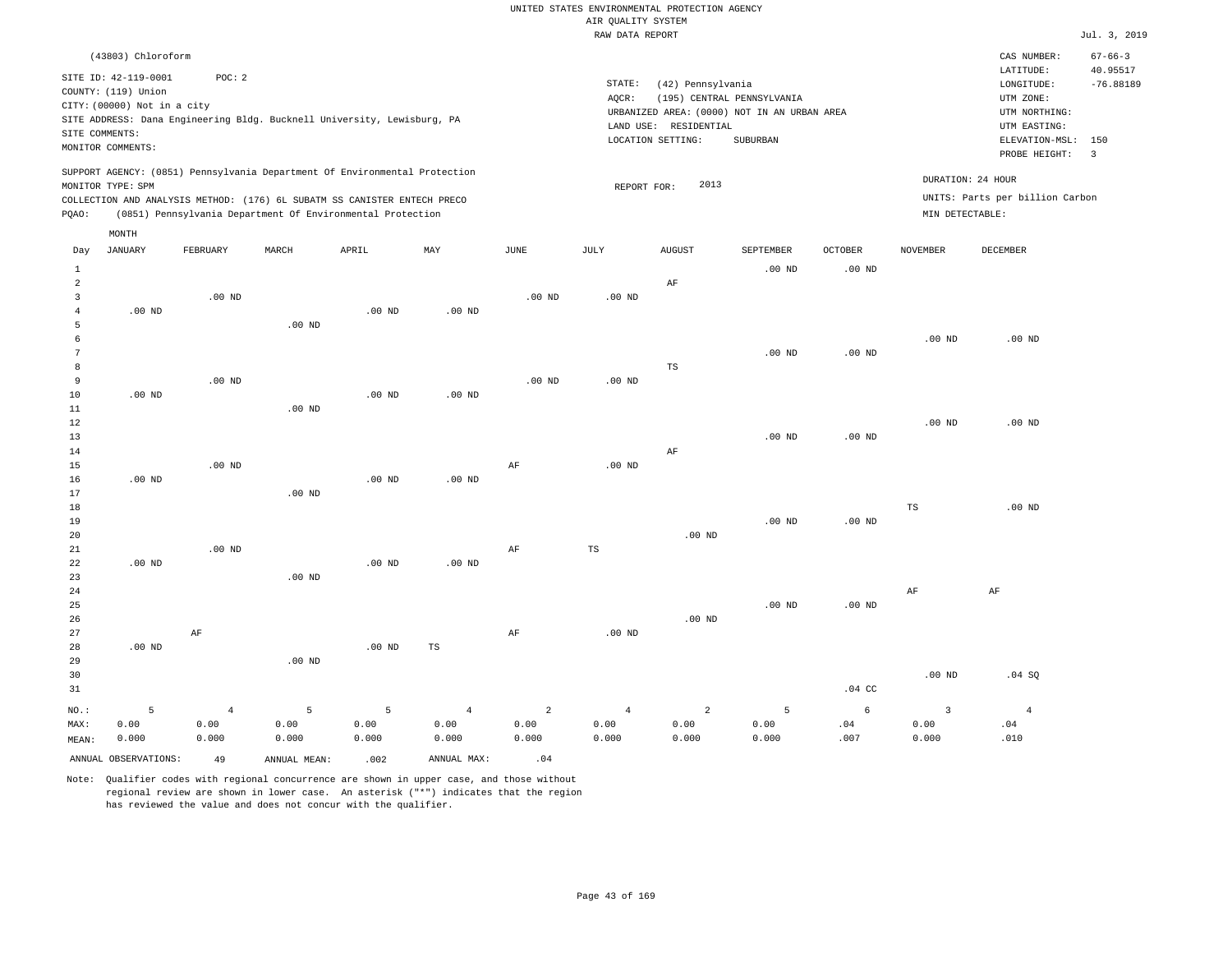UNITED STATES ENVIRONMENTAL PROTECTION AGENCY
AIR QUALITY SYSTEM
RAW DATA REPORT

Jul. 3, 2019

(43803) Chloroform

SITE ID: 42-119-0001 POC: 2
COUNTY: (119) Union
CITY: (00000) Not in a city
SITE ADDRESS: Dana Engineering Bldg. Bucknell University, Lewisburg, PA
SITE COMMENTS:
MONITOR COMMENTS:

STATE: (42) Pennsylvania
AQCR: (195) CENTRAL PENNSYLVANIA
URBANIZED AREA: (0000) NOT IN AN URBAN AREA
LAND USE: RESIDENTIAL
LOCATION SETTING: SUBURBAN

CAS NUMBER: 67-66-3
LATITUDE: 40.95517
LONGITUDE: -76.88189
UTM ZONE:
UTM NORTHING:
UTM EASTING:
ELEVATION-MSL: 150
PROBE HEIGHT: 3

SUPPORT AGENCY: (0851) Pennsylvania Department Of Environmental Protection
MONITOR TYPE: SPM
COLLECTION AND ANALYSIS METHOD: (176) 6L SUBATM SS CANISTER ENTECH PRECO
PQAO: (0851) Pennsylvania Department Of Environmental Protection

REPORT FOR: 2013

DURATION: 24 HOUR
UNITS: Parts per billion Carbon
MIN DETECTABLE:

| Day | JANUARY | FEBRUARY | MARCH | APRIL | MAY | JUNE | JULY | AUGUST | SEPTEMBER | OCTOBER | NOVEMBER | DECEMBER |
|---|---|---|---|---|---|---|---|---|---|---|---|---|
| 1 | | | | | | | | | .00 ND | .00 ND | | |
| 2 | | | | | | | | AF | | | | |
| 3 | | .00 ND | | | | .00 ND | .00 ND | | | | | |
| 4 | .00 ND | | | .00 ND | .00 ND | | | | | | | |
| 5 | | | .00 ND | | | | | | | | | |
| 6 | | | | | | | | | | | .00 ND | .00 ND |
| 7 | | | | | | | | | .00 ND | .00 ND | | |
| 8 | | | | | | | | TS | | | | |
| 9 | | .00 ND | | | | .00 ND | .00 ND | | | | | |
| 10 | .00 ND | | | .00 ND | .00 ND | | | | | | | |
| 11 | | | .00 ND | | | | | | | | | |
| 12 | | | | | | | | | | | .00 ND | .00 ND |
| 13 | | | | | | | | | .00 ND | .00 ND | | |
| 14 | | | | | | | | AF | | | | |
| 15 | | .00 ND | | | | AF | .00 ND | | | | | |
| 16 | .00 ND | | | .00 ND | .00 ND | | | | | | | |
| 17 | | | .00 ND | | | | | | | | | |
| 18 | | | | | | | | | | | TS | .00 ND |
| 19 | | | | | | | | | .00 ND | .00 ND | | |
| 20 | | | | | | | | .00 ND | | | | |
| 21 | | .00 ND | | | | AF | TS | | | | | |
| 22 | .00 ND | | | .00 ND | .00 ND | | | | | | | |
| 23 | | | .00 ND | | | | | | | | | |
| 24 | | | | | | | | | | | AF | AF |
| 25 | | | | | | | | | .00 ND | .00 ND | | |
| 26 | | | | | | | | .00 ND | | | | |
| 27 | | AF | | | | AF | .00 ND | | | | | |
| 28 | .00 ND | | | .00 ND | TS | | | | | | | |
| 29 | | | .00 ND | | | | | | | | | |
| 30 | | | | | | | | | | | .00 ND | .04 SQ |
| 31 | | | | | | | | | | .04 CC | | |
| NO.: | 5 | 4 | 5 | 5 | 4 | 2 | 4 | 2 | 5 | 6 | 3 | 4 |
| MAX: | 0.00 | 0.00 | 0.00 | 0.00 | 0.00 | 0.00 | 0.00 | 0.00 | 0.00 | .04 | 0.00 | .04 |
| MEAN: | 0.000 | 0.000 | 0.000 | 0.000 | 0.000 | 0.000 | 0.000 | 0.000 | 0.000 | .007 | 0.000 | .010 |

ANNUAL OBSERVATIONS: 49 ANNUAL MEAN: .002 ANNUAL MAX: .04

Note: Qualifier codes with regional concurrence are shown in upper case, and those without regional review are shown in lower case. An asterisk ("*") indicates that the region has reviewed the value and does not concur with the qualifier.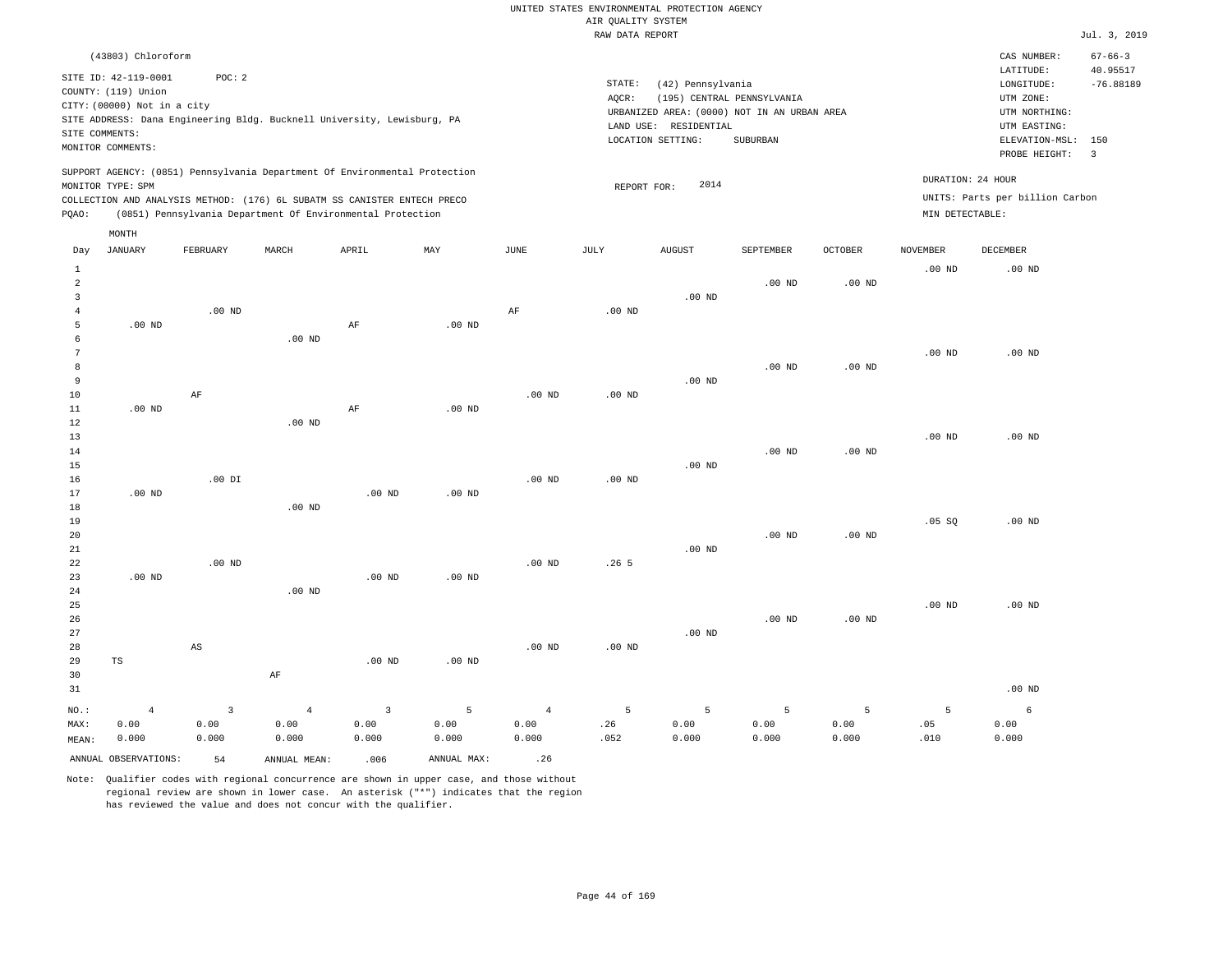UNITED STATES ENVIRONMENTAL PROTECTION AGENCY
AIR QUALITY SYSTEM
RAW DATA REPORT

Jul. 3, 2019

(43803) Chloroform

SITE ID: 42-119-0001 POC: 2
COUNTY: (119) Union
CITY: (00000) Not in a city
SITE ADDRESS: Dana Engineering Bldg. Bucknell University, Lewisburg, PA
SITE COMMENTS:
MONITOR COMMENTS:

STATE: (42) Pennsylvania
AQCR: (195) CENTRAL PENNSYLVANIA
URBANIZED AREA: (0000) NOT IN AN URBAN AREA
LAND USE: RESIDENTIAL
LOCATION SETTING: SUBURBAN

CAS NUMBER: 67-66-3
LATITUDE: 40.95517
LONGITUDE: -76.88189
UTM ZONE:
UTM NORTHING:
UTM EASTING:
ELEVATION-MSL: 150
PROBE HEIGHT: 3

SUPPORT AGENCY: (0851) Pennsylvania Department Of Environmental Protection
MONITOR TYPE: SPM
COLLECTION AND ANALYSIS METHOD: (176) 6L SUBATM SS CANISTER ENTECH PRECO
PQAO: (0851) Pennsylvania Department Of Environmental Protection

REPORT FOR: 2014

DURATION: 24 HOUR
UNITS: Parts per billion Carbon
MIN DETECTABLE:

| Day | JANUARY | FEBRUARY | MARCH | APRIL | MAY | JUNE | JULY | AUGUST | SEPTEMBER | OCTOBER | NOVEMBER | DECEMBER |
|---|---|---|---|---|---|---|---|---|---|---|---|---|
| 1 | | | | | | | | | | | .00 ND | .00 ND |
| 2 | | | | | | | | | .00 ND | .00 ND | | |
| 3 | | | | | | | | .00 ND | | | | |
| 4 | | .00 ND | | | | AF | .00 ND | | | | | |
| 5 | .00 ND | | | AF | .00 ND | | | | | | | |
| 6 | | | .00 ND | | | | | | | | | |
| 7 | | | | | | | | | | | .00 ND | .00 ND |
| 8 | | | | | | | | | .00 ND | .00 ND | | |
| 9 | | | | | | | | .00 ND | | | | |
| 10 | | AF | | | | .00 ND | .00 ND | | | | | |
| 11 | .00 ND | | | AF | .00 ND | | | | | | | |
| 12 | | | .00 ND | | | | | | | | | |
| 13 | | | | | | | | | | | .00 ND | .00 ND |
| 14 | | | | | | | | | .00 ND | .00 ND | | |
| 15 | | | | | | | | .00 ND | | | | |
| 16 | | .00 DI | | | | .00 ND | .00 ND | | | | | |
| 17 | .00 ND | | | .00 ND | .00 ND | | | | | | | |
| 18 | | | .00 ND | | | | | | | | | |
| 19 | | | | | | | | | | | .05 SQ | .00 ND |
| 20 | | | | | | | | | .00 ND | .00 ND | | |
| 21 | | | | | | | | .00 ND | | | | |
| 22 | | .00 ND | | | | .00 ND | .26 5 | | | | | |
| 23 | .00 ND | | | .00 ND | .00 ND | | | | | | | |
| 24 | | | .00 ND | | | | | | | | | |
| 25 | | | | | | | | | | | .00 ND | .00 ND |
| 26 | | | | | | | | | .00 ND | .00 ND | | |
| 27 | | | | | | | | .00 ND | | | | |
| 28 | | AS | | | | .00 ND | .00 ND | | | | | |
| 29 | TS | | | .00 ND | .00 ND | | | | | | | |
| 30 | | | AF | | | | | | | | | |
| 31 | | | | | | | | | | | | .00 ND |
| NO.: | 4 | 3 | 4 | 3 | 5 | 4 | 5 | 5 | 5 | 5 | 5 | 6 |
| MAX: | 0.00 | 0.00 | 0.00 | 0.00 | 0.00 | 0.00 | .26 | 0.00 | 0.00 | 0.00 | .05 | 0.00 |
| MEAN: | 0.000 | 0.000 | 0.000 | 0.000 | 0.000 | 0.000 | .052 | 0.000 | 0.000 | 0.000 | .010 | 0.000 |

ANNUAL OBSERVATIONS: 54 ANNUAL MEAN: .006 ANNUAL MAX: .26

Note: Qualifier codes with regional concurrence are shown in upper case, and those without regional review are shown in lower case. An asterisk ("*") indicates that the region has reviewed the value and does not concur with the qualifier.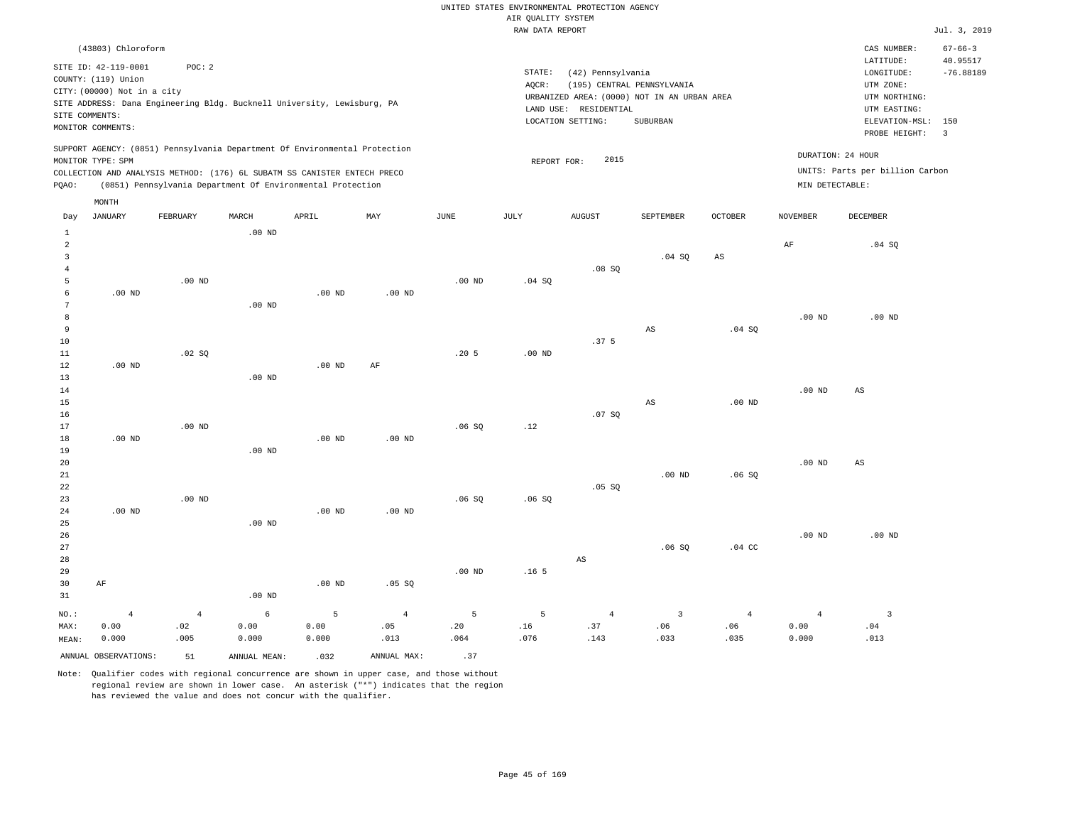UNITED STATES ENVIRONMENTAL PROTECTION AGENCY
AIR QUALITY SYSTEM
RAW DATA REPORT

Jul. 3, 2019

(43803) Chloroform

SITE ID: 42-119-0001 POC: 2
COUNTY: (119) Union
CITY: (00000) Not in a city
SITE ADDRESS: Dana Engineering Bldg. Bucknell University, Lewisburg, PA
SITE COMMENTS:
MONITOR COMMENTS:

STATE: (42) Pennsylvania
AQCR: (195) CENTRAL PENNSYLVANIA
URBANIZED AREA: (0000) NOT IN AN URBAN AREA
LAND USE: RESIDENTIAL
LOCATION SETTING: SUBURBAN

CAS NUMBER: 67-66-3
LATITUDE: 40.95517
LONGITUDE: -76.88189
UTM ZONE:
UTM NORTHING:
UTM EASTING:
ELEVATION-MSL: 150
PROBE HEIGHT: 3

SUPPORT AGENCY: (0851) Pennsylvania Department Of Environmental Protection
MONITOR TYPE: SPM
COLLECTION AND ANALYSIS METHOD: (176) 6L SUBATM SS CANISTER ENTECH PRECO
PQAO: (0851) Pennsylvania Department Of Environmental Protection

REPORT FOR: 2015

DURATION: 24 HOUR
UNITS: Parts per billion Carbon
MIN DETECTABLE:

| Day | JANUARY | FEBRUARY | MARCH | APRIL | MAY | JUNE | JULY | AUGUST | SEPTEMBER | OCTOBER | NOVEMBER | DECEMBER |
|---|---|---|---|---|---|---|---|---|---|---|---|---|
| 1 | | | .00 ND | | | | | | | | | |
| 2 | | | | | | | | | | | AF | .04 SQ |
| 3 | | | | | | | | | .04 SQ | AS | | |
| 4 | | | | | | | | .08 SQ | | | | |
| 5 | | .00 ND | | | | .00 ND | .04 SQ | | | | | |
| 6 | .00 ND | | | .00 ND | .00 ND | | | | | | | |
| 7 | | | .00 ND | | | | | | | | | |
| 8 | | | | | | | | | | | .00 ND | .00 ND |
| 9 | | | | | | | | | AS | .04 SQ | | |
| 10 | | | | | | | | .37 5 | | | | |
| 11 | | .02 SQ | | | | .20 5 | .00 ND | | | | | |
| 12 | .00 ND | | | .00 ND | AF | | | | | | | |
| 13 | | | .00 ND | | | | | | | | | |
| 14 | | | | | | | | | | | .00 ND | AS |
| 15 | | | | | | | | | AS | .00 ND | | |
| 16 | | | | | | | | .07 SQ | | | | |
| 17 | | .00 ND | | | | .06 SQ | .12 | | | | | |
| 18 | .00 ND | | | .00 ND | .00 ND | | | | | | | |
| 19 | | | .00 ND | | | | | | | | | |
| 20 | | | | | | | | | | | .00 ND | AS |
| 21 | | | | | | | | | .00 ND | .06 SQ | | |
| 22 | | | | | | | | .05 SQ | | | | |
| 23 | | .00 ND | | | | .06 SQ | .06 SQ | | | | | |
| 24 | .00 ND | | | .00 ND | .00 ND | | | | | | | |
| 25 | | | .00 ND | | | | | | | | | |
| 26 | | | | | | | | | | | .00 ND | .00 ND |
| 27 | | | | | | | | | .06 SQ | .04 CC | | |
| 28 | | | | | | | | AS | | | | |
| 29 | | | | | | .00 ND | .16 5 | | | | | |
| 30 | AF | | | .00 ND | .05 SQ | | | | | | | |
| 31 | | | .00 ND | | | | | | | | | |
| NO.: | 4 | 4 | 6 | 5 | 4 | 5 | 5 | 4 | 3 | 4 | 4 | 3 |
| MAX: | 0.00 | .02 | 0.00 | 0.00 | .05 | .20 | .16 | .37 | .06 | .06 | 0.00 | .04 |
| MEAN: | 0.000 | .005 | 0.000 | 0.000 | .013 | .064 | .076 | .143 | .033 | .035 | 0.000 | .013 |

ANNUAL OBSERVATIONS: 51 ANNUAL MEAN: .032 ANNUAL MAX: .37

Note: Qualifier codes with regional concurrence are shown in upper case, and those without regional review are shown in lower case. An asterisk ("*") indicates that the region has reviewed the value and does not concur with the qualifier.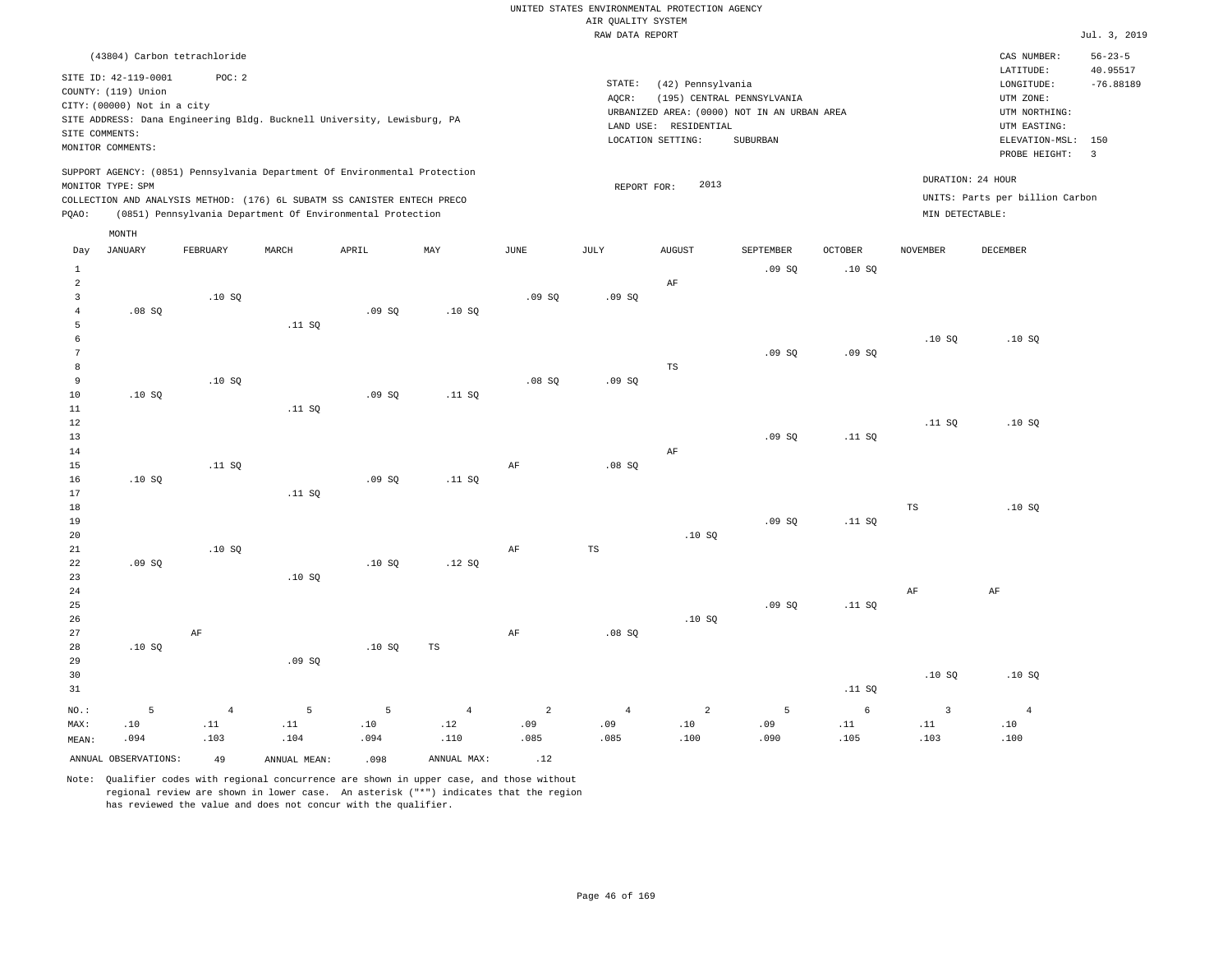UNITED STATES ENVIRONMENTAL PROTECTION AGENCY
AIR QUALITY SYSTEM
RAW DATA REPORT

Jul. 3, 2019

(43804) Carbon tetrachloride

SITE ID: 42-119-0001 POC: 2
COUNTY: (119) Union
CITY: (00000) Not in a city
SITE ADDRESS: Dana Engineering Bldg. Bucknell University, Lewisburg, PA
SITE COMMENTS:
MONITOR COMMENTS:

STATE: (42) Pennsylvania
AQCR: (195) CENTRAL PENNSYLVANIA
URBANIZED AREA: (0000) NOT IN AN URBAN AREA
LAND USE: RESIDENTIAL
LOCATION SETTING: SUBURBAN

CAS NUMBER: 56-23-5
LATITUDE: 40.95517
LONGITUDE: -76.88189
UTM ZONE:
UTM NORTHING:
UTM EASTING:
ELEVATION-MSL: 150
PROBE HEIGHT: 3

SUPPORT AGENCY: (0851) Pennsylvania Department Of Environmental Protection
MONITOR TYPE: SPM
COLLECTION AND ANALYSIS METHOD: (176) 6L SUBATM SS CANISTER ENTECH PRECO
PQAO: (0851) Pennsylvania Department Of Environmental Protection

REPORT FOR: 2013

DURATION: 24 HOUR
UNITS: Parts per billion Carbon
MIN DETECTABLE:

| Day | JANUARY | FEBRUARY | MARCH | APRIL | MAY | JUNE | JULY | AUGUST | SEPTEMBER | OCTOBER | NOVEMBER | DECEMBER |
|---|---|---|---|---|---|---|---|---|---|---|---|---|
| 1 | | | | | | | | | .09 SQ | .10 SQ | | |
| 2 | | | | | | | | AF | | | | |
| 3 | | .10 SQ | | | | .09 SQ | .09 SQ | | | | | |
| 4 | .08 SQ | | | .09 SQ | .10 SQ | | | | | | | |
| 5 | | | .11 SQ | | | | | | | | | |
| 6 | | | | | | | | | | | .10 SQ | .10 SQ |
| 7 | | | | | | | | | .09 SQ | .09 SQ | | |
| 8 | | | | | | | | TS | | | | |
| 9 | | .10 SQ | | | | .08 SQ | .09 SQ | | | | | |
| 10 | .10 SQ | | | .09 SQ | .11 SQ | | | | | | | |
| 11 | | | .11 SQ | | | | | | | | | |
| 12 | | | | | | | | | | | .11 SQ | .10 SQ |
| 13 | | | | | | | | | .09 SQ | .11 SQ | | |
| 14 | | | | | | | | AF | | | | |
| 15 | | .11 SQ | | | | AF | .08 SQ | | | | | |
| 16 | .10 SQ | | | .09 SQ | .11 SQ | | | | | | | |
| 17 | | | .11 SQ | | | | | | | | | |
| 18 | | | | | | | | | | | TS | .10 SQ |
| 19 | | | | | | | | | .09 SQ | .11 SQ | | |
| 20 | | | | | | | | .10 SQ | | | | |
| 21 | | .10 SQ | | | | AF | TS | | | | | |
| 22 | .09 SQ | | | .10 SQ | .12 SQ | | | | | | | |
| 23 | | | .10 SQ | | | | | | | | | |
| 24 | | | | | | | | | | | AF | AF |
| 25 | | | | | | | | | .09 SQ | .11 SQ | | |
| 26 | | | | | | | | .10 SQ | | | | |
| 27 | | AF | | | | AF | .08 SQ | | | | | |
| 28 | .10 SQ | | | .10 SQ | TS | | | | | | | |
| 29 | | | .09 SQ | | | | | | | | | |
| 30 | | | | | | | | | | | .10 SQ | .10 SQ |
| 31 | | | | | | | | | | .11 SQ | | |
| NO.: | 5 | 4 | 5 | 5 | 4 | 2 | 4 | 2 | 5 | 6 | 3 | 4 |
| MAX: | .10 | .11 | .11 | .10 | .12 | .09 | .09 | .10 | .09 | .11 | .11 | .10 |
| MEAN: | .094 | .103 | .104 | .094 | .110 | .085 | .085 | .100 | .090 | .105 | .103 | .100 |

ANNUAL OBSERVATIONS: 49 ANNUAL MEAN: .098 ANNUAL MAX: .12

Note: Qualifier codes with regional concurrence are shown in upper case, and those without regional review are shown in lower case. An asterisk ("*") indicates that the region has reviewed the value and does not concur with the qualifier.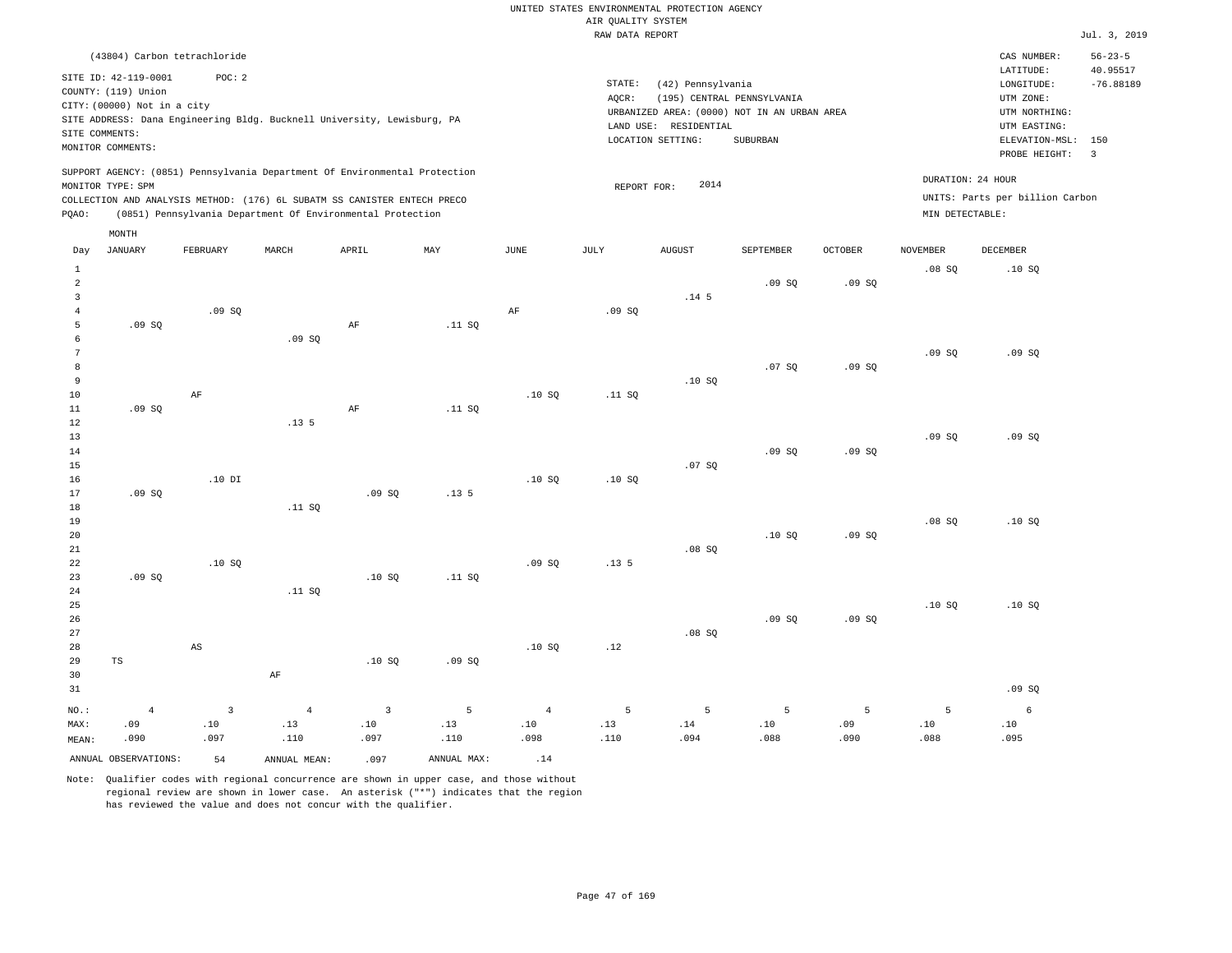UNITED STATES ENVIRONMENTAL PROTECTION AGENCY
AIR QUALITY SYSTEM
RAW DATA REPORT

Jul. 3, 2019

(43804) Carbon tetrachloride

SITE ID: 42-119-0001 POC: 2
COUNTY: (119) Union
CITY: (00000) Not in a city
SITE ADDRESS: Dana Engineering Bldg. Bucknell University, Lewisburg, PA
SITE COMMENTS:
MONITOR COMMENTS:

STATE: (42) Pennsylvania
AQCR: (195) CENTRAL PENNSYLVANIA
URBANIZED AREA: (0000) NOT IN AN URBAN AREA
LAND USE: RESIDENTIAL
LOCATION SETTING: SUBURBAN

CAS NUMBER: 56-23-5
LATITUDE: 40.95517
LONGITUDE: -76.88189
UTM ZONE:
UTM NORTHING:
UTM EASTING:
ELEVATION-MSL: 150
PROBE HEIGHT: 3

SUPPORT AGENCY: (0851) Pennsylvania Department Of Environmental Protection
MONITOR TYPE: SPM
COLLECTION AND ANALYSIS METHOD: (176) 6L SUBATM SS CANISTER ENTECH PRECO
PQAO: (0851) Pennsylvania Department Of Environmental Protection

REPORT FOR: 2014

DURATION: 24 HOUR
UNITS: Parts per billion Carbon
MIN DETECTABLE:

| Day | JANUARY | FEBRUARY | MARCH | APRIL | MAY | JUNE | JULY | AUGUST | SEPTEMBER | OCTOBER | NOVEMBER | DECEMBER |
|---|---|---|---|---|---|---|---|---|---|---|---|---|
| 1 | | | | | | | | | | | .08 SQ | .10 SQ |
| 2 | | | | | | | | | .09 SQ | .09 SQ | | |
| 3 | | | | | | | | .14 5 | | | | |
| 4 | | .09 SQ | | | | AF | .09 SQ | | | | | |
| 5 | .09 SQ | | | AF | .11 SQ | | | | | | | |
| 6 | | | .09 SQ | | | | | | | | | |
| 7 | | | | | | | | | | | .09 SQ | .09 SQ |
| 8 | | | | | | | | | .07 SQ | .09 SQ | | |
| 9 | | | | | | | | .10 SQ | | | | |
| 10 | | AF | | | | .10 SQ | .11 SQ | | | | | |
| 11 | .09 SQ | | | AF | .11 SQ | | | | | | | |
| 12 | | | .13 5 | | | | | | | | | |
| 13 | | | | | | | | | | | .09 SQ | .09 SQ |
| 14 | | | | | | | | | .09 SQ | .09 SQ | | |
| 15 | | | | | | | | .07 SQ | | | | |
| 16 | | .10 DI | | | | .10 SQ | .10 SQ | | | | | |
| 17 | .09 SQ | | | .09 SQ | .13 5 | | | | | | | |
| 18 | | | .11 SQ | | | | | | | | | |
| 19 | | | | | | | | | | | .08 SQ | .10 SQ |
| 20 | | | | | | | | | .10 SQ | .09 SQ | | |
| 21 | | | | | | | | .08 SQ | | | | |
| 22 | | .10 SQ | | | | .09 SQ | .13 5 | | | | | |
| 23 | .09 SQ | | | .10 SQ | .11 SQ | | | | | | | |
| 24 | | | .11 SQ | | | | | | | | | |
| 25 | | | | | | | | | | | .10 SQ | .10 SQ |
| 26 | | | | | | | | | .09 SQ | .09 SQ | | |
| 27 | | | | | | | | .08 SQ | | | | |
| 28 | | AS | | | | .10 SQ | .12 | | | | | |
| 29 | TS | | | .10 SQ | .09 SQ | | | | | | | |
| 30 | | | AF | | | | | | | | | |
| 31 | | | | | | | | | | | | .09 SQ |
| NO.: | 4 | 3 | 4 | 3 | 5 | 4 | 5 | 5 | 5 | 5 | 5 | 6 |
| MAX: | .09 | .10 | .13 | .10 | .13 | .10 | .13 | .14 | .10 | .09 | .10 | .10 |
| MEAN: | .090 | .097 | .110 | .097 | .110 | .098 | .110 | .094 | .088 | .090 | .088 | .095 |

ANNUAL OBSERVATIONS: 54 ANNUAL MEAN: .097 ANNUAL MAX: .14

Note: Qualifier codes with regional concurrence are shown in upper case, and those without regional review are shown in lower case. An asterisk ("*") indicates that the region has reviewed the value and does not concur with the qualifier.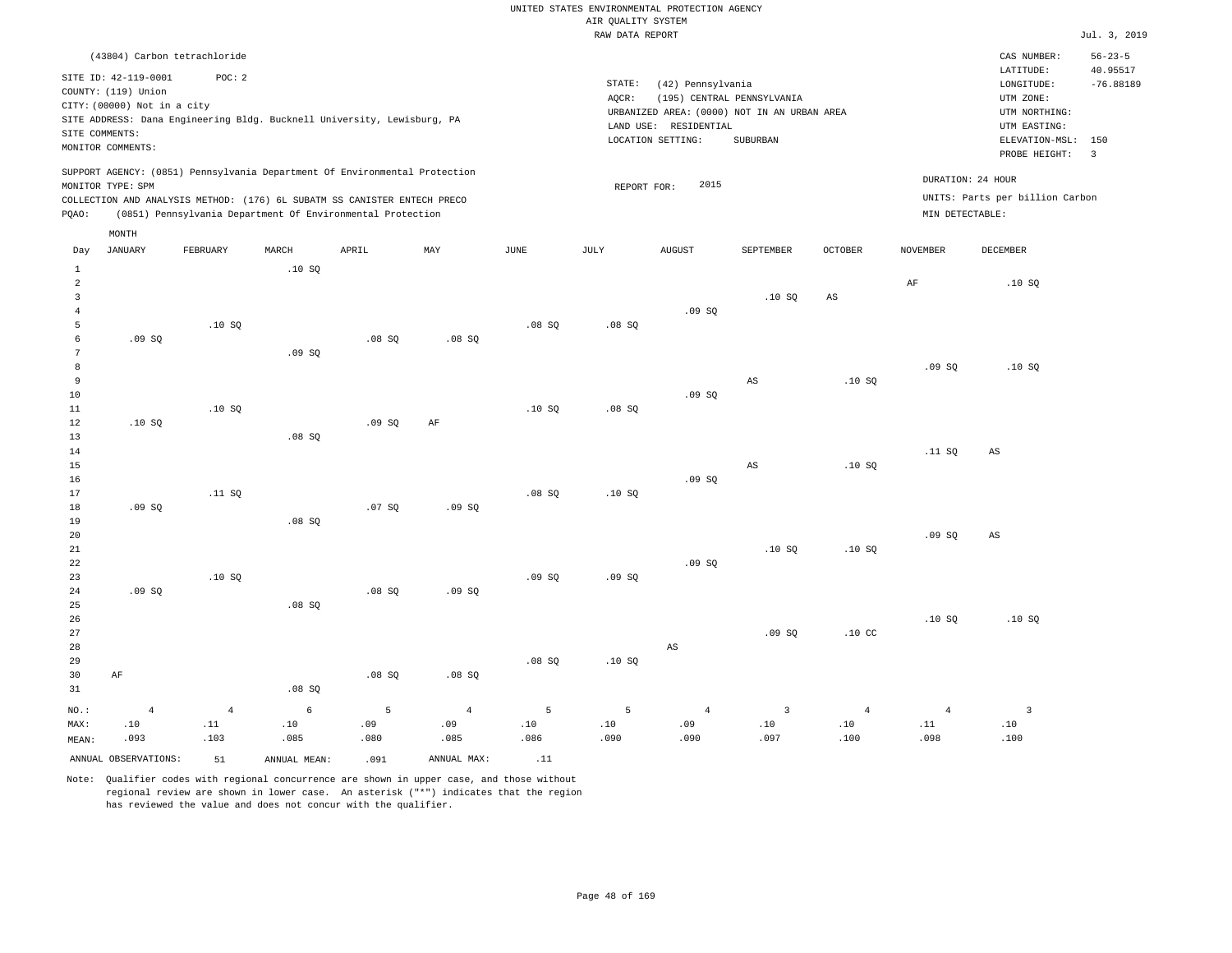UNITED STATES ENVIRONMENTAL PROTECTION AGENCY
AIR QUALITY SYSTEM
RAW DATA REPORT

Jul. 3, 2019

(43804) Carbon tetrachloride

SITE ID: 42-119-0001 POC: 2
COUNTY: (119) Union
CITY: (00000) Not in a city
SITE ADDRESS: Dana Engineering Bldg. Bucknell University, Lewisburg, PA
SITE COMMENTS:
MONITOR COMMENTS:

STATE: (42) Pennsylvania
AQCR: (195) CENTRAL PENNSYLVANIA
URBANIZED AREA: (0000) NOT IN AN URBAN AREA
LAND USE: RESIDENTIAL
LOCATION SETTING: SUBURBAN

CAS NUMBER: 56-23-5
LATITUDE: 40.95517
LONGITUDE: -76.88189
UTM ZONE:
UTM NORTHING:
UTM EASTING:
ELEVATION-MSL: 150
PROBE HEIGHT: 3

SUPPORT AGENCY: (0851) Pennsylvania Department Of Environmental Protection
MONITOR TYPE: SPM
COLLECTION AND ANALYSIS METHOD: (176) 6L SUBATM SS CANISTER ENTECH PRECO
PQAO: (0851) Pennsylvania Department Of Environmental Protection

REPORT FOR: 2015

DURATION: 24 HOUR
UNITS: Parts per billion Carbon
MIN DETECTABLE:

| Day | JANUARY | FEBRUARY | MARCH | APRIL | MAY | JUNE | JULY | AUGUST | SEPTEMBER | OCTOBER | NOVEMBER | DECEMBER |
|---|---|---|---|---|---|---|---|---|---|---|---|---|
| 1 | | | .10 SQ | | | | | | | | | |
| 2 | | | | | | | | | | | AF | .10 SQ |
| 3 | | | | | | | | | .10 SQ | AS | | |
| 4 | | | | | | | | .09 SQ | | | | |
| 5 | | .10 SQ | | | | .08 SQ | .08 SQ | | | | | |
| 6 | .09 SQ | | | .08 SQ | .08 SQ | | | | | | | |
| 7 | | | .09 SQ | | | | | | | | | |
| 8 | | | | | | | | | | | .09 SQ | .10 SQ |
| 9 | | | | | | | | | AS | .10 SQ | | |
| 10 | | | | | | | | .09 SQ | | | | |
| 11 | | .10 SQ | | | | .10 SQ | .08 SQ | | | | | |
| 12 | .10 SQ | | | .09 SQ | AF | | | | | | | |
| 13 | | | .08 SQ | | | | | | | | | |
| 14 | | | | | | | | | | | .11 SQ | AS |
| 15 | | | | | | | | | AS | .10 SQ | | |
| 16 | | | | | | | | .09 SQ | | | | |
| 17 | | .11 SQ | | | | .08 SQ | .10 SQ | | | | | |
| 18 | .09 SQ | | | .07 SQ | .09 SQ | | | | | | | |
| 19 | | | .08 SQ | | | | | | | | | |
| 20 | | | | | | | | | | | .09 SQ | AS |
| 21 | | | | | | | | | .10 SQ | .10 SQ | | |
| 22 | | | | | | | | .09 SQ | | | | |
| 23 | | .10 SQ | | | | .09 SQ | .09 SQ | | | | | |
| 24 | .09 SQ | | | .08 SQ | .09 SQ | | | | | | | |
| 25 | | | .08 SQ | | | | | | | | | |
| 26 | | | | | | | | | | | .10 SQ | .10 SQ |
| 27 | | | | | | | | | .09 SQ | .10 CC | | |
| 28 | | | | | | | | AS | | | | |
| 29 | | | | | | .08 SQ | .10 SQ | | | | | |
| 30 | AF | | | .08 SQ | .08 SQ | | | | | | | |
| 31 | | | .08 SQ | | | | | | | | | |
| NO.: | 4 | 4 | 6 | 5 | 4 | 5 | 5 | 4 | 3 | 4 | 4 | 3 |
| MAX: | .10 | .11 | .10 | .09 | .09 | .10 | .10 | .09 | .10 | .10 | .11 | .10 |
| MEAN: | .093 | .103 | .085 | .080 | .085 | .086 | .090 | .090 | .097 | .100 | .098 | .100 |

ANNUAL OBSERVATIONS: 51 ANNUAL MEAN: .091 ANNUAL MAX: .11

Note: Qualifier codes with regional concurrence are shown in upper case, and those without regional review are shown in lower case. An asterisk ("*") indicates that the region has reviewed the value and does not concur with the qualifier.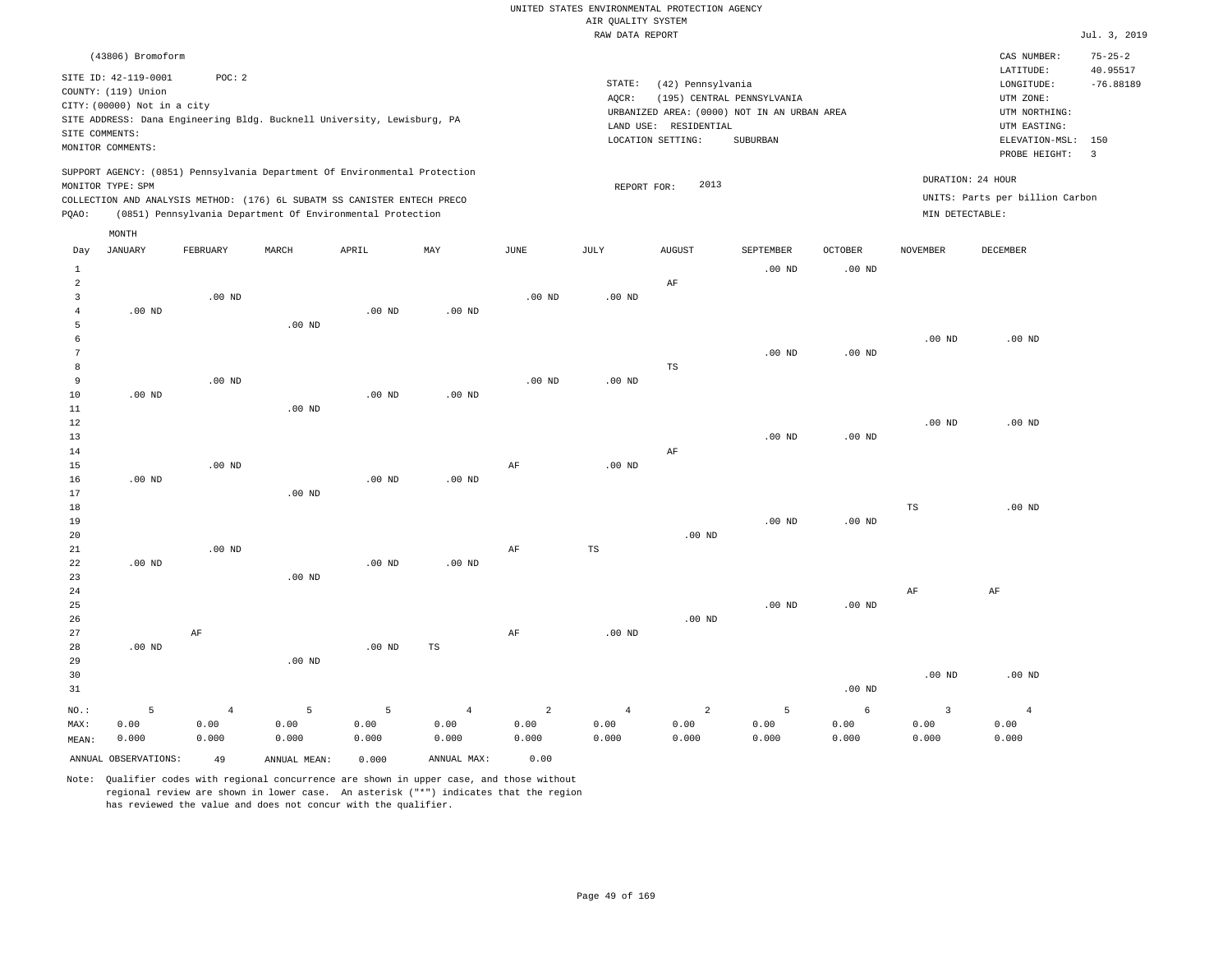UNITED STATES ENVIRONMENTAL PROTECTION AGENCY
AIR QUALITY SYSTEM
RAW DATA REPORT

Jul. 3, 2019

(43806) Bromoform

SITE ID: 42-119-0001 POC: 2
COUNTY: (119) Union
CITY: (00000) Not in a city
SITE ADDRESS: Dana Engineering Bldg. Bucknell University, Lewisburg, PA
SITE COMMENTS:
MONITOR COMMENTS:

STATE: (42) Pennsylvania
AQCR: (195) CENTRAL PENNSYLVANIA
URBANIZED AREA: (0000) NOT IN AN URBAN AREA
LAND USE: RESIDENTIAL
LOCATION SETTING: SUBURBAN

CAS NUMBER: 75-25-2
LATITUDE: 40.95517
LONGITUDE: -76.88189
UTM ZONE:
UTM NORTHING:
UTM EASTING:
ELEVATION-MSL: 150
PROBE HEIGHT: 3

SUPPORT AGENCY: (0851) Pennsylvania Department Of Environmental Protection
MONITOR TYPE: SPM
COLLECTION AND ANALYSIS METHOD: (176) 6L SUBATM SS CANISTER ENTECH PRECO
PQAO: (0851) Pennsylvania Department Of Environmental Protection

REPORT FOR: 2013

DURATION: 24 HOUR
UNITS: Parts per billion Carbon
MIN DETECTABLE:

| Day | JANUARY | FEBRUARY | MARCH | APRIL | MAY | JUNE | JULY | AUGUST | SEPTEMBER | OCTOBER | NOVEMBER | DECEMBER |
|---|---|---|---|---|---|---|---|---|---|---|---|---|
| 1 | | | | | | | | | .00 ND | .00 ND | | |
| 2 | | | | | | | | AF | | | | |
| 3 | | .00 ND | | | | .00 ND | .00 ND | | | | | |
| 4 | .00 ND | | | .00 ND | .00 ND | | | | | | | |
| 5 | | | .00 ND | | | | | | | | | |
| 6 | | | | | | | | | | | .00 ND | .00 ND |
| 7 | | | | | | | | | .00 ND | .00 ND | | |
| 8 | | | | | | | | TS | | | | |
| 9 | | .00 ND | | | | .00 ND | .00 ND | | | | | |
| 10 | .00 ND | | | .00 ND | .00 ND | | | | | | | |
| 11 | | | .00 ND | | | | | | | | | |
| 12 | | | | | | | | | | | .00 ND | .00 ND |
| 13 | | | | | | | | | .00 ND | .00 ND | | |
| 14 | | | | | | | | AF | | | | |
| 15 | | .00 ND | | | | AF | .00 ND | | | | | |
| 16 | .00 ND | | | .00 ND | .00 ND | | | | | | | |
| 17 | | | .00 ND | | | | | | | | | |
| 18 | | | | | | | | | | | TS | .00 ND |
| 19 | | | | | | | | | .00 ND | .00 ND | | |
| 20 | | | | | | | | .00 ND | | | | |
| 21 | | .00 ND | | | | AF | TS | | | | | |
| 22 | .00 ND | | | .00 ND | .00 ND | | | | | | | |
| 23 | | | .00 ND | | | | | | | | | |
| 24 | | | | | | | | | | | AF | AF |
| 25 | | | | | | | | | .00 ND | .00 ND | | |
| 26 | | | | | | | | .00 ND | | | | |
| 27 | | AF | | | | AF | .00 ND | | | | | |
| 28 | .00 ND | | | .00 ND | TS | | | | | | | |
| 29 | | | .00 ND | | | | | | | | | |
| 30 | | | | | | | | | | | .00 ND | .00 ND |
| 31 | | | | | | | | | | .00 ND | | |
| NO.: | 5 | 4 | 5 | 5 | 4 | 2 | 4 | 2 | 5 | 6 | 3 | 4 |
| MAX: | 0.00 | 0.00 | 0.00 | 0.00 | 0.00 | 0.00 | 0.00 | 0.00 | 0.00 | 0.00 | 0.00 | 0.00 |
| MEAN: | 0.000 | 0.000 | 0.000 | 0.000 | 0.000 | 0.000 | 0.000 | 0.000 | 0.000 | 0.000 | 0.000 | 0.000 |

ANNUAL OBSERVATIONS: 49 ANNUAL MEAN: 0.000 ANNUAL MAX: 0.00

Note: Qualifier codes with regional concurrence are shown in upper case, and those without regional review are shown in lower case. An asterisk ("*") indicates that the region has reviewed the value and does not concur with the qualifier.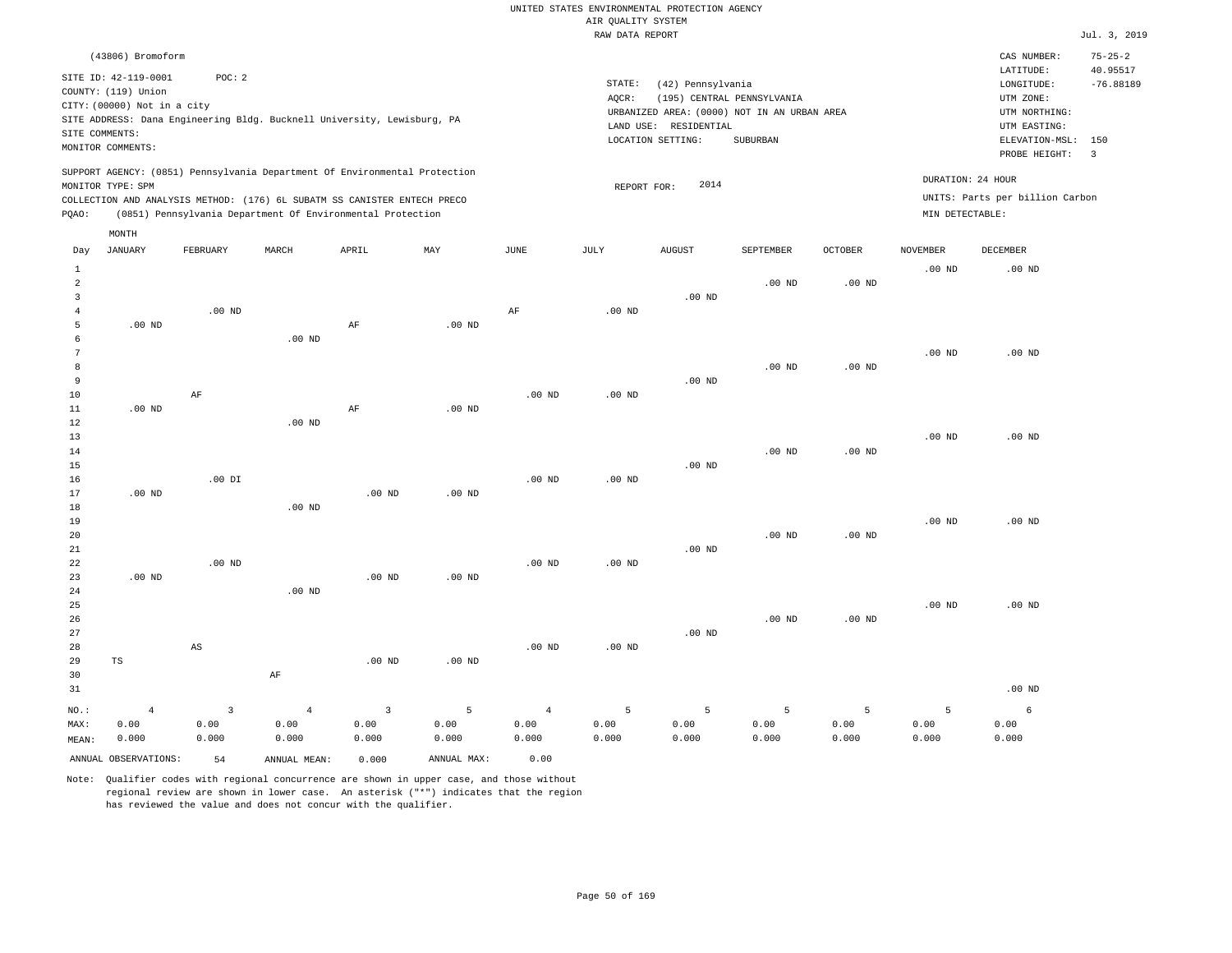UNITED STATES ENVIRONMENTAL PROTECTION AGENCY
AIR QUALITY SYSTEM
RAW DATA REPORT

Jul. 3, 2019

(43806) Bromoform

SITE ID: 42-119-0001 POC: 2
COUNTY: (119) Union
CITY: (00000) Not in a city
SITE ADDRESS: Dana Engineering Bldg. Bucknell University, Lewisburg, PA
SITE COMMENTS:
MONITOR COMMENTS:

STATE: (42) Pennsylvania
AQCR: (195) CENTRAL PENNSYLVANIA
URBANIZED AREA: (0000) NOT IN AN URBAN AREA
LAND USE: RESIDENTIAL
LOCATION SETTING: SUBURBAN

CAS NUMBER: 75-25-2
LATITUDE: 40.95517
LONGITUDE: -76.88189
UTM ZONE:
UTM NORTHING:
UTM EASTING:
ELEVATION-MSL: 150
PROBE HEIGHT: 3

SUPPORT AGENCY: (0851) Pennsylvania Department Of Environmental Protection
MONITOR TYPE: SPM
COLLECTION AND ANALYSIS METHOD: (176) 6L SUBATM SS CANISTER ENTECH PRECO
PQAO: (0851) Pennsylvania Department Of Environmental Protection

REPORT FOR: 2014

DURATION: 24 HOUR
UNITS: Parts per billion Carbon
MIN DETECTABLE:

| Day | JANUARY | FEBRUARY | MARCH | APRIL | MAY | JUNE | JULY | AUGUST | SEPTEMBER | OCTOBER | NOVEMBER | DECEMBER |
|---|---|---|---|---|---|---|---|---|---|---|---|---|
| 1 | | | | | | | | | | | .00 ND | .00 ND |
| 2 | | | | | | | | | .00 ND | .00 ND | | |
| 3 | | | | | | | | .00 ND | | | | |
| 4 | | .00 ND | | | | AF | .00 ND | | | | | |
| 5 | .00 ND | | | AF | .00 ND | | | | | | | |
| 6 | | | .00 ND | | | | | | | | | |
| 7 | | | | | | | | | | | .00 ND | .00 ND |
| 8 | | | | | | | | | .00 ND | .00 ND | | |
| 9 | | | | | | | | .00 ND | | | | |
| 10 | | AF | | | | .00 ND | .00 ND | | | | | |
| 11 | .00 ND | | | AF | .00 ND | | | | | | | |
| 12 | | | .00 ND | | | | | | | | | |
| 13 | | | | | | | | | | | .00 ND | .00 ND |
| 14 | | | | | | | | | .00 ND | .00 ND | | |
| 15 | | | | | | | | .00 ND | | | | |
| 16 | | .00 DI | | | | .00 ND | .00 ND | | | | | |
| 17 | .00 ND | | | .00 ND | .00 ND | | | | | | | |
| 18 | | | .00 ND | | | | | | | | | |
| 19 | | | | | | | | | | | .00 ND | .00 ND |
| 20 | | | | | | | | | .00 ND | .00 ND | | |
| 21 | | | | | | | | .00 ND | | | | |
| 22 | | .00 ND | | | | .00 ND | .00 ND | | | | | |
| 23 | .00 ND | | | .00 ND | .00 ND | | | | | | | |
| 24 | | | .00 ND | | | | | | | | | |
| 25 | | | | | | | | | | | .00 ND | .00 ND |
| 26 | | | | | | | | | .00 ND | .00 ND | | |
| 27 | | | | | | | | .00 ND | | | | |
| 28 | | AS | | | | .00 ND | .00 ND | | | | | |
| 29 | TS | | | .00 ND | .00 ND | | | | | | | |
| 30 | | | AF | | | | | | | | | |
| 31 | | | | | | | | | | | | .00 ND |
| NO.: | 4 | 3 | 4 | 3 | 5 | 4 | 5 | 5 | 5 | 5 | 5 | 6 |
| MAX: | 0.00 | 0.00 | 0.00 | 0.00 | 0.00 | 0.00 | 0.00 | 0.00 | 0.00 | 0.00 | 0.00 | 0.00 |
| MEAN: | 0.000 | 0.000 | 0.000 | 0.000 | 0.000 | 0.000 | 0.000 | 0.000 | 0.000 | 0.000 | 0.000 | 0.000 |

ANNUAL OBSERVATIONS: 54 ANNUAL MEAN: 0.000 ANNUAL MAX: 0.00

Note: Qualifier codes with regional concurrence are shown in upper case, and those without regional review are shown in lower case. An asterisk ("*") indicates that the region has reviewed the value and does not concur with the qualifier.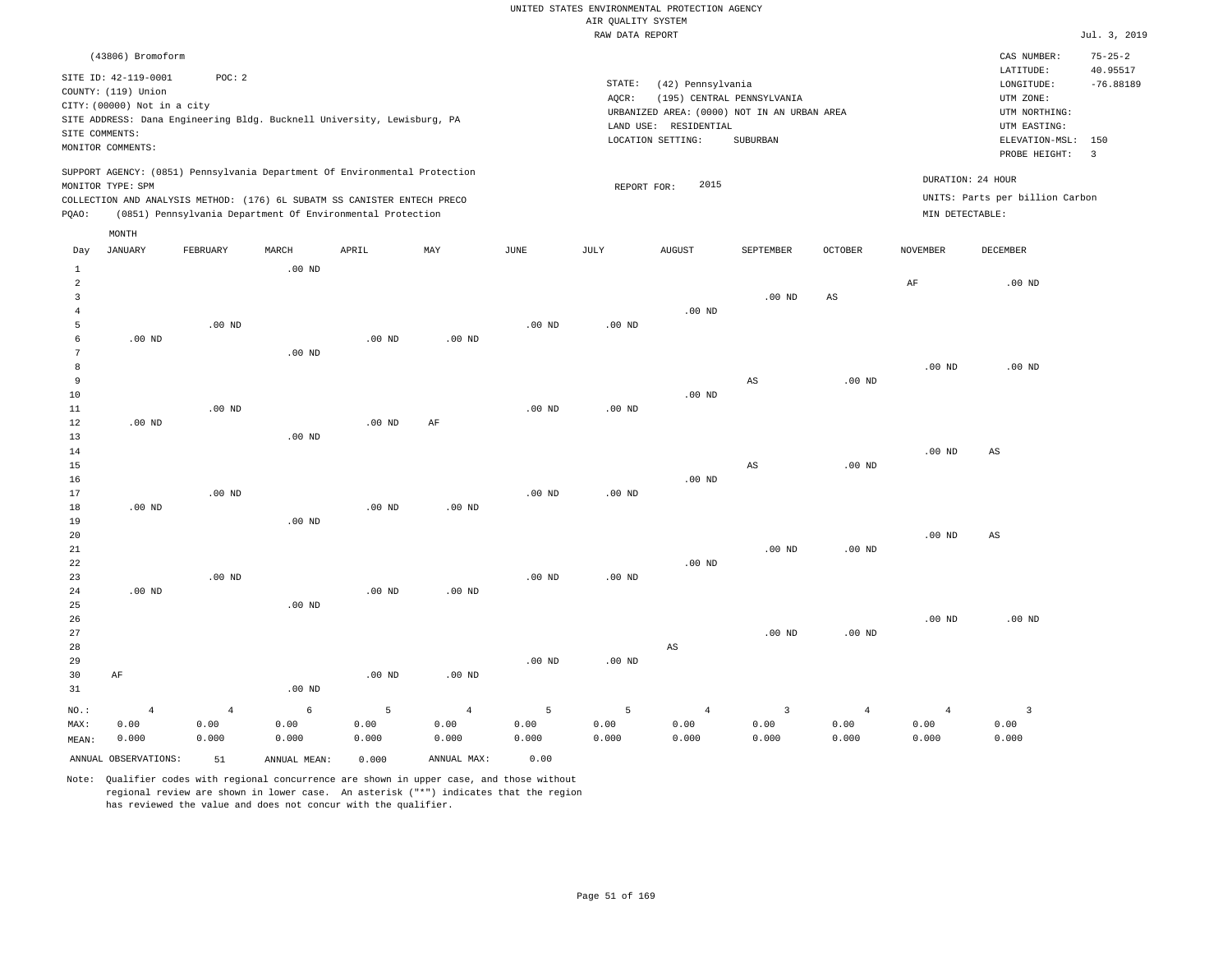UNITED STATES ENVIRONMENTAL PROTECTION AGENCY
AIR QUALITY SYSTEM
RAW DATA REPORT

Jul. 3, 2019

(43806) Bromoform

SITE ID: 42-119-0001 POC: 2
COUNTY: (119) Union
CITY: (00000) Not in a city
SITE ADDRESS: Dana Engineering Bldg. Bucknell University, Lewisburg, PA
SITE COMMENTS:
MONITOR COMMENTS:

STATE: (42) Pennsylvania
AQCR: (195) CENTRAL PENNSYLVANIA
URBANIZED AREA: (0000) NOT IN AN URBAN AREA
LAND USE: RESIDENTIAL
LOCATION SETTING: SUBURBAN

CAS NUMBER: 75-25-2
LATITUDE: 40.95517
LONGITUDE: -76.88189
UTM ZONE:
UTM NORTHING:
UTM EASTING:
ELEVATION-MSL: 150
PROBE HEIGHT: 3

SUPPORT AGENCY: (0851) Pennsylvania Department Of Environmental Protection
MONITOR TYPE: SPM
COLLECTION AND ANALYSIS METHOD: (176) 6L SUBATM SS CANISTER ENTECH PRECO
PQAO: (0851) Pennsylvania Department Of Environmental Protection

REPORT FOR: 2015

DURATION: 24 HOUR
UNITS: Parts per billion Carbon
MIN DETECTABLE:

| Day | JANUARY | FEBRUARY | MARCH | APRIL | MAY | JUNE | JULY | AUGUST | SEPTEMBER | OCTOBER | NOVEMBER | DECEMBER |
|---|---|---|---|---|---|---|---|---|---|---|---|---|
| 1 | | | .00 ND | | | | | | | | | |
| 2 | | | | | | | | | | | AF | .00 ND |
| 3 | | | | | | | | | .00 ND | AS | | |
| 4 | | | | | | | | .00 ND | | | | |
| 5 | | .00 ND | | | | .00 ND | .00 ND | | | | | |
| 6 | .00 ND | | | .00 ND | .00 ND | | | | | | | |
| 7 | | | .00 ND | | | | | | | | | |
| 8 | | | | | | | | | | | .00 ND | .00 ND |
| 9 | | | | | | | | | AS | .00 ND | | |
| 10 | | | | | | | | .00 ND | | | | |
| 11 | | .00 ND | | | | .00 ND | .00 ND | | | | | |
| 12 | .00 ND | | | .00 ND | AF | | | | | | | |
| 13 | | | .00 ND | | | | | | | | | |
| 14 | | | | | | | | | | | .00 ND | AS |
| 15 | | | | | | | | | AS | .00 ND | | |
| 16 | | | | | | | | .00 ND | | | | |
| 17 | | .00 ND | | | | .00 ND | .00 ND | | | | | |
| 18 | .00 ND | | | .00 ND | .00 ND | | | | | | | |
| 19 | | | .00 ND | | | | | | | | | |
| 20 | | | | | | | | | | | .00 ND | AS |
| 21 | | | | | | | | | .00 ND | .00 ND | | |
| 22 | | | | | | | | .00 ND | | | | |
| 23 | | .00 ND | | | | .00 ND | .00 ND | | | | | |
| 24 | .00 ND | | | .00 ND | .00 ND | | | | | | | |
| 25 | | | .00 ND | | | | | | | | | |
| 26 | | | | | | | | | | | .00 ND | .00 ND |
| 27 | | | | | | | | | .00 ND | .00 ND | | |
| 28 | | | | | | | | AS | | | | |
| 29 | | | | | | .00 ND | .00 ND | | | | | |
| 30 | AF | | | .00 ND | .00 ND | | | | | | | |
| 31 | | | .00 ND | | | | | | | | | |
| NO.: | 4 | 4 | 6 | 5 | 4 | 5 | 5 | 4 | 3 | 4 | 4 | 3 |
| MAX: | 0.00 | 0.00 | 0.00 | 0.00 | 0.00 | 0.00 | 0.00 | 0.00 | 0.00 | 0.00 | 0.00 | 0.00 |
| MEAN: | 0.000 | 0.000 | 0.000 | 0.000 | 0.000 | 0.000 | 0.000 | 0.000 | 0.000 | 0.000 | 0.000 | 0.000 |

ANNUAL OBSERVATIONS: 51 ANNUAL MEAN: 0.000 ANNUAL MAX: 0.00

Note: Qualifier codes with regional concurrence are shown in upper case, and those without regional review are shown in lower case. An asterisk ("*") indicates that the region has reviewed the value and does not concur with the qualifier.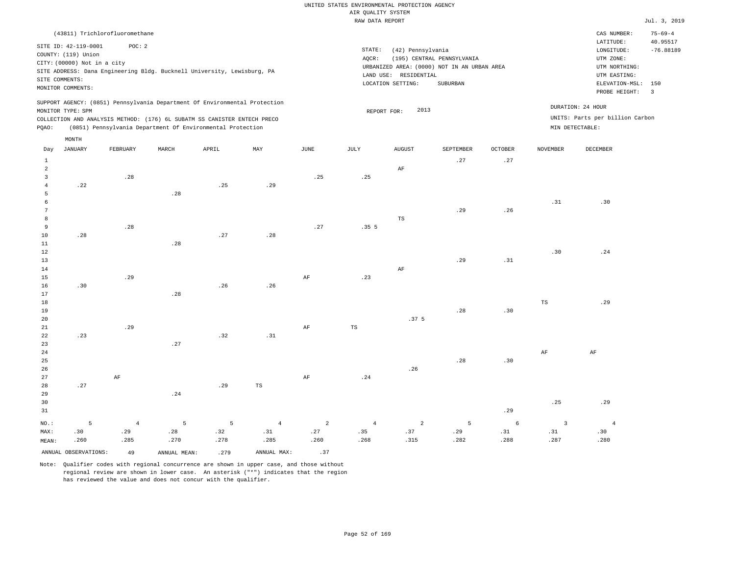UNITED STATES ENVIRONMENTAL PROTECTION AGENCY
AIR QUALITY SYSTEM
RAW DATA REPORT

Jul. 3, 2019

(43811) Trichlorofluoromethane

SITE ID: 42-119-0001 POC: 2
COUNTY: (119) Union
CITY: (00000) Not in a city
SITE ADDRESS: Dana Engineering Bldg. Bucknell University, Lewisburg, PA
SITE COMMENTS:
MONITOR COMMENTS:

STATE: (42) Pennsylvania
AQCR: (195) CENTRAL PENNSYLVANIA
URBANIZED AREA: (0000) NOT IN AN URBAN AREA
LAND USE: RESIDENTIAL
LOCATION SETTING: SUBURBAN

CAS NUMBER: 75-69-4
LATITUDE: 40.95517
LONGITUDE: -76.88189
UTM ZONE:
UTM NORTHING:
UTM EASTING:
ELEVATION-MSL: 150
PROBE HEIGHT: 3

SUPPORT AGENCY: (0851) Pennsylvania Department Of Environmental Protection
MONITOR TYPE: SPM
COLLECTION AND ANALYSIS METHOD: (176) 6L SUBATM SS CANISTER ENTECH PRECO
PQAO: (0851) Pennsylvania Department Of Environmental Protection

REPORT FOR: 2013

DURATION: 24 HOUR
UNITS: Parts per billion Carbon
MIN DETECTABLE:

| Day | JANUARY | FEBRUARY | MARCH | APRIL | MAY | JUNE | JULY | AUGUST | SEPTEMBER | OCTOBER | NOVEMBER | DECEMBER |
|---|---|---|---|---|---|---|---|---|---|---|---|---|
| 1 | | | | | | | | | .27 | .27 | | |
| 2 | | | | | | | | AF | | | | |
| 3 | | .28 | | | | .25 | .25 | | | | | |
| 4 | .22 | | | .25 | .29 | | | | | | | |
| 5 | | | .28 | | | | | | | | | |
| 6 | | | | | | | | | | | .31 | .30 |
| 7 | | | | | | | | | .29 | .26 | | |
| 8 | | | | | | | | TS | | | | |
| 9 | | .28 | | | | .27 | .35 5 | | | | | |
| 10 | .28 | | | .27 | .28 | | | | | | | |
| 11 | | | .28 | | | | | | | | | |
| 12 | | | | | | | | | | | .30 | .24 |
| 13 | | | | | | | | | .29 | .31 | | |
| 14 | | | | | | | | AF | | | | |
| 15 | | .29 | | | | AF | .23 | | | | | |
| 16 | .30 | | | .26 | .26 | | | | | | | |
| 17 | | | .28 | | | | | | | | | |
| 18 | | | | | | | | | | | TS | .29 |
| 19 | | | | | | | | | .28 | .30 | | |
| 20 | | | | | | | | .37 5 | | | | |
| 21 | | .29 | | | | AF | TS | | | | | |
| 22 | .23 | | | .32 | .31 | | | | | | | |
| 23 | | | .27 | | | | | | | | | |
| 24 | | | | | | | | | | | AF | AF |
| 25 | | | | | | | | | .28 | .30 | | |
| 26 | | | | | | | | .26 | | | | |
| 27 | | AF | | | | AF | .24 | | | | | |
| 28 | .27 | | | .29 | TS | | | | | | | |
| 29 | | | .24 | | | | | | | | | |
| 30 | | | | | | | | | | | .25 | .29 |
| 31 | | | | | | | | | | .29 | | |
| NO.: | 5 | 4 | 5 | 5 | 4 | 2 | 4 | 2 | 5 | 6 | 3 | 4 |
| MAX: | .30 | .29 | .28 | .32 | .31 | .27 | .35 | .37 | .29 | .31 | .31 | .30 |
| MEAN: | .260 | .285 | .270 | .278 | .285 | .260 | .268 | .315 | .282 | .288 | .287 | .280 |

ANNUAL OBSERVATIONS: 49   ANNUAL MEAN: .279   ANNUAL MAX: .37

Note: Qualifier codes with regional concurrence are shown in upper case, and those without regional review are shown in lower case. An asterisk ("*") indicates that the region has reviewed the value and does not concur with the qualifier.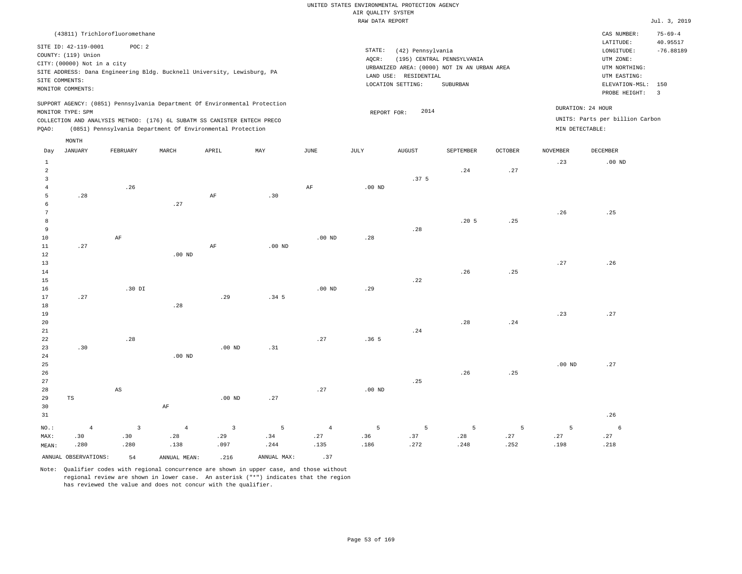UNITED STATES ENVIRONMENTAL PROTECTION AGENCY
AIR QUALITY SYSTEM
RAW DATA REPORT

Jul. 3, 2019

(43811) Trichlorofluoromethane

SITE ID: 42-119-0001 POC: 2
COUNTY: (119) Union
CITY: (00000) Not in a city
SITE ADDRESS: Dana Engineering Bldg. Bucknell University, Lewisburg, PA
SITE COMMENTS:
MONITOR COMMENTS:

STATE: (42) Pennsylvania
AQCR: (195) CENTRAL PENNSYLVANIA
URBANIZED AREA: (0000) NOT IN AN URBAN AREA
LAND USE: RESIDENTIAL
LOCATION SETTING: SUBURBAN

CAS NUMBER: 75-69-4
LATITUDE: 40.95517
LONGITUDE: -76.88189
UTM ZONE:
UTM NORTHING:
UTM EASTING:
ELEVATION-MSL: 150
PROBE HEIGHT: 3

SUPPORT AGENCY: (0851) Pennsylvania Department Of Environmental Protection
MONITOR TYPE: SPM
COLLECTION AND ANALYSIS METHOD: (176) 6L SUBATM SS CANISTER ENTECH PRECO
PQAO: (0851) Pennsylvania Department Of Environmental Protection

REPORT FOR: 2014

DURATION: 24 HOUR
UNITS: Parts per billion Carbon
MIN DETECTABLE:

| Day | JANUARY | FEBRUARY | MARCH | APRIL | MAY | JUNE | JULY | AUGUST | SEPTEMBER | OCTOBER | NOVEMBER | DECEMBER |
|---|---|---|---|---|---|---|---|---|---|---|---|---|
| 1 | | | | | | | | | | | .23 | .00 ND |
| 2 | | | | | | | | | .24 | .27 | | |
| 3 | | | | | | | | .37 5 | | | | |
| 4 | | .26 | | | | AF | .00 ND | | | | | |
| 5 | .28 | | | AF | .30 | | | | | | | |
| 6 | | | .27 | | | | | | | | | |
| 7 | | | | | | | | | | | .26 | .25 |
| 8 | | | | | | | | | .20 5 | .25 | | |
| 9 | | | | | | | | .28 | | | | |
| 10 | | AF | | | | .00 ND | .28 | | | | | |
| 11 | .27 | | | AF | .00 ND | | | | | | | |
| 12 | | | .00 ND | | | | | | | | | |
| 13 | | | | | | | | | | | .27 | .26 |
| 14 | | | | | | | | | .26 | .25 | | |
| 15 | | | | | | | | .22 | | | | |
| 16 | | .30 DI | | | | .00 ND | .29 | | | | | |
| 17 | .27 | | | .29 | .34 5 | | | | | | | |
| 18 | | | .28 | | | | | | | | | |
| 19 | | | | | | | | | | | .23 | .27 |
| 20 | | | | | | | | | .28 | .24 | | |
| 21 | | | | | | | | .24 | | | | |
| 22 | | .28 | | | | .27 | .36 5 | | | | | |
| 23 | .30 | | | .00 ND | .31 | | | | | | | |
| 24 | | | .00 ND | | | | | | | | | |
| 25 | | | | | | | | | | | .00 ND | .27 |
| 26 | | | | | | | | | .26 | .25 | | |
| 27 | | | | | | | | .25 | | | | |
| 28 | | AS | | | | .27 | .00 ND | | | | | |
| 29 | TS | | | .00 ND | .27 | | | | | | | |
| 30 | | | AF | | | | | | | | | |
| 31 | | | | | | | | | | | | .26 |
| NO.: | 4 | 3 | 4 | 3 | 5 | 4 | 5 | 5 | 5 | 5 | 5 | 6 |
| MAX: | .30 | .30 | .28 | .29 | .34 | .27 | .36 | .37 | .28 | .27 | .27 | .27 |
| MEAN: | .280 | .280 | .138 | .097 | .244 | .135 | .186 | .272 | .248 | .252 | .198 | .218 |

ANNUAL OBSERVATIONS: 54 ANNUAL MEAN: .216 ANNUAL MAX: .37

Note: Qualifier codes with regional concurrence are shown in upper case, and those without regional review are shown in lower case. An asterisk ("*") indicates that the region has reviewed the value and does not concur with the qualifier.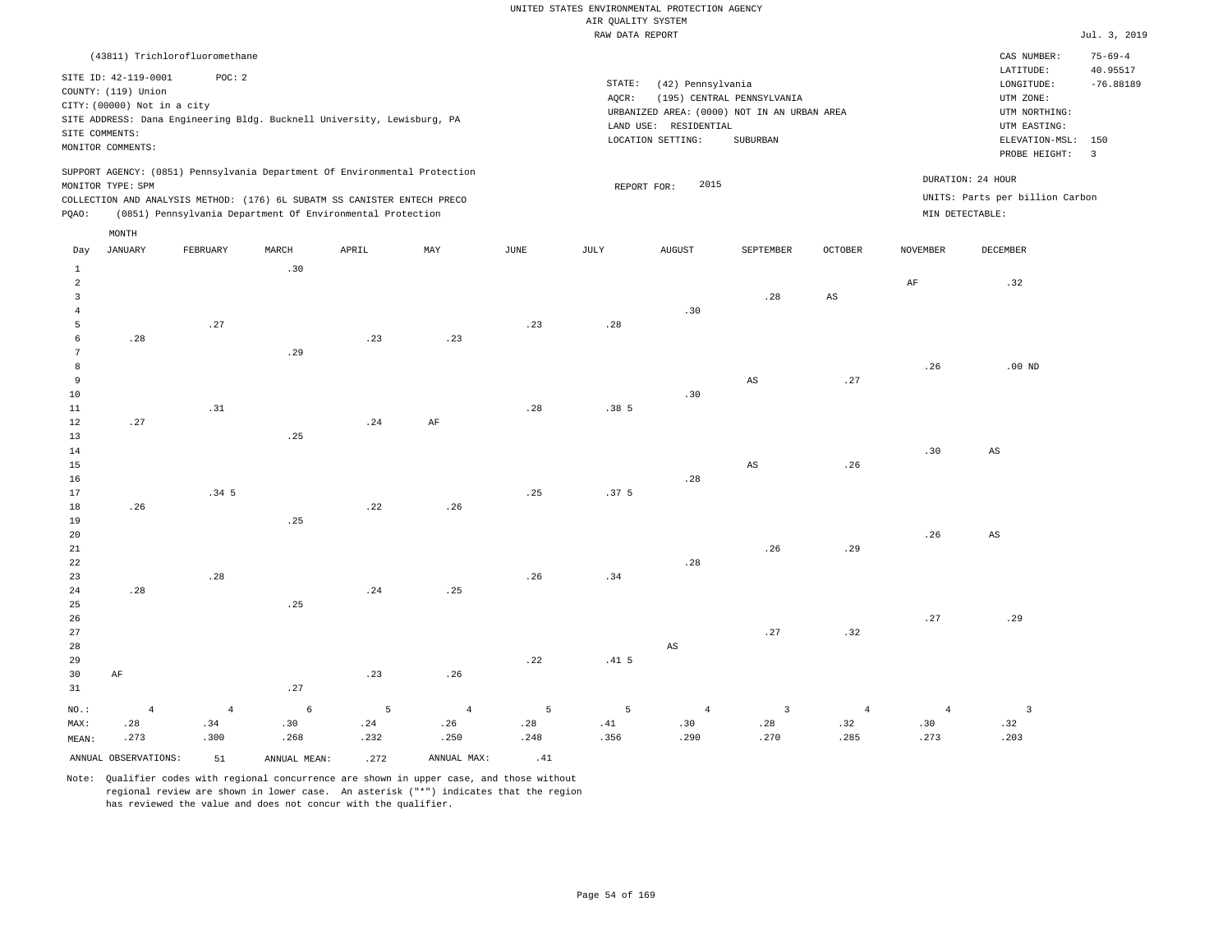UNITED STATES ENVIRONMENTAL PROTECTION AGENCY
AIR QUALITY SYSTEM
RAW DATA REPORT

Jul. 3, 2019

(43811) Trichlorofluoromethane

SITE ID: 42-119-0001 POC: 2
COUNTY: (119) Union
CITY: (00000) Not in a city
SITE ADDRESS: Dana Engineering Bldg. Bucknell University, Lewisburg, PA
SITE COMMENTS:
MONITOR COMMENTS:

STATE: (42) Pennsylvania
AQCR: (195) CENTRAL PENNSYLVANIA
URBANIZED AREA: (0000) NOT IN AN URBAN AREA
LAND USE: RESIDENTIAL
LOCATION SETTING: SUBURBAN

CAS NUMBER: 75-69-4
LATITUDE: 40.95517
LONGITUDE: -76.88189
UTM ZONE:
UTM NORTHING:
UTM EASTING:
ELEVATION-MSL: 150
PROBE HEIGHT: 3

SUPPORT AGENCY: (0851) Pennsylvania Department Of Environmental Protection
MONITOR TYPE: SPM
COLLECTION AND ANALYSIS METHOD: (176) 6L SUBATM SS CANISTER ENTECH PRECO
PQAO: (0851) Pennsylvania Department Of Environmental Protection

REPORT FOR: 2015

DURATION: 24 HOUR
UNITS: Parts per billion Carbon
MIN DETECTABLE:

| Day | JANUARY | FEBRUARY | MARCH | APRIL | MAY | JUNE | JULY | AUGUST | SEPTEMBER | OCTOBER | NOVEMBER | DECEMBER |
|---|---|---|---|---|---|---|---|---|---|---|---|---|
| 1 | | | .30 | | | | | | | | | |
| 2 | | | | | | | | | | | AF | .32 |
| 3 | | | | | | | | | .28 | AS | | |
| 4 | | | | | | | | .30 | | | | |
| 5 | | .27 | | | | .23 | .28 | | | | | |
| 6 | .28 | | | .23 | .23 | | | | | | | |
| 7 | | | .29 | | | | | | | | | |
| 8 | | | | | | | | | | | .26 | .00 ND |
| 9 | | | | | | | | | AS | .27 | | |
| 10 | | | | | | | | .30 | | | | |
| 11 | | .31 | | | | .28 | .38 5 | | | | | |
| 12 | .27 | | | .24 | AF | | | | | | | |
| 13 | | | .25 | | | | | | | | | |
| 14 | | | | | | | | | | | .30 | AS |
| 15 | | | | | | | | | AS | .26 | | |
| 16 | | | | | | | | .28 | | | | |
| 17 | | .34 5 | | | | .25 | .37 5 | | | | | |
| 18 | .26 | | | .22 | .26 | | | | | | | |
| 19 | | | .25 | | | | | | | | | |
| 20 | | | | | | | | | | | .26 | AS |
| 21 | | | | | | | | | .26 | .29 | | |
| 22 | | | | | | | | .28 | | | | |
| 23 | | .28 | | | | .26 | .34 | | | | | |
| 24 | .28 | | | .24 | .25 | | | | | | | |
| 25 | | | .25 | | | | | | | | | |
| 26 | | | | | | | | | | | .27 | .29 |
| 27 | | | | | | | | | .27 | .32 | | |
| 28 | | | | | | | | AS | | | | |
| 29 | | | | | | .22 | .41 5 | | | | | |
| 30 | AF | | | .23 | .26 | | | | | | | |
| 31 | | | .27 | | | | | | | | | |
| NO.: | 4 | 4 | 6 | 5 | 4 | 5 | 5 | 4 | 3 | 4 | 4 | 3 |
| MAX: | .28 | .34 | .30 | .24 | .26 | .28 | .41 | .30 | .28 | .32 | .30 | .32 |
| MEAN: | .273 | .300 | .268 | .232 | .250 | .248 | .356 | .290 | .270 | .285 | .273 | .203 |

ANNUAL OBSERVATIONS: 51 ANNUAL MEAN: .272 ANNUAL MAX: .41

Note: Qualifier codes with regional concurrence are shown in upper case, and those without regional review are shown in lower case. An asterisk ("*") indicates that the region has reviewed the value and does not concur with the qualifier.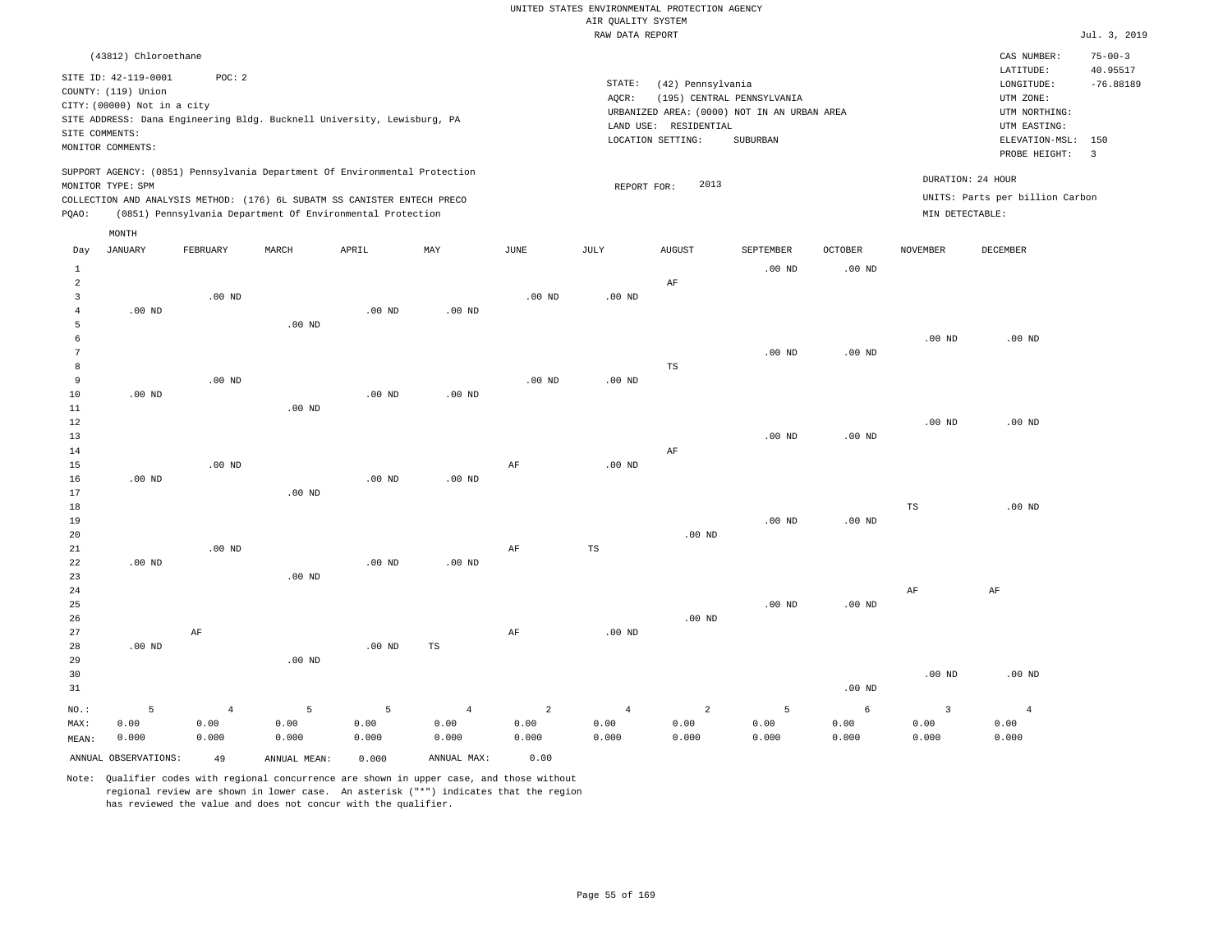UNITED STATES ENVIRONMENTAL PROTECTION AGENCY
AIR QUALITY SYSTEM
RAW DATA REPORT

Jul. 3, 2019

(43812) Chloroethane

SITE ID: 42-119-0001 POC: 2
COUNTY: (119) Union
CITY: (00000) Not in a city
SITE ADDRESS: Dana Engineering Bldg. Bucknell University, Lewisburg, PA
SITE COMMENTS:
MONITOR COMMENTS:

STATE: (42) Pennsylvania
AQCR: (195) CENTRAL PENNSYLVANIA
URBANIZED AREA: (0000) NOT IN AN URBAN AREA
LAND USE: RESIDENTIAL
LOCATION SETTING: SUBURBAN

CAS NUMBER: 75-00-3
LATITUDE: 40.95517
LONGITUDE: -76.88189
UTM ZONE:
UTM NORTHING:
UTM EASTING:
ELEVATION-MSL: 150
PROBE HEIGHT: 3

SUPPORT AGENCY: (0851) Pennsylvania Department Of Environmental Protection
MONITOR TYPE: SPM
COLLECTION AND ANALYSIS METHOD: (176) 6L SUBATM SS CANISTER ENTECH PRECO
PQAO: (0851) Pennsylvania Department Of Environmental Protection

REPORT FOR: 2013

DURATION: 24 HOUR
UNITS: Parts per billion Carbon
MIN DETECTABLE:

| Day | JANUARY | FEBRUARY | MARCH | APRIL | MAY | JUNE | JULY | AUGUST | SEPTEMBER | OCTOBER | NOVEMBER | DECEMBER |
|---|---|---|---|---|---|---|---|---|---|---|---|---|
| 1 | | | | | | | | | .00 ND | .00 ND | | |
| 2 | | | | | | | | AF | | | | |
| 3 | | .00 ND | | | | .00 ND | .00 ND | | | | | |
| 4 | .00 ND | | | .00 ND | .00 ND | | | | | | | |
| 5 | | | .00 ND | | | | | | | | | |
| 6 | | | | | | | | | | | .00 ND | .00 ND |
| 7 | | | | | | | | | .00 ND | .00 ND | | |
| 8 | | | | | | | | TS | | | | |
| 9 | | .00 ND | | | | .00 ND | .00 ND | | | | | |
| 10 | .00 ND | | | .00 ND | .00 ND | | | | | | | |
| 11 | | | .00 ND | | | | | | | | | |
| 12 | | | | | | | | | | | .00 ND | .00 ND |
| 13 | | | | | | | | | .00 ND | .00 ND | | |
| 14 | | | | | | | | AF | | | | |
| 15 | | .00 ND | | | | AF | .00 ND | | | | | |
| 16 | .00 ND | | | .00 ND | .00 ND | | | | | | | |
| 17 | | | .00 ND | | | | | | | | | |
| 18 | | | | | | | | | | | TS | .00 ND |
| 19 | | | | | | | | | .00 ND | .00 ND | | |
| 20 | | | | | | | | .00 ND | | | | |
| 21 | | .00 ND | | | | AF | TS | | | | | |
| 22 | .00 ND | | | .00 ND | .00 ND | | | | | | | |
| 23 | | | .00 ND | | | | | | | | | |
| 24 | | | | | | | | | | | AF | AF |
| 25 | | | | | | | | | .00 ND | .00 ND | | |
| 26 | | | | | | | | .00 ND | | | | |
| 27 | | AF | | | | AF | .00 ND | | | | | |
| 28 | .00 ND | | | .00 ND | TS | | | | | | | |
| 29 | | | .00 ND | | | | | | | | | |
| 30 | | | | | | | | | | | .00 ND | .00 ND |
| 31 | | | | | | | | | | .00 ND | | |
| NO.: | 5 | 4 | 5 | 5 | 4 | 2 | 4 | 2 | 5 | 6 | 3 | 4 |
| MAX: | 0.00 | 0.00 | 0.00 | 0.00 | 0.00 | 0.00 | 0.00 | 0.00 | 0.00 | 0.00 | 0.00 | 0.00 |
| MEAN: | 0.000 | 0.000 | 0.000 | 0.000 | 0.000 | 0.000 | 0.000 | 0.000 | 0.000 | 0.000 | 0.000 | 0.000 |

ANNUAL OBSERVATIONS: 49 ANNUAL MEAN: 0.000 ANNUAL MAX: 0.00

Note: Qualifier codes with regional concurrence are shown in upper case, and those without regional review are shown in lower case. An asterisk ("*") indicates that the region has reviewed the value and does not concur with the qualifier.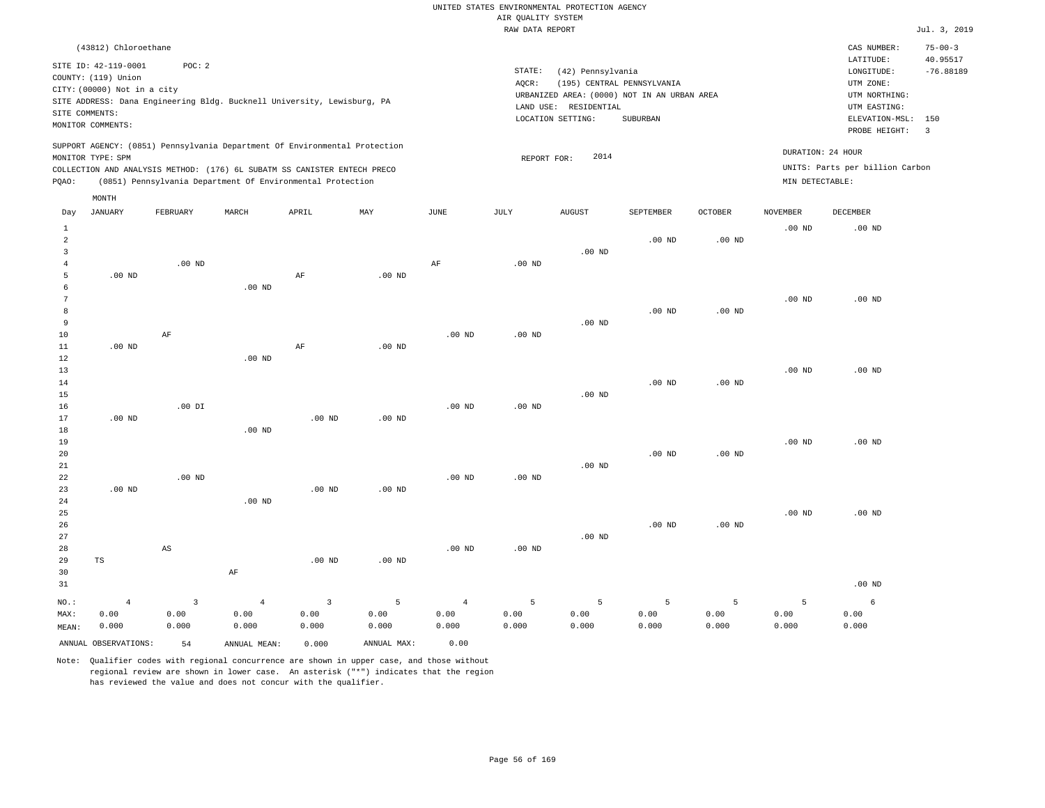UNITED STATES ENVIRONMENTAL PROTECTION AGENCY
AIR QUALITY SYSTEM
RAW DATA REPORT

Jul. 3, 2019

(43812) Chloroethane

SITE ID: 42-119-0001 POC: 2
COUNTY: (119) Union
CITY: (00000) Not in a city
SITE ADDRESS: Dana Engineering Bldg. Bucknell University, Lewisburg, PA
SITE COMMENTS:
MONITOR COMMENTS:

STATE: (42) Pennsylvania
AQCR: (195) CENTRAL PENNSYLVANIA
URBANIZED AREA: (0000) NOT IN AN URBAN AREA
LAND USE: RESIDENTIAL
LOCATION SETTING: SUBURBAN

CAS NUMBER: 75-00-3
LATITUDE: 40.95517
LONGITUDE: -76.88189
UTM ZONE:
UTM NORTHING:
UTM EASTING:
ELEVATION-MSL: 150
PROBE HEIGHT: 3

SUPPORT AGENCY: (0851) Pennsylvania Department Of Environmental Protection
MONITOR TYPE: SPM
COLLECTION AND ANALYSIS METHOD: (176) 6L SUBATM SS CANISTER ENTECH PRECO
PQAO: (0851) Pennsylvania Department Of Environmental Protection

REPORT FOR: 2014

DURATION: 24 HOUR
UNITS: Parts per billion Carbon
MIN DETECTABLE:

| Day | JANUARY | FEBRUARY | MARCH | APRIL | MAY | JUNE | JULY | AUGUST | SEPTEMBER | OCTOBER | NOVEMBER | DECEMBER |
|---|---|---|---|---|---|---|---|---|---|---|---|---|
| 1 | | | | | | | | | | | .00 ND | .00 ND |
| 2 | | | | | | | | | .00 ND | .00 ND | | |
| 3 | | | | | | | | .00 ND | | | | |
| 4 | | .00 ND | | | | AF | .00 ND | | | | | |
| 5 | .00 ND | | | AF | .00 ND | | | | | | | |
| 6 | | | .00 ND | | | | | | | | | |
| 7 | | | | | | | | | | | .00 ND | .00 ND |
| 8 | | | | | | | | | .00 ND | .00 ND | | |
| 9 | | | | | | | | .00 ND | | | | |
| 10 | | AF | | | | .00 ND | .00 ND | | | | | |
| 11 | .00 ND | | | AF | .00 ND | | | | | | | |
| 12 | | | .00 ND | | | | | | | | | |
| 13 | | | | | | | | | | | .00 ND | .00 ND |
| 14 | | | | | | | | | .00 ND | .00 ND | | |
| 15 | | | | | | | | .00 ND | | | | |
| 16 | | .00 DI | | | | .00 ND | .00 ND | | | | | |
| 17 | .00 ND | | | .00 ND | .00 ND | | | | | | | |
| 18 | | | .00 ND | | | | | | | | | |
| 19 | | | | | | | | | | | .00 ND | .00 ND |
| 20 | | | | | | | | | .00 ND | .00 ND | | |
| 21 | | | | | | | | .00 ND | | | | |
| 22 | | .00 ND | | | | .00 ND | .00 ND | | | | | |
| 23 | .00 ND | | | .00 ND | .00 ND | | | | | | | |
| 24 | | | .00 ND | | | | | | | | | |
| 25 | | | | | | | | | | | .00 ND | .00 ND |
| 26 | | | | | | | | | .00 ND | .00 ND | | |
| 27 | | | | | | | | .00 ND | | | | |
| 28 | | AS | | | | .00 ND | .00 ND | | | | | |
| 29 | TS | | | .00 ND | .00 ND | | | | | | | |
| 30 | | | AF | | | | | | | | | |
| 31 | | | | | | | | | | | | .00 ND |
| NO.: | 4 | 3 | 4 | 3 | 5 | 4 | 5 | 5 | 5 | 5 | 5 | 6 |
| MAX: | 0.00 | 0.00 | 0.00 | 0.00 | 0.00 | 0.00 | 0.00 | 0.00 | 0.00 | 0.00 | 0.00 | 0.00 |
| MEAN: | 0.000 | 0.000 | 0.000 | 0.000 | 0.000 | 0.000 | 0.000 | 0.000 | 0.000 | 0.000 | 0.000 | 0.000 |

ANNUAL OBSERVATIONS: 54 ANNUAL MEAN: 0.000 ANNUAL MAX: 0.00

Note: Qualifier codes with regional concurrence are shown in upper case, and those without regional review are shown in lower case. An asterisk ("*") indicates that the region has reviewed the value and does not concur with the qualifier.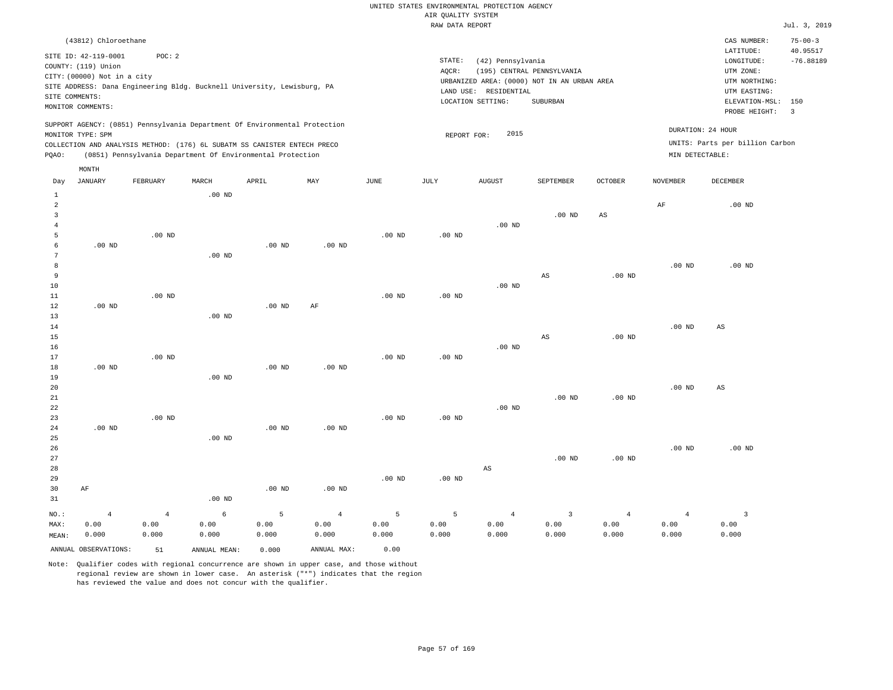UNITED STATES ENVIRONMENTAL PROTECTION AGENCY
AIR QUALITY SYSTEM
RAW DATA REPORT

Jul. 3, 2019

(43812) Chloroethane

SITE ID: 42-119-0001 POC: 2
COUNTY: (119) Union
CITY: (00000) Not in a city
SITE ADDRESS: Dana Engineering Bldg. Bucknell University, Lewisburg, PA
SITE COMMENTS:
MONITOR COMMENTS:

STATE: (42) Pennsylvania
AQCR: (195) CENTRAL PENNSYLVANIA
URBANIZED AREA: (0000) NOT IN AN URBAN AREA
LAND USE: RESIDENTIAL
LOCATION SETTING: SUBURBAN

CAS NUMBER: 75-00-3
LATITUDE: 40.95517
LONGITUDE: -76.88189
UTM ZONE:
UTM NORTHING:
UTM EASTING:
ELEVATION-MSL: 150
PROBE HEIGHT: 3

SUPPORT AGENCY: (0851) Pennsylvania Department Of Environmental Protection
MONITOR TYPE: SPM
COLLECTION AND ANALYSIS METHOD: (176) 6L SUBATM SS CANISTER ENTECH PRECO
PQAO: (0851) Pennsylvania Department Of Environmental Protection

REPORT FOR: 2015

DURATION: 24 HOUR
UNITS: Parts per billion Carbon
MIN DETECTABLE:

| Day | JANUARY | FEBRUARY | MARCH | APRIL | MAY | JUNE | JULY | AUGUST | SEPTEMBER | OCTOBER | NOVEMBER | DECEMBER |
|---|---|---|---|---|---|---|---|---|---|---|---|---|
| 1 | | | .00 ND | | | | | | | | | |
| 2 | | | | | | | | | | | AF | .00 ND |
| 3 | | | | | | | | | .00 ND | AS | | |
| 4 | | | | | | | | .00 ND | | | | |
| 5 | | .00 ND | | | | .00 ND | .00 ND | | | | | |
| 6 | .00 ND | | | .00 ND | .00 ND | | | | | | | |
| 7 | | | .00 ND | | | | | | | | | |
| 8 | | | | | | | | | | | .00 ND | .00 ND |
| 9 | | | | | | | | | AS | .00 ND | | |
| 10 | | | | | | | | .00 ND | | | | |
| 11 | | .00 ND | | | | .00 ND | .00 ND | | | | | |
| 12 | .00 ND | | | .00 ND | AF | | | | | | | |
| 13 | | | .00 ND | | | | | | | | | |
| 14 | | | | | | | | | | | .00 ND | AS |
| 15 | | | | | | | | | AS | .00 ND | | |
| 16 | | | | | | | | .00 ND | | | | |
| 17 | | .00 ND | | | | .00 ND | .00 ND | | | | | |
| 18 | .00 ND | | | .00 ND | .00 ND | | | | | | | |
| 19 | | | .00 ND | | | | | | | | | |
| 20 | | | | | | | | | | | .00 ND | AS |
| 21 | | | | | | | | | .00 ND | .00 ND | | |
| 22 | | | | | | | | .00 ND | | | | |
| 23 | | .00 ND | | | | .00 ND | .00 ND | | | | | |
| 24 | .00 ND | | | .00 ND | .00 ND | | | | | | | |
| 25 | | | .00 ND | | | | | | | | | |
| 26 | | | | | | | | | | | .00 ND | .00 ND |
| 27 | | | | | | | | | .00 ND | .00 ND | | |
| 28 | | | | | | | | AS | | | | |
| 29 | | | | | | .00 ND | .00 ND | | | | | |
| 30 | AF | | | .00 ND | .00 ND | | | | | | | |
| 31 | | | .00 ND | | | | | | | | | |
| NO.: | 4 | 4 | 6 | 5 | 4 | 5 | 5 | 4 | 3 | 4 | 4 | 3 |
| MAX: | 0.00 | 0.00 | 0.00 | 0.00 | 0.00 | 0.00 | 0.00 | 0.00 | 0.00 | 0.00 | 0.00 | 0.00 |
| MEAN: | 0.000 | 0.000 | 0.000 | 0.000 | 0.000 | 0.000 | 0.000 | 0.000 | 0.000 | 0.000 | 0.000 | 0.000 |

ANNUAL OBSERVATIONS: 51 ANNUAL MEAN: 0.000 ANNUAL MAX: 0.00

Note: Qualifier codes with regional concurrence are shown in upper case, and those without regional review are shown in lower case. An asterisk ("*") indicates that the region has reviewed the value and does not concur with the qualifier.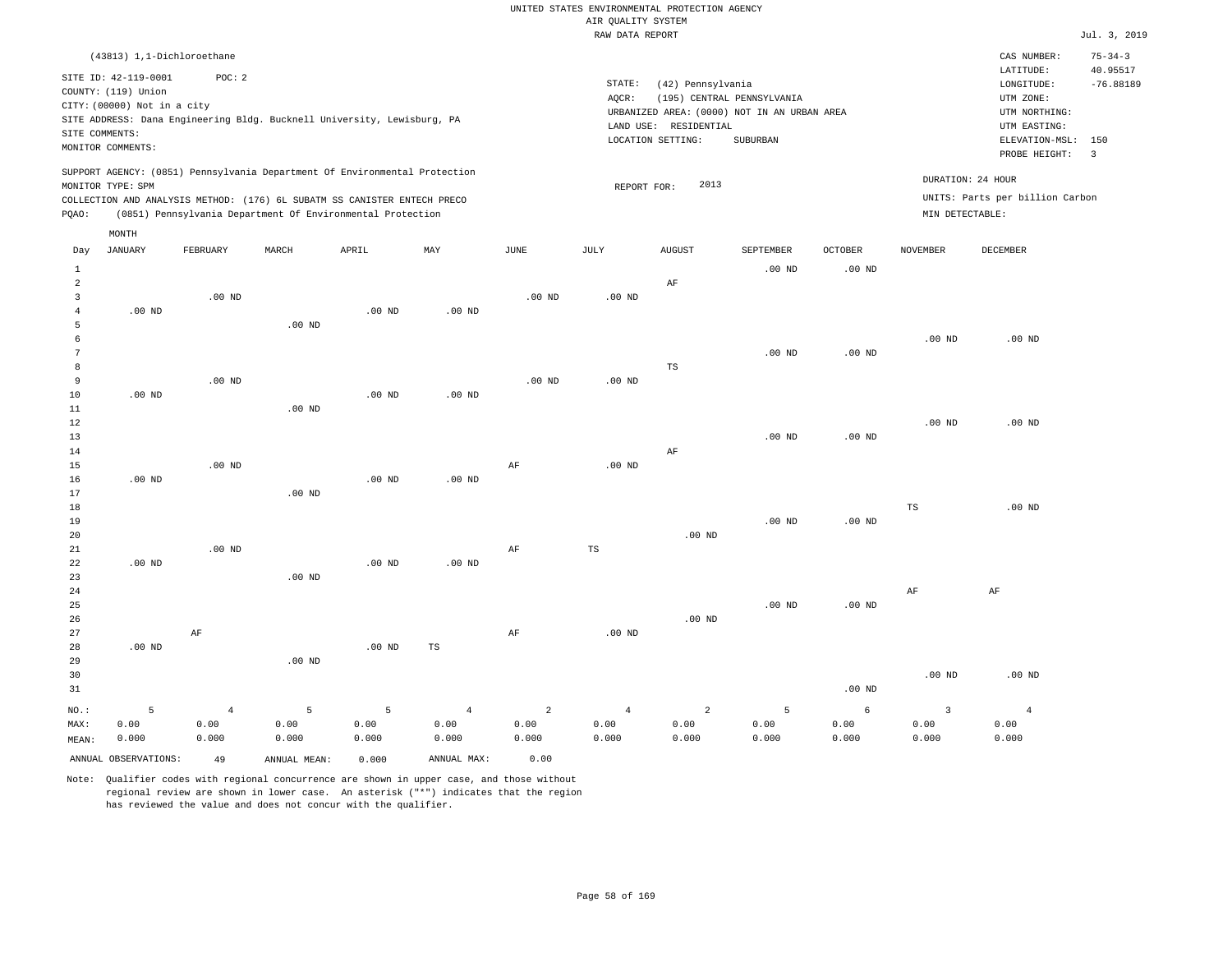UNITED STATES ENVIRONMENTAL PROTECTION AGENCY
AIR QUALITY SYSTEM
RAW DATA REPORT

Jul. 3, 2019

(43813) 1,1-Dichloroethane

SITE ID: 42-119-0001 POC: 2
COUNTY: (119) Union
CITY: (00000) Not in a city
SITE ADDRESS: Dana Engineering Bldg. Bucknell University, Lewisburg, PA
SITE COMMENTS:
MONITOR COMMENTS:

STATE: (42) Pennsylvania
AQCR: (195) CENTRAL PENNSYLVANIA
URBANIZED AREA: (0000) NOT IN AN URBAN AREA
LAND USE: RESIDENTIAL
LOCATION SETTING: SUBURBAN

CAS NUMBER: 75-34-3
LATITUDE: 40.95517
LONGITUDE: -76.88189
UTM ZONE:
UTM NORTHING:
UTM EASTING:
ELEVATION-MSL: 150
PROBE HEIGHT: 3

SUPPORT AGENCY: (0851) Pennsylvania Department Of Environmental Protection
MONITOR TYPE: SPM
COLLECTION AND ANALYSIS METHOD: (176) 6L SUBATM SS CANISTER ENTECH PRECO
PQAO: (0851) Pennsylvania Department Of Environmental Protection

REPORT FOR: 2013

DURATION: 24 HOUR
UNITS: Parts per billion Carbon
MIN DETECTABLE:

| Day | JANUARY | FEBRUARY | MARCH | APRIL | MAY | JUNE | JULY | AUGUST | SEPTEMBER | OCTOBER | NOVEMBER | DECEMBER |
|---|---|---|---|---|---|---|---|---|---|---|---|---|
| 1 | | | | | | | | | .00 ND | .00 ND | | |
| 2 | | | | | | | | AF | | | | |
| 3 | | .00 ND | | | | .00 ND | .00 ND | | | | | |
| 4 | .00 ND | | | .00 ND | .00 ND | | | | | | | |
| 5 | | | .00 ND | | | | | | | | | |
| 6 | | | | | | | | | | | .00 ND | .00 ND |
| 7 | | | | | | | | | .00 ND | .00 ND | | |
| 8 | | | | | | | | TS | | | | |
| 9 | | .00 ND | | | | .00 ND | .00 ND | | | | | |
| 10 | .00 ND | | | .00 ND | .00 ND | | | | | | | |
| 11 | | | .00 ND | | | | | | | | | |
| 12 | | | | | | | | | | | .00 ND | .00 ND |
| 13 | | | | | | | | | .00 ND | .00 ND | | |
| 14 | | | | | | | | AF | | | | |
| 15 | | .00 ND | | | | AF | .00 ND | | | | | |
| 16 | .00 ND | | | .00 ND | .00 ND | | | | | | | |
| 17 | | | .00 ND | | | | | | | | | |
| 18 | | | | | | | | | | | TS | .00 ND |
| 19 | | | | | | | | | .00 ND | .00 ND | | |
| 20 | | | | | | | | .00 ND | | | | |
| 21 | | .00 ND | | | | AF | TS | | | | | |
| 22 | .00 ND | | | .00 ND | .00 ND | | | | | | | |
| 23 | | | .00 ND | | | | | | | | | |
| 24 | | | | | | | | | | | AF | AF |
| 25 | | | | | | | | | .00 ND | .00 ND | | |
| 26 | | | | | | | | .00 ND | | | | |
| 27 | | AF | | | | AF | .00 ND | | | | | |
| 28 | .00 ND | | | .00 ND | TS | | | | | | | |
| 29 | | | .00 ND | | | | | | | | | |
| 30 | | | | | | | | | | | .00 ND | .00 ND |
| 31 | | | | | | | | | | .00 ND | | |
| NO.: | 5 | 4 | 5 | 5 | 4 | 2 | 4 | 2 | 5 | 6 | 3 | 4 |
| MAX: | 0.00 | 0.00 | 0.00 | 0.00 | 0.00 | 0.00 | 0.00 | 0.00 | 0.00 | 0.00 | 0.00 | 0.00 |
| MEAN: | 0.000 | 0.000 | 0.000 | 0.000 | 0.000 | 0.000 | 0.000 | 0.000 | 0.000 | 0.000 | 0.000 | 0.000 |

ANNUAL OBSERVATIONS: 49 ANNUAL MEAN: 0.000 ANNUAL MAX: 0.00

Note: Qualifier codes with regional concurrence are shown in upper case, and those without regional review are shown in lower case. An asterisk ("*") indicates that the region has reviewed the value and does not concur with the qualifier.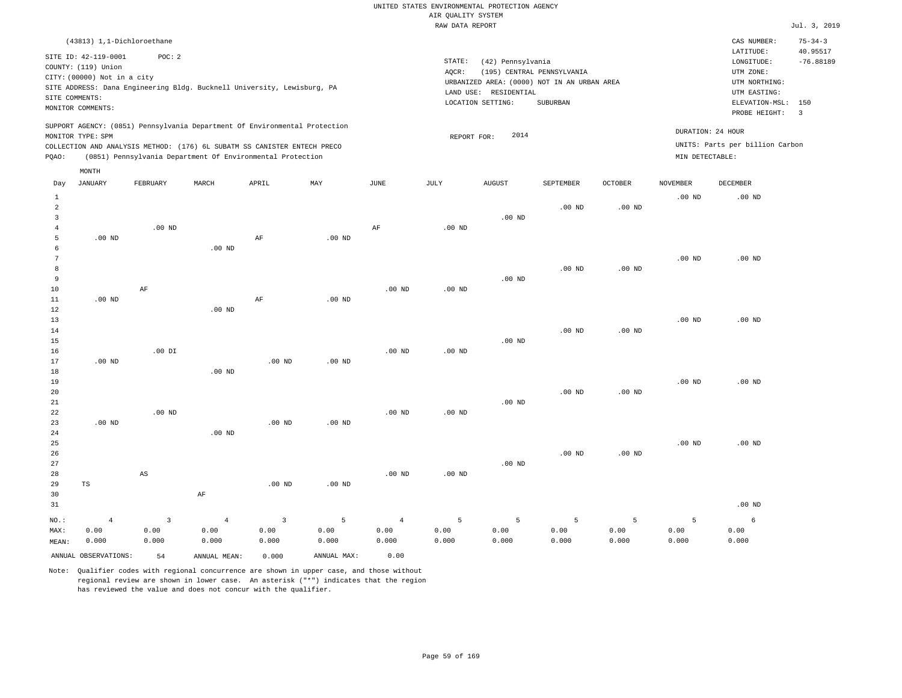UNITED STATES ENVIRONMENTAL PROTECTION AGENCY
AIR QUALITY SYSTEM
RAW DATA REPORT

Jul. 3, 2019

(43813) 1,1-Dichloroethane

SITE ID: 42-119-0001 POC: 2
COUNTY: (119) Union
CITY: (00000) Not in a city
SITE ADDRESS: Dana Engineering Bldg. Bucknell University, Lewisburg, PA
SITE COMMENTS:
MONITOR COMMENTS:

STATE: (42) Pennsylvania
AQCR: (195) CENTRAL PENNSYLVANIA
URBANIZED AREA: (0000) NOT IN AN URBAN AREA
LAND USE: RESIDENTIAL
LOCATION SETTING: SUBURBAN

CAS NUMBER: 75-34-3
LATITUDE: 40.95517
LONGITUDE: -76.88189
UTM ZONE:
UTM NORTHING:
UTM EASTING:
ELEVATION-MSL: 150
PROBE HEIGHT: 3

SUPPORT AGENCY: (0851) Pennsylvania Department Of Environmental Protection
MONITOR TYPE: SPM
COLLECTION AND ANALYSIS METHOD: (176) 6L SUBATM SS CANISTER ENTECH PRECO
PQAO: (0851) Pennsylvania Department Of Environmental Protection

REPORT FOR: 2014

DURATION: 24 HOUR
UNITS: Parts per billion Carbon
MIN DETECTABLE:

| Day | JANUARY | FEBRUARY | MARCH | APRIL | MAY | JUNE | JULY | AUGUST | SEPTEMBER | OCTOBER | NOVEMBER | DECEMBER |
|---|---|---|---|---|---|---|---|---|---|---|---|---|
| 1 | | | | | | | | | | | .00 ND | .00 ND |
| 2 | | | | | | | | | .00 ND | .00 ND | | |
| 3 | | | | | | | | .00 ND | | | | |
| 4 | | .00 ND | | | | AF | .00 ND | | | | | |
| 5 | .00 ND | | | AF | .00 ND | | | | | | | |
| 6 | | | .00 ND | | | | | | | | | |
| 7 | | | | | | | | | | | .00 ND | .00 ND |
| 8 | | | | | | | | | .00 ND | .00 ND | | |
| 9 | | | | | | | | .00 ND | | | | |
| 10 | | AF | | | | .00 ND | .00 ND | | | | | |
| 11 | .00 ND | | | AF | .00 ND | | | | | | | |
| 12 | | | .00 ND | | | | | | | | | |
| 13 | | | | | | | | | | | .00 ND | .00 ND |
| 14 | | | | | | | | | .00 ND | .00 ND | | |
| 15 | | | | | | | | .00 ND | | | | |
| 16 | | .00 DI | | | | .00 ND | .00 ND | | | | | |
| 17 | .00 ND | | | .00 ND | .00 ND | | | | | | | |
| 18 | | | .00 ND | | | | | | | | | |
| 19 | | | | | | | | | | | .00 ND | .00 ND |
| 20 | | | | | | | | | .00 ND | .00 ND | | |
| 21 | | | | | | | | .00 ND | | | | |
| 22 | | .00 ND | | | | .00 ND | .00 ND | | | | | |
| 23 | .00 ND | | | .00 ND | .00 ND | | | | | | | |
| 24 | | | .00 ND | | | | | | | | | |
| 25 | | | | | | | | | | | .00 ND | .00 ND |
| 26 | | | | | | | | | .00 ND | .00 ND | | |
| 27 | | | | | | | | .00 ND | | | | |
| 28 | | AS | | | | .00 ND | .00 ND | | | | | |
| 29 | TS | | | .00 ND | .00 ND | | | | | | | |
| 30 | | | AF | | | | | | | | | |
| 31 | | | | | | | | | | | | .00 ND |
| NO.: | 4 | 3 | 4 | 3 | 5 | 4 | 5 | 5 | 5 | 5 | 5 | 6 |
| MAX: | 0.00 | 0.00 | 0.00 | 0.00 | 0.00 | 0.00 | 0.00 | 0.00 | 0.00 | 0.00 | 0.00 | 0.00 |
| MEAN: | 0.000 | 0.000 | 0.000 | 0.000 | 0.000 | 0.000 | 0.000 | 0.000 | 0.000 | 0.000 | 0.000 | 0.000 |

ANNUAL OBSERVATIONS: 54 ANNUAL MEAN: 0.000 ANNUAL MAX: 0.00

Note: Qualifier codes with regional concurrence are shown in upper case, and those without regional review are shown in lower case. An asterisk ("*") indicates that the region has reviewed the value and does not concur with the qualifier.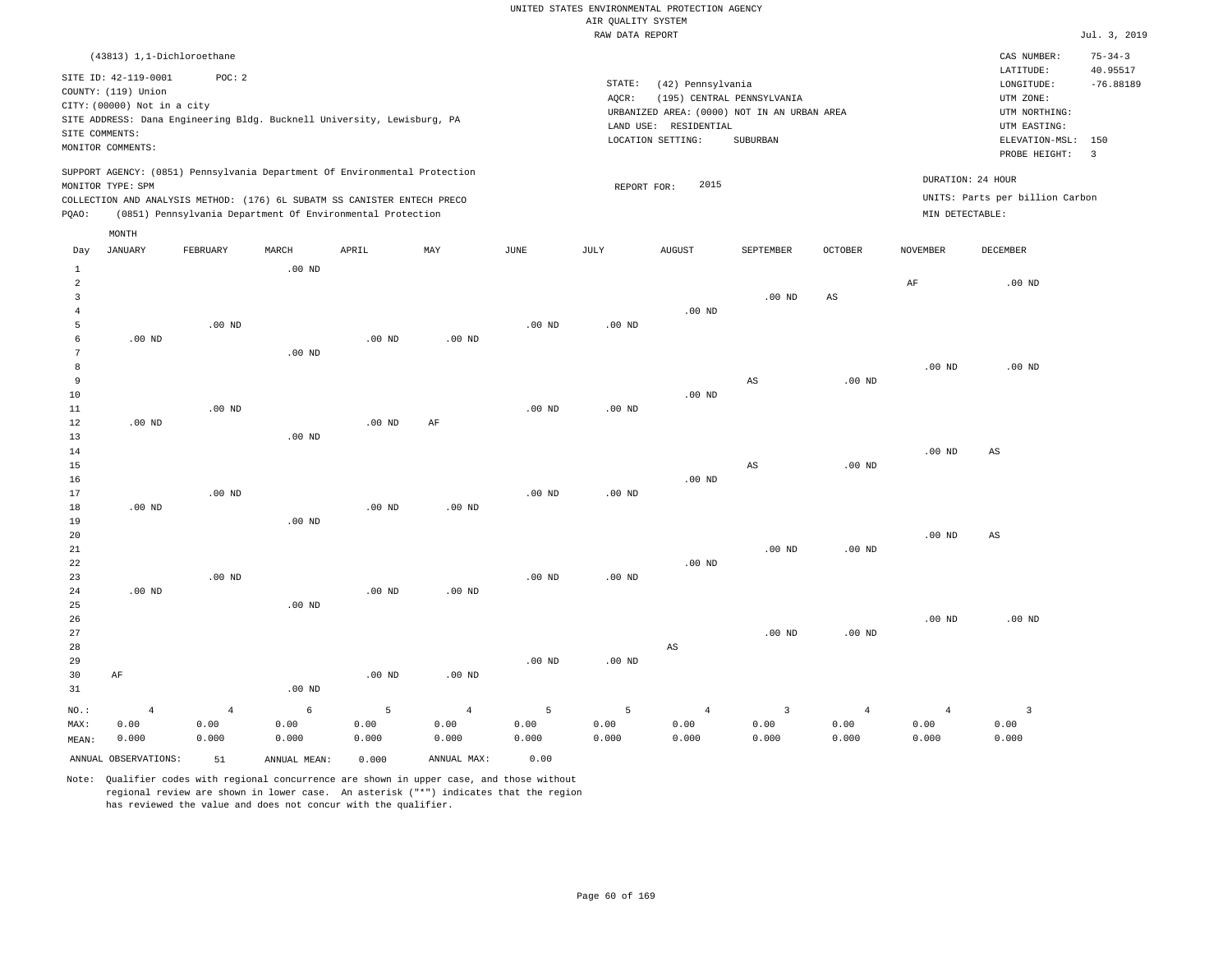UNITED STATES ENVIRONMENTAL PROTECTION AGENCY
AIR QUALITY SYSTEM
RAW DATA REPORT

Jul. 3, 2019

(43813) 1,1-Dichloroethane

SITE ID: 42-119-0001 POC: 2
COUNTY: (119) Union
CITY: (00000) Not in a city
SITE ADDRESS: Dana Engineering Bldg. Bucknell University, Lewisburg, PA
SITE COMMENTS:
MONITOR COMMENTS:

STATE: (42) Pennsylvania
AQCR: (195) CENTRAL PENNSYLVANIA
URBANIZED AREA: (0000) NOT IN AN URBAN AREA
LAND USE: RESIDENTIAL
LOCATION SETTING: SUBURBAN

CAS NUMBER: 75-34-3
LATITUDE: 40.95517
LONGITUDE: -76.88189
UTM ZONE:
UTM NORTHING:
UTM EASTING:
ELEVATION-MSL: 150
PROBE HEIGHT: 3

SUPPORT AGENCY: (0851) Pennsylvania Department Of Environmental Protection
MONITOR TYPE: SPM
COLLECTION AND ANALYSIS METHOD: (176) 6L SUBATM SS CANISTER ENTECH PRECO
PQAO: (0851) Pennsylvania Department Of Environmental Protection

REPORT FOR: 2015

DURATION: 24 HOUR
UNITS: Parts per billion Carbon
MIN DETECTABLE:

| Day | JANUARY | FEBRUARY | MARCH | APRIL | MAY | JUNE | JULY | AUGUST | SEPTEMBER | OCTOBER | NOVEMBER | DECEMBER |
|---|---|---|---|---|---|---|---|---|---|---|---|---|
| 1 | | | .00 ND | | | | | | | | | |
| 2 | | | | | | | | | | | AF | .00 ND |
| 3 | | | | | | | | | .00 ND | AS | | |
| 4 | | | | | | | | .00 ND | | | | |
| 5 | | .00 ND | | | | .00 ND | .00 ND | | | | | |
| 6 | .00 ND | | | .00 ND | .00 ND | | | | | | | |
| 7 | | | .00 ND | | | | | | | | | |
| 8 | | | | | | | | | | | .00 ND | .00 ND |
| 9 | | | | | | | | | AS | .00 ND | | |
| 10 | | | | | | | | .00 ND | | | | |
| 11 | | .00 ND | | | | .00 ND | .00 ND | | | | | |
| 12 | .00 ND | | | .00 ND | AF | | | | | | | |
| 13 | | | .00 ND | | | | | | | | | |
| 14 | | | | | | | | | | | .00 ND | AS |
| 15 | | | | | | | | | AS | .00 ND | | |
| 16 | | | | | | | | .00 ND | | | | |
| 17 | | .00 ND | | | | .00 ND | .00 ND | | | | | |
| 18 | .00 ND | | | .00 ND | .00 ND | | | | | | | |
| 19 | | | .00 ND | | | | | | | | | |
| 20 | | | | | | | | | | | .00 ND | AS |
| 21 | | | | | | | | | .00 ND | .00 ND | | |
| 22 | | | | | | | | .00 ND | | | | |
| 23 | | .00 ND | | | | .00 ND | .00 ND | | | | | |
| 24 | .00 ND | | | .00 ND | .00 ND | | | | | | | |
| 25 | | | .00 ND | | | | | | | | | |
| 26 | | | | | | | | | | | .00 ND | .00 ND |
| 27 | | | | | | | | | .00 ND | .00 ND | | |
| 28 | | | | | | | | AS | | | | |
| 29 | | | | | | .00 ND | .00 ND | | | | | |
| 30 | AF | | | .00 ND | .00 ND | | | | | | | |
| 31 | | | .00 ND | | | | | | | | | |
| NO.: | 4 | 4 | 6 | 5 | 4 | 5 | 5 | 4 | 3 | 4 | 4 | 3 |
| MAX: | 0.00 | 0.00 | 0.00 | 0.00 | 0.00 | 0.00 | 0.00 | 0.00 | 0.00 | 0.00 | 0.00 | 0.00 |
| MEAN: | 0.000 | 0.000 | 0.000 | 0.000 | 0.000 | 0.000 | 0.000 | 0.000 | 0.000 | 0.000 | 0.000 | 0.000 |

ANNUAL OBSERVATIONS: 51 ANNUAL MEAN: 0.000 ANNUAL MAX: 0.00

Note: Qualifier codes with regional concurrence are shown in upper case, and those without regional review are shown in lower case. An asterisk ("*") indicates that the region has reviewed the value and does not concur with the qualifier.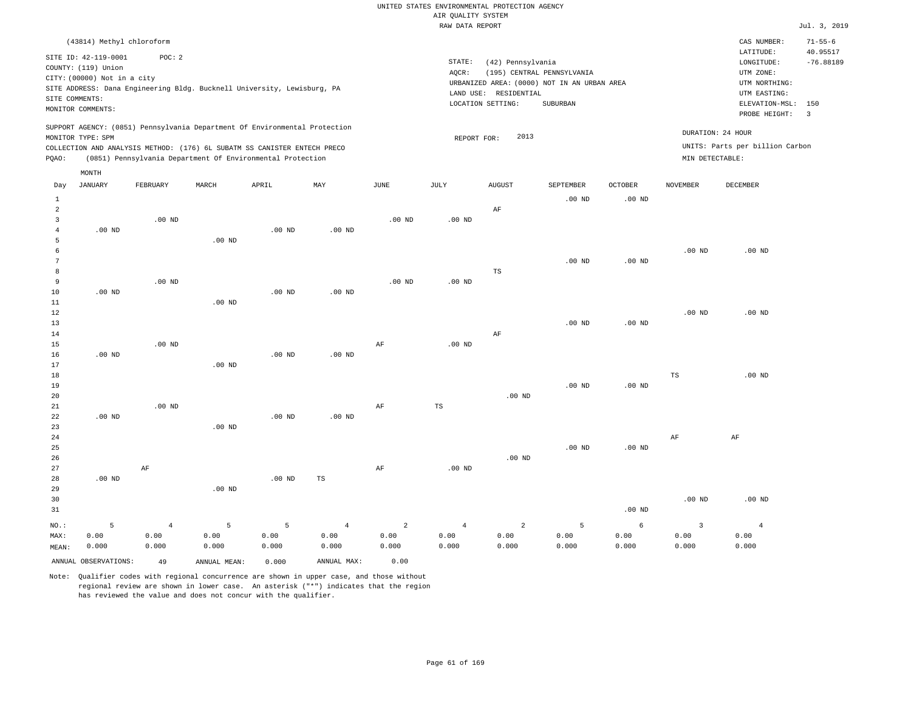UNITED STATES ENVIRONMENTAL PROTECTION AGENCY
AIR QUALITY SYSTEM
RAW DATA REPORT

Jul. 3, 2019

(43814) Methyl chloroform

SITE ID: 42-119-0001 POC: 2
COUNTY: (119) Union
CITY: (00000) Not in a city
SITE ADDRESS: Dana Engineering Bldg. Bucknell University, Lewisburg, PA
SITE COMMENTS:
MONITOR COMMENTS:

STATE: (42) Pennsylvania
AQCR: (195) CENTRAL PENNSYLVANIA
URBANIZED AREA: (0000) NOT IN AN URBAN AREA
LAND USE: RESIDENTIAL
LOCATION SETTING: SUBURBAN

CAS NUMBER: 71-55-6
LATITUDE: 40.95517
LONGITUDE: -76.88189
UTM ZONE:
UTM NORTHING:
UTM EASTING:
ELEVATION-MSL: 150
PROBE HEIGHT: 3

SUPPORT AGENCY: (0851) Pennsylvania Department Of Environmental Protection
MONITOR TYPE: SPM
COLLECTION AND ANALYSIS METHOD: (176) 6L SUBATM SS CANISTER ENTECH PRECO
PQAO: (0851) Pennsylvania Department Of Environmental Protection

REPORT FOR: 2013

DURATION: 24 HOUR
UNITS: Parts per billion Carbon
MIN DETECTABLE:

| Day | JANUARY | FEBRUARY | MARCH | APRIL | MAY | JUNE | JULY | AUGUST | SEPTEMBER | OCTOBER | NOVEMBER | DECEMBER |
|---|---|---|---|---|---|---|---|---|---|---|---|---|
| 1 | | | | | | | | | .00 ND | .00 ND | | |
| 2 | | | | | | | | AF | | | | |
| 3 | | .00 ND | | | | .00 ND | .00 ND | | | | | |
| 4 | .00 ND | | | .00 ND | .00 ND | | | | | | | |
| 5 | | | .00 ND | | | | | | | | | |
| 6 | | | | | | | | | | | .00 ND | .00 ND |
| 7 | | | | | | | | | .00 ND | .00 ND | | |
| 8 | | | | | | | | TS | | | | |
| 9 | | .00 ND | | | | .00 ND | .00 ND | | | | | |
| 10 | .00 ND | | | .00 ND | .00 ND | | | | | | | |
| 11 | | | .00 ND | | | | | | | | | |
| 12 | | | | | | | | | | | .00 ND | .00 ND |
| 13 | | | | | | | | | .00 ND | .00 ND | | |
| 14 | | | | | | | | AF | | | | |
| 15 | | .00 ND | | | | AF | .00 ND | | | | | |
| 16 | .00 ND | | | .00 ND | .00 ND | | | | | | | |
| 17 | | | .00 ND | | | | | | | | | |
| 18 | | | | | | | | | | | TS | .00 ND |
| 19 | | | | | | | | | .00 ND | .00 ND | | |
| 20 | | | | | | | | .00 ND | | | | |
| 21 | | .00 ND | | | | AF | TS | | | | | |
| 22 | .00 ND | | | .00 ND | .00 ND | | | | | | | |
| 23 | | | .00 ND | | | | | | | | | |
| 24 | | | | | | | | | | | AF | AF |
| 25 | | | | | | | | | .00 ND | .00 ND | | |
| 26 | | | | | | | | .00 ND | | | | |
| 27 | | AF | | | | AF | .00 ND | | | | | |
| 28 | .00 ND | | | .00 ND | TS | | | | | | | |
| 29 | | | .00 ND | | | | | | | | | |
| 30 | | | | | | | | | | | .00 ND | .00 ND |
| 31 | | | | | | | | | | .00 ND | | |
| NO.: | 5 | 4 | 5 | 5 | 4 | 2 | 4 | 2 | 5 | 6 | 3 | 4 |
| MAX: | 0.00 | 0.00 | 0.00 | 0.00 | 0.00 | 0.00 | 0.00 | 0.00 | 0.00 | 0.00 | 0.00 | 0.00 |
| MEAN: | 0.000 | 0.000 | 0.000 | 0.000 | 0.000 | 0.000 | 0.000 | 0.000 | 0.000 | 0.000 | 0.000 | 0.000 |

ANNUAL OBSERVATIONS: 49 ANNUAL MEAN: 0.000 ANNUAL MAX: 0.00

Note: Qualifier codes with regional concurrence are shown in upper case, and those without regional review are shown in lower case. An asterisk ("*") indicates that the region has reviewed the value and does not concur with the qualifier.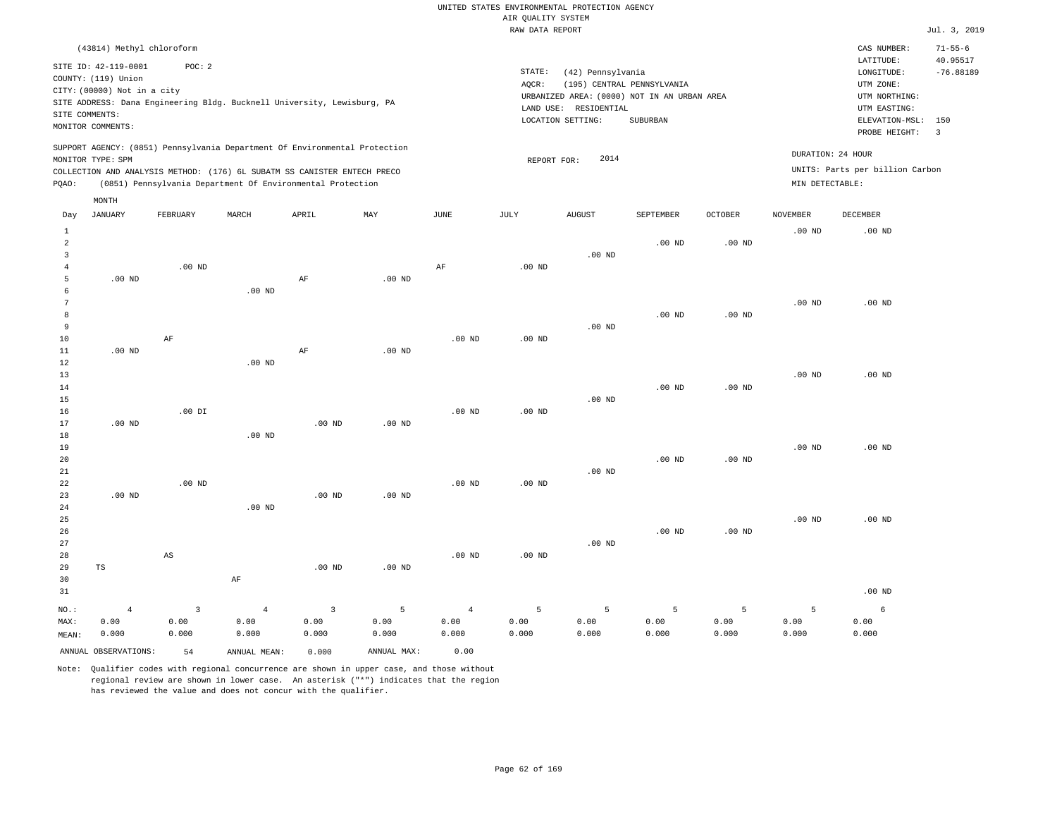UNITED STATES ENVIRONMENTAL PROTECTION AGENCY
AIR QUALITY SYSTEM
RAW DATA REPORT

Jul. 3, 2019

(43814) Methyl chloroform

SITE ID: 42-119-0001 POC: 2
COUNTY: (119) Union
CITY: (00000) Not in a city
SITE ADDRESS: Dana Engineering Bldg. Bucknell University, Lewisburg, PA
SITE COMMENTS:
MONITOR COMMENTS:

STATE: (42) Pennsylvania
AQCR: (195) CENTRAL PENNSYLVANIA
URBANIZED AREA: (0000) NOT IN AN URBAN AREA
LAND USE: RESIDENTIAL
LOCATION SETTING: SUBURBAN

CAS NUMBER: 71-55-6
LATITUDE: 40.95517
LONGITUDE: -76.88189
UTM ZONE:
UTM NORTHING:
UTM EASTING:
ELEVATION-MSL: 150
PROBE HEIGHT: 3

SUPPORT AGENCY: (0851) Pennsylvania Department Of Environmental Protection
MONITOR TYPE: SPM
COLLECTION AND ANALYSIS METHOD: (176) 6L SUBATM SS CANISTER ENTECH PRECO
PQAO: (0851) Pennsylvania Department Of Environmental Protection

REPORT FOR: 2014

DURATION: 24 HOUR
UNITS: Parts per billion Carbon
MIN DETECTABLE:

| Day | JANUARY | FEBRUARY | MARCH | APRIL | MAY | JUNE | JULY | AUGUST | SEPTEMBER | OCTOBER | NOVEMBER | DECEMBER |
|---|---|---|---|---|---|---|---|---|---|---|---|---|
| 1 | | | | | | | | | | | .00 ND | .00 ND |
| 2 | | | | | | | | | .00 ND | .00 ND | | |
| 3 | | | | | | | | .00 ND | | | | |
| 4 | | .00 ND | | | | AF | .00 ND | | | | | |
| 5 | .00 ND | | | AF | .00 ND | | | | | | | |
| 6 | | | .00 ND | | | | | | | | | |
| 7 | | | | | | | | | | | .00 ND | .00 ND |
| 8 | | | | | | | | | .00 ND | .00 ND | | |
| 9 | | | | | | | | .00 ND | | | | |
| 10 | | AF | | | | .00 ND | .00 ND | | | | | |
| 11 | .00 ND | | | AF | .00 ND | | | | | | | |
| 12 | | | .00 ND | | | | | | | | | |
| 13 | | | | | | | | | | | .00 ND | .00 ND |
| 14 | | | | | | | | | .00 ND | .00 ND | | |
| 15 | | | | | | | | .00 ND | | | | |
| 16 | | .00 DI | | | | .00 ND | .00 ND | | | | | |
| 17 | .00 ND | | | .00 ND | .00 ND | | | | | | | |
| 18 | | | .00 ND | | | | | | | | | |
| 19 | | | | | | | | | | | .00 ND | .00 ND |
| 20 | | | | | | | | | .00 ND | .00 ND | | |
| 21 | | | | | | | | .00 ND | | | | |
| 22 | | .00 ND | | | | .00 ND | .00 ND | | | | | |
| 23 | .00 ND | | | .00 ND | .00 ND | | | | | | | |
| 24 | | | .00 ND | | | | | | | | | |
| 25 | | | | | | | | | | | .00 ND | .00 ND |
| 26 | | | | | | | | | .00 ND | .00 ND | | |
| 27 | | | | | | | | .00 ND | | | | |
| 28 | | AS | | | | .00 ND | .00 ND | | | | | |
| 29 | TS | | | .00 ND | .00 ND | | | | | | | |
| 30 | | | AF | | | | | | | | | |
| 31 | | | | | | | | | | | | .00 ND |
| NO.: | 4 | 3 | 4 | 3 | 5 | 4 | 5 | 5 | 5 | 5 | 5 | 6 |
| MAX: | 0.00 | 0.00 | 0.00 | 0.00 | 0.00 | 0.00 | 0.00 | 0.00 | 0.00 | 0.00 | 0.00 | 0.00 |
| MEAN: | 0.000 | 0.000 | 0.000 | 0.000 | 0.000 | 0.000 | 0.000 | 0.000 | 0.000 | 0.000 | 0.000 | 0.000 |

ANNUAL OBSERVATIONS: 54 ANNUAL MEAN: 0.000 ANNUAL MAX: 0.00

Note: Qualifier codes with regional concurrence are shown in upper case, and those without regional review are shown in lower case. An asterisk ("*") indicates that the region has reviewed the value and does not concur with the qualifier.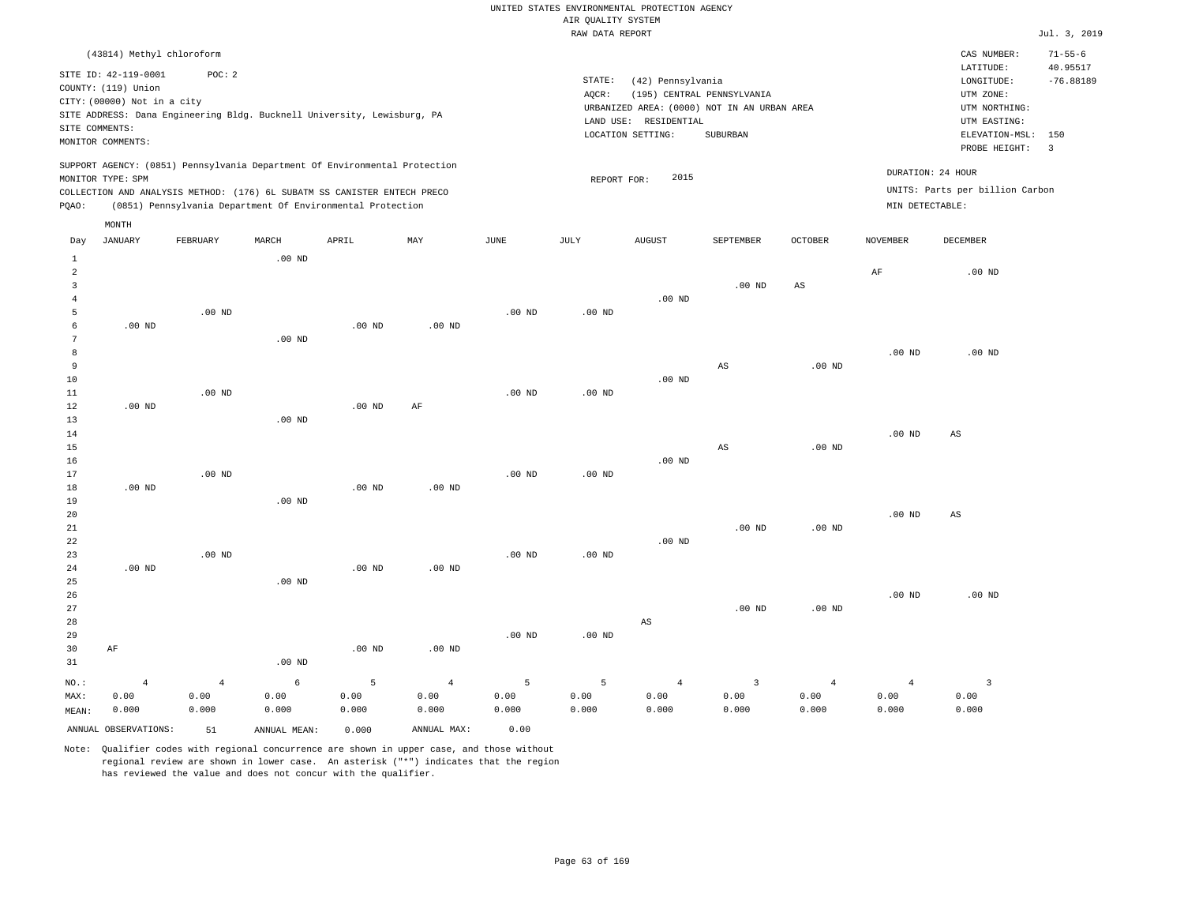UNITED STATES ENVIRONMENTAL PROTECTION AGENCY
AIR QUALITY SYSTEM
RAW DATA REPORT

Jul. 3, 2019

(43814) Methyl chloroform

SITE ID: 42-119-0001  POC: 2
COUNTY: (119) Union
CITY: (00000) Not in a city
SITE ADDRESS: Dana Engineering Bldg. Bucknell University, Lewisburg, PA
SITE COMMENTS:
MONITOR COMMENTS:

STATE: (42) Pennsylvania
AQCR: (195) CENTRAL PENNSYLVANIA
URBANIZED AREA: (0000) NOT IN AN URBAN AREA
LAND USE: RESIDENTIAL
LOCATION SETTING: SUBURBAN

CAS NUMBER: 71-55-6
LATITUDE: 40.95517
LONGITUDE: -76.88189
UTM ZONE:
UTM NORTHING:
UTM EASTING:
ELEVATION-MSL: 150
PROBE HEIGHT: 3

SUPPORT AGENCY: (0851) Pennsylvania Department Of Environmental Protection
MONITOR TYPE: SPM
COLLECTION AND ANALYSIS METHOD: (176) 6L SUBATM SS CANISTER ENTECH PRECO
PQAO: (0851) Pennsylvania Department Of Environmental Protection

REPORT FOR: 2015

DURATION: 24 HOUR
UNITS: Parts per billion Carbon
MIN DETECTABLE:

| Day | JANUARY | FEBRUARY | MARCH | APRIL | MAY | JUNE | JULY | AUGUST | SEPTEMBER | OCTOBER | NOVEMBER | DECEMBER |
|---|---|---|---|---|---|---|---|---|---|---|---|---|
| 1 | | | .00 ND | | | | | | | | | |
| 2 | | | | | | | | | | | AF | .00 ND |
| 3 | | | | | | | | | .00 ND | AS | | |
| 4 | | | | | | | | .00 ND | | | | |
| 5 | | .00 ND | | | | .00 ND | .00 ND | | | | | |
| 6 | .00 ND | | | .00 ND | .00 ND | | | | | | | |
| 7 | | | .00 ND | | | | | | | | | |
| 8 | | | | | | | | | | | .00 ND | .00 ND |
| 9 | | | | | | | | | AS | .00 ND | | |
| 10 | | | | | | | | .00 ND | | | | |
| 11 | | .00 ND | | | | .00 ND | .00 ND | | | | | |
| 12 | .00 ND | | | .00 ND | AF | | | | | | | |
| 13 | | | .00 ND | | | | | | | | | |
| 14 | | | | | | | | | | | .00 ND | AS |
| 15 | | | | | | | | | AS | .00 ND | | |
| 16 | | | | | | | | .00 ND | | | | |
| 17 | | .00 ND | | | | .00 ND | .00 ND | | | | | |
| 18 | .00 ND | | | .00 ND | .00 ND | | | | | | | |
| 19 | | | .00 ND | | | | | | | | | |
| 20 | | | | | | | | | | | .00 ND | AS |
| 21 | | | | | | | | | .00 ND | .00 ND | | |
| 22 | | | | | | | | .00 ND | | | | |
| 23 | | .00 ND | | | | .00 ND | .00 ND | | | | | |
| 24 | .00 ND | | | .00 ND | .00 ND | | | | | | | |
| 25 | | | .00 ND | | | | | | | | | |
| 26 | | | | | | | | | | | .00 ND | .00 ND |
| 27 | | | | | | | | | .00 ND | .00 ND | | |
| 28 | | | | | | | | AS | | | | |
| 29 | | | | | | .00 ND | .00 ND | | | | | |
| 30 | AF | | | .00 ND | .00 ND | | | | | | | |
| 31 | | | .00 ND | | | | | | | | | |
| NO.: | 4 | 4 | 6 | 5 | 4 | 5 | 5 | 4 | 3 | 4 | 4 | 3 |
| MAX: | 0.00 | 0.00 | 0.00 | 0.00 | 0.00 | 0.00 | 0.00 | 0.00 | 0.00 | 0.00 | 0.00 | 0.00 |
| MEAN: | 0.000 | 0.000 | 0.000 | 0.000 | 0.000 | 0.000 | 0.000 | 0.000 | 0.000 | 0.000 | 0.000 | 0.000 |

ANNUAL OBSERVATIONS: 51  ANNUAL MEAN: 0.000  ANNUAL MAX: 0.00

Note: Qualifier codes with regional concurrence are shown in upper case, and those without regional review are shown in lower case. An asterisk ("*") indicates that the region has reviewed the value and does not concur with the qualifier.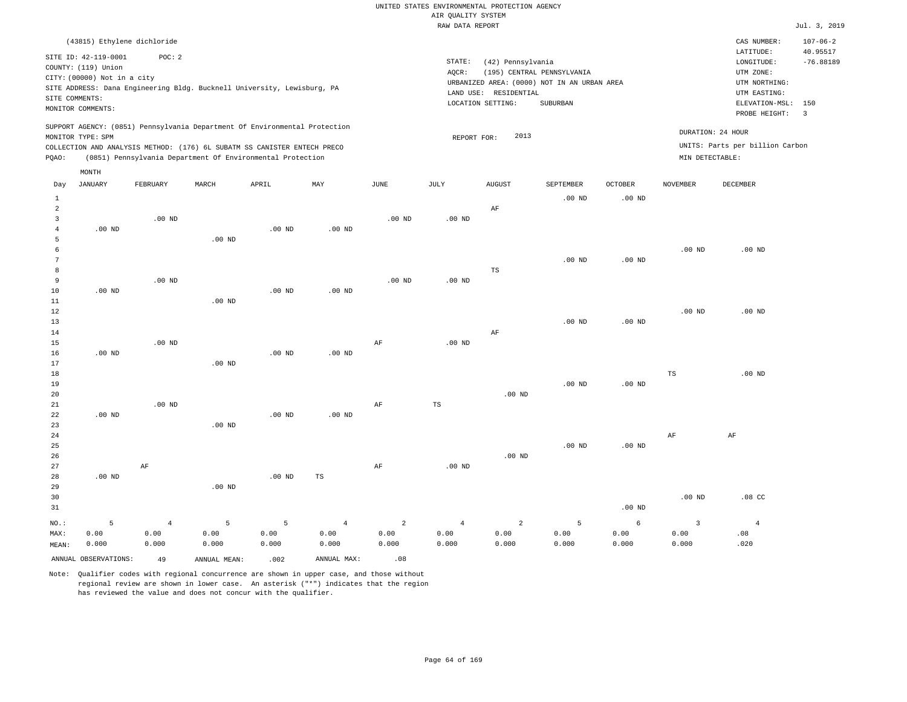UNITED STATES ENVIRONMENTAL PROTECTION AGENCY
AIR QUALITY SYSTEM
RAW DATA REPORT

Jul. 3, 2019

(43815) Ethylene dichloride

SITE ID: 42-119-0001 POC: 2
COUNTY: (119) Union
CITY: (00000) Not in a city
SITE ADDRESS: Dana Engineering Bldg. Bucknell University, Lewisburg, PA
SITE COMMENTS:
MONITOR COMMENTS:

STATE: (42) Pennsylvania
AQCR: (195) CENTRAL PENNSYLVANIA
URBANIZED AREA: (0000) NOT IN AN URBAN AREA
LAND USE: RESIDENTIAL
LOCATION SETTING: SUBURBAN

CAS NUMBER: 107-06-2
LATITUDE: 40.95517
LONGITUDE: -76.88189
UTM ZONE:
UTM NORTHING:
UTM EASTING:
ELEVATION-MSL: 150
PROBE HEIGHT: 3

SUPPORT AGENCY: (0851) Pennsylvania Department Of Environmental Protection
MONITOR TYPE: SPM
COLLECTION AND ANALYSIS METHOD: (176) 6L SUBATM SS CANISTER ENTECH PRECO
PQAO: (0851) Pennsylvania Department Of Environmental Protection

REPORT FOR: 2013

DURATION: 24 HOUR
UNITS: Parts per billion Carbon
MIN DETECTABLE:

| Day | JANUARY | FEBRUARY | MARCH | APRIL | MAY | JUNE | JULY | AUGUST | SEPTEMBER | OCTOBER | NOVEMBER | DECEMBER |
|---|---|---|---|---|---|---|---|---|---|---|---|---|
| 1 | | | | | | | | | .00 ND | .00 ND | | |
| 2 | | | | | | | | AF | | | | |
| 3 | | .00 ND | | | | .00 ND | .00 ND | | | | | |
| 4 | .00 ND | | | .00 ND | .00 ND | | | | | | | |
| 5 | | | .00 ND | | | | | | | | | |
| 6 | | | | | | | | | | | .00 ND | .00 ND |
| 7 | | | | | | | | | .00 ND | .00 ND | | |
| 8 | | | | | | | | TS | | | | |
| 9 | | .00 ND | | | | .00 ND | .00 ND | | | | | |
| 10 | .00 ND | | | .00 ND | .00 ND | | | | | | | |
| 11 | | | .00 ND | | | | | | | | | |
| 12 | | | | | | | | | | | .00 ND | .00 ND |
| 13 | | | | | | | | | .00 ND | .00 ND | | |
| 14 | | | | | | | | AF | | | | |
| 15 | | .00 ND | | | | AF | .00 ND | | | | | |
| 16 | .00 ND | | | .00 ND | .00 ND | | | | | | | |
| 17 | | | .00 ND | | | | | | | | | |
| 18 | | | | | | | | | | | TS | .00 ND |
| 19 | | | | | | | | | .00 ND | .00 ND | | |
| 20 | | | | | | | | .00 ND | | | | |
| 21 | | .00 ND | | | | AF | TS | | | | | |
| 22 | .00 ND | | | .00 ND | .00 ND | | | | | | | |
| 23 | | | .00 ND | | | | | | | | | |
| 24 | | | | | | | | | | | AF | AF |
| 25 | | | | | | | | | .00 ND | .00 ND | | |
| 26 | | | | | | | | .00 ND | | | | |
| 27 | | AF | | | | AF | .00 ND | | | | | |
| 28 | .00 ND | | | .00 ND | TS | | | | | | | |
| 29 | | | .00 ND | | | | | | | | | |
| 30 | | | | | | | | | | | .00 ND | .08 CC |
| 31 | | | | | | | | | | .00 ND | | |
| NO.: | 5 | 4 | 5 | 5 | 4 | 2 | 4 | 2 | 5 | 6 | 3 | 4 |
| MAX: | 0.00 | 0.00 | 0.00 | 0.00 | 0.00 | 0.00 | 0.00 | 0.00 | 0.00 | 0.00 | 0.00 | .08 |
| MEAN: | 0.000 | 0.000 | 0.000 | 0.000 | 0.000 | 0.000 | 0.000 | 0.000 | 0.000 | 0.000 | 0.000 | .020 |

ANNUAL OBSERVATIONS: 49 ANNUAL MEAN: .002 ANNUAL MAX: .08

Note: Qualifier codes with regional concurrence are shown in upper case, and those without regional review are shown in lower case. An asterisk ("*") indicates that the region has reviewed the value and does not concur with the qualifier.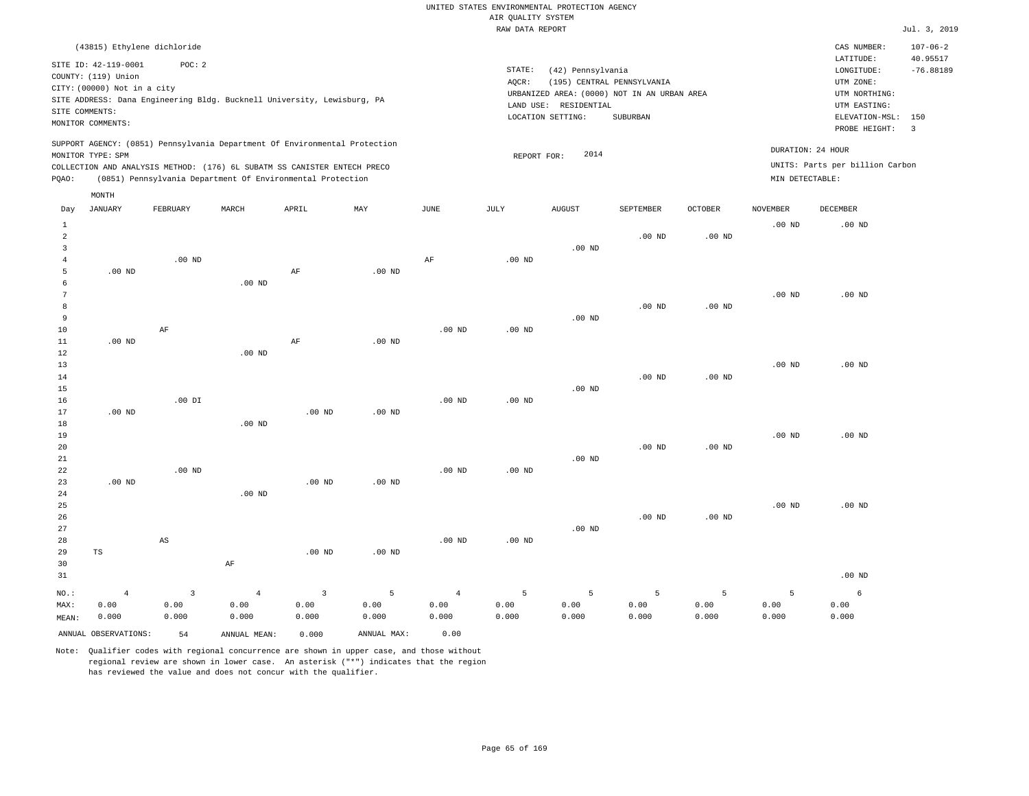UNITED STATES ENVIRONMENTAL PROTECTION AGENCY
AIR QUALITY SYSTEM
RAW DATA REPORT

Jul. 3, 2019

(43815) Ethylene dichloride

SITE ID: 42-119-0001 POC: 2
COUNTY: (119) Union
CITY: (00000) Not in a city
SITE ADDRESS: Dana Engineering Bldg. Bucknell University, Lewisburg, PA
SITE COMMENTS:
MONITOR COMMENTS:

STATE: (42) Pennsylvania
AQCR: (195) CENTRAL PENNSYLVANIA
URBANIZED AREA: (0000) NOT IN AN URBAN AREA
LAND USE: RESIDENTIAL
LOCATION SETTING: SUBURBAN

CAS NUMBER: 107-06-2
LATITUDE: 40.95517
LONGITUDE: -76.88189
UTM ZONE:
UTM NORTHING:
UTM EASTING:
ELEVATION-MSL: 150
PROBE HEIGHT: 3

SUPPORT AGENCY: (0851) Pennsylvania Department Of Environmental Protection
MONITOR TYPE: SPM
COLLECTION AND ANALYSIS METHOD: (176) 6L SUBATM SS CANISTER ENTECH PRECO
PQAO: (0851) Pennsylvania Department Of Environmental Protection

REPORT FOR: 2014

DURATION: 24 HOUR
UNITS: Parts per billion Carbon
MIN DETECTABLE:

| Day | JANUARY | FEBRUARY | MARCH | APRIL | MAY | JUNE | JULY | AUGUST | SEPTEMBER | OCTOBER | NOVEMBER | DECEMBER |
|---|---|---|---|---|---|---|---|---|---|---|---|---|
| 1 | | | | | | | | | | | .00 ND | .00 ND |
| 2 | | | | | | | | | .00 ND | .00 ND | | |
| 3 | | | | | | | | .00 ND | | | | |
| 4 | | .00 ND | | | | AF | .00 ND | | | | | |
| 5 | .00 ND | | | AF | .00 ND | | | | | | | |
| 6 | | | .00 ND | | | | | | | | | |
| 7 | | | | | | | | | | | .00 ND | .00 ND |
| 8 | | | | | | | | | .00 ND | .00 ND | | |
| 9 | | | | | | | | .00 ND | | | | |
| 10 | | AF | | | | .00 ND | .00 ND | | | | | |
| 11 | .00 ND | | | AF | .00 ND | | | | | | | |
| 12 | | | .00 ND | | | | | | | | | |
| 13 | | | | | | | | | | | .00 ND | .00 ND |
| 14 | | | | | | | | | .00 ND | .00 ND | | |
| 15 | | | | | | | | .00 ND | | | | |
| 16 | | .00 DI | | | | .00 ND | .00 ND | | | | | |
| 17 | .00 ND | | | .00 ND | .00 ND | | | | | | | |
| 18 | | | .00 ND | | | | | | | | | |
| 19 | | | | | | | | | | | .00 ND | .00 ND |
| 20 | | | | | | | | | .00 ND | .00 ND | | |
| 21 | | | | | | | | .00 ND | | | | |
| 22 | | .00 ND | | | | .00 ND | .00 ND | | | | | |
| 23 | .00 ND | | | .00 ND | .00 ND | | | | | | | |
| 24 | | | .00 ND | | | | | | | | | |
| 25 | | | | | | | | | | | .00 ND | .00 ND |
| 26 | | | | | | | | | .00 ND | .00 ND | | |
| 27 | | | | | | | | .00 ND | | | | |
| 28 | | AS | | | | .00 ND | .00 ND | | | | | |
| 29 | TS | | | .00 ND | .00 ND | | | | | | | |
| 30 | | | AF | | | | | | | | | |
| 31 | | | | | | | | | | | | .00 ND |
| NO.: | 4 | 3 | 4 | 3 | 5 | 4 | 5 | 5 | 5 | 5 | 5 | 6 |
| MAX: | 0.00 | 0.00 | 0.00 | 0.00 | 0.00 | 0.00 | 0.00 | 0.00 | 0.00 | 0.00 | 0.00 | 0.00 |
| MEAN: | 0.000 | 0.000 | 0.000 | 0.000 | 0.000 | 0.000 | 0.000 | 0.000 | 0.000 | 0.000 | 0.000 | 0.000 |

ANNUAL OBSERVATIONS: 54 ANNUAL MEAN: 0.000 ANNUAL MAX: 0.00

Note: Qualifier codes with regional concurrence are shown in upper case, and those without regional review are shown in lower case. An asterisk ("*") indicates that the region has reviewed the value and does not concur with the qualifier.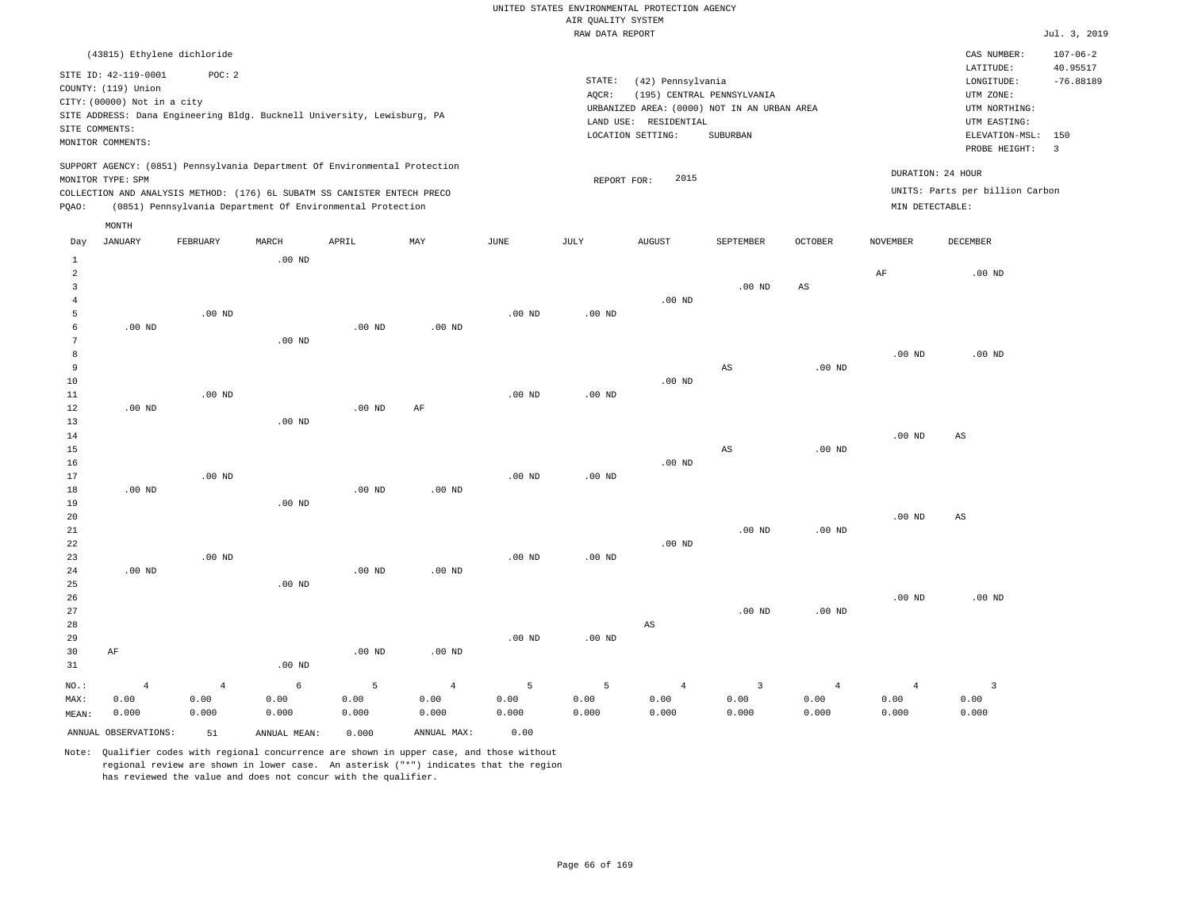UNITED STATES ENVIRONMENTAL PROTECTION AGENCY
AIR QUALITY SYSTEM
RAW DATA REPORT

Jul. 3, 2019

(43815) Ethylene dichloride

SITE ID: 42-119-0001 POC: 2
COUNTY: (119) Union
CITY: (00000) Not in a city
SITE ADDRESS: Dana Engineering Bldg. Bucknell University, Lewisburg, PA
SITE COMMENTS:
MONITOR COMMENTS:

STATE: (42) Pennsylvania
AQCR: (195) CENTRAL PENNSYLVANIA
URBANIZED AREA: (0000) NOT IN AN URBAN AREA
LAND USE: RESIDENTIAL
LOCATION SETTING: SUBURBAN

CAS NUMBER: 107-06-2
LATITUDE: 40.95517
LONGITUDE: -76.88189
UTM ZONE:
UTM NORTHING:
UTM EASTING:
ELEVATION-MSL: 150
PROBE HEIGHT: 3

SUPPORT AGENCY: (0851) Pennsylvania Department Of Environmental Protection
MONITOR TYPE: SPM
COLLECTION AND ANALYSIS METHOD: (176) 6L SUBATM SS CANISTER ENTECH PRECO
PQAO: (0851) Pennsylvania Department Of Environmental Protection

REPORT FOR: 2015

DURATION: 24 HOUR
UNITS: Parts per billion Carbon
MIN DETECTABLE:

| Day | JANUARY | FEBRUARY | MARCH | APRIL | MAY | JUNE | JULY | AUGUST | SEPTEMBER | OCTOBER | NOVEMBER | DECEMBER |
|---|---|---|---|---|---|---|---|---|---|---|---|---|
| 1 | | | .00 ND | | | | | | | | | |
| 2 | | | | | | | | | | | AF | .00 ND |
| 3 | | | | | | | | | .00 ND | AS | | |
| 4 | | | | | | | | .00 ND | | | | |
| 5 | | .00 ND | | | | .00 ND | .00 ND | | | | | |
| 6 | .00 ND | | | .00 ND | .00 ND | | | | | | | |
| 7 | | | .00 ND | | | | | | | | | |
| 8 | | | | | | | | | | | .00 ND | .00 ND |
| 9 | | | | | | | | | AS | .00 ND | | |
| 10 | | | | | | | | .00 ND | | | | |
| 11 | | .00 ND | | | | .00 ND | .00 ND | | | | | |
| 12 | .00 ND | | | .00 ND | AF | | | | | | | |
| 13 | | | .00 ND | | | | | | | | | |
| 14 | | | | | | | | | | | .00 ND | AS |
| 15 | | | | | | | | | AS | .00 ND | | |
| 16 | | | | | | | | .00 ND | | | | |
| 17 | | .00 ND | | | | .00 ND | .00 ND | | | | | |
| 18 | .00 ND | | | .00 ND | .00 ND | | | | | | | |
| 19 | | | .00 ND | | | | | | | | | |
| 20 | | | | | | | | | | | .00 ND | AS |
| 21 | | | | | | | | | .00 ND | .00 ND | | |
| 22 | | | | | | | | .00 ND | | | | |
| 23 | | .00 ND | | | | .00 ND | .00 ND | | | | | |
| 24 | .00 ND | | | .00 ND | .00 ND | | | | | | | |
| 25 | | | .00 ND | | | | | | | | | |
| 26 | | | | | | | | | | | .00 ND | .00 ND |
| 27 | | | | | | | | | .00 ND | .00 ND | | |
| 28 | | | | | | | | AS | | | | |
| 29 | | | | | | .00 ND | .00 ND | | | | | |
| 30 | AF | | | .00 ND | .00 ND | | | | | | | |
| 31 | | | .00 ND | | | | | | | | | |
| NO.: | 4 | 4 | 6 | 5 | 4 | 5 | 5 | 4 | 3 | 4 | 4 | 3 |
| MAX: | 0.00 | 0.00 | 0.00 | 0.00 | 0.00 | 0.00 | 0.00 | 0.00 | 0.00 | 0.00 | 0.00 | 0.00 |
| MEAN: | 0.000 | 0.000 | 0.000 | 0.000 | 0.000 | 0.000 | 0.000 | 0.000 | 0.000 | 0.000 | 0.000 | 0.000 |

ANNUAL OBSERVATIONS: 51 ANNUAL MEAN: 0.000 ANNUAL MAX: 0.00

Note: Qualifier codes with regional concurrence are shown in upper case, and those without regional review are shown in lower case. An asterisk ("*") indicates that the region has reviewed the value and does not concur with the qualifier.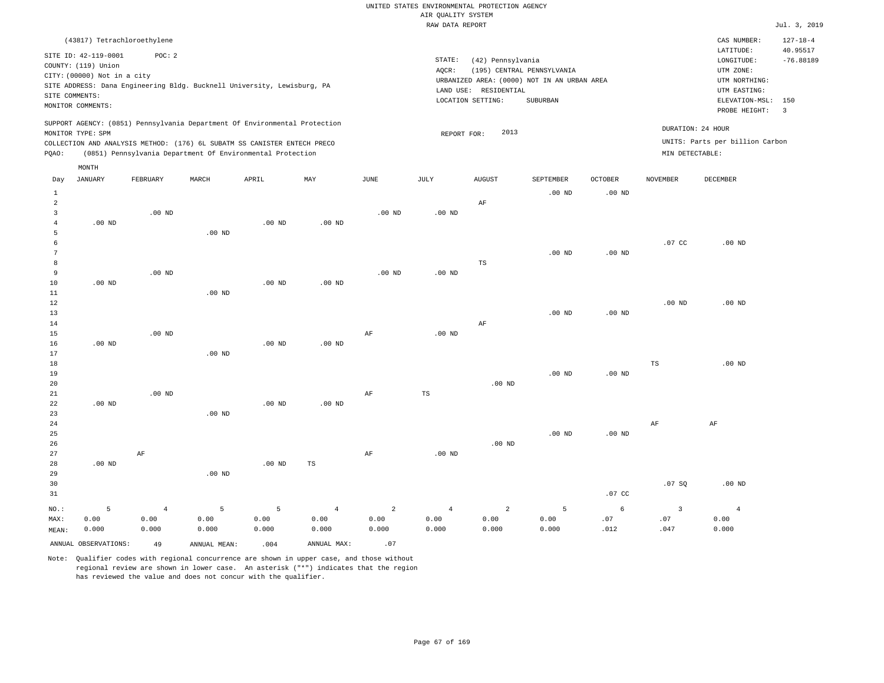UNITED STATES ENVIRONMENTAL PROTECTION AGENCY
AIR QUALITY SYSTEM
RAW DATA REPORT

Jul. 3, 2019

(43817) Tetrachloroethylene

SITE ID: 42-119-0001 POC: 2
COUNTY: (119) Union
CITY: (00000) Not in a city
SITE ADDRESS: Dana Engineering Bldg. Bucknell University, Lewisburg, PA
SITE COMMENTS:
MONITOR COMMENTS:

STATE: (42) Pennsylvania
AQCR: (195) CENTRAL PENNSYLVANIA
URBANIZED AREA: (0000) NOT IN AN URBAN AREA
LAND USE: RESIDENTIAL
LOCATION SETTING: SUBURBAN

CAS NUMBER: 127-18-4
LATITUDE: 40.95517
LONGITUDE: -76.88189
UTM ZONE:
UTM NORTHING:
UTM EASTING:
ELEVATION-MSL: 150
PROBE HEIGHT: 3

SUPPORT AGENCY: (0851) Pennsylvania Department Of Environmental Protection
MONITOR TYPE: SPM
COLLECTION AND ANALYSIS METHOD: (176) 6L SUBATM SS CANISTER ENTECH PRECO
PQAO: (0851) Pennsylvania Department Of Environmental Protection

REPORT FOR: 2013

DURATION: 24 HOUR
UNITS: Parts per billion Carbon
MIN DETECTABLE:

| Day | JANUARY | FEBRUARY | MARCH | APRIL | MAY | JUNE | JULY | AUGUST | SEPTEMBER | OCTOBER | NOVEMBER | DECEMBER |
|---|---|---|---|---|---|---|---|---|---|---|---|---|
| 1 | | | | | | | | | .00 ND | .00 ND | | |
| 2 | | | | | | | | AF | | | | |
| 3 | | .00 ND | | | | .00 ND | .00 ND | | | | | |
| 4 | .00 ND | | | .00 ND | .00 ND | | | | | | | |
| 5 | | | .00 ND | | | | | | | | | |
| 6 | | | | | | | | | | | .07 CC | .00 ND |
| 7 | | | | | | | | | .00 ND | .00 ND | | |
| 8 | | | | | | | | TS | | | | |
| 9 | | .00 ND | | | | .00 ND | .00 ND | | | | | |
| 10 | .00 ND | | | .00 ND | .00 ND | | | | | | | |
| 11 | | | .00 ND | | | | | | | | | |
| 12 | | | | | | | | | | | .00 ND | .00 ND |
| 13 | | | | | | | | | .00 ND | .00 ND | | |
| 14 | | | | | | | | AF | | | | |
| 15 | | .00 ND | | | | AF | .00 ND | | | | | |
| 16 | .00 ND | | | .00 ND | .00 ND | | | | | | | |
| 17 | | | .00 ND | | | | | | | | | |
| 18 | | | | | | | | | | | TS | .00 ND |
| 19 | | | | | | | | | .00 ND | .00 ND | | |
| 20 | | | | | | | | .00 ND | | | | |
| 21 | | .00 ND | | | | AF | TS | | | | | |
| 22 | .00 ND | | | .00 ND | .00 ND | | | | | | | |
| 23 | | | .00 ND | | | | | | | | | |
| 24 | | | | | | | | | | | AF | AF |
| 25 | | | | | | | | | .00 ND | .00 ND | | |
| 26 | | | | | | | | .00 ND | | | | |
| 27 | | AF | | | | AF | .00 ND | | | | | |
| 28 | .00 ND | | | .00 ND | TS | | | | | | | |
| 29 | | | .00 ND | | | | | | | | | |
| 30 | | | | | | | | | | | .07 SQ | .00 ND |
| 31 | | | | | | | | | | .07 CC | | |
| NO.: | 5 | 4 | 5 | 5 | 4 | 2 | 4 | 2 | 5 | 6 | 3 | 4 |
| MAX: | 0.00 | 0.00 | 0.00 | 0.00 | 0.00 | 0.00 | 0.00 | 0.00 | 0.00 | .07 | .07 | 0.00 |
| MEAN: | 0.000 | 0.000 | 0.000 | 0.000 | 0.000 | 0.000 | 0.000 | 0.000 | 0.000 | .012 | .047 | 0.000 |

ANNUAL OBSERVATIONS: 49 ANNUAL MEAN: .004 ANNUAL MAX: .07

Note: Qualifier codes with regional concurrence are shown in upper case, and those without regional review are shown in lower case. An asterisk ("*") indicates that the region has reviewed the value and does not concur with the qualifier.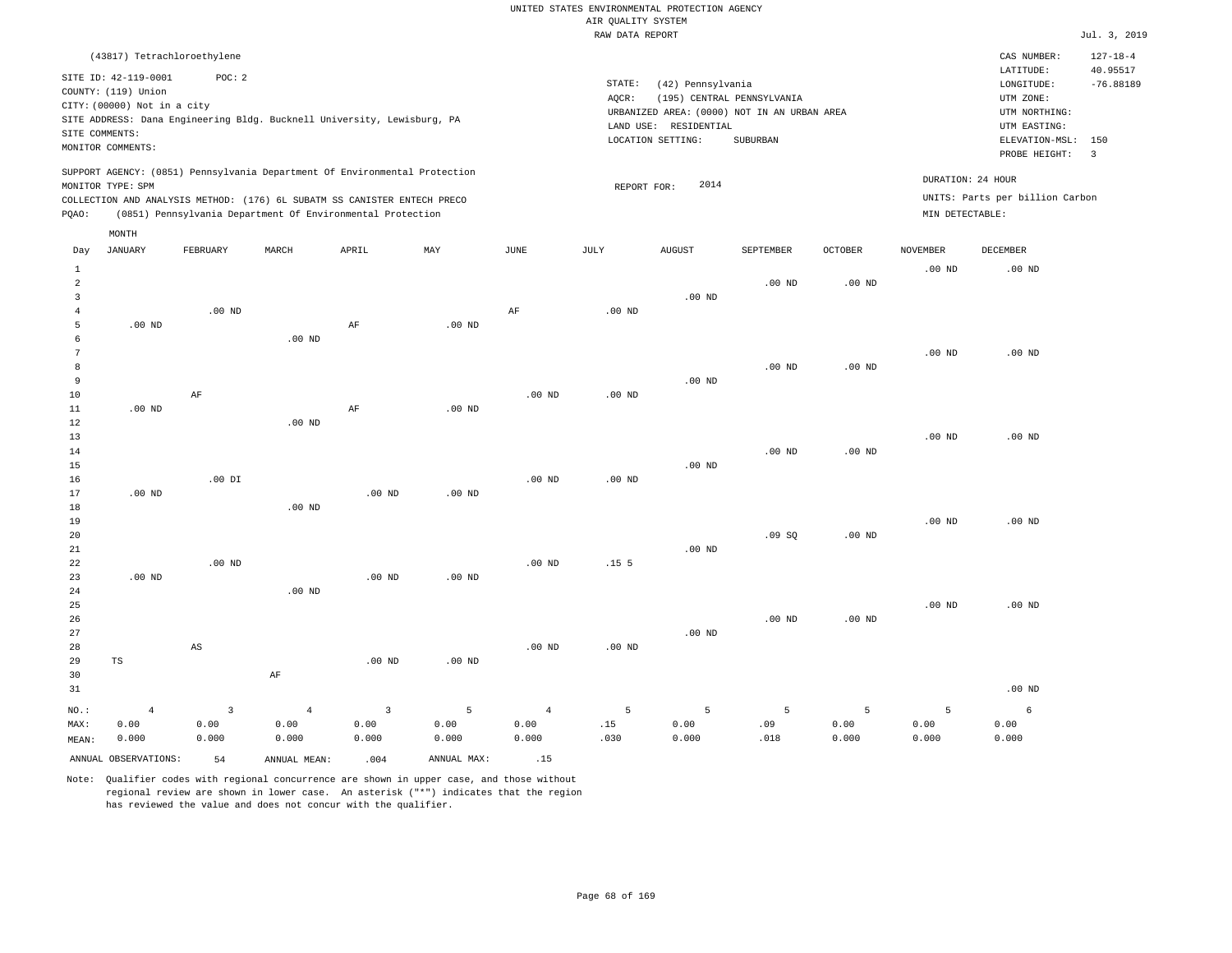UNITED STATES ENVIRONMENTAL PROTECTION AGENCY
AIR QUALITY SYSTEM
RAW DATA REPORT

Jul. 3, 2019

(43817) Tetrachloroethylene

SITE ID: 42-119-0001 POC: 2
COUNTY: (119) Union
CITY: (00000) Not in a city
SITE ADDRESS: Dana Engineering Bldg. Bucknell University, Lewisburg, PA
SITE COMMENTS:
MONITOR COMMENTS:

STATE: (42) Pennsylvania
AQCR: (195) CENTRAL PENNSYLVANIA
URBANIZED AREA: (0000) NOT IN AN URBAN AREA
LAND USE: RESIDENTIAL
LOCATION SETTING: SUBURBAN

CAS NUMBER: 127-18-4
LATITUDE: 40.95517
LONGITUDE: -76.88189
UTM ZONE:
UTM NORTHING:
UTM EASTING:
ELEVATION-MSL: 150
PROBE HEIGHT: 3

SUPPORT AGENCY: (0851) Pennsylvania Department Of Environmental Protection
MONITOR TYPE: SPM
COLLECTION AND ANALYSIS METHOD: (176) 6L SUBATM SS CANISTER ENTECH PRECO
PQAO: (0851) Pennsylvania Department Of Environmental Protection

REPORT FOR: 2014

DURATION: 24 HOUR
UNITS: Parts per billion Carbon
MIN DETECTABLE:

| Day | JANUARY | FEBRUARY | MARCH | APRIL | MAY | JUNE | JULY | AUGUST | SEPTEMBER | OCTOBER | NOVEMBER | DECEMBER |
|---|---|---|---|---|---|---|---|---|---|---|---|---|
| 1 | | | | | | | | | | | .00 ND | .00 ND |
| 2 | | | | | | | | | .00 ND | .00 ND | | |
| 3 | | | | | | | | .00 ND | | | | |
| 4 | | .00 ND | | | | AF | .00 ND | | | | | |
| 5 | .00 ND | | | AF | .00 ND | | | | | | | |
| 6 | | | .00 ND | | | | | | | | | |
| 7 | | | | | | | | | | | .00 ND | .00 ND |
| 8 | | | | | | | | | .00 ND | .00 ND | | |
| 9 | | | | | | | | .00 ND | | | | |
| 10 | | AF | | | | .00 ND | .00 ND | | | | | |
| 11 | .00 ND | | | AF | .00 ND | | | | | | | |
| 12 | | | .00 ND | | | | | | | | | |
| 13 | | | | | | | | | | | .00 ND | .00 ND |
| 14 | | | | | | | | | .00 ND | .00 ND | | |
| 15 | | | | | | | | .00 ND | | | | |
| 16 | | .00 DI | | | | .00 ND | .00 ND | | | | | |
| 17 | .00 ND | | | .00 ND | .00 ND | | | | | | | |
| 18 | | | .00 ND | | | | | | | | | |
| 19 | | | | | | | | | | | .00 ND | .00 ND |
| 20 | | | | | | | | | .09 SQ | .00 ND | | |
| 21 | | | | | | | | .00 ND | | | | |
| 22 | | .00 ND | | | | .00 ND | .15 5 | | | | | |
| 23 | .00 ND | | | .00 ND | .00 ND | | | | | | | |
| 24 | | | .00 ND | | | | | | | | | |
| 25 | | | | | | | | | | | .00 ND | .00 ND |
| 26 | | | | | | | | | .00 ND | .00 ND | | |
| 27 | | | | | | | | .00 ND | | | | |
| 28 | | AS | | | | .00 ND | .00 ND | | | | | |
| 29 | TS | | | .00 ND | .00 ND | | | | | | | |
| 30 | | | AF | | | | | | | | | |
| 31 | | | | | | | | | | | | .00 ND |
| NO.: | 4 | 3 | 4 | 3 | 5 | 4 | 5 | 5 | 5 | 5 | 5 | 6 |
| MAX: | 0.00 | 0.00 | 0.00 | 0.00 | 0.00 | 0.00 | .15 | 0.00 | .09 | 0.00 | 0.00 | 0.00 |
| MEAN: | 0.000 | 0.000 | 0.000 | 0.000 | 0.000 | 0.000 | .030 | 0.000 | .018 | 0.000 | 0.000 | 0.000 |

ANNUAL OBSERVATIONS: 54 ANNUAL MEAN: .004 ANNUAL MAX: .15

Note: Qualifier codes with regional concurrence are shown in upper case, and those without regional review are shown in lower case. An asterisk ("*") indicates that the region has reviewed the value and does not concur with the qualifier.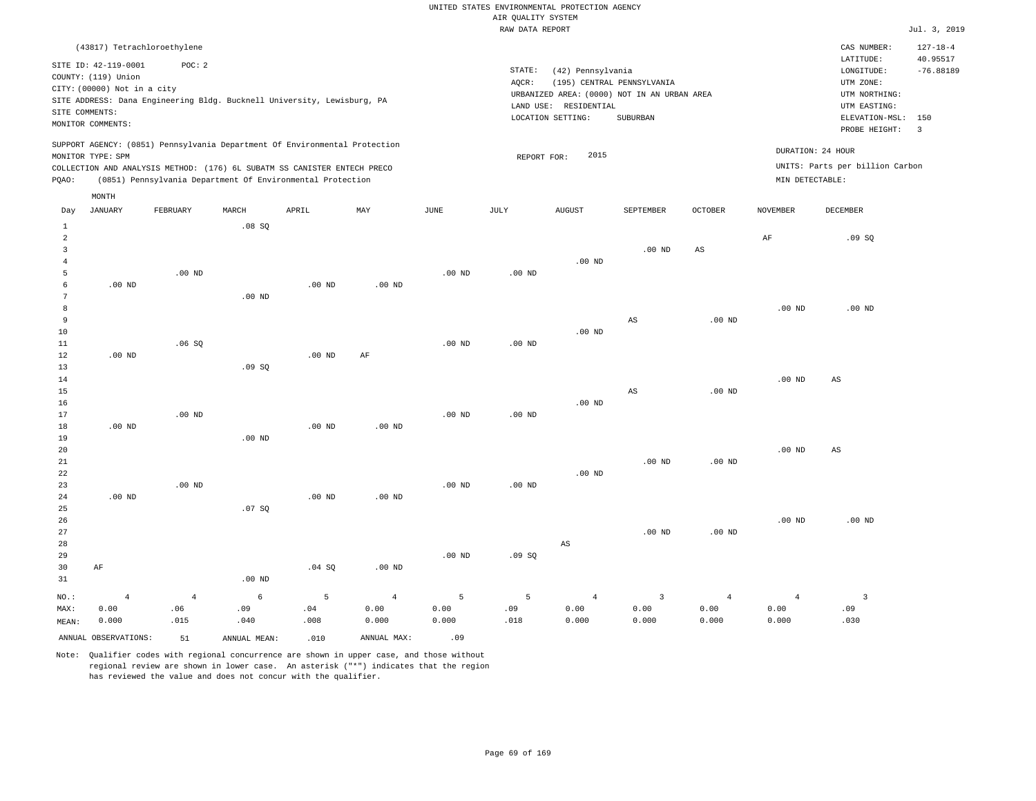UNITED STATES ENVIRONMENTAL PROTECTION AGENCY
AIR QUALITY SYSTEM
RAW DATA REPORT

Jul. 3, 2019

(43817) Tetrachloroethylene

SITE ID: 42-119-0001    POC: 2
COUNTY: (119) Union
CITY: (00000) Not in a city
SITE ADDRESS: Dana Engineering Bldg. Bucknell University, Lewisburg, PA
SITE COMMENTS:
MONITOR COMMENTS:

STATE: (42) Pennsylvania
AQCR: (195) CENTRAL PENNSYLVANIA
URBANIZED AREA: (0000) NOT IN AN URBAN AREA
LAND USE: RESIDENTIAL
LOCATION SETTING: SUBURBAN

CAS NUMBER: 127-18-4
LATITUDE: 40.95517
LONGITUDE: -76.88189
UTM ZONE:
UTM NORTHING:
UTM EASTING:
ELEVATION-MSL: 150
PROBE HEIGHT: 3

SUPPORT AGENCY: (0851) Pennsylvania Department Of Environmental Protection
MONITOR TYPE: SPM
COLLECTION AND ANALYSIS METHOD: (176) 6L SUBATM SS CANISTER ENTECH PRECO
PQAO: (0851) Pennsylvania Department Of Environmental Protection

REPORT FOR: 2015

DURATION: 24 HOUR
UNITS: Parts per billion Carbon
MIN DETECTABLE:

| Day | JANUARY | FEBRUARY | MARCH | APRIL | MAY | JUNE | JULY | AUGUST | SEPTEMBER | OCTOBER | NOVEMBER | DECEMBER |
|---|---|---|---|---|---|---|---|---|---|---|---|---|
| 1 | | | .08 SQ | | | | | | | | | |
| 2 | | | | | | | | | | | AF | .09 SQ |
| 3 | | | | | | | | | .00 ND | AS | | |
| 4 | | | | | | | | .00 ND | | | | |
| 5 | | .00 ND | | | | .00 ND | .00 ND | | | | | |
| 6 | .00 ND | | | .00 ND | .00 ND | | | | | | | |
| 7 | | | .00 ND | | | | | | | | | |
| 8 | | | | | | | | | | | .00 ND | .00 ND |
| 9 | | | | | | | | | AS | .00 ND | | |
| 10 | | | | | | | | .00 ND | | | | |
| 11 | | .06 SQ | | | | .00 ND | .00 ND | | | | | |
| 12 | .00 ND | | | .00 ND | AF | | | | | | | |
| 13 | | | .09 SQ | | | | | | | | | |
| 14 | | | | | | | | | | | .00 ND | AS |
| 15 | | | | | | | | | AS | .00 ND | | |
| 16 | | | | | | | | .00 ND | | | | |
| 17 | | .00 ND | | | | .00 ND | .00 ND | | | | | |
| 18 | .00 ND | | | .00 ND | .00 ND | | | | | | | |
| 19 | | | .00 ND | | | | | | | | | |
| 20 | | | | | | | | | | | .00 ND | AS |
| 21 | | | | | | | | | .00 ND | .00 ND | | |
| 22 | | | | | | | | .00 ND | | | | |
| 23 | | .00 ND | | | | .00 ND | .00 ND | | | | | |
| 24 | .00 ND | | | .00 ND | .00 ND | | | | | | | |
| 25 | | | .07 SQ | | | | | | | | | |
| 26 | | | | | | | | | | | .00 ND | .00 ND |
| 27 | | | | | | | | | .00 ND | .00 ND | | |
| 28 | | | | | | | | AS | | | | |
| 29 | | | | | | .00 ND | .09 SQ | | | | | |
| 30 | AF | | | .04 SQ | .00 ND | | | | | | | |
| 31 | | | .00 ND | | | | | | | | | |
| NO.: | 4 | 4 | 6 | 5 | 4 | 5 | 5 | 4 | 3 | 4 | 4 | 3 |
| MAX: | 0.00 | .06 | .09 | .04 | 0.00 | 0.00 | .09 | 0.00 | 0.00 | 0.00 | 0.00 | .09 |
| MEAN: | 0.000 | .015 | .040 | .008 | 0.000 | 0.000 | .018 | 0.000 | 0.000 | 0.000 | 0.000 | .030 |

ANNUAL OBSERVATIONS: 51    ANNUAL MEAN: .010    ANNUAL MAX: .09

Note: Qualifier codes with regional concurrence are shown in upper case, and those without regional review are shown in lower case. An asterisk ("*") indicates that the region has reviewed the value and does not concur with the qualifier.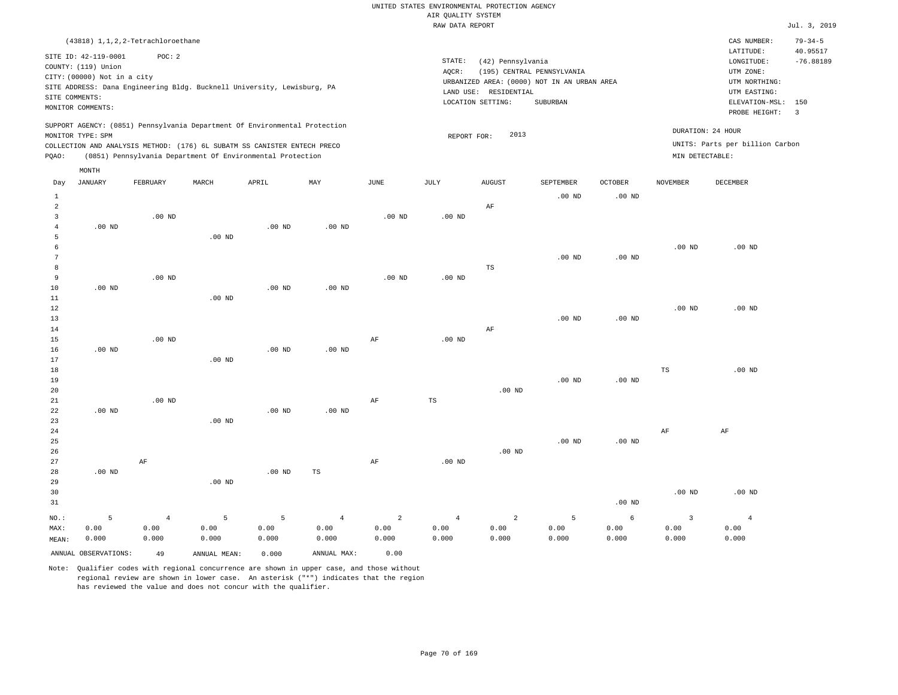UNITED STATES ENVIRONMENTAL PROTECTION AGENCY
AIR QUALITY SYSTEM
RAW DATA REPORT

Jul. 3, 2019

(43818) 1,1,2,2-Tetrachloroethane

SITE ID: 42-119-0001 POC: 2
COUNTY: (119) Union
CITY: (00000) Not in a city
SITE ADDRESS: Dana Engineering Bldg. Bucknell University, Lewisburg, PA
SITE COMMENTS:
MONITOR COMMENTS:

STATE: (42) Pennsylvania
AQCR: (195) CENTRAL PENNSYLVANIA
URBANIZED AREA: (0000) NOT IN AN URBAN AREA
LAND USE: RESIDENTIAL
LOCATION SETTING: SUBURBAN

CAS NUMBER: 79-34-5
LATITUDE: 40.95517
LONGITUDE: -76.88189
UTM ZONE:
UTM NORTHING:
UTM EASTING:
ELEVATION-MSL: 150
PROBE HEIGHT: 3

SUPPORT AGENCY: (0851) Pennsylvania Department Of Environmental Protection
MONITOR TYPE: SPM
COLLECTION AND ANALYSIS METHOD: (176) 6L SUBATM SS CANISTER ENTECH PRECO
PQAO: (0851) Pennsylvania Department Of Environmental Protection

REPORT FOR: 2013

DURATION: 24 HOUR
UNITS: Parts per billion Carbon
MIN DETECTABLE:

| Day | JANUARY | FEBRUARY | MARCH | APRIL | MAY | JUNE | JULY | AUGUST | SEPTEMBER | OCTOBER | NOVEMBER | DECEMBER |
|---|---|---|---|---|---|---|---|---|---|---|---|---|
| 1 | | | | | | | | | .00 ND | .00 ND | | |
| 2 | | | | | | | | AF | | | | |
| 3 | | .00 ND | | | | .00 ND | .00 ND | | | | | |
| 4 | .00 ND | | | .00 ND | .00 ND | | | | | | | |
| 5 | | | .00 ND | | | | | | | | | |
| 6 | | | | | | | | | | | .00 ND | .00 ND |
| 7 | | | | | | | | | .00 ND | .00 ND | | |
| 8 | | | | | | | | TS | | | | |
| 9 | | .00 ND | | | | .00 ND | .00 ND | | | | | |
| 10 | .00 ND | | | .00 ND | .00 ND | | | | | | | |
| 11 | | | .00 ND | | | | | | | | | |
| 12 | | | | | | | | | | | .00 ND | .00 ND |
| 13 | | | | | | | | | .00 ND | .00 ND | | |
| 14 | | | | | | | | AF | | | | |
| 15 | | .00 ND | | | | AF | .00 ND | | | | | |
| 16 | .00 ND | | | .00 ND | .00 ND | | | | | | | |
| 17 | | | .00 ND | | | | | | | | | |
| 18 | | | | | | | | | | | TS | .00 ND |
| 19 | | | | | | | | | .00 ND | .00 ND | | |
| 20 | | | | | | | | .00 ND | | | | |
| 21 | | .00 ND | | | | AF | TS | | | | | |
| 22 | .00 ND | | | .00 ND | .00 ND | | | | | | | |
| 23 | | | .00 ND | | | | | | | | | |
| 24 | | | | | | | | | | | AF | AF |
| 25 | | | | | | | | | .00 ND | .00 ND | | |
| 26 | | | | | | | | .00 ND | | | | |
| 27 | | AF | | | | AF | .00 ND | | | | | |
| 28 | .00 ND | | | .00 ND | TS | | | | | | | |
| 29 | | | .00 ND | | | | | | | | | |
| 30 | | | | | | | | | | | .00 ND | .00 ND |
| 31 | | | | | | | | | | .00 ND | | |
| NO.: | 5 | 4 | 5 | 5 | 4 | 2 | 4 | 2 | 5 | 6 | 3 | 4 |
| MAX: | 0.00 | 0.00 | 0.00 | 0.00 | 0.00 | 0.00 | 0.00 | 0.00 | 0.00 | 0.00 | 0.00 | 0.00 |
| MEAN: | 0.000 | 0.000 | 0.000 | 0.000 | 0.000 | 0.000 | 0.000 | 0.000 | 0.000 | 0.000 | 0.000 | 0.000 |

ANNUAL OBSERVATIONS: 49 ANNUAL MEAN: 0.000 ANNUAL MAX: 0.00

Note: Qualifier codes with regional concurrence are shown in upper case, and those without regional review are shown in lower case. An asterisk ("*") indicates that the region has reviewed the value and does not concur with the qualifier.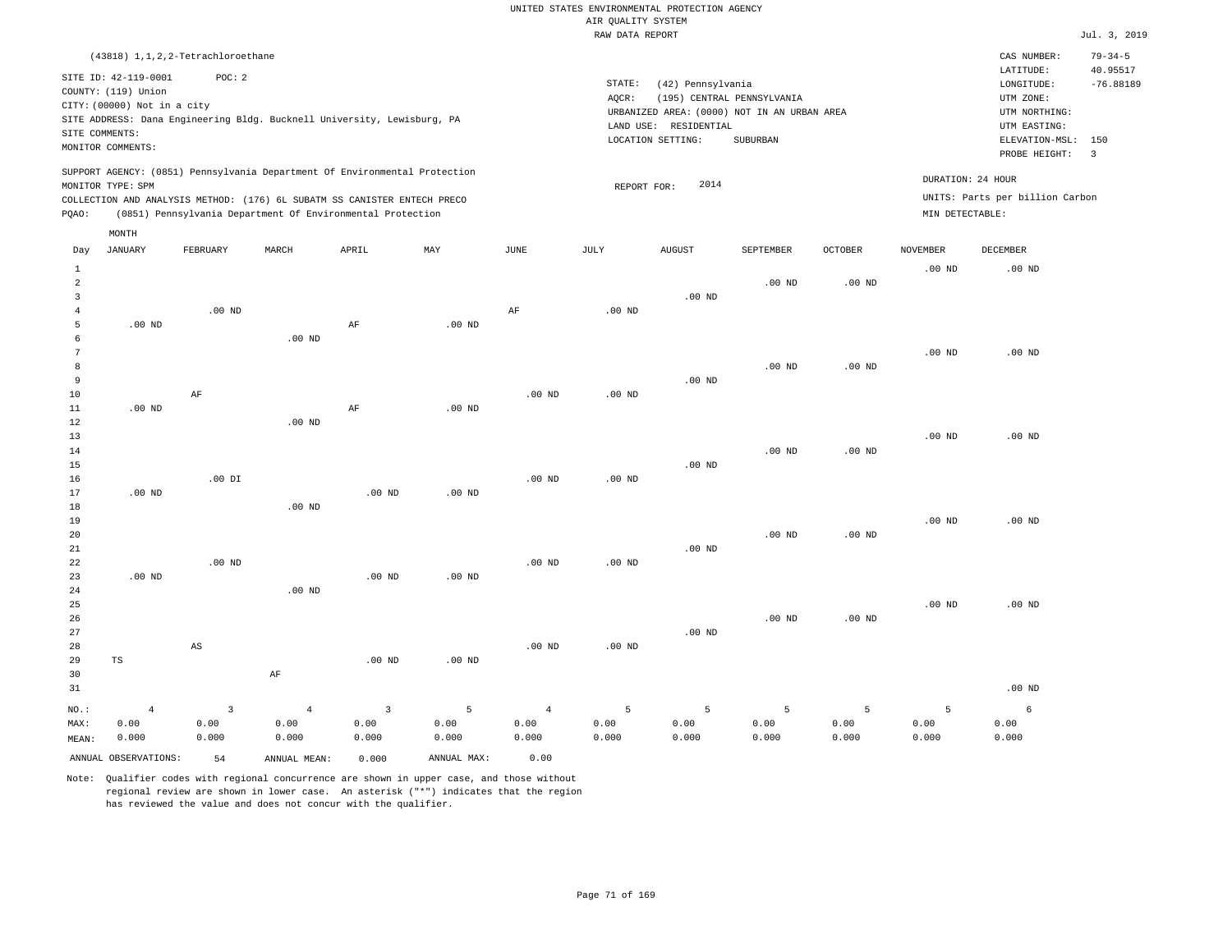UNITED STATES ENVIRONMENTAL PROTECTION AGENCY
AIR QUALITY SYSTEM
RAW DATA REPORT

Jul. 3, 2019

(43818) 1,1,2,2-Tetrachloroethane

SITE ID: 42-119-0001 POC: 2
COUNTY: (119) Union
CITY: (00000) Not in a city
SITE ADDRESS: Dana Engineering Bldg. Bucknell University, Lewisburg, PA
SITE COMMENTS:
MONITOR COMMENTS:

STATE: (42) Pennsylvania
AQCR: (195) CENTRAL PENNSYLVANIA
URBANIZED AREA: (0000) NOT IN AN URBAN AREA
LAND USE: RESIDENTIAL
LOCATION SETTING: SUBURBAN

CAS NUMBER: 79-34-5
LATITUDE: 40.95517
LONGITUDE: -76.88189
UTM ZONE:
UTM NORTHING:
UTM EASTING:
ELEVATION-MSL: 150
PROBE HEIGHT: 3

SUPPORT AGENCY: (0851) Pennsylvania Department Of Environmental Protection
MONITOR TYPE: SPM
COLLECTION AND ANALYSIS METHOD: (176) 6L SUBATM SS CANISTER ENTECH PRECO
PQAO: (0851) Pennsylvania Department Of Environmental Protection

REPORT FOR: 2014

DURATION: 24 HOUR
UNITS: Parts per billion Carbon
MIN DETECTABLE:

| Day | JANUARY | FEBRUARY | MARCH | APRIL | MAY | JUNE | JULY | AUGUST | SEPTEMBER | OCTOBER | NOVEMBER | DECEMBER |
|---|---|---|---|---|---|---|---|---|---|---|---|---|
| 1 | | | | | | | | | | | .00 ND | .00 ND |
| 2 | | | | | | | | | .00 ND | .00 ND | | |
| 3 | | | | | | | | .00 ND | | | | |
| 4 | | .00 ND | | | | AF | .00 ND | | | | | |
| 5 | .00 ND | | | AF | .00 ND | | | | | | | |
| 6 | | | .00 ND | | | | | | | | | |
| 7 | | | | | | | | | | | .00 ND | .00 ND |
| 8 | | | | | | | | | .00 ND | .00 ND | | |
| 9 | | | | | | | | .00 ND | | | | |
| 10 | | AF | | | | .00 ND | .00 ND | | | | | |
| 11 | .00 ND | | | AF | .00 ND | | | | | | | |
| 12 | | | .00 ND | | | | | | | | | |
| 13 | | | | | | | | | | | .00 ND | .00 ND |
| 14 | | | | | | | | | .00 ND | .00 ND | | |
| 15 | | | | | | | | .00 ND | | | | |
| 16 | | .00 DI | | | | .00 ND | .00 ND | | | | | |
| 17 | .00 ND | | | .00 ND | .00 ND | | | | | | | |
| 18 | | | .00 ND | | | | | | | | | |
| 19 | | | | | | | | | | | .00 ND | .00 ND |
| 20 | | | | | | | | | .00 ND | .00 ND | | |
| 21 | | | | | | | | .00 ND | | | | |
| 22 | | .00 ND | | | | .00 ND | .00 ND | | | | | |
| 23 | .00 ND | | | .00 ND | .00 ND | | | | | | | |
| 24 | | | .00 ND | | | | | | | | | |
| 25 | | | | | | | | | | | .00 ND | .00 ND |
| 26 | | | | | | | | | .00 ND | .00 ND | | |
| 27 | | | | | | | | .00 ND | | | | |
| 28 | | AS | | | | .00 ND | .00 ND | | | | | |
| 29 | TS | | | .00 ND | .00 ND | | | | | | | |
| 30 | | | AF | | | | | | | | | |
| 31 | | | | | | | | | | | | .00 ND |
| NO.: | 4 | 3 | 4 | 3 | 5 | 4 | 5 | 5 | 5 | 5 | 5 | 6 |
| MAX: | 0.00 | 0.00 | 0.00 | 0.00 | 0.00 | 0.00 | 0.00 | 0.00 | 0.00 | 0.00 | 0.00 | 0.00 |
| MEAN: | 0.000 | 0.000 | 0.000 | 0.000 | 0.000 | 0.000 | 0.000 | 0.000 | 0.000 | 0.000 | 0.000 | 0.000 |

ANNUAL OBSERVATIONS: 54 ANNUAL MEAN: 0.000 ANNUAL MAX: 0.00

Note: Qualifier codes with regional concurrence are shown in upper case, and those without regional review are shown in lower case. An asterisk ("*") indicates that the region has reviewed the value and does not concur with the qualifier.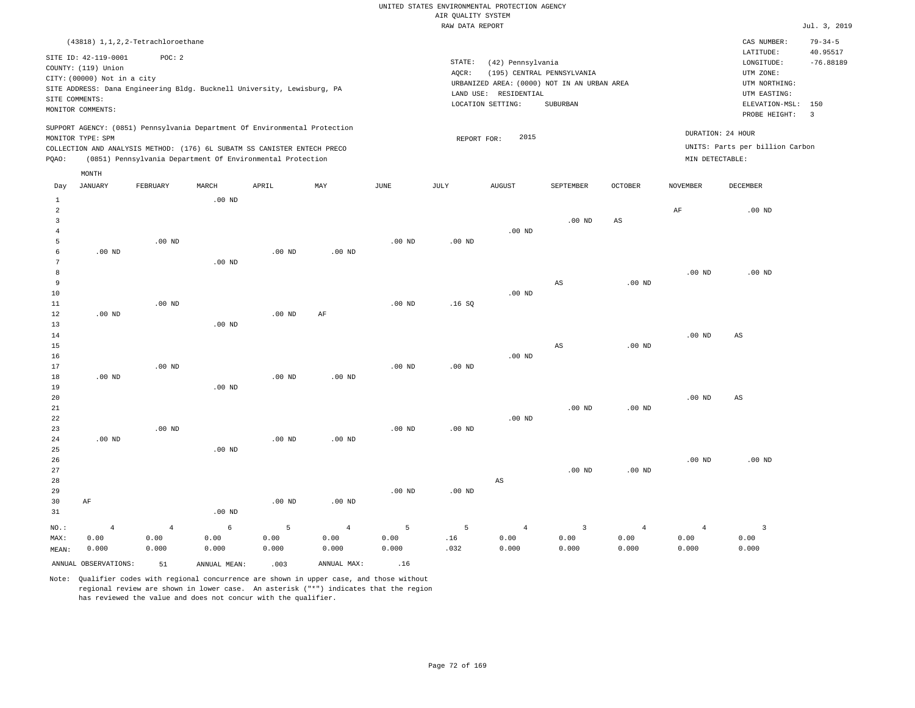UNITED STATES ENVIRONMENTAL PROTECTION AGENCY
AIR QUALITY SYSTEM
RAW DATA REPORT

Jul. 3, 2019

(43818) 1,1,2,2-Tetrachloroethane

SITE ID: 42-119-0001 POC: 2
COUNTY: (119) Union
CITY: (00000) Not in a city
SITE ADDRESS: Dana Engineering Bldg. Bucknell University, Lewisburg, PA
SITE COMMENTS:
MONITOR COMMENTS:

STATE: (42) Pennsylvania
AQCR: (195) CENTRAL PENNSYLVANIA
URBANIZED AREA: (0000) NOT IN AN URBAN AREA
LAND USE: RESIDENTIAL
LOCATION SETTING: SUBURBAN

CAS NUMBER: 79-34-5
LATITUDE: 40.95517
LONGITUDE: -76.88189
UTM ZONE:
UTM NORTHING:
UTM EASTING:
ELEVATION-MSL: 150
PROBE HEIGHT: 3

SUPPORT AGENCY: (0851) Pennsylvania Department Of Environmental Protection
MONITOR TYPE: SPM
COLLECTION AND ANALYSIS METHOD: (176) 6L SUBATM SS CANISTER ENTECH PRECO
PQAO: (0851) Pennsylvania Department Of Environmental Protection

REPORT FOR: 2015

DURATION: 24 HOUR
UNITS: Parts per billion Carbon
MIN DETECTABLE:

| Day | JANUARY | FEBRUARY | MARCH | APRIL | MAY | JUNE | JULY | AUGUST | SEPTEMBER | OCTOBER | NOVEMBER | DECEMBER |
|---|---|---|---|---|---|---|---|---|---|---|---|---|
| 1 | | | .00 ND | | | | | | | | | |
| 2 | | | | | | | | | | | AF | .00 ND |
| 3 | | | | | | | | | .00 ND | AS | | |
| 4 | | | | | | | | .00 ND | | | | |
| 5 | | .00 ND | | | | .00 ND | .00 ND | | | | | |
| 6 | .00 ND | | | .00 ND | .00 ND | | | | | | | |
| 7 | | | .00 ND | | | | | | | | | |
| 8 | | | | | | | | | | | .00 ND | .00 ND |
| 9 | | | | | | | | | AS | .00 ND | | |
| 10 | | | | | | | | .00 ND | | | | |
| 11 | | .00 ND | | | | .00 ND | .16 SQ | | | | | |
| 12 | .00 ND | | | .00 ND | AF | | | | | | | |
| 13 | | | .00 ND | | | | | | | | | |
| 14 | | | | | | | | | | | .00 ND | AS |
| 15 | | | | | | | | | AS | .00 ND | | |
| 16 | | | | | | | | .00 ND | | | | |
| 17 | | .00 ND | | | | .00 ND | .00 ND | | | | | |
| 18 | .00 ND | | | .00 ND | .00 ND | | | | | | | |
| 19 | | | .00 ND | | | | | | | | | |
| 20 | | | | | | | | | | | .00 ND | AS |
| 21 | | | | | | | | | .00 ND | .00 ND | | |
| 22 | | | | | | | | .00 ND | | | | |
| 23 | | .00 ND | | | | .00 ND | .00 ND | | | | | |
| 24 | .00 ND | | | .00 ND | .00 ND | | | | | | | |
| 25 | | | .00 ND | | | | | | | | | |
| 26 | | | | | | | | | | | .00 ND | .00 ND |
| 27 | | | | | | | | | .00 ND | .00 ND | | |
| 28 | | | | | | | | AS | | | | |
| 29 | | | | | | .00 ND | .00 ND | | | | | |
| 30 | AF | | | .00 ND | .00 ND | | | | | | | |
| 31 | | | .00 ND | | | | | | | | | |
| NO.: | 4 | 4 | 6 | 5 | 4 | 5 | 5 | 4 | 3 | 4 | 4 | 3 |
| MAX: | 0.00 | 0.00 | 0.00 | 0.00 | 0.00 | 0.00 | .16 | 0.00 | 0.00 | 0.00 | 0.00 | 0.00 |
| MEAN: | 0.000 | 0.000 | 0.000 | 0.000 | 0.000 | 0.000 | .032 | 0.000 | 0.000 | 0.000 | 0.000 | 0.000 |

ANNUAL OBSERVATIONS: 51 ANNUAL MEAN: .003 ANNUAL MAX: .16

Note: Qualifier codes with regional concurrence are shown in upper case, and those without regional review are shown in lower case. An asterisk ("*") indicates that the region has reviewed the value and does not concur with the qualifier.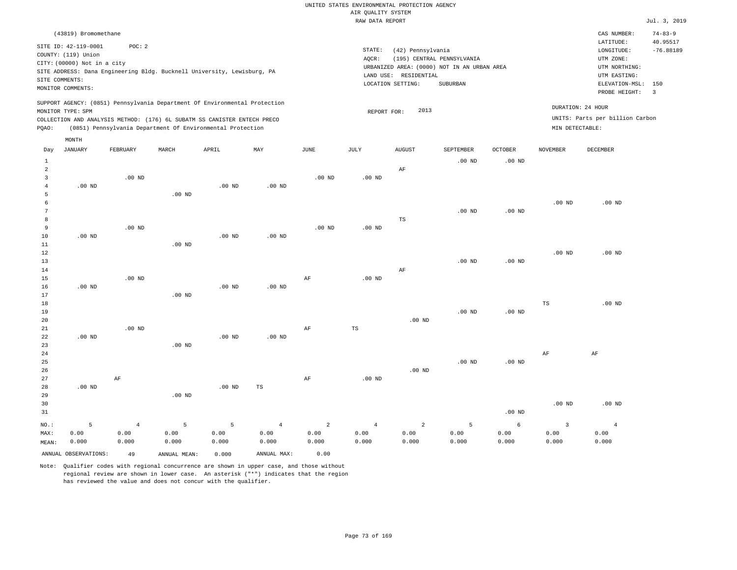UNITED STATES ENVIRONMENTAL PROTECTION AGENCY
AIR QUALITY SYSTEM
RAW DATA REPORT

Jul. 3, 2019

(43819) Bromomethane

SITE ID: 42-119-0001 POC: 2
COUNTY: (119) Union
CITY: (00000) Not in a city
SITE ADDRESS: Dana Engineering Bldg. Bucknell University, Lewisburg, PA
SITE COMMENTS:
MONITOR COMMENTS:

STATE: (42) Pennsylvania
AQCR: (195) CENTRAL PENNSYLVANIA
URBANIZED AREA: (0000) NOT IN AN URBAN AREA
LAND USE: RESIDENTIAL
LOCATION SETTING: SUBURBAN

CAS NUMBER: 74-83-9
LATITUDE: 40.95517
LONGITUDE: -76.88189
UTM ZONE:
UTM NORTHING:
UTM EASTING:
ELEVATION-MSL: 150
PROBE HEIGHT: 3

SUPPORT AGENCY: (0851) Pennsylvania Department Of Environmental Protection
MONITOR TYPE: SPM
COLLECTION AND ANALYSIS METHOD: (176) 6L SUBATM SS CANISTER ENTECH PRECO
PQAO: (0851) Pennsylvania Department Of Environmental Protection

REPORT FOR: 2013

DURATION: 24 HOUR
UNITS: Parts per billion Carbon
MIN DETECTABLE:

| Day | JANUARY | FEBRUARY | MARCH | APRIL | MAY | JUNE | JULY | AUGUST | SEPTEMBER | OCTOBER | NOVEMBER | DECEMBER |
|---|---|---|---|---|---|---|---|---|---|---|---|---|
| 1 | | | | | | | | | .00 ND | .00 ND | | |
| 2 | | | | | | | | AF | | | | |
| 3 | | .00 ND | | | | .00 ND | .00 ND | | | | | |
| 4 | .00 ND | | | .00 ND | .00 ND | | | | | | | |
| 5 | | | .00 ND | | | | | | | | | |
| 6 | | | | | | | | | | | .00 ND | .00 ND |
| 7 | | | | | | | | | .00 ND | .00 ND | | |
| 8 | | | | | | | | TS | | | | |
| 9 | | .00 ND | | | | .00 ND | .00 ND | | | | | |
| 10 | .00 ND | | | .00 ND | .00 ND | | | | | | | |
| 11 | | | .00 ND | | | | | | | | | |
| 12 | | | | | | | | | | | .00 ND | .00 ND |
| 13 | | | | | | | | | .00 ND | .00 ND | | |
| 14 | | | | | | | | AF | | | | |
| 15 | | .00 ND | | | | AF | .00 ND | | | | | |
| 16 | .00 ND | | | .00 ND | .00 ND | | | | | | | |
| 17 | | | .00 ND | | | | | | | | | |
| 18 | | | | | | | | | | | TS | .00 ND |
| 19 | | | | | | | | | .00 ND | .00 ND | | |
| 20 | | | | | | | | .00 ND | | | | |
| 21 | | .00 ND | | | | AF | TS | | | | | |
| 22 | .00 ND | | | .00 ND | .00 ND | | | | | | | |
| 23 | | | .00 ND | | | | | | | | | |
| 24 | | | | | | | | | | | AF | AF |
| 25 | | | | | | | | | .00 ND | .00 ND | | |
| 26 | | | | | | | | .00 ND | | | | |
| 27 | | AF | | | | AF | .00 ND | | | | | |
| 28 | .00 ND | | | .00 ND | TS | | | | | | | |
| 29 | | | .00 ND | | | | | | | | | |
| 30 | | | | | | | | | | | .00 ND | .00 ND |
| 31 | | | | | | | | | | .00 ND | | |
| NO.: | 5 | 4 | 5 | 5 | 4 | 2 | 4 | 2 | 5 | 6 | 3 | 4 |
| MAX: | 0.00 | 0.00 | 0.00 | 0.00 | 0.00 | 0.00 | 0.00 | 0.00 | 0.00 | 0.00 | 0.00 | 0.00 |
| MEAN: | 0.000 | 0.000 | 0.000 | 0.000 | 0.000 | 0.000 | 0.000 | 0.000 | 0.000 | 0.000 | 0.000 | 0.000 |

ANNUAL OBSERVATIONS: 49 ANNUAL MEAN: 0.000 ANNUAL MAX: 0.00

Note: Qualifier codes with regional concurrence are shown in upper case, and those without regional review are shown in lower case. An asterisk ("*") indicates that the region has reviewed the value and does not concur with the qualifier.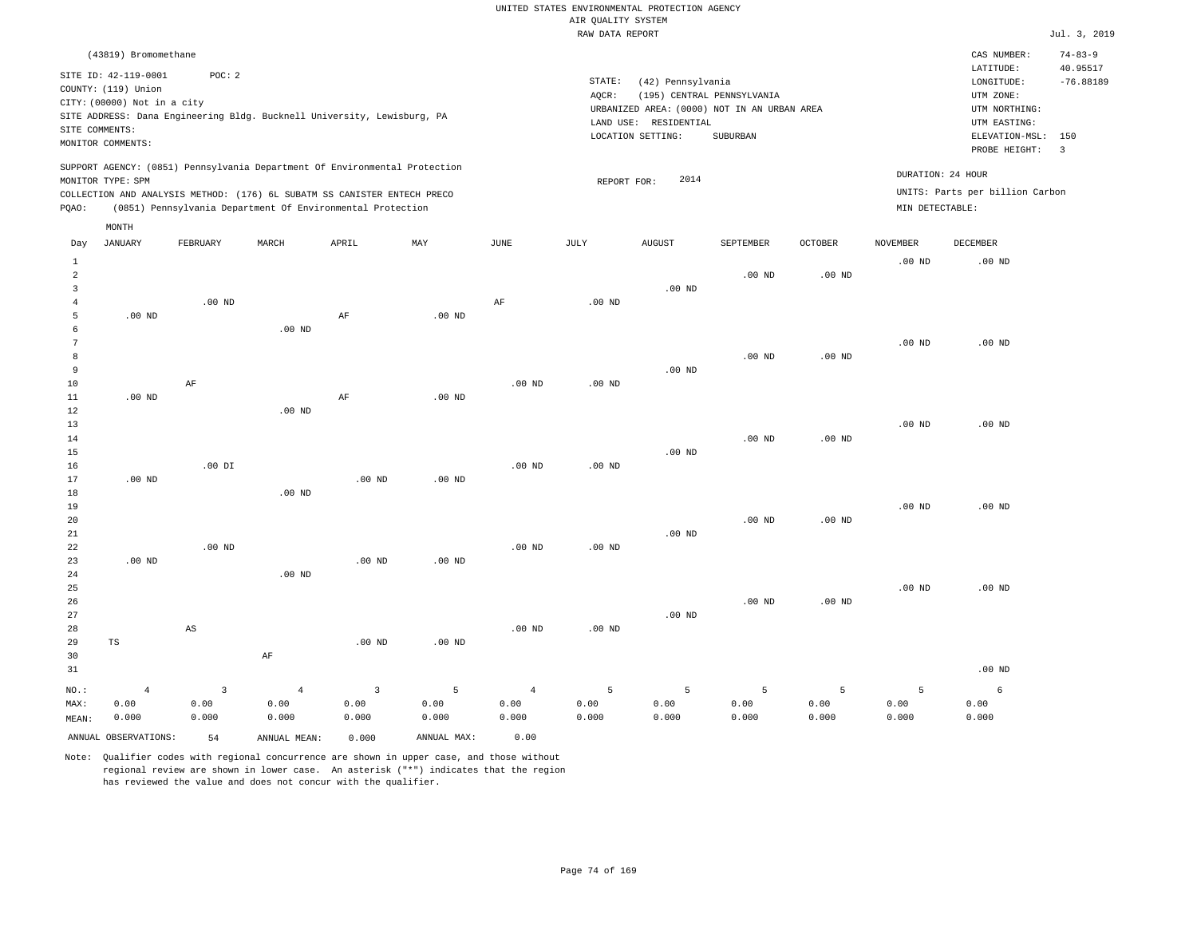UNITED STATES ENVIRONMENTAL PROTECTION AGENCY
AIR QUALITY SYSTEM
RAW DATA REPORT

Jul. 3, 2019

(43819) Bromomethane

SITE ID: 42-119-0001 POC: 2
COUNTY: (119) Union
CITY: (00000) Not in a city
SITE ADDRESS: Dana Engineering Bldg. Bucknell University, Lewisburg, PA
SITE COMMENTS:
MONITOR COMMENTS:

STATE: (42) Pennsylvania
AQCR: (195) CENTRAL PENNSYLVANIA
URBANIZED AREA: (0000) NOT IN AN URBAN AREA
LAND USE: RESIDENTIAL
LOCATION SETTING: SUBURBAN

CAS NUMBER: 74-83-9
LATITUDE: 40.95517
LONGITUDE: -76.88189
UTM ZONE:
UTM NORTHING:
UTM EASTING:
ELEVATION-MSL: 150
PROBE HEIGHT: 3

SUPPORT AGENCY: (0851) Pennsylvania Department Of Environmental Protection
MONITOR TYPE: SPM
COLLECTION AND ANALYSIS METHOD: (176) 6L SUBATM SS CANISTER ENTECH PRECO
PQAO: (0851) Pennsylvania Department Of Environmental Protection

REPORT FOR: 2014

DURATION: 24 HOUR
UNITS: Parts per billion Carbon
MIN DETECTABLE:

| Day | JANUARY | FEBRUARY | MARCH | APRIL | MAY | JUNE | JULY | AUGUST | SEPTEMBER | OCTOBER | NOVEMBER | DECEMBER |
|---|---|---|---|---|---|---|---|---|---|---|---|---|
| 1 | | | | | | | | | | | .00 ND | .00 ND |
| 2 | | | | | | | | | .00 ND | .00 ND | | |
| 3 | | | | | | | | .00 ND | | | | |
| 4 | | .00 ND | | | | AF | .00 ND | | | | | |
| 5 | .00 ND | | | AF | .00 ND | | | | | | | |
| 6 | | | .00 ND | | | | | | | | | |
| 7 | | | | | | | | | | | .00 ND | .00 ND |
| 8 | | | | | | | | | .00 ND | .00 ND | | |
| 9 | | | | | | | | .00 ND | | | | |
| 10 | | AF | | | | .00 ND | .00 ND | | | | | |
| 11 | .00 ND | | | AF | .00 ND | | | | | | | |
| 12 | | | .00 ND | | | | | | | | | |
| 13 | | | | | | | | | | | .00 ND | .00 ND |
| 14 | | | | | | | | | .00 ND | .00 ND | | |
| 15 | | | | | | | | .00 ND | | | | |
| 16 | | .00 DI | | | | .00 ND | .00 ND | | | | | |
| 17 | .00 ND | | | .00 ND | .00 ND | | | | | | | |
| 18 | | | .00 ND | | | | | | | | | |
| 19 | | | | | | | | | | | .00 ND | .00 ND |
| 20 | | | | | | | | | .00 ND | .00 ND | | |
| 21 | | | | | | | | .00 ND | | | | |
| 22 | | .00 ND | | | | .00 ND | .00 ND | | | | | |
| 23 | .00 ND | | | .00 ND | .00 ND | | | | | | | |
| 24 | | | .00 ND | | | | | | | | | |
| 25 | | | | | | | | | | | .00 ND | .00 ND |
| 26 | | | | | | | | | .00 ND | .00 ND | | |
| 27 | | | | | | | | .00 ND | | | | |
| 28 | | AS | | | | .00 ND | .00 ND | | | | | |
| 29 | TS | | | .00 ND | .00 ND | | | | | | | |
| 30 | | | AF | | | | | | | | | |
| 31 | | | | | | | | | | | | .00 ND |
| NO.: | 4 | 3 | 4 | 3 | 5 | 4 | 5 | 5 | 5 | 5 | 5 | 6 |
| MAX: | 0.00 | 0.00 | 0.00 | 0.00 | 0.00 | 0.00 | 0.00 | 0.00 | 0.00 | 0.00 | 0.00 | 0.00 |
| MEAN: | 0.000 | 0.000 | 0.000 | 0.000 | 0.000 | 0.000 | 0.000 | 0.000 | 0.000 | 0.000 | 0.000 | 0.000 |

ANNUAL OBSERVATIONS: 54 ANNUAL MEAN: 0.000 ANNUAL MAX: 0.00

Note: Qualifier codes with regional concurrence are shown in upper case, and those without regional review are shown in lower case. An asterisk ("*") indicates that the region has reviewed the value and does not concur with the qualifier.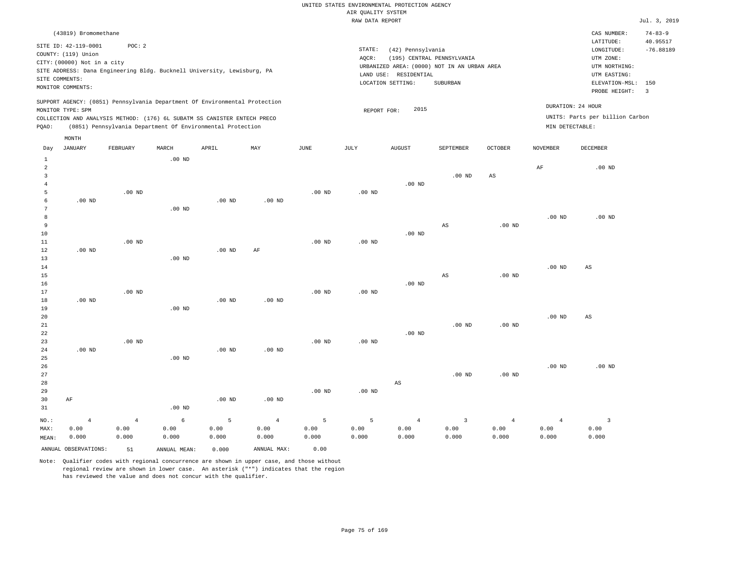UNITED STATES ENVIRONMENTAL PROTECTION AGENCY
AIR QUALITY SYSTEM
RAW DATA REPORT

Jul. 3, 2019

(43819) Bromomethane

SITE ID: 42-119-0001 POC: 2
COUNTY: (119) Union
CITY: (00000) Not in a city
SITE ADDRESS: Dana Engineering Bldg. Bucknell University, Lewisburg, PA
SITE COMMENTS:
MONITOR COMMENTS:

STATE: (42) Pennsylvania
AQCR: (195) CENTRAL PENNSYLVANIA
URBANIZED AREA: (0000) NOT IN AN URBAN AREA
LAND USE: RESIDENTIAL
LOCATION SETTING: SUBURBAN

CAS NUMBER: 74-83-9
LATITUDE: 40.95517
LONGITUDE: -76.88189
UTM ZONE:
UTM NORTHING:
UTM EASTING:
ELEVATION-MSL: 150
PROBE HEIGHT: 3

SUPPORT AGENCY: (0851) Pennsylvania Department Of Environmental Protection
MONITOR TYPE: SPM
COLLECTION AND ANALYSIS METHOD: (176) 6L SUBATM SS CANISTER ENTECH PRECO
PQAO: (0851) Pennsylvania Department Of Environmental Protection

REPORT FOR: 2015

DURATION: 24 HOUR
UNITS: Parts per billion Carbon
MIN DETECTABLE:

| Day | JANUARY | FEBRUARY | MARCH | APRIL | MAY | JUNE | JULY | AUGUST | SEPTEMBER | OCTOBER | NOVEMBER | DECEMBER |
|---|---|---|---|---|---|---|---|---|---|---|---|---|
| 1 | | | .00 ND | | | | | | | | | |
| 2 | | | | | | | | | | | AF | .00 ND |
| 3 | | | | | | | | | .00 ND | AS | | |
| 4 | | | | | | | | .00 ND | | | | |
| 5 | | .00 ND | | | | .00 ND | .00 ND | | | | | |
| 6 | .00 ND | | | .00 ND | .00 ND | | | | | | | |
| 7 | | | .00 ND | | | | | | | | | |
| 8 | | | | | | | | | | | .00 ND | .00 ND |
| 9 | | | | | | | | | AS | .00 ND | | |
| 10 | | | | | | | | .00 ND | | | | |
| 11 | | .00 ND | | | | .00 ND | .00 ND | | | | | |
| 12 | .00 ND | | | .00 ND | AF | | | | | | | |
| 13 | | | .00 ND | | | | | | | | | |
| 14 | | | | | | | | | | | .00 ND | AS |
| 15 | | | | | | | | | AS | .00 ND | | |
| 16 | | | | | | | | .00 ND | | | | |
| 17 | | .00 ND | | | | .00 ND | .00 ND | | | | | |
| 18 | .00 ND | | | .00 ND | .00 ND | | | | | | | |
| 19 | | | .00 ND | | | | | | | | | |
| 20 | | | | | | | | | | | .00 ND | AS |
| 21 | | | | | | | | | .00 ND | .00 ND | | |
| 22 | | | | | | | | .00 ND | | | | |
| 23 | | .00 ND | | | | .00 ND | .00 ND | | | | | |
| 24 | .00 ND | | | .00 ND | .00 ND | | | | | | | |
| 25 | | | .00 ND | | | | | | | | | |
| 26 | | | | | | | | | | | .00 ND | .00 ND |
| 27 | | | | | | | | | .00 ND | .00 ND | | |
| 28 | | | | | | | | AS | | | | |
| 29 | | | | | | .00 ND | .00 ND | | | | | |
| 30 | AF | | | .00 ND | .00 ND | | | | | | | |
| 31 | | | .00 ND | | | | | | | | | |
| NO.: | 4 | 4 | 6 | 5 | 4 | 5 | 5 | 4 | 3 | 4 | 4 | 3 |
| MAX: | 0.00 | 0.00 | 0.00 | 0.00 | 0.00 | 0.00 | 0.00 | 0.00 | 0.00 | 0.00 | 0.00 | 0.00 |
| MEAN: | 0.000 | 0.000 | 0.000 | 0.000 | 0.000 | 0.000 | 0.000 | 0.000 | 0.000 | 0.000 | 0.000 | 0.000 |

ANNUAL OBSERVATIONS: 51 ANNUAL MEAN: 0.000 ANNUAL MAX: 0.00

Note: Qualifier codes with regional concurrence are shown in upper case, and those without regional review are shown in lower case. An asterisk ("*") indicates that the region has reviewed the value and does not concur with the qualifier.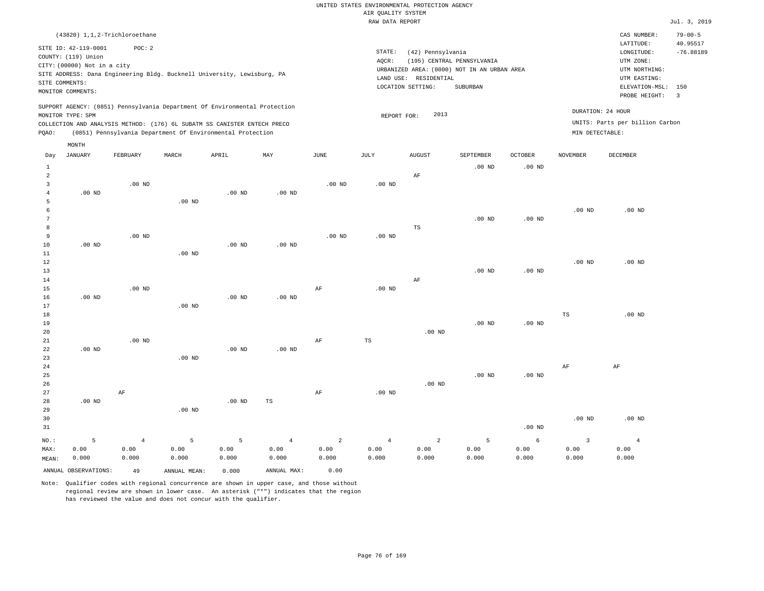UNITED STATES ENVIRONMENTAL PROTECTION AGENCY
AIR QUALITY SYSTEM
RAW DATA REPORT

Jul. 3, 2019

(43820) 1,1,2-Trichloroethane

SITE ID: 42-119-0001 POC: 2
COUNTY: (119) Union
CITY: (00000) Not in a city
SITE ADDRESS: Dana Engineering Bldg. Bucknell University, Lewisburg, PA
SITE COMMENTS:
MONITOR COMMENTS:

STATE: (42) Pennsylvania
AQCR: (195) CENTRAL PENNSYLVANIA
URBANIZED AREA: (0000) NOT IN AN URBAN AREA
LAND USE: RESIDENTIAL
LOCATION SETTING: SUBURBAN

CAS NUMBER: 79-00-5
LATITUDE: 40.95517
LONGITUDE: -76.88189
UTM ZONE:
UTM NORTHING:
UTM EASTING:
ELEVATION-MSL: 150
PROBE HEIGHT: 3

SUPPORT AGENCY: (0851) Pennsylvania Department Of Environmental Protection
MONITOR TYPE: SPM
COLLECTION AND ANALYSIS METHOD: (176) 6L SUBATM SS CANISTER ENTECH PRECO
PQAO: (0851) Pennsylvania Department Of Environmental Protection

REPORT FOR: 2013

DURATION: 24 HOUR
UNITS: Parts per billion Carbon
MIN DETECTABLE:

| Day | JANUARY | FEBRUARY | MARCH | APRIL | MAY | JUNE | JULY | AUGUST | SEPTEMBER | OCTOBER | NOVEMBER | DECEMBER |
|---|---|---|---|---|---|---|---|---|---|---|---|---|
| 1 | | | | | | | | | .00 ND | .00 ND | | |
| 2 | | | | | | | | AF | | | | |
| 3 | | .00 ND | | | | .00 ND | .00 ND | | | | | |
| 4 | .00 ND | | | .00 ND | .00 ND | | | | | | | |
| 5 | | | .00 ND | | | | | | | | | |
| 6 | | | | | | | | | | | .00 ND | .00 ND |
| 7 | | | | | | | | | .00 ND | .00 ND | | |
| 8 | | | | | | | | TS | | | | |
| 9 | | .00 ND | | | | .00 ND | .00 ND | | | | | |
| 10 | .00 ND | | | .00 ND | .00 ND | | | | | | | |
| 11 | | | .00 ND | | | | | | | | | |
| 12 | | | | | | | | | | | .00 ND | .00 ND |
| 13 | | | | | | | | | .00 ND | .00 ND | | |
| 14 | | | | | | | | AF | | | | |
| 15 | | .00 ND | | | | AF | .00 ND | | | | | |
| 16 | .00 ND | | | .00 ND | .00 ND | | | | | | | |
| 17 | | | .00 ND | | | | | | | | | |
| 18 | | | | | | | | | | | TS | .00 ND |
| 19 | | | | | | | | | .00 ND | .00 ND | | |
| 20 | | | | | | | | .00 ND | | | | |
| 21 | | .00 ND | | | | AF | TS | | | | | |
| 22 | .00 ND | | | .00 ND | .00 ND | | | | | | | |
| 23 | | | .00 ND | | | | | | | | | |
| 24 | | | | | | | | | | | AF | AF |
| 25 | | | | | | | | | .00 ND | .00 ND | | |
| 26 | | | | | | | | .00 ND | | | | |
| 27 | | AF | | | | AF | .00 ND | | | | | |
| 28 | .00 ND | | | .00 ND | TS | | | | | | | |
| 29 | | | .00 ND | | | | | | | | | |
| 30 | | | | | | | | | | | .00 ND | .00 ND |
| 31 | | | | | | | | | | .00 ND | | |
| NO.: | 5 | 4 | 5 | 5 | 4 | 2 | 4 | 2 | 5 | 6 | 3 | 4 |
| MAX: | 0.00 | 0.00 | 0.00 | 0.00 | 0.00 | 0.00 | 0.00 | 0.00 | 0.00 | 0.00 | 0.00 | 0.00 |
| MEAN: | 0.000 | 0.000 | 0.000 | 0.000 | 0.000 | 0.000 | 0.000 | 0.000 | 0.000 | 0.000 | 0.000 | 0.000 |

ANNUAL OBSERVATIONS: 49 ANNUAL MEAN: 0.000 ANNUAL MAX: 0.00

Note: Qualifier codes with regional concurrence are shown in upper case, and those without regional review are shown in lower case. An asterisk ("*") indicates that the region has reviewed the value and does not concur with the qualifier.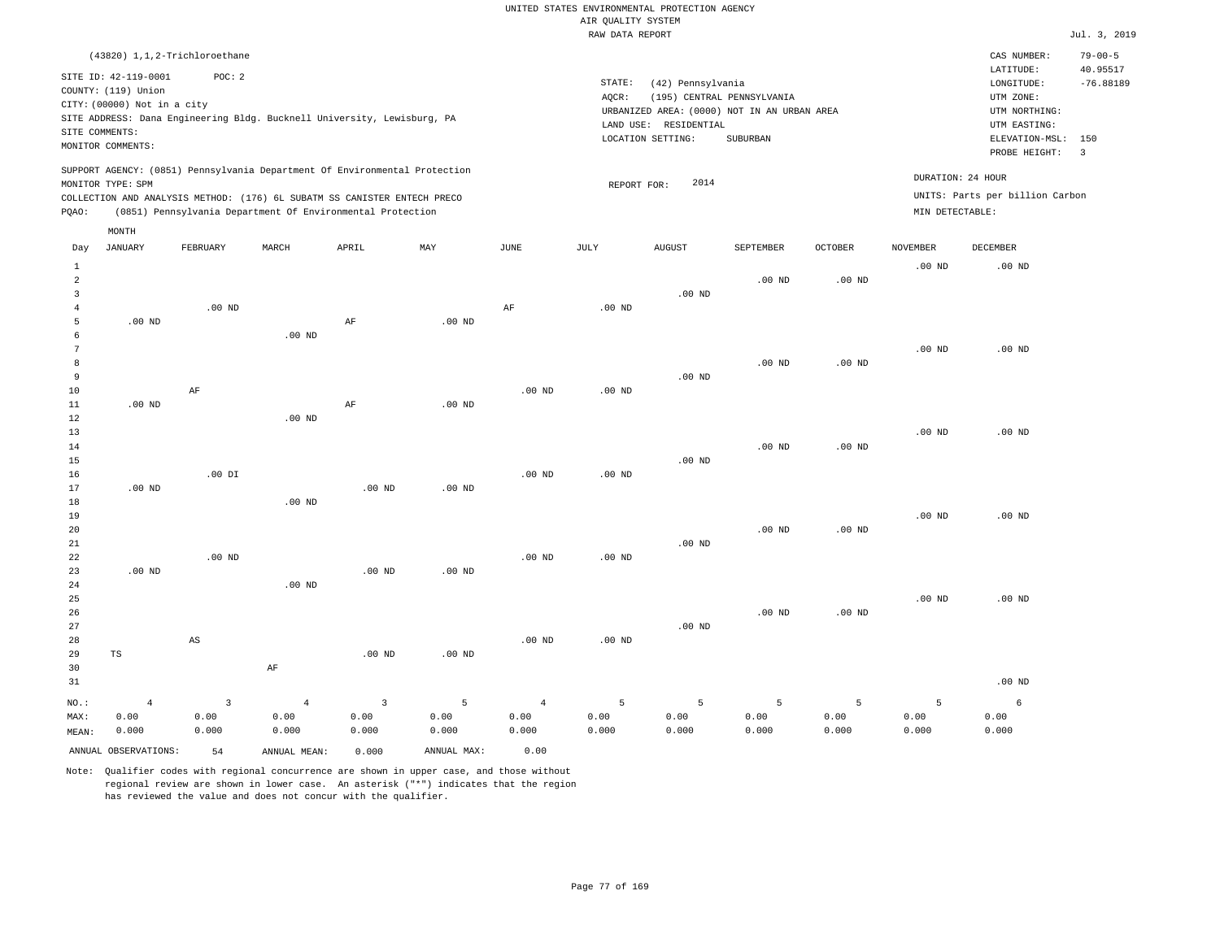UNITED STATES ENVIRONMENTAL PROTECTION AGENCY
AIR QUALITY SYSTEM
RAW DATA REPORT

Jul. 3, 2019

(43820) 1,1,2-Trichloroethane

SITE ID: 42-119-0001 POC: 2
COUNTY: (119) Union
CITY: (00000) Not in a city
SITE ADDRESS: Dana Engineering Bldg. Bucknell University, Lewisburg, PA
SITE COMMENTS:
MONITOR COMMENTS:

STATE: (42) Pennsylvania
AQCR: (195) CENTRAL PENNSYLVANIA
URBANIZED AREA: (0000) NOT IN AN URBAN AREA
LAND USE: RESIDENTIAL
LOCATION SETTING: SUBURBAN

CAS NUMBER: 79-00-5
LATITUDE: 40.95517
LONGITUDE: -76.88189
UTM ZONE:
UTM NORTHING:
UTM EASTING:
ELEVATION-MSL: 150
PROBE HEIGHT: 3

SUPPORT AGENCY: (0851) Pennsylvania Department Of Environmental Protection
MONITOR TYPE: SPM
COLLECTION AND ANALYSIS METHOD: (176) 6L SUBATM SS CANISTER ENTECH PRECO
PQAO: (0851) Pennsylvania Department Of Environmental Protection

REPORT FOR: 2014

DURATION: 24 HOUR
UNITS: Parts per billion Carbon
MIN DETECTABLE:

| Day | JANUARY | FEBRUARY | MARCH | APRIL | MAY | JUNE | JULY | AUGUST | SEPTEMBER | OCTOBER | NOVEMBER | DECEMBER |
|---|---|---|---|---|---|---|---|---|---|---|---|---|
| 1 | | | | | | | | | | | .00 ND | .00 ND |
| 2 | | | | | | | | | .00 ND | .00 ND | | |
| 3 | | | | | | | | .00 ND | | | | |
| 4 | | .00 ND | | | | AF | .00 ND | | | | | |
| 5 | .00 ND | | | AF | .00 ND | | | | | | | |
| 6 | | | .00 ND | | | | | | | | | |
| 7 | | | | | | | | | | | .00 ND | .00 ND |
| 8 | | | | | | | | | .00 ND | .00 ND | | |
| 9 | | | | | | | | .00 ND | | | | |
| 10 | | AF | | | | .00 ND | .00 ND | | | | | |
| 11 | .00 ND | | | AF | .00 ND | | | | | | | |
| 12 | | | .00 ND | | | | | | | | | |
| 13 | | | | | | | | | | | .00 ND | .00 ND |
| 14 | | | | | | | | | .00 ND | .00 ND | | |
| 15 | | | | | | | | .00 ND | | | | |
| 16 | | .00 DI | | | | .00 ND | .00 ND | | | | | |
| 17 | .00 ND | | | .00 ND | .00 ND | | | | | | | |
| 18 | | | .00 ND | | | | | | | | | |
| 19 | | | | | | | | | | | .00 ND | .00 ND |
| 20 | | | | | | | | | .00 ND | .00 ND | | |
| 21 | | | | | | | | .00 ND | | | | |
| 22 | | .00 ND | | | | .00 ND | .00 ND | | | | | |
| 23 | .00 ND | | | .00 ND | .00 ND | | | | | | | |
| 24 | | | .00 ND | | | | | | | | | |
| 25 | | | | | | | | | | | .00 ND | .00 ND |
| 26 | | | | | | | | | .00 ND | .00 ND | | |
| 27 | | | | | | | | .00 ND | | | | |
| 28 | | AS | | | | .00 ND | .00 ND | | | | | |
| 29 | TS | | | .00 ND | .00 ND | | | | | | | |
| 30 | | | AF | | | | | | | | | |
| 31 | | | | | | | | | | | | .00 ND |
| NO.: | 4 | 3 | 4 | 3 | 5 | 4 | 5 | 5 | 5 | 5 | 5 | 6 |
| MAX: | 0.00 | 0.00 | 0.00 | 0.00 | 0.00 | 0.00 | 0.00 | 0.00 | 0.00 | 0.00 | 0.00 | 0.00 |
| MEAN: | 0.000 | 0.000 | 0.000 | 0.000 | 0.000 | 0.000 | 0.000 | 0.000 | 0.000 | 0.000 | 0.000 | 0.000 |

ANNUAL OBSERVATIONS: 54 ANNUAL MEAN: 0.000 ANNUAL MAX: 0.00

Note: Qualifier codes with regional concurrence are shown in upper case, and those without regional review are shown in lower case. An asterisk ("*") indicates that the region has reviewed the value and does not concur with the qualifier.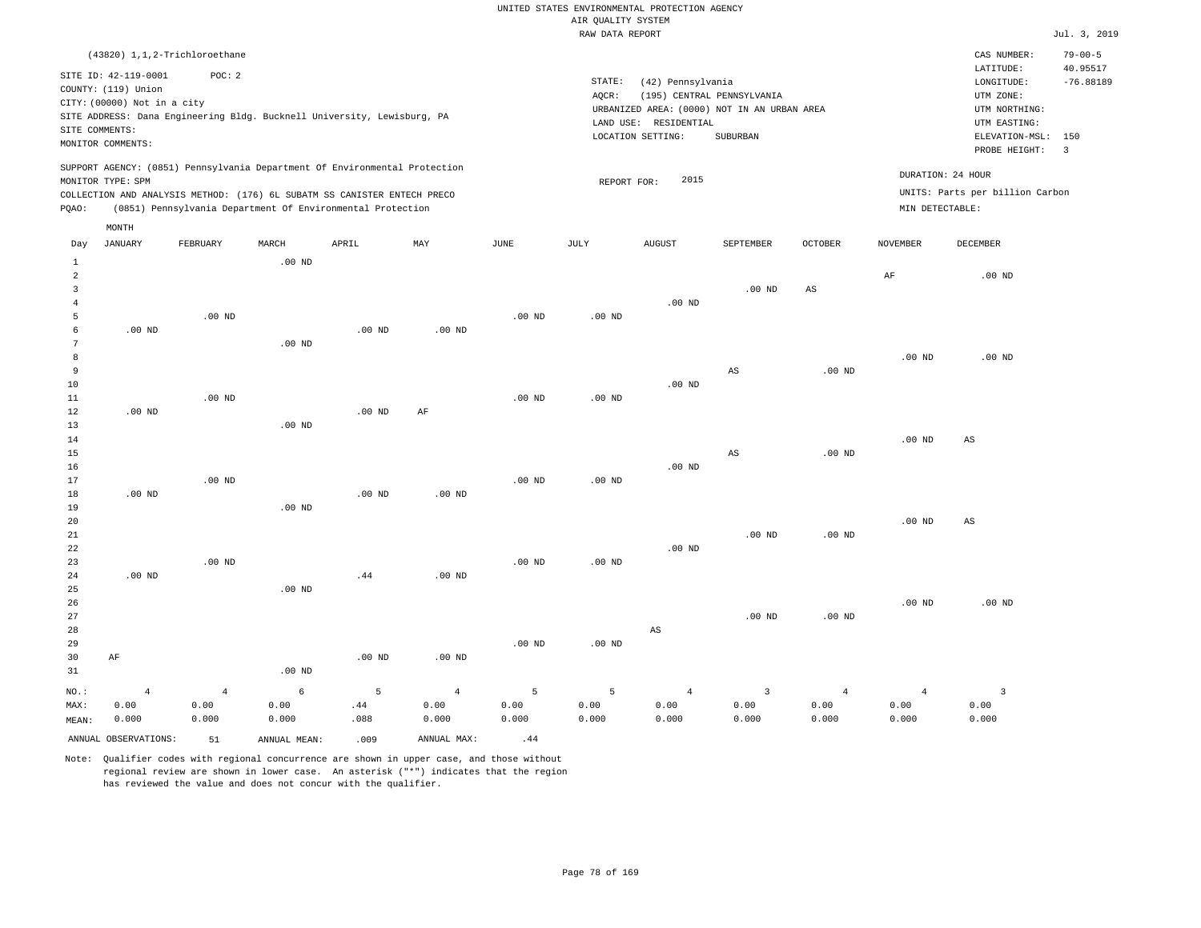UNITED STATES ENVIRONMENTAL PROTECTION AGENCY
AIR QUALITY SYSTEM
RAW DATA REPORT

Jul. 3, 2019

(43820) 1,1,2-Trichloroethane

SITE ID: 42-119-0001 POC: 2
COUNTY: (119) Union
CITY: (00000) Not in a city
SITE ADDRESS: Dana Engineering Bldg. Bucknell University, Lewisburg, PA
SITE COMMENTS:
MONITOR COMMENTS:

STATE: (42) Pennsylvania
AQCR: (195) CENTRAL PENNSYLVANIA
URBANIZED AREA: (0000) NOT IN AN URBAN AREA
LAND USE: RESIDENTIAL
LOCATION SETTING: SUBURBAN

CAS NUMBER: 79-00-5
LATITUDE: 40.95517
LONGITUDE: -76.88189
UTM ZONE:
UTM NORTHING:
UTM EASTING:
ELEVATION-MSL: 150
PROBE HEIGHT: 3

SUPPORT AGENCY: (0851) Pennsylvania Department Of Environmental Protection
MONITOR TYPE: SPM
COLLECTION AND ANALYSIS METHOD: (176) 6L SUBATM SS CANISTER ENTECH PRECO
PQAO: (0851) Pennsylvania Department Of Environmental Protection

REPORT FOR: 2015

DURATION: 24 HOUR
UNITS: Parts per billion Carbon
MIN DETECTABLE:

| Day | JANUARY | FEBRUARY | MARCH | APRIL | MAY | JUNE | JULY | AUGUST | SEPTEMBER | OCTOBER | NOVEMBER | DECEMBER |
|---|---|---|---|---|---|---|---|---|---|---|---|---|
| 1 | | | .00 ND | | | | | | | | | |
| 2 | | | | | | | | | | | AF | .00 ND |
| 3 | | | | | | | | | .00 ND | AS | | |
| 4 | | | | | | | | .00 ND | | | | |
| 5 | | .00 ND | | | | .00 ND | .00 ND | | | | | |
| 6 | .00 ND | | | .00 ND | .00 ND | | | | | | | |
| 7 | | | .00 ND | | | | | | | | | |
| 8 | | | | | | | | | | | .00 ND | .00 ND |
| 9 | | | | | | | | | AS | .00 ND | | |
| 10 | | | | | | | | .00 ND | | | | |
| 11 | | .00 ND | | | | .00 ND | .00 ND | | | | | |
| 12 | .00 ND | | | .00 ND | AF | | | | | | | |
| 13 | | | .00 ND | | | | | | | | | |
| 14 | | | | | | | | | | | .00 ND | AS |
| 15 | | | | | | | | | AS | .00 ND | | |
| 16 | | | | | | | | .00 ND | | | | |
| 17 | | .00 ND | | | | .00 ND | .00 ND | | | | | |
| 18 | .00 ND | | | .00 ND | .00 ND | | | | | | | |
| 19 | | | .00 ND | | | | | | | | | |
| 20 | | | | | | | | | | | .00 ND | AS |
| 21 | | | | | | | | | .00 ND | .00 ND | | |
| 22 | | | | | | | | .00 ND | | | | |
| 23 | | .00 ND | | | | .00 ND | .00 ND | | | | | |
| 24 | .00 ND | | | .44 | .00 ND | | | | | | | |
| 25 | | | .00 ND | | | | | | | | | |
| 26 | | | | | | | | | | | .00 ND | .00 ND |
| 27 | | | | | | | | | .00 ND | .00 ND | | |
| 28 | | | | | | | | AS | | | | |
| 29 | | | | | | .00 ND | .00 ND | | | | | |
| 30 | AF | | | .00 ND | .00 ND | | | | | | | |
| 31 | | | .00 ND | | | | | | | | | |
| NO.: | 4 | 4 | 6 | 5 | 4 | 5 | 5 | 4 | 3 | 4 | 4 | 3 |
| MAX: | 0.00 | 0.00 | 0.00 | .44 | 0.00 | 0.00 | 0.00 | 0.00 | 0.00 | 0.00 | 0.00 | 0.00 |
| MEAN: | 0.000 | 0.000 | 0.000 | .088 | 0.000 | 0.000 | 0.000 | 0.000 | 0.000 | 0.000 | 0.000 | 0.000 |

ANNUAL OBSERVATIONS: 51 ANNUAL MEAN: .009 ANNUAL MAX: .44

Note: Qualifier codes with regional concurrence are shown in upper case, and those without regional review are shown in lower case. An asterisk ("*") indicates that the region has reviewed the value and does not concur with the qualifier.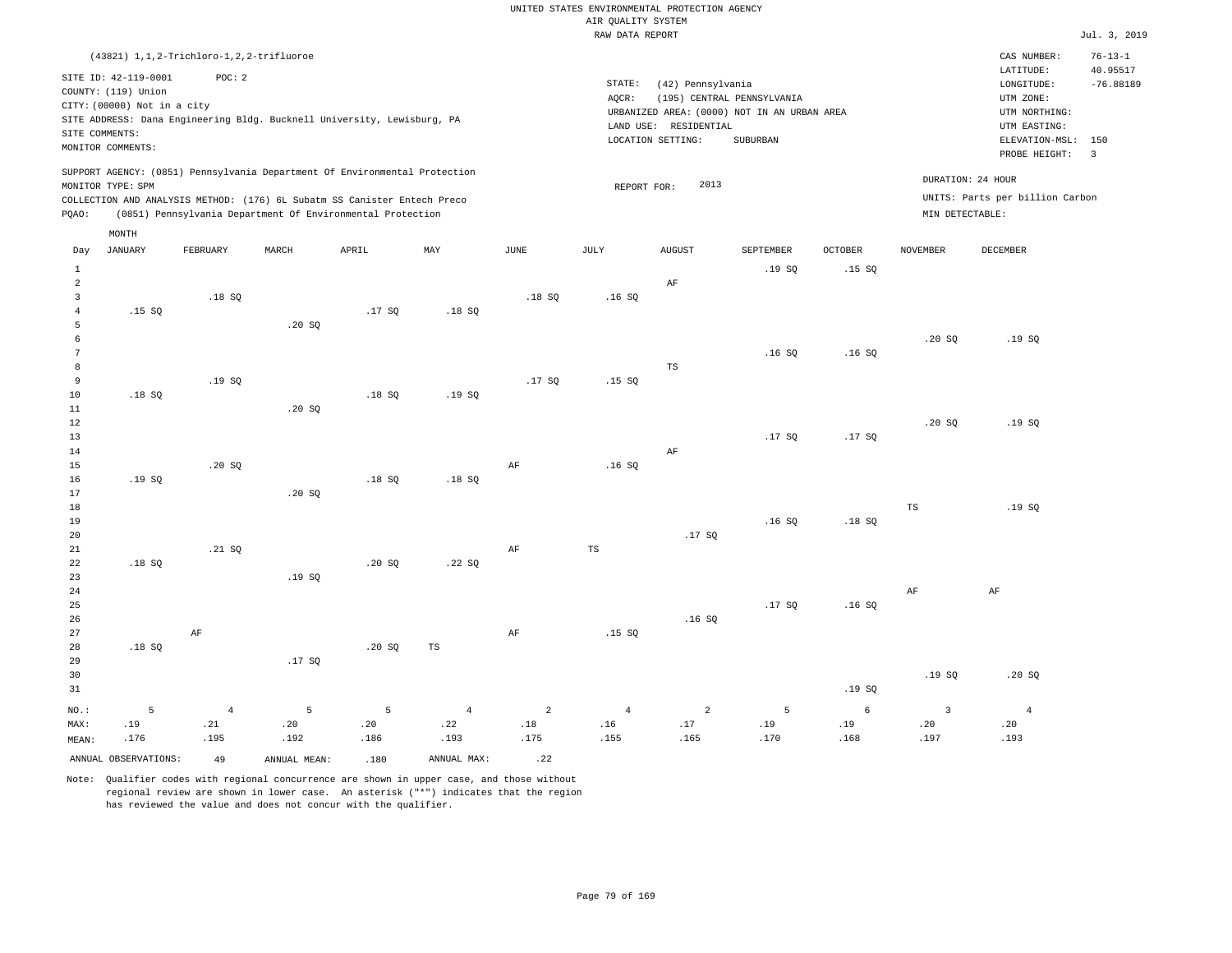UNITED STATES ENVIRONMENTAL PROTECTION AGENCY
AIR QUALITY SYSTEM
RAW DATA REPORT

Jul. 3, 2019

(43821) 1,1,2-Trichloro-1,2,2-trifluoroe

SITE ID: 42-119-0001    POC: 2
COUNTY: (119) Union
CITY: (00000) Not in a city
SITE ADDRESS: Dana Engineering Bldg. Bucknell University, Lewisburg, PA
SITE COMMENTS:
MONITOR COMMENTS:

STATE: (42) Pennsylvania
AQCR: (195) CENTRAL PENNSYLVANIA
URBANIZED AREA: (0000) NOT IN AN URBAN AREA
LAND USE: RESIDENTIAL
LOCATION SETTING: SUBURBAN

CAS NUMBER: 76-13-1
LATITUDE: 40.95517
LONGITUDE: -76.88189
UTM ZONE:
UTM NORTHING:
UTM EASTING:
ELEVATION-MSL: 150
PROBE HEIGHT: 3

SUPPORT AGENCY: (0851) Pennsylvania Department Of Environmental Protection
MONITOR TYPE: SPM
COLLECTION AND ANALYSIS METHOD: (176) 6L Subatm SS Canister Entech Preco
PQAO: (0851) Pennsylvania Department Of Environmental Protection

REPORT FOR: 2013

DURATION: 24 HOUR
UNITS: Parts per billion Carbon
MIN DETECTABLE:

| Day | JANUARY | FEBRUARY | MARCH | APRIL | MAY | JUNE | JULY | AUGUST | SEPTEMBER | OCTOBER | NOVEMBER | DECEMBER |
|---|---|---|---|---|---|---|---|---|---|---|---|---|
| 1 | | | | | | | | | .19 SQ | .15 SQ | | |
| 2 | | | | | | | | AF | | | | |
| 3 | | .18 SQ | | | | .18 SQ | .16 SQ | | | | | |
| 4 | .15 SQ | | | .17 SQ | .18 SQ | | | | | | | |
| 5 | | | .20 SQ | | | | | | | | | |
| 6 | | | | | | | | | | | .20 SQ | .19 SQ |
| 7 | | | | | | | | | .16 SQ | .16 SQ | | |
| 8 | | | | | | | | TS | | | | |
| 9 | | .19 SQ | | | | .17 SQ | .15 SQ | | | | | |
| 10 | .18 SQ | | | .18 SQ | .19 SQ | | | | | | | |
| 11 | | | .20 SQ | | | | | | | | | |
| 12 | | | | | | | | | | | .20 SQ | .19 SQ |
| 13 | | | | | | | | | .17 SQ | .17 SQ | | |
| 14 | | | | | | | | AF | | | | |
| 15 | | .20 SQ | | | | AF | .16 SQ | | | | | |
| 16 | .19 SQ | | | .18 SQ | .18 SQ | | | | | | | |
| 17 | | | .20 SQ | | | | | | | | | |
| 18 | | | | | | | | | | | TS | .19 SQ |
| 19 | | | | | | | | | .16 SQ | .18 SQ | | |
| 20 | | | | | | | | .17 SQ | | | | |
| 21 | | .21 SQ | | | | AF | TS | | | | | |
| 22 | .18 SQ | | | .20 SQ | .22 SQ | | | | | | | |
| 23 | | | .19 SQ | | | | | | | | | |
| 24 | | | | | | | | | | | AF | AF |
| 25 | | | | | | | | | .17 SQ | .16 SQ | | |
| 26 | | | | | | | | .16 SQ | | | | |
| 27 | | AF | | | | AF | .15 SQ | | | | | |
| 28 | .18 SQ | | | .20 SQ | TS | | | | | | | |
| 29 | | | .17 SQ | | | | | | | | | |
| 30 | | | | | | | | | | | .19 SQ | .20 SQ |
| 31 | | | | | | | | | | .19 SQ | | |
| NO.: | 5 | 4 | 5 | 5 | 4 | 2 | 4 | 2 | 5 | 6 | 3 | 4 |
| MAX: | .19 | .21 | .20 | .20 | .22 | .18 | .16 | .17 | .19 | .19 | .20 | .20 |
| MEAN: | .176 | .195 | .192 | .186 | .193 | .175 | .155 | .165 | .170 | .168 | .197 | .193 |

ANNUAL OBSERVATIONS: 49    ANNUAL MEAN: .180    ANNUAL MAX: .22

Note: Qualifier codes with regional concurrence are shown in upper case, and those without regional review are shown in lower case. An asterisk ("*") indicates that the region has reviewed the value and does not concur with the qualifier.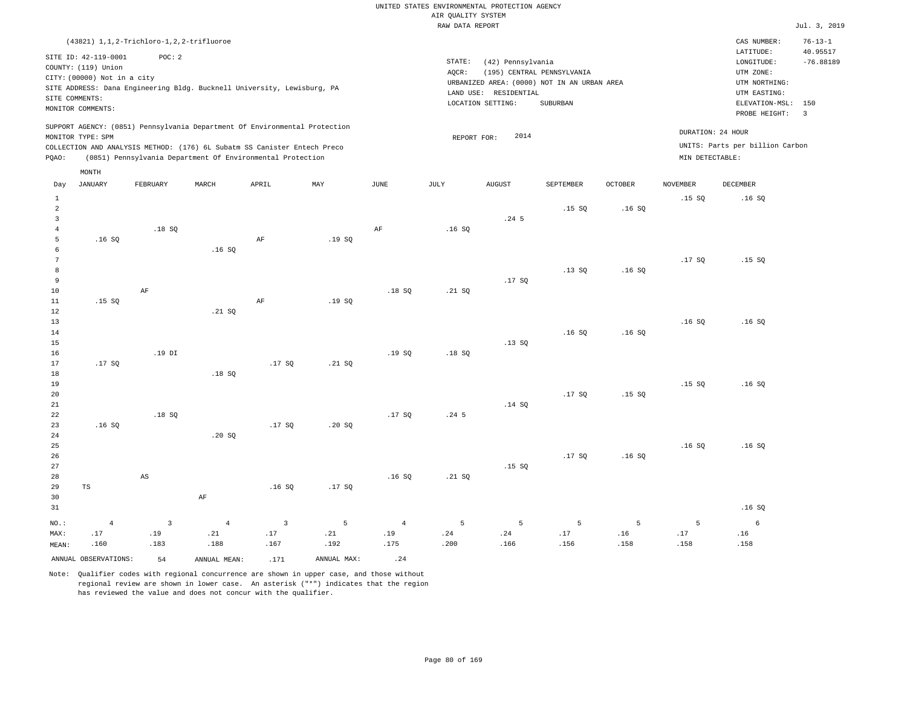UNITED STATES ENVIRONMENTAL PROTECTION AGENCY
AIR QUALITY SYSTEM
RAW DATA REPORT

Jul. 3, 2019

(43821) 1,1,2-Trichloro-1,2,2-trifluoroe

SITE ID: 42-119-0001 POC: 2
COUNTY: (119) Union
CITY: (00000) Not in a city
SITE ADDRESS: Dana Engineering Bldg. Bucknell University, Lewisburg, PA
SITE COMMENTS:
MONITOR COMMENTS:

STATE: (42) Pennsylvania
AQCR: (195) CENTRAL PENNSYLVANIA
URBANIZED AREA: (0000) NOT IN AN URBAN AREA
LAND USE: RESIDENTIAL
LOCATION SETTING: SUBURBAN

CAS NUMBER: 76-13-1
LATITUDE: 40.95517
LONGITUDE: -76.88189
UTM ZONE:
UTM NORTHING:
UTM EASTING:
ELEVATION-MSL: 150
PROBE HEIGHT: 3

SUPPORT AGENCY: (0851) Pennsylvania Department Of Environmental Protection
MONITOR TYPE: SPM
COLLECTION AND ANALYSIS METHOD: (176) 6L Subatm SS Canister Entech Preco
PQAO: (0851) Pennsylvania Department Of Environmental Protection

REPORT FOR: 2014

DURATION: 24 HOUR
UNITS: Parts per billion Carbon
MIN DETECTABLE:

| Day | JANUARY | FEBRUARY | MARCH | APRIL | MAY | JUNE | JULY | AUGUST | SEPTEMBER | OCTOBER | NOVEMBER | DECEMBER |
|---|---|---|---|---|---|---|---|---|---|---|---|---|
| 1 | | | | | | | | | | | .15 SQ | .16 SQ |
| 2 | | | | | | | | | .15 SQ | .16 SQ | | |
| 3 | | | | | | | | .24 5 | | | | |
| 4 | | .18 SQ | | | | AF | .16 SQ | | | | | |
| 5 | .16 SQ | | | AF | .19 SQ | | | | | | | |
| 6 | | | .16 SQ | | | | | | | | | |
| 7 | | | | | | | | | | | .17 SQ | .15 SQ |
| 8 | | | | | | | | | .13 SQ | .16 SQ | | |
| 9 | | | | | | | | .17 SQ | | | | |
| 10 | | AF | | | | .18 SQ | .21 SQ | | | | | |
| 11 | .15 SQ | | | AF | .19 SQ | | | | | | | |
| 12 | | | .21 SQ | | | | | | | | | |
| 13 | | | | | | | | | | | .16 SQ | .16 SQ |
| 14 | | | | | | | | | .16 SQ | .16 SQ | | |
| 15 | | | | | | | | .13 SQ | | | | |
| 16 | | .19 DI | | | | .19 SQ | .18 SQ | | | | | |
| 17 | .17 SQ | | | .17 SQ | .21 SQ | | | | | | | |
| 18 | | | .18 SQ | | | | | | | | | |
| 19 | | | | | | | | | | | .15 SQ | .16 SQ |
| 20 | | | | | | | | | .17 SQ | .15 SQ | | |
| 21 | | | | | | | | .14 SQ | | | | |
| 22 | | .18 SQ | | | | .17 SQ | .24 5 | | | | | |
| 23 | .16 SQ | | | .17 SQ | .20 SQ | | | | | | | |
| 24 | | | .20 SQ | | | | | | | | | |
| 25 | | | | | | | | | | | .16 SQ | .16 SQ |
| 26 | | | | | | | | | .17 SQ | .16 SQ | | |
| 27 | | | | | | | | .15 SQ | | | | |
| 28 | | AS | | | | .16 SQ | .21 SQ | | | | | |
| 29 | TS | | | .16 SQ | .17 SQ | | | | | | | |
| 30 | | | AF | | | | | | | | | |
| 31 | | | | | | | | | | | | .16 SQ |
| NO.: | 4 | 3 | 4 | 3 | 5 | 4 | 5 | 5 | 5 | 5 | 5 | 6 |
| MAX: | .17 | .19 | .21 | .17 | .21 | .19 | .24 | .24 | .17 | .16 | .17 | .16 |
| MEAN: | .160 | .183 | .188 | .167 | .192 | .175 | .200 | .166 | .156 | .158 | .158 | .158 |

ANNUAL OBSERVATIONS: 54 ANNUAL MEAN: .171 ANNUAL MAX: .24

Note: Qualifier codes with regional concurrence are shown in upper case, and those without regional review are shown in lower case. An asterisk ("*") indicates that the region has reviewed the value and does not concur with the qualifier.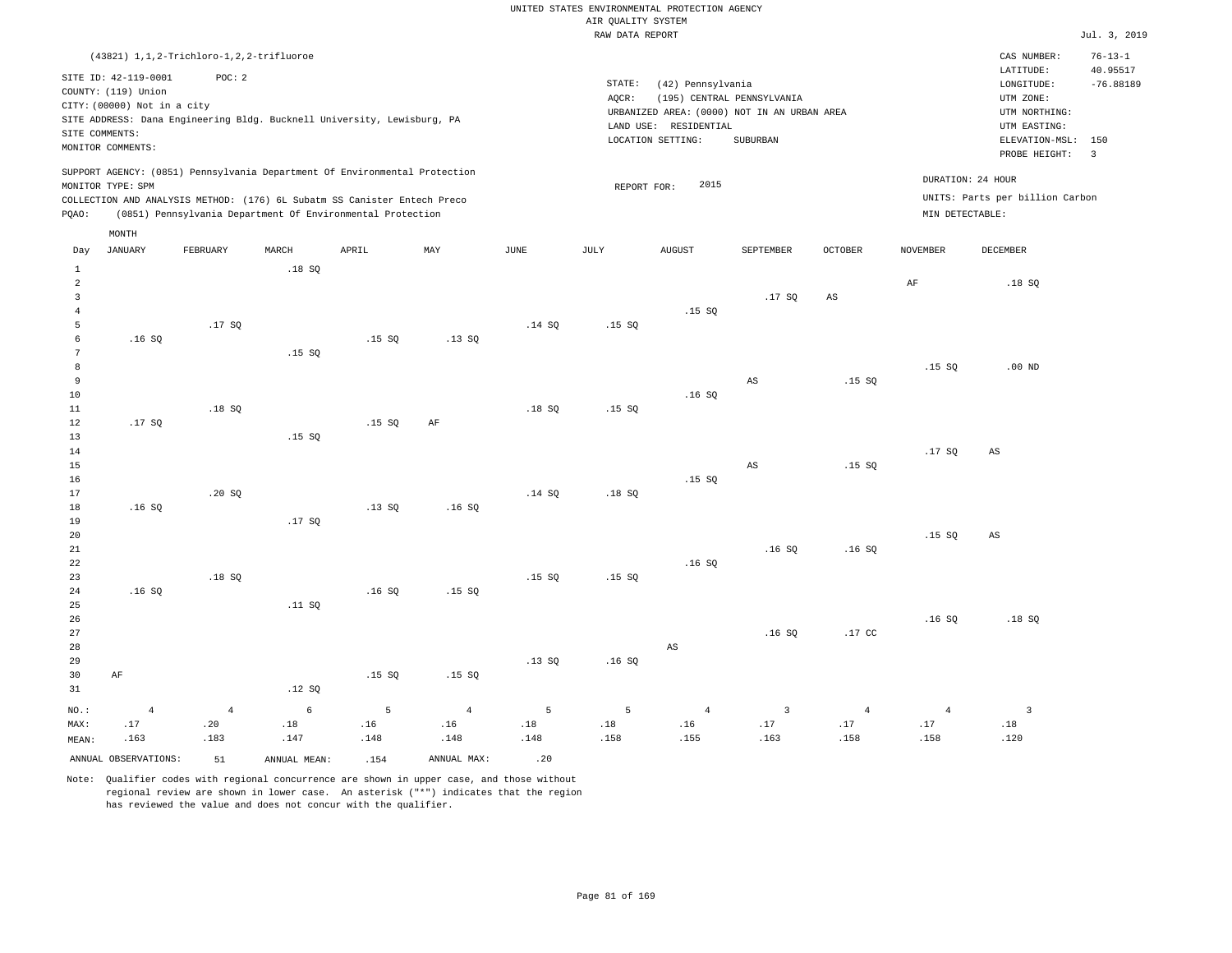UNITED STATES ENVIRONMENTAL PROTECTION AGENCY
AIR QUALITY SYSTEM
RAW DATA REPORT

Jul. 3, 2019

(43821) 1,1,2-Trichloro-1,2,2-trifluoroe

SITE ID: 42-119-0001 POC: 2
COUNTY: (119) Union
CITY: (00000) Not in a city
SITE ADDRESS: Dana Engineering Bldg. Bucknell University, Lewisburg, PA
SITE COMMENTS:
MONITOR COMMENTS:

STATE: (42) Pennsylvania
AQCR: (195) CENTRAL PENNSYLVANIA
URBANIZED AREA: (0000) NOT IN AN URBAN AREA
LAND USE: RESIDENTIAL
LOCATION SETTING: SUBURBAN

CAS NUMBER: 76-13-1
LATITUDE: 40.95517
LONGITUDE: -76.88189
UTM ZONE:
UTM NORTHING:
UTM EASTING:
ELEVATION-MSL: 150
PROBE HEIGHT: 3

SUPPORT AGENCY: (0851) Pennsylvania Department Of Environmental Protection
MONITOR TYPE: SPM
COLLECTION AND ANALYSIS METHOD: (176) 6L Subatm SS Canister Entech Preco
PQAO: (0851) Pennsylvania Department Of Environmental Protection

REPORT FOR: 2015

DURATION: 24 HOUR
UNITS: Parts per billion Carbon
MIN DETECTABLE:

| Day | JANUARY | FEBRUARY | MARCH | APRIL | MAY | JUNE | JULY | AUGUST | SEPTEMBER | OCTOBER | NOVEMBER | DECEMBER |
|---|---|---|---|---|---|---|---|---|---|---|---|---|
| 1 | | | .18 SQ | | | | | | | | | |
| 2 | | | | | | | | | | | AF | .18 SQ |
| 3 | | | | | | | | | .17 SQ | AS | | |
| 4 | | | | | | | | .15 SQ | | | | |
| 5 | | .17 SQ | | | | .14 SQ | .15 SQ | | | | | |
| 6 | .16 SQ | | | .15 SQ | .13 SQ | | | | | | | |
| 7 | | | .15 SQ | | | | | | | | | |
| 8 | | | | | | | | | | | .15 SQ | .00 ND |
| 9 | | | | | | | | | AS | .15 SQ | | |
| 10 | | | | | | | | .16 SQ | | | | |
| 11 | | .18 SQ | | | | .18 SQ | .15 SQ | | | | | |
| 12 | .17 SQ | | | .15 SQ | AF | | | | | | | |
| 13 | | | .15 SQ | | | | | | | | | |
| 14 | | | | | | | | | | | .17 SQ | AS |
| 15 | | | | | | | | | AS | .15 SQ | | |
| 16 | | | | | | | | .15 SQ | | | | |
| 17 | | .20 SQ | | | | .14 SQ | .18 SQ | | | | | |
| 18 | .16 SQ | | | .13 SQ | .16 SQ | | | | | | | |
| 19 | | | .17 SQ | | | | | | | | | |
| 20 | | | | | | | | | | | .15 SQ | AS |
| 21 | | | | | | | | | .16 SQ | .16 SQ | | |
| 22 | | | | | | | | .16 SQ | | | | |
| 23 | | .18 SQ | | | | .15 SQ | .15 SQ | | | | | |
| 24 | .16 SQ | | | .16 SQ | .15 SQ | | | | | | | |
| 25 | | | .11 SQ | | | | | | | | | |
| 26 | | | | | | | | | | | .16 SQ | .18 SQ |
| 27 | | | | | | | | | .16 SQ | .17 CC | | |
| 28 | | | | | | | | AS | | | | |
| 29 | | | | | | .13 SQ | .16 SQ | | | | | |
| 30 | AF | | | .15 SQ | .15 SQ | | | | | | | |
| 31 | | | .12 SQ | | | | | | | | | |
| NO.: | 4 | 4 | 6 | 5 | 4 | 5 | 5 | 4 | 3 | 4 | 4 | 3 |
| MAX: | .17 | .20 | .18 | .16 | .16 | .18 | .18 | .16 | .17 | .17 | .17 | .18 |
| MEAN: | .163 | .183 | .147 | .148 | .148 | .148 | .158 | .155 | .163 | .158 | .158 | .120 |

ANNUAL OBSERVATIONS: 51 ANNUAL MEAN: .154 ANNUAL MAX: .20

Note: Qualifier codes with regional concurrence are shown in upper case, and those without regional review are shown in lower case. An asterisk ("*") indicates that the region has reviewed the value and does not concur with the qualifier.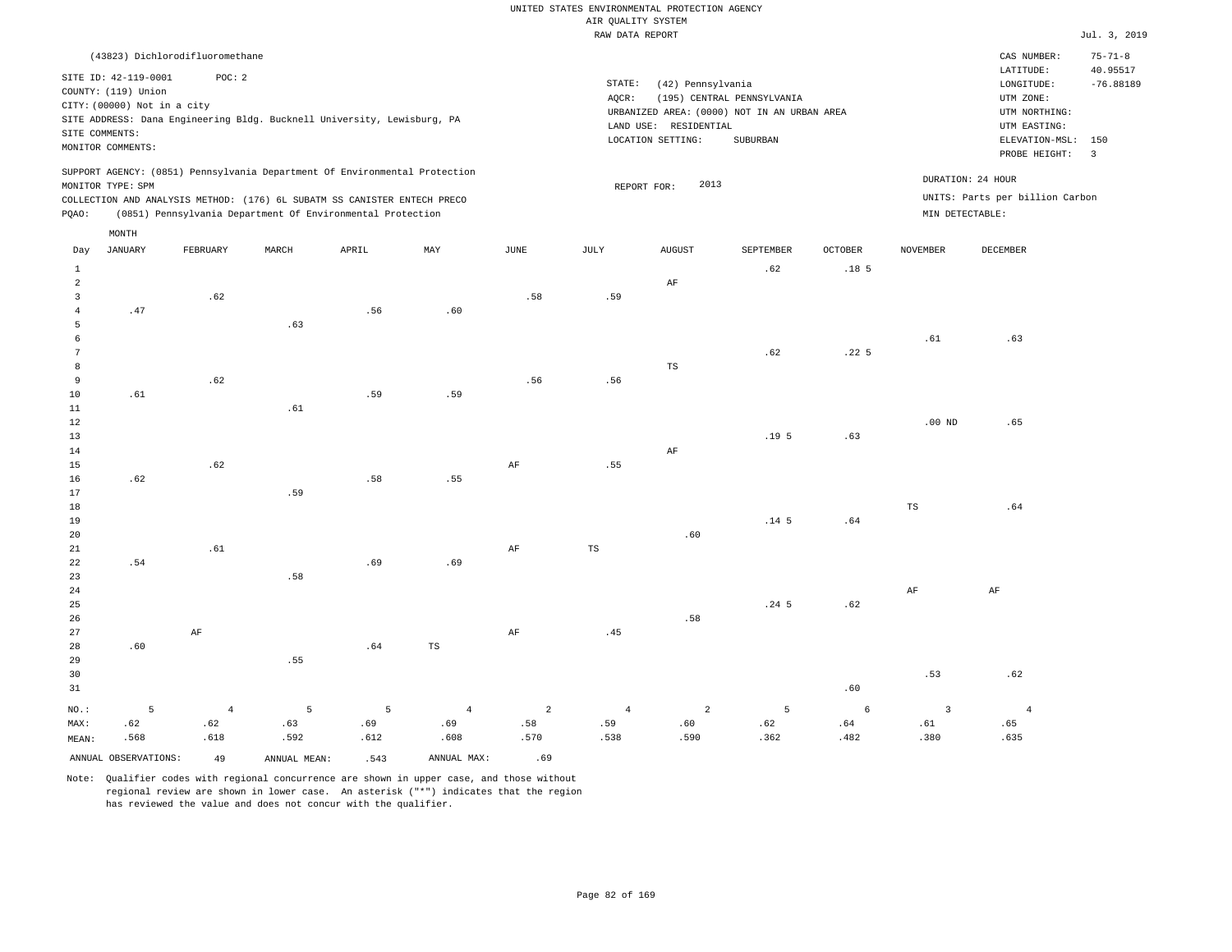UNITED STATES ENVIRONMENTAL PROTECTION AGENCY
AIR QUALITY SYSTEM
RAW DATA REPORT

Jul. 3, 2019

(43823) Dichlorodifluoromethane

SITE ID: 42-119-0001  POC: 2
COUNTY: (119) Union
CITY: (00000) Not in a city
SITE ADDRESS: Dana Engineering Bldg. Bucknell University, Lewisburg, PA
SITE COMMENTS:
MONITOR COMMENTS:

STATE: (42) Pennsylvania
AQCR: (195) CENTRAL PENNSYLVANIA
URBANIZED AREA: (0000) NOT IN AN URBAN AREA
LAND USE: RESIDENTIAL
LOCATION SETTING: SUBURBAN

CAS NUMBER: 75-71-8
LATITUDE: 40.95517
LONGITUDE: -76.88189
UTM ZONE:
UTM NORTHING:
UTM EASTING:
ELEVATION-MSL: 150
PROBE HEIGHT: 3

SUPPORT AGENCY: (0851) Pennsylvania Department Of Environmental Protection
MONITOR TYPE: SPM
COLLECTION AND ANALYSIS METHOD: (176) 6L SUBATM SS CANISTER ENTECH PRECO
PQAO: (0851) Pennsylvania Department Of Environmental Protection

REPORT FOR: 2013

DURATION: 24 HOUR
UNITS: Parts per billion Carbon
MIN DETECTABLE:

| Day | JANUARY | FEBRUARY | MARCH | APRIL | MAY | JUNE | JULY | AUGUST | SEPTEMBER | OCTOBER | NOVEMBER | DECEMBER |
|---|---|---|---|---|---|---|---|---|---|---|---|---|
| 1 | | | | | | | | | .62 | .18 5 | | |
| 2 | | | | | | | | AF | | | | |
| 3 | | .62 | | | | .58 | .59 | | | | | |
| 4 | .47 | | | .56 | .60 | | | | | | | |
| 5 | | | .63 | | | | | | | | | |
| 6 | | | | | | | | | | | .61 | .63 |
| 7 | | | | | | | | | .62 | .22 5 | | |
| 8 | | | | | | | | TS | | | | |
| 9 | | .62 | | | | .56 | .56 | | | | | |
| 10 | .61 | | | .59 | .59 | | | | | | | |
| 11 | | | .61 | | | | | | | | | |
| 12 | | | | | | | | | | | .00 ND | .65 |
| 13 | | | | | | | | | .19 5 | .63 | | |
| 14 | | | | | | | | AF | | | | |
| 15 | | .62 | | | | AF | .55 | | | | | |
| 16 | .62 | | | .58 | .55 | | | | | | | |
| 17 | | | .59 | | | | | | | | | |
| 18 | | | | | | | | | | | TS | .64 |
| 19 | | | | | | | | | .14 5 | .64 | | |
| 20 | | | | | | | | .60 | | | | |
| 21 | | .61 | | | | AF | TS | | | | | |
| 22 | .54 | | | .69 | .69 | | | | | | | |
| 23 | | | .58 | | | | | | | | | |
| 24 | | | | | | | | | | | AF | AF |
| 25 | | | | | | | | | .24 5 | .62 | | |
| 26 | | | | | | | | .58 | | | | |
| 27 | | AF | | | | AF | .45 | | | | | |
| 28 | .60 | | | .64 | TS | | | | | | | |
| 29 | | | .55 | | | | | | | | | |
| 30 | | | | | | | | | | | .53 | .62 |
| 31 | | | | | | | | | | .60 | | |
| NO.: | 5 | 4 | 5 | 5 | 4 | 2 | 4 | 2 | 5 | 6 | 3 | 4 |
| MAX: | .62 | .62 | .63 | .69 | .69 | .58 | .59 | .60 | .62 | .64 | .61 | .65 |
| MEAN: | .568 | .618 | .592 | .612 | .608 | .570 | .538 | .590 | .362 | .482 | .380 | .635 |

ANNUAL OBSERVATIONS: 49  ANNUAL MEAN: .543  ANNUAL MAX: .69

Note: Qualifier codes with regional concurrence are shown in upper case, and those without regional review are shown in lower case. An asterisk ("*") indicates that the region has reviewed the value and does not concur with the qualifier.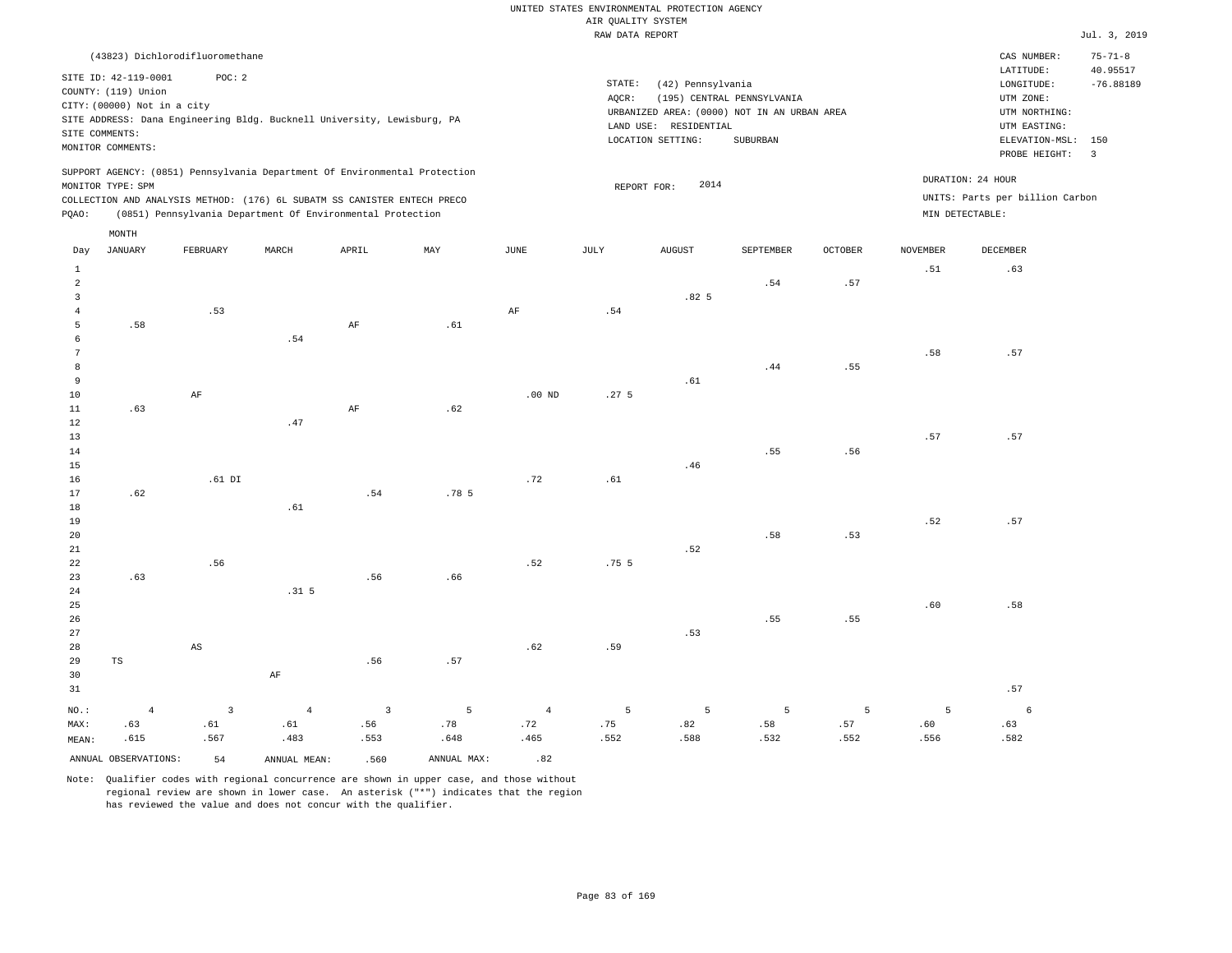UNITED STATES ENVIRONMENTAL PROTECTION AGENCY
AIR QUALITY SYSTEM
RAW DATA REPORT

Jul. 3, 2019

(43823) Dichlorodifluoromethane

SITE ID: 42-119-0001 POC: 2
COUNTY: (119) Union
CITY: (00000) Not in a city
SITE ADDRESS: Dana Engineering Bldg. Bucknell University, Lewisburg, PA
SITE COMMENTS:
MONITOR COMMENTS:

STATE: (42) Pennsylvania
AQCR: (195) CENTRAL PENNSYLVANIA
URBANIZED AREA: (0000) NOT IN AN URBAN AREA
LAND USE: RESIDENTIAL
LOCATION SETTING: SUBURBAN

CAS NUMBER: 75-71-8
LATITUDE: 40.95517
LONGITUDE: -76.88189
UTM ZONE:
UTM NORTHING:
UTM EASTING:
ELEVATION-MSL: 150
PROBE HEIGHT: 3

SUPPORT AGENCY: (0851) Pennsylvania Department Of Environmental Protection
MONITOR TYPE: SPM
COLLECTION AND ANALYSIS METHOD: (176) 6L SUBATM SS CANISTER ENTECH PRECO
PQAO: (0851) Pennsylvania Department Of Environmental Protection

REPORT FOR: 2014

DURATION: 24 HOUR
UNITS: Parts per billion Carbon
MIN DETECTABLE:

| Day | JANUARY | FEBRUARY | MARCH | APRIL | MAY | JUNE | JULY | AUGUST | SEPTEMBER | OCTOBER | NOVEMBER | DECEMBER |
|---|---|---|---|---|---|---|---|---|---|---|---|---|
| 1 | | | | | | | | | | | .51 | .63 |
| 2 | | | | | | | | | .54 | .57 | | |
| 3 | | | | | | | | .82 5 | | | | |
| 4 | | .53 | | | | AF | .54 | | | | | |
| 5 | .58 | | | AF | .61 | | | | | | | |
| 6 | | | .54 | | | | | | | | | |
| 7 | | | | | | | | | | | .58 | .57 |
| 8 | | | | | | | | | .44 | .55 | | |
| 9 | | | | | | | | .61 | | | | |
| 10 | | AF | | | | .00 ND | .27 5 | | | | | |
| 11 | .63 | | | AF | .62 | | | | | | | |
| 12 | | | .47 | | | | | | | | | |
| 13 | | | | | | | | | | | .57 | .57 |
| 14 | | | | | | | | | .55 | .56 | | |
| 15 | | | | | | | | .46 | | | | |
| 16 | | .61 DI | | | | .72 | .61 | | | | | |
| 17 | .62 | | | .54 | .78 5 | | | | | | | |
| 18 | | | .61 | | | | | | | | | |
| 19 | | | | | | | | | | | .52 | .57 |
| 20 | | | | | | | | | .58 | .53 | | |
| 21 | | | | | | | | .52 | | | | |
| 22 | | .56 | | | | .52 | .75 5 | | | | | |
| 23 | .63 | | | .56 | .66 | | | | | | | |
| 24 | | | .31 5 | | | | | | | | | |
| 25 | | | | | | | | | | | .60 | .58 |
| 26 | | | | | | | | | .55 | .55 | | |
| 27 | | | | | | | | .53 | | | | |
| 28 | | AS | | | | .62 | .59 | | | | | |
| 29 | TS | | | .56 | .57 | | | | | | | |
| 30 | | | AF | | | | | | | | | |
| 31 | | | | | | | | | | | | .57 |
| NO.: | 4 | 3 | 4 | 3 | 5 | 4 | 5 | 5 | 5 | 5 | 5 | 6 |
| MAX: | .63 | .61 | .61 | .56 | .78 | .72 | .75 | .82 | .58 | .57 | .60 | .63 |
| MEAN: | .615 | .567 | .483 | .553 | .648 | .465 | .552 | .588 | .532 | .552 | .556 | .582 |

ANNUAL OBSERVATIONS: 54 ANNUAL MEAN: .560 ANNUAL MAX: .82

Note: Qualifier codes with regional concurrence are shown in upper case, and those without regional review are shown in lower case. An asterisk ("*") indicates that the region has reviewed the value and does not concur with the qualifier.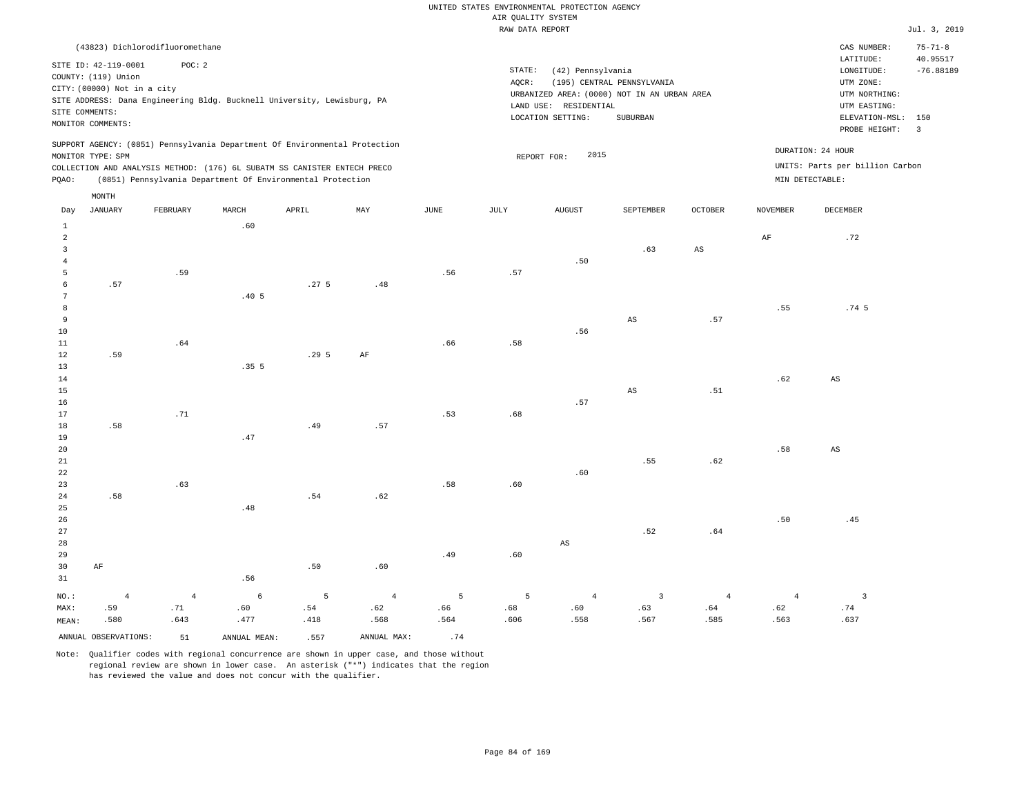UNITED STATES ENVIRONMENTAL PROTECTION AGENCY
AIR QUALITY SYSTEM
RAW DATA REPORT

Jul. 3, 2019

(43823) Dichlorodifluoromethane

SITE ID: 42-119-0001 POC: 2
COUNTY: (119) Union
CITY: (00000) Not in a city
SITE ADDRESS: Dana Engineering Bldg. Bucknell University, Lewisburg, PA
SITE COMMENTS:
MONITOR COMMENTS:

STATE: (42) Pennsylvania
AQCR: (195) CENTRAL PENNSYLVANIA
URBANIZED AREA: (0000) NOT IN AN URBAN AREA
LAND USE: RESIDENTIAL
LOCATION SETTING: SUBURBAN

CAS NUMBER: 75-71-8
LATITUDE: 40.95517
LONGITUDE: -76.88189
UTM ZONE:
UTM NORTHING:
UTM EASTING:
ELEVATION-MSL: 150
PROBE HEIGHT: 3

SUPPORT AGENCY: (0851) Pennsylvania Department Of Environmental Protection
MONITOR TYPE: SPM
COLLECTION AND ANALYSIS METHOD: (176) 6L SUBATM SS CANISTER ENTECH PRECO
PQAO: (0851) Pennsylvania Department Of Environmental Protection

REPORT FOR: 2015

DURATION: 24 HOUR
UNITS: Parts per billion Carbon
MIN DETECTABLE:

| Day | JANUARY | FEBRUARY | MARCH | APRIL | MAY | JUNE | JULY | AUGUST | SEPTEMBER | OCTOBER | NOVEMBER | DECEMBER |
|---|---|---|---|---|---|---|---|---|---|---|---|---|
| 1 | | | .60 | | | | | | | | | |
| 2 | | | | | | | | | | | AF | .72 |
| 3 | | | | | | | | | .63 | AS | | |
| 4 | | | | | | | | .50 | | | | |
| 5 | | .59 | | | | .56 | .57 | | | | | |
| 6 | .57 | | | .27 5 | .48 | | | | | | | |
| 7 | | | .40 5 | | | | | | | | | |
| 8 | | | | | | | | | | | .55 | .74 5 |
| 9 | | | | | | | | | AS | .57 | | |
| 10 | | | | | | | | .56 | | | | |
| 11 | | .64 | | | | .66 | .58 | | | | | |
| 12 | .59 | | | .29 5 | AF | | | | | | | |
| 13 | | | .35 5 | | | | | | | | | |
| 14 | | | | | | | | | | | .62 | AS |
| 15 | | | | | | | | | AS | .51 | | |
| 16 | | | | | | | | .57 | | | | |
| 17 | | .71 | | | | .53 | .68 | | | | | |
| 18 | .58 | | | .49 | .57 | | | | | | | |
| 19 | | | .47 | | | | | | | | | |
| 20 | | | | | | | | | | | .58 | AS |
| 21 | | | | | | | | | .55 | .62 | | |
| 22 | | | | | | | | .60 | | | | |
| 23 | | .63 | | | | .58 | .60 | | | | | |
| 24 | .58 | | | .54 | .62 | | | | | | | |
| 25 | | | .48 | | | | | | | | | |
| 26 | | | | | | | | | | | .50 | .45 |
| 27 | | | | | | | | | .52 | .64 | | |
| 28 | | | | | | | | AS | | | | |
| 29 | | | | | | .49 | .60 | | | | | |
| 30 | AF | | | .50 | .60 | | | | | | | |
| 31 | | | .56 | | | | | | | | | |
| NO.: | 4 | 4 | 6 | 5 | 4 | 5 | 5 | 4 | 3 | 4 | 4 | 3 |
| MAX: | .59 | .71 | .60 | .54 | .62 | .66 | .68 | .60 | .63 | .64 | .62 | .74 |
| MEAN: | .580 | .643 | .477 | .418 | .568 | .564 | .606 | .558 | .567 | .585 | .563 | .637 |

ANNUAL OBSERVATIONS: 51 ANNUAL MEAN: .557 ANNUAL MAX: .74

Note: Qualifier codes with regional concurrence are shown in upper case, and those without regional review are shown in lower case. An asterisk ("*") indicates that the region has reviewed the value and does not concur with the qualifier.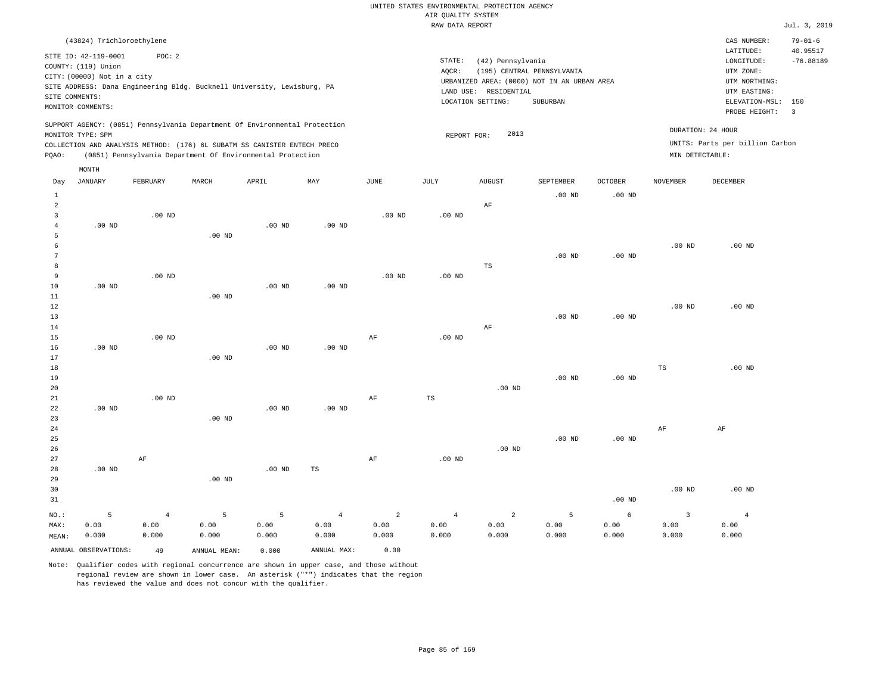UNITED STATES ENVIRONMENTAL PROTECTION AGENCY
AIR QUALITY SYSTEM
RAW DATA REPORT

Jul. 3, 2019

(43824) Trichloroethylene

SITE ID: 42-119-0001 POC: 2
COUNTY: (119) Union
CITY: (00000) Not in a city
SITE ADDRESS: Dana Engineering Bldg. Bucknell University, Lewisburg, PA
SITE COMMENTS:
MONITOR COMMENTS:

STATE: (42) Pennsylvania
AQCR: (195) CENTRAL PENNSYLVANIA
URBANIZED AREA: (0000) NOT IN AN URBAN AREA
LAND USE: RESIDENTIAL
LOCATION SETTING: SUBURBAN

CAS NUMBER: 79-01-6
LATITUDE: 40.95517
LONGITUDE: -76.88189
UTM ZONE:
UTM NORTHING:
UTM EASTING:
ELEVATION-MSL: 150
PROBE HEIGHT: 3

SUPPORT AGENCY: (0851) Pennsylvania Department Of Environmental Protection
MONITOR TYPE: SPM
COLLECTION AND ANALYSIS METHOD: (176) 6L SUBATM SS CANISTER ENTECH PRECO
PQAO: (0851) Pennsylvania Department Of Environmental Protection

REPORT FOR: 2013

DURATION: 24 HOUR
UNITS: Parts per billion Carbon
MIN DETECTABLE:

| Day | JANUARY | FEBRUARY | MARCH | APRIL | MAY | JUNE | JULY | AUGUST | SEPTEMBER | OCTOBER | NOVEMBER | DECEMBER |
|---|---|---|---|---|---|---|---|---|---|---|---|---|
| 1 | | | | | | | | | .00 ND | .00 ND | | |
| 2 | | | | | | | | AF | | | | |
| 3 | | .00 ND | | | | .00 ND | .00 ND | | | | | |
| 4 | .00 ND | | | .00 ND | .00 ND | | | | | | | |
| 5 | | | .00 ND | | | | | | | | | |
| 6 | | | | | | | | | | | .00 ND | .00 ND |
| 7 | | | | | | | | | .00 ND | .00 ND | | |
| 8 | | | | | | | | TS | | | | |
| 9 | | .00 ND | | | | .00 ND | .00 ND | | | | | |
| 10 | .00 ND | | | .00 ND | .00 ND | | | | | | | |
| 11 | | | .00 ND | | | | | | | | | |
| 12 | | | | | | | | | | | .00 ND | .00 ND |
| 13 | | | | | | | | | .00 ND | .00 ND | | |
| 14 | | | | | | | | AF | | | | |
| 15 | | .00 ND | | | | AF | .00 ND | | | | | |
| 16 | .00 ND | | | .00 ND | .00 ND | | | | | | | |
| 17 | | | .00 ND | | | | | | | | | |
| 18 | | | | | | | | | | | TS | .00 ND |
| 19 | | | | | | | | | .00 ND | .00 ND | | |
| 20 | | | | | | | | .00 ND | | | | |
| 21 | | .00 ND | | | | AF | TS | | | | | |
| 22 | .00 ND | | | .00 ND | .00 ND | | | | | | | |
| 23 | | | .00 ND | | | | | | | | | |
| 24 | | | | | | | | | | | AF | AF |
| 25 | | | | | | | | | .00 ND | .00 ND | | |
| 26 | | | | | | | | .00 ND | | | | |
| 27 | | AF | | | | AF | .00 ND | | | | | |
| 28 | .00 ND | | | .00 ND | TS | | | | | | | |
| 29 | | | .00 ND | | | | | | | | | |
| 30 | | | | | | | | | | | .00 ND | .00 ND |
| 31 | | | | | | | | | | .00 ND | | |
| NO.: | 5 | 4 | 5 | 5 | 4 | 2 | 4 | 2 | 5 | 6 | 3 | 4 |
| MAX: | 0.00 | 0.00 | 0.00 | 0.00 | 0.00 | 0.00 | 0.00 | 0.00 | 0.00 | 0.00 | 0.00 | 0.00 |
| MEAN: | 0.000 | 0.000 | 0.000 | 0.000 | 0.000 | 0.000 | 0.000 | 0.000 | 0.000 | 0.000 | 0.000 | 0.000 |

ANNUAL OBSERVATIONS: 49 ANNUAL MEAN: 0.000 ANNUAL MAX: 0.00

Note: Qualifier codes with regional concurrence are shown in upper case, and those without regional review are shown in lower case. An asterisk ("*") indicates that the region has reviewed the value and does not concur with the qualifier.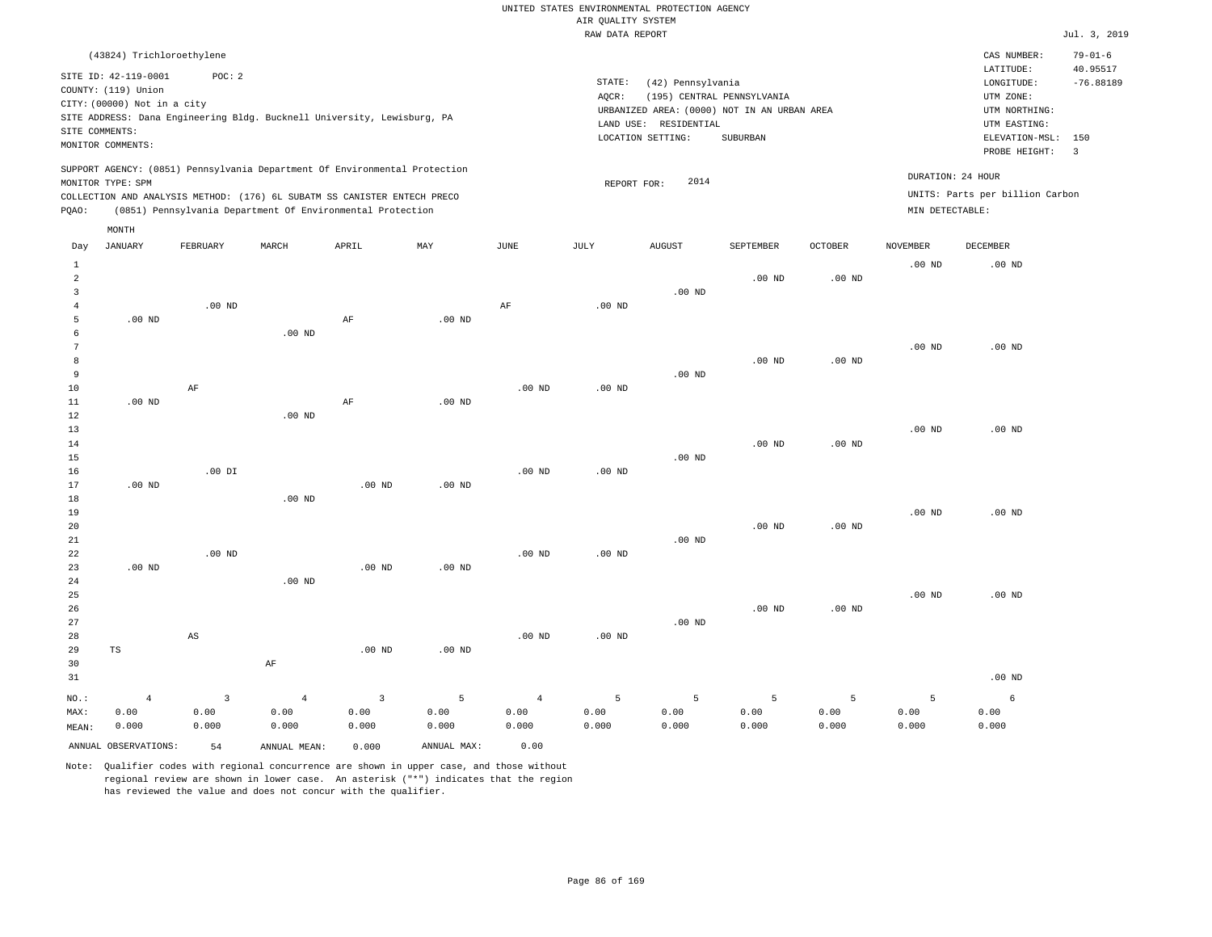UNITED STATES ENVIRONMENTAL PROTECTION AGENCY
AIR QUALITY SYSTEM
RAW DATA REPORT

Jul. 3, 2019

(43824) Trichloroethylene

SITE ID: 42-119-0001  POC: 2
COUNTY: (119) Union
CITY: (00000) Not in a city
SITE ADDRESS: Dana Engineering Bldg. Bucknell University, Lewisburg, PA
SITE COMMENTS:
MONITOR COMMENTS:

STATE: (42) Pennsylvania
AQCR: (195) CENTRAL PENNSYLVANIA
URBANIZED AREA: (0000) NOT IN AN URBAN AREA
LAND USE: RESIDENTIAL
LOCATION SETTING: SUBURBAN

CAS NUMBER: 79-01-6
LATITUDE: 40.95517
LONGITUDE: -76.88189
UTM ZONE:
UTM NORTHING:
UTM EASTING:
ELEVATION-MSL: 150
PROBE HEIGHT: 3

SUPPORT AGENCY: (0851) Pennsylvania Department Of Environmental Protection
MONITOR TYPE: SPM
COLLECTION AND ANALYSIS METHOD: (176) 6L SUBATM SS CANISTER ENTECH PRECO
PQAO: (0851) Pennsylvania Department Of Environmental Protection

REPORT FOR: 2014

DURATION: 24 HOUR
UNITS: Parts per billion Carbon
MIN DETECTABLE:

| Day | JANUARY | FEBRUARY | MARCH | APRIL | MAY | JUNE | JULY | AUGUST | SEPTEMBER | OCTOBER | NOVEMBER | DECEMBER |
|---|---|---|---|---|---|---|---|---|---|---|---|---|
| 1 | | | | | | | | | | | .00 ND | .00 ND |
| 2 | | | | | | | | | .00 ND | .00 ND | | |
| 3 | | | | | | | | .00 ND | | | | |
| 4 | | .00 ND | | | | AF | .00 ND | | | | | |
| 5 | .00 ND | | | AF | .00 ND | | | | | | | |
| 6 | | | .00 ND | | | | | | | | | |
| 7 | | | | | | | | | | | .00 ND | .00 ND |
| 8 | | | | | | | | | .00 ND | .00 ND | | |
| 9 | | | | | | | | .00 ND | | | | |
| 10 | | AF | | | | .00 ND | .00 ND | | | | | |
| 11 | .00 ND | | | AF | .00 ND | | | | | | | |
| 12 | | | .00 ND | | | | | | | | | |
| 13 | | | | | | | | | | | .00 ND | .00 ND |
| 14 | | | | | | | | | .00 ND | .00 ND | | |
| 15 | | | | | | | | .00 ND | | | | |
| 16 | | .00 DI | | | | .00 ND | .00 ND | | | | | |
| 17 | .00 ND | | | .00 ND | .00 ND | | | | | | | |
| 18 | | | .00 ND | | | | | | | | | |
| 19 | | | | | | | | | | | .00 ND | .00 ND |
| 20 | | | | | | | | | .00 ND | .00 ND | | |
| 21 | | | | | | | | .00 ND | | | | |
| 22 | | .00 ND | | | | .00 ND | .00 ND | | | | | |
| 23 | .00 ND | | | .00 ND | .00 ND | | | | | | | |
| 24 | | | .00 ND | | | | | | | | | |
| 25 | | | | | | | | | | | .00 ND | .00 ND |
| 26 | | | | | | | | | .00 ND | .00 ND | | |
| 27 | | | | | | | | .00 ND | | | | |
| 28 | | AS | | | | .00 ND | .00 ND | | | | | |
| 29 | TS | | | .00 ND | .00 ND | | | | | | | |
| 30 | | | AF | | | | | | | | | |
| 31 | | | | | | | | | | | | .00 ND |
| NO.: | 4 | 3 | 4 | 3 | 5 | 4 | 5 | 5 | 5 | 5 | 5 | 6 |
| MAX: | 0.00 | 0.00 | 0.00 | 0.00 | 0.00 | 0.00 | 0.00 | 0.00 | 0.00 | 0.00 | 0.00 | 0.00 |
| MEAN: | 0.000 | 0.000 | 0.000 | 0.000 | 0.000 | 0.000 | 0.000 | 0.000 | 0.000 | 0.000 | 0.000 | 0.000 |

ANNUAL OBSERVATIONS: 54  ANNUAL MEAN: 0.000  ANNUAL MAX: 0.00

Note: Qualifier codes with regional concurrence are shown in upper case, and those without regional review are shown in lower case. An asterisk ("*") indicates that the region has reviewed the value and does not concur with the qualifier.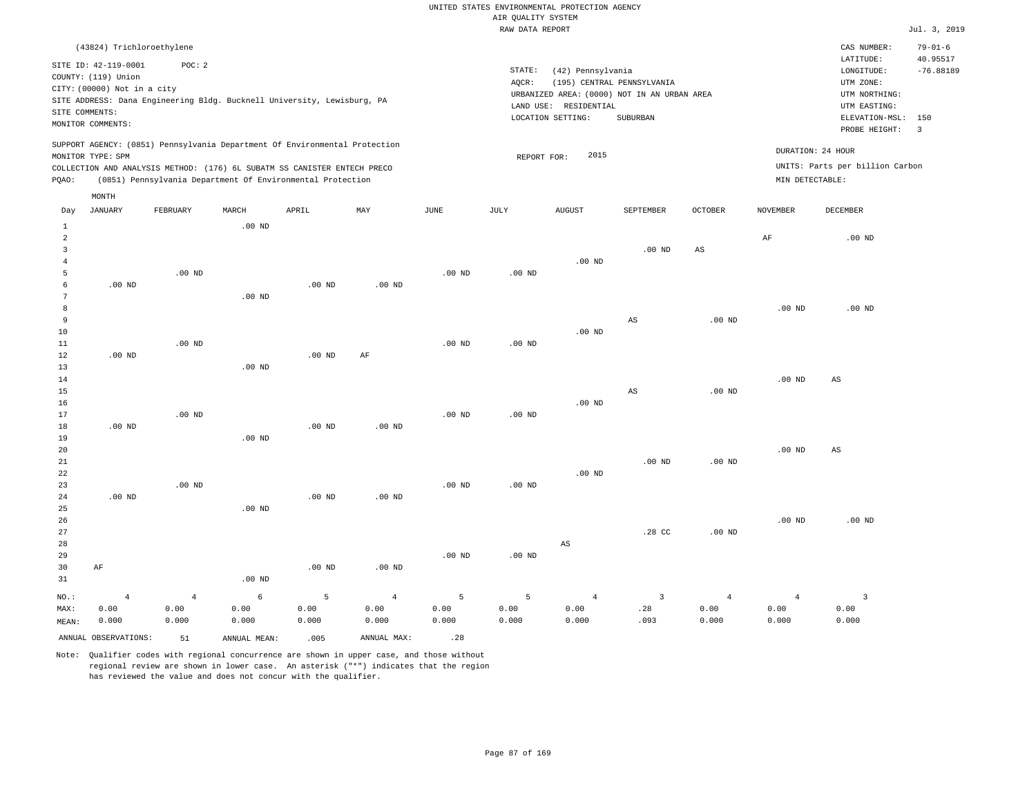UNITED STATES ENVIRONMENTAL PROTECTION AGENCY
AIR QUALITY SYSTEM
RAW DATA REPORT

Jul. 3, 2019

(43824) Trichloroethylene

SITE ID: 42-119-0001    POC: 2
COUNTY: (119) Union
CITY: (00000) Not in a city
SITE ADDRESS: Dana Engineering Bldg. Bucknell University, Lewisburg, PA
SITE COMMENTS:
MONITOR COMMENTS:

STATE: (42) Pennsylvania
AQCR: (195) CENTRAL PENNSYLVANIA
URBANIZED AREA: (0000) NOT IN AN URBAN AREA
LAND USE: RESIDENTIAL
LOCATION SETTING: SUBURBAN

CAS NUMBER: 79-01-6
LATITUDE: 40.95517
LONGITUDE: -76.88189
UTM ZONE:
UTM NORTHING:
UTM EASTING:
ELEVATION-MSL: 150
PROBE HEIGHT: 3

SUPPORT AGENCY: (0851) Pennsylvania Department Of Environmental Protection
MONITOR TYPE: SPM
COLLECTION AND ANALYSIS METHOD: (176) 6L SUBATM SS CANISTER ENTECH PRECO
PQAO: (0851) Pennsylvania Department Of Environmental Protection

REPORT FOR: 2015

DURATION: 24 HOUR
UNITS: Parts per billion Carbon
MIN DETECTABLE:

| Day | JANUARY | FEBRUARY | MARCH | APRIL | MAY | JUNE | JULY | AUGUST | SEPTEMBER | OCTOBER | NOVEMBER | DECEMBER |
|---|---|---|---|---|---|---|---|---|---|---|---|---|
| 1 | | | .00 ND | | | | | | | | | |
| 2 | | | | | | | | | | | AF | .00 ND |
| 3 | | | | | | | | | .00 ND | AS | | |
| 4 | | | | | | | | .00 ND | | | | |
| 5 | | .00 ND | | | | .00 ND | .00 ND | | | | | |
| 6 | .00 ND | | | .00 ND | .00 ND | | | | | | | |
| 7 | | | .00 ND | | | | | | | | | |
| 8 | | | | | | | | | | | .00 ND | .00 ND |
| 9 | | | | | | | | | AS | .00 ND | | |
| 10 | | | | | | | | .00 ND | | | | |
| 11 | | .00 ND | | | | .00 ND | .00 ND | | | | | |
| 12 | .00 ND | | | .00 ND | AF | | | | | | | |
| 13 | | | .00 ND | | | | | | | | | |
| 14 | | | | | | | | | | | .00 ND | AS |
| 15 | | | | | | | | | AS | .00 ND | | |
| 16 | | | | | | | | .00 ND | | | | |
| 17 | | .00 ND | | | | .00 ND | .00 ND | | | | | |
| 18 | .00 ND | | | .00 ND | .00 ND | | | | | | | |
| 19 | | | .00 ND | | | | | | | | | |
| 20 | | | | | | | | | | | .00 ND | AS |
| 21 | | | | | | | | | .00 ND | .00 ND | | |
| 22 | | | | | | | | .00 ND | | | | |
| 23 | | .00 ND | | | | .00 ND | .00 ND | | | | | |
| 24 | .00 ND | | | .00 ND | .00 ND | | | | | | | |
| 25 | | | .00 ND | | | | | | | | | |
| 26 | | | | | | | | | | | .00 ND | .00 ND |
| 27 | | | | | | | | | .28 CC | .00 ND | | |
| 28 | | | | | | | | AS | | | | |
| 29 | | | | | | .00 ND | .00 ND | | | | | |
| 30 | AF | | | .00 ND | .00 ND | | | | | | | |
| 31 | | | .00 ND | | | | | | | | | |
| NO.: | 4 | 4 | 6 | 5 | 4 | 5 | 5 | 4 | 3 | 4 | 4 | 3 |
| MAX: | 0.00 | 0.00 | 0.00 | 0.00 | 0.00 | 0.00 | 0.00 | 0.00 | .28 | 0.00 | 0.00 | 0.00 |
| MEAN: | 0.000 | 0.000 | 0.000 | 0.000 | 0.000 | 0.000 | 0.000 | 0.000 | .093 | 0.000 | 0.000 | 0.000 |

ANNUAL OBSERVATIONS: 51    ANNUAL MEAN: .005    ANNUAL MAX: .28

Note: Qualifier codes with regional concurrence are shown in upper case, and those without regional review are shown in lower case. An asterisk ("*") indicates that the region has reviewed the value and does not concur with the qualifier.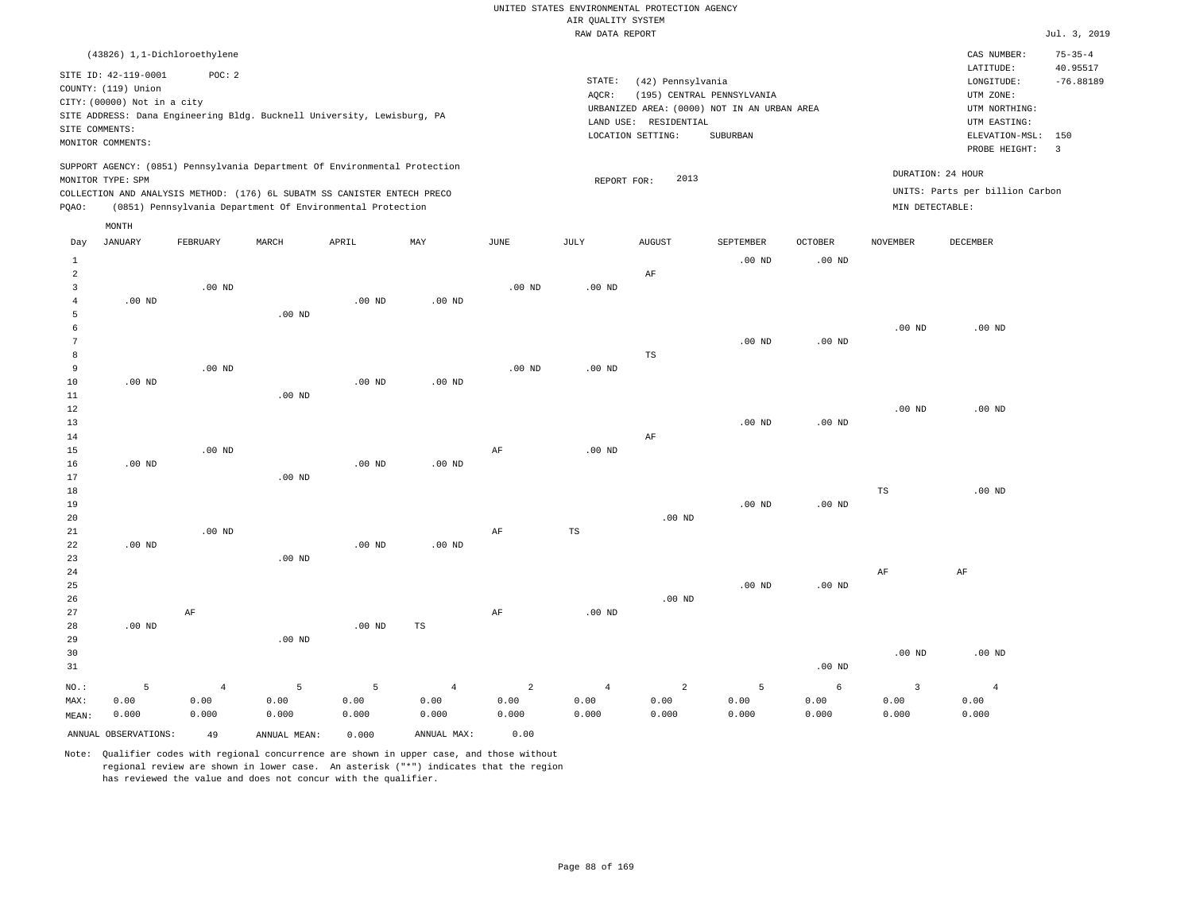UNITED STATES ENVIRONMENTAL PROTECTION AGENCY
AIR QUALITY SYSTEM
RAW DATA REPORT

Jul. 3, 2019

(43826) 1,1-Dichloroethylene

SITE ID: 42-119-0001 POC: 2
COUNTY: (119) Union
CITY: (00000) Not in a city
SITE ADDRESS: Dana Engineering Bldg. Bucknell University, Lewisburg, PA
SITE COMMENTS:
MONITOR COMMENTS:

STATE: (42) Pennsylvania
AQCR: (195) CENTRAL PENNSYLVANIA
URBANIZED AREA: (0000) NOT IN AN URBAN AREA
LAND USE: RESIDENTIAL
LOCATION SETTING: SUBURBAN

CAS NUMBER: 75-35-4
LATITUDE: 40.95517
LONGITUDE: -76.88189
UTM ZONE:
UTM NORTHING:
UTM EASTING:
ELEVATION-MSL: 150
PROBE HEIGHT: 3

SUPPORT AGENCY: (0851) Pennsylvania Department Of Environmental Protection
MONITOR TYPE: SPM
COLLECTION AND ANALYSIS METHOD: (176) 6L SUBATM SS CANISTER ENTECH PRECO
PQAO: (0851) Pennsylvania Department Of Environmental Protection

REPORT FOR: 2013

DURATION: 24 HOUR
UNITS: Parts per billion Carbon
MIN DETECTABLE:

| Day | JANUARY | FEBRUARY | MARCH | APRIL | MAY | JUNE | JULY | AUGUST | SEPTEMBER | OCTOBER | NOVEMBER | DECEMBER |
|---|---|---|---|---|---|---|---|---|---|---|---|---|
| 1 | | | | | | | | | .00 ND | .00 ND | | |
| 2 | | | | | | | | AF | | | | |
| 3 | | .00 ND | | | | .00 ND | .00 ND | | | | | |
| 4 | .00 ND | | | .00 ND | .00 ND | | | | | | | |
| 5 | | | .00 ND | | | | | | | | | |
| 6 | | | | | | | | | | | .00 ND | .00 ND |
| 7 | | | | | | | | | .00 ND | .00 ND | | |
| 8 | | | | | | | | TS | | | | |
| 9 | | .00 ND | | | | .00 ND | .00 ND | | | | | |
| 10 | .00 ND | | | .00 ND | .00 ND | | | | | | | |
| 11 | | | .00 ND | | | | | | | | | |
| 12 | | | | | | | | | | | .00 ND | .00 ND |
| 13 | | | | | | | | | .00 ND | .00 ND | | |
| 14 | | | | | | | | AF | | | | |
| 15 | | .00 ND | | | | AF | .00 ND | | | | | |
| 16 | .00 ND | | | .00 ND | .00 ND | | | | | | | |
| 17 | | | .00 ND | | | | | | | | | |
| 18 | | | | | | | | | | | TS | .00 ND |
| 19 | | | | | | | | | .00 ND | .00 ND | | |
| 20 | | | | | | | | .00 ND | | | | |
| 21 | | .00 ND | | | | AF | TS | | | | | |
| 22 | .00 ND | | | .00 ND | .00 ND | | | | | | | |
| 23 | | | .00 ND | | | | | | | | | |
| 24 | | | | | | | | | | | AF | AF |
| 25 | | | | | | | | | .00 ND | .00 ND | | |
| 26 | | | | | | | | .00 ND | | | | |
| 27 | | AF | | | | AF | .00 ND | | | | | |
| 28 | .00 ND | | | .00 ND | TS | | | | | | | |
| 29 | | | .00 ND | | | | | | | | | |
| 30 | | | | | | | | | | | .00 ND | .00 ND |
| 31 | | | | | | | | | | .00 ND | | |
| NO.: | 5 | 4 | 5 | 5 | 4 | 2 | 4 | 2 | 5 | 6 | 3 | 4 |
| MAX: | 0.00 | 0.00 | 0.00 | 0.00 | 0.00 | 0.00 | 0.00 | 0.00 | 0.00 | 0.00 | 0.00 | 0.00 |
| MEAN: | 0.000 | 0.000 | 0.000 | 0.000 | 0.000 | 0.000 | 0.000 | 0.000 | 0.000 | 0.000 | 0.000 | 0.000 |

ANNUAL OBSERVATIONS: 49 ANNUAL MEAN: 0.000 ANNUAL MAX: 0.00

Note: Qualifier codes with regional concurrence are shown in upper case, and those without regional review are shown in lower case. An asterisk ("*") indicates that the region has reviewed the value and does not concur with the qualifier.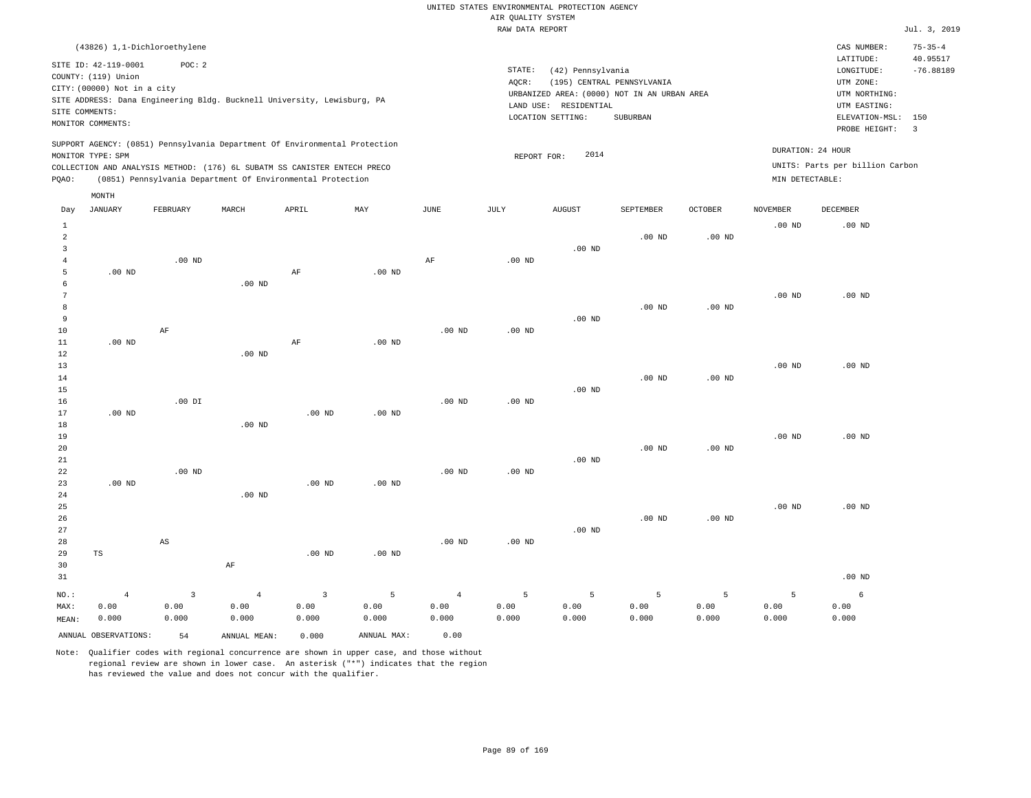UNITED STATES ENVIRONMENTAL PROTECTION AGENCY
AIR QUALITY SYSTEM
RAW DATA REPORT

Jul. 3, 2019

(43826) 1,1-Dichloroethylene

SITE ID: 42-119-0001 POC: 2
COUNTY: (119) Union
CITY: (00000) Not in a city
SITE ADDRESS: Dana Engineering Bldg. Bucknell University, Lewisburg, PA
SITE COMMENTS:
MONITOR COMMENTS:

STATE: (42) Pennsylvania
AQCR: (195) CENTRAL PENNSYLVANIA
URBANIZED AREA: (0000) NOT IN AN URBAN AREA
LAND USE: RESIDENTIAL
LOCATION SETTING: SUBURBAN

CAS NUMBER: 75-35-4
LATITUDE: 40.95517
LONGITUDE: -76.88189
UTM ZONE:
UTM NORTHING:
UTM EASTING:
ELEVATION-MSL: 150
PROBE HEIGHT: 3

SUPPORT AGENCY: (0851) Pennsylvania Department Of Environmental Protection
MONITOR TYPE: SPM
COLLECTION AND ANALYSIS METHOD: (176) 6L SUBATM SS CANISTER ENTECH PRECO
PQAO: (0851) Pennsylvania Department Of Environmental Protection

REPORT FOR: 2014

DURATION: 24 HOUR
UNITS: Parts per billion Carbon
MIN DETECTABLE:

| Day | JANUARY | FEBRUARY | MARCH | APRIL | MAY | JUNE | JULY | AUGUST | SEPTEMBER | OCTOBER | NOVEMBER | DECEMBER |
|---|---|---|---|---|---|---|---|---|---|---|---|---|
| 1 | | | | | | | | | | | .00 ND | .00 ND |
| 2 | | | | | | | | | .00 ND | .00 ND | | |
| 3 | | | | | | | | .00 ND | | | | |
| 4 | | .00 ND | | | | AF | .00 ND | | | | | |
| 5 | .00 ND | | | AF | .00 ND | | | | | | | |
| 6 | | | .00 ND | | | | | | | | | |
| 7 | | | | | | | | | | | .00 ND | .00 ND |
| 8 | | | | | | | | | .00 ND | .00 ND | | |
| 9 | | | | | | | | .00 ND | | | | |
| 10 | | AF | | | | .00 ND | .00 ND | | | | | |
| 11 | .00 ND | | | AF | .00 ND | | | | | | | |
| 12 | | | .00 ND | | | | | | | | | |
| 13 | | | | | | | | | | | .00 ND | .00 ND |
| 14 | | | | | | | | | .00 ND | .00 ND | | |
| 15 | | | | | | | | .00 ND | | | | |
| 16 | | .00 DI | | | | .00 ND | .00 ND | | | | | |
| 17 | .00 ND | | | .00 ND | .00 ND | | | | | | | |
| 18 | | | .00 ND | | | | | | | | | |
| 19 | | | | | | | | | | | .00 ND | .00 ND |
| 20 | | | | | | | | | .00 ND | .00 ND | | |
| 21 | | | | | | | | .00 ND | | | | |
| 22 | | .00 ND | | | | .00 ND | .00 ND | | | | | |
| 23 | .00 ND | | | .00 ND | .00 ND | | | | | | | |
| 24 | | | .00 ND | | | | | | | | | |
| 25 | | | | | | | | | | | .00 ND | .00 ND |
| 26 | | | | | | | | | .00 ND | .00 ND | | |
| 27 | | | | | | | | .00 ND | | | | |
| 28 | | AS | | | | .00 ND | .00 ND | | | | | |
| 29 | TS | | | .00 ND | .00 ND | | | | | | | |
| 30 | | | AF | | | | | | | | | |
| 31 | | | | | | | | | | | | .00 ND |
| NO.: | 4 | 3 | 4 | 3 | 5 | 4 | 5 | 5 | 5 | 5 | 5 | 6 |
| MAX: | 0.00 | 0.00 | 0.00 | 0.00 | 0.00 | 0.00 | 0.00 | 0.00 | 0.00 | 0.00 | 0.00 | 0.00 |
| MEAN: | 0.000 | 0.000 | 0.000 | 0.000 | 0.000 | 0.000 | 0.000 | 0.000 | 0.000 | 0.000 | 0.000 | 0.000 |

ANNUAL OBSERVATIONS: 54 ANNUAL MEAN: 0.000 ANNUAL MAX: 0.00

Note: Qualifier codes with regional concurrence are shown in upper case, and those without regional review are shown in lower case. An asterisk ("*") indicates that the region has reviewed the value and does not concur with the qualifier.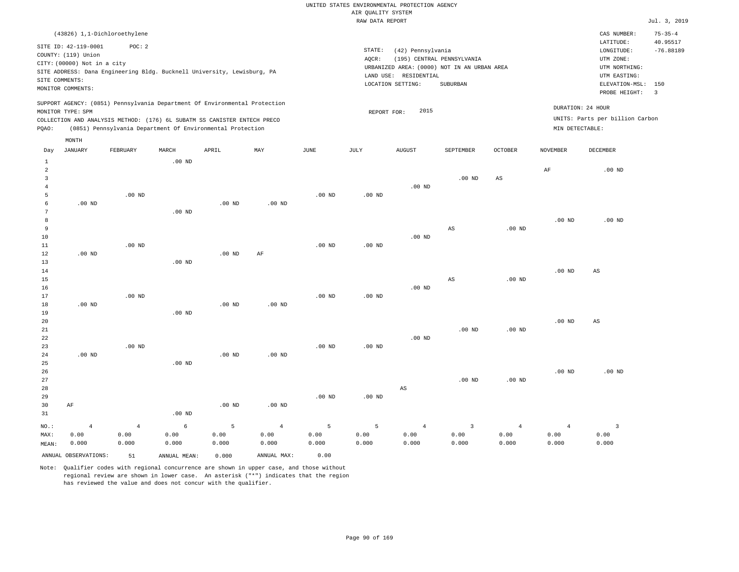UNITED STATES ENVIRONMENTAL PROTECTION AGENCY
AIR QUALITY SYSTEM
RAW DATA REPORT

Jul. 3, 2019

(43826) 1,1-Dichloroethylene

SITE ID: 42-119-0001 POC: 2
COUNTY: (119) Union
CITY: (00000) Not in a city
SITE ADDRESS: Dana Engineering Bldg. Bucknell University, Lewisburg, PA
SITE COMMENTS:
MONITOR COMMENTS:

STATE: (42) Pennsylvania
AQCR: (195) CENTRAL PENNSYLVANIA
URBANIZED AREA: (0000) NOT IN AN URBAN AREA
LAND USE: RESIDENTIAL
LOCATION SETTING: SUBURBAN

CAS NUMBER: 75-35-4
LATITUDE: 40.95517
LONGITUDE: -76.88189
UTM ZONE:
UTM NORTHING:
UTM EASTING:
ELEVATION-MSL: 150
PROBE HEIGHT: 3

SUPPORT AGENCY: (0851) Pennsylvania Department Of Environmental Protection
MONITOR TYPE: SPM
COLLECTION AND ANALYSIS METHOD: (176) 6L SUBATM SS CANISTER ENTECH PRECO
PQAO: (0851) Pennsylvania Department Of Environmental Protection

REPORT FOR: 2015

DURATION: 24 HOUR
UNITS: Parts per billion Carbon
MIN DETECTABLE:

| Day | JANUARY | FEBRUARY | MARCH | APRIL | MAY | JUNE | JULY | AUGUST | SEPTEMBER | OCTOBER | NOVEMBER | DECEMBER |
|---|---|---|---|---|---|---|---|---|---|---|---|---|
| 1 | | | .00 ND | | | | | | | | | |
| 2 | | | | | | | | | | | AF | .00 ND |
| 3 | | | | | | | | | .00 ND | AS | | |
| 4 | | | | | | | | .00 ND | | | | |
| 5 | | .00 ND | | | | .00 ND | .00 ND | | | | | |
| 6 | .00 ND | | | .00 ND | .00 ND | | | | | | | |
| 7 | | | .00 ND | | | | | | | | | |
| 8 | | | | | | | | | | | .00 ND | .00 ND |
| 9 | | | | | | | | | AS | .00 ND | | |
| 10 | | | | | | | | .00 ND | | | | |
| 11 | | .00 ND | | | | .00 ND | .00 ND | | | | | |
| 12 | .00 ND | | | .00 ND | AF | | | | | | | |
| 13 | | | .00 ND | | | | | | | | | |
| 14 | | | | | | | | | | | .00 ND | AS |
| 15 | | | | | | | | | AS | .00 ND | | |
| 16 | | | | | | | | .00 ND | | | | |
| 17 | | .00 ND | | | | .00 ND | .00 ND | | | | | |
| 18 | .00 ND | | | .00 ND | .00 ND | | | | | | | |
| 19 | | | .00 ND | | | | | | | | | |
| 20 | | | | | | | | | | | .00 ND | AS |
| 21 | | | | | | | | | .00 ND | .00 ND | | |
| 22 | | | | | | | | .00 ND | | | | |
| 23 | | .00 ND | | | | .00 ND | .00 ND | | | | | |
| 24 | .00 ND | | | .00 ND | .00 ND | | | | | | | |
| 25 | | | .00 ND | | | | | | | | | |
| 26 | | | | | | | | | | | .00 ND | .00 ND |
| 27 | | | | | | | | | .00 ND | .00 ND | | |
| 28 | | | | | | | | AS | | | | |
| 29 | | | | | | .00 ND | .00 ND | | | | | |
| 30 | AF | | | .00 ND | .00 ND | | | | | | | |
| 31 | | | .00 ND | | | | | | | | | |
| NO.: | 4 | 4 | 6 | 5 | 4 | 5 | 5 | 4 | 3 | 4 | 4 | 3 |
| MAX: | 0.00 | 0.00 | 0.00 | 0.00 | 0.00 | 0.00 | 0.00 | 0.00 | 0.00 | 0.00 | 0.00 | 0.00 |
| MEAN: | 0.000 | 0.000 | 0.000 | 0.000 | 0.000 | 0.000 | 0.000 | 0.000 | 0.000 | 0.000 | 0.000 | 0.000 |

ANNUAL OBSERVATIONS: 51 ANNUAL MEAN: 0.000 ANNUAL MAX: 0.00

Note: Qualifier codes with regional concurrence are shown in upper case, and those without regional review are shown in lower case. An asterisk ("*") indicates that the region has reviewed the value and does not concur with the qualifier.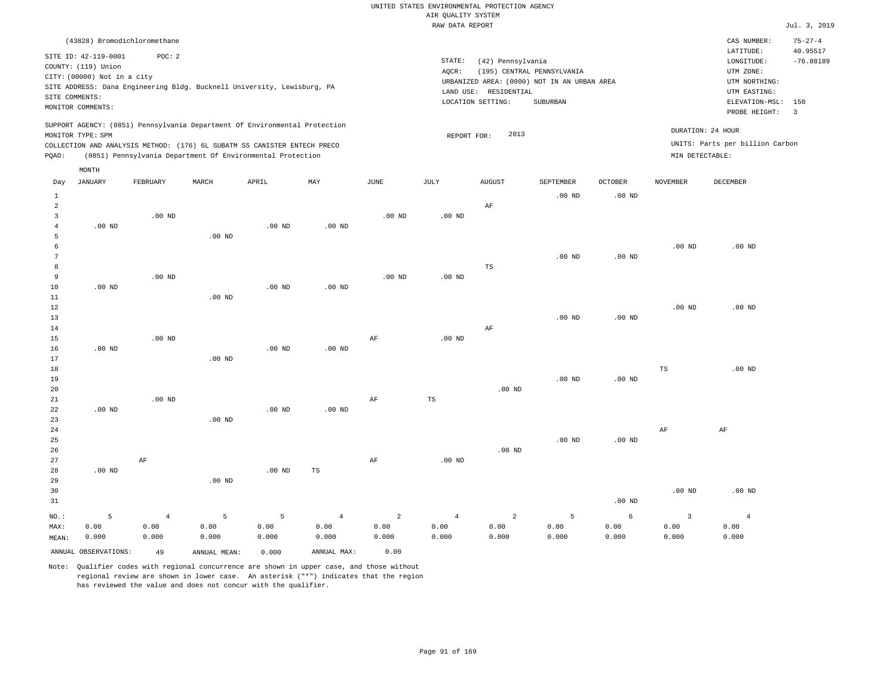UNITED STATES ENVIRONMENTAL PROTECTION AGENCY
AIR QUALITY SYSTEM
RAW DATA REPORT

Jul. 3, 2019

(43828) Bromodichloromethane

SITE ID: 42-119-0001 POC: 2
COUNTY: (119) Union
CITY: (00000) Not in a city
SITE ADDRESS: Dana Engineering Bldg. Bucknell University, Lewisburg, PA
SITE COMMENTS:
MONITOR COMMENTS:

STATE: (42) Pennsylvania
AQCR: (195) CENTRAL PENNSYLVANIA
URBANIZED AREA: (0000) NOT IN AN URBAN AREA
LAND USE: RESIDENTIAL
LOCATION SETTING: SUBURBAN

CAS NUMBER: 75-27-4
LATITUDE: 40.95517
LONGITUDE: -76.88189
UTM ZONE:
UTM NORTHING:
UTM EASTING:
ELEVATION-MSL: 150
PROBE HEIGHT: 3

SUPPORT AGENCY: (0851) Pennsylvania Department Of Environmental Protection
MONITOR TYPE: SPM
COLLECTION AND ANALYSIS METHOD: (176) 6L SUBATM SS CANISTER ENTECH PRECO
PQAO: (0851) Pennsylvania Department Of Environmental Protection

REPORT FOR: 2013

DURATION: 24 HOUR
UNITS: Parts per billion Carbon
MIN DETECTABLE:

| Day | JANUARY | FEBRUARY | MARCH | APRIL | MAY | JUNE | JULY | AUGUST | SEPTEMBER | OCTOBER | NOVEMBER | DECEMBER |
|---|---|---|---|---|---|---|---|---|---|---|---|---|
| 1 | | | | | | | | | .00 ND | .00 ND | | |
| 2 | | | | | | | | AF | | | | |
| 3 | | .00 ND | | | | .00 ND | .00 ND | | | | | |
| 4 | .00 ND | | | .00 ND | .00 ND | | | | | | | |
| 5 | | | .00 ND | | | | | | | | | |
| 6 | | | | | | | | | | | .00 ND | .00 ND |
| 7 | | | | | | | | | .00 ND | .00 ND | | |
| 8 | | | | | | | | TS | | | | |
| 9 | | .00 ND | | | | .00 ND | .00 ND | | | | | |
| 10 | .00 ND | | | .00 ND | .00 ND | | | | | | | |
| 11 | | | .00 ND | | | | | | | | | |
| 12 | | | | | | | | | | | .00 ND | .00 ND |
| 13 | | | | | | | | | .00 ND | .00 ND | | |
| 14 | | | | | | | | AF | | | | |
| 15 | | .00 ND | | | | AF | .00 ND | | | | | |
| 16 | .00 ND | | | .00 ND | .00 ND | | | | | | | |
| 17 | | | .00 ND | | | | | | | | | |
| 18 | | | | | | | | | | | TS | .00 ND |
| 19 | | | | | | | | | .00 ND | .00 ND | | |
| 20 | | | | | | | | .00 ND | | | | |
| 21 | | .00 ND | | | | AF | TS | | | | | |
| 22 | .00 ND | | | .00 ND | .00 ND | | | | | | | |
| 23 | | | .00 ND | | | | | | | | | |
| 24 | | | | | | | | | | | AF | AF |
| 25 | | | | | | | | | .00 ND | .00 ND | | |
| 26 | | | | | | | | .00 ND | | | | |
| 27 | | AF | | | | AF | .00 ND | | | | | |
| 28 | .00 ND | | | .00 ND | TS | | | | | | | |
| 29 | | | .00 ND | | | | | | | | | |
| 30 | | | | | | | | | | | .00 ND | .00 ND |
| 31 | | | | | | | | | | .00 ND | | |
| NO.: | 5 | 4 | 5 | 5 | 4 | 2 | 4 | 2 | 5 | 6 | 3 | 4 |
| MAX: | 0.00 | 0.00 | 0.00 | 0.00 | 0.00 | 0.00 | 0.00 | 0.00 | 0.00 | 0.00 | 0.00 | 0.00 |
| MEAN: | 0.000 | 0.000 | 0.000 | 0.000 | 0.000 | 0.000 | 0.000 | 0.000 | 0.000 | 0.000 | 0.000 | 0.000 |

ANNUAL OBSERVATIONS: 49 ANNUAL MEAN: 0.000 ANNUAL MAX: 0.00

Note: Qualifier codes with regional concurrence are shown in upper case, and those without regional review are shown in lower case. An asterisk ("*") indicates that the region has reviewed the value and does not concur with the qualifier.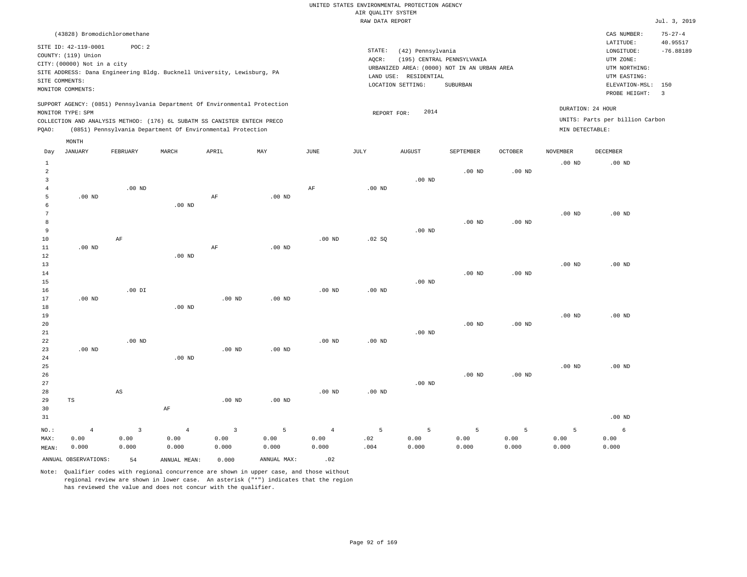UNITED STATES ENVIRONMENTAL PROTECTION AGENCY
AIR QUALITY SYSTEM
RAW DATA REPORT

Jul. 3, 2019

(43828) Bromodichloromethane

SITE ID: 42-119-0001 POC: 2
COUNTY: (119) Union
CITY: (00000) Not in a city
SITE ADDRESS: Dana Engineering Bldg. Bucknell University, Lewisburg, PA
SITE COMMENTS:
MONITOR COMMENTS:

STATE: (42) Pennsylvania
AQCR: (195) CENTRAL PENNSYLVANIA
URBANIZED AREA: (0000) NOT IN AN URBAN AREA
LAND USE: RESIDENTIAL
LOCATION SETTING: SUBURBAN

CAS NUMBER: 75-27-4
LATITUDE: 40.95517
LONGITUDE: -76.88189
UTM ZONE:
UTM NORTHING:
UTM EASTING:
ELEVATION-MSL: 150
PROBE HEIGHT: 3

SUPPORT AGENCY: (0851) Pennsylvania Department Of Environmental Protection
MONITOR TYPE: SPM
COLLECTION AND ANALYSIS METHOD: (176) 6L SUBATM SS CANISTER ENTECH PRECO
PQAO: (0851) Pennsylvania Department Of Environmental Protection

REPORT FOR: 2014

DURATION: 24 HOUR
UNITS: Parts per billion Carbon
MIN DETECTABLE:

| Day | JANUARY | FEBRUARY | MARCH | APRIL | MAY | JUNE | JULY | AUGUST | SEPTEMBER | OCTOBER | NOVEMBER | DECEMBER |
|---|---|---|---|---|---|---|---|---|---|---|---|---|
| 1 | | | | | | | | | | | .00 ND | .00 ND |
| 2 | | | | | | | | | .00 ND | .00 ND | | |
| 3 | | | | | | | | .00 ND | | | | |
| 4 | | .00 ND | | | | AF | .00 ND | | | | | |
| 5 | .00 ND | | | AF | .00 ND | | | | | | | |
| 6 | | | .00 ND | | | | | | | | | |
| 7 | | | | | | | | | | | .00 ND | .00 ND |
| 8 | | | | | | | | | .00 ND | .00 ND | | |
| 9 | | | | | | | | .00 ND | | | | |
| 10 | | AF | | | | .00 ND | .02 SQ | | | | | |
| 11 | .00 ND | | | AF | .00 ND | | | | | | | |
| 12 | | | .00 ND | | | | | | | | | |
| 13 | | | | | | | | | | | .00 ND | .00 ND |
| 14 | | | | | | | | | .00 ND | .00 ND | | |
| 15 | | | | | | | | .00 ND | | | | |
| 16 | | .00 DI | | | | .00 ND | .00 ND | | | | | |
| 17 | .00 ND | | | .00 ND | .00 ND | | | | | | | |
| 18 | | | .00 ND | | | | | | | | | |
| 19 | | | | | | | | | | | .00 ND | .00 ND |
| 20 | | | | | | | | | .00 ND | .00 ND | | |
| 21 | | | | | | | | .00 ND | | | | |
| 22 | | .00 ND | | | | .00 ND | .00 ND | | | | | |
| 23 | .00 ND | | | .00 ND | .00 ND | | | | | | | |
| 24 | | | .00 ND | | | | | | | | | |
| 25 | | | | | | | | | | | .00 ND | .00 ND |
| 26 | | | | | | | | | .00 ND | .00 ND | | |
| 27 | | | | | | | | .00 ND | | | | |
| 28 | | AS | | | | .00 ND | .00 ND | | | | | |
| 29 | TS | | | .00 ND | .00 ND | | | | | | | |
| 30 | | | AF | | | | | | | | | |
| 31 | | | | | | | | | | | | .00 ND |
| NO.: | 4 | 3 | 4 | 3 | 5 | 4 | 5 | 5 | 5 | 5 | 5 | 6 |
| MAX: | 0.00 | 0.00 | 0.00 | 0.00 | 0.00 | 0.00 | .02 | 0.00 | 0.00 | 0.00 | 0.00 | 0.00 |
| MEAN: | 0.000 | 0.000 | 0.000 | 0.000 | 0.000 | 0.000 | .004 | 0.000 | 0.000 | 0.000 | 0.000 | 0.000 |

ANNUAL OBSERVATIONS: 54 ANNUAL MEAN: 0.000 ANNUAL MAX: .02

Note: Qualifier codes with regional concurrence are shown in upper case, and those without regional review are shown in lower case. An asterisk ("*") indicates that the region has reviewed the value and does not concur with the qualifier.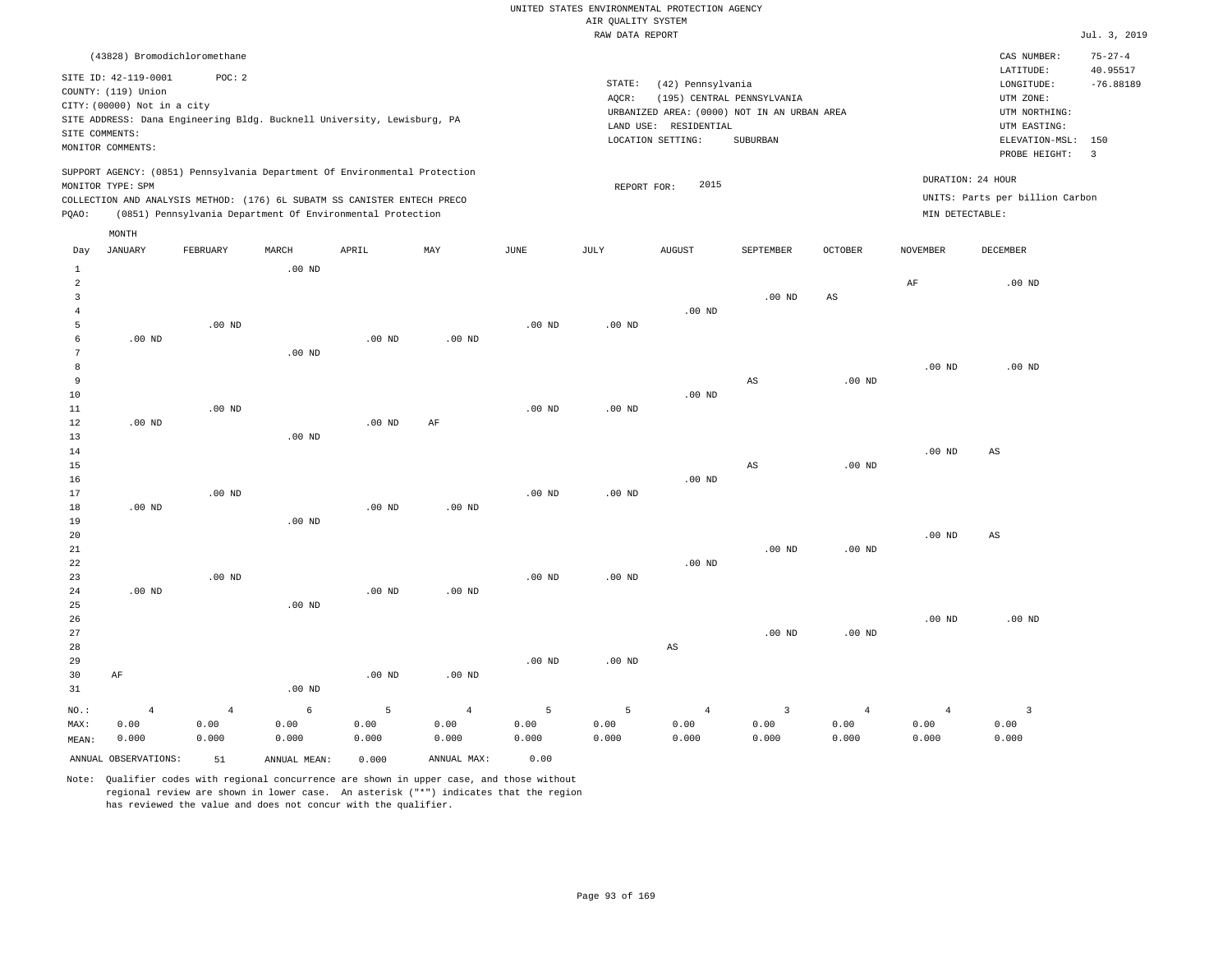UNITED STATES ENVIRONMENTAL PROTECTION AGENCY
AIR QUALITY SYSTEM
RAW DATA REPORT

Jul. 3, 2019

(43828) Bromodichloromethane

SITE ID: 42-119-0001 POC: 2
COUNTY: (119) Union
CITY: (00000) Not in a city
SITE ADDRESS: Dana Engineering Bldg. Bucknell University, Lewisburg, PA
SITE COMMENTS:
MONITOR COMMENTS:

STATE: (42) Pennsylvania
AQCR: (195) CENTRAL PENNSYLVANIA
URBANIZED AREA: (0000) NOT IN AN URBAN AREA
LAND USE: RESIDENTIAL
LOCATION SETTING: SUBURBAN

CAS NUMBER: 75-27-4
LATITUDE: 40.95517
LONGITUDE: -76.88189
UTM ZONE:
UTM NORTHING:
UTM EASTING:
ELEVATION-MSL: 150
PROBE HEIGHT: 3

SUPPORT AGENCY: (0851) Pennsylvania Department Of Environmental Protection
MONITOR TYPE: SPM
COLLECTION AND ANALYSIS METHOD: (176) 6L SUBATM SS CANISTER ENTECH PRECO
PQAO: (0851) Pennsylvania Department Of Environmental Protection

REPORT FOR: 2015

DURATION: 24 HOUR
UNITS: Parts per billion Carbon
MIN DETECTABLE:

| Day | JANUARY | FEBRUARY | MARCH | APRIL | MAY | JUNE | JULY | AUGUST | SEPTEMBER | OCTOBER | NOVEMBER | DECEMBER |
|---|---|---|---|---|---|---|---|---|---|---|---|---|
| 1 | | | .00 ND | | | | | | | | | |
| 2 | | | | | | | | | | | AF | .00 ND |
| 3 | | | | | | | | | .00 ND | AS | | |
| 4 | | | | | | | | .00 ND | | | | |
| 5 | | .00 ND | | | | .00 ND | .00 ND | | | | | |
| 6 | .00 ND | | | .00 ND | .00 ND | | | | | | | |
| 7 | | | .00 ND | | | | | | | | | |
| 8 | | | | | | | | | | | .00 ND | .00 ND |
| 9 | | | | | | | | | AS | .00 ND | | |
| 10 | | | | | | | | .00 ND | | | | |
| 11 | | .00 ND | | | | .00 ND | .00 ND | | | | | |
| 12 | .00 ND | | | .00 ND | AF | | | | | | | |
| 13 | | | .00 ND | | | | | | | | | |
| 14 | | | | | | | | | | | .00 ND | AS |
| 15 | | | | | | | | | AS | .00 ND | | |
| 16 | | | | | | | | .00 ND | | | | |
| 17 | | .00 ND | | | | .00 ND | .00 ND | | | | | |
| 18 | .00 ND | | | .00 ND | .00 ND | | | | | | | |
| 19 | | | .00 ND | | | | | | | | | |
| 20 | | | | | | | | | | | .00 ND | AS |
| 21 | | | | | | | | | .00 ND | .00 ND | | |
| 22 | | | | | | | | .00 ND | | | | |
| 23 | | .00 ND | | | | .00 ND | .00 ND | | | | | |
| 24 | .00 ND | | | .00 ND | .00 ND | | | | | | | |
| 25 | | | .00 ND | | | | | | | | | |
| 26 | | | | | | | | | | | .00 ND | .00 ND |
| 27 | | | | | | | | | .00 ND | .00 ND | | |
| 28 | | | | | | | | AS | | | | |
| 29 | | | | | | .00 ND | .00 ND | | | | | |
| 30 | AF | | | .00 ND | .00 ND | | | | | | | |
| 31 | | | .00 ND | | | | | | | | | |
| NO.: | 4 | 4 | 6 | 5 | 4 | 5 | 5 | 4 | 3 | 4 | 4 | 3 |
| MAX: | 0.00 | 0.00 | 0.00 | 0.00 | 0.00 | 0.00 | 0.00 | 0.00 | 0.00 | 0.00 | 0.00 | 0.00 |
| MEAN: | 0.000 | 0.000 | 0.000 | 0.000 | 0.000 | 0.000 | 0.000 | 0.000 | 0.000 | 0.000 | 0.000 | 0.000 |

ANNUAL OBSERVATIONS: 51 ANNUAL MEAN: 0.000 ANNUAL MAX: 0.00

Note: Qualifier codes with regional concurrence are shown in upper case, and those without regional review are shown in lower case. An asterisk ("*") indicates that the region has reviewed the value and does not concur with the qualifier.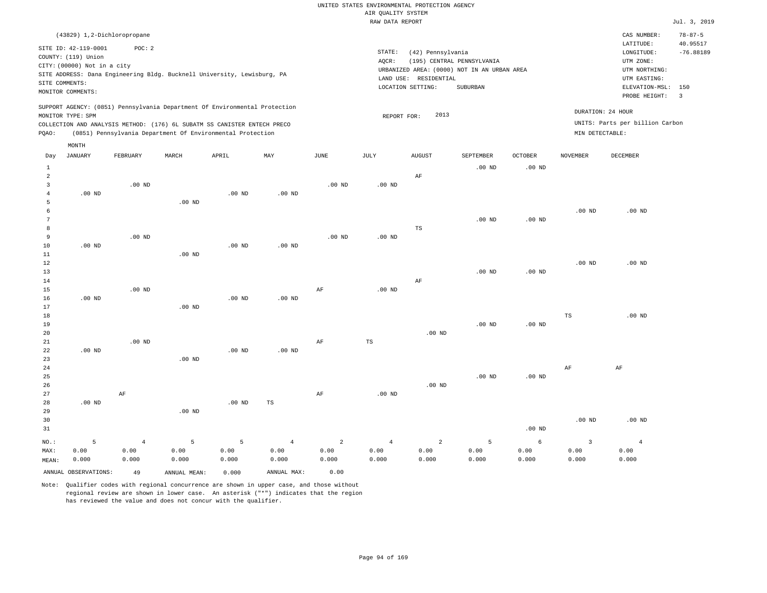UNITED STATES ENVIRONMENTAL PROTECTION AGENCY
AIR QUALITY SYSTEM
RAW DATA REPORT

Jul. 3, 2019

(43829) 1,2-Dichloropropane

SITE ID: 42-119-0001 POC: 2
COUNTY: (119) Union
CITY: (00000) Not in a city
SITE ADDRESS: Dana Engineering Bldg. Bucknell University, Lewisburg, PA
SITE COMMENTS:
MONITOR COMMENTS:

STATE: (42) Pennsylvania
AQCR: (195) CENTRAL PENNSYLVANIA
URBANIZED AREA: (0000) NOT IN AN URBAN AREA
LAND USE: RESIDENTIAL
LOCATION SETTING: SUBURBAN

CAS NUMBER: 78-87-5
LATITUDE: 40.95517
LONGITUDE: -76.88189
UTM ZONE:
UTM NORTHING:
UTM EASTING:
ELEVATION-MSL: 150
PROBE HEIGHT: 3

SUPPORT AGENCY: (0851) Pennsylvania Department Of Environmental Protection
MONITOR TYPE: SPM
COLLECTION AND ANALYSIS METHOD: (176) 6L SUBATM SS CANISTER ENTECH PRECO
PQAO: (0851) Pennsylvania Department Of Environmental Protection

REPORT FOR: 2013

DURATION: 24 HOUR
UNITS: Parts per billion Carbon
MIN DETECTABLE:

| Day | JANUARY | FEBRUARY | MARCH | APRIL | MAY | JUNE | JULY | AUGUST | SEPTEMBER | OCTOBER | NOVEMBER | DECEMBER |
|---|---|---|---|---|---|---|---|---|---|---|---|---|
| 1 | | | | | | | | | .00 ND | .00 ND | | |
| 2 | | | | | | | | AF | | | | |
| 3 | | .00 ND | | | | .00 ND | .00 ND | | | | | |
| 4 | .00 ND | | | .00 ND | .00 ND | | | | | | | |
| 5 | | | .00 ND | | | | | | | | | |
| 6 | | | | | | | | | | | .00 ND | .00 ND |
| 7 | | | | | | | | | .00 ND | .00 ND | | |
| 8 | | | | | | | | TS | | | | |
| 9 | | .00 ND | | | | .00 ND | .00 ND | | | | | |
| 10 | .00 ND | | | .00 ND | .00 ND | | | | | | | |
| 11 | | | .00 ND | | | | | | | | | |
| 12 | | | | | | | | | | | .00 ND | .00 ND |
| 13 | | | | | | | | | .00 ND | .00 ND | | |
| 14 | | | | | | | | AF | | | | |
| 15 | | .00 ND | | | | AF | .00 ND | | | | | |
| 16 | .00 ND | | | .00 ND | .00 ND | | | | | | | |
| 17 | | | .00 ND | | | | | | | | | |
| 18 | | | | | | | | | | | TS | .00 ND |
| 19 | | | | | | | | | .00 ND | .00 ND | | |
| 20 | | | | | | | | .00 ND | | | | |
| 21 | | .00 ND | | | | AF | TS | | | | | |
| 22 | .00 ND | | | .00 ND | .00 ND | | | | | | | |
| 23 | | | .00 ND | | | | | | | | | |
| 24 | | | | | | | | | | | AF | AF |
| 25 | | | | | | | | | .00 ND | .00 ND | | |
| 26 | | | | | | | | .00 ND | | | | |
| 27 | | AF | | | | AF | .00 ND | | | | | |
| 28 | .00 ND | | | .00 ND | TS | | | | | | | |
| 29 | | | .00 ND | | | | | | | | | |
| 30 | | | | | | | | | | | .00 ND | .00 ND |
| 31 | | | | | | | | | | .00 ND | | |
| NO.: | 5 | 4 | 5 | 5 | 4 | 2 | 4 | 2 | 5 | 6 | 3 | 4 |
| MAX: | 0.00 | 0.00 | 0.00 | 0.00 | 0.00 | 0.00 | 0.00 | 0.00 | 0.00 | 0.00 | 0.00 | 0.00 |
| MEAN: | 0.000 | 0.000 | 0.000 | 0.000 | 0.000 | 0.000 | 0.000 | 0.000 | 0.000 | 0.000 | 0.000 | 0.000 |

ANNUAL OBSERVATIONS: 49 ANNUAL MEAN: 0.000 ANNUAL MAX: 0.00

Note: Qualifier codes with regional concurrence are shown in upper case, and those without regional review are shown in lower case. An asterisk ("*") indicates that the region has reviewed the value and does not concur with the qualifier.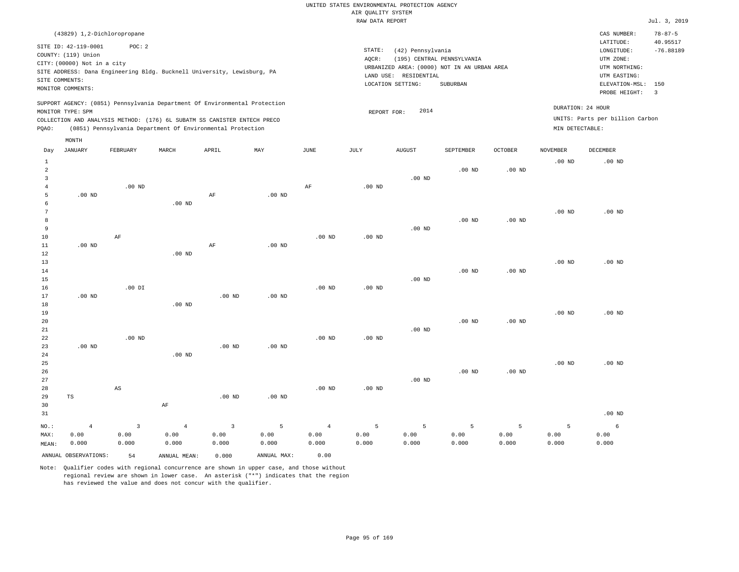UNITED STATES ENVIRONMENTAL PROTECTION AGENCY
AIR QUALITY SYSTEM
RAW DATA REPORT

Jul. 3, 2019

(43829) 1,2-Dichloropropane

SITE ID: 42-119-0001 POC: 2
COUNTY: (119) Union
CITY: (00000) Not in a city
SITE ADDRESS: Dana Engineering Bldg. Bucknell University, Lewisburg, PA
SITE COMMENTS:
MONITOR COMMENTS:

STATE: (42) Pennsylvania
AQCR: (195) CENTRAL PENNSYLVANIA
URBANIZED AREA: (0000) NOT IN AN URBAN AREA
LAND USE: RESIDENTIAL
LOCATION SETTING: SUBURBAN

CAS NUMBER: 78-87-5
LATITUDE: 40.95517
LONGITUDE: -76.88189
UTM ZONE:
UTM NORTHING:
UTM EASTING:
ELEVATION-MSL: 150
PROBE HEIGHT: 3

SUPPORT AGENCY: (0851) Pennsylvania Department Of Environmental Protection
MONITOR TYPE: SPM
COLLECTION AND ANALYSIS METHOD: (176) 6L SUBATM SS CANISTER ENTECH PRECO
PQAO: (0851) Pennsylvania Department Of Environmental Protection

REPORT FOR: 2014

DURATION: 24 HOUR
UNITS: Parts per billion Carbon
MIN DETECTABLE:

| Day | JANUARY | FEBRUARY | MARCH | APRIL | MAY | JUNE | JULY | AUGUST | SEPTEMBER | OCTOBER | NOVEMBER | DECEMBER |
|---|---|---|---|---|---|---|---|---|---|---|---|---|
| 1 | | | | | | | | | | | .00 ND | .00 ND |
| 2 | | | | | | | | | .00 ND | .00 ND | | |
| 3 | | | | | | | | .00 ND | | | | |
| 4 | | .00 ND | | | | AF | .00 ND | | | | | |
| 5 | .00 ND | | | AF | .00 ND | | | | | | | |
| 6 | | | .00 ND | | | | | | | | | |
| 7 | | | | | | | | | | | .00 ND | .00 ND |
| 8 | | | | | | | | | .00 ND | .00 ND | | |
| 9 | | | | | | | | .00 ND | | | | |
| 10 | | AF | | | | .00 ND | .00 ND | | | | | |
| 11 | .00 ND | | | AF | .00 ND | | | | | | | |
| 12 | | | .00 ND | | | | | | | | | |
| 13 | | | | | | | | | | | .00 ND | .00 ND |
| 14 | | | | | | | | | .00 ND | .00 ND | | |
| 15 | | | | | | | | .00 ND | | | | |
| 16 | | .00 DI | | | | .00 ND | .00 ND | | | | | |
| 17 | .00 ND | | | .00 ND | .00 ND | | | | | | | |
| 18 | | | .00 ND | | | | | | | | | |
| 19 | | | | | | | | | | | .00 ND | .00 ND |
| 20 | | | | | | | | | .00 ND | .00 ND | | |
| 21 | | | | | | | | .00 ND | | | | |
| 22 | | .00 ND | | | | .00 ND | .00 ND | | | | | |
| 23 | .00 ND | | | .00 ND | .00 ND | | | | | | | |
| 24 | | | .00 ND | | | | | | | | | |
| 25 | | | | | | | | | | | .00 ND | .00 ND |
| 26 | | | | | | | | | .00 ND | .00 ND | | |
| 27 | | | | | | | | .00 ND | | | | |
| 28 | | AS | | | | .00 ND | .00 ND | | | | | |
| 29 | TS | | | .00 ND | .00 ND | | | | | | | |
| 30 | | | AF | | | | | | | | | |
| 31 | | | | | | | | | | | | .00 ND |
| NO.: | 4 | 3 | 4 | 3 | 5 | 4 | 5 | 5 | 5 | 5 | 5 | 6 |
| MAX: | 0.00 | 0.00 | 0.00 | 0.00 | 0.00 | 0.00 | 0.00 | 0.00 | 0.00 | 0.00 | 0.00 | 0.00 |
| MEAN: | 0.000 | 0.000 | 0.000 | 0.000 | 0.000 | 0.000 | 0.000 | 0.000 | 0.000 | 0.000 | 0.000 | 0.000 |

ANNUAL OBSERVATIONS: 54 ANNUAL MEAN: 0.000 ANNUAL MAX: 0.00

Note: Qualifier codes with regional concurrence are shown in upper case, and those without regional review are shown in lower case. An asterisk ("*") indicates that the region has reviewed the value and does not concur with the qualifier.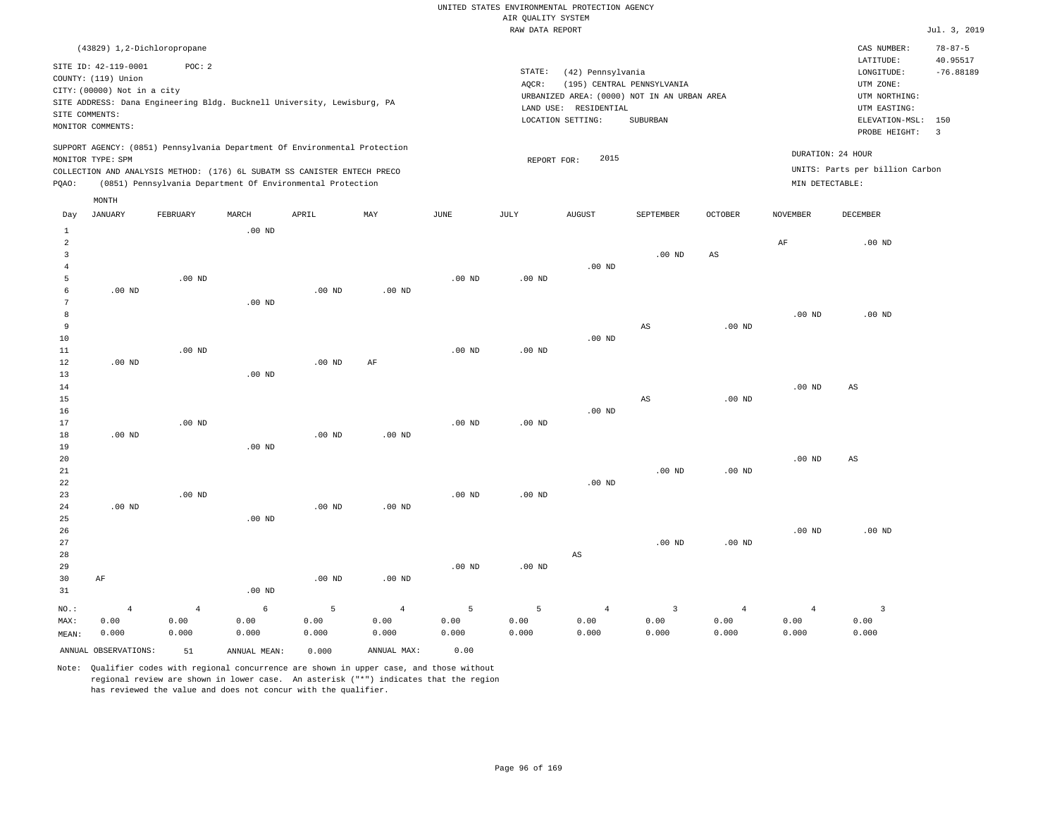UNITED STATES ENVIRONMENTAL PROTECTION AGENCY
AIR QUALITY SYSTEM
RAW DATA REPORT

Jul. 3, 2019

(43829) 1,2-Dichloropropane

SITE ID: 42-119-0001   POC: 2
COUNTY: (119) Union
CITY: (00000) Not in a city
SITE ADDRESS: Dana Engineering Bldg. Bucknell University, Lewisburg, PA
SITE COMMENTS:
MONITOR COMMENTS:

STATE: (42) Pennsylvania
AQCR: (195) CENTRAL PENNSYLVANIA
URBANIZED AREA: (0000) NOT IN AN URBAN AREA
LAND USE: RESIDENTIAL
LOCATION SETTING: SUBURBAN

CAS NUMBER: 78-87-5
LATITUDE: 40.95517
LONGITUDE: -76.88189
UTM ZONE:
UTM NORTHING:
UTM EASTING:
ELEVATION-MSL: 150
PROBE HEIGHT: 3

SUPPORT AGENCY: (0851) Pennsylvania Department Of Environmental Protection
MONITOR TYPE: SPM
COLLECTION AND ANALYSIS METHOD: (176) 6L SUBATM SS CANISTER ENTECH PRECO
PQAO: (0851) Pennsylvania Department Of Environmental Protection

REPORT FOR: 2015

DURATION: 24 HOUR
UNITS: Parts per billion Carbon
MIN DETECTABLE:

| Day | JANUARY | FEBRUARY | MARCH | APRIL | MAY | JUNE | JULY | AUGUST | SEPTEMBER | OCTOBER | NOVEMBER | DECEMBER |
|---|---|---|---|---|---|---|---|---|---|---|---|---|
| 1 | | | .00 ND | | | | | | | | | |
| 2 | | | | | | | | | | | AF | .00 ND |
| 3 | | | | | | | | | .00 ND | AS | | |
| 4 | | | | | | | | .00 ND | | | | |
| 5 | | .00 ND | | | | .00 ND | .00 ND | | | | | |
| 6 | .00 ND | | | .00 ND | .00 ND | | | | | | | |
| 7 | | | .00 ND | | | | | | | | | |
| 8 | | | | | | | | | | | .00 ND | .00 ND |
| 9 | | | | | | | | | AS | .00 ND | | |
| 10 | | | | | | | | .00 ND | | | | |
| 11 | | .00 ND | | | | .00 ND | .00 ND | | | | | |
| 12 | .00 ND | | | .00 ND | AF | | | | | | | |
| 13 | | | .00 ND | | | | | | | | | |
| 14 | | | | | | | | | | | .00 ND | AS |
| 15 | | | | | | | | | AS | .00 ND | | |
| 16 | | | | | | | | .00 ND | | | | |
| 17 | | .00 ND | | | | .00 ND | .00 ND | | | | | |
| 18 | .00 ND | | | .00 ND | .00 ND | | | | | | | |
| 19 | | | .00 ND | | | | | | | | | |
| 20 | | | | | | | | | | | .00 ND | AS |
| 21 | | | | | | | | | .00 ND | .00 ND | | |
| 22 | | | | | | | | .00 ND | | | | |
| 23 | | .00 ND | | | | .00 ND | .00 ND | | | | | |
| 24 | .00 ND | | | .00 ND | .00 ND | | | | | | | |
| 25 | | | .00 ND | | | | | | | | | |
| 26 | | | | | | | | | | | .00 ND | .00 ND |
| 27 | | | | | | | | | .00 ND | .00 ND | | |
| 28 | | | | | | | | AS | | | | |
| 29 | | | | | | .00 ND | .00 ND | | | | | |
| 30 | AF | | | .00 ND | .00 ND | | | | | | | |
| 31 | | | .00 ND | | | | | | | | | |
| NO.: | 4 | 4 | 6 | 5 | 4 | 5 | 5 | 4 | 3 | 4 | 4 | 3 |
| MAX: | 0.00 | 0.00 | 0.00 | 0.00 | 0.00 | 0.00 | 0.00 | 0.00 | 0.00 | 0.00 | 0.00 | 0.00 |
| MEAN: | 0.000 | 0.000 | 0.000 | 0.000 | 0.000 | 0.000 | 0.000 | 0.000 | 0.000 | 0.000 | 0.000 | 0.000 |

ANNUAL OBSERVATIONS: 51   ANNUAL MEAN: 0.000   ANNUAL MAX: 0.00

Note: Qualifier codes with regional concurrence are shown in upper case, and those without regional review are shown in lower case. An asterisk ("*") indicates that the region has reviewed the value and does not concur with the qualifier.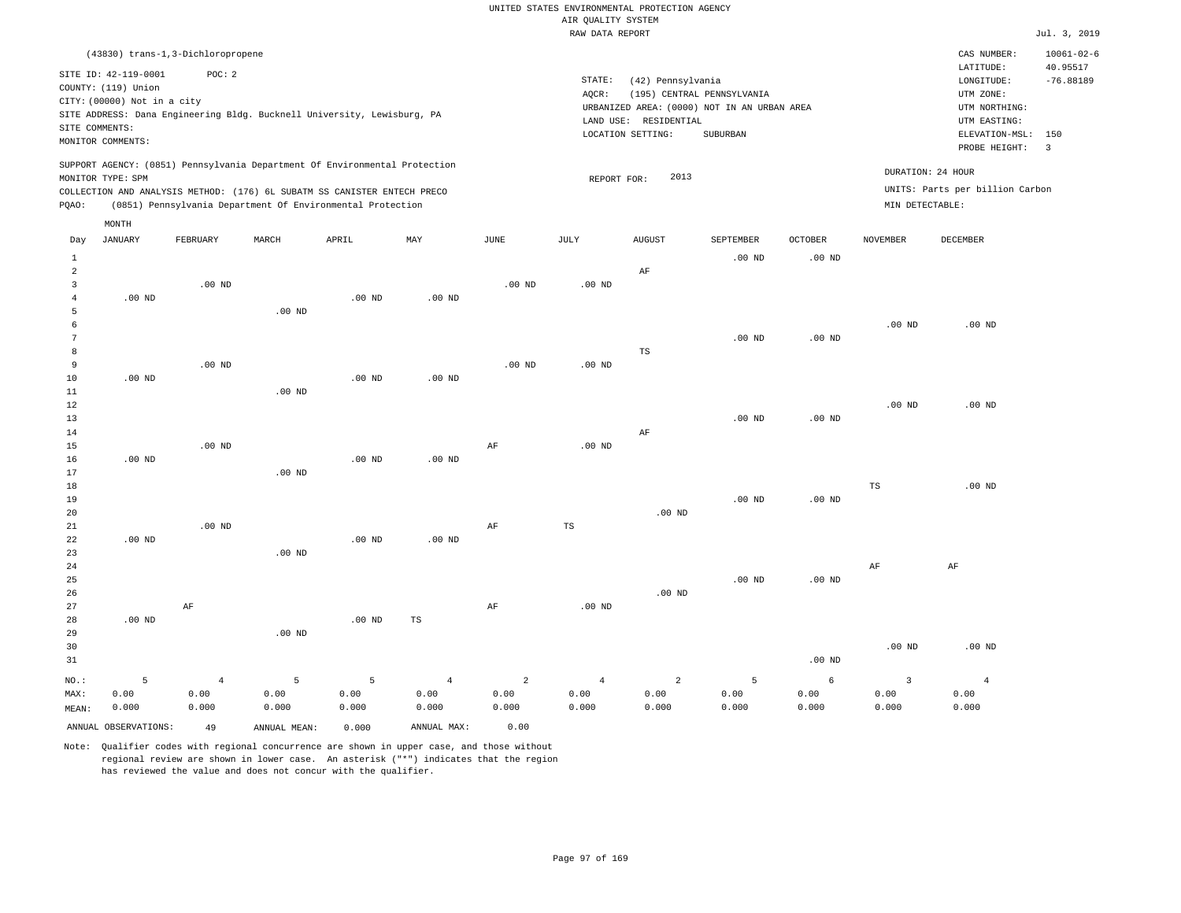UNITED STATES ENVIRONMENTAL PROTECTION AGENCY
AIR QUALITY SYSTEM
RAW DATA REPORT

Jul. 3, 2019

(43830) trans-1,3-Dichloropropene

SITE ID: 42-119-0001 POC: 2
COUNTY: (119) Union
CITY: (00000) Not in a city
SITE ADDRESS: Dana Engineering Bldg. Bucknell University, Lewisburg, PA
SITE COMMENTS:
MONITOR COMMENTS:

STATE: (42) Pennsylvania
AQCR: (195) CENTRAL PENNSYLVANIA
URBANIZED AREA: (0000) NOT IN AN URBAN AREA
LAND USE: RESIDENTIAL
LOCATION SETTING: SUBURBAN

CAS NUMBER: 10061-02-6
LATITUDE: 40.95517
LONGITUDE: -76.88189
UTM ZONE:
UTM NORTHING:
UTM EASTING:
ELEVATION-MSL: 150
PROBE HEIGHT: 3

SUPPORT AGENCY: (0851) Pennsylvania Department Of Environmental Protection
MONITOR TYPE: SPM
COLLECTION AND ANALYSIS METHOD: (176) 6L SUBATM SS CANISTER ENTECH PRECO
PQAO: (0851) Pennsylvania Department Of Environmental Protection

REPORT FOR: 2013

DURATION: 24 HOUR
UNITS: Parts per billion Carbon
MIN DETECTABLE:

| Day | JANUARY | FEBRUARY | MARCH | APRIL | MAY | JUNE | JULY | AUGUST | SEPTEMBER | OCTOBER | NOVEMBER | DECEMBER |
|---|---|---|---|---|---|---|---|---|---|---|---|---|
| 1 | | | | | | | | | .00 ND | .00 ND | | |
| 2 | | | | | | | | AF | | | | |
| 3 | | .00 ND | | | | .00 ND | .00 ND | | | | | |
| 4 | .00 ND | | | .00 ND | .00 ND | | | | | | | |
| 5 | | | .00 ND | | | | | | | | | |
| 6 | | | | | | | | | | | .00 ND | .00 ND |
| 7 | | | | | | | | | .00 ND | .00 ND | | |
| 8 | | | | | | | | TS | | | | |
| 9 | | .00 ND | | | | .00 ND | .00 ND | | | | | |
| 10 | .00 ND | | | .00 ND | .00 ND | | | | | | | |
| 11 | | | .00 ND | | | | | | | | | |
| 12 | | | | | | | | | | | .00 ND | .00 ND |
| 13 | | | | | | | | | .00 ND | .00 ND | | |
| 14 | | | | | | | | AF | | | | |
| 15 | | .00 ND | | | | AF | .00 ND | | | | | |
| 16 | .00 ND | | | .00 ND | .00 ND | | | | | | | |
| 17 | | | .00 ND | | | | | | | | | |
| 18 | | | | | | | | | | | TS | .00 ND |
| 19 | | | | | | | | | .00 ND | .00 ND | | |
| 20 | | | | | | | | .00 ND | | | | |
| 21 | | .00 ND | | | | AF | TS | | | | | |
| 22 | .00 ND | | | .00 ND | .00 ND | | | | | | | |
| 23 | | | .00 ND | | | | | | | | | |
| 24 | | | | | | | | | | | AF | AF |
| 25 | | | | | | | | | .00 ND | .00 ND | | |
| 26 | | | | | | | | .00 ND | | | | |
| 27 | | AF | | | | AF | .00 ND | | | | | |
| 28 | .00 ND | | | .00 ND | TS | | | | | | | |
| 29 | | | .00 ND | | | | | | | | | |
| 30 | | | | | | | | | | | .00 ND | .00 ND |
| 31 | | | | | | | | | | .00 ND | | |
| NO.: | 5 | 4 | 5 | 5 | 4 | 2 | 4 | 2 | 5 | 6 | 3 | 4 |
| MAX: | 0.00 | 0.00 | 0.00 | 0.00 | 0.00 | 0.00 | 0.00 | 0.00 | 0.00 | 0.00 | 0.00 | 0.00 |
| MEAN: | 0.000 | 0.000 | 0.000 | 0.000 | 0.000 | 0.000 | 0.000 | 0.000 | 0.000 | 0.000 | 0.000 | 0.000 |

ANNUAL OBSERVATIONS: 49 ANNUAL MEAN: 0.000 ANNUAL MAX: 0.00

Note: Qualifier codes with regional concurrence are shown in upper case, and those without regional review are shown in lower case. An asterisk ("*") indicates that the region has reviewed the value and does not concur with the qualifier.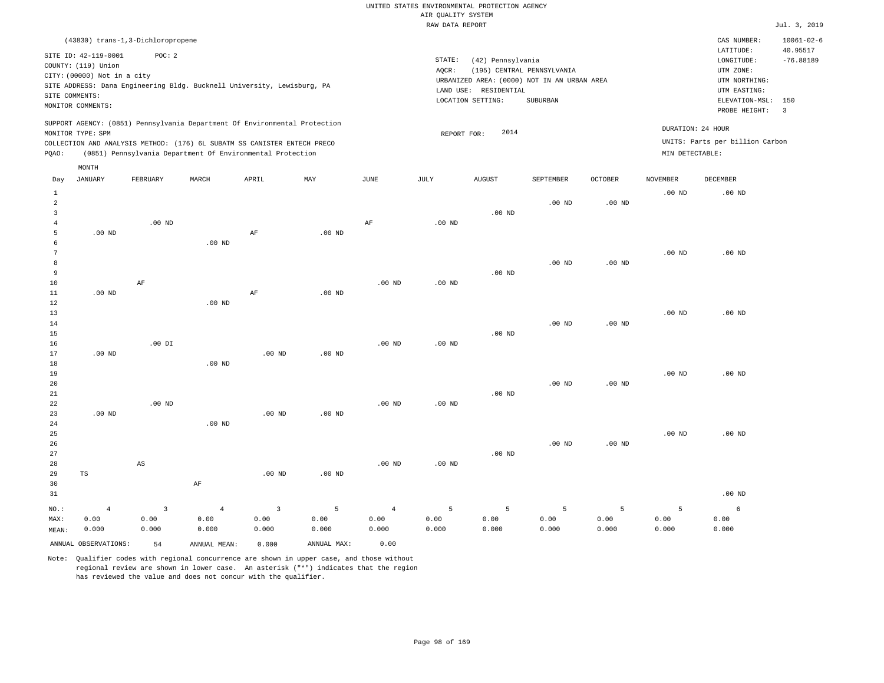UNITED STATES ENVIRONMENTAL PROTECTION AGENCY
AIR QUALITY SYSTEM
RAW DATA REPORT

Jul. 3, 2019

(43830) trans-1,3-Dichloropropene

SITE ID: 42-119-0001   POC: 2
COUNTY: (119) Union
CITY: (00000) Not in a city
SITE ADDRESS: Dana Engineering Bldg. Bucknell University, Lewisburg, PA
SITE COMMENTS:
MONITOR COMMENTS:

STATE: (42) Pennsylvania
AQCR: (195) CENTRAL PENNSYLVANIA
URBANIZED AREA: (0000) NOT IN AN URBAN AREA
LAND USE: RESIDENTIAL
LOCATION SETTING: SUBURBAN

CAS NUMBER: 10061-02-6
LATITUDE: 40.95517
LONGITUDE: -76.88189
UTM ZONE:
UTM NORTHING:
UTM EASTING:
ELEVATION-MSL: 150
PROBE HEIGHT: 3

SUPPORT AGENCY: (0851) Pennsylvania Department Of Environmental Protection
MONITOR TYPE: SPM
COLLECTION AND ANALYSIS METHOD: (176) 6L SUBATM SS CANISTER ENTECH PRECO
PQAO: (0851) Pennsylvania Department Of Environmental Protection

REPORT FOR: 2014

DURATION: 24 HOUR
UNITS: Parts per billion Carbon
MIN DETECTABLE:

| Day | JANUARY | FEBRUARY | MARCH | APRIL | MAY | JUNE | JULY | AUGUST | SEPTEMBER | OCTOBER | NOVEMBER | DECEMBER |
|---|---|---|---|---|---|---|---|---|---|---|---|---|
| 1 | | | | | | | | | | | .00 ND | .00 ND |
| 2 | | | | | | | | | .00 ND | .00 ND | | |
| 3 | | | | | | | | .00 ND | | | | |
| 4 | | .00 ND | | | | AF | .00 ND | | | | | |
| 5 | .00 ND | | | AF | .00 ND | | | | | | | |
| 6 | | | .00 ND | | | | | | | | | |
| 7 | | | | | | | | | | | .00 ND | .00 ND |
| 8 | | | | | | | | | .00 ND | .00 ND | | |
| 9 | | | | | | | | .00 ND | | | | |
| 10 | | AF | | | | .00 ND | .00 ND | | | | | |
| 11 | .00 ND | | | AF | .00 ND | | | | | | | |
| 12 | | | .00 ND | | | | | | | | | |
| 13 | | | | | | | | | | | .00 ND | .00 ND |
| 14 | | | | | | | | | .00 ND | .00 ND | | |
| 15 | | | | | | | | .00 ND | | | | |
| 16 | | .00 DI | | | | .00 ND | .00 ND | | | | | |
| 17 | .00 ND | | | .00 ND | .00 ND | | | | | | | |
| 18 | | | .00 ND | | | | | | | | | |
| 19 | | | | | | | | | | | .00 ND | .00 ND |
| 20 | | | | | | | | | .00 ND | .00 ND | | |
| 21 | | | | | | | | .00 ND | | | | |
| 22 | | .00 ND | | | | .00 ND | .00 ND | | | | | |
| 23 | .00 ND | | | .00 ND | .00 ND | | | | | | | |
| 24 | | | .00 ND | | | | | | | | | |
| 25 | | | | | | | | | | | .00 ND | .00 ND |
| 26 | | | | | | | | | .00 ND | .00 ND | | |
| 27 | | | | | | | | .00 ND | | | | |
| 28 | | AS | | | | .00 ND | .00 ND | | | | | |
| 29 | TS | | | .00 ND | .00 ND | | | | | | | |
| 30 | | | AF | | | | | | | | | |
| 31 | | | | | | | | | | | | .00 ND |
| NO.: | 4 | 3 | 4 | 3 | 5 | 4 | 5 | 5 | 5 | 5 | 5 | 6 |
| MAX: | 0.00 | 0.00 | 0.00 | 0.00 | 0.00 | 0.00 | 0.00 | 0.00 | 0.00 | 0.00 | 0.00 | 0.00 |
| MEAN: | 0.000 | 0.000 | 0.000 | 0.000 | 0.000 | 0.000 | 0.000 | 0.000 | 0.000 | 0.000 | 0.000 | 0.000 |

ANNUAL OBSERVATIONS: 54   ANNUAL MEAN: 0.000   ANNUAL MAX: 0.00

Note: Qualifier codes with regional concurrence are shown in upper case, and those without regional review are shown in lower case. An asterisk ("*") indicates that the region has reviewed the value and does not concur with the qualifier.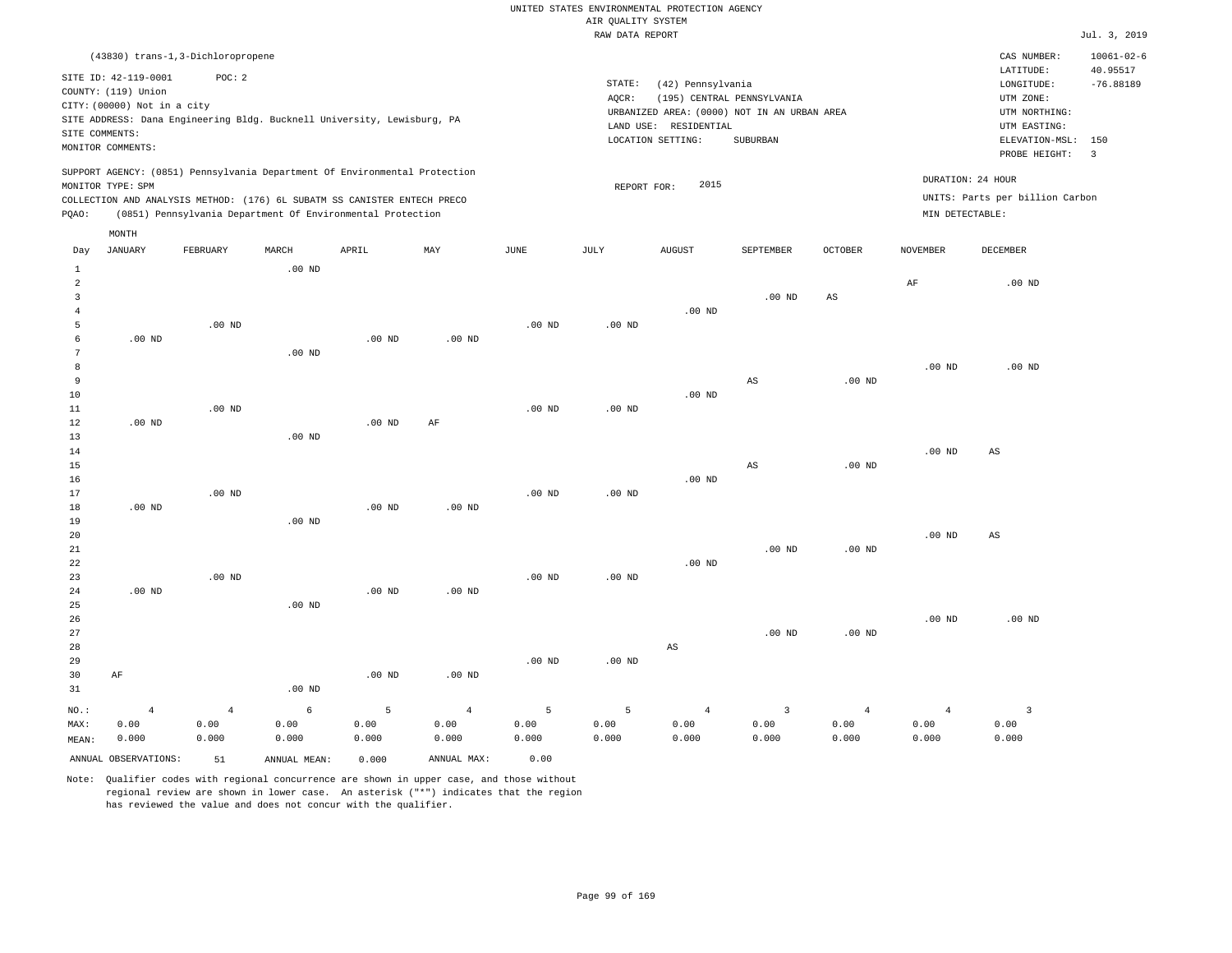UNITED STATES ENVIRONMENTAL PROTECTION AGENCY
AIR QUALITY SYSTEM
RAW DATA REPORT

Jul. 3, 2019

(43830) trans-1,3-Dichloropropene

SITE ID: 42-119-0001 POC: 2
COUNTY: (119) Union
CITY: (00000) Not in a city
SITE ADDRESS: Dana Engineering Bldg. Bucknell University, Lewisburg, PA
SITE COMMENTS:
MONITOR COMMENTS:

STATE: (42) Pennsylvania
AQCR: (195) CENTRAL PENNSYLVANIA
URBANIZED AREA: (0000) NOT IN AN URBAN AREA
LAND USE: RESIDENTIAL
LOCATION SETTING: SUBURBAN

CAS NUMBER: 10061-02-6
LATITUDE: 40.95517
LONGITUDE: -76.88189
UTM ZONE:
UTM NORTHING:
UTM EASTING:
ELEVATION-MSL: 150
PROBE HEIGHT: 3

SUPPORT AGENCY: (0851) Pennsylvania Department Of Environmental Protection
MONITOR TYPE: SPM
COLLECTION AND ANALYSIS METHOD: (176) 6L SUBATM SS CANISTER ENTECH PRECO
PQAO: (0851) Pennsylvania Department Of Environmental Protection

REPORT FOR: 2015

DURATION: 24 HOUR
UNITS: Parts per billion Carbon
MIN DETECTABLE:

| Day | JANUARY | FEBRUARY | MARCH | APRIL | MAY | JUNE | JULY | AUGUST | SEPTEMBER | OCTOBER | NOVEMBER | DECEMBER |
|---|---|---|---|---|---|---|---|---|---|---|---|---|
| 1 | | | .00 ND | | | | | | | | | |
| 2 | | | | | | | | | | | AF | .00 ND |
| 3 | | | | | | | | | .00 ND | AS | | |
| 4 | | | | | | | | .00 ND | | | | |
| 5 | | .00 ND | | | | .00 ND | .00 ND | | | | | |
| 6 | .00 ND | | | .00 ND | .00 ND | | | | | | | |
| 7 | | | .00 ND | | | | | | | | | |
| 8 | | | | | | | | | | | .00 ND | .00 ND |
| 9 | | | | | | | | | AS | .00 ND | | |
| 10 | | | | | | | | .00 ND | | | | |
| 11 | | .00 ND | | | | .00 ND | .00 ND | | | | | |
| 12 | .00 ND | | | .00 ND | AF | | | | | | | |
| 13 | | | .00 ND | | | | | | | | | |
| 14 | | | | | | | | | | | .00 ND | AS |
| 15 | | | | | | | | | AS | .00 ND | | |
| 16 | | | | | | | | .00 ND | | | | |
| 17 | | .00 ND | | | | .00 ND | .00 ND | | | | | |
| 18 | .00 ND | | | .00 ND | .00 ND | | | | | | | |
| 19 | | | .00 ND | | | | | | | | | |
| 20 | | | | | | | | | | | .00 ND | AS |
| 21 | | | | | | | | | .00 ND | .00 ND | | |
| 22 | | | | | | | | .00 ND | | | | |
| 23 | | .00 ND | | | | .00 ND | .00 ND | | | | | |
| 24 | .00 ND | | | .00 ND | .00 ND | | | | | | | |
| 25 | | | .00 ND | | | | | | | | | |
| 26 | | | | | | | | | | | .00 ND | .00 ND |
| 27 | | | | | | | | | .00 ND | .00 ND | | |
| 28 | | | | | | | | AS | | | | |
| 29 | | | | | | .00 ND | .00 ND | | | | | |
| 30 | AF | | | .00 ND | .00 ND | | | | | | | |
| 31 | | | .00 ND | | | | | | | | | |
| NO.: | 4 | 4 | 6 | 5 | 4 | 5 | 5 | 4 | 3 | 4 | 4 | 3 |
| MAX: | 0.00 | 0.00 | 0.00 | 0.00 | 0.00 | 0.00 | 0.00 | 0.00 | 0.00 | 0.00 | 0.00 | 0.00 |
| MEAN: | 0.000 | 0.000 | 0.000 | 0.000 | 0.000 | 0.000 | 0.000 | 0.000 | 0.000 | 0.000 | 0.000 | 0.000 |

ANNUAL OBSERVATIONS: 51 ANNUAL MEAN: 0.000 ANNUAL MAX: 0.00

Note: Qualifier codes with regional concurrence are shown in upper case, and those without regional review are shown in lower case. An asterisk ("*") indicates that the region has reviewed the value and does not concur with the qualifier.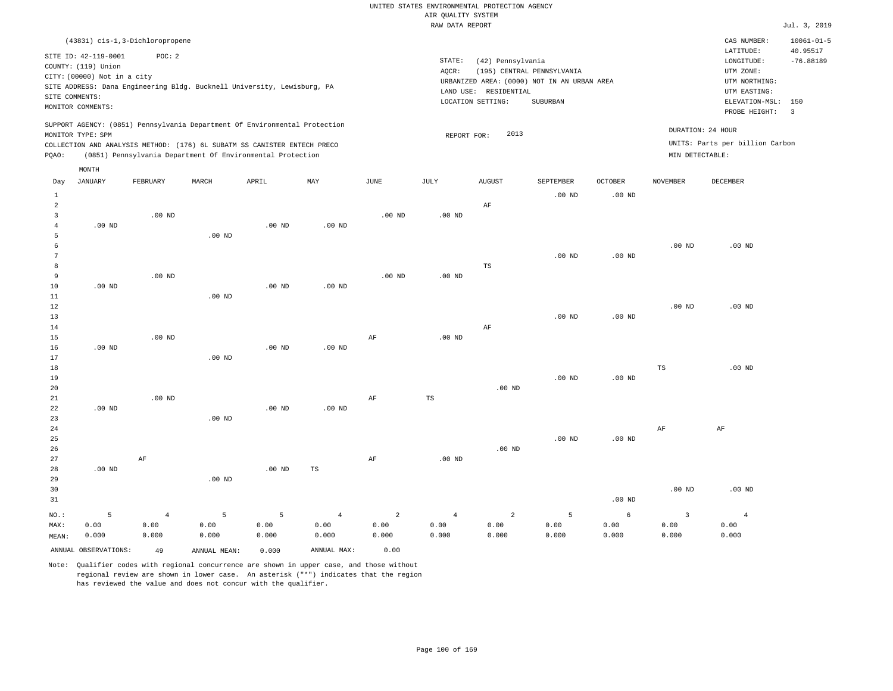UNITED STATES ENVIRONMENTAL PROTECTION AGENCY
AIR QUALITY SYSTEM
RAW DATA REPORT

Jul. 3, 2019

(43831) cis-1,3-Dichloropropene

SITE ID: 42-119-0001 POC: 2
COUNTY: (119) Union
CITY: (00000) Not in a city
SITE ADDRESS: Dana Engineering Bldg. Bucknell University, Lewisburg, PA
SITE COMMENTS:
MONITOR COMMENTS:

STATE: (42) Pennsylvania
AQCR: (195) CENTRAL PENNSYLVANIA
URBANIZED AREA: (0000) NOT IN AN URBAN AREA
LAND USE: RESIDENTIAL
LOCATION SETTING: SUBURBAN

CAS NUMBER: 10061-01-5
LATITUDE: 40.95517
LONGITUDE: -76.88189
UTM ZONE:
UTM NORTHING:
UTM EASTING:
ELEVATION-MSL: 150
PROBE HEIGHT: 3

SUPPORT AGENCY: (0851) Pennsylvania Department Of Environmental Protection
MONITOR TYPE: SPM
COLLECTION AND ANALYSIS METHOD: (176) 6L SUBATM SS CANISTER ENTECH PRECO
PQAO: (0851) Pennsylvania Department Of Environmental Protection

REPORT FOR: 2013

DURATION: 24 HOUR
UNITS: Parts per billion Carbon
MIN DETECTABLE:

| Day | JANUARY | FEBRUARY | MARCH | APRIL | MAY | JUNE | JULY | AUGUST | SEPTEMBER | OCTOBER | NOVEMBER | DECEMBER |
|---|---|---|---|---|---|---|---|---|---|---|---|---|
| 1 | | | | | | | | | .00 ND | .00 ND | | |
| 2 | | | | | | | | AF | | | | |
| 3 | | .00 ND | | | | .00 ND | .00 ND | | | | | |
| 4 | .00 ND | | | .00 ND | .00 ND | | | | | | | |
| 5 | | | .00 ND | | | | | | | | | |
| 6 | | | | | | | | | | | .00 ND | .00 ND |
| 7 | | | | | | | | | .00 ND | .00 ND | | |
| 8 | | | | | | | | TS | | | | |
| 9 | | .00 ND | | | | .00 ND | .00 ND | | | | | |
| 10 | .00 ND | | | .00 ND | .00 ND | | | | | | | |
| 11 | | | .00 ND | | | | | | | | | |
| 12 | | | | | | | | | | | .00 ND | .00 ND |
| 13 | | | | | | | | | .00 ND | .00 ND | | |
| 14 | | | | | | | | AF | | | | |
| 15 | | .00 ND | | | | AF | .00 ND | | | | | |
| 16 | .00 ND | | | .00 ND | .00 ND | | | | | | | |
| 17 | | | .00 ND | | | | | | | | | |
| 18 | | | | | | | | | | | TS | .00 ND |
| 19 | | | | | | | | | .00 ND | .00 ND | | |
| 20 | | | | | | | | .00 ND | | | | |
| 21 | | .00 ND | | | | AF | TS | | | | | |
| 22 | .00 ND | | | .00 ND | .00 ND | | | | | | | |
| 23 | | | .00 ND | | | | | | | | | |
| 24 | | | | | | | | | | | AF | AF |
| 25 | | | | | | | | | .00 ND | .00 ND | | |
| 26 | | | | | | | | .00 ND | | | | |
| 27 | | AF | | | | AF | .00 ND | | | | | |
| 28 | .00 ND | | | .00 ND | TS | | | | | | | |
| 29 | | | .00 ND | | | | | | | | | |
| 30 | | | | | | | | | | | .00 ND | .00 ND |
| 31 | | | | | | | | | | .00 ND | | |
| NO.: | 5 | 4 | 5 | 5 | 4 | 2 | 4 | 2 | 5 | 6 | 3 | 4 |
| MAX: | 0.00 | 0.00 | 0.00 | 0.00 | 0.00 | 0.00 | 0.00 | 0.00 | 0.00 | 0.00 | 0.00 | 0.00 |
| MEAN: | 0.000 | 0.000 | 0.000 | 0.000 | 0.000 | 0.000 | 0.000 | 0.000 | 0.000 | 0.000 | 0.000 | 0.000 |

ANNUAL OBSERVATIONS: 49 ANNUAL MEAN: 0.000 ANNUAL MAX: 0.00

Note: Qualifier codes with regional concurrence are shown in upper case, and those without regional review are shown in lower case. An asterisk ("*") indicates that the region has reviewed the value and does not concur with the qualifier.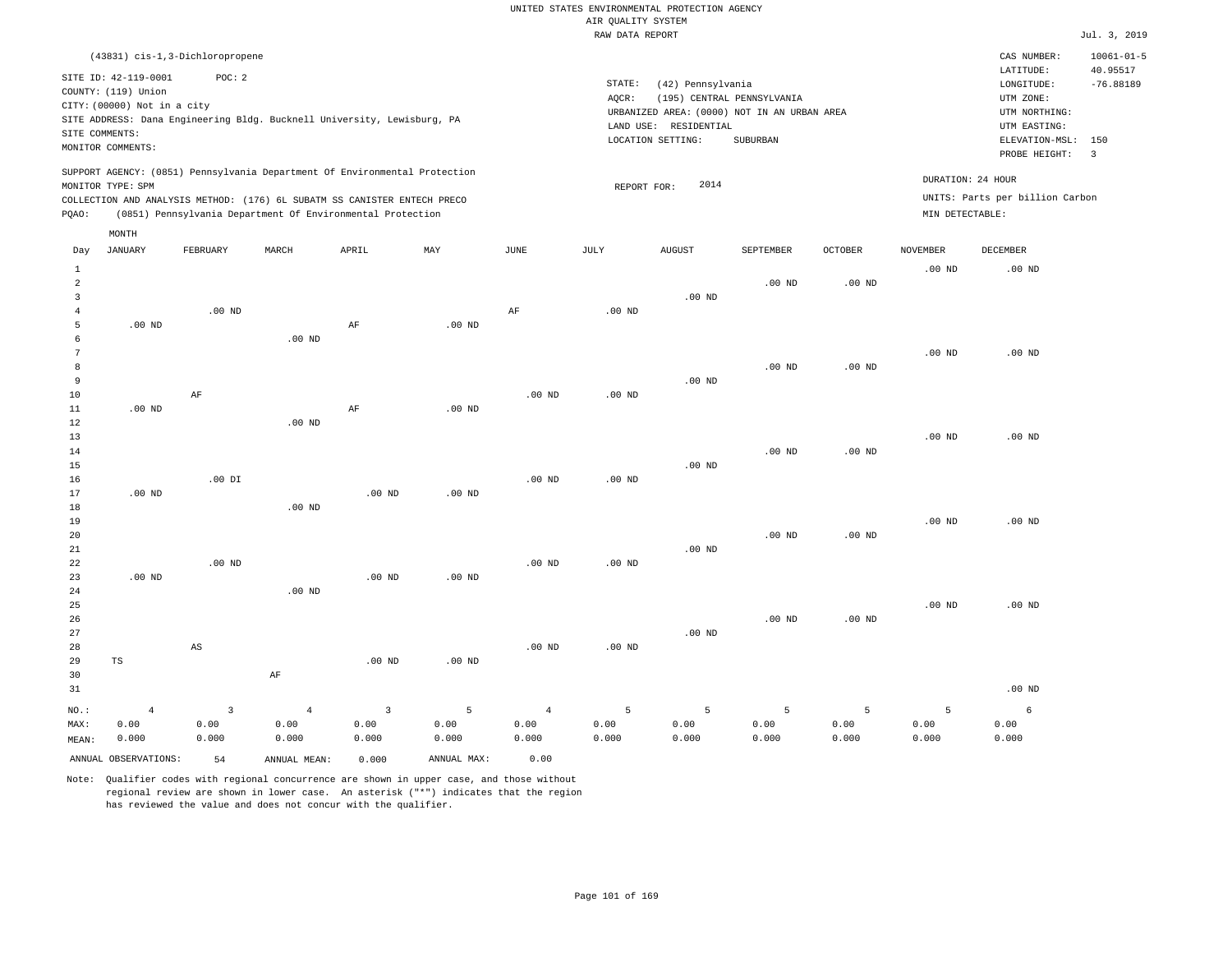UNITED STATES ENVIRONMENTAL PROTECTION AGENCY
AIR QUALITY SYSTEM
RAW DATA REPORT

Jul. 3, 2019

(43831) cis-1,3-Dichloropropene

SITE ID: 42-119-0001 POC: 2
COUNTY: (119) Union
CITY: (00000) Not in a city
SITE ADDRESS: Dana Engineering Bldg. Bucknell University, Lewisburg, PA
SITE COMMENTS:
MONITOR COMMENTS:

STATE: (42) Pennsylvania
AQCR: (195) CENTRAL PENNSYLVANIA
URBANIZED AREA: (0000) NOT IN AN URBAN AREA
LAND USE: RESIDENTIAL
LOCATION SETTING: SUBURBAN

CAS NUMBER: 10061-01-5
LATITUDE: 40.95517
LONGITUDE: -76.88189
UTM ZONE:
UTM NORTHING:
UTM EASTING:
ELEVATION-MSL: 150
PROBE HEIGHT: 3

SUPPORT AGENCY: (0851) Pennsylvania Department Of Environmental Protection
MONITOR TYPE: SPM
COLLECTION AND ANALYSIS METHOD: (176) 6L SUBATM SS CANISTER ENTECH PRECO
PQAO: (0851) Pennsylvania Department Of Environmental Protection

REPORT FOR: 2014

DURATION: 24 HOUR
UNITS: Parts per billion Carbon
MIN DETECTABLE:

| Day | JANUARY | FEBRUARY | MARCH | APRIL | MAY | JUNE | JULY | AUGUST | SEPTEMBER | OCTOBER | NOVEMBER | DECEMBER |
|---|---|---|---|---|---|---|---|---|---|---|---|---|
| 1 | | | | | | | | | | | .00 ND | .00 ND |
| 2 | | | | | | | | | .00 ND | .00 ND | | |
| 3 | | | | | | | | .00 ND | | | | |
| 4 | | .00 ND | | | | AF | .00 ND | | | | | |
| 5 | .00 ND | | | AF | .00 ND | | | | | | | |
| 6 | | | .00 ND | | | | | | | | | |
| 7 | | | | | | | | | | | .00 ND | .00 ND |
| 8 | | | | | | | | | .00 ND | .00 ND | | |
| 9 | | | | | | | | .00 ND | | | | |
| 10 | | AF | | | | .00 ND | .00 ND | | | | | |
| 11 | .00 ND | | | AF | .00 ND | | | | | | | |
| 12 | | | .00 ND | | | | | | | | | |
| 13 | | | | | | | | | | | .00 ND | .00 ND |
| 14 | | | | | | | | | .00 ND | .00 ND | | |
| 15 | | | | | | | | .00 ND | | | | |
| 16 | | .00 DI | | | | .00 ND | .00 ND | | | | | |
| 17 | .00 ND | | | .00 ND | .00 ND | | | | | | | |
| 18 | | | .00 ND | | | | | | | | | |
| 19 | | | | | | | | | | | .00 ND | .00 ND |
| 20 | | | | | | | | | .00 ND | .00 ND | | |
| 21 | | | | | | | | .00 ND | | | | |
| 22 | | .00 ND | | | | .00 ND | .00 ND | | | | | |
| 23 | .00 ND | | | .00 ND | .00 ND | | | | | | | |
| 24 | | | .00 ND | | | | | | | | | |
| 25 | | | | | | | | | | | .00 ND | .00 ND |
| 26 | | | | | | | | | .00 ND | .00 ND | | |
| 27 | | | | | | | | .00 ND | | | | |
| 28 | | AS | | | | .00 ND | .00 ND | | | | | |
| 29 | TS | | | .00 ND | .00 ND | | | | | | | |
| 30 | | | AF | | | | | | | | | |
| 31 | | | | | | | | | | | | .00 ND |
| NO.: | 4 | 3 | 4 | 3 | 5 | 4 | 5 | 5 | 5 | 5 | 5 | 6 |
| MAX: | 0.00 | 0.00 | 0.00 | 0.00 | 0.00 | 0.00 | 0.00 | 0.00 | 0.00 | 0.00 | 0.00 | 0.00 |
| MEAN: | 0.000 | 0.000 | 0.000 | 0.000 | 0.000 | 0.000 | 0.000 | 0.000 | 0.000 | 0.000 | 0.000 | 0.000 |

ANNUAL OBSERVATIONS: 54 ANNUAL MEAN: 0.000 ANNUAL MAX: 0.00

Note: Qualifier codes with regional concurrence are shown in upper case, and those without regional review are shown in lower case. An asterisk ("*") indicates that the region has reviewed the value and does not concur with the qualifier.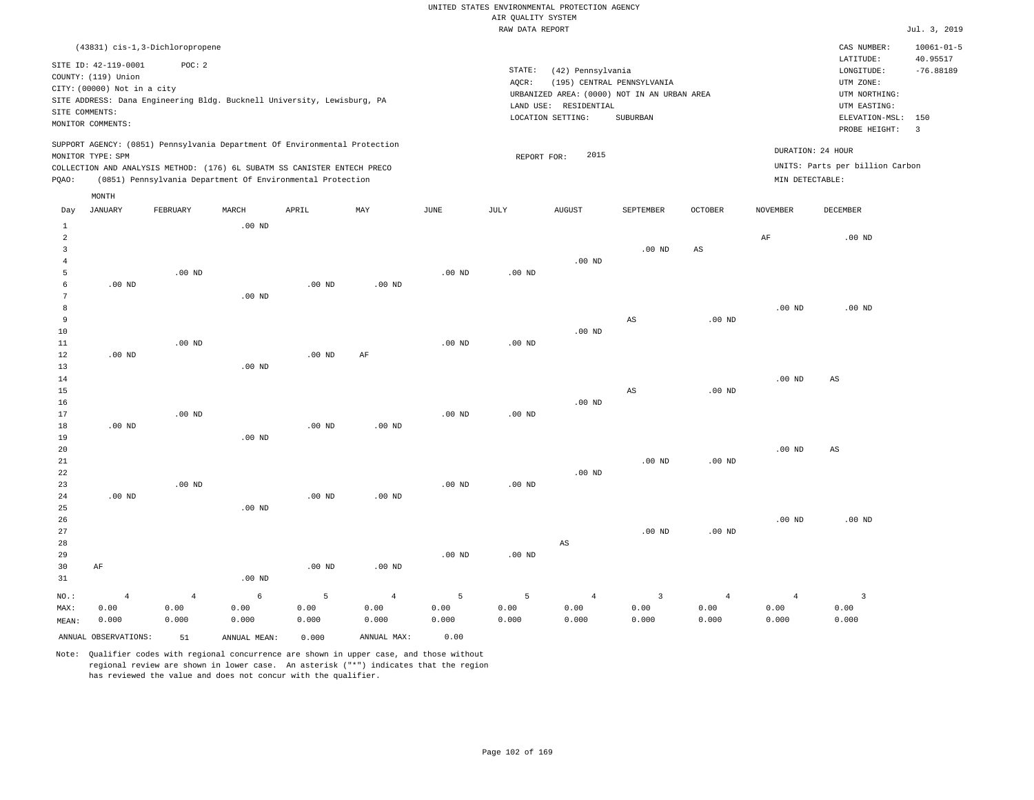UNITED STATES ENVIRONMENTAL PROTECTION AGENCY
AIR QUALITY SYSTEM
RAW DATA REPORT

Jul. 3, 2019

(43831) cis-1,3-Dichloropropene

SITE ID: 42-119-0001 POC: 2
COUNTY: (119) Union
CITY: (00000) Not in a city
SITE ADDRESS: Dana Engineering Bldg. Bucknell University, Lewisburg, PA
SITE COMMENTS:
MONITOR COMMENTS:

STATE: (42) Pennsylvania
AQCR: (195) CENTRAL PENNSYLVANIA
URBANIZED AREA: (0000) NOT IN AN URBAN AREA
LAND USE: RESIDENTIAL
LOCATION SETTING: SUBURBAN

CAS NUMBER: 10061-01-5
LATITUDE: 40.95517
LONGITUDE: -76.88189
UTM ZONE:
UTM NORTHING:
UTM EASTING:
ELEVATION-MSL: 150
PROBE HEIGHT: 3

SUPPORT AGENCY: (0851) Pennsylvania Department Of Environmental Protection
MONITOR TYPE: SPM
COLLECTION AND ANALYSIS METHOD: (176) 6L SUBATM SS CANISTER ENTECH PRECO
PQAO: (0851) Pennsylvania Department Of Environmental Protection

REPORT FOR: 2015

DURATION: 24 HOUR
UNITS: Parts per billion Carbon
MIN DETECTABLE:

| Day | JANUARY | FEBRUARY | MARCH | APRIL | MAY | JUNE | JULY | AUGUST | SEPTEMBER | OCTOBER | NOVEMBER | DECEMBER |
|---|---|---|---|---|---|---|---|---|---|---|---|---|
| 1 | | | .00 ND | | | | | | | | | |
| 2 | | | | | | | | | | | AF | .00 ND |
| 3 | | | | | | | | | .00 ND | AS | | |
| 4 | | | | | | | | .00 ND | | | | |
| 5 | | .00 ND | | | | .00 ND | .00 ND | | | | | |
| 6 | .00 ND | | | .00 ND | .00 ND | | | | | | | |
| 7 | | | .00 ND | | | | | | | | | |
| 8 | | | | | | | | | | | .00 ND | .00 ND |
| 9 | | | | | | | | | AS | .00 ND | | |
| 10 | | | | | | | | .00 ND | | | | |
| 11 | | .00 ND | | | | .00 ND | .00 ND | | | | | |
| 12 | .00 ND | | | .00 ND | AF | | | | | | | |
| 13 | | | .00 ND | | | | | | | | | |
| 14 | | | | | | | | | | | .00 ND | AS |
| 15 | | | | | | | | | AS | .00 ND | | |
| 16 | | | | | | | | .00 ND | | | | |
| 17 | | .00 ND | | | | .00 ND | .00 ND | | | | | |
| 18 | .00 ND | | | .00 ND | .00 ND | | | | | | | |
| 19 | | | .00 ND | | | | | | | | | |
| 20 | | | | | | | | | | | .00 ND | AS |
| 21 | | | | | | | | | .00 ND | .00 ND | | |
| 22 | | | | | | | | .00 ND | | | | |
| 23 | | .00 ND | | | | .00 ND | .00 ND | | | | | |
| 24 | .00 ND | | | .00 ND | .00 ND | | | | | | | |
| 25 | | | .00 ND | | | | | | | | | |
| 26 | | | | | | | | | | | .00 ND | .00 ND |
| 27 | | | | | | | | | .00 ND | .00 ND | | |
| 28 | | | | | | | | AS | | | | |
| 29 | | | | | | .00 ND | .00 ND | | | | | |
| 30 | AF | | | .00 ND | .00 ND | | | | | | | |
| 31 | | | .00 ND | | | | | | | | | |
| NO.: | 4 | 4 | 6 | 5 | 4 | 5 | 5 | 4 | 3 | 4 | 4 | 3 |
| MAX: | 0.00 | 0.00 | 0.00 | 0.00 | 0.00 | 0.00 | 0.00 | 0.00 | 0.00 | 0.00 | 0.00 | 0.00 |
| MEAN: | 0.000 | 0.000 | 0.000 | 0.000 | 0.000 | 0.000 | 0.000 | 0.000 | 0.000 | 0.000 | 0.000 | 0.000 |

ANNUAL OBSERVATIONS: 51 ANNUAL MEAN: 0.000 ANNUAL MAX: 0.00

Note: Qualifier codes with regional concurrence are shown in upper case, and those without regional review are shown in lower case. An asterisk ("*") indicates that the region has reviewed the value and does not concur with the qualifier.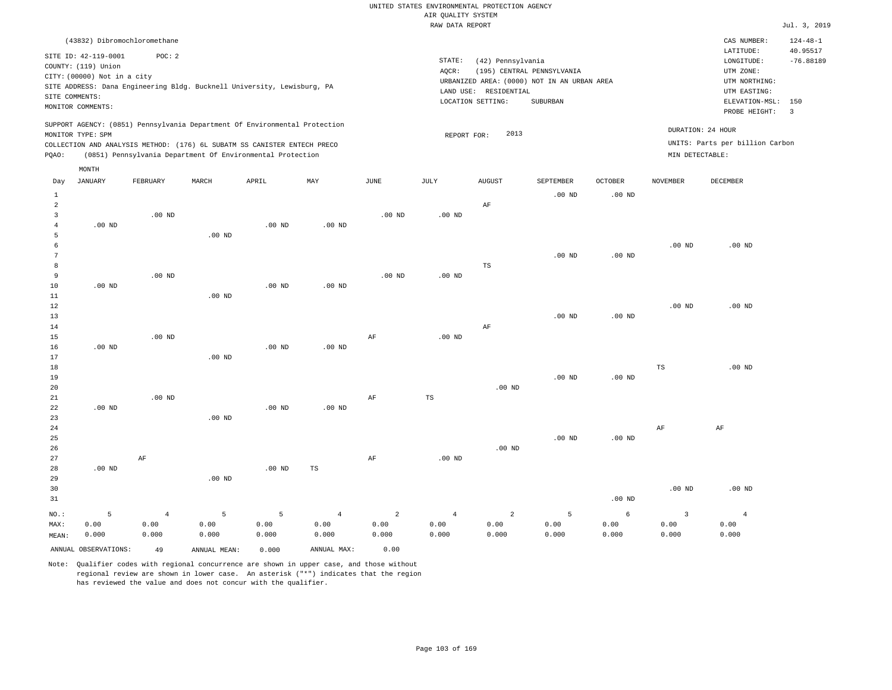UNITED STATES ENVIRONMENTAL PROTECTION AGENCY
AIR QUALITY SYSTEM
RAW DATA REPORT

Jul. 3, 2019

(43832) Dibromochloromethane

SITE ID: 42-119-0001 POC: 2
COUNTY: (119) Union
CITY: (00000) Not in a city
SITE ADDRESS: Dana Engineering Bldg. Bucknell University, Lewisburg, PA
SITE COMMENTS:
MONITOR COMMENTS:

STATE: (42) Pennsylvania
AQCR: (195) CENTRAL PENNSYLVANIA
URBANIZED AREA: (0000) NOT IN AN URBAN AREA
LAND USE: RESIDENTIAL
LOCATION SETTING: SUBURBAN

CAS NUMBER: 124-48-1
LATITUDE: 40.95517
LONGITUDE: -76.88189
UTM ZONE:
UTM NORTHING:
UTM EASTING:
ELEVATION-MSL: 150
PROBE HEIGHT: 3

SUPPORT AGENCY: (0851) Pennsylvania Department Of Environmental Protection
MONITOR TYPE: SPM
COLLECTION AND ANALYSIS METHOD: (176) 6L SUBATM SS CANISTER ENTECH PRECO
PQAO: (0851) Pennsylvania Department Of Environmental Protection

REPORT FOR: 2013

DURATION: 24 HOUR
UNITS: Parts per billion Carbon
MIN DETECTABLE:

| Day | JANUARY | FEBRUARY | MARCH | APRIL | MAY | JUNE | JULY | AUGUST | SEPTEMBER | OCTOBER | NOVEMBER | DECEMBER |
|---|---|---|---|---|---|---|---|---|---|---|---|---|
| 1 | | | | | | | | | .00 ND | .00 ND | | |
| 2 | | | | | | | | AF | | | | |
| 3 | | .00 ND | | | | .00 ND | .00 ND | | | | | |
| 4 | .00 ND | | | .00 ND | .00 ND | | | | | | | |
| 5 | | | .00 ND | | | | | | | | | |
| 6 | | | | | | | | | | | .00 ND | .00 ND |
| 7 | | | | | | | | | .00 ND | .00 ND | | |
| 8 | | | | | | | | TS | | | | |
| 9 | | .00 ND | | | | .00 ND | .00 ND | | | | | |
| 10 | .00 ND | | | .00 ND | .00 ND | | | | | | | |
| 11 | | | .00 ND | | | | | | | | | |
| 12 | | | | | | | | | | | .00 ND | .00 ND |
| 13 | | | | | | | | | .00 ND | .00 ND | | |
| 14 | | | | | | | | AF | | | | |
| 15 | | .00 ND | | | | AF | .00 ND | | | | | |
| 16 | .00 ND | | | .00 ND | .00 ND | | | | | | | |
| 17 | | | .00 ND | | | | | | | | | |
| 18 | | | | | | | | | | | TS | .00 ND |
| 19 | | | | | | | | | .00 ND | .00 ND | | |
| 20 | | | | | | | | .00 ND | | | | |
| 21 | | .00 ND | | | | AF | TS | | | | | |
| 22 | .00 ND | | | .00 ND | .00 ND | | | | | | | |
| 23 | | | .00 ND | | | | | | | | | |
| 24 | | | | | | | | | | | AF | AF |
| 25 | | | | | | | | | .00 ND | .00 ND | | |
| 26 | | | | | | | | .00 ND | | | | |
| 27 | | AF | | | | AF | .00 ND | | | | | |
| 28 | .00 ND | | | .00 ND | TS | | | | | | | |
| 29 | | | .00 ND | | | | | | | | | |
| 30 | | | | | | | | | | | .00 ND | .00 ND |
| 31 | | | | | | | | | | .00 ND | | |
| NO.: | 5 | 4 | 5 | 5 | 4 | 2 | 4 | 2 | 5 | 6 | 3 | 4 |
| MAX: | 0.00 | 0.00 | 0.00 | 0.00 | 0.00 | 0.00 | 0.00 | 0.00 | 0.00 | 0.00 | 0.00 | 0.00 |
| MEAN: | 0.000 | 0.000 | 0.000 | 0.000 | 0.000 | 0.000 | 0.000 | 0.000 | 0.000 | 0.000 | 0.000 | 0.000 |

ANNUAL OBSERVATIONS: 49 ANNUAL MEAN: 0.000 ANNUAL MAX: 0.00

Note: Qualifier codes with regional concurrence are shown in upper case, and those without regional review are shown in lower case. An asterisk ("*") indicates that the region has reviewed the value and does not concur with the qualifier.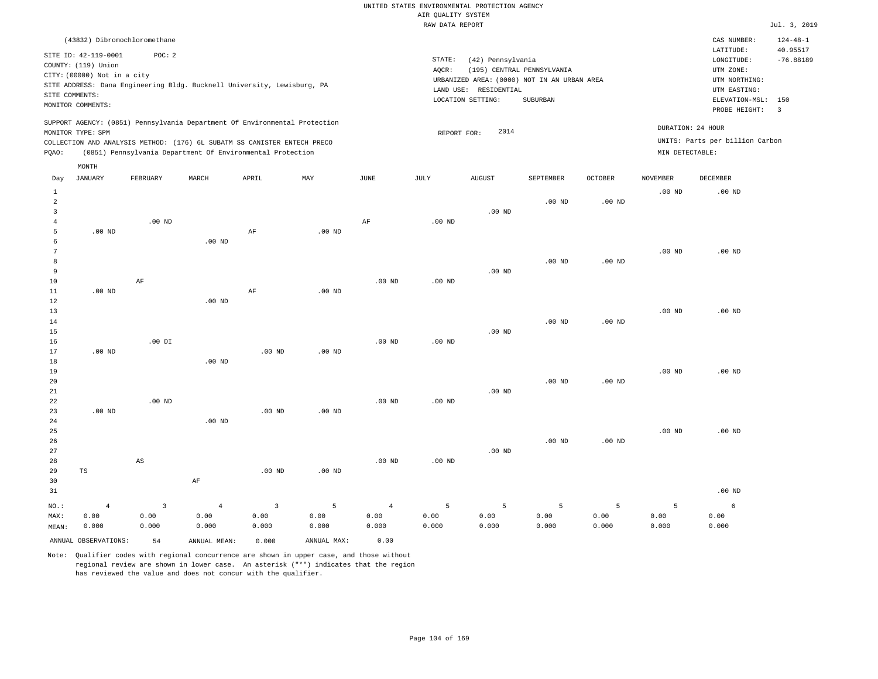UNITED STATES ENVIRONMENTAL PROTECTION AGENCY
AIR QUALITY SYSTEM
RAW DATA REPORT

Jul. 3, 2019

(43832) Dibromochloromethane

SITE ID: 42-119-0001 POC: 2
COUNTY: (119) Union
CITY: (00000) Not in a city
SITE ADDRESS: Dana Engineering Bldg. Bucknell University, Lewisburg, PA
SITE COMMENTS:
MONITOR COMMENTS:

STATE: (42) Pennsylvania
AQCR: (195) CENTRAL PENNSYLVANIA
URBANIZED AREA: (0000) NOT IN AN URBAN AREA
LAND USE: RESIDENTIAL
LOCATION SETTING: SUBURBAN

CAS NUMBER: 124-48-1
LATITUDE: 40.95517
LONGITUDE: -76.88189
UTM ZONE:
UTM NORTHING:
UTM EASTING:
ELEVATION-MSL: 150
PROBE HEIGHT: 3

SUPPORT AGENCY: (0851) Pennsylvania Department Of Environmental Protection
MONITOR TYPE: SPM
COLLECTION AND ANALYSIS METHOD: (176) 6L SUBATM SS CANISTER ENTECH PRECO
PQAO: (0851) Pennsylvania Department Of Environmental Protection

REPORT FOR: 2014

DURATION: 24 HOUR
UNITS: Parts per billion Carbon
MIN DETECTABLE:

| Day | JANUARY | FEBRUARY | MARCH | APRIL | MAY | JUNE | JULY | AUGUST | SEPTEMBER | OCTOBER | NOVEMBER | DECEMBER |
|---|---|---|---|---|---|---|---|---|---|---|---|---|
| 1 | | | | | | | | | | | .00 ND | .00 ND |
| 2 | | | | | | | | | .00 ND | .00 ND | | |
| 3 | | | | | | | | .00 ND | | | | |
| 4 | | .00 ND | | | | AF | .00 ND | | | | | |
| 5 | .00 ND | | | AF | .00 ND | | | | | | | |
| 6 | | | .00 ND | | | | | | | | | |
| 7 | | | | | | | | | | | .00 ND | .00 ND |
| 8 | | | | | | | | | .00 ND | .00 ND | | |
| 9 | | | | | | | | .00 ND | | | | |
| 10 | | AF | | | | .00 ND | .00 ND | | | | | |
| 11 | .00 ND | | | AF | .00 ND | | | | | | | |
| 12 | | | .00 ND | | | | | | | | | |
| 13 | | | | | | | | | | | .00 ND | .00 ND |
| 14 | | | | | | | | | .00 ND | .00 ND | | |
| 15 | | | | | | | | .00 ND | | | | |
| 16 | | .00 DI | | | | .00 ND | .00 ND | | | | | |
| 17 | .00 ND | | | .00 ND | .00 ND | | | | | | | |
| 18 | | | .00 ND | | | | | | | | | |
| 19 | | | | | | | | | | | .00 ND | .00 ND |
| 20 | | | | | | | | | .00 ND | .00 ND | | |
| 21 | | | | | | | | .00 ND | | | | |
| 22 | | .00 ND | | | | .00 ND | .00 ND | | | | | |
| 23 | .00 ND | | | .00 ND | .00 ND | | | | | | | |
| 24 | | | .00 ND | | | | | | | | | |
| 25 | | | | | | | | | | | .00 ND | .00 ND |
| 26 | | | | | | | | | .00 ND | .00 ND | | |
| 27 | | | | | | | | .00 ND | | | | |
| 28 | | AS | | | | .00 ND | .00 ND | | | | | |
| 29 | TS | | | .00 ND | .00 ND | | | | | | | |
| 30 | | | AF | | | | | | | | | |
| 31 | | | | | | | | | | | | .00 ND |
| NO.: | 4 | 3 | 4 | 3 | 5 | 4 | 5 | 5 | 5 | 5 | 5 | 6 |
| MAX: | 0.00 | 0.00 | 0.00 | 0.00 | 0.00 | 0.00 | 0.00 | 0.00 | 0.00 | 0.00 | 0.00 | 0.00 |
| MEAN: | 0.000 | 0.000 | 0.000 | 0.000 | 0.000 | 0.000 | 0.000 | 0.000 | 0.000 | 0.000 | 0.000 | 0.000 |

ANNUAL OBSERVATIONS: 54 ANNUAL MEAN: 0.000 ANNUAL MAX: 0.00

Note: Qualifier codes with regional concurrence are shown in upper case, and those without regional review are shown in lower case. An asterisk ("*") indicates that the region has reviewed the value and does not concur with the qualifier.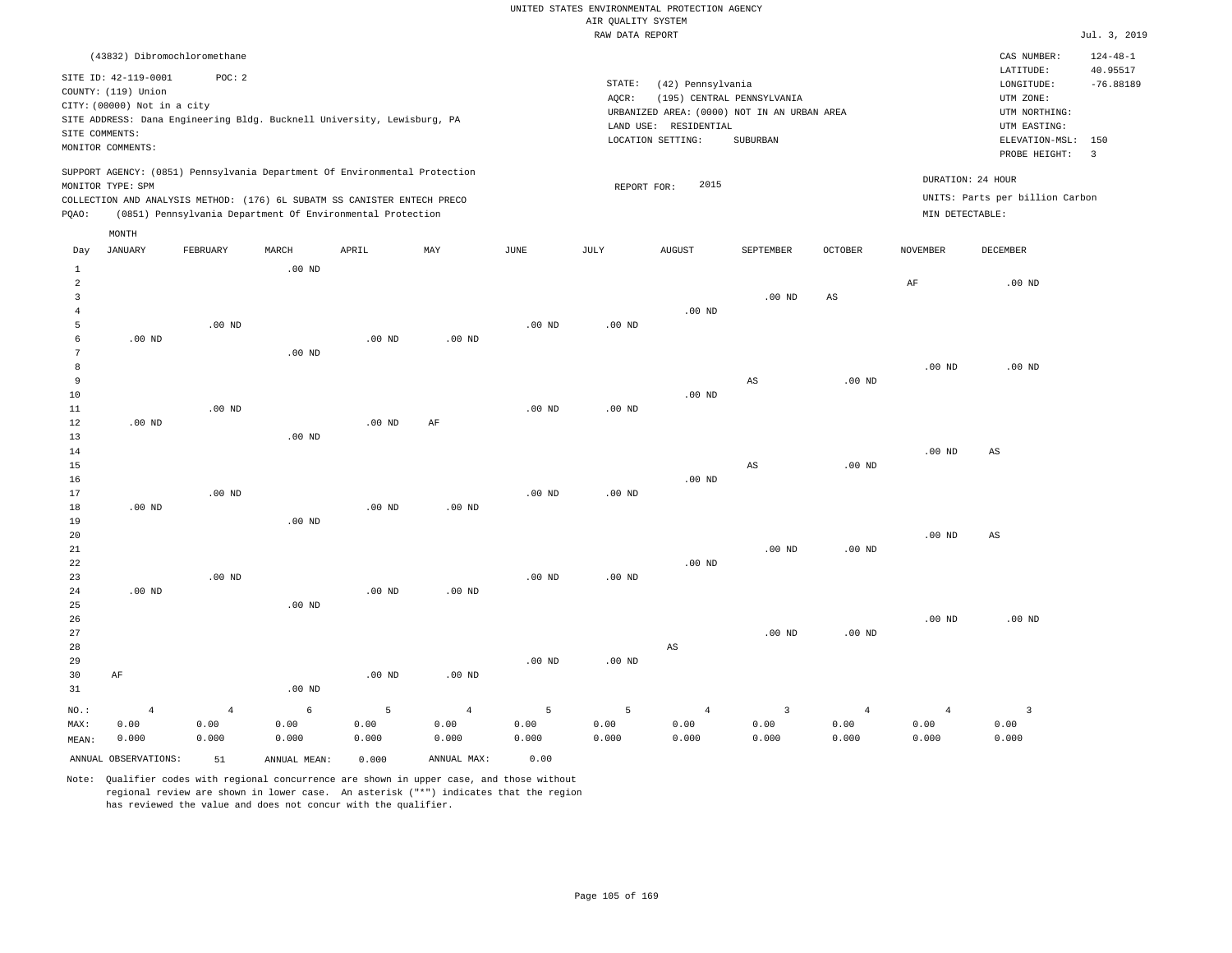UNITED STATES ENVIRONMENTAL PROTECTION AGENCY
AIR QUALITY SYSTEM
RAW DATA REPORT

Jul. 3, 2019

(43832) Dibromochloromethane

SITE ID: 42-119-0001 POC: 2
COUNTY: (119) Union
CITY: (00000) Not in a city
SITE ADDRESS: Dana Engineering Bldg. Bucknell University, Lewisburg, PA
SITE COMMENTS:
MONITOR COMMENTS:

STATE: (42) Pennsylvania
AQCR: (195) CENTRAL PENNSYLVANIA
URBANIZED AREA: (0000) NOT IN AN URBAN AREA
LAND USE: RESIDENTIAL
LOCATION SETTING: SUBURBAN

CAS NUMBER: 124-48-1
LATITUDE: 40.95517
LONGITUDE: -76.88189
UTM ZONE:
UTM NORTHING:
UTM EASTING:
ELEVATION-MSL: 150
PROBE HEIGHT: 3

SUPPORT AGENCY: (0851) Pennsylvania Department Of Environmental Protection
MONITOR TYPE: SPM
COLLECTION AND ANALYSIS METHOD: (176) 6L SUBATM SS CANISTER ENTECH PRECO
PQAO: (0851) Pennsylvania Department Of Environmental Protection

REPORT FOR: 2015

DURATION: 24 HOUR
UNITS: Parts per billion Carbon
MIN DETECTABLE:

| Day | JANUARY | FEBRUARY | MARCH | APRIL | MAY | JUNE | JULY | AUGUST | SEPTEMBER | OCTOBER | NOVEMBER | DECEMBER |
|---|---|---|---|---|---|---|---|---|---|---|---|---|
| 1 | | | .00 ND | | | | | | | | | |
| 2 | | | | | | | | | | | AF | .00 ND |
| 3 | | | | | | | | | .00 ND | AS | | |
| 4 | | | | | | | | .00 ND | | | | |
| 5 | | .00 ND | | | | .00 ND | .00 ND | | | | | |
| 6 | .00 ND | | | .00 ND | .00 ND | | | | | | | |
| 7 | | | .00 ND | | | | | | | | | |
| 8 | | | | | | | | | | | .00 ND | .00 ND |
| 9 | | | | | | | | | AS | .00 ND | | |
| 10 | | | | | | | | .00 ND | | | | |
| 11 | | .00 ND | | | | .00 ND | .00 ND | | | | | |
| 12 | .00 ND | | | .00 ND | AF | | | | | | | |
| 13 | | | .00 ND | | | | | | | | | |
| 14 | | | | | | | | | | | .00 ND | AS |
| 15 | | | | | | | | | AS | .00 ND | | |
| 16 | | | | | | | | .00 ND | | | | |
| 17 | | .00 ND | | | | .00 ND | .00 ND | | | | | |
| 18 | .00 ND | | | .00 ND | .00 ND | | | | | | | |
| 19 | | | .00 ND | | | | | | | | | |
| 20 | | | | | | | | | | | .00 ND | AS |
| 21 | | | | | | | | | .00 ND | .00 ND | | |
| 22 | | | | | | | | .00 ND | | | | |
| 23 | | .00 ND | | | | .00 ND | .00 ND | | | | | |
| 24 | .00 ND | | | .00 ND | .00 ND | | | | | | | |
| 25 | | | .00 ND | | | | | | | | | |
| 26 | | | | | | | | | | | .00 ND | .00 ND |
| 27 | | | | | | | | | .00 ND | .00 ND | | |
| 28 | | | | | | | | AS | | | | |
| 29 | | | | | | .00 ND | .00 ND | | | | | |
| 30 | AF | | | .00 ND | .00 ND | | | | | | | |
| 31 | | | .00 ND | | | | | | | | | |
| NO.: | 4 | 4 | 6 | 5 | 4 | 5 | 5 | 4 | 3 | 4 | 4 | 3 |
| MAX: | 0.00 | 0.00 | 0.00 | 0.00 | 0.00 | 0.00 | 0.00 | 0.00 | 0.00 | 0.00 | 0.00 | 0.00 |
| MEAN: | 0.000 | 0.000 | 0.000 | 0.000 | 0.000 | 0.000 | 0.000 | 0.000 | 0.000 | 0.000 | 0.000 | 0.000 |

ANNUAL OBSERVATIONS: 51 ANNUAL MEAN: 0.000 ANNUAL MAX: 0.00

Note: Qualifier codes with regional concurrence are shown in upper case, and those without regional review are shown in lower case. An asterisk ("*") indicates that the region has reviewed the value and does not concur with the qualifier.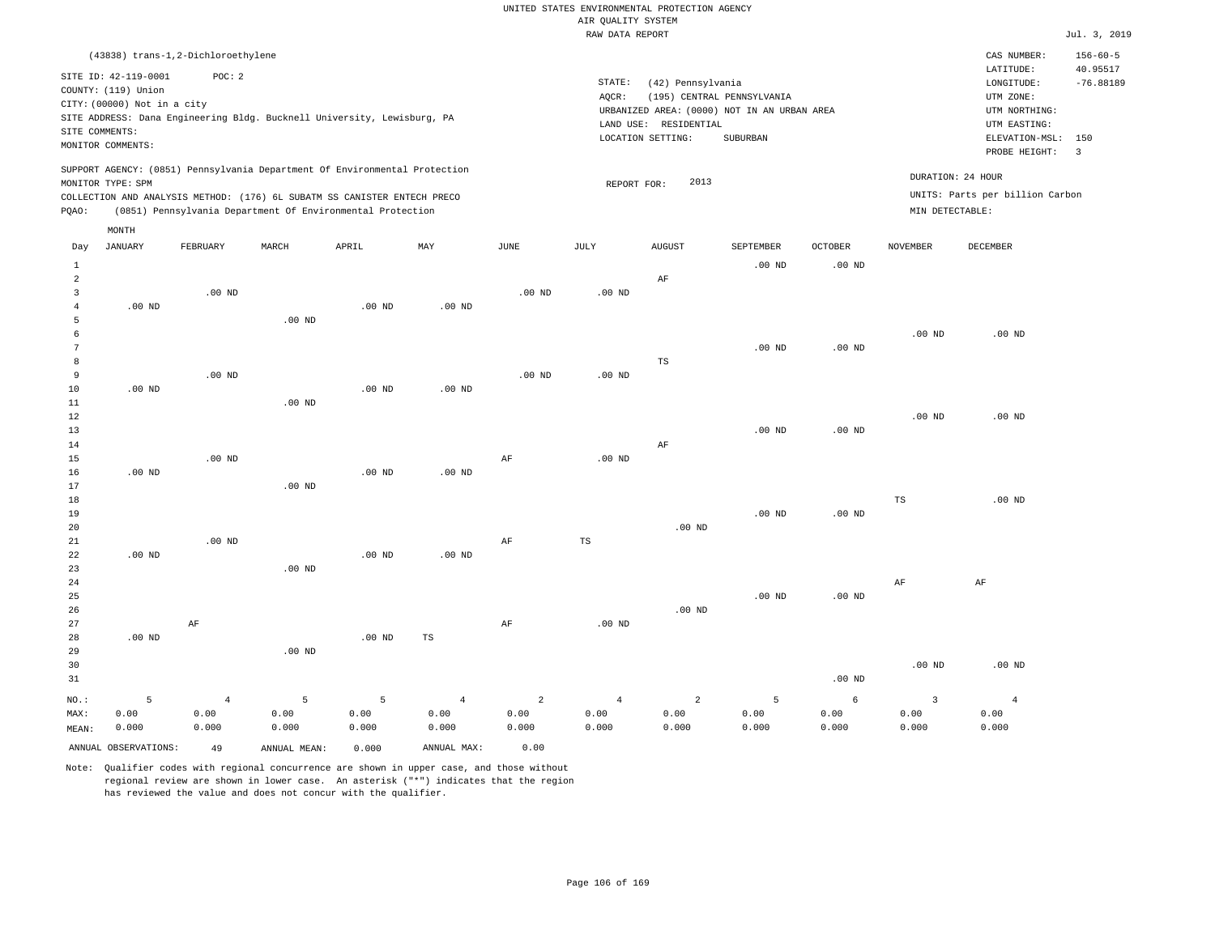UNITED STATES ENVIRONMENTAL PROTECTION AGENCY
AIR QUALITY SYSTEM
RAW DATA REPORT

Jul. 3, 2019

(43838) trans-1,2-Dichloroethylene

SITE ID: 42-119-0001 POC: 2
COUNTY: (119) Union
CITY: (00000) Not in a city
SITE ADDRESS: Dana Engineering Bldg. Bucknell University, Lewisburg, PA
SITE COMMENTS:
MONITOR COMMENTS:

STATE: (42) Pennsylvania
AQCR: (195) CENTRAL PENNSYLVANIA
URBANIZED AREA: (0000) NOT IN AN URBAN AREA
LAND USE: RESIDENTIAL
LOCATION SETTING: SUBURBAN

CAS NUMBER: 156-60-5
LATITUDE: 40.95517
LONGITUDE: -76.88189
UTM ZONE:
UTM NORTHING:
UTM EASTING:
ELEVATION-MSL: 150
PROBE HEIGHT: 3

SUPPORT AGENCY: (0851) Pennsylvania Department Of Environmental Protection
MONITOR TYPE: SPM
COLLECTION AND ANALYSIS METHOD: (176) 6L SUBATM SS CANISTER ENTECH PRECO
PQAO: (0851) Pennsylvania Department Of Environmental Protection

REPORT FOR: 2013

DURATION: 24 HOUR
UNITS: Parts per billion Carbon
MIN DETECTABLE:

| Day | JANUARY | FEBRUARY | MARCH | APRIL | MAY | JUNE | JULY | AUGUST | SEPTEMBER | OCTOBER | NOVEMBER | DECEMBER |
|---|---|---|---|---|---|---|---|---|---|---|---|---|
| 1 | | | | | | | | | .00 ND | .00 ND | | |
| 2 | | | | | | | | AF | | | | |
| 3 | | .00 ND | | | | .00 ND | .00 ND | | | | | |
| 4 | .00 ND | | | .00 ND | .00 ND | | | | | | | |
| 5 | | | .00 ND | | | | | | | | | |
| 6 | | | | | | | | | | | .00 ND | .00 ND |
| 7 | | | | | | | | | .00 ND | .00 ND | | |
| 8 | | | | | | | | TS | | | | |
| 9 | | .00 ND | | | | .00 ND | .00 ND | | | | | |
| 10 | .00 ND | | | .00 ND | .00 ND | | | | | | | |
| 11 | | | .00 ND | | | | | | | | | |
| 12 | | | | | | | | | | | .00 ND | .00 ND |
| 13 | | | | | | | | | .00 ND | .00 ND | | |
| 14 | | | | | | | | AF | | | | |
| 15 | | .00 ND | | | | AF | .00 ND | | | | | |
| 16 | .00 ND | | | .00 ND | .00 ND | | | | | | | |
| 17 | | | .00 ND | | | | | | | | | |
| 18 | | | | | | | | | | | TS | .00 ND |
| 19 | | | | | | | | | .00 ND | .00 ND | | |
| 20 | | | | | | | | .00 ND | | | | |
| 21 | | .00 ND | | | | AF | TS | | | | | |
| 22 | .00 ND | | | .00 ND | .00 ND | | | | | | | |
| 23 | | | .00 ND | | | | | | | | | |
| 24 | | | | | | | | | | | AF | AF |
| 25 | | | | | | | | | .00 ND | .00 ND | | |
| 26 | | | | | | | | .00 ND | | | | |
| 27 | | AF | | | | AF | .00 ND | | | | | |
| 28 | .00 ND | | | .00 ND | TS | | | | | | | |
| 29 | | | .00 ND | | | | | | | | | |
| 30 | | | | | | | | | | | .00 ND | .00 ND |
| 31 | | | | | | | | | | .00 ND | | |
| NO.: | 5 | 4 | 5 | 5 | 4 | 2 | 4 | 2 | 5 | 6 | 3 | 4 |
| MAX: | 0.00 | 0.00 | 0.00 | 0.00 | 0.00 | 0.00 | 0.00 | 0.00 | 0.00 | 0.00 | 0.00 | 0.00 |
| MEAN: | 0.000 | 0.000 | 0.000 | 0.000 | 0.000 | 0.000 | 0.000 | 0.000 | 0.000 | 0.000 | 0.000 | 0.000 |

ANNUAL OBSERVATIONS: 49 ANNUAL MEAN: 0.000 ANNUAL MAX: 0.00

Note: Qualifier codes with regional concurrence are shown in upper case, and those without regional review are shown in lower case. An asterisk ("*") indicates that the region has reviewed the value and does not concur with the qualifier.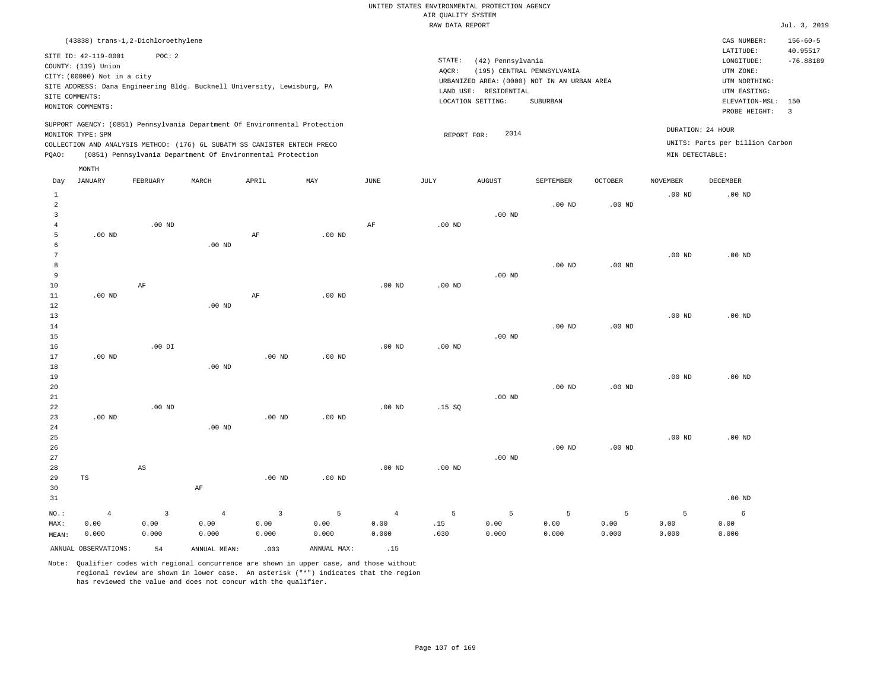UNITED STATES ENVIRONMENTAL PROTECTION AGENCY
AIR QUALITY SYSTEM
RAW DATA REPORT

Jul. 3, 2019

(43838) trans-1,2-Dichloroethylene

SITE ID: 42-119-0001 POC: 2
COUNTY: (119) Union
CITY: (00000) Not in a city
SITE ADDRESS: Dana Engineering Bldg. Bucknell University, Lewisburg, PA
SITE COMMENTS:
MONITOR COMMENTS:

STATE: (42) Pennsylvania
AQCR: (195) CENTRAL PENNSYLVANIA
URBANIZED AREA: (0000) NOT IN AN URBAN AREA
LAND USE: RESIDENTIAL
LOCATION SETTING: SUBURBAN

CAS NUMBER: 156-60-5
LATITUDE: 40.95517
LONGITUDE: -76.88189
UTM ZONE:
UTM NORTHING:
UTM EASTING:
ELEVATION-MSL: 150
PROBE HEIGHT: 3

SUPPORT AGENCY: (0851) Pennsylvania Department Of Environmental Protection
MONITOR TYPE: SPM
COLLECTION AND ANALYSIS METHOD: (176) 6L SUBATM SS CANISTER ENTECH PRECO
PQAO: (0851) Pennsylvania Department Of Environmental Protection

REPORT FOR: 2014

DURATION: 24 HOUR
UNITS: Parts per billion Carbon
MIN DETECTABLE:

| Day | JANUARY | FEBRUARY | MARCH | APRIL | MAY | JUNE | JULY | AUGUST | SEPTEMBER | OCTOBER | NOVEMBER | DECEMBER |
|---|---|---|---|---|---|---|---|---|---|---|---|---|
| 1 | | | | | | | | | | | .00 ND | .00 ND |
| 2 | | | | | | | | | .00 ND | .00 ND | | |
| 3 | | | | | | | | .00 ND | | | | |
| 4 | | .00 ND | | | | AF | .00 ND | | | | | |
| 5 | .00 ND | | | AF | .00 ND | | | | | | | |
| 6 | | | .00 ND | | | | | | | | | |
| 7 | | | | | | | | | | | .00 ND | .00 ND |
| 8 | | | | | | | | | .00 ND | .00 ND | | |
| 9 | | | | | | | | .00 ND | | | | |
| 10 | | AF | | | | .00 ND | .00 ND | | | | | |
| 11 | .00 ND | | | AF | .00 ND | | | | | | | |
| 12 | | | .00 ND | | | | | | | | | |
| 13 | | | | | | | | | | | .00 ND | .00 ND |
| 14 | | | | | | | | | .00 ND | .00 ND | | |
| 15 | | | | | | | | .00 ND | | | | |
| 16 | | .00 DI | | | | .00 ND | .00 ND | | | | | |
| 17 | .00 ND | | | .00 ND | .00 ND | | | | | | | |
| 18 | | | .00 ND | | | | | | | | | |
| 19 | | | | | | | | | | | .00 ND | .00 ND |
| 20 | | | | | | | | | .00 ND | .00 ND | | |
| 21 | | | | | | | | .00 ND | | | | |
| 22 | | .00 ND | | | | .00 ND | .15 SQ | | | | | |
| 23 | .00 ND | | | .00 ND | .00 ND | | | | | | | |
| 24 | | | .00 ND | | | | | | | | | |
| 25 | | | | | | | | | | | .00 ND | .00 ND |
| 26 | | | | | | | | | .00 ND | .00 ND | | |
| 27 | | | | | | | | .00 ND | | | | |
| 28 | | AS | | | | .00 ND | .00 ND | | | | | |
| 29 | TS | | | .00 ND | .00 ND | | | | | | | |
| 30 | | | AF | | | | | | | | | |
| 31 | | | | | | | | | | | | .00 ND |
| NO.: | 4 | 3 | 4 | 3 | 5 | 4 | 5 | 5 | 5 | 5 | 5 | 6 |
| MAX: | 0.00 | 0.00 | 0.00 | 0.00 | 0.00 | 0.00 | .15 | 0.00 | 0.00 | 0.00 | 0.00 | 0.00 |
| MEAN: | 0.000 | 0.000 | 0.000 | 0.000 | 0.000 | 0.000 | .030 | 0.000 | 0.000 | 0.000 | 0.000 | 0.000 |

ANNUAL OBSERVATIONS: 54 ANNUAL MEAN: .003 ANNUAL MAX: .15

Note: Qualifier codes with regional concurrence are shown in upper case, and those without regional review are shown in lower case. An asterisk ("*") indicates that the region has reviewed the value and does not concur with the qualifier.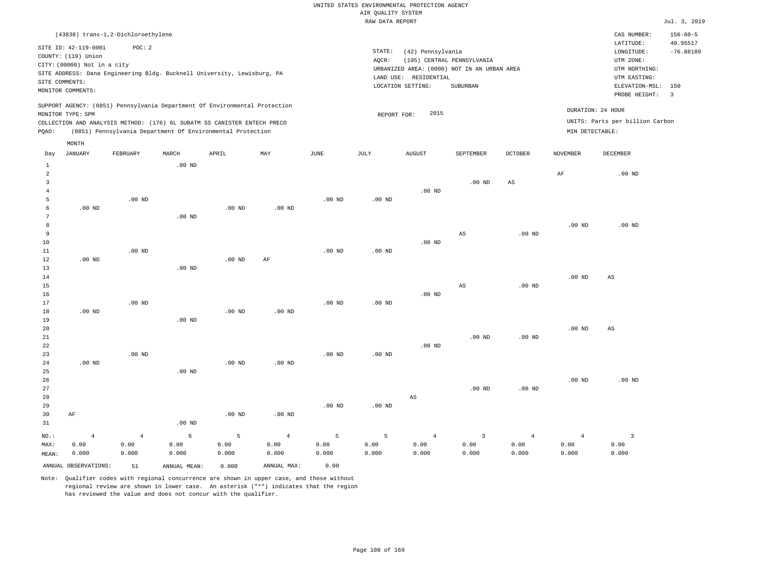UNITED STATES ENVIRONMENTAL PROTECTION AGENCY
AIR QUALITY SYSTEM
RAW DATA REPORT

Jul. 3, 2019

(43838) trans-1,2-Dichloroethylene

SITE ID: 42-119-0001 POC: 2
COUNTY: (119) Union
CITY: (00000) Not in a city
SITE ADDRESS: Dana Engineering Bldg. Bucknell University, Lewisburg, PA
SITE COMMENTS:
MONITOR COMMENTS:

STATE: (42) Pennsylvania
AQCR: (195) CENTRAL PENNSYLVANIA
URBANIZED AREA: (0000) NOT IN AN URBAN AREA
LAND USE: RESIDENTIAL
LOCATION SETTING: SUBURBAN

CAS NUMBER: 156-60-5
LATITUDE: 40.95517
LONGITUDE: -76.88189
UTM ZONE:
UTM NORTHING:
UTM EASTING:
ELEVATION-MSL: 150
PROBE HEIGHT: 3

SUPPORT AGENCY: (0851) Pennsylvania Department Of Environmental Protection
MONITOR TYPE: SPM
COLLECTION AND ANALYSIS METHOD: (176) 6L SUBATM SS CANISTER ENTECH PRECO
PQAO: (0851) Pennsylvania Department Of Environmental Protection

REPORT FOR: 2015

DURATION: 24 HOUR
UNITS: Parts per billion Carbon
MIN DETECTABLE:

| Day | JANUARY | FEBRUARY | MARCH | APRIL | MAY | JUNE | JULY | AUGUST | SEPTEMBER | OCTOBER | NOVEMBER | DECEMBER |
|---|---|---|---|---|---|---|---|---|---|---|---|---|
| 1 | | | .00 ND | | | | | | | | | |
| 2 | | | | | | | | | | | AF | .00 ND |
| 3 | | | | | | | | | .00 ND | AS | | |
| 4 | | | | | | | | .00 ND | | | | |
| 5 | | .00 ND | | | | .00 ND | .00 ND | | | | | |
| 6 | .00 ND | | | .00 ND | .00 ND | | | | | | | |
| 7 | | | .00 ND | | | | | | | | | |
| 8 | | | | | | | | | | | .00 ND | .00 ND |
| 9 | | | | | | | | | AS | .00 ND | | |
| 10 | | | | | | | | .00 ND | | | | |
| 11 | | .00 ND | | | | .00 ND | .00 ND | | | | | |
| 12 | .00 ND | | | .00 ND | AF | | | | | | | |
| 13 | | | .00 ND | | | | | | | | | |
| 14 | | | | | | | | | | | .00 ND | AS |
| 15 | | | | | | | | | AS | .00 ND | | |
| 16 | | | | | | | | .00 ND | | | | |
| 17 | | .00 ND | | | | .00 ND | .00 ND | | | | | |
| 18 | .00 ND | | | .00 ND | .00 ND | | | | | | | |
| 19 | | | .00 ND | | | | | | | | | |
| 20 | | | | | | | | | | | .00 ND | AS |
| 21 | | | | | | | | | .00 ND | .00 ND | | |
| 22 | | | | | | | | .00 ND | | | | |
| 23 | | .00 ND | | | | .00 ND | .00 ND | | | | | |
| 24 | .00 ND | | | .00 ND | .00 ND | | | | | | | |
| 25 | | | .00 ND | | | | | | | | | |
| 26 | | | | | | | | | | | .00 ND | .00 ND |
| 27 | | | | | | | | | .00 ND | .00 ND | | |
| 28 | | | | | | | | AS | | | | |
| 29 | | | | | | .00 ND | .00 ND | | | | | |
| 30 | AF | | | .00 ND | .00 ND | | | | | | | |
| 31 | | | .00 ND | | | | | | | | | |
| NO.: | 4 | 4 | 6 | 5 | 4 | 5 | 5 | 4 | 3 | 4 | 4 | 3 |
| MAX: | 0.00 | 0.00 | 0.00 | 0.00 | 0.00 | 0.00 | 0.00 | 0.00 | 0.00 | 0.00 | 0.00 | 0.00 |
| MEAN: | 0.000 | 0.000 | 0.000 | 0.000 | 0.000 | 0.000 | 0.000 | 0.000 | 0.000 | 0.000 | 0.000 | 0.000 |

ANNUAL OBSERVATIONS: 51 ANNUAL MEAN: 0.000 ANNUAL MAX: 0.00

Note: Qualifier codes with regional concurrence are shown in upper case, and those without regional review are shown in lower case. An asterisk ("*") indicates that the region has reviewed the value and does not concur with the qualifier.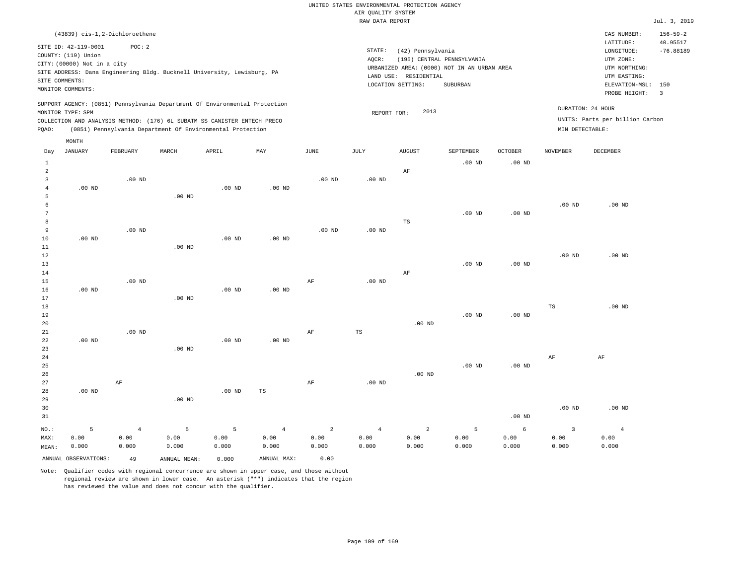UNITED STATES ENVIRONMENTAL PROTECTION AGENCY
AIR QUALITY SYSTEM
RAW DATA REPORT

Jul. 3, 2019

(43839) cis-1,2-Dichloroethene

SITE ID: 42-119-0001 POC: 2
COUNTY: (119) Union
CITY: (00000) Not in a city
SITE ADDRESS: Dana Engineering Bldg. Bucknell University, Lewisburg, PA
SITE COMMENTS:
MONITOR COMMENTS:

STATE: (42) Pennsylvania
AQCR: (195) CENTRAL PENNSYLVANIA
URBANIZED AREA: (0000) NOT IN AN URBAN AREA
LAND USE: RESIDENTIAL
LOCATION SETTING: SUBURBAN

CAS NUMBER: 156-59-2
LATITUDE: 40.95517
LONGITUDE: -76.88189
UTM ZONE:
UTM NORTHING:
UTM EASTING:
ELEVATION-MSL: 150
PROBE HEIGHT: 3

SUPPORT AGENCY: (0851) Pennsylvania Department Of Environmental Protection
MONITOR TYPE: SPM
COLLECTION AND ANALYSIS METHOD: (176) 6L SUBATM SS CANISTER ENTECH PRECO
PQAO: (0851) Pennsylvania Department Of Environmental Protection

REPORT FOR: 2013

DURATION: 24 HOUR
UNITS: Parts per billion Carbon
MIN DETECTABLE:

| Day | JANUARY | FEBRUARY | MARCH | APRIL | MAY | JUNE | JULY | AUGUST | SEPTEMBER | OCTOBER | NOVEMBER | DECEMBER |
|---|---|---|---|---|---|---|---|---|---|---|---|---|
| 1 | | | | | | | | | .00 ND | .00 ND | | |
| 2 | | | | | | | | AF | | | | |
| 3 | | .00 ND | | | | .00 ND | .00 ND | | | | | |
| 4 | .00 ND | | | .00 ND | .00 ND | | | | | | | |
| 5 | | | .00 ND | | | | | | | | | |
| 6 | | | | | | | | | | | .00 ND | .00 ND |
| 7 | | | | | | | | | .00 ND | .00 ND | | |
| 8 | | | | | | | | TS | | | | |
| 9 | | .00 ND | | | | .00 ND | .00 ND | | | | | |
| 10 | .00 ND | | | .00 ND | .00 ND | | | | | | | |
| 11 | | | .00 ND | | | | | | | | | |
| 12 | | | | | | | | | | | .00 ND | .00 ND |
| 13 | | | | | | | | | .00 ND | .00 ND | | |
| 14 | | | | | | | | AF | | | | |
| 15 | | .00 ND | | | | AF | .00 ND | | | | | |
| 16 | .00 ND | | | .00 ND | .00 ND | | | | | | | |
| 17 | | | .00 ND | | | | | | | | | |
| 18 | | | | | | | | | | | TS | .00 ND |
| 19 | | | | | | | | | .00 ND | .00 ND | | |
| 20 | | | | | | | | .00 ND | | | | |
| 21 | | .00 ND | | | | AF | TS | | | | | |
| 22 | .00 ND | | | .00 ND | .00 ND | | | | | | | |
| 23 | | | .00 ND | | | | | | | | | |
| 24 | | | | | | | | | | | AF | AF |
| 25 | | | | | | | | | .00 ND | .00 ND | | |
| 26 | | | | | | | | .00 ND | | | | |
| 27 | | AF | | | | AF | .00 ND | | | | | |
| 28 | .00 ND | | | .00 ND | TS | | | | | | | |
| 29 | | | .00 ND | | | | | | | | | |
| 30 | | | | | | | | | | | .00 ND | .00 ND |
| 31 | | | | | | | | | | .00 ND | | |
| NO.: | 5 | 4 | 5 | 5 | 4 | 2 | 4 | 2 | 5 | 6 | 3 | 4 |
| MAX: | 0.00 | 0.00 | 0.00 | 0.00 | 0.00 | 0.00 | 0.00 | 0.00 | 0.00 | 0.00 | 0.00 | 0.00 |
| MEAN: | 0.000 | 0.000 | 0.000 | 0.000 | 0.000 | 0.000 | 0.000 | 0.000 | 0.000 | 0.000 | 0.000 | 0.000 |

ANNUAL OBSERVATIONS: 49 ANNUAL MEAN: 0.000 ANNUAL MAX: 0.00

Note: Qualifier codes with regional concurrence are shown in upper case, and those without regional review are shown in lower case. An asterisk ("*") indicates that the region has reviewed the value and does not concur with the qualifier.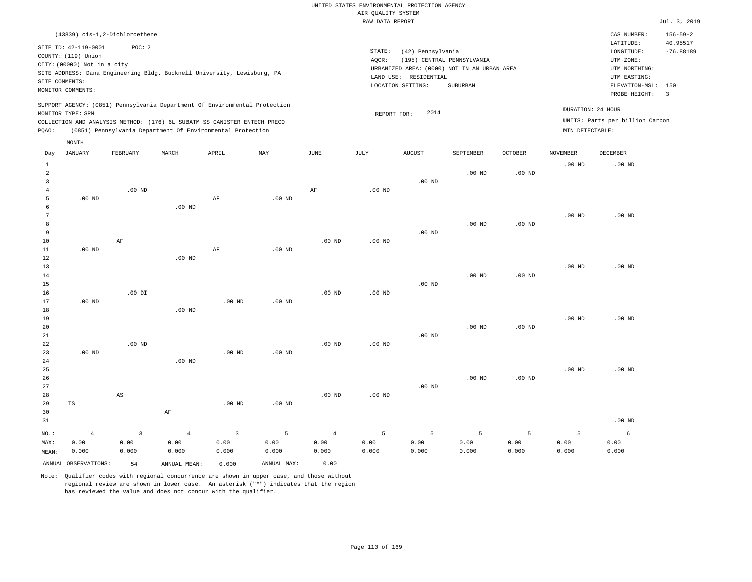UNITED STATES ENVIRONMENTAL PROTECTION AGENCY
AIR QUALITY SYSTEM
RAW DATA REPORT

Jul. 3, 2019

(43839) cis-1,2-Dichloroethene

SITE ID: 42-119-0001 POC: 2
COUNTY: (119) Union
CITY: (00000) Not in a city
SITE ADDRESS: Dana Engineering Bldg. Bucknell University, Lewisburg, PA
SITE COMMENTS:
MONITOR COMMENTS:

STATE: (42) Pennsylvania
AQCR: (195) CENTRAL PENNSYLVANIA
URBANIZED AREA: (0000) NOT IN AN URBAN AREA
LAND USE: RESIDENTIAL
LOCATION SETTING: SUBURBAN

CAS NUMBER: 156-59-2
LATITUDE: 40.95517
LONGITUDE: -76.88189
UTM ZONE:
UTM NORTHING:
UTM EASTING:
ELEVATION-MSL: 150
PROBE HEIGHT: 3

SUPPORT AGENCY: (0851) Pennsylvania Department Of Environmental Protection
MONITOR TYPE: SPM
COLLECTION AND ANALYSIS METHOD: (176) 6L SUBATM SS CANISTER ENTECH PRECO
PQAO: (0851) Pennsylvania Department Of Environmental Protection

REPORT FOR: 2014

DURATION: 24 HOUR
UNITS: Parts per billion Carbon
MIN DETECTABLE:

| Day | JANUARY | FEBRUARY | MARCH | APRIL | MAY | JUNE | JULY | AUGUST | SEPTEMBER | OCTOBER | NOVEMBER | DECEMBER |
|---|---|---|---|---|---|---|---|---|---|---|---|---|
| 1 | | | | | | | | | | | .00 ND | .00 ND |
| 2 | | | | | | | | | .00 ND | .00 ND | | |
| 3 | | | | | | | | .00 ND | | | | |
| 4 | | .00 ND | | | | AF | .00 ND | | | | | |
| 5 | .00 ND | | | AF | .00 ND | | | | | | | |
| 6 | | | .00 ND | | | | | | | | | |
| 7 | | | | | | | | | | | .00 ND | .00 ND |
| 8 | | | | | | | | | .00 ND | .00 ND | | |
| 9 | | | | | | | | .00 ND | | | | |
| 10 | | AF | | | | .00 ND | .00 ND | | | | | |
| 11 | .00 ND | | | AF | .00 ND | | | | | | | |
| 12 | | | .00 ND | | | | | | | | | |
| 13 | | | | | | | | | | | .00 ND | .00 ND |
| 14 | | | | | | | | | .00 ND | .00 ND | | |
| 15 | | | | | | | | .00 ND | | | | |
| 16 | | .00 DI | | | | .00 ND | .00 ND | | | | | |
| 17 | .00 ND | | | .00 ND | .00 ND | | | | | | | |
| 18 | | | .00 ND | | | | | | | | | |
| 19 | | | | | | | | | | | .00 ND | .00 ND |
| 20 | | | | | | | | | .00 ND | .00 ND | | |
| 21 | | | | | | | | .00 ND | | | | |
| 22 | | .00 ND | | | | .00 ND | .00 ND | | | | | |
| 23 | .00 ND | | | .00 ND | .00 ND | | | | | | | |
| 24 | | | .00 ND | | | | | | | | | |
| 25 | | | | | | | | | | | .00 ND | .00 ND |
| 26 | | | | | | | | | .00 ND | .00 ND | | |
| 27 | | | | | | | | .00 ND | | | | |
| 28 | | AS | | | | .00 ND | .00 ND | | | | | |
| 29 | TS | | | .00 ND | .00 ND | | | | | | | |
| 30 | | | AF | | | | | | | | | |
| 31 | | | | | | | | | | | | .00 ND |
| NO.: | 4 | 3 | 4 | 3 | 5 | 4 | 5 | 5 | 5 | 5 | 5 | 6 |
| MAX: | 0.00 | 0.00 | 0.00 | 0.00 | 0.00 | 0.00 | 0.00 | 0.00 | 0.00 | 0.00 | 0.00 | 0.00 |
| MEAN: | 0.000 | 0.000 | 0.000 | 0.000 | 0.000 | 0.000 | 0.000 | 0.000 | 0.000 | 0.000 | 0.000 | 0.000 |

ANNUAL OBSERVATIONS: 54 ANNUAL MEAN: 0.000 ANNUAL MAX: 0.00

Note: Qualifier codes with regional concurrence are shown in upper case, and those without regional review are shown in lower case. An asterisk ("*") indicates that the region has reviewed the value and does not concur with the qualifier.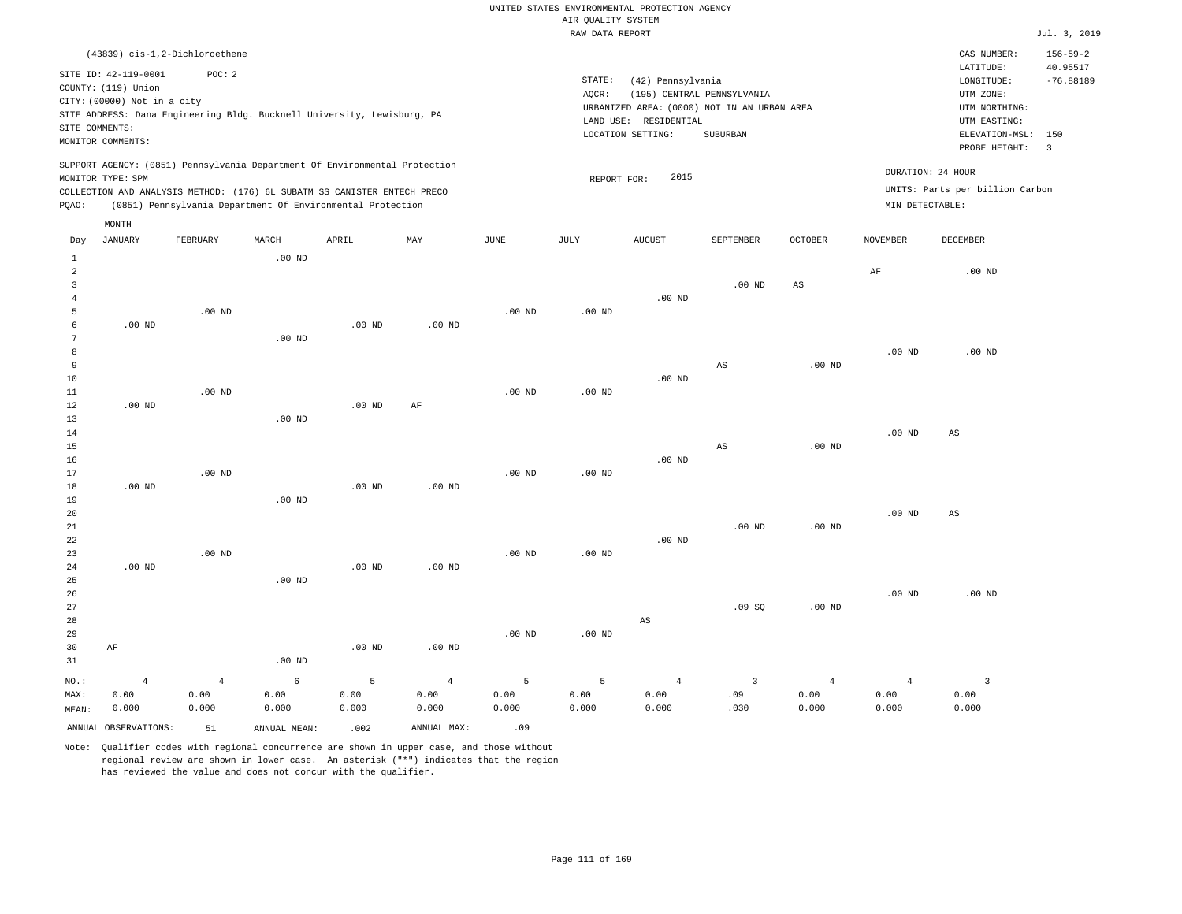UNITED STATES ENVIRONMENTAL PROTECTION AGENCY
AIR QUALITY SYSTEM
RAW DATA REPORT

Jul. 3, 2019

(43839) cis-1,2-Dichloroethene

SITE ID: 42-119-0001 POC: 2
COUNTY: (119) Union
CITY: (00000) Not in a city
SITE ADDRESS: Dana Engineering Bldg. Bucknell University, Lewisburg, PA
SITE COMMENTS:
MONITOR COMMENTS:

STATE: (42) Pennsylvania
AQCR: (195) CENTRAL PENNSYLVANIA
URBANIZED AREA: (0000) NOT IN AN URBAN AREA
LAND USE: RESIDENTIAL
LOCATION SETTING: SUBURBAN

CAS NUMBER: 156-59-2
LATITUDE: 40.95517
LONGITUDE: -76.88189
UTM ZONE:
UTM NORTHING:
UTM EASTING:
ELEVATION-MSL: 150
PROBE HEIGHT: 3

SUPPORT AGENCY: (0851) Pennsylvania Department Of Environmental Protection
MONITOR TYPE: SPM
COLLECTION AND ANALYSIS METHOD: (176) 6L SUBATM SS CANISTER ENTECH PRECO
PQAO: (0851) Pennsylvania Department Of Environmental Protection

REPORT FOR: 2015

DURATION: 24 HOUR
UNITS: Parts per billion Carbon
MIN DETECTABLE:

| Day | JANUARY | FEBRUARY | MARCH | APRIL | MAY | JUNE | JULY | AUGUST | SEPTEMBER | OCTOBER | NOVEMBER | DECEMBER |
|---|---|---|---|---|---|---|---|---|---|---|---|---|
| 1 | | | .00 ND | | | | | | | | | |
| 2 | | | | | | | | | | | AF | .00 ND |
| 3 | | | | | | | | | .00 ND | AS | | |
| 4 | | | | | | | | .00 ND | | | | |
| 5 | | .00 ND | | | | .00 ND | .00 ND | | | | | |
| 6 | .00 ND | | | .00 ND | .00 ND | | | | | | | |
| 7 | | | .00 ND | | | | | | | | | |
| 8 | | | | | | | | | | | .00 ND | .00 ND |
| 9 | | | | | | | | | AS | .00 ND | | |
| 10 | | | | | | | | .00 ND | | | | |
| 11 | | .00 ND | | | | .00 ND | .00 ND | | | | | |
| 12 | .00 ND | | | .00 ND | AF | | | | | | | |
| 13 | | | .00 ND | | | | | | | | | |
| 14 | | | | | | | | | | | .00 ND | AS |
| 15 | | | | | | | | | AS | .00 ND | | |
| 16 | | | | | | | | .00 ND | | | | |
| 17 | | .00 ND | | | | .00 ND | .00 ND | | | | | |
| 18 | .00 ND | | | .00 ND | .00 ND | | | | | | | |
| 19 | | | .00 ND | | | | | | | | | |
| 20 | | | | | | | | | | | .00 ND | AS |
| 21 | | | | | | | | | .00 ND | .00 ND | | |
| 22 | | | | | | | | .00 ND | | | | |
| 23 | | .00 ND | | | | .00 ND | .00 ND | | | | | |
| 24 | .00 ND | | | .00 ND | .00 ND | | | | | | | |
| 25 | | | .00 ND | | | | | | | | | |
| 26 | | | | | | | | | | | .00 ND | .00 ND |
| 27 | | | | | | | | | .09 SQ | .00 ND | | |
| 28 | | | | | | | | AS | | | | |
| 29 | | | | | | .00 ND | .00 ND | | | | | |
| 30 | AF | | | .00 ND | .00 ND | | | | | | | |
| 31 | | | .00 ND | | | | | | | | | |
| NO.: | 4 | 4 | 6 | 5 | 4 | 5 | 5 | 4 | 3 | 4 | 4 | 3 |
| MAX: | 0.00 | 0.00 | 0.00 | 0.00 | 0.00 | 0.00 | 0.00 | 0.00 | .09 | 0.00 | 0.00 | 0.00 |
| MEAN: | 0.000 | 0.000 | 0.000 | 0.000 | 0.000 | 0.000 | 0.000 | 0.000 | .030 | 0.000 | 0.000 | 0.000 |

ANNUAL OBSERVATIONS: 51 ANNUAL MEAN: .002 ANNUAL MAX: .09

Note: Qualifier codes with regional concurrence are shown in upper case, and those without regional review are shown in lower case. An asterisk ("*") indicates that the region has reviewed the value and does not concur with the qualifier.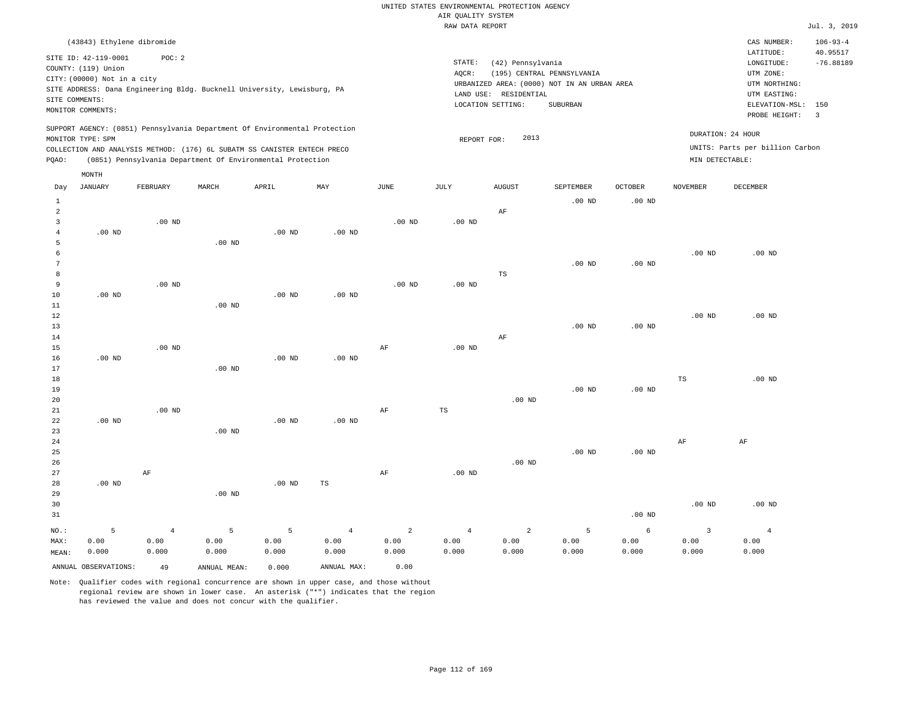UNITED STATES ENVIRONMENTAL PROTECTION AGENCY
AIR QUALITY SYSTEM
RAW DATA REPORT

Jul. 3, 2019

(43843) Ethylene dibromide

SITE ID: 42-119-0001 POC: 2
COUNTY: (119) Union
CITY: (00000) Not in a city
SITE ADDRESS: Dana Engineering Bldg. Bucknell University, Lewisburg, PA
SITE COMMENTS:
MONITOR COMMENTS:

STATE: (42) Pennsylvania
AQCR: (195) CENTRAL PENNSYLVANIA
URBANIZED AREA: (0000) NOT IN AN URBAN AREA
LAND USE: RESIDENTIAL
LOCATION SETTING: SUBURBAN

CAS NUMBER: 106-93-4
LATITUDE: 40.95517
LONGITUDE: -76.88189
UTM ZONE:
UTM NORTHING:
UTM EASTING:
ELEVATION-MSL: 150
PROBE HEIGHT: 3

SUPPORT AGENCY: (0851) Pennsylvania Department Of Environmental Protection
MONITOR TYPE: SPM
COLLECTION AND ANALYSIS METHOD: (176) 6L SUBATM SS CANISTER ENTECH PRECO
PQAO: (0851) Pennsylvania Department Of Environmental Protection

REPORT FOR: 2013

DURATION: 24 HOUR
UNITS: Parts per billion Carbon
MIN DETECTABLE:

| Day | JANUARY | FEBRUARY | MARCH | APRIL | MAY | JUNE | JULY | AUGUST | SEPTEMBER | OCTOBER | NOVEMBER | DECEMBER |
|---|---|---|---|---|---|---|---|---|---|---|---|---|
| 1 | | | | | | | | | .00 ND | .00 ND | | |
| 2 | | | | | | | | AF | | | | |
| 3 | | .00 ND | | | | .00 ND | .00 ND | | | | | |
| 4 | .00 ND | | | .00 ND | .00 ND | | | | | | | |
| 5 | | | .00 ND | | | | | | | | | |
| 6 | | | | | | | | | | | .00 ND | .00 ND |
| 7 | | | | | | | | | .00 ND | .00 ND | | |
| 8 | | | | | | | | TS | | | | |
| 9 | | .00 ND | | | | .00 ND | .00 ND | | | | | |
| 10 | .00 ND | | | .00 ND | .00 ND | | | | | | | |
| 11 | | | .00 ND | | | | | | | | | |
| 12 | | | | | | | | | | | .00 ND | .00 ND |
| 13 | | | | | | | | | .00 ND | .00 ND | | |
| 14 | | | | | | | | AF | | | | |
| 15 | | .00 ND | | | | AF | .00 ND | | | | | |
| 16 | .00 ND | | | .00 ND | .00 ND | | | | | | | |
| 17 | | | .00 ND | | | | | | | | | |
| 18 | | | | | | | | | | | TS | .00 ND |
| 19 | | | | | | | | | .00 ND | .00 ND | | |
| 20 | | | | | | | | .00 ND | | | | |
| 21 | | .00 ND | | | | AF | TS | | | | | |
| 22 | .00 ND | | | .00 ND | .00 ND | | | | | | | |
| 23 | | | .00 ND | | | | | | | | | |
| 24 | | | | | | | | | | | AF | AF |
| 25 | | | | | | | | | .00 ND | .00 ND | | |
| 26 | | | | | | | | .00 ND | | | | |
| 27 | | AF | | | | AF | .00 ND | | | | | |
| 28 | .00 ND | | | .00 ND | TS | | | | | | | |
| 29 | | | .00 ND | | | | | | | | | |
| 30 | | | | | | | | | | | .00 ND | .00 ND |
| 31 | | | | | | | | | | .00 ND | | |
| NO.: | 5 | 4 | 5 | 5 | 4 | 2 | 4 | 2 | 5 | 6 | 3 | 4 |
| MAX: | 0.00 | 0.00 | 0.00 | 0.00 | 0.00 | 0.00 | 0.00 | 0.00 | 0.00 | 0.00 | 0.00 | 0.00 |
| MEAN: | 0.000 | 0.000 | 0.000 | 0.000 | 0.000 | 0.000 | 0.000 | 0.000 | 0.000 | 0.000 | 0.000 | 0.000 |

ANNUAL OBSERVATIONS: 49 ANNUAL MEAN: 0.000 ANNUAL MAX: 0.00

Note: Qualifier codes with regional concurrence are shown in upper case, and those without regional review are shown in lower case. An asterisk ("*") indicates that the region has reviewed the value and does not concur with the qualifier.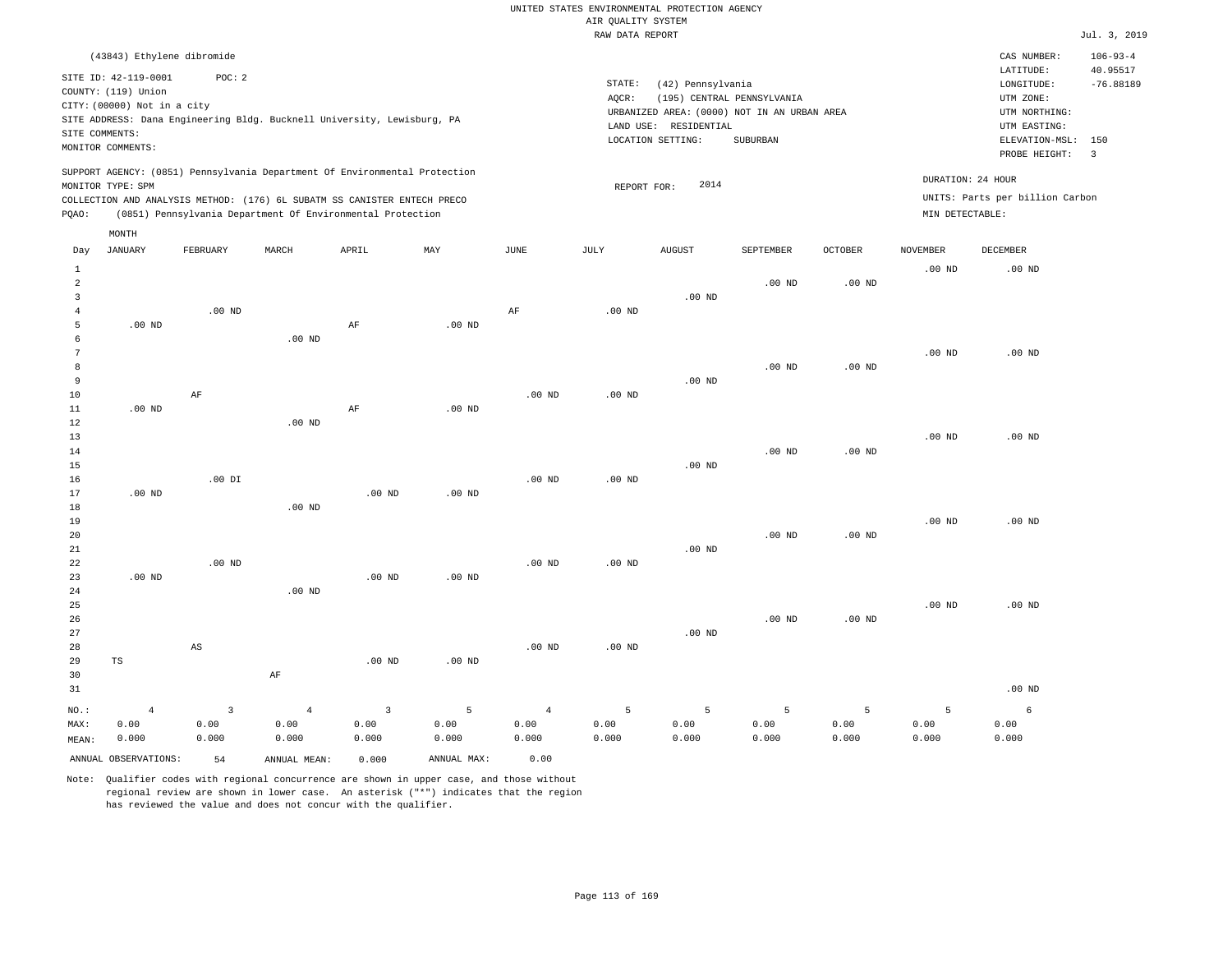UNITED STATES ENVIRONMENTAL PROTECTION AGENCY
AIR QUALITY SYSTEM
RAW DATA REPORT

Jul. 3, 2019

(43843) Ethylene dibromide

SITE ID: 42-119-0001 POC: 2
COUNTY: (119) Union
CITY: (00000) Not in a city
SITE ADDRESS: Dana Engineering Bldg. Bucknell University, Lewisburg, PA
SITE COMMENTS:
MONITOR COMMENTS:

STATE: (42) Pennsylvania
AQCR: (195) CENTRAL PENNSYLVANIA
URBANIZED AREA: (0000) NOT IN AN URBAN AREA
LAND USE: RESIDENTIAL
LOCATION SETTING: SUBURBAN

CAS NUMBER: 106-93-4
LATITUDE: 40.95517
LONGITUDE: -76.88189
UTM ZONE:
UTM NORTHING:
UTM EASTING:
ELEVATION-MSL: 150
PROBE HEIGHT: 3

SUPPORT AGENCY: (0851) Pennsylvania Department Of Environmental Protection
MONITOR TYPE: SPM
COLLECTION AND ANALYSIS METHOD: (176) 6L SUBATM SS CANISTER ENTECH PRECO
PQAO: (0851) Pennsylvania Department Of Environmental Protection

REPORT FOR: 2014

DURATION: 24 HOUR
UNITS: Parts per billion Carbon
MIN DETECTABLE:

| Day | JANUARY | FEBRUARY | MARCH | APRIL | MAY | JUNE | JULY | AUGUST | SEPTEMBER | OCTOBER | NOVEMBER | DECEMBER |
|---|---|---|---|---|---|---|---|---|---|---|---|---|
| 1 | | | | | | | | | | | .00 ND | .00 ND |
| 2 | | | | | | | | | .00 ND | .00 ND | | |
| 3 | | | | | | | | .00 ND | | | | |
| 4 | | .00 ND | | | | AF | .00 ND | | | | | |
| 5 | .00 ND | | | AF | .00 ND | | | | | | | |
| 6 | | | .00 ND | | | | | | | | | |
| 7 | | | | | | | | | | | .00 ND | .00 ND |
| 8 | | | | | | | | | .00 ND | .00 ND | | |
| 9 | | | | | | | | .00 ND | | | | |
| 10 | | AF | | | | .00 ND | .00 ND | | | | | |
| 11 | .00 ND | | | AF | .00 ND | | | | | | | |
| 12 | | | .00 ND | | | | | | | | | |
| 13 | | | | | | | | | | | .00 ND | .00 ND |
| 14 | | | | | | | | | .00 ND | .00 ND | | |
| 15 | | | | | | | | .00 ND | | | | |
| 16 | | .00 DI | | | | .00 ND | .00 ND | | | | | |
| 17 | .00 ND | | | .00 ND | .00 ND | | | | | | | |
| 18 | | | .00 ND | | | | | | | | | |
| 19 | | | | | | | | | | | .00 ND | .00 ND |
| 20 | | | | | | | | | .00 ND | .00 ND | | |
| 21 | | | | | | | | .00 ND | | | | |
| 22 | | .00 ND | | | | .00 ND | .00 ND | | | | | |
| 23 | .00 ND | | | .00 ND | .00 ND | | | | | | | |
| 24 | | | .00 ND | | | | | | | | | |
| 25 | | | | | | | | | | | .00 ND | .00 ND |
| 26 | | | | | | | | | .00 ND | .00 ND | | |
| 27 | | | | | | | | .00 ND | | | | |
| 28 | | AS | | | | .00 ND | .00 ND | | | | | |
| 29 | TS | | | .00 ND | .00 ND | | | | | | | |
| 30 | | | AF | | | | | | | | | |
| 31 | | | | | | | | | | | | .00 ND |
| NO.: | 4 | 3 | 4 | 3 | 5 | 4 | 5 | 5 | 5 | 5 | 5 | 6 |
| MAX: | 0.00 | 0.00 | 0.00 | 0.00 | 0.00 | 0.00 | 0.00 | 0.00 | 0.00 | 0.00 | 0.00 | 0.00 |
| MEAN: | 0.000 | 0.000 | 0.000 | 0.000 | 0.000 | 0.000 | 0.000 | 0.000 | 0.000 | 0.000 | 0.000 | 0.000 |

ANNUAL OBSERVATIONS: 54 ANNUAL MEAN: 0.000 ANNUAL MAX: 0.00

Note: Qualifier codes with regional concurrence are shown in upper case, and those without regional review are shown in lower case. An asterisk ("*") indicates that the region has reviewed the value and does not concur with the qualifier.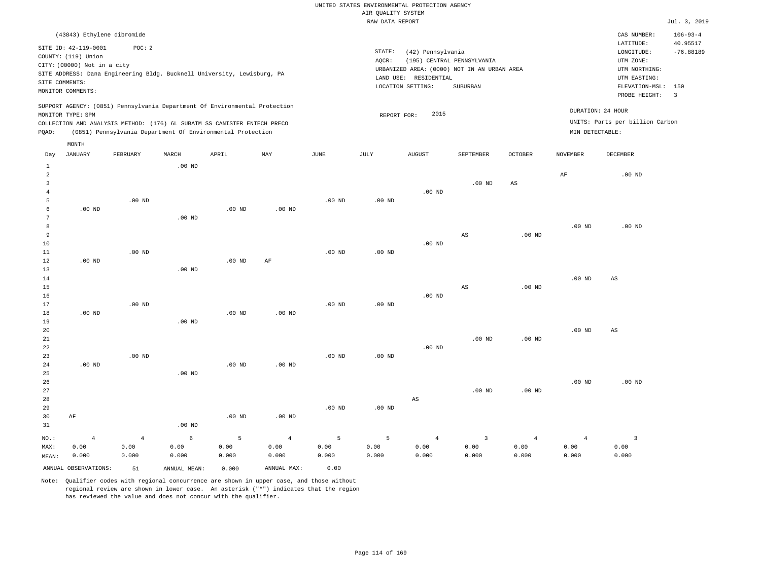UNITED STATES ENVIRONMENTAL PROTECTION AGENCY
AIR QUALITY SYSTEM
RAW DATA REPORT

Jul. 3, 2019

(43843) Ethylene dibromide

SITE ID: 42-119-0001    POC: 2
COUNTY: (119) Union
CITY: (00000) Not in a city
SITE ADDRESS: Dana Engineering Bldg. Bucknell University, Lewisburg, PA
SITE COMMENTS:
MONITOR COMMENTS:

STATE: (42) Pennsylvania
AQCR: (195) CENTRAL PENNSYLVANIA
URBANIZED AREA: (0000) NOT IN AN URBAN AREA
LAND USE: RESIDENTIAL
LOCATION SETTING: SUBURBAN

CAS NUMBER: 106-93-4
LATITUDE: 40.95517
LONGITUDE: -76.88189
UTM ZONE:
UTM NORTHING:
UTM EASTING:
ELEVATION-MSL: 150
PROBE HEIGHT: 3

SUPPORT AGENCY: (0851) Pennsylvania Department Of Environmental Protection
MONITOR TYPE: SPM
COLLECTION AND ANALYSIS METHOD: (176) 6L SUBATM SS CANISTER ENTECH PRECO
PQAO: (0851) Pennsylvania Department Of Environmental Protection

REPORT FOR: 2015

DURATION: 24 HOUR
UNITS: Parts per billion Carbon
MIN DETECTABLE:

| Day | JANUARY | FEBRUARY | MARCH | APRIL | MAY | JUNE | JULY | AUGUST | SEPTEMBER | OCTOBER | NOVEMBER | DECEMBER |
|---|---|---|---|---|---|---|---|---|---|---|---|---|
| 1 | | | .00 ND | | | | | | | | | |
| 2 | | | | | | | | | | | AF | .00 ND |
| 3 | | | | | | | | | .00 ND | AS | | |
| 4 | | | | | | | | .00 ND | | | | |
| 5 | | .00 ND | | | | .00 ND | .00 ND | | | | | |
| 6 | .00 ND | | | .00 ND | .00 ND | | | | | | | |
| 7 | | | .00 ND | | | | | | | | | |
| 8 | | | | | | | | | | | .00 ND | .00 ND |
| 9 | | | | | | | | | AS | .00 ND | | |
| 10 | | | | | | | | .00 ND | | | | |
| 11 | | .00 ND | | | | .00 ND | .00 ND | | | | | |
| 12 | .00 ND | | | .00 ND | AF | | | | | | | |
| 13 | | | .00 ND | | | | | | | | | |
| 14 | | | | | | | | | | | .00 ND | AS |
| 15 | | | | | | | | | AS | .00 ND | | |
| 16 | | | | | | | | .00 ND | | | | |
| 17 | | .00 ND | | | | .00 ND | .00 ND | | | | | |
| 18 | .00 ND | | | .00 ND | .00 ND | | | | | | | |
| 19 | | | .00 ND | | | | | | | | | |
| 20 | | | | | | | | | | | .00 ND | AS |
| 21 | | | | | | | | | .00 ND | .00 ND | | |
| 22 | | | | | | | | .00 ND | | | | |
| 23 | | .00 ND | | | | .00 ND | .00 ND | | | | | |
| 24 | .00 ND | | | .00 ND | .00 ND | | | | | | | |
| 25 | | | .00 ND | | | | | | | | | |
| 26 | | | | | | | | | | | .00 ND | .00 ND |
| 27 | | | | | | | | | .00 ND | .00 ND | | |
| 28 | | | | | | | | AS | | | | |
| 29 | | | | | | .00 ND | .00 ND | | | | | |
| 30 | AF | | | .00 ND | .00 ND | | | | | | | |
| 31 | | | .00 ND | | | | | | | | | |
| NO.: | 4 | 4 | 6 | 5 | 4 | 5 | 5 | 4 | 3 | 4 | 4 | 3 |
| MAX: | 0.00 | 0.00 | 0.00 | 0.00 | 0.00 | 0.00 | 0.00 | 0.00 | 0.00 | 0.00 | 0.00 | 0.00 |
| MEAN: | 0.000 | 0.000 | 0.000 | 0.000 | 0.000 | 0.000 | 0.000 | 0.000 | 0.000 | 0.000 | 0.000 | 0.000 |

ANNUAL OBSERVATIONS: 51    ANNUAL MEAN: 0.000    ANNUAL MAX: 0.00

Note: Qualifier codes with regional concurrence are shown in upper case, and those without regional review are shown in lower case. An asterisk ("*") indicates that the region has reviewed the value and does not concur with the qualifier.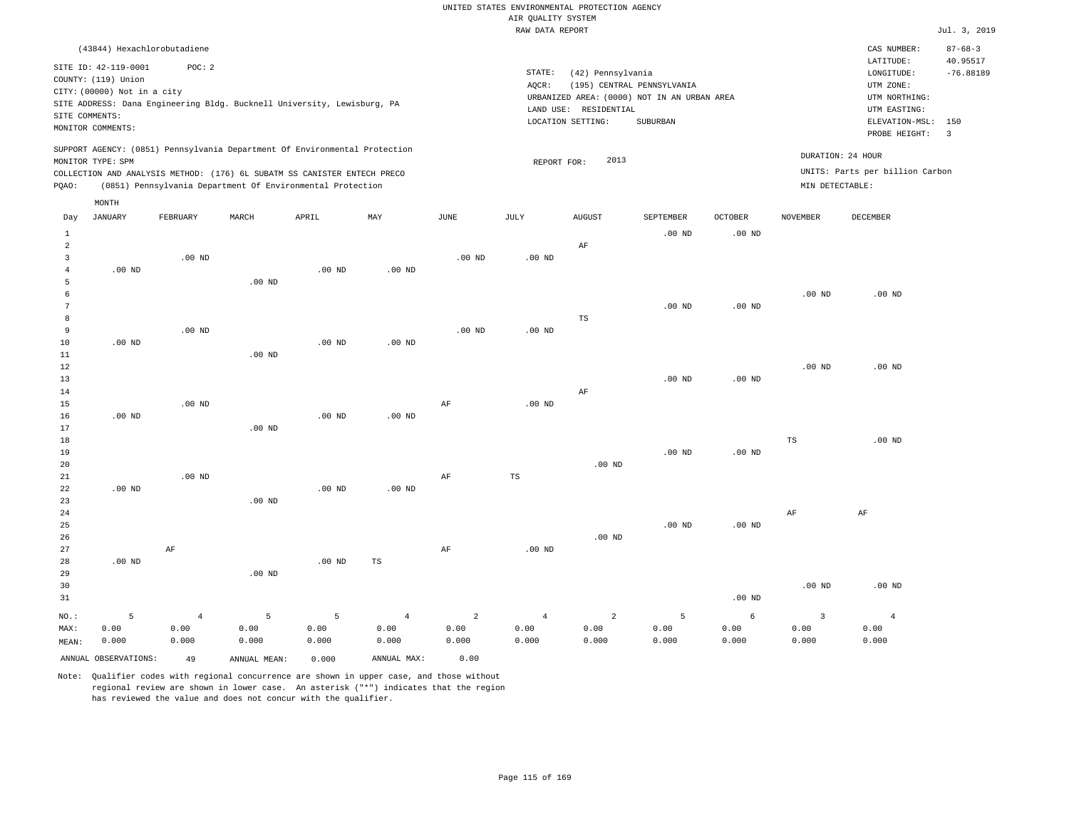UNITED STATES ENVIRONMENTAL PROTECTION AGENCY
AIR QUALITY SYSTEM
RAW DATA REPORT

Jul. 3, 2019

(43844) Hexachlorobutadiene

SITE ID: 42-119-0001 POC: 2
COUNTY: (119) Union
CITY: (00000) Not in a city
SITE ADDRESS: Dana Engineering Bldg. Bucknell University, Lewisburg, PA
SITE COMMENTS:
MONITOR COMMENTS:

STATE: (42) Pennsylvania
AQCR: (195) CENTRAL PENNSYLVANIA
URBANIZED AREA: (0000) NOT IN AN URBAN AREA
LAND USE: RESIDENTIAL
LOCATION SETTING: SUBURBAN

CAS NUMBER: 87-68-3
LATITUDE: 40.95517
LONGITUDE: -76.88189
UTM ZONE:
UTM NORTHING:
UTM EASTING:
ELEVATION-MSL: 150
PROBE HEIGHT: 3

SUPPORT AGENCY: (0851) Pennsylvania Department Of Environmental Protection
MONITOR TYPE: SPM
COLLECTION AND ANALYSIS METHOD: (176) 6L SUBATM SS CANISTER ENTECH PRECO
PQAO: (0851) Pennsylvania Department Of Environmental Protection

REPORT FOR: 2013

DURATION: 24 HOUR
UNITS: Parts per billion Carbon
MIN DETECTABLE:

| Day | JANUARY | FEBRUARY | MARCH | APRIL | MAY | JUNE | JULY | AUGUST | SEPTEMBER | OCTOBER | NOVEMBER | DECEMBER |
|---|---|---|---|---|---|---|---|---|---|---|---|---|
| 1 | | | | | | | | | .00 ND | .00 ND | | |
| 2 | | | | | | | | AF | | | | |
| 3 | | .00 ND | | | | .00 ND | .00 ND | | | | | |
| 4 | .00 ND | | | .00 ND | .00 ND | | | | | | | |
| 5 | | | .00 ND | | | | | | | | | |
| 6 | | | | | | | | | | | .00 ND | .00 ND |
| 7 | | | | | | | | | .00 ND | .00 ND | | |
| 8 | | | | | | | | TS | | | | |
| 9 | | .00 ND | | | | .00 ND | .00 ND | | | | | |
| 10 | .00 ND | | | .00 ND | .00 ND | | | | | | | |
| 11 | | | .00 ND | | | | | | | | | |
| 12 | | | | | | | | | | | .00 ND | .00 ND |
| 13 | | | | | | | | | .00 ND | .00 ND | | |
| 14 | | | | | | | | AF | | | | |
| 15 | | .00 ND | | | | AF | .00 ND | | | | | |
| 16 | .00 ND | | | .00 ND | .00 ND | | | | | | | |
| 17 | | | .00 ND | | | | | | | | | |
| 18 | | | | | | | | | | | TS | .00 ND |
| 19 | | | | | | | | | .00 ND | .00 ND | | |
| 20 | | | | | | | | .00 ND | | | | |
| 21 | | .00 ND | | | | AF | TS | | | | | |
| 22 | .00 ND | | | .00 ND | .00 ND | | | | | | | |
| 23 | | | .00 ND | | | | | | | | | |
| 24 | | | | | | | | | | | AF | AF |
| 25 | | | | | | | | | .00 ND | .00 ND | | |
| 26 | | | | | | | | .00 ND | | | | |
| 27 | | AF | | | | AF | .00 ND | | | | | |
| 28 | .00 ND | | | .00 ND | TS | | | | | | | |
| 29 | | | .00 ND | | | | | | | | | |
| 30 | | | | | | | | | | | .00 ND | .00 ND |
| 31 | | | | | | | | | | .00 ND | | |
| NO.: | 5 | 4 | 5 | 5 | 4 | 2 | 4 | 2 | 5 | 6 | 3 | 4 |
| MAX: | 0.00 | 0.00 | 0.00 | 0.00 | 0.00 | 0.00 | 0.00 | 0.00 | 0.00 | 0.00 | 0.00 | 0.00 |
| MEAN: | 0.000 | 0.000 | 0.000 | 0.000 | 0.000 | 0.000 | 0.000 | 0.000 | 0.000 | 0.000 | 0.000 | 0.000 |

ANNUAL OBSERVATIONS: 49 ANNUAL MEAN: 0.000 ANNUAL MAX: 0.00

Note: Qualifier codes with regional concurrence are shown in upper case, and those without regional review are shown in lower case. An asterisk ("*") indicates that the region has reviewed the value and does not concur with the qualifier.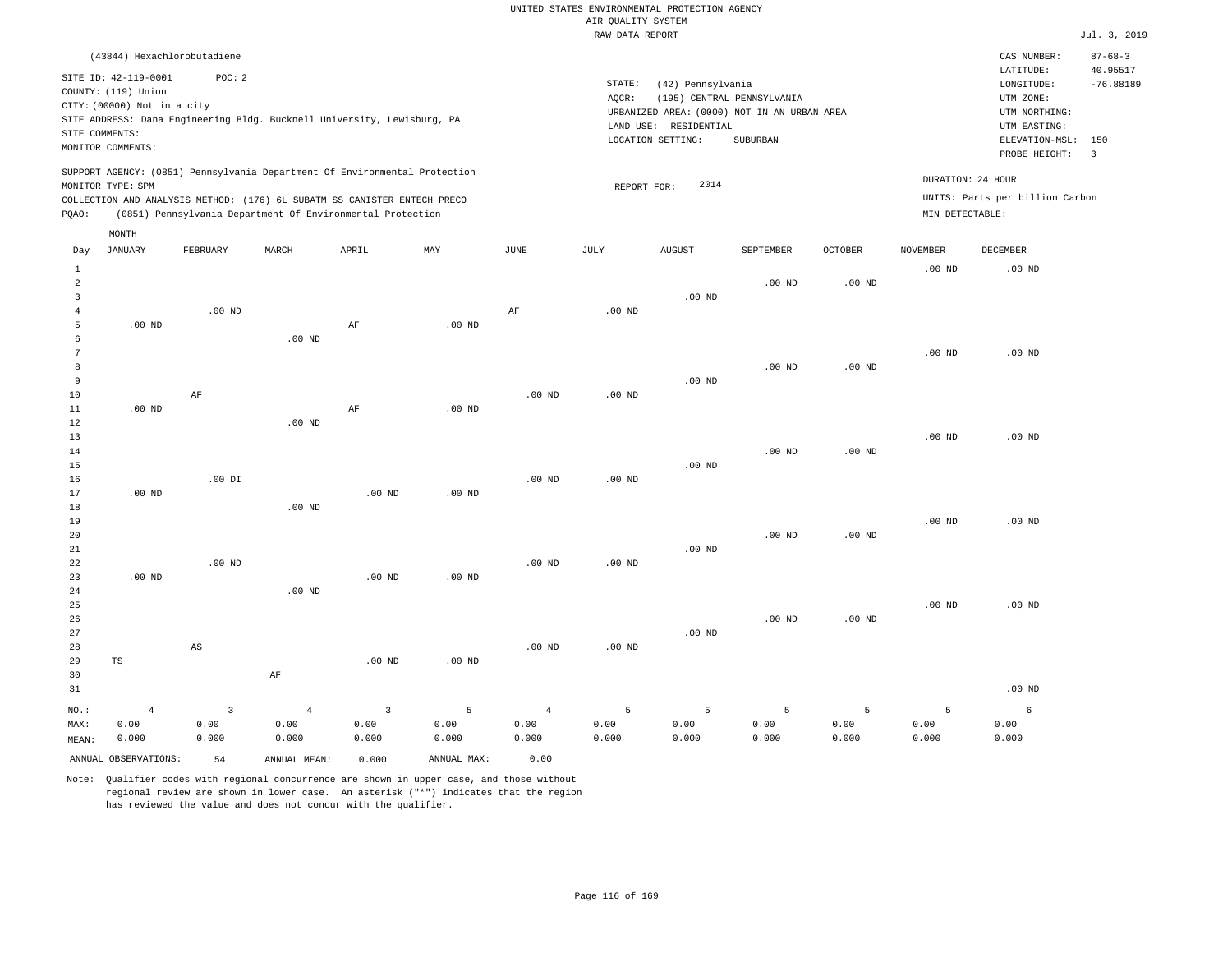UNITED STATES ENVIRONMENTAL PROTECTION AGENCY
AIR QUALITY SYSTEM
RAW DATA REPORT

Jul. 3, 2019

(43844) Hexachlorobutadiene

SITE ID: 42-119-0001 POC: 2
COUNTY: (119) Union
CITY: (00000) Not in a city
SITE ADDRESS: Dana Engineering Bldg. Bucknell University, Lewisburg, PA
SITE COMMENTS:
MONITOR COMMENTS:

STATE: (42) Pennsylvania
AQCR: (195) CENTRAL PENNSYLVANIA
URBANIZED AREA: (0000) NOT IN AN URBAN AREA
LAND USE: RESIDENTIAL
LOCATION SETTING: SUBURBAN

CAS NUMBER: 87-68-3
LATITUDE: 40.95517
LONGITUDE: -76.88189
UTM ZONE:
UTM NORTHING:
UTM EASTING:
ELEVATION-MSL: 150
PROBE HEIGHT: 3

SUPPORT AGENCY: (0851) Pennsylvania Department Of Environmental Protection
MONITOR TYPE: SPM
COLLECTION AND ANALYSIS METHOD: (176) 6L SUBATM SS CANISTER ENTECH PRECO
PQAO: (0851) Pennsylvania Department Of Environmental Protection

REPORT FOR: 2014

DURATION: 24 HOUR
UNITS: Parts per billion Carbon
MIN DETECTABLE:

| Day | JANUARY | FEBRUARY | MARCH | APRIL | MAY | JUNE | JULY | AUGUST | SEPTEMBER | OCTOBER | NOVEMBER | DECEMBER |
|---|---|---|---|---|---|---|---|---|---|---|---|---|
| 1 | | | | | | | | | | | .00 ND | .00 ND |
| 2 | | | | | | | | | .00 ND | .00 ND | | |
| 3 | | | | | | | | .00 ND | | | | |
| 4 | | .00 ND | | | | AF | .00 ND | | | | | |
| 5 | .00 ND | | | AF | .00 ND | | | | | | | |
| 6 | | | .00 ND | | | | | | | | | |
| 7 | | | | | | | | | | | .00 ND | .00 ND |
| 8 | | | | | | | | | .00 ND | .00 ND | | |
| 9 | | | | | | | | .00 ND | | | | |
| 10 | | AF | | | | .00 ND | .00 ND | | | | | |
| 11 | .00 ND | | | AF | .00 ND | | | | | | | |
| 12 | | | .00 ND | | | | | | | | | |
| 13 | | | | | | | | | | | .00 ND | .00 ND |
| 14 | | | | | | | | | .00 ND | .00 ND | | |
| 15 | | | | | | | | .00 ND | | | | |
| 16 | | .00 DI | | | | .00 ND | .00 ND | | | | | |
| 17 | .00 ND | | | .00 ND | .00 ND | | | | | | | |
| 18 | | | .00 ND | | | | | | | | | |
| 19 | | | | | | | | | | | .00 ND | .00 ND |
| 20 | | | | | | | | | .00 ND | .00 ND | | |
| 21 | | | | | | | | .00 ND | | | | |
| 22 | | .00 ND | | | | .00 ND | .00 ND | | | | | |
| 23 | .00 ND | | | .00 ND | .00 ND | | | | | | | |
| 24 | | | .00 ND | | | | | | | | | |
| 25 | | | | | | | | | | | .00 ND | .00 ND |
| 26 | | | | | | | | | .00 ND | .00 ND | | |
| 27 | | | | | | | | .00 ND | | | | |
| 28 | | AS | | | | .00 ND | .00 ND | | | | | |
| 29 | TS | | | .00 ND | .00 ND | | | | | | | |
| 30 | | | AF | | | | | | | | | |
| 31 | | | | | | | | | | | | .00 ND |
| NO.: | 4 | 3 | 4 | 3 | 5 | 4 | 5 | 5 | 5 | 5 | 5 | 6 |
| MAX: | 0.00 | 0.00 | 0.00 | 0.00 | 0.00 | 0.00 | 0.00 | 0.00 | 0.00 | 0.00 | 0.00 | 0.00 |
| MEAN: | 0.000 | 0.000 | 0.000 | 0.000 | 0.000 | 0.000 | 0.000 | 0.000 | 0.000 | 0.000 | 0.000 | 0.000 |

ANNUAL OBSERVATIONS: 54 ANNUAL MEAN: 0.000 ANNUAL MAX: 0.00

Note: Qualifier codes with regional concurrence are shown in upper case, and those without regional review are shown in lower case. An asterisk ("*") indicates that the region has reviewed the value and does not concur with the qualifier.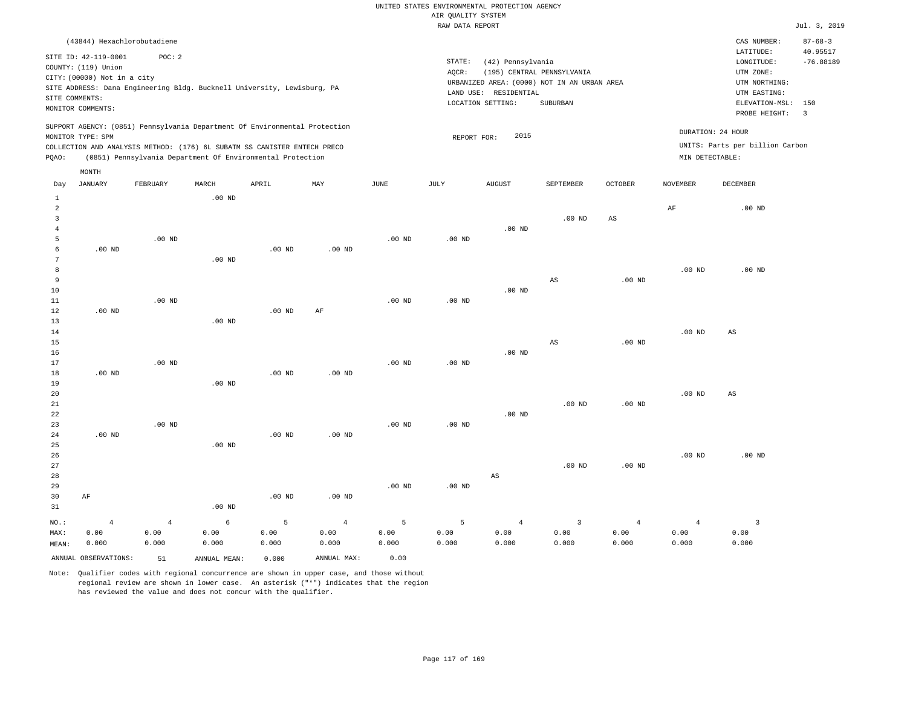UNITED STATES ENVIRONMENTAL PROTECTION AGENCY
AIR QUALITY SYSTEM
RAW DATA REPORT

Jul. 3, 2019

(43844) Hexachlorobutadiene

SITE ID: 42-119-0001 POC: 2
COUNTY: (119) Union
CITY: (00000) Not in a city
SITE ADDRESS: Dana Engineering Bldg. Bucknell University, Lewisburg, PA
SITE COMMENTS:
MONITOR COMMENTS:

STATE: (42) Pennsylvania
AQCR: (195) CENTRAL PENNSYLVANIA
URBANIZED AREA: (0000) NOT IN AN URBAN AREA
LAND USE: RESIDENTIAL
LOCATION SETTING: SUBURBAN

CAS NUMBER: 87-68-3
LATITUDE: 40.95517
LONGITUDE: -76.88189
UTM ZONE:
UTM NORTHING:
UTM EASTING:
ELEVATION-MSL: 150
PROBE HEIGHT: 3

SUPPORT AGENCY: (0851) Pennsylvania Department Of Environmental Protection
MONITOR TYPE: SPM
COLLECTION AND ANALYSIS METHOD: (176) 6L SUBATM SS CANISTER ENTECH PRECO
PQAO: (0851) Pennsylvania Department Of Environmental Protection

REPORT FOR: 2015

DURATION: 24 HOUR
UNITS: Parts per billion Carbon
MIN DETECTABLE:

| Day | JANUARY | FEBRUARY | MARCH | APRIL | MAY | JUNE | JULY | AUGUST | SEPTEMBER | OCTOBER | NOVEMBER | DECEMBER |
|---|---|---|---|---|---|---|---|---|---|---|---|---|
| 1 | | | .00 ND | | | | | | | | | |
| 2 | | | | | | | | | | | AF | .00 ND |
| 3 | | | | | | | | | .00 ND | AS | | |
| 4 | | | | | | | | .00 ND | | | | |
| 5 | | .00 ND | | | | .00 ND | .00 ND | | | | | |
| 6 | .00 ND | | | .00 ND | .00 ND | | | | | | | |
| 7 | | | .00 ND | | | | | | | | | |
| 8 | | | | | | | | | | | .00 ND | .00 ND |
| 9 | | | | | | | | | AS | .00 ND | | |
| 10 | | | | | | | | .00 ND | | | | |
| 11 | | .00 ND | | | | .00 ND | .00 ND | | | | | |
| 12 | .00 ND | | | .00 ND | AF | | | | | | | |
| 13 | | | .00 ND | | | | | | | | | |
| 14 | | | | | | | | | | | .00 ND | AS |
| 15 | | | | | | | | | AS | .00 ND | | |
| 16 | | | | | | | | .00 ND | | | | |
| 17 | | .00 ND | | | | .00 ND | .00 ND | | | | | |
| 18 | .00 ND | | | .00 ND | .00 ND | | | | | | | |
| 19 | | | .00 ND | | | | | | | | | |
| 20 | | | | | | | | | | | .00 ND | AS |
| 21 | | | | | | | | | .00 ND | .00 ND | | |
| 22 | | | | | | | | .00 ND | | | | |
| 23 | | .00 ND | | | | .00 ND | .00 ND | | | | | |
| 24 | .00 ND | | | .00 ND | .00 ND | | | | | | | |
| 25 | | | .00 ND | | | | | | | | | |
| 26 | | | | | | | | | | | .00 ND | .00 ND |
| 27 | | | | | | | | | .00 ND | .00 ND | | |
| 28 | | | | | | | | AS | | | | |
| 29 | | | | | | .00 ND | .00 ND | | | | | |
| 30 | AF | | | .00 ND | .00 ND | | | | | | | |
| 31 | | | .00 ND | | | | | | | | | |
| NO.: | 4 | 4 | 6 | 5 | 4 | 5 | 5 | 4 | 3 | 4 | 4 | 3 |
| MAX: | 0.00 | 0.00 | 0.00 | 0.00 | 0.00 | 0.00 | 0.00 | 0.00 | 0.00 | 0.00 | 0.00 | 0.00 |
| MEAN: | 0.000 | 0.000 | 0.000 | 0.000 | 0.000 | 0.000 | 0.000 | 0.000 | 0.000 | 0.000 | 0.000 | 0.000 |

ANNUAL OBSERVATIONS: 51 ANNUAL MEAN: 0.000 ANNUAL MAX: 0.00

Note: Qualifier codes with regional concurrence are shown in upper case, and those without regional review are shown in lower case. An asterisk ("*") indicates that the region has reviewed the value and does not concur with the qualifier.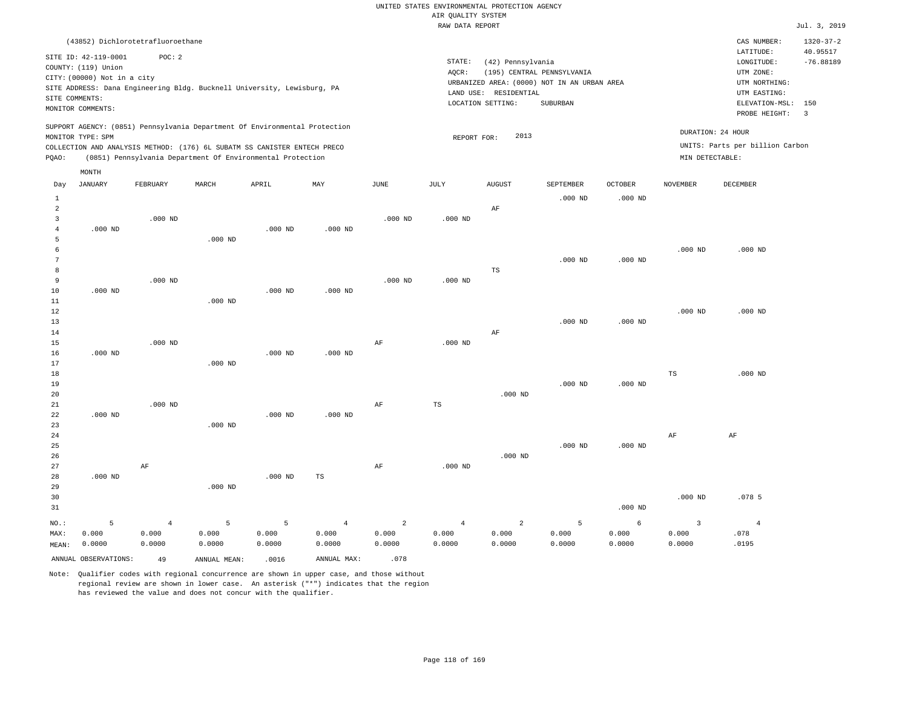UNITED STATES ENVIRONMENTAL PROTECTION AGENCY
AIR QUALITY SYSTEM
RAW DATA REPORT

Jul. 3, 2019

(43852) Dichlorotetrafluoroethane

SITE ID: 42-119-0001 POC: 2
COUNTY: (119) Union
CITY: (00000) Not in a city
SITE ADDRESS: Dana Engineering Bldg. Bucknell University, Lewisburg, PA
SITE COMMENTS:
MONITOR COMMENTS:

STATE: (42) Pennsylvania
AQCR: (195) CENTRAL PENNSYLVANIA
URBANIZED AREA: (0000) NOT IN AN URBAN AREA
LAND USE: RESIDENTIAL
LOCATION SETTING: SUBURBAN

CAS NUMBER: 1320-37-2
LATITUDE: 40.95517
LONGITUDE: -76.88189
UTM ZONE:
UTM NORTHING:
UTM EASTING:
ELEVATION-MSL: 150
PROBE HEIGHT: 3

SUPPORT AGENCY: (0851) Pennsylvania Department Of Environmental Protection
MONITOR TYPE: SPM
COLLECTION AND ANALYSIS METHOD: (176) 6L SUBATM SS CANISTER ENTECH PRECO
PQAO: (0851) Pennsylvania Department Of Environmental Protection

REPORT FOR: 2013

DURATION: 24 HOUR
UNITS: Parts per billion Carbon
MIN DETECTABLE:

| Day | JANUARY | FEBRUARY | MARCH | APRIL | MAY | JUNE | JULY | AUGUST | SEPTEMBER | OCTOBER | NOVEMBER | DECEMBER |
|---|---|---|---|---|---|---|---|---|---|---|---|---|
| 1 | | | | | | | | | .000 ND | .000 ND | | |
| 2 | | | | | | | | AF | | | | |
| 3 | | .000 ND | | | | .000 ND | .000 ND | | | | | |
| 4 | .000 ND | | | .000 ND | .000 ND | | | | | | | |
| 5 | | | .000 ND | | | | | | | | | |
| 6 | | | | | | | | | | | .000 ND | .000 ND |
| 7 | | | | | | | | | .000 ND | .000 ND | | |
| 8 | | | | | | | | TS | | | | |
| 9 | | .000 ND | | | | .000 ND | .000 ND | | | | | |
| 10 | .000 ND | | | .000 ND | .000 ND | | | | | | | |
| 11 | | | .000 ND | | | | | | | | | |
| 12 | | | | | | | | | | | .000 ND | .000 ND |
| 13 | | | | | | | | | .000 ND | .000 ND | | |
| 14 | | | | | | | | AF | | | | |
| 15 | | .000 ND | | | | AF | .000 ND | | | | | |
| 16 | .000 ND | | | .000 ND | .000 ND | | | | | | | |
| 17 | | | .000 ND | | | | | | | | | |
| 18 | | | | | | | | | | | TS | .000 ND |
| 19 | | | | | | | | | .000 ND | .000 ND | | |
| 20 | | | | | | | | .000 ND | | | | |
| 21 | | .000 ND | | | | AF | TS | | | | | |
| 22 | .000 ND | | | .000 ND | .000 ND | | | | | | | |
| 23 | | | .000 ND | | | | | | | | | |
| 24 | | | | | | | | | | | AF | AF |
| 25 | | | | | | | | | .000 ND | .000 ND | | |
| 26 | | | | | | | | .000 ND | | | | |
| 27 | | AF | | | | AF | .000 ND | | | | | |
| 28 | .000 ND | | | .000 ND | TS | | | | | | | |
| 29 | | | .000 ND | | | | | | | | | |
| 30 | | | | | | | | | | | .000 ND | .078 5 |
| 31 | | | | | | | | | | .000 ND | | |
| NO.: | 5 | 4 | 5 | 5 | 4 | 2 | 4 | 2 | 5 | 6 | 3 | 4 |
| MAX: | 0.000 | 0.000 | 0.000 | 0.000 | 0.000 | 0.000 | 0.000 | 0.000 | 0.000 | 0.000 | 0.000 | .078 |
| MEAN: | 0.0000 | 0.0000 | 0.0000 | 0.0000 | 0.0000 | 0.0000 | 0.0000 | 0.0000 | 0.0000 | 0.0000 | 0.0000 | .0195 |

ANNUAL OBSERVATIONS: 49 ANNUAL MEAN: .0016 ANNUAL MAX: .078

Note: Qualifier codes with regional concurrence are shown in upper case, and those without regional review are shown in lower case. An asterisk ("*") indicates that the region has reviewed the value and does not concur with the qualifier.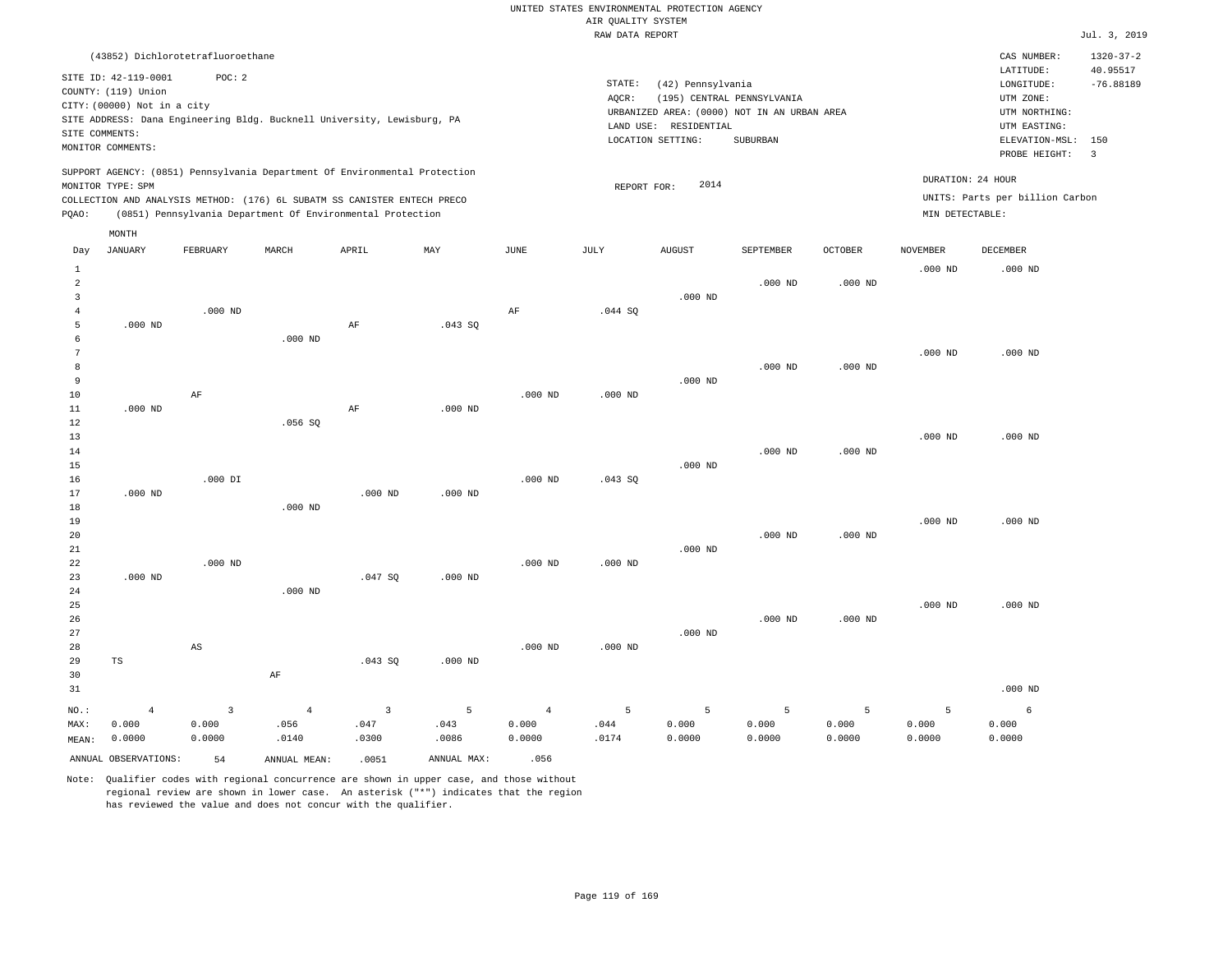UNITED STATES ENVIRONMENTAL PROTECTION AGENCY
AIR QUALITY SYSTEM
RAW DATA REPORT

Jul. 3, 2019

(43852) Dichlorotetrafluoroethane

SITE ID: 42-119-0001 POC: 2
COUNTY: (119) Union
CITY: (00000) Not in a city
SITE ADDRESS: Dana Engineering Bldg. Bucknell University, Lewisburg, PA
SITE COMMENTS:
MONITOR COMMENTS:

STATE: (42) Pennsylvania
AQCR: (195) CENTRAL PENNSYLVANIA
URBANIZED AREA: (0000) NOT IN AN URBAN AREA
LAND USE: RESIDENTIAL
LOCATION SETTING: SUBURBAN

CAS NUMBER: 1320-37-2
LATITUDE: 40.95517
LONGITUDE: -76.88189
UTM ZONE:
UTM NORTHING:
UTM EASTING:
ELEVATION-MSL: 150
PROBE HEIGHT: 3

SUPPORT AGENCY: (0851) Pennsylvania Department Of Environmental Protection
MONITOR TYPE: SPM
COLLECTION AND ANALYSIS METHOD: (176) 6L SUBATM SS CANISTER ENTECH PRECO
PQAO: (0851) Pennsylvania Department Of Environmental Protection

REPORT FOR: 2014

DURATION: 24 HOUR
UNITS: Parts per billion Carbon
MIN DETECTABLE:

| Day | JANUARY | FEBRUARY | MARCH | APRIL | MAY | JUNE | JULY | AUGUST | SEPTEMBER | OCTOBER | NOVEMBER | DECEMBER |
|---|---|---|---|---|---|---|---|---|---|---|---|---|
| 1 | | | | | | | | | | | .000 ND | .000 ND |
| 2 | | | | | | | | | .000 ND | .000 ND | | |
| 3 | | | | | | | | .000 ND | | | | |
| 4 | | .000 ND | | | | AF | .044 SQ | | | | | |
| 5 | .000 ND | | | AF | .043 SQ | | | | | | | |
| 6 | | | .000 ND | | | | | | | | | |
| 7 | | | | | | | | | | | .000 ND | .000 ND |
| 8 | | | | | | | | | .000 ND | .000 ND | | |
| 9 | | | | | | | | .000 ND | | | | |
| 10 | | AF | | | | .000 ND | .000 ND | | | | | |
| 11 | .000 ND | | | AF | .000 ND | | | | | | | |
| 12 | | | .056 SQ | | | | | | | | | |
| 13 | | | | | | | | | | | .000 ND | .000 ND |
| 14 | | | | | | | | | .000 ND | .000 ND | | |
| 15 | | | | | | | | .000 ND | | | | |
| 16 | | .000 DI | | | | .000 ND | .043 SQ | | | | | |
| 17 | .000 ND | | | .000 ND | .000 ND | | | | | | | |
| 18 | | | .000 ND | | | | | | | | | |
| 19 | | | | | | | | | | | .000 ND | .000 ND |
| 20 | | | | | | | | | .000 ND | .000 ND | | |
| 21 | | | | | | | | .000 ND | | | | |
| 22 | | .000 ND | | | | .000 ND | .000 ND | | | | | |
| 23 | .000 ND | | | .047 SQ | .000 ND | | | | | | | |
| 24 | | | .000 ND | | | | | | | | | |
| 25 | | | | | | | | | | | .000 ND | .000 ND |
| 26 | | | | | | | | | .000 ND | .000 ND | | |
| 27 | | | | | | | | .000 ND | | | | |
| 28 | | AS | | | | .000 ND | .000 ND | | | | | |
| 29 | TS | | | .043 SQ | .000 ND | | | | | | | |
| 30 | | | AF | | | | | | | | | |
| 31 | | | | | | | | | | | | .000 ND |
| NO.: | 4 | 3 | 4 | 3 | 5 | 4 | 5 | 5 | 5 | 5 | 5 | 6 |
| MAX: | 0.000 | 0.000 | .056 | .047 | .043 | 0.000 | .044 | 0.000 | 0.000 | 0.000 | 0.000 | 0.000 |
| MEAN: | 0.0000 | 0.0000 | .0140 | .0300 | .0086 | 0.0000 | .0174 | 0.0000 | 0.0000 | 0.0000 | 0.0000 | 0.0000 |

ANNUAL OBSERVATIONS: 54 ANNUAL MEAN: .0051 ANNUAL MAX: .056

Note: Qualifier codes with regional concurrence are shown in upper case, and those without regional review are shown in lower case. An asterisk ("*") indicates that the region has reviewed the value and does not concur with the qualifier.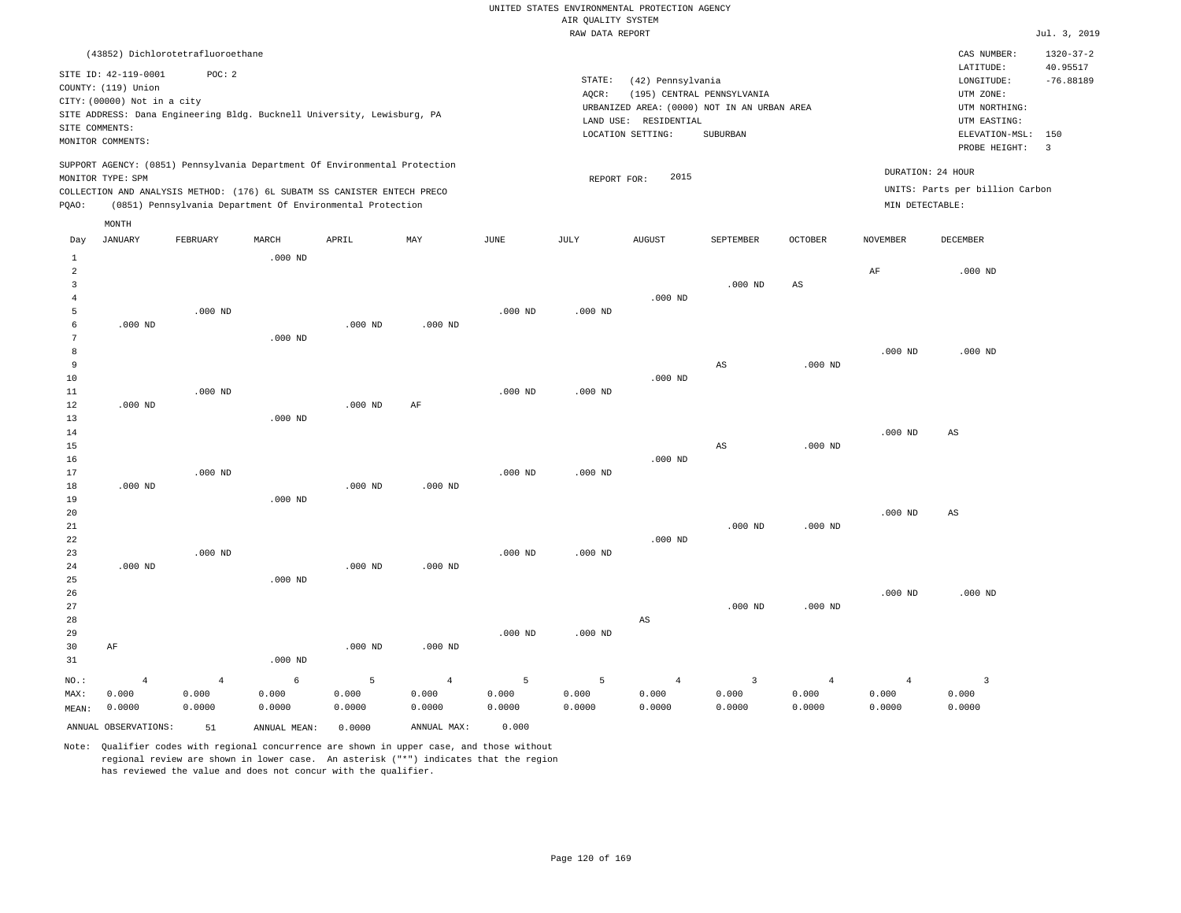UNITED STATES ENVIRONMENTAL PROTECTION AGENCY
AIR QUALITY SYSTEM
RAW DATA REPORT

Jul. 3, 2019

(43852) Dichlorotetrafluoroethane

SITE ID: 42-119-0001 POC: 2
COUNTY: (119) Union
CITY: (00000) Not in a city
SITE ADDRESS: Dana Engineering Bldg. Bucknell University, Lewisburg, PA
SITE COMMENTS:
MONITOR COMMENTS:

STATE: (42) Pennsylvania
AQCR: (195) CENTRAL PENNSYLVANIA
URBANIZED AREA: (0000) NOT IN AN URBAN AREA
LAND USE: RESIDENTIAL
LOCATION SETTING: SUBURBAN

CAS NUMBER: 1320-37-2
LATITUDE: 40.95517
LONGITUDE: -76.88189
UTM ZONE:
UTM NORTHING:
UTM EASTING:
ELEVATION-MSL: 150
PROBE HEIGHT: 3

SUPPORT AGENCY: (0851) Pennsylvania Department Of Environmental Protection
MONITOR TYPE: SPM
COLLECTION AND ANALYSIS METHOD: (176) 6L SUBATM SS CANISTER ENTECH PRECO
PQAO: (0851) Pennsylvania Department Of Environmental Protection

REPORT FOR: 2015

DURATION: 24 HOUR
UNITS: Parts per billion Carbon
MIN DETECTABLE:

| Day | JANUARY | FEBRUARY | MARCH | APRIL | MAY | JUNE | JULY | AUGUST | SEPTEMBER | OCTOBER | NOVEMBER | DECEMBER |
|---|---|---|---|---|---|---|---|---|---|---|---|---|
| 1 | | | .000 ND | | | | | | | | | |
| 2 | | | | | | | | | | | AF | .000 ND |
| 3 | | | | | | | | | .000 ND | AS | | |
| 4 | | | | | | | | .000 ND | | | | |
| 5 | | .000 ND | | | | .000 ND | .000 ND | | | | | |
| 6 | .000 ND | | | .000 ND | .000 ND | | | | | | | |
| 7 | | | .000 ND | | | | | | | | | |
| 8 | | | | | | | | | | | .000 ND | .000 ND |
| 9 | | | | | | | | | AS | .000 ND | | |
| 10 | | | | | | | | .000 ND | | | | |
| 11 | | .000 ND | | | | .000 ND | .000 ND | | | | | |
| 12 | .000 ND | | | .000 ND | AF | | | | | | | |
| 13 | | | .000 ND | | | | | | | | | |
| 14 | | | | | | | | | | | .000 ND | AS |
| 15 | | | | | | | | | AS | .000 ND | | |
| 16 | | | | | | | | .000 ND | | | | |
| 17 | | .000 ND | | | | .000 ND | .000 ND | | | | | |
| 18 | .000 ND | | | .000 ND | .000 ND | | | | | | | |
| 19 | | | .000 ND | | | | | | | | | |
| 20 | | | | | | | | | | | .000 ND | AS |
| 21 | | | | | | | | | .000 ND | .000 ND | | |
| 22 | | | | | | | | .000 ND | | | | |
| 23 | | .000 ND | | | | .000 ND | .000 ND | | | | | |
| 24 | .000 ND | | | .000 ND | .000 ND | | | | | | | |
| 25 | | | .000 ND | | | | | | | | | |
| 26 | | | | | | | | | | | .000 ND | .000 ND |
| 27 | | | | | | | | | .000 ND | .000 ND | | |
| 28 | | | | | | | | AS | | | | |
| 29 | | | | | | .000 ND | .000 ND | | | | | |
| 30 | AF | | | .000 ND | .000 ND | | | | | | | |
| 31 | | | .000 ND | | | | | | | | | |
| NO.: | 4 | 4 | 6 | 5 | 4 | 5 | 5 | 4 | 3 | 4 | 4 | 3 |
| MAX: | 0.000 | 0.000 | 0.000 | 0.000 | 0.000 | 0.000 | 0.000 | 0.000 | 0.000 | 0.000 | 0.000 | 0.000 |
| MEAN: | 0.0000 | 0.0000 | 0.0000 | 0.0000 | 0.0000 | 0.0000 | 0.0000 | 0.0000 | 0.0000 | 0.0000 | 0.0000 | 0.0000 |

ANNUAL OBSERVATIONS: 51 ANNUAL MEAN: 0.0000 ANNUAL MAX: 0.000

Note: Qualifier codes with regional concurrence are shown in upper case, and those without regional review are shown in lower case. An asterisk ("*") indicates that the region has reviewed the value and does not concur with the qualifier.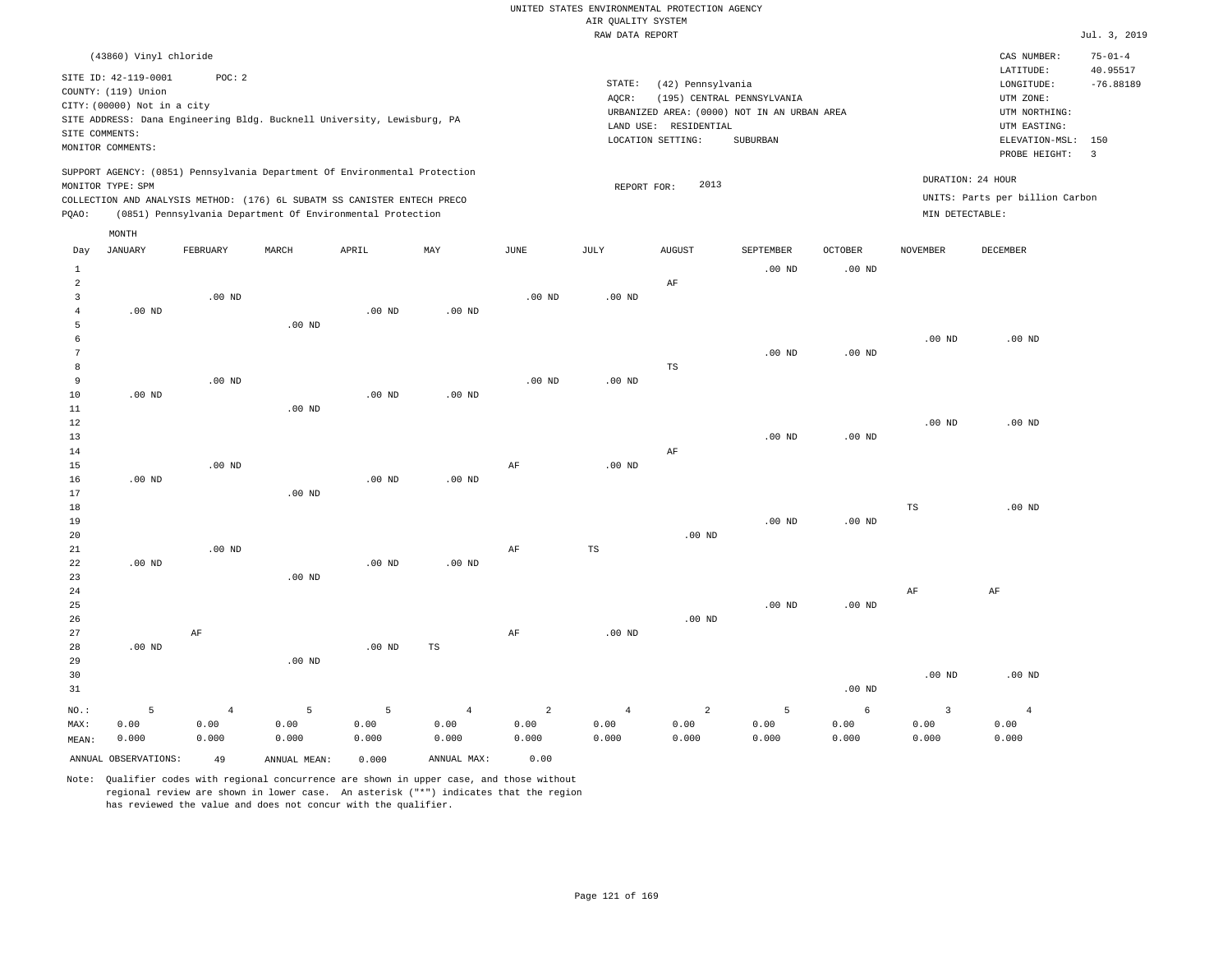UNITED STATES ENVIRONMENTAL PROTECTION AGENCY
AIR QUALITY SYSTEM
RAW DATA REPORT

Jul. 3, 2019

(43860) Vinyl chloride

SITE ID: 42-119-0001 POC: 2
COUNTY: (119) Union
CITY: (00000) Not in a city
SITE ADDRESS: Dana Engineering Bldg. Bucknell University, Lewisburg, PA
SITE COMMENTS:
MONITOR COMMENTS:

STATE: (42) Pennsylvania
AQCR: (195) CENTRAL PENNSYLVANIA
URBANIZED AREA: (0000) NOT IN AN URBAN AREA
LAND USE: RESIDENTIAL
LOCATION SETTING: SUBURBAN

CAS NUMBER: 75-01-4
LATITUDE: 40.95517
LONGITUDE: -76.88189
UTM ZONE:
UTM NORTHING:
UTM EASTING:
ELEVATION-MSL: 150
PROBE HEIGHT: 3

SUPPORT AGENCY: (0851) Pennsylvania Department Of Environmental Protection
MONITOR TYPE: SPM
COLLECTION AND ANALYSIS METHOD: (176) 6L SUBATM SS CANISTER ENTECH PRECO
PQAO: (0851) Pennsylvania Department Of Environmental Protection

REPORT FOR: 2013

DURATION: 24 HOUR
UNITS: Parts per billion Carbon
MIN DETECTABLE:

| Day | JANUARY | FEBRUARY | MARCH | APRIL | MAY | JUNE | JULY | AUGUST | SEPTEMBER | OCTOBER | NOVEMBER | DECEMBER |
|---|---|---|---|---|---|---|---|---|---|---|---|---|
| 1 | | | | | | | | | .00 ND | .00 ND | | |
| 2 | | | | | | | | AF | | | | |
| 3 | | .00 ND | | | | .00 ND | .00 ND | | | | | |
| 4 | .00 ND | | | .00 ND | .00 ND | | | | | | | |
| 5 | | | .00 ND | | | | | | | | | |
| 6 | | | | | | | | | | | .00 ND | .00 ND |
| 7 | | | | | | | | | .00 ND | .00 ND | | |
| 8 | | | | | | | | TS | | | | |
| 9 | | .00 ND | | | | .00 ND | .00 ND | | | | | |
| 10 | .00 ND | | | .00 ND | .00 ND | | | | | | | |
| 11 | | | .00 ND | | | | | | | | | |
| 12 | | | | | | | | | | | .00 ND | .00 ND |
| 13 | | | | | | | | | .00 ND | .00 ND | | |
| 14 | | | | | | | | AF | | | | |
| 15 | | .00 ND | | | | AF | .00 ND | | | | | |
| 16 | .00 ND | | | .00 ND | .00 ND | | | | | | | |
| 17 | | | .00 ND | | | | | | | | | |
| 18 | | | | | | | | | | | TS | .00 ND |
| 19 | | | | | | | | | .00 ND | .00 ND | | |
| 20 | | | | | | | | .00 ND | | | | |
| 21 | | .00 ND | | | | AF | TS | | | | | |
| 22 | .00 ND | | | .00 ND | .00 ND | | | | | | | |
| 23 | | | .00 ND | | | | | | | | | |
| 24 | | | | | | | | | | | AF | AF |
| 25 | | | | | | | | | .00 ND | .00 ND | | |
| 26 | | | | | | | | .00 ND | | | | |
| 27 | | AF | | | | AF | .00 ND | | | | | |
| 28 | .00 ND | | | .00 ND | TS | | | | | | | |
| 29 | | | .00 ND | | | | | | | | | |
| 30 | | | | | | | | | | | .00 ND | .00 ND |
| 31 | | | | | | | | | | .00 ND | | |
| NO.: | 5 | 4 | 5 | 5 | 4 | 2 | 4 | 2 | 5 | 6 | 3 | 4 |
| MAX: | 0.00 | 0.00 | 0.00 | 0.00 | 0.00 | 0.00 | 0.00 | 0.00 | 0.00 | 0.00 | 0.00 | 0.00 |
| MEAN: | 0.000 | 0.000 | 0.000 | 0.000 | 0.000 | 0.000 | 0.000 | 0.000 | 0.000 | 0.000 | 0.000 | 0.000 |

ANNUAL OBSERVATIONS: 49 ANNUAL MEAN: 0.000 ANNUAL MAX: 0.00

Note: Qualifier codes with regional concurrence are shown in upper case, and those without regional review are shown in lower case. An asterisk ("*") indicates that the region has reviewed the value and does not concur with the qualifier.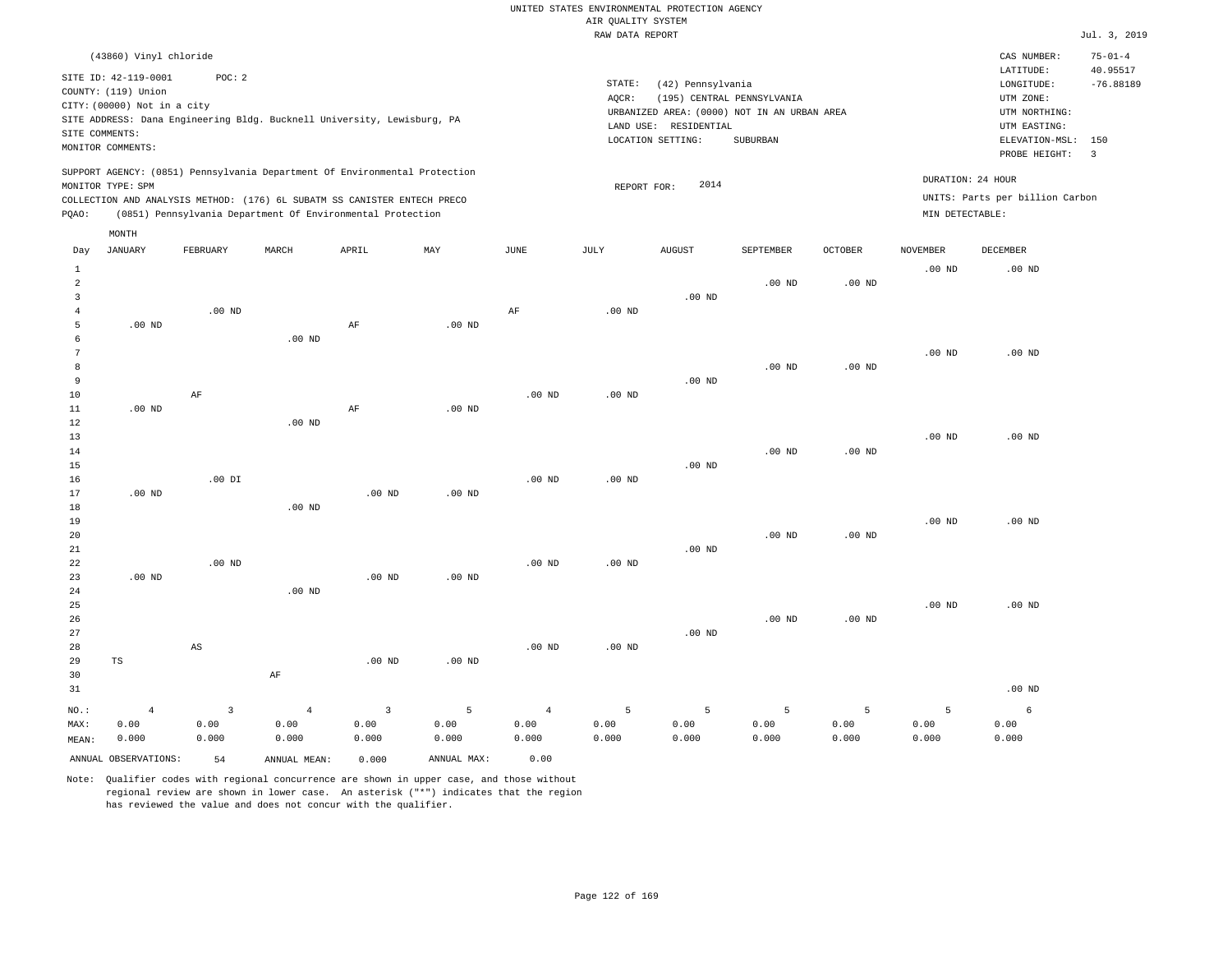UNITED STATES ENVIRONMENTAL PROTECTION AGENCY
AIR QUALITY SYSTEM
RAW DATA REPORT

Jul. 3, 2019

(43860) Vinyl chloride

SITE ID: 42-119-0001 POC: 2
COUNTY: (119) Union
CITY: (00000) Not in a city
SITE ADDRESS: Dana Engineering Bldg. Bucknell University, Lewisburg, PA
SITE COMMENTS:
MONITOR COMMENTS:

STATE: (42) Pennsylvania
AQCR: (195) CENTRAL PENNSYLVANIA
URBANIZED AREA: (0000) NOT IN AN URBAN AREA
LAND USE: RESIDENTIAL
LOCATION SETTING: SUBURBAN

CAS NUMBER: 75-01-4
LATITUDE: 40.95517
LONGITUDE: -76.88189
UTM ZONE:
UTM NORTHING:
UTM EASTING:
ELEVATION-MSL: 150
PROBE HEIGHT: 3

SUPPORT AGENCY: (0851) Pennsylvania Department Of Environmental Protection
MONITOR TYPE: SPM
COLLECTION AND ANALYSIS METHOD: (176) 6L SUBATM SS CANISTER ENTECH PRECO
PQAO: (0851) Pennsylvania Department Of Environmental Protection

REPORT FOR: 2014

DURATION: 24 HOUR
UNITS: Parts per billion Carbon
MIN DETECTABLE:

| Day | JANUARY | FEBRUARY | MARCH | APRIL | MAY | JUNE | JULY | AUGUST | SEPTEMBER | OCTOBER | NOVEMBER | DECEMBER |
|---|---|---|---|---|---|---|---|---|---|---|---|---|
| 1 | | | | | | | | | | | .00 ND | .00 ND |
| 2 | | | | | | | | | .00 ND | .00 ND | | |
| 3 | | | | | | | | .00 ND | | | | |
| 4 | | .00 ND | | | | AF | .00 ND | | | | | |
| 5 | .00 ND | | | AF | .00 ND | | | | | | | |
| 6 | | | .00 ND | | | | | | | | | |
| 7 | | | | | | | | | | | .00 ND | .00 ND |
| 8 | | | | | | | | | .00 ND | .00 ND | | |
| 9 | | | | | | | | .00 ND | | | | |
| 10 | | AF | | | | .00 ND | .00 ND | | | | | |
| 11 | .00 ND | | | AF | .00 ND | | | | | | | |
| 12 | | | .00 ND | | | | | | | | | |
| 13 | | | | | | | | | | | .00 ND | .00 ND |
| 14 | | | | | | | | | .00 ND | .00 ND | | |
| 15 | | | | | | | | .00 ND | | | | |
| 16 | | .00 DI | | | | .00 ND | .00 ND | | | | | |
| 17 | .00 ND | | | .00 ND | .00 ND | | | | | | | |
| 18 | | | .00 ND | | | | | | | | | |
| 19 | | | | | | | | | | | .00 ND | .00 ND |
| 20 | | | | | | | | | .00 ND | .00 ND | | |
| 21 | | | | | | | | .00 ND | | | | |
| 22 | | .00 ND | | | | .00 ND | .00 ND | | | | | |
| 23 | .00 ND | | | .00 ND | .00 ND | | | | | | | |
| 24 | | | .00 ND | | | | | | | | | |
| 25 | | | | | | | | | | | .00 ND | .00 ND |
| 26 | | | | | | | | | .00 ND | .00 ND | | |
| 27 | | | | | | | | .00 ND | | | | |
| 28 | | AS | | | | .00 ND | .00 ND | | | | | |
| 29 | TS | | | .00 ND | .00 ND | | | | | | | |
| 30 | | | AF | | | | | | | | | |
| 31 | | | | | | | | | | | | .00 ND |
| NO.: | 4 | 3 | 4 | 3 | 5 | 4 | 5 | 5 | 5 | 5 | 5 | 6 |
| MAX: | 0.00 | 0.00 | 0.00 | 0.00 | 0.00 | 0.00 | 0.00 | 0.00 | 0.00 | 0.00 | 0.00 | 0.00 |
| MEAN: | 0.000 | 0.000 | 0.000 | 0.000 | 0.000 | 0.000 | 0.000 | 0.000 | 0.000 | 0.000 | 0.000 | 0.000 |

ANNUAL OBSERVATIONS: 54 ANNUAL MEAN: 0.000 ANNUAL MAX: 0.00

Note: Qualifier codes with regional concurrence are shown in upper case, and those without regional review are shown in lower case. An asterisk ("*") indicates that the region has reviewed the value and does not concur with the qualifier.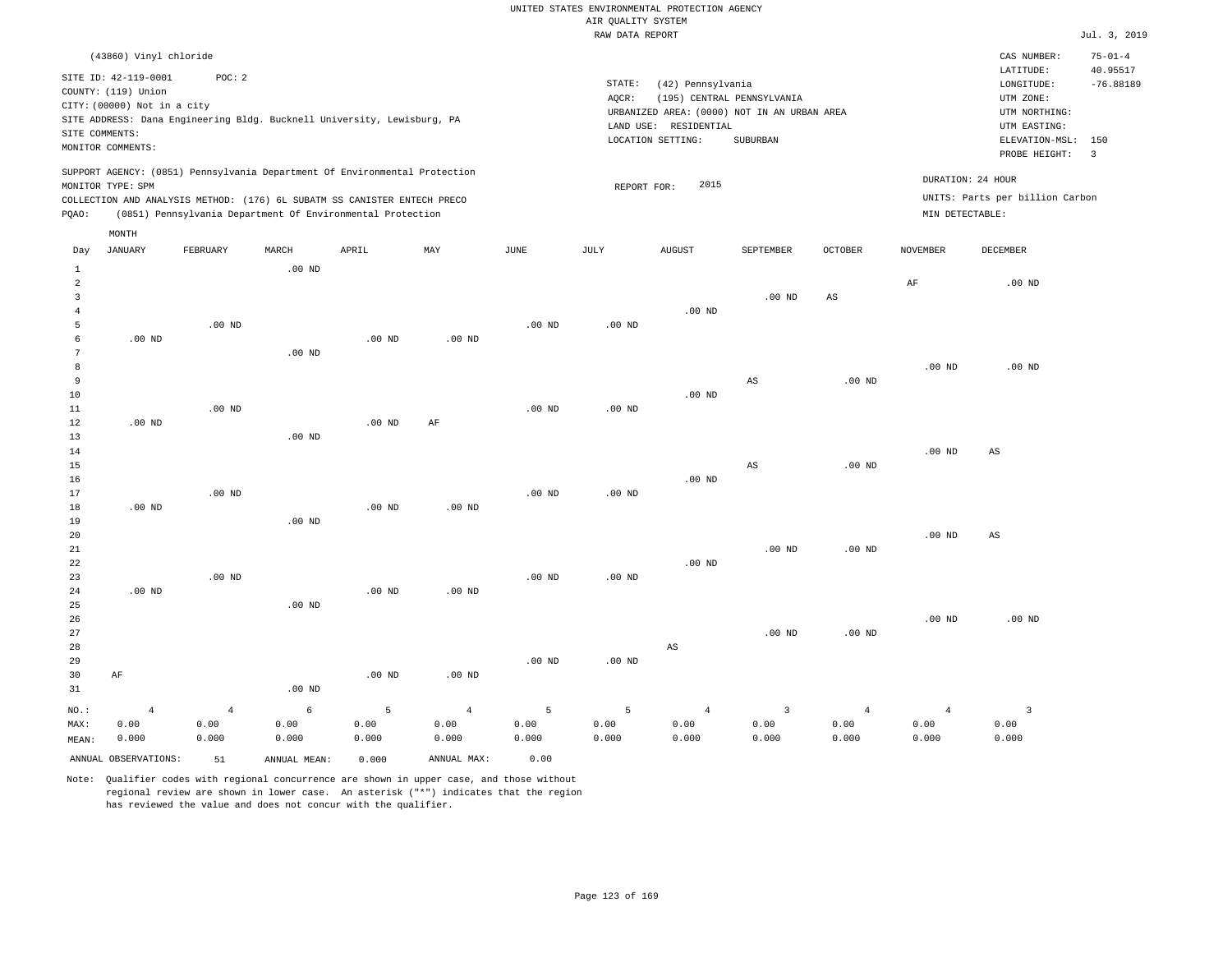UNITED STATES ENVIRONMENTAL PROTECTION AGENCY
AIR QUALITY SYSTEM
RAW DATA REPORT

Jul. 3, 2019

(43860) Vinyl chloride

SITE ID: 42-119-0001 POC: 2
COUNTY: (119) Union
CITY: (00000) Not in a city
SITE ADDRESS: Dana Engineering Bldg. Bucknell University, Lewisburg, PA
SITE COMMENTS:
MONITOR COMMENTS:

STATE: (42) Pennsylvania
AQCR: (195) CENTRAL PENNSYLVANIA
URBANIZED AREA: (0000) NOT IN AN URBAN AREA
LAND USE: RESIDENTIAL
LOCATION SETTING: SUBURBAN

CAS NUMBER: 75-01-4
LATITUDE: 40.95517
LONGITUDE: -76.88189
UTM ZONE:
UTM NORTHING:
UTM EASTING:
ELEVATION-MSL: 150
PROBE HEIGHT: 3

SUPPORT AGENCY: (0851) Pennsylvania Department Of Environmental Protection
MONITOR TYPE: SPM
COLLECTION AND ANALYSIS METHOD: (176) 6L SUBATM SS CANISTER ENTECH PRECO
PQAO: (0851) Pennsylvania Department Of Environmental Protection

REPORT FOR: 2015

DURATION: 24 HOUR
UNITS: Parts per billion Carbon
MIN DETECTABLE:

| Day | JANUARY | FEBRUARY | MARCH | APRIL | MAY | JUNE | JULY | AUGUST | SEPTEMBER | OCTOBER | NOVEMBER | DECEMBER |
|---|---|---|---|---|---|---|---|---|---|---|---|---|
| 1 | | | .00 ND | | | | | | | | | |
| 2 | | | | | | | | | | | AF | .00 ND |
| 3 | | | | | | | | | .00 ND | AS | | |
| 4 | | | | | | | | .00 ND | | | | |
| 5 | | .00 ND | | | | .00 ND | .00 ND | | | | | |
| 6 | .00 ND | | | .00 ND | .00 ND | | | | | | | |
| 7 | | | .00 ND | | | | | | | | | |
| 8 | | | | | | | | | | | .00 ND | .00 ND |
| 9 | | | | | | | | | AS | .00 ND | | |
| 10 | | | | | | | | .00 ND | | | | |
| 11 | | .00 ND | | | | .00 ND | .00 ND | | | | | |
| 12 | .00 ND | | | .00 ND | AF | | | | | | | |
| 13 | | | .00 ND | | | | | | | | | |
| 14 | | | | | | | | | | | .00 ND | AS |
| 15 | | | | | | | | | AS | .00 ND | | |
| 16 | | | | | | | | .00 ND | | | | |
| 17 | | .00 ND | | | | .00 ND | .00 ND | | | | | |
| 18 | .00 ND | | | .00 ND | .00 ND | | | | | | | |
| 19 | | | .00 ND | | | | | | | | | |
| 20 | | | | | | | | | | | .00 ND | AS |
| 21 | | | | | | | | | .00 ND | .00 ND | | |
| 22 | | | | | | | | .00 ND | | | | |
| 23 | | .00 ND | | | | .00 ND | .00 ND | | | | | |
| 24 | .00 ND | | | .00 ND | .00 ND | | | | | | | |
| 25 | | | .00 ND | | | | | | | | | |
| 26 | | | | | | | | | | | .00 ND | .00 ND |
| 27 | | | | | | | | | .00 ND | .00 ND | | |
| 28 | | | | | | | | AS | | | | |
| 29 | | | | | | .00 ND | .00 ND | | | | | |
| 30 | AF | | | .00 ND | .00 ND | | | | | | | |
| 31 | | | .00 ND | | | | | | | | | |
| NO.: | 4 | 4 | 6 | 5 | 4 | 5 | 5 | 4 | 3 | 4 | 4 | 3 |
| MAX: | 0.00 | 0.00 | 0.00 | 0.00 | 0.00 | 0.00 | 0.00 | 0.00 | 0.00 | 0.00 | 0.00 | 0.00 |
| MEAN: | 0.000 | 0.000 | 0.000 | 0.000 | 0.000 | 0.000 | 0.000 | 0.000 | 0.000 | 0.000 | 0.000 | 0.000 |

ANNUAL OBSERVATIONS: 51 ANNUAL MEAN: 0.000 ANNUAL MAX: 0.00

Note: Qualifier codes with regional concurrence are shown in upper case, and those without regional review are shown in lower case. An asterisk ("*") indicates that the region has reviewed the value and does not concur with the qualifier.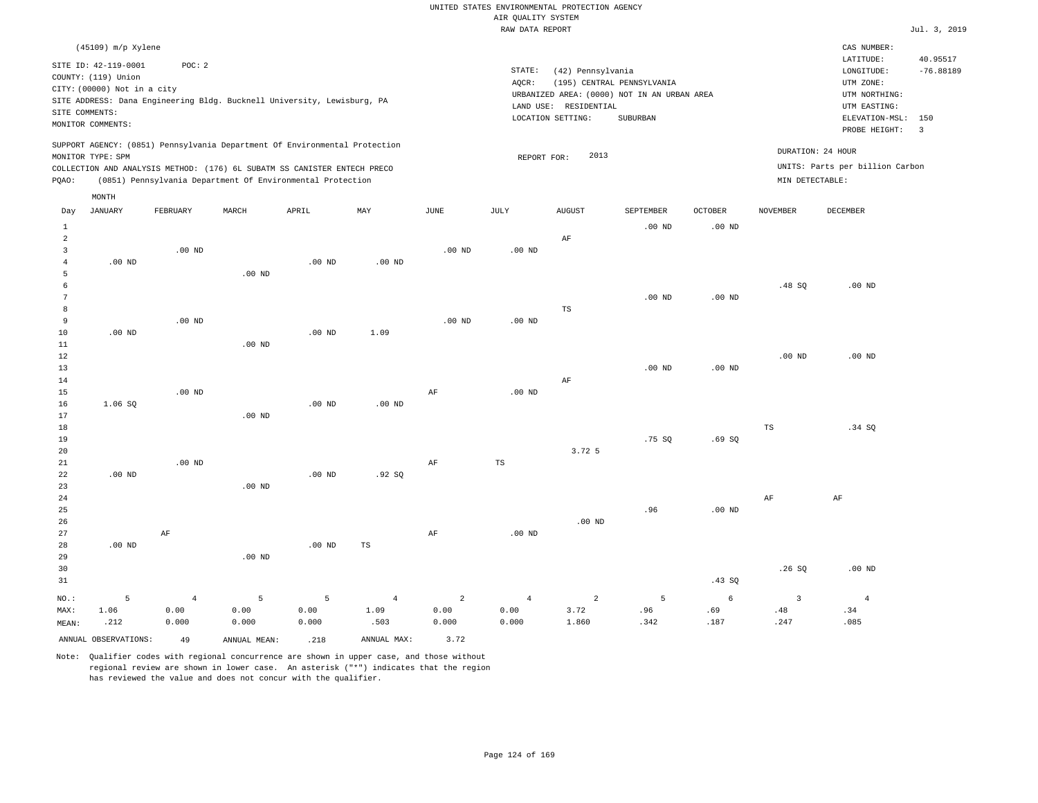UNITED STATES ENVIRONMENTAL PROTECTION AGENCY
AIR QUALITY SYSTEM
RAW DATA REPORT

Jul. 3, 2019

(45109) m/p Xylene

SITE ID: 42-119-0001 POC: 2
COUNTY: (119) Union
CITY: (00000) Not in a city
SITE ADDRESS: Dana Engineering Bldg. Bucknell University, Lewisburg, PA
SITE COMMENTS:
MONITOR COMMENTS:

STATE: (42) Pennsylvania
AQCR: (195) CENTRAL PENNSYLVANIA
URBANIZED AREA: (0000) NOT IN AN URBAN AREA
LAND USE: RESIDENTIAL
LOCATION SETTING: SUBURBAN

CAS NUMBER:
LATITUDE: 40.95517
LONGITUDE: -76.88189
UTM ZONE:
UTM NORTHING:
UTM EASTING:
ELEVATION-MSL: 150
PROBE HEIGHT: 3

SUPPORT AGENCY: (0851) Pennsylvania Department Of Environmental Protection
MONITOR TYPE: SPM
COLLECTION AND ANALYSIS METHOD: (176) 6L SUBATM SS CANISTER ENTECH PRECO
PQAO: (0851) Pennsylvania Department Of Environmental Protection

REPORT FOR: 2013

DURATION: 24 HOUR
UNITS: Parts per billion Carbon
MIN DETECTABLE:

| Day | JANUARY | FEBRUARY | MARCH | APRIL | MAY | JUNE | JULY | AUGUST | SEPTEMBER | OCTOBER | NOVEMBER | DECEMBER |
|---|---|---|---|---|---|---|---|---|---|---|---|---|
| 1 | | | | | | | | | .00 ND | .00 ND | | |
| 2 | | | | | | | | AF | | | | |
| 3 | | .00 ND | | | | .00 ND | .00 ND | | | | | |
| 4 | .00 ND | | | .00 ND | .00 ND | | | | | | | |
| 5 | | | .00 ND | | | | | | | | | |
| 6 | | | | | | | | | | | .48 SQ | .00 ND |
| 7 | | | | | | | | | .00 ND | .00 ND | | |
| 8 | | | | | | | | TS | | | | |
| 9 | | .00 ND | | | | .00 ND | .00 ND | | | | | |
| 10 | .00 ND | | | .00 ND | 1.09 | | | | | | | |
| 11 | | | .00 ND | | | | | | | | | |
| 12 | | | | | | | | | | | .00 ND | .00 ND |
| 13 | | | | | | | | | .00 ND | .00 ND | | |
| 14 | | | | | | | | AF | | | | |
| 15 | | .00 ND | | | | AF | .00 ND | | | | | |
| 16 | 1.06 SQ | | | .00 ND | .00 ND | | | | | | | |
| 17 | | | .00 ND | | | | | | | | | |
| 18 | | | | | | | | | | | TS | .34 SQ |
| 19 | | | | | | | | | .75 SQ | .69 SQ | | |
| 20 | | | | | | | | 3.72 5 | | | | |
| 21 | | .00 ND | | | | AF | TS | | | | | |
| 22 | .00 ND | | | .00 ND | .92 SQ | | | | | | | |
| 23 | | | .00 ND | | | | | | | | | |
| 24 | | | | | | | | | | | AF | AF |
| 25 | | | | | | | | | .96 | .00 ND | | |
| 26 | | | | | | | | .00 ND | | | | |
| 27 | | AF | | | | AF | .00 ND | | | | | |
| 28 | .00 ND | | | .00 ND | TS | | | | | | | |
| 29 | | | .00 ND | | | | | | | | | |
| 30 | | | | | | | | | | | .26 SQ | .00 ND |
| 31 | | | | | | | | | | .43 SQ | | |
| NO.: | 5 | 4 | 5 | 5 | 4 | 2 | 4 | 2 | 5 | 6 | 3 | 4 |
| MAX: | 1.06 | 0.00 | 0.00 | 0.00 | 1.09 | 0.00 | 0.00 | 3.72 | .96 | .69 | .48 | .34 |
| MEAN: | .212 | 0.000 | 0.000 | 0.000 | .503 | 0.000 | 0.000 | 1.860 | .342 | .187 | .247 | .085 |

ANNUAL OBSERVATIONS: 49 ANNUAL MEAN: .218 ANNUAL MAX: 3.72

Note: Qualifier codes with regional concurrence are shown in upper case, and those without regional review are shown in lower case. An asterisk ("*") indicates that the region has reviewed the value and does not concur with the qualifier.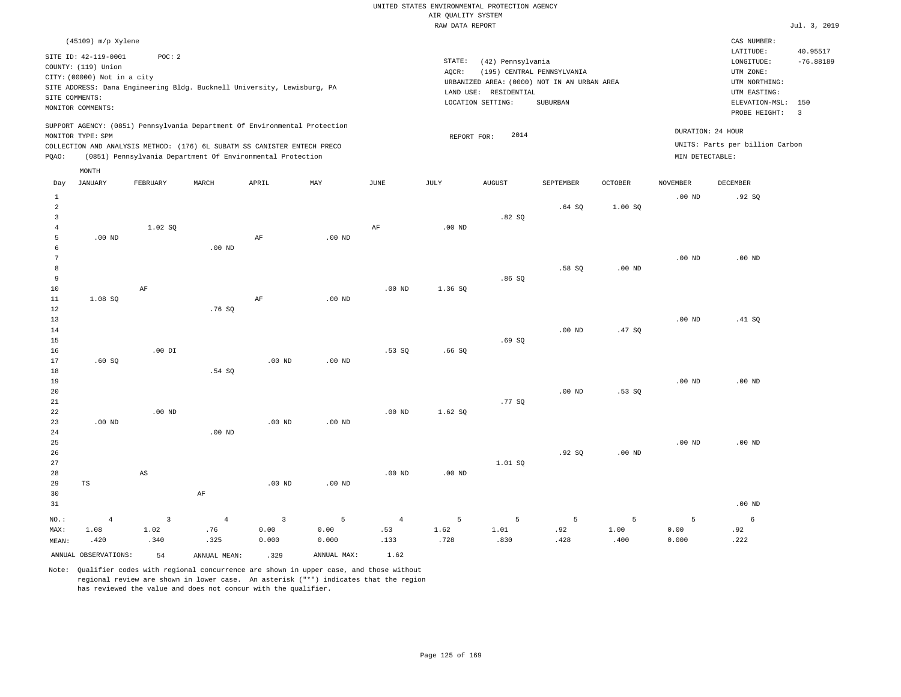UNITED STATES ENVIRONMENTAL PROTECTION AGENCY
AIR QUALITY SYSTEM
RAW DATA REPORT

Jul. 3, 2019

(45109) m/p Xylene

SITE ID: 42-119-0001 POC: 2
COUNTY: (119) Union
CITY: (00000) Not in a city
SITE ADDRESS: Dana Engineering Bldg. Bucknell University, Lewisburg, PA
SITE COMMENTS:
MONITOR COMMENTS:

STATE: (42) Pennsylvania
AQCR: (195) CENTRAL PENNSYLVANIA
URBANIZED AREA: (0000) NOT IN AN URBAN AREA
LAND USE: RESIDENTIAL
LOCATION SETTING: SUBURBAN

CAS NUMBER:
LATITUDE: 40.95517
LONGITUDE: -76.88189
UTM ZONE:
UTM NORTHING:
UTM EASTING:
ELEVATION-MSL: 150
PROBE HEIGHT: 3

SUPPORT AGENCY: (0851) Pennsylvania Department Of Environmental Protection
MONITOR TYPE: SPM
COLLECTION AND ANALYSIS METHOD: (176) 6L SUBATM SS CANISTER ENTECH PRECO
PQAO: (0851) Pennsylvania Department Of Environmental Protection

REPORT FOR: 2014

DURATION: 24 HOUR
UNITS: Parts per billion Carbon
MIN DETECTABLE:

| Day | JANUARY | FEBRUARY | MARCH | APRIL | MAY | JUNE | JULY | AUGUST | SEPTEMBER | OCTOBER | NOVEMBER | DECEMBER |
|---|---|---|---|---|---|---|---|---|---|---|---|---|
| 1 | | | | | | | | | | | .00 ND | .92 SQ |
| 2 | | | | | | | | | .64 SQ | 1.00 SQ | | |
| 3 | | | | | | | | .82 SQ | | | | |
| 4 | | 1.02 SQ | | | | AF | .00 ND | | | | | |
| 5 | .00 ND | | | AF | .00 ND | | | | | | | |
| 6 | | | .00 ND | | | | | | | | | |
| 7 | | | | | | | | | | | .00 ND | .00 ND |
| 8 | | | | | | | | | .58 SQ | .00 ND | | |
| 9 | | | | | | | | .86 SQ | | | | |
| 10 | | AF | | | | .00 ND | 1.36 SQ | | | | | |
| 11 | 1.08 SQ | | | AF | .00 ND | | | | | | | |
| 12 | | | .76 SQ | | | | | | | | | |
| 13 | | | | | | | | | | | .00 ND | .41 SQ |
| 14 | | | | | | | | | .00 ND | .47 SQ | | |
| 15 | | | | | | | | .69 SQ | | | | |
| 16 | | .00 DI | | | | .53 SQ | .66 SQ | | | | | |
| 17 | .60 SQ | | | .00 ND | .00 ND | | | | | | | |
| 18 | | | .54 SQ | | | | | | | | | |
| 19 | | | | | | | | | | | .00 ND | .00 ND |
| 20 | | | | | | | | | .00 ND | .53 SQ | | |
| 21 | | | | | | | | .77 SQ | | | | |
| 22 | | .00 ND | | | | .00 ND | 1.62 SQ | | | | | |
| 23 | .00 ND | | | .00 ND | .00 ND | | | | | | | |
| 24 | | | .00 ND | | | | | | | | | |
| 25 | | | | | | | | | | | .00 ND | .00 ND |
| 26 | | | | | | | | | .92 SQ | .00 ND | | |
| 27 | | | | | | | | 1.01 SQ | | | | |
| 28 | | AS | | | | .00 ND | .00 ND | | | | | |
| 29 | TS | | | .00 ND | .00 ND | | | | | | | |
| 30 | | | AF | | | | | | | | | |
| 31 | | | | | | | | | | | | .00 ND |
| NO.: | 4 | 3 | 4 | 3 | 5 | 4 | 5 | 5 | 5 | 5 | 5 | 6 |
| MAX: | 1.08 | 1.02 | .76 | 0.00 | 0.00 | .53 | 1.62 | 1.01 | .92 | 1.00 | 0.00 | .92 |
| MEAN: | .420 | .340 | .325 | 0.000 | 0.000 | .133 | .728 | .830 | .428 | .400 | 0.000 | .222 |

ANNUAL OBSERVATIONS: 54 ANNUAL MEAN: .329 ANNUAL MAX: 1.62

Note: Qualifier codes with regional concurrence are shown in upper case, and those without regional review are shown in lower case. An asterisk ("*") indicates that the region has reviewed the value and does not concur with the qualifier.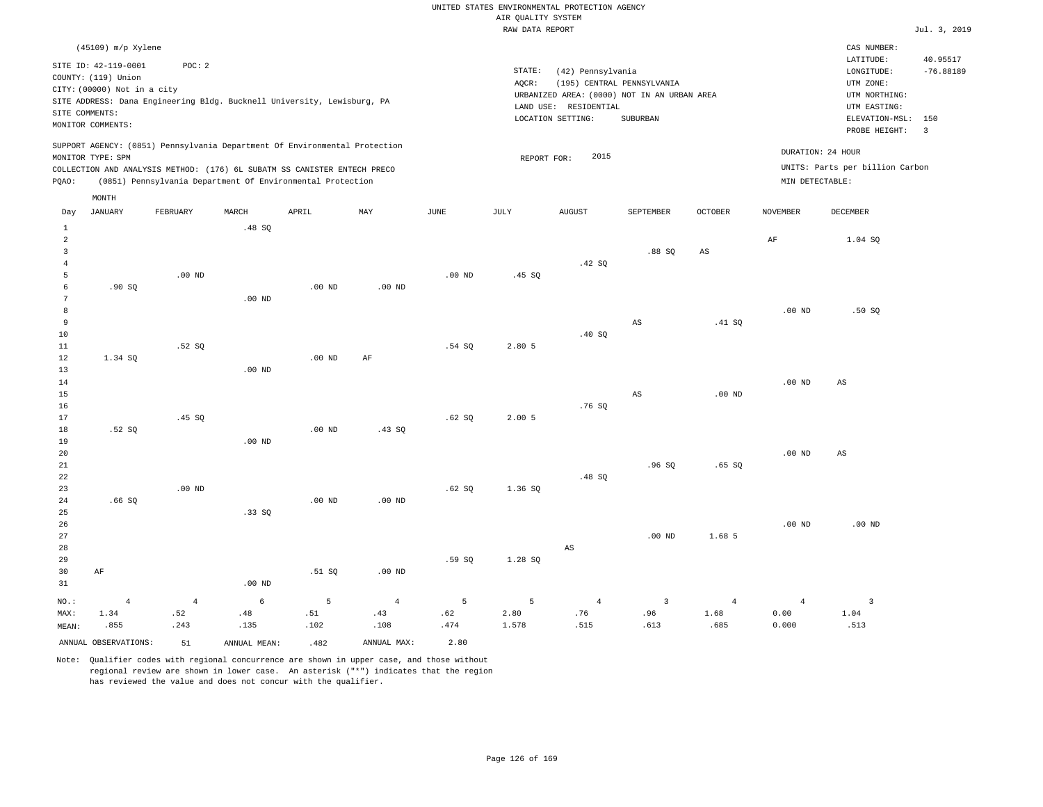UNITED STATES ENVIRONMENTAL PROTECTION AGENCY
AIR QUALITY SYSTEM
RAW DATA REPORT

Jul. 3, 2019

(45109) m/p Xylene

SITE ID: 42-119-0001 POC: 2
COUNTY: (119) Union
CITY: (00000) Not in a city
SITE ADDRESS: Dana Engineering Bldg. Bucknell University, Lewisburg, PA
SITE COMMENTS:
MONITOR COMMENTS:

STATE: (42) Pennsylvania
AQCR: (195) CENTRAL PENNSYLVANIA
URBANIZED AREA: (0000) NOT IN AN URBAN AREA
LAND USE: RESIDENTIAL
LOCATION SETTING: SUBURBAN

CAS NUMBER:
LATITUDE: 40.95517
LONGITUDE: -76.88189
UTM ZONE:
UTM NORTHING:
UTM EASTING:
ELEVATION-MSL: 150
PROBE HEIGHT: 3

SUPPORT AGENCY: (0851) Pennsylvania Department Of Environmental Protection
MONITOR TYPE: SPM
COLLECTION AND ANALYSIS METHOD: (176) 6L SUBATM SS CANISTER ENTECH PRECO
PQAO: (0851) Pennsylvania Department Of Environmental Protection

REPORT FOR: 2015

DURATION: 24 HOUR
UNITS: Parts per billion Carbon
MIN DETECTABLE:

| Day | JANUARY | FEBRUARY | MARCH | APRIL | MAY | JUNE | JULY | AUGUST | SEPTEMBER | OCTOBER | NOVEMBER | DECEMBER |
|---|---|---|---|---|---|---|---|---|---|---|---|---|
| 1 | | | .48 SQ | | | | | | | | | |
| 2 | | | | | | | | | | | AF | 1.04 SQ |
| 3 | | | | | | | | | .88 SQ | AS | | |
| 4 | | | | | | | | .42 SQ | | | | |
| 5 | | .00 ND | | | | .00 ND | .45 SQ | | | | | |
| 6 | .90 SQ | | | .00 ND | .00 ND | | | | | | | |
| 7 | | | .00 ND | | | | | | | | | |
| 8 | | | | | | | | | | | .00 ND | .50 SQ |
| 9 | | | | | | | | | AS | .41 SQ | | |
| 10 | | | | | | | | .40 SQ | | | | |
| 11 | | .52 SQ | | | | .54 SQ | 2.80 5 | | | | | |
| 12 | 1.34 SQ | | | .00 ND | AF | | | | | | | |
| 13 | | | .00 ND | | | | | | | | | |
| 14 | | | | | | | | | | | .00 ND | AS |
| 15 | | | | | | | | | AS | .00 ND | | |
| 16 | | | | | | | | .76 SQ | | | | |
| 17 | | .45 SQ | | | | .62 SQ | 2.00 5 | | | | | |
| 18 | .52 SQ | | | .00 ND | .43 SQ | | | | | | | |
| 19 | | | .00 ND | | | | | | | | | |
| 20 | | | | | | | | | | | .00 ND | AS |
| 21 | | | | | | | | | .96 SQ | .65 SQ | | |
| 22 | | | | | | | | .48 SQ | | | | |
| 23 | | .00 ND | | | | .62 SQ | 1.36 SQ | | | | | |
| 24 | .66 SQ | | | .00 ND | .00 ND | | | | | | | |
| 25 | | | .33 SQ | | | | | | | | | |
| 26 | | | | | | | | | | | .00 ND | .00 ND |
| 27 | | | | | | | | | .00 ND | 1.68 5 | | |
| 28 | | | | | | | | AS | | | | |
| 29 | | | | | | .59 SQ | 1.28 SQ | | | | | |
| 30 | AF | | | .51 SQ | .00 ND | | | | | | | |
| 31 | | | .00 ND | | | | | | | | | |
| NO.: | 4 | 4 | 6 | 5 | 4 | 5 | 5 | 4 | 3 | 4 | 4 | 3 |
| MAX: | 1.34 | .52 | .48 | .51 | .43 | .62 | 2.80 | .76 | .96 | 1.68 | 0.00 | 1.04 |
| MEAN: | .855 | .243 | .135 | .102 | .108 | .474 | 1.578 | .515 | .613 | .685 | 0.000 | .513 |

ANNUAL OBSERVATIONS: 51 ANNUAL MEAN: .482 ANNUAL MAX: 2.80

Note: Qualifier codes with regional concurrence are shown in upper case, and those without regional review are shown in lower case. An asterisk ("*") indicates that the region has reviewed the value and does not concur with the qualifier.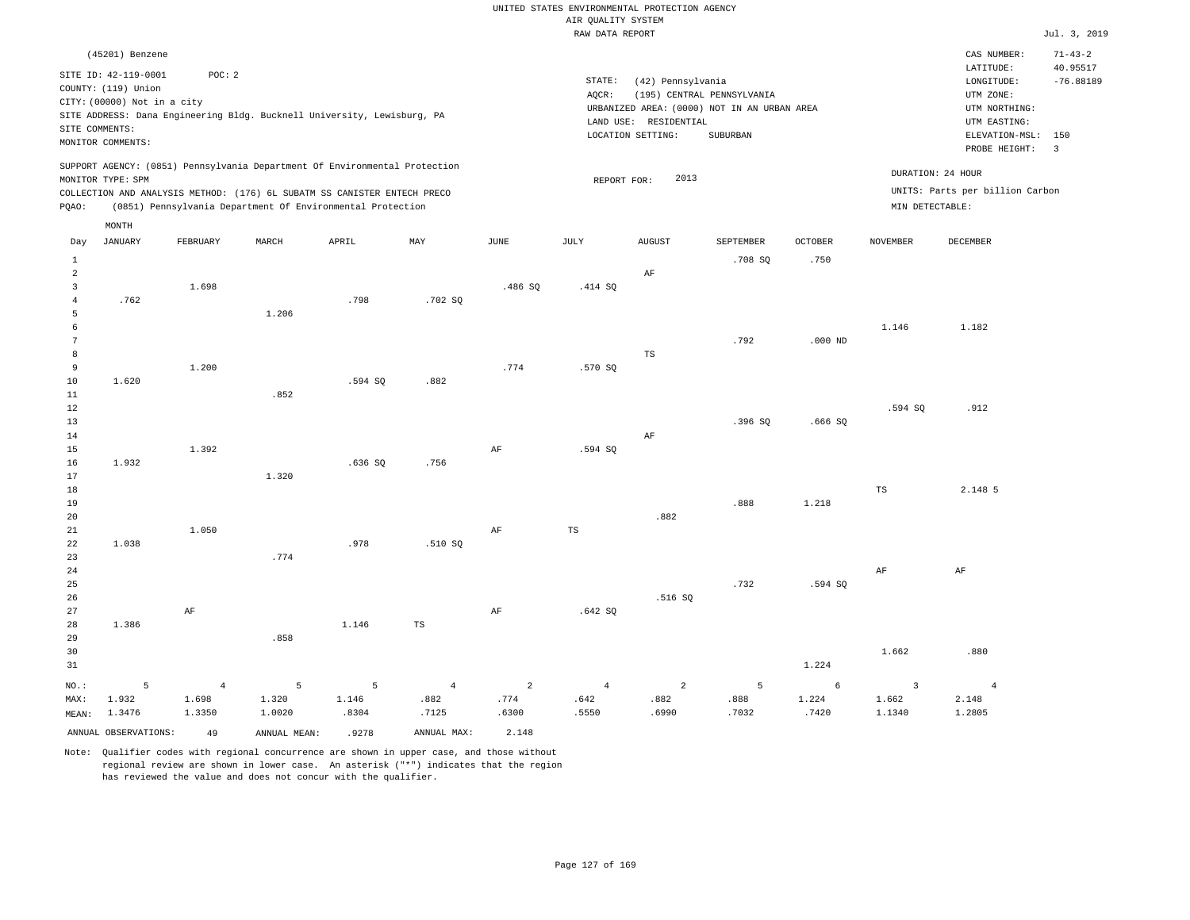UNITED STATES ENVIRONMENTAL PROTECTION AGENCY
AIR QUALITY SYSTEM
RAW DATA REPORT

Jul. 3, 2019

(45201) Benzene

SITE ID: 42-119-0001 POC: 2
COUNTY: (119) Union
CITY: (00000) Not in a city
SITE ADDRESS: Dana Engineering Bldg. Bucknell University, Lewisburg, PA
SITE COMMENTS:
MONITOR COMMENTS:

STATE: (42) Pennsylvania
AQCR: (195) CENTRAL PENNSYLVANIA
URBANIZED AREA: (0000) NOT IN AN URBAN AREA
LAND USE: RESIDENTIAL
LOCATION SETTING: SUBURBAN

CAS NUMBER: 71-43-2
LATITUDE: 40.95517
LONGITUDE: -76.88189
UTM ZONE:
UTM NORTHING:
UTM EASTING:
ELEVATION-MSL: 150
PROBE HEIGHT: 3

SUPPORT AGENCY: (0851) Pennsylvania Department Of Environmental Protection
MONITOR TYPE: SPM
COLLECTION AND ANALYSIS METHOD: (176) 6L SUBATM SS CANISTER ENTECH PRECO
PQAO: (0851) Pennsylvania Department Of Environmental Protection

REPORT FOR: 2013

DURATION: 24 HOUR
UNITS: Parts per billion Carbon
MIN DETECTABLE:

| Day | JANUARY | FEBRUARY | MARCH | APRIL | MAY | JUNE | JULY | AUGUST | SEPTEMBER | OCTOBER | NOVEMBER | DECEMBER |
|---|---|---|---|---|---|---|---|---|---|---|---|---|
| 1 | | | | | | | | | .708 SQ | .750 | | |
| 2 | | | | | | | | AF | | | | |
| 3 | | 1.698 | | | | .486 SQ | .414 SQ | | | | | |
| 4 | .762 | | | .798 | .702 SQ | | | | | | | |
| 5 | | | 1.206 | | | | | | | | | |
| 6 | | | | | | | | | | | 1.146 | 1.182 |
| 7 | | | | | | | | | .792 | .000 ND | | |
| 8 | | | | | | | | TS | | | | |
| 9 | | 1.200 | | | | .774 | .570 SQ | | | | | |
| 10 | 1.620 | | | .594 SQ | .882 | | | | | | | |
| 11 | | | .852 | | | | | | | | | |
| 12 | | | | | | | | | | | .594 SQ | .912 |
| 13 | | | | | | | | | .396 SQ | .666 SQ | | |
| 14 | | | | | | | | AF | | | | |
| 15 | | 1.392 | | | | AF | .594 SQ | | | | | |
| 16 | 1.932 | | | .636 SQ | .756 | | | | | | | |
| 17 | | | 1.320 | | | | | | | | | |
| 18 | | | | | | | | | | | TS | 2.148 5 |
| 19 | | | | | | | | | .888 | 1.218 | | |
| 20 | | | | | | | | .882 | | | | |
| 21 | | 1.050 | | | | AF | TS | | | | | |
| 22 | 1.038 | | | .978 | .510 SQ | | | | | | | |
| 23 | | | .774 | | | | | | | | | |
| 24 | | | | | | | | | | | AF | AF |
| 25 | | | | | | | | | .732 | .594 SQ | | |
| 26 | | | | | | | | .516 SQ | | | | |
| 27 | | AF | | | | AF | .642 SQ | | | | | |
| 28 | 1.386 | | | 1.146 | TS | | | | | | | |
| 29 | | | .858 | | | | | | | | | |
| 30 | | | | | | | | | | | 1.662 | .880 |
| 31 | | | | | | | | | | 1.224 | | |
| NO.: | 5 | 4 | 5 | 5 | 4 | 2 | 4 | 2 | 5 | 6 | 3 | 4 |
| MAX: | 1.932 | 1.698 | 1.320 | 1.146 | .882 | .774 | .642 | .882 | .888 | 1.224 | 1.662 | 2.148 |
| MEAN: | 1.3476 | 1.3350 | 1.0020 | .8304 | .7125 | .6300 | .5550 | .6990 | .7032 | .7420 | 1.1340 | 1.2805 |

ANNUAL OBSERVATIONS: 49 ANNUAL MEAN: .9278 ANNUAL MAX: 2.148

Note: Qualifier codes with regional concurrence are shown in upper case, and those without regional review are shown in lower case. An asterisk ("*") indicates that the region has reviewed the value and does not concur with the qualifier.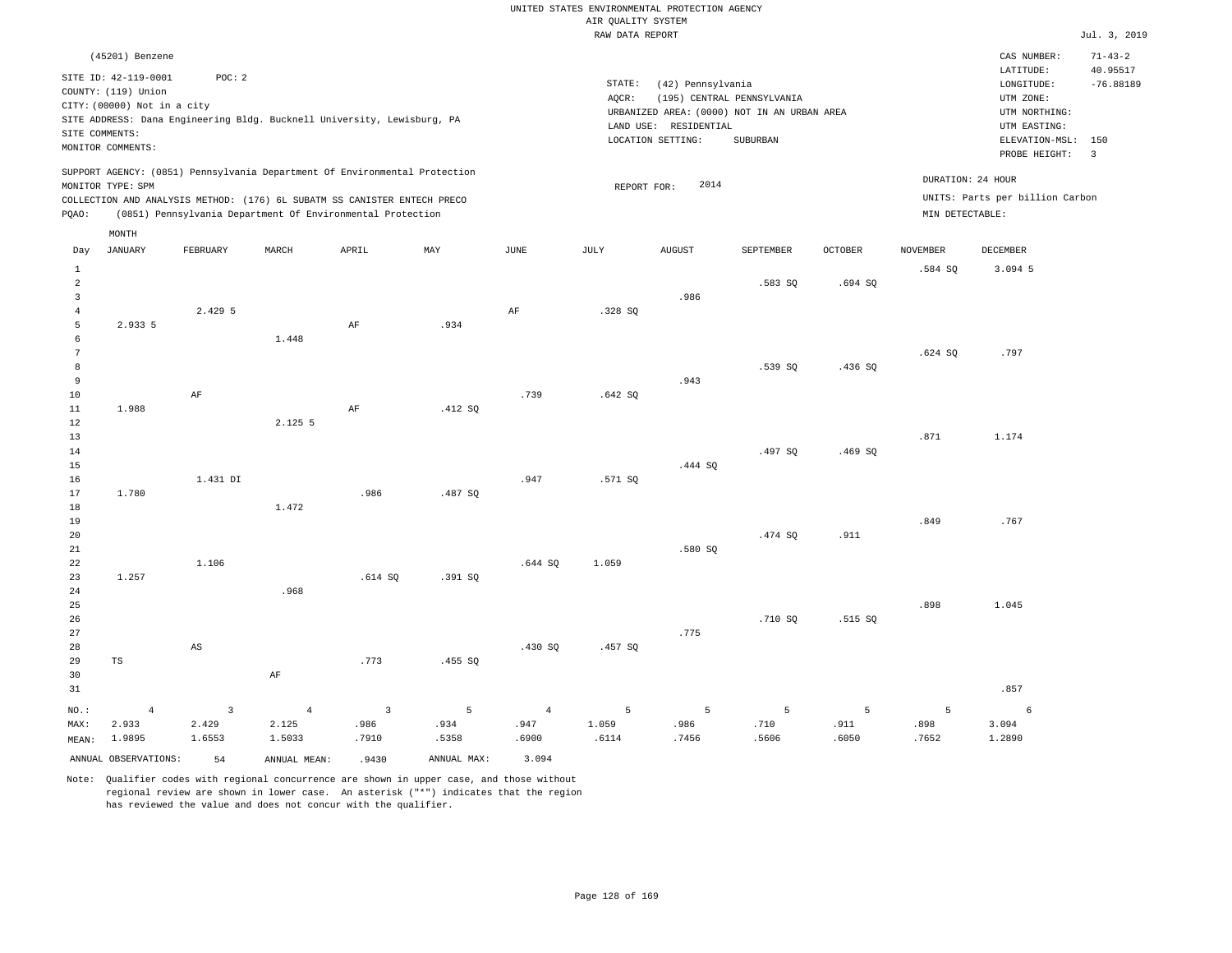UNITED STATES ENVIRONMENTAL PROTECTION AGENCY
AIR QUALITY SYSTEM
RAW DATA REPORT

Jul. 3, 2019

(45201) Benzene

SITE ID: 42-119-0001 POC: 2
COUNTY: (119) Union
CITY: (00000) Not in a city
SITE ADDRESS: Dana Engineering Bldg. Bucknell University, Lewisburg, PA
SITE COMMENTS:
MONITOR COMMENTS:

STATE: (42) Pennsylvania
AQCR: (195) CENTRAL PENNSYLVANIA
URBANIZED AREA: (0000) NOT IN AN URBAN AREA
LAND USE: RESIDENTIAL
LOCATION SETTING: SUBURBAN

CAS NUMBER: 71-43-2
LATITUDE: 40.95517
LONGITUDE: -76.88189
UTM ZONE:
UTM NORTHING:
UTM EASTING:
ELEVATION-MSL: 150
PROBE HEIGHT: 3

SUPPORT AGENCY: (0851) Pennsylvania Department Of Environmental Protection
MONITOR TYPE: SPM
COLLECTION AND ANALYSIS METHOD: (176) 6L SUBATM SS CANISTER ENTECH PRECO
PQAO: (0851) Pennsylvania Department Of Environmental Protection

REPORT FOR: 2014

DURATION: 24 HOUR
UNITS: Parts per billion Carbon
MIN DETECTABLE:

| Day | JANUARY | FEBRUARY | MARCH | APRIL | MAY | JUNE | JULY | AUGUST | SEPTEMBER | OCTOBER | NOVEMBER | DECEMBER |
|---|---|---|---|---|---|---|---|---|---|---|---|---|
| 1 | | | | | | | | | | | .584 SQ | 3.094 5 |
| 2 | | | | | | | | | .583 SQ | .694 SQ | | |
| 3 | | | | | | | | .986 | | | | |
| 4 | | 2.429 5 | | | | AF | .328 SQ | | | | | |
| 5 | 2.933 5 | | | AF | .934 | | | | | | | |
| 6 | | | 1.448 | | | | | | | | | |
| 7 | | | | | | | | | | | .624 SQ | .797 |
| 8 | | | | | | | | | .539 SQ | .436 SQ | | |
| 9 | | | | | | | | .943 | | | | |
| 10 | | AF | | | | .739 | .642 SQ | | | | | |
| 11 | 1.988 | | | AF | .412 SQ | | | | | | | |
| 12 | | | 2.125 5 | | | | | | | | | |
| 13 | | | | | | | | | | | .871 | 1.174 |
| 14 | | | | | | | | | .497 SQ | .469 SQ | | |
| 15 | | | | | | | | .444 SQ | | | | |
| 16 | | 1.431 DI | | | | .947 | .571 SQ | | | | | |
| 17 | 1.780 | | | .986 | .487 SQ | | | | | | | |
| 18 | | | 1.472 | | | | | | | | | |
| 19 | | | | | | | | | | | .849 | .767 |
| 20 | | | | | | | | | .474 SQ | .911 | | |
| 21 | | | | | | | | .580 SQ | | | | |
| 22 | | 1.106 | | | | .644 SQ | 1.059 | | | | | |
| 23 | 1.257 | | | .614 SQ | .391 SQ | | | | | | | |
| 24 | | | .968 | | | | | | | | | |
| 25 | | | | | | | | | | | .898 | 1.045 |
| 26 | | | | | | | | | .710 SQ | .515 SQ | | |
| 27 | | | | | | | | .775 | | | | |
| 28 | | AS | | | | .430 SQ | .457 SQ | | | | | |
| 29 | TS | | | .773 | .455 SQ | | | | | | | |
| 30 | | | AF | | | | | | | | | |
| 31 | | | | | | | | | | | | .857 |
| NO.: | 4 | 3 | 4 | 3 | 5 | 4 | 5 | 5 | 5 | 5 | 5 | 6 |
| MAX: | 2.933 | 2.429 | 2.125 | .986 | .934 | .947 | 1.059 | .986 | .710 | .911 | .898 | 3.094 |
| MEAN: | 1.9895 | 1.6553 | 1.5033 | .7910 | .5358 | .6900 | .6114 | .7456 | .5606 | .6050 | .7652 | 1.2890 |

ANNUAL OBSERVATIONS: 54 ANNUAL MEAN: .9430 ANNUAL MAX: 3.094

Note: Qualifier codes with regional concurrence are shown in upper case, and those without regional review are shown in lower case. An asterisk ("*") indicates that the region has reviewed the value and does not concur with the qualifier.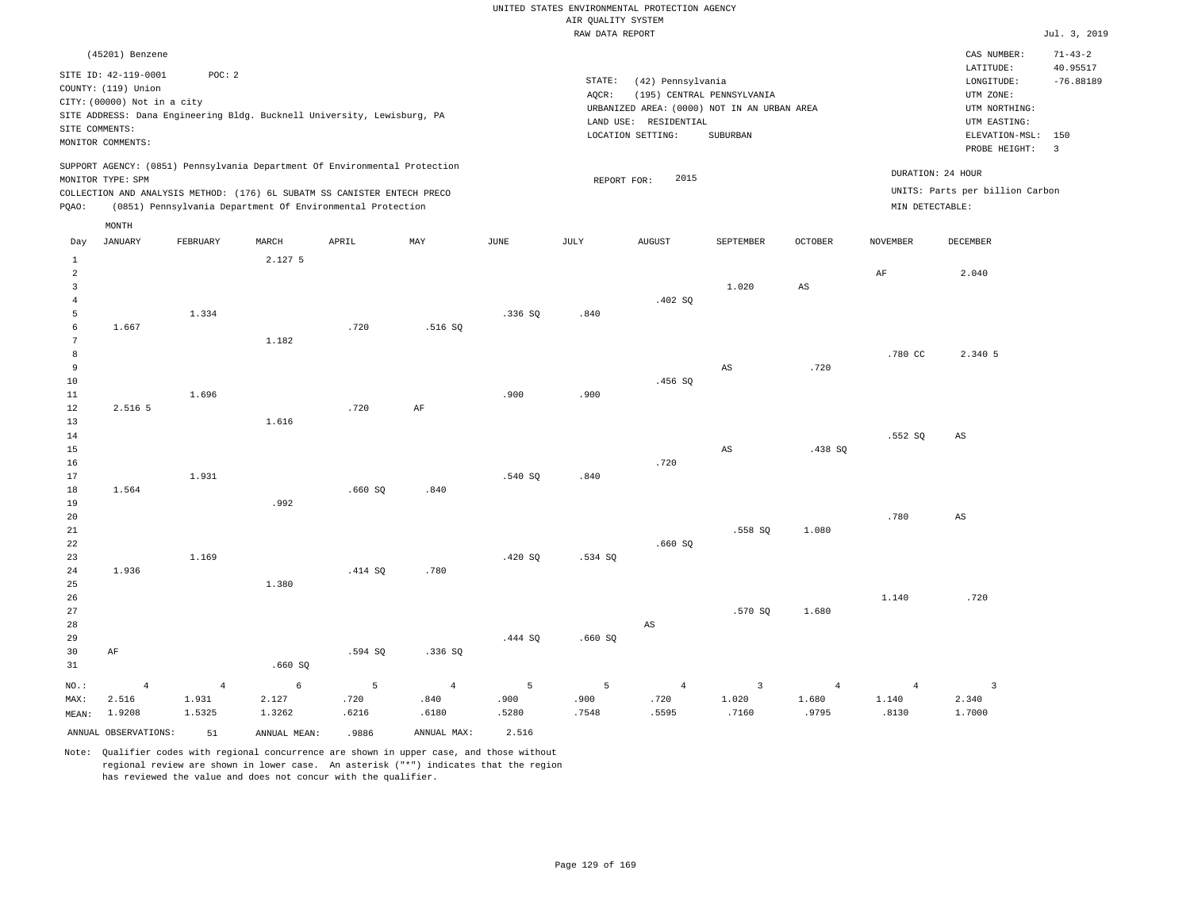UNITED STATES ENVIRONMENTAL PROTECTION AGENCY
AIR QUALITY SYSTEM
RAW DATA REPORT

Jul. 3, 2019

(45201) Benzene

SITE ID: 42-119-0001 POC: 2
COUNTY: (119) Union
CITY: (00000) Not in a city
SITE ADDRESS: Dana Engineering Bldg. Bucknell University, Lewisburg, PA
SITE COMMENTS:
MONITOR COMMENTS:

STATE: (42) Pennsylvania
AQCR: (195) CENTRAL PENNSYLVANIA
URBANIZED AREA: (0000) NOT IN AN URBAN AREA
LAND USE: RESIDENTIAL
LOCATION SETTING: SUBURBAN

CAS NUMBER: 71-43-2
LATITUDE: 40.95517
LONGITUDE: -76.88189
UTM ZONE:
UTM NORTHING:
UTM EASTING:
ELEVATION-MSL: 150
PROBE HEIGHT: 3

SUPPORT AGENCY: (0851) Pennsylvania Department Of Environmental Protection
MONITOR TYPE: SPM
COLLECTION AND ANALYSIS METHOD: (176) 6L SUBATM SS CANISTER ENTECH PRECO
PQAO: (0851) Pennsylvania Department Of Environmental Protection

REPORT FOR: 2015

DURATION: 24 HOUR
UNITS: Parts per billion Carbon
MIN DETECTABLE:

| Day | JANUARY | FEBRUARY | MARCH | APRIL | MAY | JUNE | JULY | AUGUST | SEPTEMBER | OCTOBER | NOVEMBER | DECEMBER |
|---|---|---|---|---|---|---|---|---|---|---|---|---|
| 1 | | | 2.127 5 | | | | | | | | | |
| 2 | | | | | | | | | | | AF | 2.040 |
| 3 | | | | | | | | | 1.020 | AS | | |
| 4 | | | | | | | | .402 SQ | | | | |
| 5 | | 1.334 | | | | .336 SQ | .840 | | | | | |
| 6 | 1.667 | | | .720 | .516 SQ | | | | | | | |
| 7 | | | 1.182 | | | | | | | | | |
| 8 | | | | | | | | | | | .780 CC | 2.340 5 |
| 9 | | | | | | | | | AS | .720 | | |
| 10 | | | | | | | | .456 SQ | | | | |
| 11 | | 1.696 | | | | .900 | .900 | | | | | |
| 12 | 2.516 5 | | | .720 | AF | | | | | | | |
| 13 | | | 1.616 | | | | | | | | | |
| 14 | | | | | | | | | | | .552 SQ | AS |
| 15 | | | | | | | | | AS | .438 SQ | | |
| 16 | | | | | | | | .720 | | | | |
| 17 | | 1.931 | | | | .540 SQ | .840 | | | | | |
| 18 | 1.564 | | | .660 SQ | .840 | | | | | | | |
| 19 | | | .992 | | | | | | | | | |
| 20 | | | | | | | | | | | .780 | AS |
| 21 | | | | | | | | | .558 SQ | 1.080 | | |
| 22 | | | | | | | | .660 SQ | | | | |
| 23 | | 1.169 | | | | .420 SQ | .534 SQ | | | | | |
| 24 | 1.936 | | | .414 SQ | .780 | | | | | | | |
| 25 | | | 1.380 | | | | | | | | | |
| 26 | | | | | | | | | | | 1.140 | .720 |
| 27 | | | | | | | | | .570 SQ | 1.680 | | |
| 28 | | | | | | | | AS | | | | |
| 29 | | | | | | .444 SQ | .660 SQ | | | | | |
| 30 | AF | | | .594 SQ | .336 SQ | | | | | | | |
| 31 | | | .660 SQ | | | | | | | | | |
| NO.: | 4 | 4 | 6 | 5 | 4 | 5 | 5 | 4 | 3 | 4 | 4 | 3 |
| MAX: | 2.516 | 1.931 | 2.127 | .720 | .840 | .900 | .900 | .720 | 1.020 | 1.680 | 1.140 | 2.340 |
| MEAN: | 1.9208 | 1.5325 | 1.3262 | .6216 | .6180 | .5280 | .7548 | .5595 | .7160 | .9795 | .8130 | 1.7000 |

ANNUAL OBSERVATIONS: 51 ANNUAL MEAN: .9886 ANNUAL MAX: 2.516

Note: Qualifier codes with regional concurrence are shown in upper case, and those without regional review are shown in lower case. An asterisk ("*") indicates that the region has reviewed the value and does not concur with the qualifier.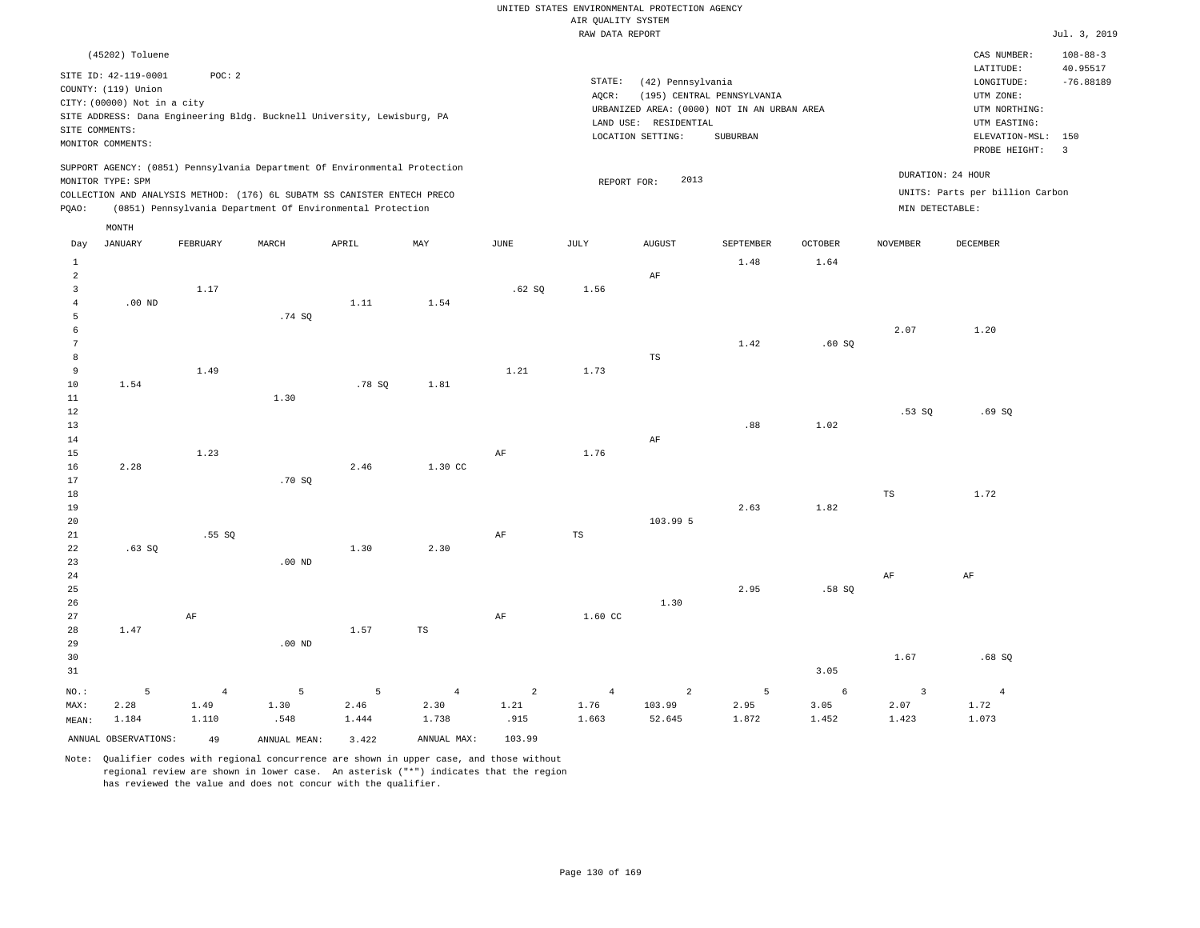UNITED STATES ENVIRONMENTAL PROTECTION AGENCY
AIR QUALITY SYSTEM
RAW DATA REPORT

Jul. 3, 2019

(45202) Toluene

SITE ID: 42-119-0001 POC: 2
COUNTY: (119) Union
CITY: (00000) Not in a city
SITE ADDRESS: Dana Engineering Bldg. Bucknell University, Lewisburg, PA
SITE COMMENTS:
MONITOR COMMENTS:

STATE: (42) Pennsylvania
AQCR: (195) CENTRAL PENNSYLVANIA
URBANIZED AREA: (0000) NOT IN AN URBAN AREA
LAND USE: RESIDENTIAL
LOCATION SETTING: SUBURBAN

CAS NUMBER: 108-88-3
LATITUDE: 40.95517
LONGITUDE: -76.88189
UTM ZONE:
UTM NORTHING:
UTM EASTING:
ELEVATION-MSL: 150
PROBE HEIGHT: 3

SUPPORT AGENCY: (0851) Pennsylvania Department Of Environmental Protection
MONITOR TYPE: SPM
COLLECTION AND ANALYSIS METHOD: (176) 6L SUBATM SS CANISTER ENTECH PRECO
PQAO: (0851) Pennsylvania Department Of Environmental Protection

REPORT FOR: 2013

DURATION: 24 HOUR
UNITS: Parts per billion Carbon
MIN DETECTABLE:

| Day | JANUARY | FEBRUARY | MARCH | APRIL | MAY | JUNE | JULY | AUGUST | SEPTEMBER | OCTOBER | NOVEMBER | DECEMBER |
|---|---|---|---|---|---|---|---|---|---|---|---|---|
| 1 | | | | | | | | | 1.48 | 1.64 | | |
| 2 | | | | | | | | AF | | | | |
| 3 | | 1.17 | | | | .62 SQ | 1.56 | | | | | |
| 4 | .00 ND | | | 1.11 | 1.54 | | | | | | | |
| 5 | | | .74 SQ | | | | | | | | | |
| 6 | | | | | | | | | | | 2.07 | 1.20 |
| 7 | | | | | | | | | 1.42 | .60 SQ | | |
| 8 | | | | | | | | TS | | | | |
| 9 | | 1.49 | | | | 1.21 | 1.73 | | | | | |
| 10 | 1.54 | | | .78 SQ | 1.81 | | | | | | | |
| 11 | | | 1.30 | | | | | | | | | |
| 12 | | | | | | | | | | | .53 SQ | .69 SQ |
| 13 | | | | | | | | | .88 | 1.02 | | |
| 14 | | | | | | | | AF | | | | |
| 15 | | 1.23 | | | | AF | 1.76 | | | | | |
| 16 | 2.28 | | | 2.46 | 1.30 CC | | | | | | | |
| 17 | | | .70 SQ | | | | | | | | | |
| 18 | | | | | | | | | | | TS | 1.72 |
| 19 | | | | | | | | | 2.63 | 1.82 | | |
| 20 | | | | | | | | 103.99 5 | | | | |
| 21 | | .55 SQ | | | | AF | TS | | | | | |
| 22 | .63 SQ | | | 1.30 | 2.30 | | | | | | | |
| 23 | | | .00 ND | | | | | | | | | |
| 24 | | | | | | | | | | | AF | AF |
| 25 | | | | | | | | | 2.95 | .58 SQ | | |
| 26 | | | | | | | | 1.30 | | | | |
| 27 | | AF | | | | AF | 1.60 CC | | | | | |
| 28 | 1.47 | | | 1.57 | TS | | | | | | | |
| 29 | | | .00 ND | | | | | | | | | |
| 30 | | | | | | | | | | | 1.67 | .68 SQ |
| 31 | | | | | | | | | | 3.05 | | |
| NO.: | 5 | 4 | 5 | 5 | 4 | 2 | 4 | 2 | 5 | 6 | 3 | 4 |
| MAX: | 2.28 | 1.49 | 1.30 | 2.46 | 2.30 | 1.21 | 1.76 | 103.99 | 2.95 | 3.05 | 2.07 | 1.72 |
| MEAN: | 1.184 | 1.110 | .548 | 1.444 | 1.738 | .915 | 1.663 | 52.645 | 1.872 | 1.452 | 1.423 | 1.073 |

ANNUAL OBSERVATIONS: 49 ANNUAL MEAN: 3.422 ANNUAL MAX: 103.99

Note: Qualifier codes with regional concurrence are shown in upper case, and those without regional review are shown in lower case. An asterisk ("*") indicates that the region has reviewed the value and does not concur with the qualifier.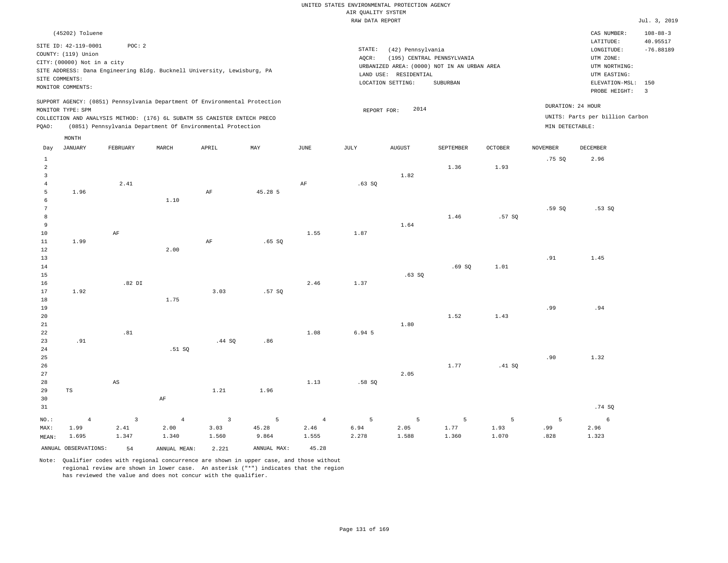UNITED STATES ENVIRONMENTAL PROTECTION AGENCY
AIR QUALITY SYSTEM
RAW DATA REPORT

Jul. 3, 2019

(45202) Toluene

SITE ID: 42-119-0001 POC: 2
COUNTY: (119) Union
CITY: (00000) Not in a city
SITE ADDRESS: Dana Engineering Bldg. Bucknell University, Lewisburg, PA
SITE COMMENTS:
MONITOR COMMENTS:

STATE: (42) Pennsylvania
AQCR: (195) CENTRAL PENNSYLVANIA
URBANIZED AREA: (0000) NOT IN AN URBAN AREA
LAND USE: RESIDENTIAL
LOCATION SETTING: SUBURBAN

CAS NUMBER: 108-88-3
LATITUDE: 40.95517
LONGITUDE: -76.88189
UTM ZONE:
UTM NORTHING:
UTM EASTING:
ELEVATION-MSL: 150
PROBE HEIGHT: 3

SUPPORT AGENCY: (0851) Pennsylvania Department Of Environmental Protection
MONITOR TYPE: SPM
COLLECTION AND ANALYSIS METHOD: (176) 6L SUBATM SS CANISTER ENTECH PRECO
PQAO: (0851) Pennsylvania Department Of Environmental Protection

REPORT FOR: 2014

DURATION: 24 HOUR
UNITS: Parts per billion Carbon
MIN DETECTABLE:

| Day | JANUARY | FEBRUARY | MARCH | APRIL | MAY | JUNE | JULY | AUGUST | SEPTEMBER | OCTOBER | NOVEMBER | DECEMBER |
|---|---|---|---|---|---|---|---|---|---|---|---|---|
| 1 | | | | | | | | | | | .75 SQ | 2.96 |
| 2 | | | | | | | | | 1.36 | 1.93 | | |
| 3 | | | | | | | | 1.82 | | | | |
| 4 | | 2.41 | | | | AF | .63 SQ | | | | | |
| 5 | 1.96 | | | AF | 45.28 5 | | | | | | | |
| 6 | | | 1.10 | | | | | | | | | |
| 7 | | | | | | | | | | | .59 SQ | .53 SQ |
| 8 | | | | | | | | | 1.46 | .57 SQ | | |
| 9 | | | | | | | | 1.64 | | | | |
| 10 | | AF | | | | 1.55 | 1.87 | | | | | |
| 11 | 1.99 | | | AF | .65 SQ | | | | | | | |
| 12 | | | 2.00 | | | | | | | | | |
| 13 | | | | | | | | | | | .91 | 1.45 |
| 14 | | | | | | | | | .69 SQ | 1.01 | | |
| 15 | | | | | | | | .63 SQ | | | | |
| 16 | | .82 DI | | | | 2.46 | 1.37 | | | | | |
| 17 | 1.92 | | | 3.03 | .57 SQ | | | | | | | |
| 18 | | | 1.75 | | | | | | | | | |
| 19 | | | | | | | | | | | .99 | .94 |
| 20 | | | | | | | | | 1.52 | 1.43 | | |
| 21 | | | | | | | | 1.80 | | | | |
| 22 | | .81 | | | | 1.08 | 6.94 5 | | | | | |
| 23 | .91 | | | .44 SQ | .86 | | | | | | | |
| 24 | | | .51 SQ | | | | | | | | | |
| 25 | | | | | | | | | | | .90 | 1.32 |
| 26 | | | | | | | | | 1.77 | .41 SQ | | |
| 27 | | | | | | | | 2.05 | | | | |
| 28 | | AS | | | | 1.13 | .58 SQ | | | | | |
| 29 | TS | | | 1.21 | 1.96 | | | | | | | |
| 30 | | | AF | | | | | | | | | |
| 31 | | | | | | | | | | | | .74 SQ |
| NO.: | 4 | 3 | 4 | 3 | 5 | 4 | 5 | 5 | 5 | 5 | 5 | 6 |
| MAX: | 1.99 | 2.41 | 2.00 | 3.03 | 45.28 | 2.46 | 6.94 | 2.05 | 1.77 | 1.93 | .99 | 2.96 |
| MEAN: | 1.695 | 1.347 | 1.340 | 1.560 | 9.864 | 1.555 | 2.278 | 1.588 | 1.360 | 1.070 | .828 | 1.323 |

ANNUAL OBSERVATIONS: 54 ANNUAL MEAN: 2.221 ANNUAL MAX: 45.28

Note: Qualifier codes with regional concurrence are shown in upper case, and those without regional review are shown in lower case. An asterisk ("*") indicates that the region has reviewed the value and does not concur with the qualifier.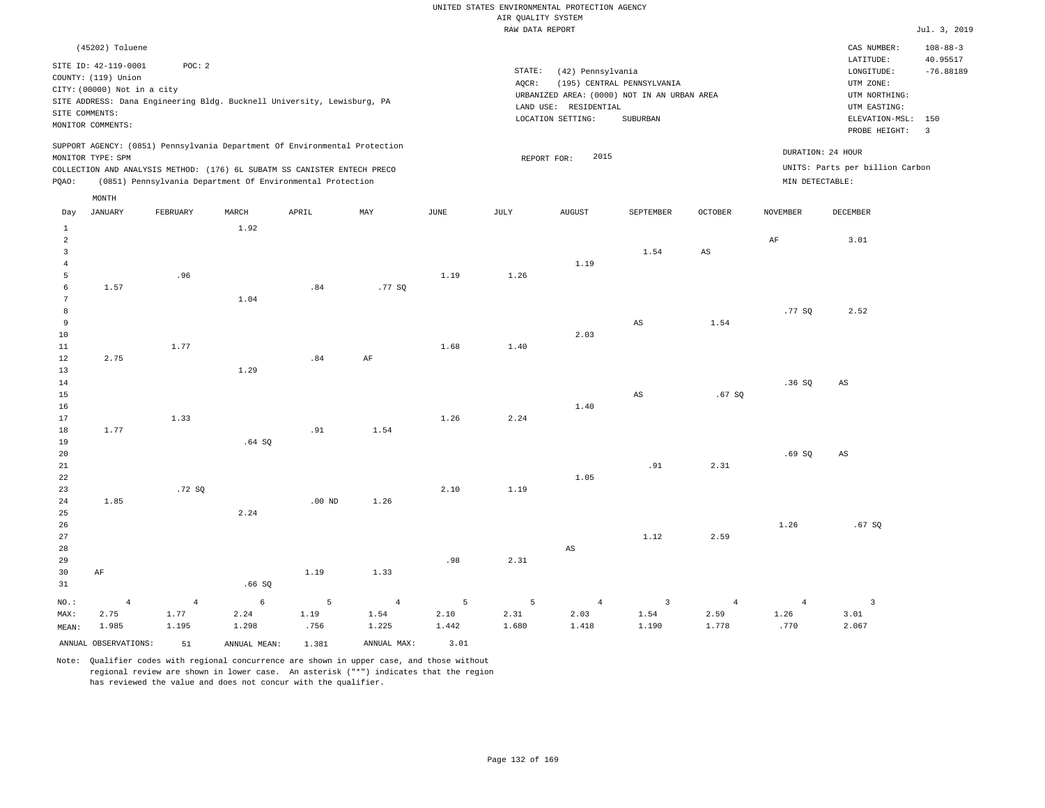UNITED STATES ENVIRONMENTAL PROTECTION AGENCY
AIR QUALITY SYSTEM
RAW DATA REPORT

Jul. 3, 2019

(45202) Toluene

SITE ID: 42-119-0001 POC: 2
COUNTY: (119) Union
CITY: (00000) Not in a city
SITE ADDRESS: Dana Engineering Bldg. Bucknell University, Lewisburg, PA
SITE COMMENTS:
MONITOR COMMENTS:

STATE: (42) Pennsylvania
AQCR: (195) CENTRAL PENNSYLVANIA
URBANIZED AREA: (0000) NOT IN AN URBAN AREA
LAND USE: RESIDENTIAL
LOCATION SETTING: SUBURBAN

CAS NUMBER: 108-88-3
LATITUDE: 40.95517
LONGITUDE: -76.88189
UTM ZONE:
UTM NORTHING:
UTM EASTING:
ELEVATION-MSL: 150
PROBE HEIGHT: 3

SUPPORT AGENCY: (0851) Pennsylvania Department Of Environmental Protection
MONITOR TYPE: SPM
COLLECTION AND ANALYSIS METHOD: (176) 6L SUBATM SS CANISTER ENTECH PRECO
PQAO: (0851) Pennsylvania Department Of Environmental Protection

REPORT FOR: 2015

DURATION: 24 HOUR
UNITS: Parts per billion Carbon
MIN DETECTABLE:

| Day | JANUARY | FEBRUARY | MARCH | APRIL | MAY | JUNE | JULY | AUGUST | SEPTEMBER | OCTOBER | NOVEMBER | DECEMBER |
|---|---|---|---|---|---|---|---|---|---|---|---|---|
| 1 | | | 1.92 | | | | | | | | | |
| 2 | | | | | | | | | | | AF | 3.01 |
| 3 | | | | | | | | | 1.54 | AS | | |
| 4 | | | | | | | | 1.19 | | | | |
| 5 | | .96 | | | | 1.19 | 1.26 | | | | | |
| 6 | 1.57 | | | .84 | .77 SQ | | | | | | | |
| 7 | | | 1.04 | | | | | | | | | |
| 8 | | | | | | | | | | | .77 SQ | 2.52 |
| 9 | | | | | | | | | AS | 1.54 | | |
| 10 | | | | | | | | 2.03 | | | | |
| 11 | | 1.77 | | | | 1.68 | 1.40 | | | | | |
| 12 | 2.75 | | | .84 | AF | | | | | | | |
| 13 | | | 1.29 | | | | | | | | | |
| 14 | | | | | | | | | | | .36 SQ | AS |
| 15 | | | | | | | | | AS | .67 SQ | | |
| 16 | | | | | | | | 1.40 | | | | |
| 17 | | 1.33 | | | | 1.26 | 2.24 | | | | | |
| 18 | 1.77 | | | .91 | 1.54 | | | | | | | |
| 19 | | | .64 SQ | | | | | | | | | |
| 20 | | | | | | | | | | | .69 SQ | AS |
| 21 | | | | | | | | | .91 | 2.31 | | |
| 22 | | | | | | | | 1.05 | | | | |
| 23 | | .72 SQ | | | | 2.10 | 1.19 | | | | | |
| 24 | 1.85 | | | .00 ND | 1.26 | | | | | | | |
| 25 | | | 2.24 | | | | | | | | | |
| 26 | | | | | | | | | | | 1.26 | .67 SQ |
| 27 | | | | | | | | | 1.12 | 2.59 | | |
| 28 | | | | | | | | AS | | | | |
| 29 | | | | | | .98 | 2.31 | | | | | |
| 30 | AF | | | 1.19 | 1.33 | | | | | | | |
| 31 | | | .66 SQ | | | | | | | | | |
| NO.: | 4 | 4 | 6 | 5 | 4 | 5 | 5 | 4 | 3 | 4 | 4 | 3 |
| MAX: | 2.75 | 1.77 | 2.24 | 1.19 | 1.54 | 2.10 | 2.31 | 2.03 | 1.54 | 2.59 | 1.26 | 3.01 |
| MEAN: | 1.985 | 1.195 | 1.298 | .756 | 1.225 | 1.442 | 1.680 | 1.418 | 1.190 | 1.778 | .770 | 2.067 |

ANNUAL OBSERVATIONS: 51 ANNUAL MEAN: 1.381 ANNUAL MAX: 3.01

Note: Qualifier codes with regional concurrence are shown in upper case, and those without regional review are shown in lower case. An asterisk ("*") indicates that the region has reviewed the value and does not concur with the qualifier.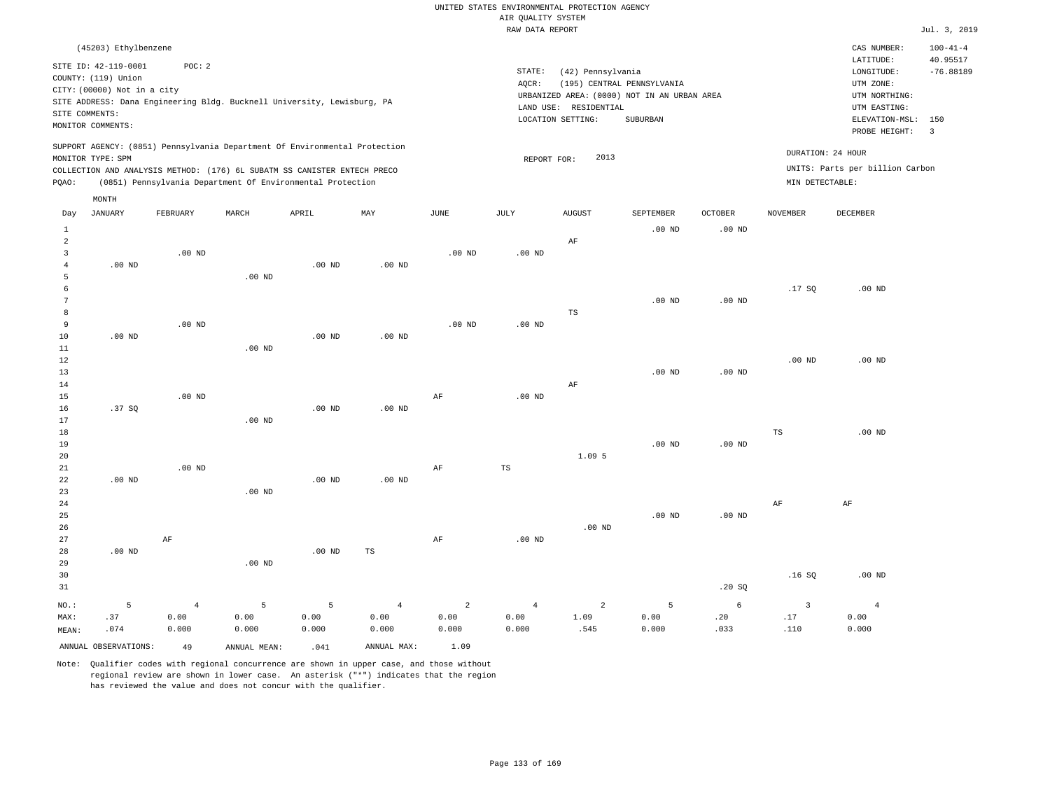UNITED STATES ENVIRONMENTAL PROTECTION AGENCY
AIR QUALITY SYSTEM
RAW DATA REPORT

Jul. 3, 2019

(45203) Ethylbenzene

SITE ID: 42-119-0001 POC: 2
COUNTY: (119) Union
CITY: (00000) Not in a city
SITE ADDRESS: Dana Engineering Bldg. Bucknell University, Lewisburg, PA
SITE COMMENTS:
MONITOR COMMENTS:

STATE: (42) Pennsylvania
AQCR: (195) CENTRAL PENNSYLVANIA
URBANIZED AREA: (0000) NOT IN AN URBAN AREA
LAND USE: RESIDENTIAL
LOCATION SETTING: SUBURBAN

CAS NUMBER: 100-41-4
LATITUDE: 40.95517
LONGITUDE: -76.88189
UTM ZONE:
UTM NORTHING:
UTM EASTING:
ELEVATION-MSL: 150
PROBE HEIGHT: 3

SUPPORT AGENCY: (0851) Pennsylvania Department Of Environmental Protection
MONITOR TYPE: SPM
COLLECTION AND ANALYSIS METHOD: (176) 6L SUBATM SS CANISTER ENTECH PRECO
PQAO: (0851) Pennsylvania Department Of Environmental Protection

REPORT FOR: 2013

DURATION: 24 HOUR
UNITS: Parts per billion Carbon
MIN DETECTABLE:

| Day | JANUARY | FEBRUARY | MARCH | APRIL | MAY | JUNE | JULY | AUGUST | SEPTEMBER | OCTOBER | NOVEMBER | DECEMBER |
|---|---|---|---|---|---|---|---|---|---|---|---|---|
| 1 | | | | | | | | | .00 ND | .00 ND | | |
| 2 | | | | | | | | AF | | | | |
| 3 | | .00 ND | | | | .00 ND | .00 ND | | | | | |
| 4 | .00 ND | | | .00 ND | .00 ND | | | | | | | |
| 5 | | | .00 ND | | | | | | | | | |
| 6 | | | | | | | | | | | .17 SQ | .00 ND |
| 7 | | | | | | | | | .00 ND | .00 ND | | |
| 8 | | | | | | | | TS | | | | |
| 9 | | .00 ND | | | | .00 ND | .00 ND | | | | | |
| 10 | .00 ND | | | .00 ND | .00 ND | | | | | | | |
| 11 | | | .00 ND | | | | | | | | | |
| 12 | | | | | | | | | | | .00 ND | .00 ND |
| 13 | | | | | | | | | .00 ND | .00 ND | | |
| 14 | | | | | | | | AF | | | | |
| 15 | | .00 ND | | | | AF | .00 ND | | | | | |
| 16 | .37 SQ | | | .00 ND | .00 ND | | | | | | | |
| 17 | | | .00 ND | | | | | | | | | |
| 18 | | | | | | | | | | | TS | .00 ND |
| 19 | | | | | | | | | .00 ND | .00 ND | | |
| 20 | | | | | | | | 1.09 5 | | | | |
| 21 | | .00 ND | | | | AF | TS | | | | | |
| 22 | .00 ND | | | .00 ND | .00 ND | | | | | | | |
| 23 | | | .00 ND | | | | | | | | | |
| 24 | | | | | | | | | | | AF | AF |
| 25 | | | | | | | | | .00 ND | .00 ND | | |
| 26 | | | | | | | | .00 ND | | | | |
| 27 | | AF | | | | AF | .00 ND | | | | | |
| 28 | .00 ND | | | .00 ND | TS | | | | | | | |
| 29 | | | .00 ND | | | | | | | | | |
| 30 | | | | | | | | | | | .16 SQ | .00 ND |
| 31 | | | | | | | | | | .20 SQ | | |
| NO.: | 5 | 4 | 5 | 5 | 4 | 2 | 4 | 2 | 5 | 6 | 3 | 4 |
| MAX: | .37 | 0.00 | 0.00 | 0.00 | 0.00 | 0.00 | 0.00 | 1.09 | 0.00 | .20 | .17 | 0.00 |
| MEAN: | .074 | 0.000 | 0.000 | 0.000 | 0.000 | 0.000 | 0.000 | .545 | 0.000 | .033 | .110 | 0.000 |

ANNUAL OBSERVATIONS: 49 ANNUAL MEAN: .041 ANNUAL MAX: 1.09

Note: Qualifier codes with regional concurrence are shown in upper case, and those without regional review are shown in lower case. An asterisk ("*") indicates that the region has reviewed the value and does not concur with the qualifier.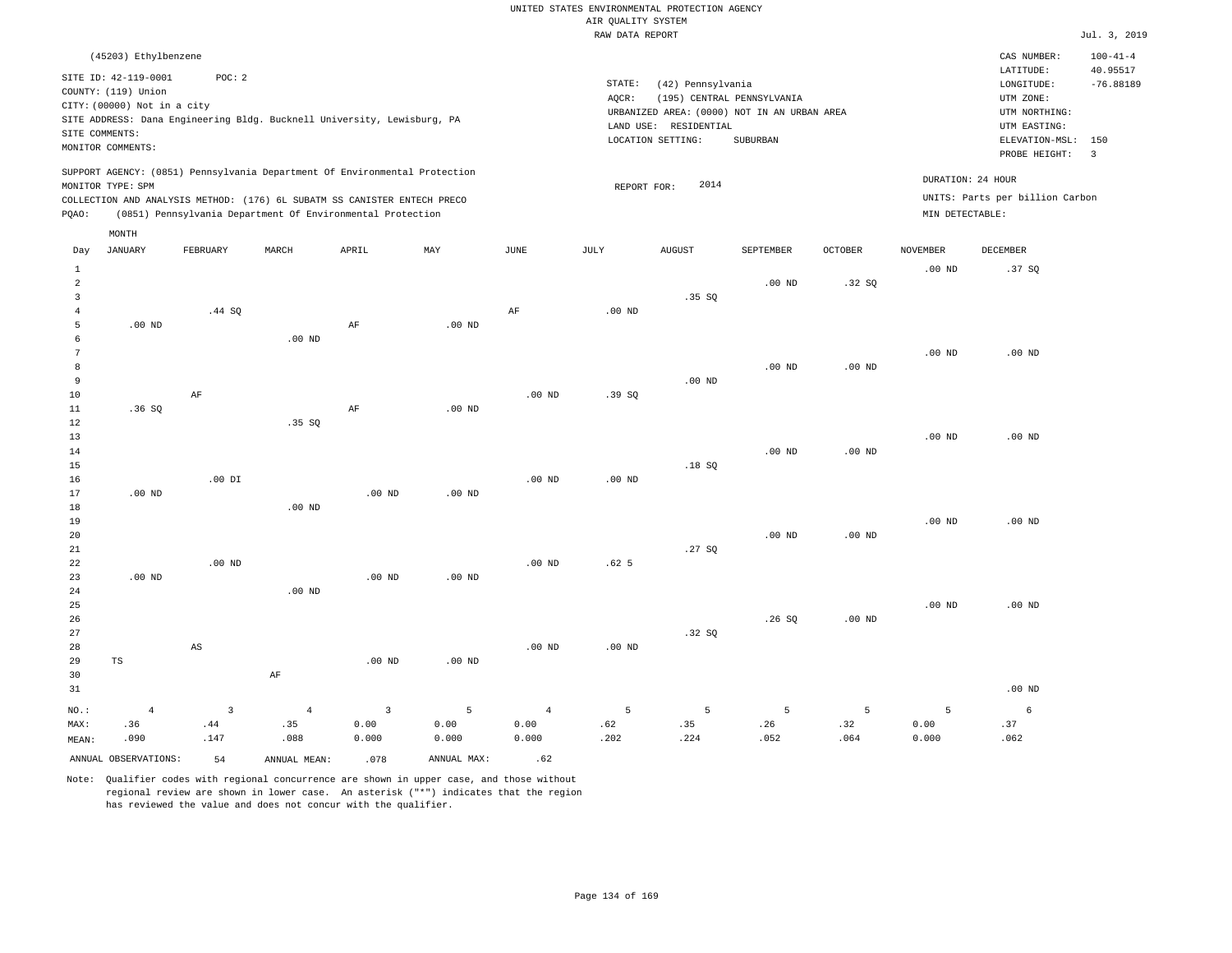UNITED STATES ENVIRONMENTAL PROTECTION AGENCY
AIR QUALITY SYSTEM
RAW DATA REPORT

Jul. 3, 2019

(45203) Ethylbenzene

SITE ID: 42-119-0001 POC: 2
COUNTY: (119) Union
CITY: (00000) Not in a city
SITE ADDRESS: Dana Engineering Bldg. Bucknell University, Lewisburg, PA
SITE COMMENTS:
MONITOR COMMENTS:

STATE: (42) Pennsylvania
AQCR: (195) CENTRAL PENNSYLVANIA
URBANIZED AREA: (0000) NOT IN AN URBAN AREA
LAND USE: RESIDENTIAL
LOCATION SETTING: SUBURBAN

CAS NUMBER: 100-41-4
LATITUDE: 40.95517
LONGITUDE: -76.88189
UTM ZONE:
UTM NORTHING:
UTM EASTING:
ELEVATION-MSL: 150
PROBE HEIGHT: 3

SUPPORT AGENCY: (0851) Pennsylvania Department Of Environmental Protection
MONITOR TYPE: SPM
COLLECTION AND ANALYSIS METHOD: (176) 6L SUBATM SS CANISTER ENTECH PRECO
PQAO: (0851) Pennsylvania Department Of Environmental Protection

REPORT FOR: 2014

DURATION: 24 HOUR
UNITS: Parts per billion Carbon
MIN DETECTABLE:

| Day | JANUARY | FEBRUARY | MARCH | APRIL | MAY | JUNE | JULY | AUGUST | SEPTEMBER | OCTOBER | NOVEMBER | DECEMBER |
|---|---|---|---|---|---|---|---|---|---|---|---|---|
| 1 | | | | | | | | | | | .00 ND | .37 SQ |
| 2 | | | | | | | | | .00 ND | .32 SQ | | |
| 3 | | | | | | | | .35 SQ | | | | |
| 4 | | .44 SQ | | | | AF | .00 ND | | | | | |
| 5 | .00 ND | | | AF | .00 ND | | | | | | | |
| 6 | | | .00 ND | | | | | | | | | |
| 7 | | | | | | | | | | | .00 ND | .00 ND |
| 8 | | | | | | | | | .00 ND | .00 ND | | |
| 9 | | | | | | | | .00 ND | | | | |
| 10 | | AF | | | | .00 ND | .39 SQ | | | | | |
| 11 | .36 SQ | | | AF | .00 ND | | | | | | | |
| 12 | | | .35 SQ | | | | | | | | | |
| 13 | | | | | | | | | | | .00 ND | .00 ND |
| 14 | | | | | | | | | .00 ND | .00 ND | | |
| 15 | | | | | | | | .18 SQ | | | | |
| 16 | | .00 DI | | | | .00 ND | .00 ND | | | | | |
| 17 | .00 ND | | | .00 ND | .00 ND | | | | | | | |
| 18 | | | .00 ND | | | | | | | | | |
| 19 | | | | | | | | | | | .00 ND | .00 ND |
| 20 | | | | | | | | | .00 ND | .00 ND | | |
| 21 | | | | | | | | .27 SQ | | | | |
| 22 | | .00 ND | | | | .00 ND | .62 5 | | | | | |
| 23 | .00 ND | | | .00 ND | .00 ND | | | | | | | |
| 24 | | | .00 ND | | | | | | | | | |
| 25 | | | | | | | | | | | .00 ND | .00 ND |
| 26 | | | | | | | | | .26 SQ | .00 ND | | |
| 27 | | | | | | | | .32 SQ | | | | |
| 28 | | AS | | | | .00 ND | .00 ND | | | | | |
| 29 | TS | | | .00 ND | .00 ND | | | | | | | |
| 30 | | | AF | | | | | | | | | |
| 31 | | | | | | | | | | | | .00 ND |
| NO.: | 4 | 3 | 4 | 3 | 5 | 4 | 5 | 5 | 5 | 5 | 5 | 6 |
| MAX: | .36 | .44 | .35 | 0.00 | 0.00 | 0.00 | .62 | .35 | .26 | .32 | 0.00 | .37 |
| MEAN: | .090 | .147 | .088 | 0.000 | 0.000 | 0.000 | .202 | .224 | .052 | .064 | 0.000 | .062 |

ANNUAL OBSERVATIONS: 54 ANNUAL MEAN: .078 ANNUAL MAX: .62

Note: Qualifier codes with regional concurrence are shown in upper case, and those without regional review are shown in lower case. An asterisk ("*") indicates that the region has reviewed the value and does not concur with the qualifier.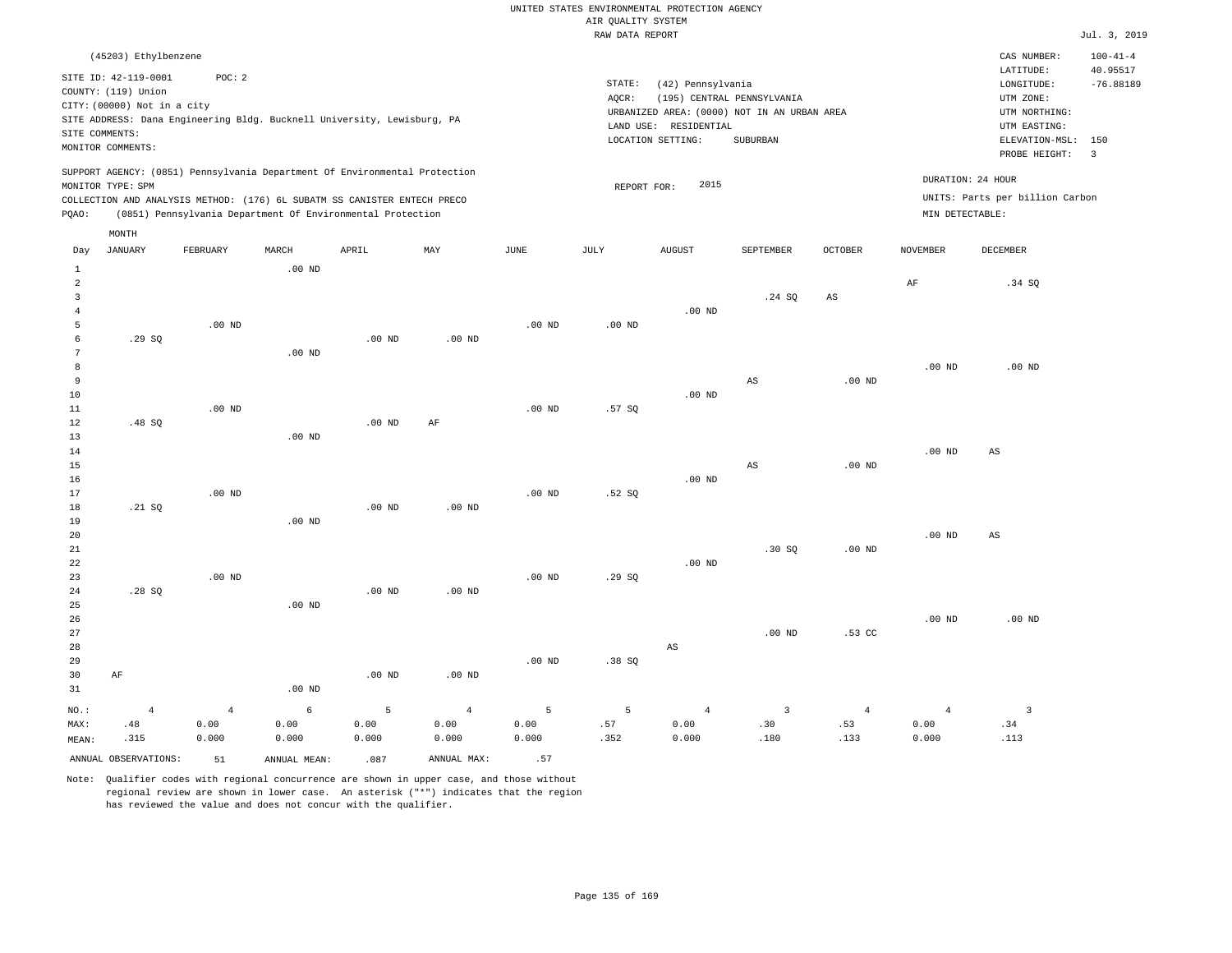UNITED STATES ENVIRONMENTAL PROTECTION AGENCY
AIR QUALITY SYSTEM
RAW DATA REPORT

Jul. 3, 2019

(45203) Ethylbenzene

SITE ID: 42-119-0001    POC: 2
COUNTY: (119) Union
CITY: (00000) Not in a city
SITE ADDRESS: Dana Engineering Bldg. Bucknell University, Lewisburg, PA
SITE COMMENTS:
MONITOR COMMENTS:

STATE: (42) Pennsylvania
AQCR: (195) CENTRAL PENNSYLVANIA
URBANIZED AREA: (0000) NOT IN AN URBAN AREA
LAND USE: RESIDENTIAL
LOCATION SETTING: SUBURBAN

CAS NUMBER: 100-41-4
LATITUDE: 40.95517
LONGITUDE: -76.88189
UTM ZONE:
UTM NORTHING:
UTM EASTING:
ELEVATION-MSL: 150
PROBE HEIGHT: 3

SUPPORT AGENCY: (0851) Pennsylvania Department Of Environmental Protection
MONITOR TYPE: SPM
COLLECTION AND ANALYSIS METHOD: (176) 6L SUBATM SS CANISTER ENTECH PRECO
PQAO: (0851) Pennsylvania Department Of Environmental Protection

REPORT FOR: 2015

DURATION: 24 HOUR
UNITS: Parts per billion Carbon
MIN DETECTABLE:

| Day | JANUARY | FEBRUARY | MARCH | APRIL | MAY | JUNE | JULY | AUGUST | SEPTEMBER | OCTOBER | NOVEMBER | DECEMBER |
|---|---|---|---|---|---|---|---|---|---|---|---|---|
| 1 | | | .00 ND | | | | | | | | | |
| 2 | | | | | | | | | | | AF | .34 SQ |
| 3 | | | | | | | | | .24 SQ | AS | | |
| 4 | | | | | | | | .00 ND | | | | |
| 5 | | .00 ND | | | | .00 ND | .00 ND | | | | | |
| 6 | .29 SQ | | | .00 ND | .00 ND | | | | | | | |
| 7 | | | .00 ND | | | | | | | | | |
| 8 | | | | | | | | | | | .00 ND | .00 ND |
| 9 | | | | | | | | | AS | .00 ND | | |
| 10 | | | | | | | | .00 ND | | | | |
| 11 | | .00 ND | | | | .00 ND | .57 SQ | | | | | |
| 12 | .48 SQ | | | .00 ND | AF | | | | | | | |
| 13 | | | .00 ND | | | | | | | | | |
| 14 | | | | | | | | | | | .00 ND | AS |
| 15 | | | | | | | | | AS | .00 ND | | |
| 16 | | | | | | | | .00 ND | | | | |
| 17 | | .00 ND | | | | .00 ND | .52 SQ | | | | | |
| 18 | .21 SQ | | | .00 ND | .00 ND | | | | | | | |
| 19 | | | .00 ND | | | | | | | | | |
| 20 | | | | | | | | | | | .00 ND | AS |
| 21 | | | | | | | | | .30 SQ | .00 ND | | |
| 22 | | | | | | | | .00 ND | | | | |
| 23 | | .00 ND | | | | .00 ND | .29 SQ | | | | | |
| 24 | .28 SQ | | | .00 ND | .00 ND | | | | | | | |
| 25 | | | .00 ND | | | | | | | | | |
| 26 | | | | | | | | | | | .00 ND | .00 ND |
| 27 | | | | | | | | | .00 ND | .53 CC | | |
| 28 | | | | | | | | AS | | | | |
| 29 | | | | | | .00 ND | .38 SQ | | | | | |
| 30 | AF | | | .00 ND | .00 ND | | | | | | | |
| 31 | | | .00 ND | | | | | | | | | |
| NO.: | 4 | 4 | 6 | 5 | 4 | 5 | 5 | 4 | 3 | 4 | 4 | 3 |
| MAX: | .48 | 0.00 | 0.00 | 0.00 | 0.00 | 0.00 | .57 | 0.00 | .30 | .53 | 0.00 | .34 |
| MEAN: | .315 | 0.000 | 0.000 | 0.000 | 0.000 | 0.000 | .352 | 0.000 | .180 | .133 | 0.000 | .113 |

ANNUAL OBSERVATIONS: 51    ANNUAL MEAN: .087    ANNUAL MAX: .57

Note: Qualifier codes with regional concurrence are shown in upper case, and those without regional review are shown in lower case. An asterisk ("*") indicates that the region has reviewed the value and does not concur with the qualifier.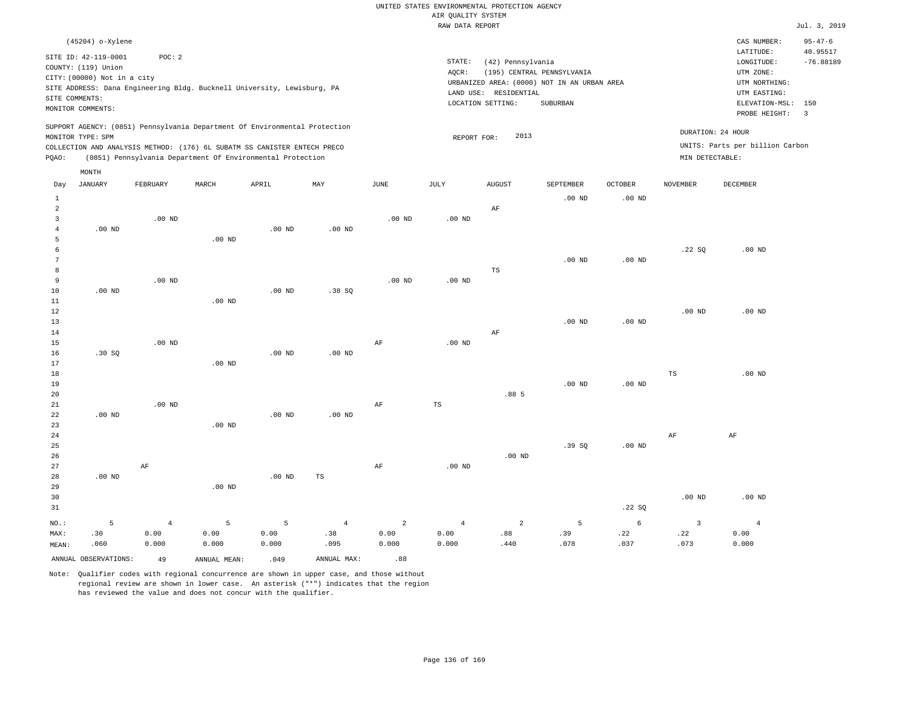UNITED STATES ENVIRONMENTAL PROTECTION AGENCY
AIR QUALITY SYSTEM
RAW DATA REPORT

Jul. 3, 2019

(45204) o-Xylene

SITE ID: 42-119-0001 POC: 2
COUNTY: (119) Union
CITY: (00000) Not in a city
SITE ADDRESS: Dana Engineering Bldg. Bucknell University, Lewisburg, PA
SITE COMMENTS:
MONITOR COMMENTS:

STATE: (42) Pennsylvania
AQCR: (195) CENTRAL PENNSYLVANIA
URBANIZED AREA: (0000) NOT IN AN URBAN AREA
LAND USE: RESIDENTIAL
LOCATION SETTING: SUBURBAN

CAS NUMBER: 95-47-6
LATITUDE: 40.95517
LONGITUDE: -76.88189
UTM ZONE:
UTM NORTHING:
UTM EASTING:
ELEVATION-MSL: 150
PROBE HEIGHT: 3

SUPPORT AGENCY: (0851) Pennsylvania Department Of Environmental Protection
MONITOR TYPE: SPM
COLLECTION AND ANALYSIS METHOD: (176) 6L SUBATM SS CANISTER ENTECH PRECO
PQAO: (0851) Pennsylvania Department Of Environmental Protection

REPORT FOR: 2013

DURATION: 24 HOUR
UNITS: Parts per billion Carbon
MIN DETECTABLE:

| Day | JANUARY | FEBRUARY | MARCH | APRIL | MAY | JUNE | JULY | AUGUST | SEPTEMBER | OCTOBER | NOVEMBER | DECEMBER |
|---|---|---|---|---|---|---|---|---|---|---|---|---|
| 1 | | | | | | | | | .00 ND | .00 ND | | |
| 2 | | | | | | | | AF | | | | |
| 3 | | .00 ND | | | | .00 ND | .00 ND | | | | | |
| 4 | .00 ND | | | .00 ND | .00 ND | | | | | | | |
| 5 | | | .00 ND | | | | | | | | | |
| 6 | | | | | | | | | | | .22 SQ | .00 ND |
| 7 | | | | | | | | | .00 ND | .00 ND | | |
| 8 | | | | | | | | TS | | | | |
| 9 | | .00 ND | | | | .00 ND | .00 ND | | | | | |
| 10 | .00 ND | | | .00 ND | .38 SQ | | | | | | | |
| 11 | | | .00 ND | | | | | | | | | |
| 12 | | | | | | | | | | | .00 ND | .00 ND |
| 13 | | | | | | | | | .00 ND | .00 ND | | |
| 14 | | | | | | | | AF | | | | |
| 15 | | .00 ND | | | | AF | .00 ND | | | | | |
| 16 | .30 SQ | | | .00 ND | .00 ND | | | | | | | |
| 17 | | | .00 ND | | | | | | | | | |
| 18 | | | | | | | | | | | TS | .00 ND |
| 19 | | | | | | | | | .00 ND | .00 ND | | |
| 20 | | | | | | | | .88 5 | | | | |
| 21 | | .00 ND | | | | AF | TS | | | | | |
| 22 | .00 ND | | | .00 ND | .00 ND | | | | | | | |
| 23 | | | .00 ND | | | | | | | | | |
| 24 | | | | | | | | | | | AF | AF |
| 25 | | | | | | | | | .39 SQ | .00 ND | | |
| 26 | | | | | | | | .00 ND | | | | |
| 27 | | AF | | | | AF | .00 ND | | | | | |
| 28 | .00 ND | | | .00 ND | TS | | | | | | | |
| 29 | | | .00 ND | | | | | | | | | |
| 30 | | | | | | | | | | | .00 ND | .00 ND |
| 31 | | | | | | | | | | .22 SQ | | |
| NO.: | 5 | 4 | 5 | 5 | 4 | 2 | 4 | 2 | 5 | 6 | 3 | 4 |
| MAX: | .30 | 0.00 | 0.00 | 0.00 | .38 | 0.00 | 0.00 | .88 | .39 | .22 | .22 | 0.00 |
| MEAN: | .060 | 0.000 | 0.000 | 0.000 | .095 | 0.000 | 0.000 | .440 | .078 | .037 | .073 | 0.000 |

ANNUAL OBSERVATIONS: 49 ANNUAL MEAN: .049 ANNUAL MAX: .88

Note: Qualifier codes with regional concurrence are shown in upper case, and those without regional review are shown in lower case. An asterisk ("*") indicates that the region has reviewed the value and does not concur with the qualifier.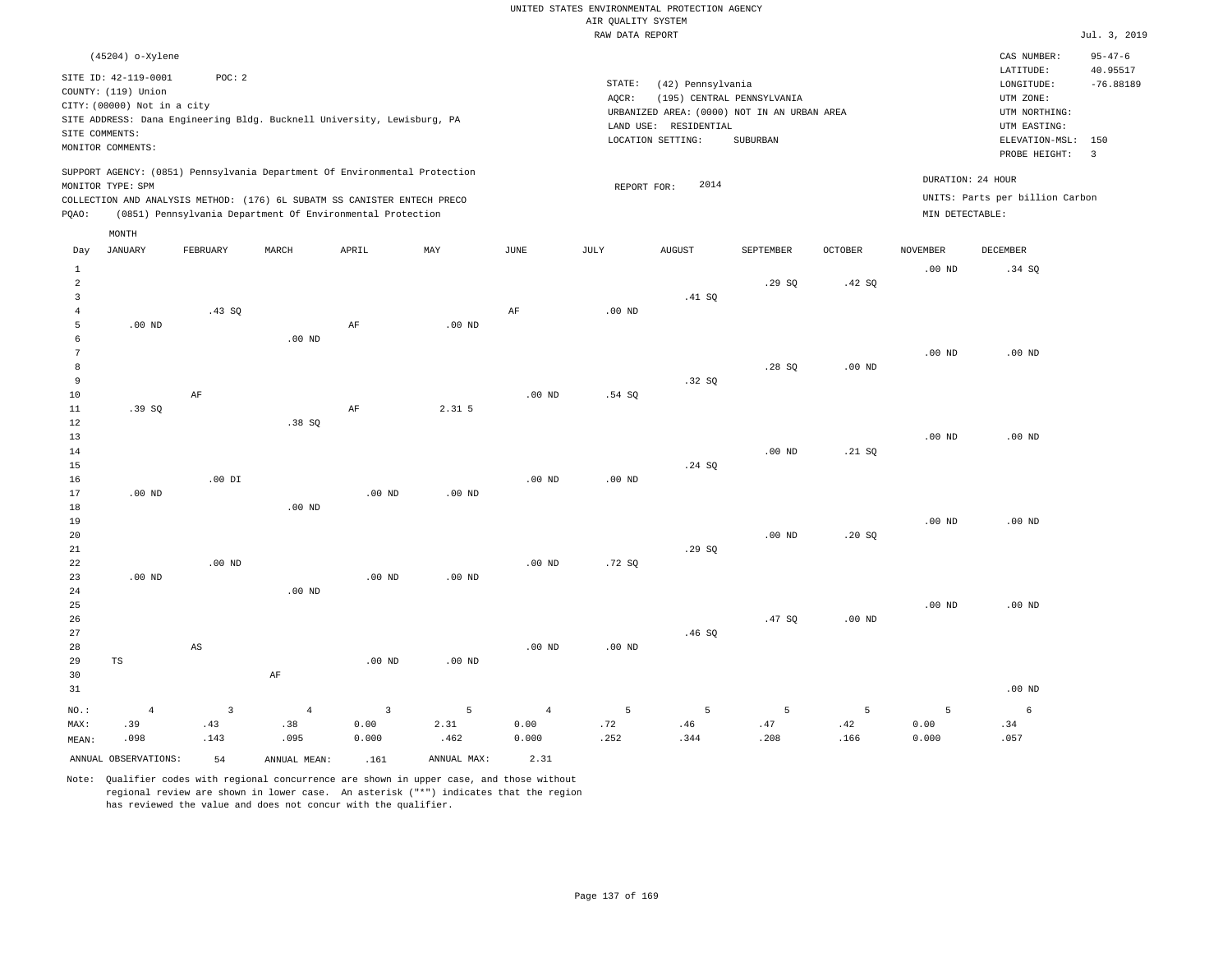UNITED STATES ENVIRONMENTAL PROTECTION AGENCY
AIR QUALITY SYSTEM
RAW DATA REPORT

Jul. 3, 2019

(45204) o-Xylene

SITE ID: 42-119-0001    POC: 2
COUNTY: (119) Union
CITY: (00000) Not in a city
SITE ADDRESS: Dana Engineering Bldg. Bucknell University, Lewisburg, PA
SITE COMMENTS:
MONITOR COMMENTS:

STATE: (42) Pennsylvania
AQCR: (195) CENTRAL PENNSYLVANIA
URBANIZED AREA: (0000) NOT IN AN URBAN AREA
LAND USE: RESIDENTIAL
LOCATION SETTING: SUBURBAN

CAS NUMBER: 95-47-6
LATITUDE: 40.95517
LONGITUDE: -76.88189
UTM ZONE:
UTM NORTHING:
UTM EASTING:
ELEVATION-MSL: 150
PROBE HEIGHT: 3

SUPPORT AGENCY: (0851) Pennsylvania Department Of Environmental Protection
MONITOR TYPE: SPM
COLLECTION AND ANALYSIS METHOD: (176) 6L SUBATM SS CANISTER ENTECH PRECO
PQAO: (0851) Pennsylvania Department Of Environmental Protection

REPORT FOR: 2014

DURATION: 24 HOUR
UNITS: Parts per billion Carbon
MIN DETECTABLE:

| Day | JANUARY | FEBRUARY | MARCH | APRIL | MAY | JUNE | JULY | AUGUST | SEPTEMBER | OCTOBER | NOVEMBER | DECEMBER |
|---|---|---|---|---|---|---|---|---|---|---|---|---|
| 1 | | | | | | | | | | | .00 ND | .34 SQ |
| 2 | | | | | | | | | .29 SQ | .42 SQ | | |
| 3 | | | | | | | | .41 SQ | | | | |
| 4 | | .43 SQ | | | | AF | .00 ND | | | | | |
| 5 | .00 ND | | | AF | .00 ND | | | | | | | |
| 6 | | | .00 ND | | | | | | | | | |
| 7 | | | | | | | | | | | .00 ND | .00 ND |
| 8 | | | | | | | | | .28 SQ | .00 ND | | |
| 9 | | | | | | | | .32 SQ | | | | |
| 10 | | AF | | | | .00 ND | .54 SQ | | | | | |
| 11 | .39 SQ | | | AF | 2.31 5 | | | | | | | |
| 12 | | | .38 SQ | | | | | | | | | |
| 13 | | | | | | | | | | | .00 ND | .00 ND |
| 14 | | | | | | | | | .00 ND | .21 SQ | | |
| 15 | | | | | | | | .24 SQ | | | | |
| 16 | | .00 DI | | | | .00 ND | .00 ND | | | | | |
| 17 | .00 ND | | | .00 ND | .00 ND | | | | | | | |
| 18 | | | .00 ND | | | | | | | | | |
| 19 | | | | | | | | | | | .00 ND | .00 ND |
| 20 | | | | | | | | | .00 ND | .20 SQ | | |
| 21 | | | | | | | | .29 SQ | | | | |
| 22 | | .00 ND | | | | .00 ND | .72 SQ | | | | | |
| 23 | .00 ND | | | .00 ND | .00 ND | | | | | | | |
| 24 | | | .00 ND | | | | | | | | | |
| 25 | | | | | | | | | | | .00 ND | .00 ND |
| 26 | | | | | | | | | .47 SQ | .00 ND | | |
| 27 | | | | | | | | .46 SQ | | | | |
| 28 | | AS | | | | .00 ND | .00 ND | | | | | |
| 29 | TS | | | .00 ND | .00 ND | | | | | | | |
| 30 | | | AF | | | | | | | | | |
| 31 | | | | | | | | | | | | .00 ND |
| NO.: | 4 | 3 | 4 | 3 | 5 | 4 | 5 | 5 | 5 | 5 | 5 | 6 |
| MAX: | .39 | .43 | .38 | 0.00 | 2.31 | 0.00 | .72 | .46 | .47 | .42 | 0.00 | .34 |
| MEAN: | .098 | .143 | .095 | 0.000 | .462 | 0.000 | .252 | .344 | .208 | .166 | 0.000 | .057 |

ANNUAL OBSERVATIONS: 54    ANNUAL MEAN: .161    ANNUAL MAX: 2.31

Note: Qualifier codes with regional concurrence are shown in upper case, and those without regional review are shown in lower case. An asterisk ("*") indicates that the region has reviewed the value and does not concur with the qualifier.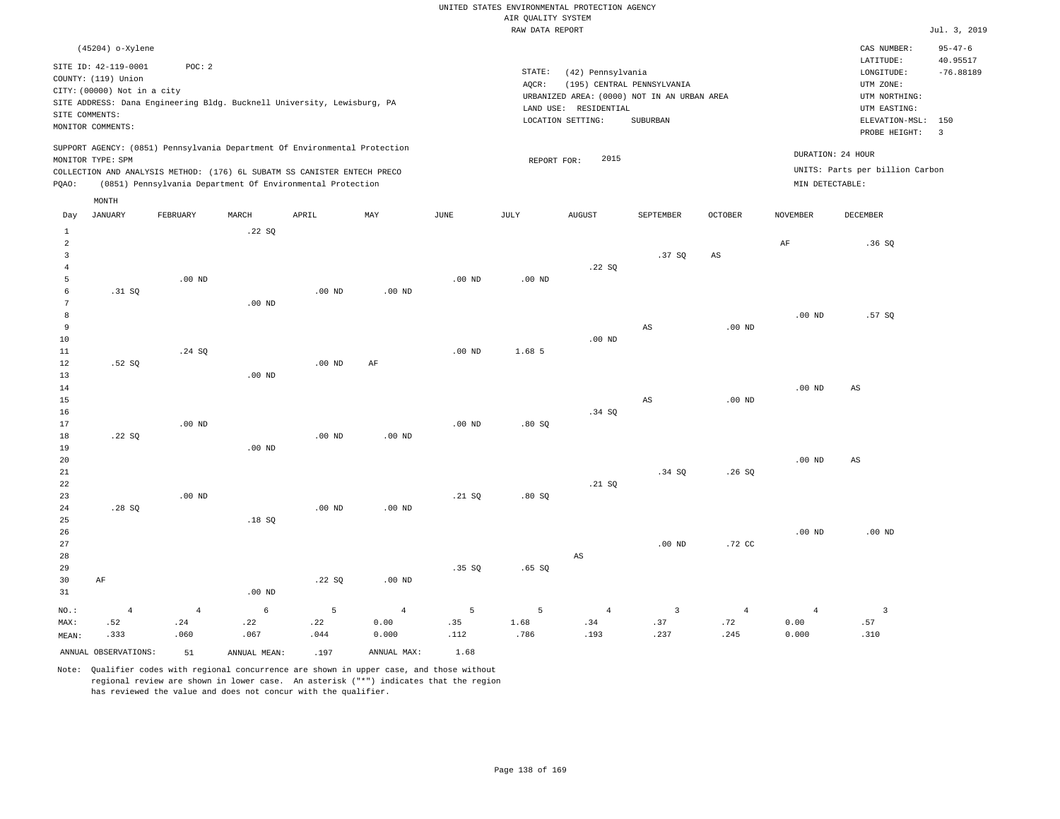UNITED STATES ENVIRONMENTAL PROTECTION AGENCY
AIR QUALITY SYSTEM
RAW DATA REPORT

Jul. 3, 2019

(45204) o-Xylene

SITE ID: 42-119-0001 POC: 2
COUNTY: (119) Union
CITY: (00000) Not in a city
SITE ADDRESS: Dana Engineering Bldg. Bucknell University, Lewisburg, PA
SITE COMMENTS:
MONITOR COMMENTS:

STATE: (42) Pennsylvania
AQCR: (195) CENTRAL PENNSYLVANIA
URBANIZED AREA: (0000) NOT IN AN URBAN AREA
LAND USE: RESIDENTIAL
LOCATION SETTING: SUBURBAN

CAS NUMBER: 95-47-6
LATITUDE: 40.95517
LONGITUDE: -76.88189
UTM ZONE:
UTM NORTHING:
UTM EASTING:
ELEVATION-MSL: 150
PROBE HEIGHT: 3

SUPPORT AGENCY: (0851) Pennsylvania Department Of Environmental Protection
MONITOR TYPE: SPM
COLLECTION AND ANALYSIS METHOD: (176) 6L SUBATM SS CANISTER ENTECH PRECO
PQAO: (0851) Pennsylvania Department Of Environmental Protection

REPORT FOR: 2015

DURATION: 24 HOUR
UNITS: Parts per billion Carbon
MIN DETECTABLE:

| Day | JANUARY | FEBRUARY | MARCH | APRIL | MAY | JUNE | JULY | AUGUST | SEPTEMBER | OCTOBER | NOVEMBER | DECEMBER |
|---|---|---|---|---|---|---|---|---|---|---|---|---|
| 1 | | | .22 SQ | | | | | | | | | |
| 2 | | | | | | | | | | | AF | .36 SQ |
| 3 | | | | | | | | | .37 SQ | AS | | |
| 4 | | | | | | | | .22 SQ | | | | |
| 5 | | .00 ND | | | | .00 ND | .00 ND | | | | | |
| 6 | .31 SQ | | | .00 ND | .00 ND | | | | | | | |
| 7 | | | .00 ND | | | | | | | | | |
| 8 | | | | | | | | | | | .00 ND | .57 SQ |
| 9 | | | | | | | | | AS | .00 ND | | |
| 10 | | | | | | | | .00 ND | | | | |
| 11 | | .24 SQ | | | | .00 ND | 1.68 5 | | | | | |
| 12 | .52 SQ | | | .00 ND | AF | | | | | | | |
| 13 | | | .00 ND | | | | | | | | | |
| 14 | | | | | | | | | | | .00 ND | AS |
| 15 | | | | | | | | | AS | .00 ND | | |
| 16 | | | | | | | | .34 SQ | | | | |
| 17 | | .00 ND | | | | .00 ND | .80 SQ | | | | | |
| 18 | .22 SQ | | | .00 ND | .00 ND | | | | | | | |
| 19 | | | .00 ND | | | | | | | | | |
| 20 | | | | | | | | | | | .00 ND | AS |
| 21 | | | | | | | | | .34 SQ | .26 SQ | | |
| 22 | | | | | | | | .21 SQ | | | | |
| 23 | | .00 ND | | | | .21 SQ | .80 SQ | | | | | |
| 24 | .28 SQ | | | .00 ND | .00 ND | | | | | | | |
| 25 | | | .18 SQ | | | | | | | | | |
| 26 | | | | | | | | | | | .00 ND | .00 ND |
| 27 | | | | | | | | | .00 ND | .72 CC | | |
| 28 | | | | | | | | AS | | | | |
| 29 | | | | | | .35 SQ | .65 SQ | | | | | |
| 30 | AF | | | .22 SQ | .00 ND | | | | | | | |
| 31 | | | .00 ND | | | | | | | | | |
| NO.: | 4 | 4 | 6 | 5 | 4 | 5 | 5 | 4 | 3 | 4 | 4 | 3 |
| MAX: | .52 | .24 | .22 | .22 | 0.00 | .35 | 1.68 | .34 | .37 | .72 | 0.00 | .57 |
| MEAN: | .333 | .060 | .067 | .044 | 0.000 | .112 | .786 | .193 | .237 | .245 | 0.000 | .310 |

ANNUAL OBSERVATIONS: 51 ANNUAL MEAN: .197 ANNUAL MAX: 1.68

Note: Qualifier codes with regional concurrence are shown in upper case, and those without regional review are shown in lower case. An asterisk ("*") indicates that the region has reviewed the value and does not concur with the qualifier.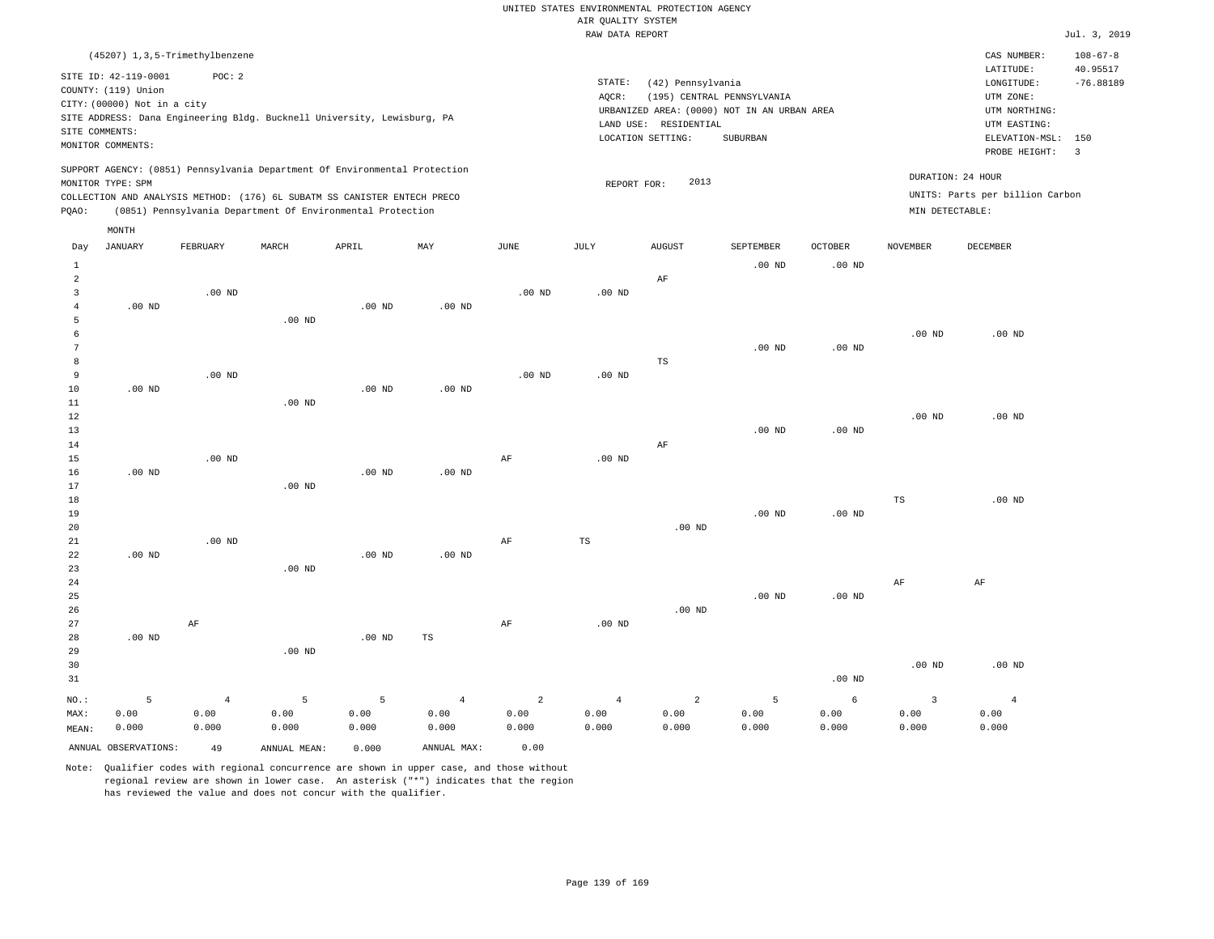UNITED STATES ENVIRONMENTAL PROTECTION AGENCY
AIR QUALITY SYSTEM
RAW DATA REPORT

Jul. 3, 2019

(45207) 1,3,5-Trimethylbenzene

SITE ID: 42-119-0001 POC: 2
COUNTY: (119) Union
CITY: (00000) Not in a city
SITE ADDRESS: Dana Engineering Bldg. Bucknell University, Lewisburg, PA
SITE COMMENTS:
MONITOR COMMENTS:

STATE: (42) Pennsylvania
AQCR: (195) CENTRAL PENNSYLVANIA
URBANIZED AREA: (0000) NOT IN AN URBAN AREA
LAND USE: RESIDENTIAL
LOCATION SETTING: SUBURBAN

CAS NUMBER: 108-67-8
LATITUDE: 40.95517
LONGITUDE: -76.88189
UTM ZONE:
UTM NORTHING:
UTM EASTING:
ELEVATION-MSL: 150
PROBE HEIGHT: 3

SUPPORT AGENCY: (0851) Pennsylvania Department Of Environmental Protection
MONITOR TYPE: SPM
COLLECTION AND ANALYSIS METHOD: (176) 6L SUBATM SS CANISTER ENTECH PRECO
PQAO: (0851) Pennsylvania Department Of Environmental Protection

REPORT FOR: 2013

DURATION: 24 HOUR
UNITS: Parts per billion Carbon
MIN DETECTABLE:

| Day | JANUARY | FEBRUARY | MARCH | APRIL | MAY | JUNE | JULY | AUGUST | SEPTEMBER | OCTOBER | NOVEMBER | DECEMBER |
|---|---|---|---|---|---|---|---|---|---|---|---|---|
| 1 | | | | | | | | | .00 ND | .00 ND | | |
| 2 | | | | | | | | AF | | | | |
| 3 | | .00 ND | | | | .00 ND | .00 ND | | | | | |
| 4 | .00 ND | | | .00 ND | .00 ND | | | | | | | |
| 5 | | | .00 ND | | | | | | | | | |
| 6 | | | | | | | | | | | .00 ND | .00 ND |
| 7 | | | | | | | | | .00 ND | .00 ND | | |
| 8 | | | | | | | | TS | | | | |
| 9 | | .00 ND | | | | .00 ND | .00 ND | | | | | |
| 10 | .00 ND | | | .00 ND | .00 ND | | | | | | | |
| 11 | | | .00 ND | | | | | | | | | |
| 12 | | | | | | | | | | | .00 ND | .00 ND |
| 13 | | | | | | | | | .00 ND | .00 ND | | |
| 14 | | | | | | | | AF | | | | |
| 15 | | .00 ND | | | | AF | .00 ND | | | | | |
| 16 | .00 ND | | | .00 ND | .00 ND | | | | | | | |
| 17 | | | .00 ND | | | | | | | | | |
| 18 | | | | | | | | | | | TS | .00 ND |
| 19 | | | | | | | | | .00 ND | .00 ND | | |
| 20 | | | | | | | | .00 ND | | | | |
| 21 | | .00 ND | | | | AF | TS | | | | | |
| 22 | .00 ND | | | .00 ND | .00 ND | | | | | | | |
| 23 | | | .00 ND | | | | | | | | | |
| 24 | | | | | | | | | | | AF | AF |
| 25 | | | | | | | | | .00 ND | .00 ND | | |
| 26 | | | | | | | | .00 ND | | | | |
| 27 | | AF | | | | AF | .00 ND | | | | | |
| 28 | .00 ND | | | .00 ND | TS | | | | | | | |
| 29 | | | .00 ND | | | | | | | | | |
| 30 | | | | | | | | | | | .00 ND | .00 ND |
| 31 | | | | | | | | | | .00 ND | | |
| NO.: | 5 | 4 | 5 | 5 | 4 | 2 | 4 | 2 | 5 | 6 | 3 | 4 |
| MAX: | 0.00 | 0.00 | 0.00 | 0.00 | 0.00 | 0.00 | 0.00 | 0.00 | 0.00 | 0.00 | 0.00 | 0.00 |
| MEAN: | 0.000 | 0.000 | 0.000 | 0.000 | 0.000 | 0.000 | 0.000 | 0.000 | 0.000 | 0.000 | 0.000 | 0.000 |

ANNUAL OBSERVATIONS: 49 ANNUAL MEAN: 0.000 ANNUAL MAX: 0.00

Note: Qualifier codes with regional concurrence are shown in upper case, and those without regional review are shown in lower case. An asterisk ("*") indicates that the region has reviewed the value and does not concur with the qualifier.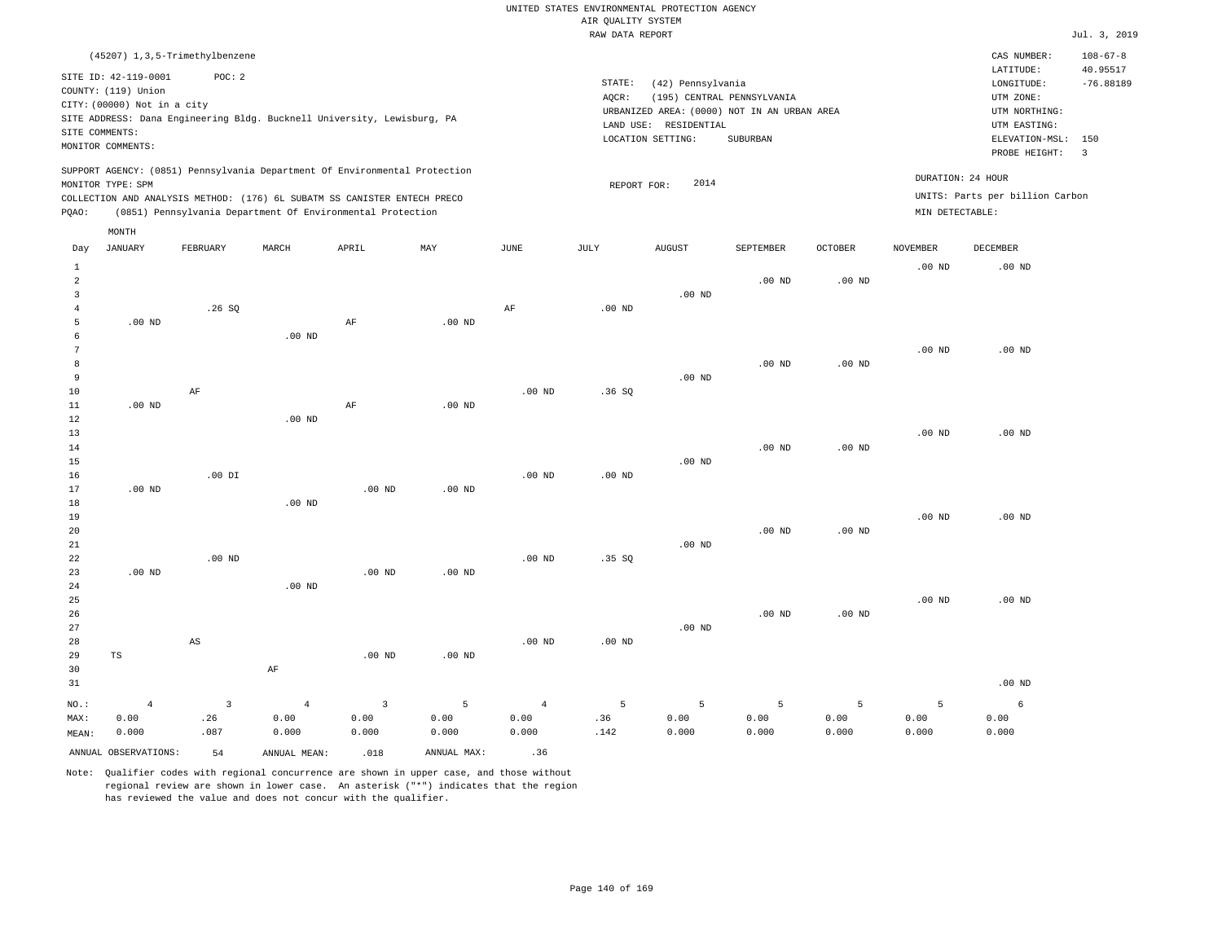UNITED STATES ENVIRONMENTAL PROTECTION AGENCY
AIR QUALITY SYSTEM
RAW DATA REPORT

Jul. 3, 2019

(45207) 1,3,5-Trimethylbenzene

SITE ID: 42-119-0001 POC: 2
COUNTY: (119) Union
CITY: (00000) Not in a city
SITE ADDRESS: Dana Engineering Bldg. Bucknell University, Lewisburg, PA
SITE COMMENTS:
MONITOR COMMENTS:

STATE: (42) Pennsylvania
AQCR: (195) CENTRAL PENNSYLVANIA
URBANIZED AREA: (0000) NOT IN AN URBAN AREA
LAND USE: RESIDENTIAL
LOCATION SETTING: SUBURBAN

CAS NUMBER: 108-67-8
LATITUDE: 40.95517
LONGITUDE: -76.88189
UTM ZONE:
UTM NORTHING:
UTM EASTING:
ELEVATION-MSL: 150
PROBE HEIGHT: 3

SUPPORT AGENCY: (0851) Pennsylvania Department Of Environmental Protection
MONITOR TYPE: SPM
COLLECTION AND ANALYSIS METHOD: (176) 6L SUBATM SS CANISTER ENTECH PRECO
PQAO: (0851) Pennsylvania Department Of Environmental Protection

REPORT FOR: 2014

DURATION: 24 HOUR
UNITS: Parts per billion Carbon
MIN DETECTABLE:

| Day | JANUARY | FEBRUARY | MARCH | APRIL | MAY | JUNE | JULY | AUGUST | SEPTEMBER | OCTOBER | NOVEMBER | DECEMBER |
|---|---|---|---|---|---|---|---|---|---|---|---|---|
| 1 | | | | | | | | | | | .00 ND | .00 ND |
| 2 | | | | | | | | | .00 ND | .00 ND | | |
| 3 | | | | | | | | .00 ND | | | | |
| 4 | | .26 SQ | | | | AF | .00 ND | | | | | |
| 5 | .00 ND | | | AF | .00 ND | | | | | | | |
| 6 | | | .00 ND | | | | | | | | | |
| 7 | | | | | | | | | | | .00 ND | .00 ND |
| 8 | | | | | | | | | .00 ND | .00 ND | | |
| 9 | | | | | | | | .00 ND | | | | |
| 10 | | AF | | | | .00 ND | .36 SQ | | | | | |
| 11 | .00 ND | | | AF | .00 ND | | | | | | | |
| 12 | | | .00 ND | | | | | | | | | |
| 13 | | | | | | | | | | | .00 ND | .00 ND |
| 14 | | | | | | | | | .00 ND | .00 ND | | |
| 15 | | | | | | | | .00 ND | | | | |
| 16 | | .00 DI | | | | .00 ND | .00 ND | | | | | |
| 17 | .00 ND | | | .00 ND | .00 ND | | | | | | | |
| 18 | | | .00 ND | | | | | | | | | |
| 19 | | | | | | | | | | | .00 ND | .00 ND |
| 20 | | | | | | | | | .00 ND | .00 ND | | |
| 21 | | | | | | | | .00 ND | | | | |
| 22 | | .00 ND | | | | .00 ND | .35 SQ | | | | | |
| 23 | .00 ND | | | .00 ND | .00 ND | | | | | | | |
| 24 | | | .00 ND | | | | | | | | | |
| 25 | | | | | | | | | | | .00 ND | .00 ND |
| 26 | | | | | | | | | .00 ND | .00 ND | | |
| 27 | | | | | | | | .00 ND | | | | |
| 28 | | AS | | | | .00 ND | .00 ND | | | | | |
| 29 | TS | | | .00 ND | .00 ND | | | | | | | |
| 30 | | | AF | | | | | | | | | |
| 31 | | | | | | | | | | | | .00 ND |
| NO.: | 4 | 3 | 4 | 3 | 5 | 4 | 5 | 5 | 5 | 5 | 5 | 6 |
| MAX: | 0.00 | .26 | 0.00 | 0.00 | 0.00 | 0.00 | .36 | 0.00 | 0.00 | 0.00 | 0.00 | 0.00 |
| MEAN: | 0.000 | .087 | 0.000 | 0.000 | 0.000 | 0.000 | .142 | 0.000 | 0.000 | 0.000 | 0.000 | 0.000 |

ANNUAL OBSERVATIONS: 54 ANNUAL MEAN: .018 ANNUAL MAX: .36

Note: Qualifier codes with regional concurrence are shown in upper case, and those without regional review are shown in lower case. An asterisk ("*") indicates that the region has reviewed the value and does not concur with the qualifier.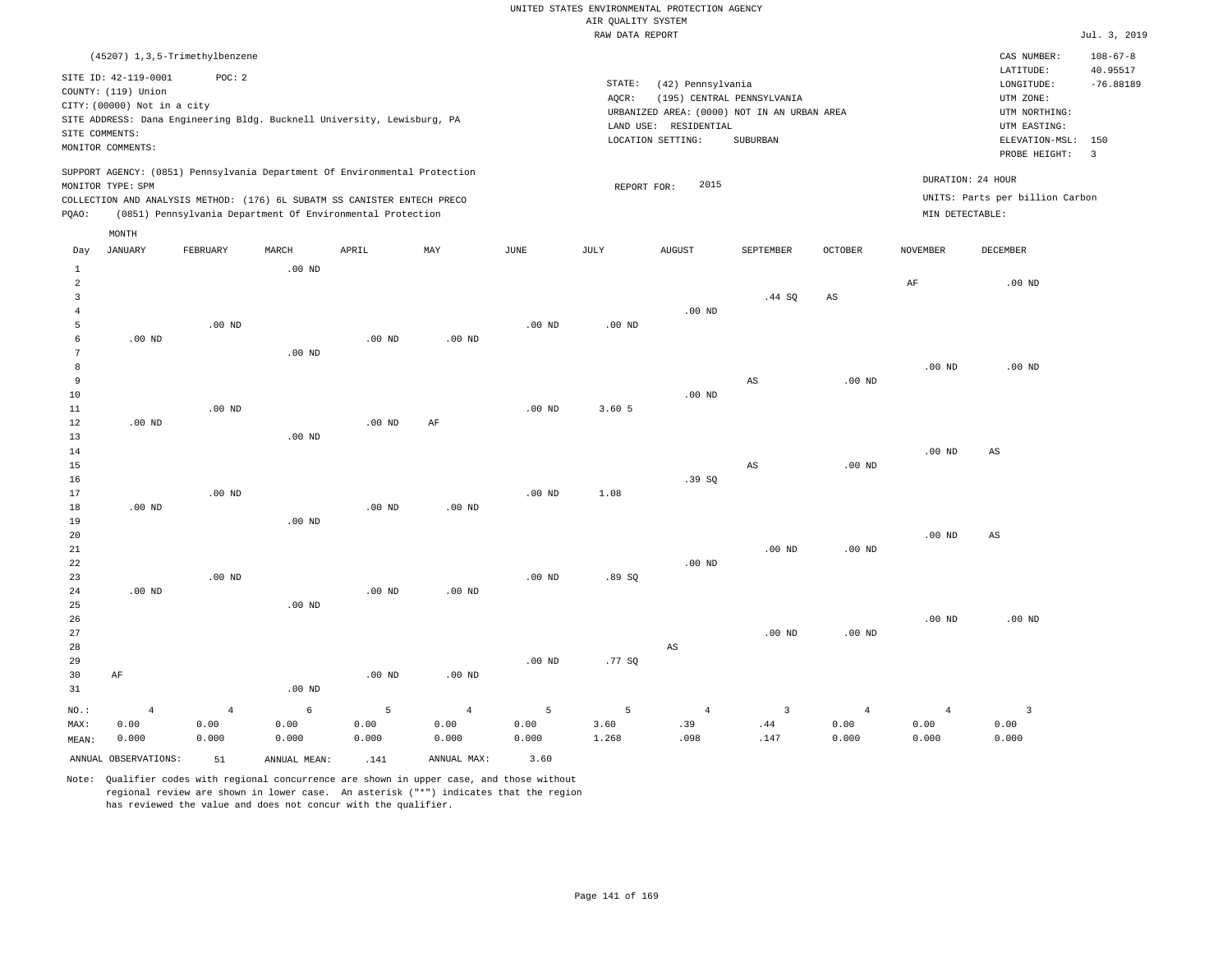UNITED STATES ENVIRONMENTAL PROTECTION AGENCY
AIR QUALITY SYSTEM
RAW DATA REPORT

Jul. 3, 2019

(45207) 1,3,5-Trimethylbenzene

SITE ID: 42-119-0001 POC: 2
COUNTY: (119) Union
CITY: (00000) Not in a city
SITE ADDRESS: Dana Engineering Bldg. Bucknell University, Lewisburg, PA
SITE COMMENTS:
MONITOR COMMENTS:

STATE: (42) Pennsylvania
AQCR: (195) CENTRAL PENNSYLVANIA
URBANIZED AREA: (0000) NOT IN AN URBAN AREA
LAND USE: RESIDENTIAL
LOCATION SETTING: SUBURBAN

CAS NUMBER: 108-67-8
LATITUDE: 40.95517
LONGITUDE: -76.88189
UTM ZONE:
UTM NORTHING:
UTM EASTING:
ELEVATION-MSL: 150
PROBE HEIGHT: 3

SUPPORT AGENCY: (0851) Pennsylvania Department Of Environmental Protection
MONITOR TYPE: SPM
COLLECTION AND ANALYSIS METHOD: (176) 6L SUBATM SS CANISTER ENTECH PRECO
PQAO: (0851) Pennsylvania Department Of Environmental Protection

REPORT FOR: 2015

DURATION: 24 HOUR
UNITS: Parts per billion Carbon
MIN DETECTABLE:

| Day | JANUARY | FEBRUARY | MARCH | APRIL | MAY | JUNE | JULY | AUGUST | SEPTEMBER | OCTOBER | NOVEMBER | DECEMBER |
|---|---|---|---|---|---|---|---|---|---|---|---|---|
| 1 | | | .00 ND | | | | | | | | | |
| 2 | | | | | | | | | | | AF | .00 ND |
| 3 | | | | | | | | | .44 SQ | AS | | |
| 4 | | | | | | | | .00 ND | | | | |
| 5 | | .00 ND | | | | .00 ND | .00 ND | | | | | |
| 6 | .00 ND | | | .00 ND | .00 ND | | | | | | | |
| 7 | | | .00 ND | | | | | | | | | |
| 8 | | | | | | | | | | | .00 ND | .00 ND |
| 9 | | | | | | | | | AS | .00 ND | | |
| 10 | | | | | | | | .00 ND | | | | |
| 11 | | .00 ND | | | | .00 ND | 3.60 5 | | | | | |
| 12 | .00 ND | | | .00 ND | AF | | | | | | | |
| 13 | | | .00 ND | | | | | | | | | |
| 14 | | | | | | | | | | | .00 ND | AS |
| 15 | | | | | | | | | AS | .00 ND | | |
| 16 | | | | | | | | .39 SQ | | | | |
| 17 | | .00 ND | | | | .00 ND | 1.08 | | | | | |
| 18 | .00 ND | | | .00 ND | .00 ND | | | | | | | |
| 19 | | | .00 ND | | | | | | | | | |
| 20 | | | | | | | | | | | .00 ND | AS |
| 21 | | | | | | | | | .00 ND | .00 ND | | |
| 22 | | | | | | | | .00 ND | | | | |
| 23 | | .00 ND | | | | .00 ND | .89 SQ | | | | | |
| 24 | .00 ND | | | .00 ND | .00 ND | | | | | | | |
| 25 | | | .00 ND | | | | | | | | | |
| 26 | | | | | | | | | | | .00 ND | .00 ND |
| 27 | | | | | | | | | .00 ND | .00 ND | | |
| 28 | | | | | | | | AS | | | | |
| 29 | | | | | | .00 ND | .77 SQ | | | | | |
| 30 | AF | | | .00 ND | .00 ND | | | | | | | |
| 31 | | | .00 ND | | | | | | | | | |
| NO.: | 4 | 4 | 6 | 5 | 4 | 5 | 5 | 4 | 3 | 4 | 4 | 3 |
| MAX: | 0.00 | 0.00 | 0.00 | 0.00 | 0.00 | 0.00 | 3.60 | .39 | .44 | 0.00 | 0.00 | 0.00 |
| MEAN: | 0.000 | 0.000 | 0.000 | 0.000 | 0.000 | 0.000 | 1.268 | .098 | .147 | 0.000 | 0.000 | 0.000 |

ANNUAL OBSERVATIONS: 51 ANNUAL MEAN: .141 ANNUAL MAX: 3.60

Note: Qualifier codes with regional concurrence are shown in upper case, and those without regional review are shown in lower case. An asterisk ("*") indicates that the region has reviewed the value and does not concur with the qualifier.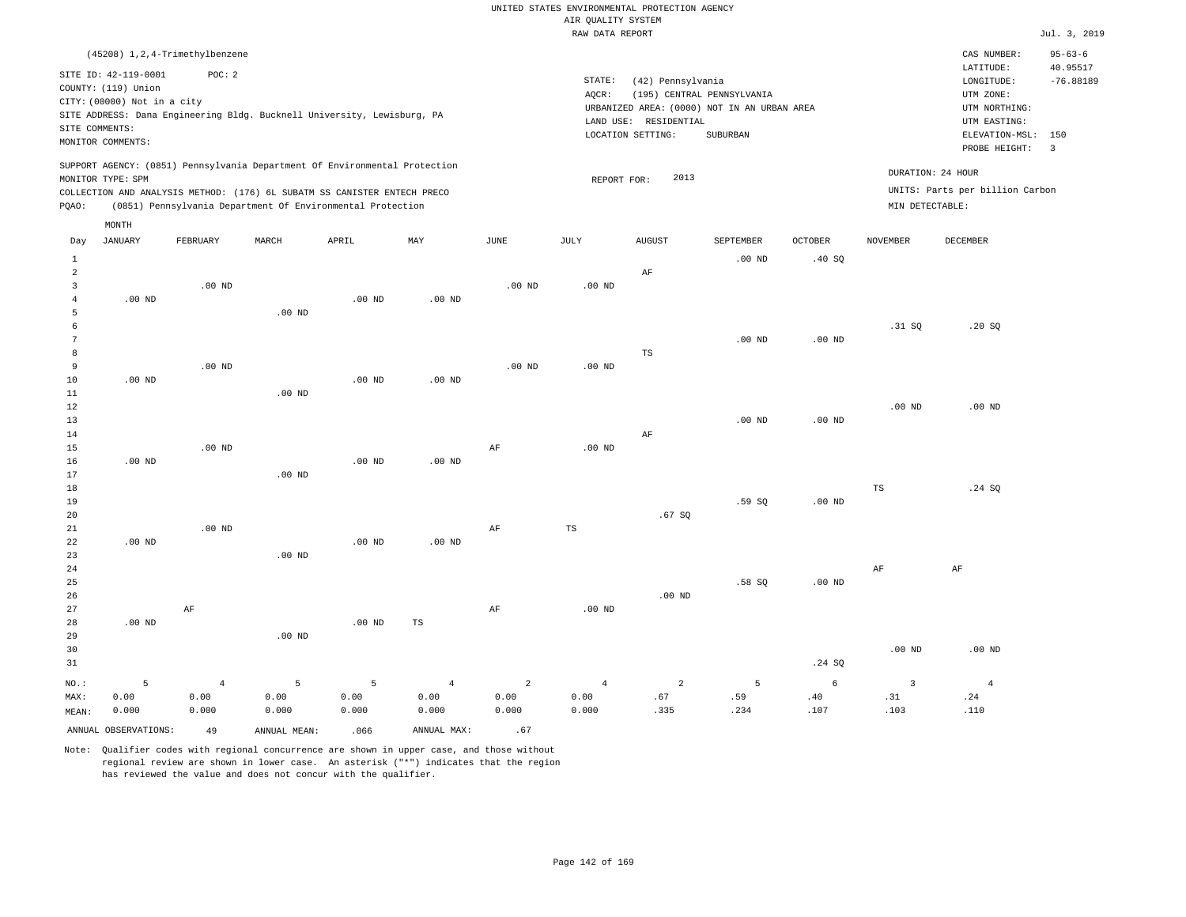UNITED STATES ENVIRONMENTAL PROTECTION AGENCY
AIR QUALITY SYSTEM
RAW DATA REPORT

Jul. 3, 2019

(45208) 1,2,4-Trimethylbenzene

SITE ID: 42-119-0001 POC: 2
COUNTY: (119) Union
CITY: (00000) Not in a city
SITE ADDRESS: Dana Engineering Bldg. Bucknell University, Lewisburg, PA
SITE COMMENTS:
MONITOR COMMENTS:

STATE: (42) Pennsylvania
AQCR: (195) CENTRAL PENNSYLVANIA
URBANIZED AREA: (0000) NOT IN AN URBAN AREA
LAND USE: RESIDENTIAL
LOCATION SETTING: SUBURBAN

CAS NUMBER: 95-63-6
LATITUDE: 40.95517
LONGITUDE: -76.88189
UTM ZONE:
UTM NORTHING:
UTM EASTING:
ELEVATION-MSL: 150
PROBE HEIGHT: 3

SUPPORT AGENCY: (0851) Pennsylvania Department Of Environmental Protection
MONITOR TYPE: SPM
COLLECTION AND ANALYSIS METHOD: (176) 6L SUBATM SS CANISTER ENTECH PRECO
PQAO: (0851) Pennsylvania Department Of Environmental Protection

REPORT FOR: 2013

DURATION: 24 HOUR
UNITS: Parts per billion Carbon
MIN DETECTABLE:

| Day | JANUARY | FEBRUARY | MARCH | APRIL | MAY | JUNE | JULY | AUGUST | SEPTEMBER | OCTOBER | NOVEMBER | DECEMBER |
|---|---|---|---|---|---|---|---|---|---|---|---|---|
| 1 | | | | | | | | | .00 ND | .40 SQ | | |
| 2 | | | | | | | | AF | | | | |
| 3 | | .00 ND | | | | .00 ND | .00 ND | | | | | |
| 4 | .00 ND | | | .00 ND | .00 ND | | | | | | | |
| 5 | | | .00 ND | | | | | | | | | |
| 6 | | | | | | | | | | | .31 SQ | .20 SQ |
| 7 | | | | | | | | | .00 ND | .00 ND | | |
| 8 | | | | | | | | TS | | | | |
| 9 | | .00 ND | | | | .00 ND | .00 ND | | | | | |
| 10 | .00 ND | | | .00 ND | .00 ND | | | | | | | |
| 11 | | | .00 ND | | | | | | | | | |
| 12 | | | | | | | | | | | .00 ND | .00 ND |
| 13 | | | | | | | | | .00 ND | .00 ND | | |
| 14 | | | | | | | | AF | | | | |
| 15 | | .00 ND | | | | AF | .00 ND | | | | | |
| 16 | .00 ND | | | .00 ND | .00 ND | | | | | | | |
| 17 | | | .00 ND | | | | | | | | | |
| 18 | | | | | | | | | | | TS | .24 SQ |
| 19 | | | | | | | | | .59 SQ | .00 ND | | |
| 20 | | | | | | | | .67 SQ | | | | |
| 21 | | .00 ND | | | | AF | TS | | | | | |
| 22 | .00 ND | | | .00 ND | .00 ND | | | | | | | |
| 23 | | | .00 ND | | | | | | | | | |
| 24 | | | | | | | | | | | AF | AF |
| 25 | | | | | | | | | .58 SQ | .00 ND | | |
| 26 | | | | | | | | .00 ND | | | | |
| 27 | | AF | | | | AF | .00 ND | | | | | |
| 28 | .00 ND | | | .00 ND | TS | | | | | | | |
| 29 | | | .00 ND | | | | | | | | | |
| 30 | | | | | | | | | | | .00 ND | .00 ND |
| 31 | | | | | | | | | | .24 SQ | | |
| NO.: | 5 | 4 | 5 | 5 | 4 | 2 | 4 | 2 | 5 | 6 | 3 | 4 |
| MAX: | 0.00 | 0.00 | 0.00 | 0.00 | 0.00 | 0.00 | 0.00 | .67 | .59 | .40 | .31 | .24 |
| MEAN: | 0.000 | 0.000 | 0.000 | 0.000 | 0.000 | 0.000 | 0.000 | .335 | .234 | .107 | .103 | .110 |

ANNUAL OBSERVATIONS: 49 ANNUAL MEAN: .066 ANNUAL MAX: .67

Note: Qualifier codes with regional concurrence are shown in upper case, and those without regional review are shown in lower case. An asterisk ("*") indicates that the region has reviewed the value and does not concur with the qualifier.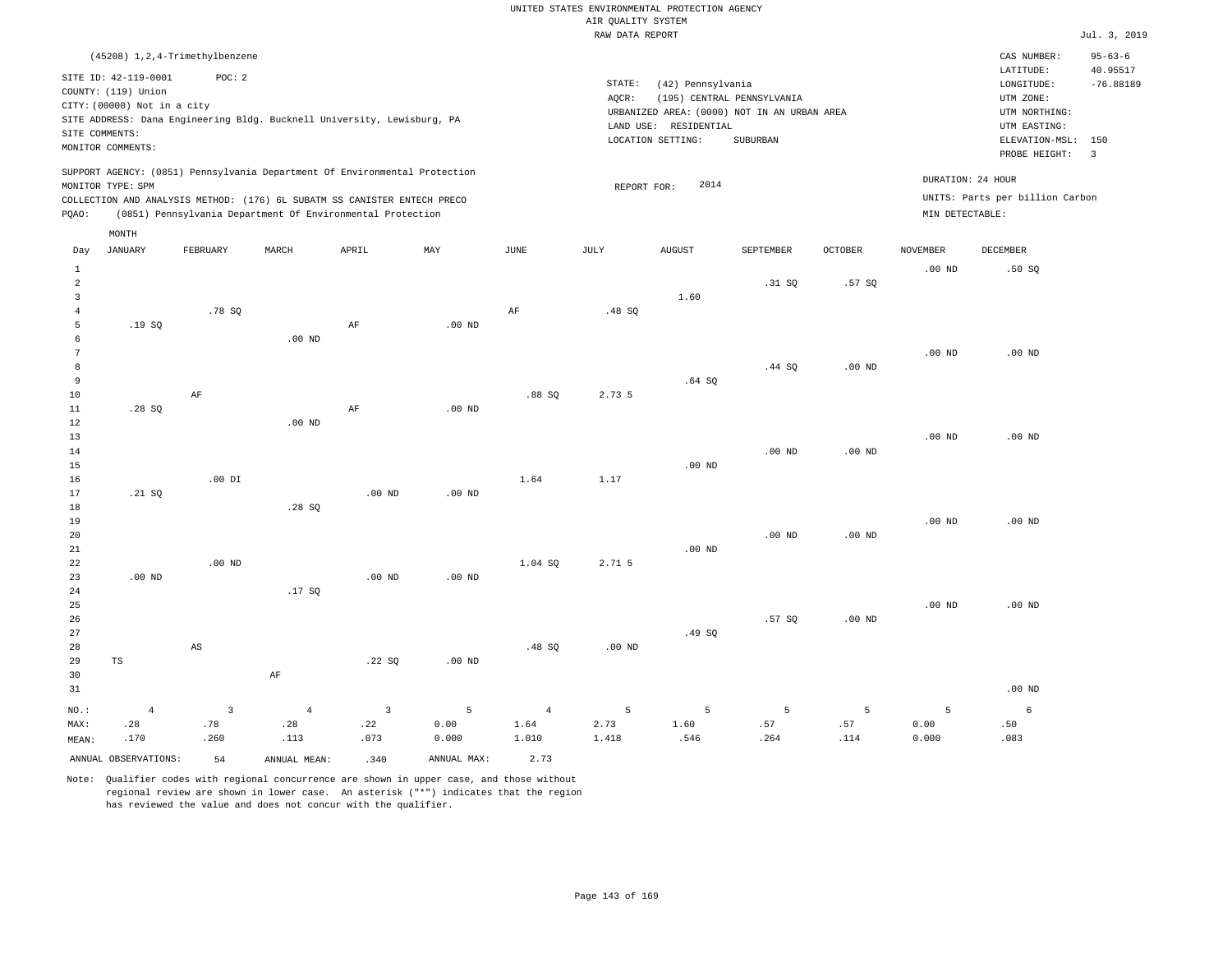UNITED STATES ENVIRONMENTAL PROTECTION AGENCY
AIR QUALITY SYSTEM
RAW DATA REPORT

Jul. 3, 2019

(45208) 1,2,4-Trimethylbenzene

SITE ID: 42-119-0001 POC: 2
COUNTY: (119) Union
CITY: (00000) Not in a city
SITE ADDRESS: Dana Engineering Bldg. Bucknell University, Lewisburg, PA
SITE COMMENTS:
MONITOR COMMENTS:

STATE: (42) Pennsylvania
AQCR: (195) CENTRAL PENNSYLVANIA
URBANIZED AREA: (0000) NOT IN AN URBAN AREA
LAND USE: RESIDENTIAL
LOCATION SETTING: SUBURBAN

CAS NUMBER: 95-63-6
LATITUDE: 40.95517
LONGITUDE: -76.88189
UTM ZONE:
UTM NORTHING:
UTM EASTING:
ELEVATION-MSL: 150
PROBE HEIGHT: 3

SUPPORT AGENCY: (0851) Pennsylvania Department Of Environmental Protection
MONITOR TYPE: SPM
COLLECTION AND ANALYSIS METHOD: (176) 6L SUBATM SS CANISTER ENTECH PRECO
PQAO: (0851) Pennsylvania Department Of Environmental Protection

REPORT FOR: 2014

DURATION: 24 HOUR
UNITS: Parts per billion Carbon
MIN DETECTABLE:

| Day | JANUARY | FEBRUARY | MARCH | APRIL | MAY | JUNE | JULY | AUGUST | SEPTEMBER | OCTOBER | NOVEMBER | DECEMBER |
|---|---|---|---|---|---|---|---|---|---|---|---|---|
| 1 | | | | | | | | | | | .00 ND | .50 SQ |
| 2 | | | | | | | | | .31 SQ | .57 SQ | | |
| 3 | | | | | | | | 1.60 | | | | |
| 4 | | .78 SQ | | | | AF | .48 SQ | | | | | |
| 5 | .19 SQ | | | AF | .00 ND | | | | | | | |
| 6 | | | .00 ND | | | | | | | | | |
| 7 | | | | | | | | | | | .00 ND | .00 ND |
| 8 | | | | | | | | | .44 SQ | .00 ND | | |
| 9 | | | | | | | | .64 SQ | | | | |
| 10 | | AF | | | | .88 SQ | 2.73 5 | | | | | |
| 11 | .28 SQ | | | AF | .00 ND | | | | | | | |
| 12 | | | .00 ND | | | | | | | | | |
| 13 | | | | | | | | | | | .00 ND | .00 ND |
| 14 | | | | | | | | | .00 ND | .00 ND | | |
| 15 | | | | | | | | .00 ND | | | | |
| 16 | | .00 DI | | | | 1.64 | 1.17 | | | | | |
| 17 | .21 SQ | | | .00 ND | .00 ND | | | | | | | |
| 18 | | | .28 SQ | | | | | | | | | |
| 19 | | | | | | | | | | | .00 ND | .00 ND |
| 20 | | | | | | | | | .00 ND | .00 ND | | |
| 21 | | | | | | | | .00 ND | | | | |
| 22 | | .00 ND | | | | 1.04 SQ | 2.71 5 | | | | | |
| 23 | .00 ND | | | .00 ND | .00 ND | | | | | | | |
| 24 | | | .17 SQ | | | | | | | | | |
| 25 | | | | | | | | | | | .00 ND | .00 ND |
| 26 | | | | | | | | | .57 SQ | .00 ND | | |
| 27 | | | | | | | | .49 SQ | | | | |
| 28 | | AS | | | | .48 SQ | .00 ND | | | | | |
| 29 | TS | | | .22 SQ | .00 ND | | | | | | | |
| 30 | | | AF | | | | | | | | | |
| 31 | | | | | | | | | | | | .00 ND |
| NO.: | 4 | 3 | 4 | 3 | 5 | 4 | 5 | 5 | 5 | 5 | 5 | 6 |
| MAX: | .28 | .78 | .28 | .22 | 0.00 | 1.64 | 2.73 | 1.60 | .57 | .57 | 0.00 | .50 |
| MEAN: | .170 | .260 | .113 | .073 | 0.000 | 1.010 | 1.418 | .546 | .264 | .114 | 0.000 | .083 |

ANNUAL OBSERVATIONS: 54 ANNUAL MEAN: .340 ANNUAL MAX: 2.73

Note: Qualifier codes with regional concurrence are shown in upper case, and those without regional review are shown in lower case. An asterisk ("*") indicates that the region has reviewed the value and does not concur with the qualifier.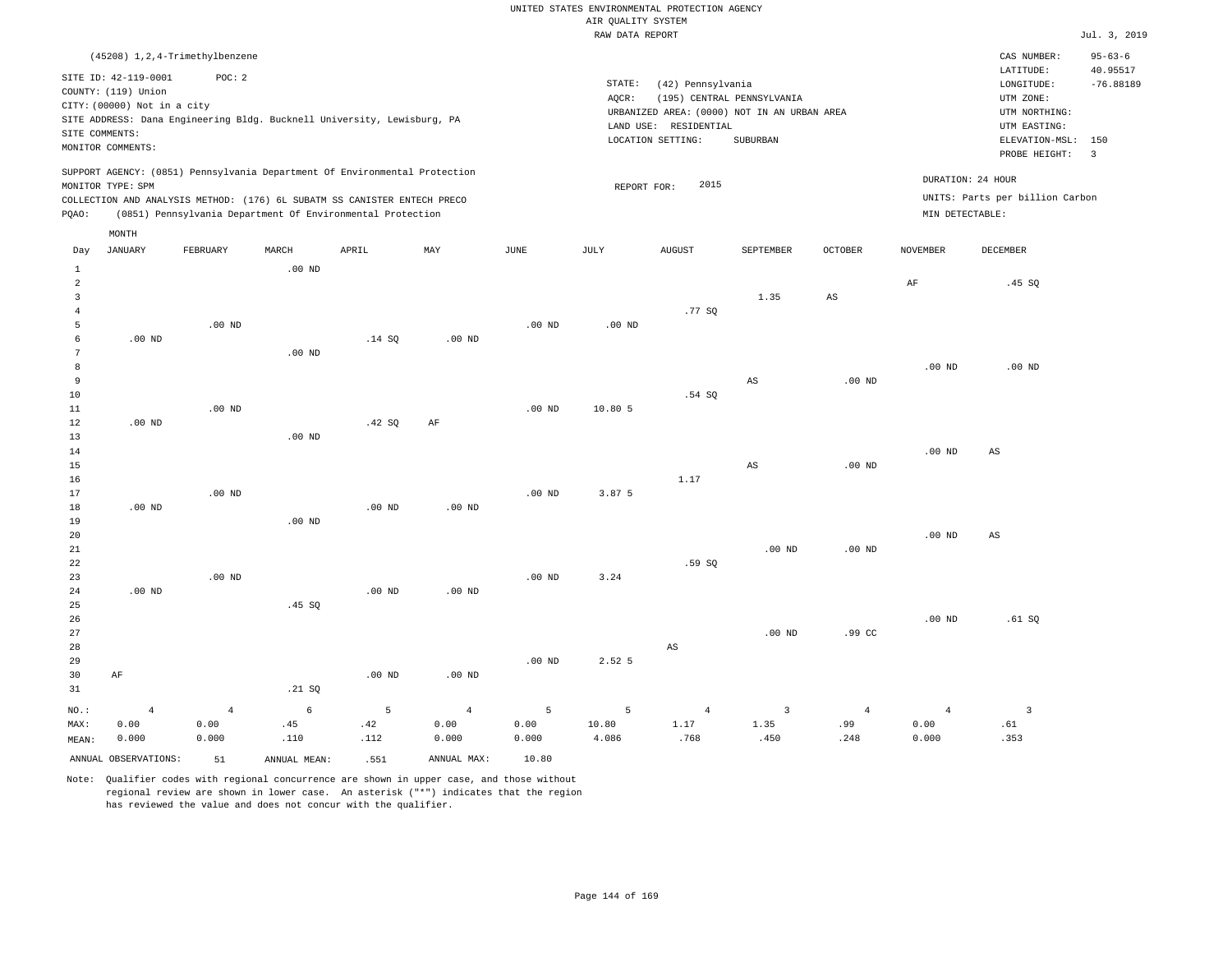UNITED STATES ENVIRONMENTAL PROTECTION AGENCY
AIR QUALITY SYSTEM
RAW DATA REPORT

Jul. 3, 2019

(45208) 1,2,4-Trimethylbenzene

SITE ID: 42-119-0001   POC: 2
COUNTY: (119) Union
CITY: (00000) Not in a city
SITE ADDRESS: Dana Engineering Bldg. Bucknell University, Lewisburg, PA
SITE COMMENTS:
MONITOR COMMENTS:

STATE: (42) Pennsylvania
AQCR: (195) CENTRAL PENNSYLVANIA
URBANIZED AREA: (0000) NOT IN AN URBAN AREA
LAND USE: RESIDENTIAL
LOCATION SETTING: SUBURBAN

CAS NUMBER: 95-63-6
LATITUDE: 40.95517
LONGITUDE: -76.88189
UTM ZONE:
UTM NORTHING:
UTM EASTING:
ELEVATION-MSL: 150
PROBE HEIGHT: 3

SUPPORT AGENCY: (0851) Pennsylvania Department Of Environmental Protection
MONITOR TYPE: SPM
COLLECTION AND ANALYSIS METHOD: (176) 6L SUBATM SS CANISTER ENTECH PRECO
PQAO: (0851) Pennsylvania Department Of Environmental Protection

REPORT FOR: 2015

DURATION: 24 HOUR
UNITS: Parts per billion Carbon
MIN DETECTABLE:

| Day | JANUARY | FEBRUARY | MARCH | APRIL | MAY | JUNE | JULY | AUGUST | SEPTEMBER | OCTOBER | NOVEMBER | DECEMBER |
|---|---|---|---|---|---|---|---|---|---|---|---|---|
| 1 | | | .00 ND | | | | | | | | | |
| 2 | | | | | | | | | | | AF | .45 SQ |
| 3 | | | | | | | | | 1.35 | AS | | |
| 4 | | | | | | | | .77 SQ | | | | |
| 5 | | .00 ND | | | | .00 ND | .00 ND | | | | | |
| 6 | .00 ND | | | .14 SQ | .00 ND | | | | | | | |
| 7 | | | .00 ND | | | | | | | | | |
| 8 | | | | | | | | | | | .00 ND | .00 ND |
| 9 | | | | | | | | | AS | .00 ND | | |
| 10 | | | | | | | | .54 SQ | | | | |
| 11 | | .00 ND | | | | .00 ND | 10.80 5 | | | | | |
| 12 | .00 ND | | | .42 SQ | AF | | | | | | | |
| 13 | | | .00 ND | | | | | | | | | |
| 14 | | | | | | | | | | | .00 ND | AS |
| 15 | | | | | | | | | AS | .00 ND | | |
| 16 | | | | | | | | 1.17 | | | | |
| 17 | | .00 ND | | | | .00 ND | 3.87 5 | | | | | |
| 18 | .00 ND | | | .00 ND | .00 ND | | | | | | | |
| 19 | | | .00 ND | | | | | | | | | |
| 20 | | | | | | | | | | | .00 ND | AS |
| 21 | | | | | | | | | .00 ND | .00 ND | | |
| 22 | | | | | | | | .59 SQ | | | | |
| 23 | | .00 ND | | | | .00 ND | 3.24 | | | | | |
| 24 | .00 ND | | | .00 ND | .00 ND | | | | | | | |
| 25 | | | .45 SQ | | | | | | | | | |
| 26 | | | | | | | | | | | .00 ND | .61 SQ |
| 27 | | | | | | | | | .00 ND | .99 CC | | |
| 28 | | | | | | | | AS | | | | |
| 29 | | | | | | .00 ND | 2.52 5 | | | | | |
| 30 | AF | | | .00 ND | .00 ND | | | | | | | |
| 31 | | | .21 SQ | | | | | | | | | |
| NO.: | 4 | 4 | 6 | 5 | 4 | 5 | 5 | 4 | 3 | 4 | 4 | 3 |
| MAX: | 0.00 | 0.00 | .45 | .42 | 0.00 | 0.00 | 10.80 | 1.17 | 1.35 | .99 | 0.00 | .61 |
| MEAN: | 0.000 | 0.000 | .110 | .112 | 0.000 | 0.000 | 4.086 | .768 | .450 | .248 | 0.000 | .353 |

ANNUAL OBSERVATIONS: 51   ANNUAL MEAN: .551   ANNUAL MAX: 10.80

Note: Qualifier codes with regional concurrence are shown in upper case, and those without regional review are shown in lower case. An asterisk ("*") indicates that the region has reviewed the value and does not concur with the qualifier.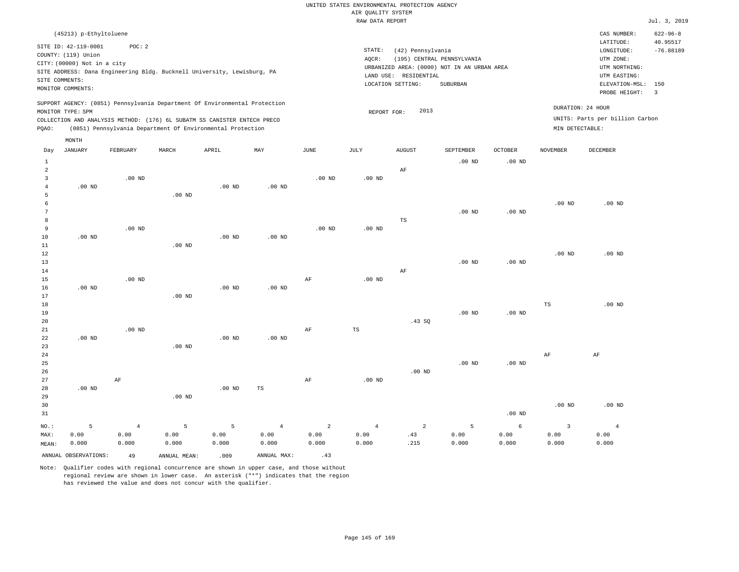UNITED STATES ENVIRONMENTAL PROTECTION AGENCY
AIR QUALITY SYSTEM
RAW DATA REPORT

Jul. 3, 2019

(45213) p-Ethyltoluene

SITE ID: 42-119-0001 POC: 2
COUNTY: (119) Union
CITY: (00000) Not in a city
SITE ADDRESS: Dana Engineering Bldg. Bucknell University, Lewisburg, PA
SITE COMMENTS:
MONITOR COMMENTS:

STATE: (42) Pennsylvania
AQCR: (195) CENTRAL PENNSYLVANIA
URBANIZED AREA: (0000) NOT IN AN URBAN AREA
LAND USE: RESIDENTIAL
LOCATION SETTING: SUBURBAN

CAS NUMBER: 622-96-8
LATITUDE: 40.95517
LONGITUDE: -76.88189
UTM ZONE:
UTM NORTHING:
UTM EASTING:
ELEVATION-MSL: 150
PROBE HEIGHT: 3

SUPPORT AGENCY: (0851) Pennsylvania Department Of Environmental Protection
MONITOR TYPE: SPM
COLLECTION AND ANALYSIS METHOD: (176) 6L SUBATM SS CANISTER ENTECH PRECO
PQAO: (0851) Pennsylvania Department Of Environmental Protection

REPORT FOR: 2013

DURATION: 24 HOUR
UNITS: Parts per billion Carbon
MIN DETECTABLE:

| Day | JANUARY | FEBRUARY | MARCH | APRIL | MAY | JUNE | JULY | AUGUST | SEPTEMBER | OCTOBER | NOVEMBER | DECEMBER |
|---|---|---|---|---|---|---|---|---|---|---|---|---|
| 1 | | | | | | | | | .00 ND | .00 ND | | |
| 2 | | | | | | | | AF | | | | |
| 3 | | .00 ND | | | | .00 ND | .00 ND | | | | | |
| 4 | .00 ND | | | .00 ND | .00 ND | | | | | | | |
| 5 | | | .00 ND | | | | | | | | | |
| 6 | | | | | | | | | | | .00 ND | .00 ND |
| 7 | | | | | | | | | .00 ND | .00 ND | | |
| 8 | | | | | | | | TS | | | | |
| 9 | | .00 ND | | | | .00 ND | .00 ND | | | | | |
| 10 | .00 ND | | | .00 ND | .00 ND | | | | | | | |
| 11 | | | .00 ND | | | | | | | | | |
| 12 | | | | | | | | | | | .00 ND | .00 ND |
| 13 | | | | | | | | | .00 ND | .00 ND | | |
| 14 | | | | | | | | AF | | | | |
| 15 | | .00 ND | | | | AF | .00 ND | | | | | |
| 16 | .00 ND | | | .00 ND | .00 ND | | | | | | | |
| 17 | | | .00 ND | | | | | | | | | |
| 18 | | | | | | | | | | | TS | .00 ND |
| 19 | | | | | | | | | .00 ND | .00 ND | | |
| 20 | | | | | | | | .43 SQ | | | | |
| 21 | | .00 ND | | | | AF | TS | | | | | |
| 22 | .00 ND | | | .00 ND | .00 ND | | | | | | | |
| 23 | | | .00 ND | | | | | | | | | |
| 24 | | | | | | | | | | | AF | AF |
| 25 | | | | | | | | | .00 ND | .00 ND | | |
| 26 | | | | | | | | .00 ND | | | | |
| 27 | | AF | | | | AF | .00 ND | | | | | |
| 28 | .00 ND | | | .00 ND | TS | | | | | | | |
| 29 | | | .00 ND | | | | | | | | | |
| 30 | | | | | | | | | | | .00 ND | .00 ND |
| 31 | | | | | | | | | | .00 ND | | |
| NO.: | 5 | 4 | 5 | 5 | 4 | 2 | 4 | 2 | 5 | 6 | 3 | 4 |
| MAX: | 0.00 | 0.00 | 0.00 | 0.00 | 0.00 | 0.00 | 0.00 | .43 | 0.00 | 0.00 | 0.00 | 0.00 |
| MEAN: | 0.000 | 0.000 | 0.000 | 0.000 | 0.000 | 0.000 | 0.000 | .215 | 0.000 | 0.000 | 0.000 | 0.000 |

ANNUAL OBSERVATIONS: 49 ANNUAL MEAN: .009 ANNUAL MAX: .43

Note: Qualifier codes with regional concurrence are shown in upper case, and those without regional review are shown in lower case. An asterisk ("*") indicates that the region has reviewed the value and does not concur with the qualifier.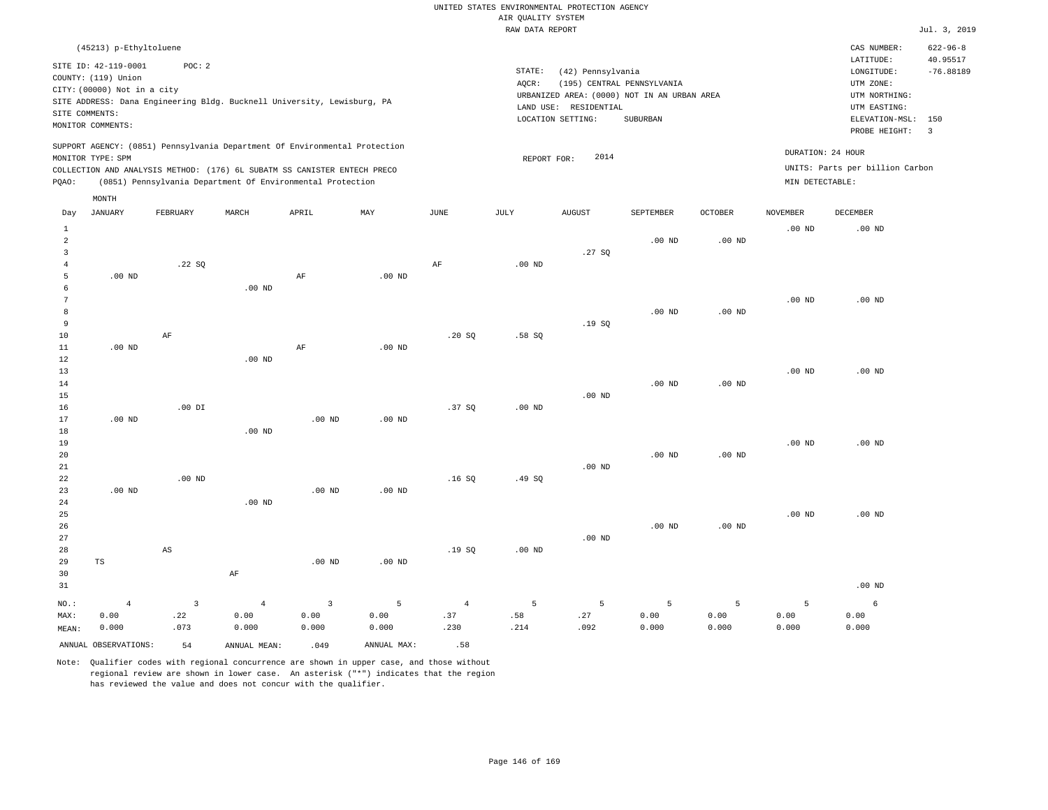UNITED STATES ENVIRONMENTAL PROTECTION AGENCY
AIR QUALITY SYSTEM
RAW DATA REPORT

Jul. 3, 2019

(45213) p-Ethyltoluene

SITE ID: 42-119-0001 POC: 2
COUNTY: (119) Union
CITY: (00000) Not in a city
SITE ADDRESS: Dana Engineering Bldg. Bucknell University, Lewisburg, PA
SITE COMMENTS:
MONITOR COMMENTS:

STATE: (42) Pennsylvania
AQCR: (195) CENTRAL PENNSYLVANIA
URBANIZED AREA: (0000) NOT IN AN URBAN AREA
LAND USE: RESIDENTIAL
LOCATION SETTING: SUBURBAN

CAS NUMBER: 622-96-8
LATITUDE: 40.95517
LONGITUDE: -76.88189
UTM ZONE:
UTM NORTHING:
UTM EASTING:
ELEVATION-MSL: 150
PROBE HEIGHT: 3

SUPPORT AGENCY: (0851) Pennsylvania Department Of Environmental Protection
MONITOR TYPE: SPM
COLLECTION AND ANALYSIS METHOD: (176) 6L SUBATM SS CANISTER ENTECH PRECO
PQAO: (0851) Pennsylvania Department Of Environmental Protection

REPORT FOR: 2014

DURATION: 24 HOUR
UNITS: Parts per billion Carbon
MIN DETECTABLE:

| Day | JANUARY | FEBRUARY | MARCH | APRIL | MAY | JUNE | JULY | AUGUST | SEPTEMBER | OCTOBER | NOVEMBER | DECEMBER |
|---|---|---|---|---|---|---|---|---|---|---|---|---|
| 1 | | | | | | | | | | | .00 ND | .00 ND |
| 2 | | | | | | | | | .00 ND | .00 ND | | |
| 3 | | | | | | | | .27 SQ | | | | |
| 4 | | .22 SQ | | | | AF | .00 ND | | | | | |
| 5 | .00 ND | | | AF | .00 ND | | | | | | | |
| 6 | | | .00 ND | | | | | | | | | |
| 7 | | | | | | | | | | | .00 ND | .00 ND |
| 8 | | | | | | | | | .00 ND | .00 ND | | |
| 9 | | | | | | | | .19 SQ | | | | |
| 10 | | AF | | | | .20 SQ | .58 SQ | | | | | |
| 11 | .00 ND | | | AF | .00 ND | | | | | | | |
| 12 | | | .00 ND | | | | | | | | | |
| 13 | | | | | | | | | | | .00 ND | .00 ND |
| 14 | | | | | | | | | .00 ND | .00 ND | | |
| 15 | | | | | | | | .00 ND | | | | |
| 16 | | .00 DI | | | | .37 SQ | .00 ND | | | | | |
| 17 | .00 ND | | | .00 ND | .00 ND | | | | | | | |
| 18 | | | .00 ND | | | | | | | | | |
| 19 | | | | | | | | | | | .00 ND | .00 ND |
| 20 | | | | | | | | | .00 ND | .00 ND | | |
| 21 | | | | | | | | .00 ND | | | | |
| 22 | | .00 ND | | | | .16 SQ | .49 SQ | | | | | |
| 23 | .00 ND | | | .00 ND | .00 ND | | | | | | | |
| 24 | | | .00 ND | | | | | | | | | |
| 25 | | | | | | | | | | | .00 ND | .00 ND |
| 26 | | | | | | | | | .00 ND | .00 ND | | |
| 27 | | | | | | | | .00 ND | | | | |
| 28 | | AS | | | | .19 SQ | .00 ND | | | | | |
| 29 | TS | | | .00 ND | .00 ND | | | | | | | |
| 30 | | | AF | | | | | | | | | |
| 31 | | | | | | | | | | | | .00 ND |
| NO.: | 4 | 3 | 4 | 3 | 5 | 4 | 5 | 5 | 5 | 5 | 5 | 6 |
| MAX: | 0.00 | .22 | 0.00 | 0.00 | 0.00 | .37 | .58 | .27 | 0.00 | 0.00 | 0.00 | 0.00 |
| MEAN: | 0.000 | .073 | 0.000 | 0.000 | 0.000 | .230 | .214 | .092 | 0.000 | 0.000 | 0.000 | 0.000 |

ANNUAL OBSERVATIONS: 54 ANNUAL MEAN: .049 ANNUAL MAX: .58

Note: Qualifier codes with regional concurrence are shown in upper case, and those without regional review are shown in lower case. An asterisk ("*") indicates that the region has reviewed the value and does not concur with the qualifier.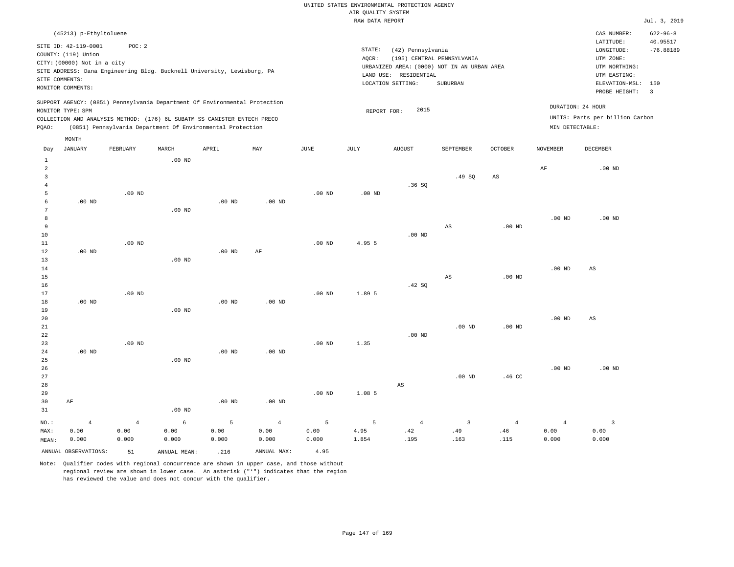UNITED STATES ENVIRONMENTAL PROTECTION AGENCY
AIR QUALITY SYSTEM
RAW DATA REPORT

Jul. 3, 2019

(45213) p-Ethyltoluene

SITE ID: 42-119-0001 POC: 2
COUNTY: (119) Union
CITY: (00000) Not in a city
SITE ADDRESS: Dana Engineering Bldg. Bucknell University, Lewisburg, PA
SITE COMMENTS:
MONITOR COMMENTS:

STATE: (42) Pennsylvania
AQCR: (195) CENTRAL PENNSYLVANIA
URBANIZED AREA: (0000) NOT IN AN URBAN AREA
LAND USE: RESIDENTIAL
LOCATION SETTING: SUBURBAN

CAS NUMBER: 622-96-8
LATITUDE: 40.95517
LONGITUDE: -76.88189
UTM ZONE:
UTM NORTHING:
UTM EASTING:
ELEVATION-MSL: 150
PROBE HEIGHT: 3

SUPPORT AGENCY: (0851) Pennsylvania Department Of Environmental Protection
MONITOR TYPE: SPM
COLLECTION AND ANALYSIS METHOD: (176) 6L SUBATM SS CANISTER ENTECH PRECO
PQAO: (0851) Pennsylvania Department Of Environmental Protection

REPORT FOR: 2015

DURATION: 24 HOUR
UNITS: Parts per billion Carbon
MIN DETECTABLE:

| Day | JANUARY | FEBRUARY | MARCH | APRIL | MAY | JUNE | JULY | AUGUST | SEPTEMBER | OCTOBER | NOVEMBER | DECEMBER |
|---|---|---|---|---|---|---|---|---|---|---|---|---|
| 1 | | | .00 ND | | | | | | | | | |
| 2 | | | | | | | | | | | AF | .00 ND |
| 3 | | | | | | | | | .49 SQ | AS | | |
| 4 | | | | | | | | .36 SQ | | | | |
| 5 | | .00 ND | | | | .00 ND | .00 ND | | | | | |
| 6 | .00 ND | | | .00 ND | .00 ND | | | | | | | |
| 7 | | | .00 ND | | | | | | | | | |
| 8 | | | | | | | | | | | .00 ND | .00 ND |
| 9 | | | | | | | | | AS | .00 ND | | |
| 10 | | | | | | | | .00 ND | | | | |
| 11 | | .00 ND | | | | .00 ND | 4.95 5 | | | | | |
| 12 | .00 ND | | | .00 ND | AF | | | | | | | |
| 13 | | | .00 ND | | | | | | | | | |
| 14 | | | | | | | | | | | .00 ND | AS |
| 15 | | | | | | | | | AS | .00 ND | | |
| 16 | | | | | | | | .42 SQ | | | | |
| 17 | | .00 ND | | | | .00 ND | 1.89 5 | | | | | |
| 18 | .00 ND | | | .00 ND | .00 ND | | | | | | | |
| 19 | | | .00 ND | | | | | | | | | |
| 20 | | | | | | | | | | | .00 ND | AS |
| 21 | | | | | | | | | .00 ND | .00 ND | | |
| 22 | | | | | | | | .00 ND | | | | |
| 23 | | .00 ND | | | | .00 ND | 1.35 | | | | | |
| 24 | .00 ND | | | .00 ND | .00 ND | | | | | | | |
| 25 | | | .00 ND | | | | | | | | | |
| 26 | | | | | | | | | | | .00 ND | .00 ND |
| 27 | | | | | | | | | .00 ND | .46 CC | | |
| 28 | | | | | | | | AS | | | | |
| 29 | | | | | | .00 ND | 1.08 5 | | | | | |
| 30 | AF | | | .00 ND | .00 ND | | | | | | | |
| 31 | | | .00 ND | | | | | | | | | |
| NO.: | 4 | 4 | 6 | 5 | 4 | 5 | 5 | 4 | 3 | 4 | 4 | 3 |
| MAX: | 0.00 | 0.00 | 0.00 | 0.00 | 0.00 | 0.00 | 4.95 | .42 | .49 | .46 | 0.00 | 0.00 |
| MEAN: | 0.000 | 0.000 | 0.000 | 0.000 | 0.000 | 0.000 | 1.854 | .195 | .163 | .115 | 0.000 | 0.000 |

ANNUAL OBSERVATIONS: 51 ANNUAL MEAN: .216 ANNUAL MAX: 4.95

Note: Qualifier codes with regional concurrence are shown in upper case, and those without regional review are shown in lower case. An asterisk ("*") indicates that the region has reviewed the value and does not concur with the qualifier.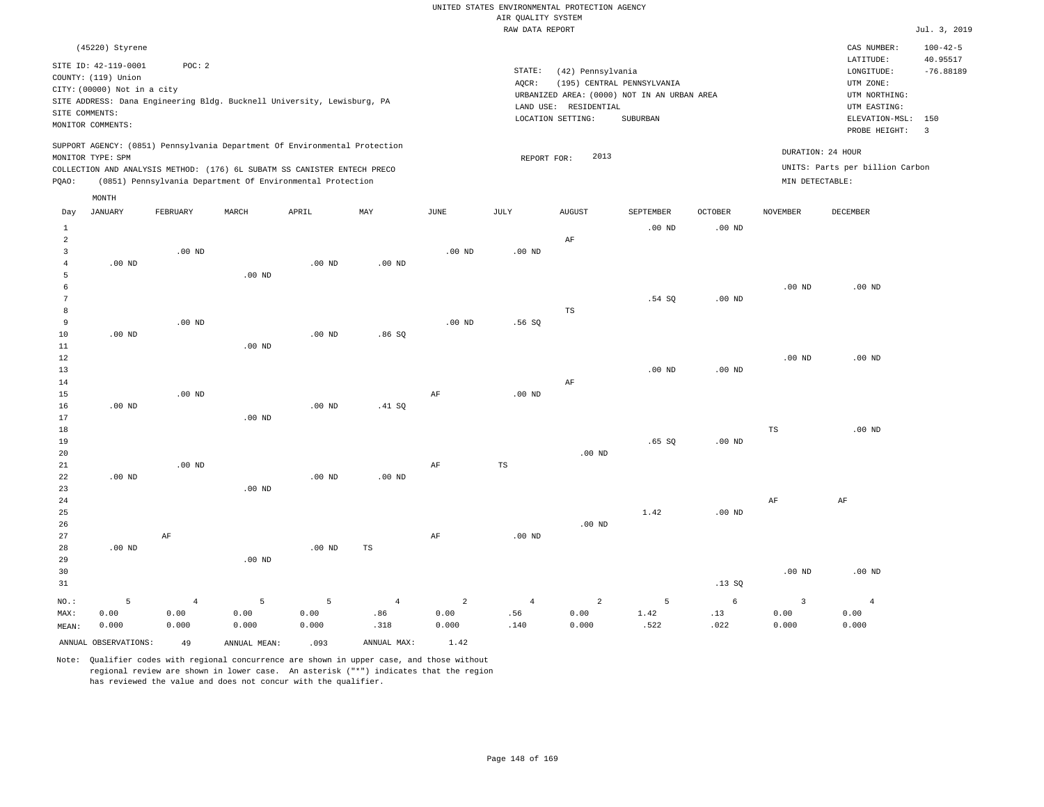UNITED STATES ENVIRONMENTAL PROTECTION AGENCY
AIR QUALITY SYSTEM
RAW DATA REPORT

Jul. 3, 2019

(45220) Styrene

SITE ID: 42-119-0001 POC: 2
COUNTY: (119) Union
CITY: (00000) Not in a city
SITE ADDRESS: Dana Engineering Bldg. Bucknell University, Lewisburg, PA
SITE COMMENTS:
MONITOR COMMENTS:

STATE: (42) Pennsylvania
AQCR: (195) CENTRAL PENNSYLVANIA
URBANIZED AREA: (0000) NOT IN AN URBAN AREA
LAND USE: RESIDENTIAL
LOCATION SETTING: SUBURBAN

CAS NUMBER: 100-42-5
LATITUDE: 40.95517
LONGITUDE: -76.88189
UTM ZONE:
UTM NORTHING:
UTM EASTING:
ELEVATION-MSL: 150
PROBE HEIGHT: 3

SUPPORT AGENCY: (0851) Pennsylvania Department Of Environmental Protection
MONITOR TYPE: SPM
COLLECTION AND ANALYSIS METHOD: (176) 6L SUBATM SS CANISTER ENTECH PRECO
PQAO: (0851) Pennsylvania Department Of Environmental Protection

REPORT FOR: 2013

DURATION: 24 HOUR
UNITS: Parts per billion Carbon
MIN DETECTABLE:

| Day | JANUARY | FEBRUARY | MARCH | APRIL | MAY | JUNE | JULY | AUGUST | SEPTEMBER | OCTOBER | NOVEMBER | DECEMBER |
|---|---|---|---|---|---|---|---|---|---|---|---|---|
| 1 | | | | | | | | | .00 ND | .00 ND | | |
| 2 | | | | | | | | AF | | | | |
| 3 | | .00 ND | | | | .00 ND | .00 ND | | | | | |
| 4 | .00 ND | | | .00 ND | .00 ND | | | | | | | |
| 5 | | | .00 ND | | | | | | | | | |
| 6 | | | | | | | | | | | .00 ND | .00 ND |
| 7 | | | | | | | | | .54 SQ | .00 ND | | |
| 8 | | | | | | | | TS | | | | |
| 9 | | .00 ND | | | | .00 ND | .56 SQ | | | | | |
| 10 | .00 ND | | | .00 ND | .86 SQ | | | | | | | |
| 11 | | | .00 ND | | | | | | | | | |
| 12 | | | | | | | | | | | .00 ND | .00 ND |
| 13 | | | | | | | | | .00 ND | .00 ND | | |
| 14 | | | | | | | | AF | | | | |
| 15 | | .00 ND | | | | AF | .00 ND | | | | | |
| 16 | .00 ND | | | .00 ND | .41 SQ | | | | | | | |
| 17 | | | .00 ND | | | | | | | | | |
| 18 | | | | | | | | | | | TS | .00 ND |
| 19 | | | | | | | | | .65 SQ | .00 ND | | |
| 20 | | | | | | | | .00 ND | | | | |
| 21 | | .00 ND | | | | AF | TS | | | | | |
| 22 | .00 ND | | | .00 ND | .00 ND | | | | | | | |
| 23 | | | .00 ND | | | | | | | | | |
| 24 | | | | | | | | | | | AF | AF |
| 25 | | | | | | | | | 1.42 | .00 ND | | |
| 26 | | | | | | | | .00 ND | | | | |
| 27 | | AF | | | | AF | .00 ND | | | | | |
| 28 | .00 ND | | | .00 ND | TS | | | | | | | |
| 29 | | | .00 ND | | | | | | | | | |
| 30 | | | | | | | | | | | .00 ND | .00 ND |
| 31 | | | | | | | | | | .13 SQ | | |
| NO.: | 5 | 4 | 5 | 5 | 4 | 2 | 4 | 2 | 5 | 6 | 3 | 4 |
| MAX: | 0.00 | 0.00 | 0.00 | 0.00 | .86 | 0.00 | .56 | 0.00 | 1.42 | .13 | 0.00 | 0.00 |
| MEAN: | 0.000 | 0.000 | 0.000 | 0.000 | .318 | 0.000 | .140 | 0.000 | .522 | .022 | 0.000 | 0.000 |

ANNUAL OBSERVATIONS: 49 ANNUAL MEAN: .093 ANNUAL MAX: 1.42

Note: Qualifier codes with regional concurrence are shown in upper case, and those without regional review are shown in lower case. An asterisk ("*") indicates that the region has reviewed the value and does not concur with the qualifier.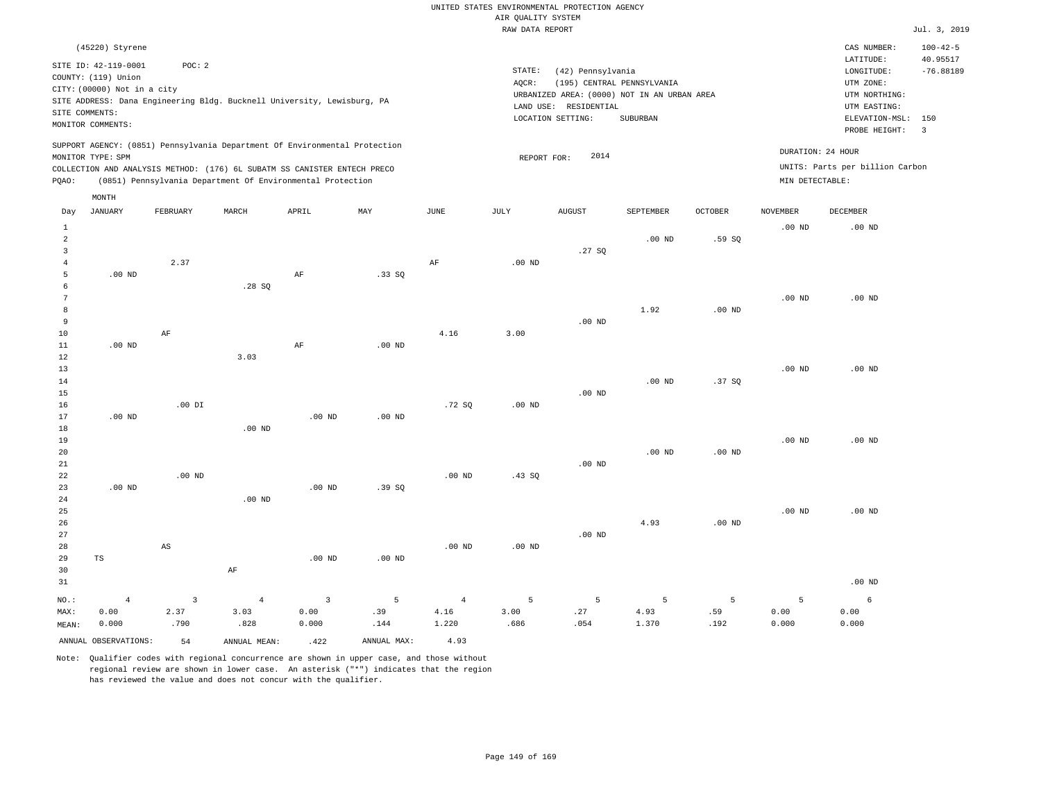UNITED STATES ENVIRONMENTAL PROTECTION AGENCY
AIR QUALITY SYSTEM
RAW DATA REPORT

Jul. 3, 2019

(45220) Styrene

SITE ID: 42-119-0001 POC: 2
COUNTY: (119) Union
CITY: (00000) Not in a city
SITE ADDRESS: Dana Engineering Bldg. Bucknell University, Lewisburg, PA
SITE COMMENTS:
MONITOR COMMENTS:

STATE: (42) Pennsylvania
AQCR: (195) CENTRAL PENNSYLVANIA
URBANIZED AREA: (0000) NOT IN AN URBAN AREA
LAND USE: RESIDENTIAL
LOCATION SETTING: SUBURBAN

CAS NUMBER: 100-42-5
LATITUDE: 40.95517
LONGITUDE: -76.88189
UTM ZONE:
UTM NORTHING:
UTM EASTING:
ELEVATION-MSL: 150
PROBE HEIGHT: 3

SUPPORT AGENCY: (0851) Pennsylvania Department Of Environmental Protection
MONITOR TYPE: SPM
COLLECTION AND ANALYSIS METHOD: (176) 6L SUBATM SS CANISTER ENTECH PRECO
PQAO: (0851) Pennsylvania Department Of Environmental Protection

REPORT FOR: 2014

DURATION: 24 HOUR
UNITS: Parts per billion Carbon
MIN DETECTABLE:

| Day | JANUARY | FEBRUARY | MARCH | APRIL | MAY | JUNE | JULY | AUGUST | SEPTEMBER | OCTOBER | NOVEMBER | DECEMBER |
|---|---|---|---|---|---|---|---|---|---|---|---|---|
| 1 | | | | | | | | | | | .00 ND | .00 ND |
| 2 | | | | | | | | | .00 ND | .59 SQ | | |
| 3 | | | | | | | | .27 SQ | | | | |
| 4 | | 2.37 | | | | AF | .00 ND | | | | | |
| 5 | .00 ND | | | AF | .33 SQ | | | | | | | |
| 6 | | | .28 SQ | | | | | | | | | |
| 7 | | | | | | | | | | | .00 ND | .00 ND |
| 8 | | | | | | | | | 1.92 | .00 ND | | |
| 9 | | | | | | | | .00 ND | | | | |
| 10 | | AF | | | | 4.16 | 3.00 | | | | | |
| 11 | .00 ND | | | AF | .00 ND | | | | | | | |
| 12 | | | 3.03 | | | | | | | | | |
| 13 | | | | | | | | | | | .00 ND | .00 ND |
| 14 | | | | | | | | | .00 ND | .37 SQ | | |
| 15 | | | | | | | | .00 ND | | | | |
| 16 | | .00 DI | | | | .72 SQ | .00 ND | | | | | |
| 17 | .00 ND | | | .00 ND | .00 ND | | | | | | | |
| 18 | | | .00 ND | | | | | | | | | |
| 19 | | | | | | | | | | | .00 ND | .00 ND |
| 20 | | | | | | | | | .00 ND | .00 ND | | |
| 21 | | | | | | | | .00 ND | | | | |
| 22 | | .00 ND | | | | .00 ND | .43 SQ | | | | | |
| 23 | .00 ND | | | .00 ND | .39 SQ | | | | | | | |
| 24 | | | .00 ND | | | | | | | | | |
| 25 | | | | | | | | | | | .00 ND | .00 ND |
| 26 | | | | | | | | | 4.93 | .00 ND | | |
| 27 | | | | | | | | .00 ND | | | | |
| 28 | | AS | | | | .00 ND | .00 ND | | | | | |
| 29 | TS | | | .00 ND | .00 ND | | | | | | | |
| 30 | | | AF | | | | | | | | | |
| 31 | | | | | | | | | | | | .00 ND |
| NO.: | 4 | 3 | 4 | 3 | 5 | 4 | 5 | 5 | 5 | 5 | 5 | 6 |
| MAX: | 0.00 | 2.37 | 3.03 | 0.00 | .39 | 4.16 | 3.00 | .27 | 4.93 | .59 | 0.00 | 0.00 |
| MEAN: | 0.000 | .790 | .828 | 0.000 | .144 | 1.220 | .686 | .054 | 1.370 | .192 | 0.000 | 0.000 |

ANNUAL OBSERVATIONS: 54 ANNUAL MEAN: .422 ANNUAL MAX: 4.93

Note: Qualifier codes with regional concurrence are shown in upper case, and those without regional review are shown in lower case. An asterisk ("*") indicates that the region has reviewed the value and does not concur with the qualifier.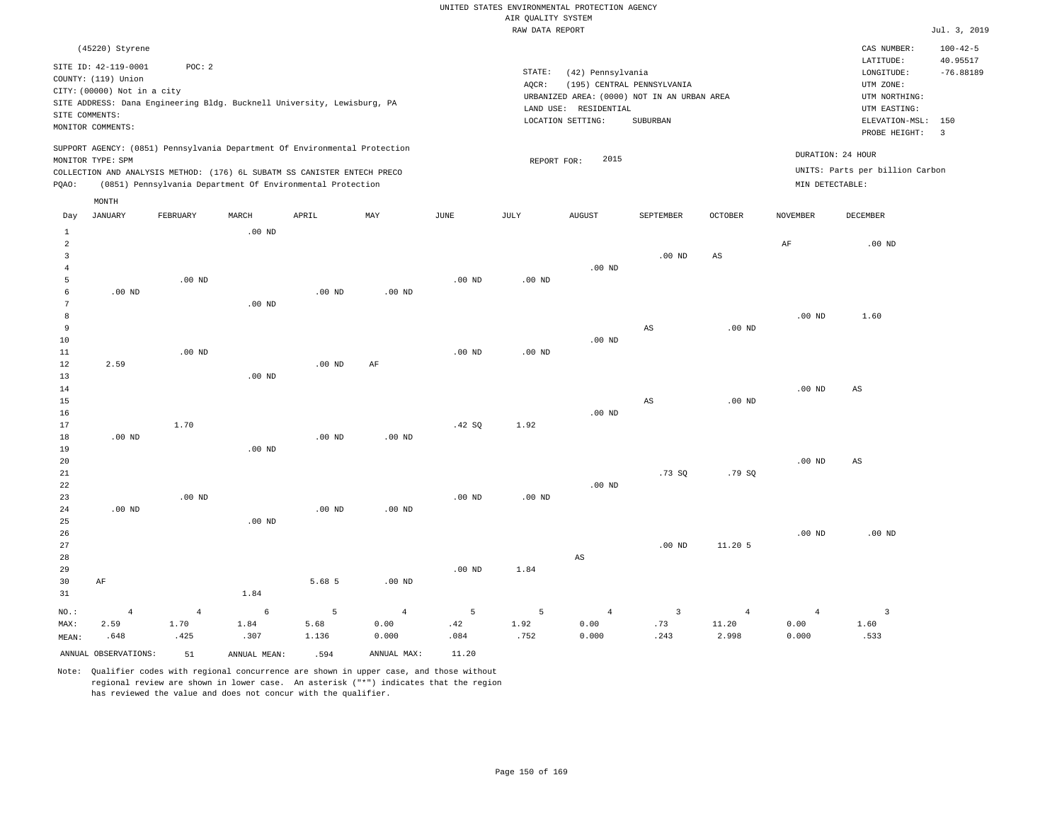UNITED STATES ENVIRONMENTAL PROTECTION AGENCY
AIR QUALITY SYSTEM
RAW DATA REPORT

Jul. 3, 2019

(45220) Styrene

SITE ID: 42-119-0001 POC: 2
COUNTY: (119) Union
CITY: (00000) Not in a city
SITE ADDRESS: Dana Engineering Bldg. Bucknell University, Lewisburg, PA
SITE COMMENTS:
MONITOR COMMENTS:

STATE: (42) Pennsylvania
AQCR: (195) CENTRAL PENNSYLVANIA
URBANIZED AREA: (0000) NOT IN AN URBAN AREA
LAND USE: RESIDENTIAL
LOCATION SETTING: SUBURBAN

CAS NUMBER: 100-42-5
LATITUDE: 40.95517
LONGITUDE: -76.88189
UTM ZONE:
UTM NORTHING:
UTM EASTING:
ELEVATION-MSL: 150
PROBE HEIGHT: 3

SUPPORT AGENCY: (0851) Pennsylvania Department Of Environmental Protection
MONITOR TYPE: SPM
COLLECTION AND ANALYSIS METHOD: (176) 6L SUBATM SS CANISTER ENTECH PRECO
PQAO: (0851) Pennsylvania Department Of Environmental Protection

REPORT FOR: 2015

DURATION: 24 HOUR
UNITS: Parts per billion Carbon
MIN DETECTABLE:

| Day | JANUARY | FEBRUARY | MARCH | APRIL | MAY | JUNE | JULY | AUGUST | SEPTEMBER | OCTOBER | NOVEMBER | DECEMBER |
|---|---|---|---|---|---|---|---|---|---|---|---|---|
| 1 | | | .00 ND | | | | | | | | | |
| 2 | | | | | | | | | | | AF | .00 ND |
| 3 | | | | | | | | | .00 ND | AS | | |
| 4 | | | | | | | | .00 ND | | | | |
| 5 | | .00 ND | | | | .00 ND | .00 ND | | | | | |
| 6 | .00 ND | | | .00 ND | .00 ND | | | | | | | |
| 7 | | | .00 ND | | | | | | | | | |
| 8 | | | | | | | | | | | .00 ND | 1.60 |
| 9 | | | | | | | | | AS | .00 ND | | |
| 10 | | | | | | | | .00 ND | | | | |
| 11 | | .00 ND | | | | .00 ND | .00 ND | | | | | |
| 12 | 2.59 | | | .00 ND | AF | | | | | | | |
| 13 | | | .00 ND | | | | | | | | | |
| 14 | | | | | | | | | | | .00 ND | AS |
| 15 | | | | | | | | | AS | .00 ND | | |
| 16 | | | | | | | | .00 ND | | | | |
| 17 | | 1.70 | | | | .42 SQ | 1.92 | | | | | |
| 18 | .00 ND | | | .00 ND | .00 ND | | | | | | | |
| 19 | | | .00 ND | | | | | | | | | |
| 20 | | | | | | | | | | | .00 ND | AS |
| 21 | | | | | | | | | .73 SQ | .79 SQ | | |
| 22 | | | | | | | | .00 ND | | | | |
| 23 | | .00 ND | | | | .00 ND | .00 ND | | | | | |
| 24 | .00 ND | | | .00 ND | .00 ND | | | | | | | |
| 25 | | | .00 ND | | | | | | | | | |
| 26 | | | | | | | | | | | .00 ND | .00 ND |
| 27 | | | | | | | | | .00 ND | 11.20 5 | | |
| 28 | | | | | | | | AS | | | | |
| 29 | | | | | | .00 ND | 1.84 | | | | | |
| 30 | AF | | | 5.68 5 | .00 ND | | | | | | | |
| 31 | | | 1.84 | | | | | | | | | |
| NO.: | 4 | 4 | 6 | 5 | 4 | 5 | 5 | 4 | 3 | 4 | 4 | 3 |
| MAX: | 2.59 | 1.70 | 1.84 | 5.68 | 0.00 | .42 | 1.92 | 0.00 | .73 | 11.20 | 0.00 | 1.60 |
| MEAN: | .648 | .425 | .307 | 1.136 | 0.000 | .084 | .752 | 0.000 | .243 | 2.998 | 0.000 | .533 |

ANNUAL OBSERVATIONS: 51 ANNUAL MEAN: .594 ANNUAL MAX: 11.20

Note: Qualifier codes with regional concurrence are shown in upper case, and those without regional review are shown in lower case. An asterisk ("*") indicates that the region has reviewed the value and does not concur with the qualifier.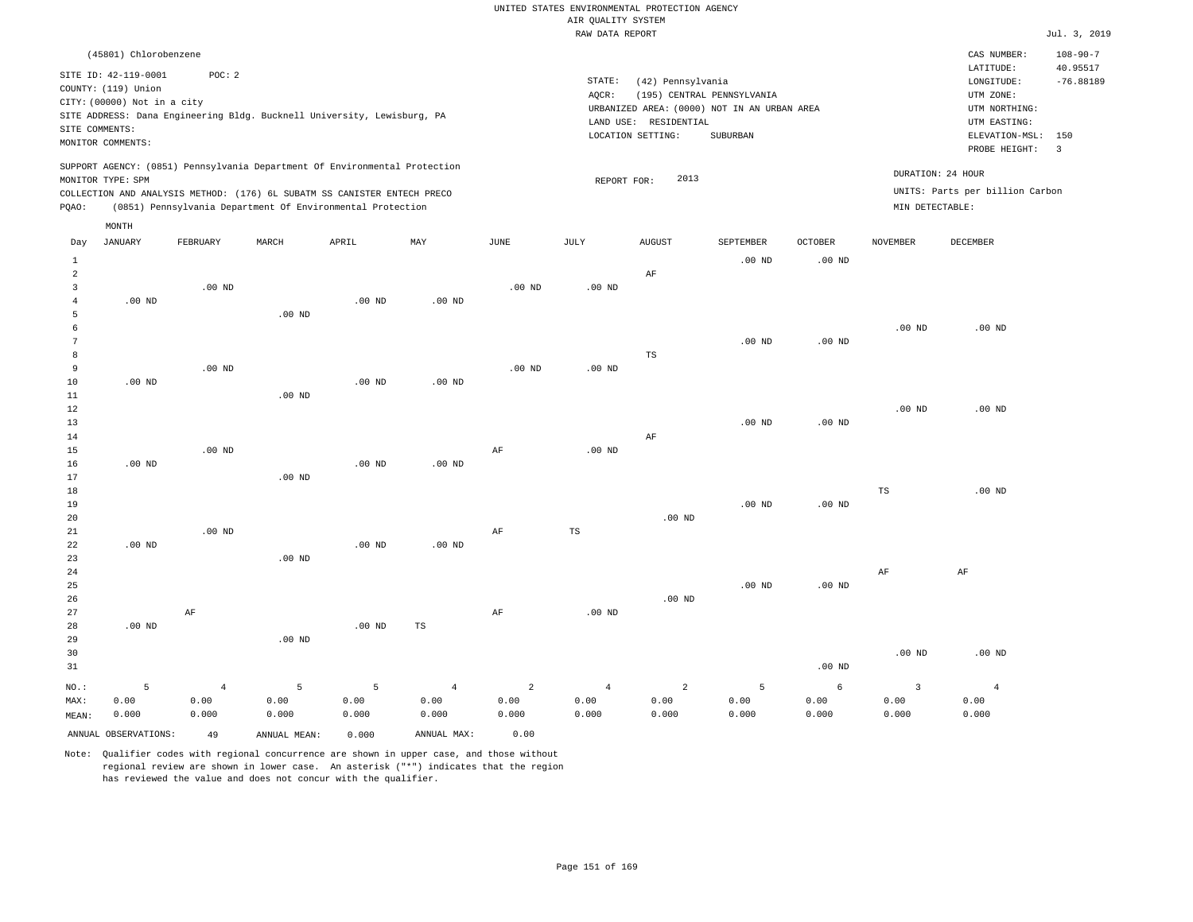UNITED STATES ENVIRONMENTAL PROTECTION AGENCY
AIR QUALITY SYSTEM
RAW DATA REPORT

Jul. 3, 2019

(45801) Chlorobenzene

SITE ID: 42-119-0001 POC: 2
COUNTY: (119) Union
CITY: (00000) Not in a city
SITE ADDRESS: Dana Engineering Bldg. Bucknell University, Lewisburg, PA
SITE COMMENTS:
MONITOR COMMENTS:

STATE: (42) Pennsylvania
AQCR: (195) CENTRAL PENNSYLVANIA
URBANIZED AREA: (0000) NOT IN AN URBAN AREA
LAND USE: RESIDENTIAL
LOCATION SETTING: SUBURBAN

CAS NUMBER: 108-90-7
LATITUDE: 40.95517
LONGITUDE: -76.88189
UTM ZONE:
UTM NORTHING:
UTM EASTING:
ELEVATION-MSL: 150
PROBE HEIGHT: 3

SUPPORT AGENCY: (0851) Pennsylvania Department Of Environmental Protection
MONITOR TYPE: SPM
COLLECTION AND ANALYSIS METHOD: (176) 6L SUBATM SS CANISTER ENTECH PRECO
PQAO: (0851) Pennsylvania Department Of Environmental Protection

REPORT FOR: 2013

DURATION: 24 HOUR
UNITS: Parts per billion Carbon
MIN DETECTABLE:

| Day | JANUARY | FEBRUARY | MARCH | APRIL | MAY | JUNE | JULY | AUGUST | SEPTEMBER | OCTOBER | NOVEMBER | DECEMBER |
|---|---|---|---|---|---|---|---|---|---|---|---|---|
| 1 | | | | | | | | | .00 ND | .00 ND | | |
| 2 | | | | | | | | AF | | | | |
| 3 | | .00 ND | | | | .00 ND | .00 ND | | | | | |
| 4 | .00 ND | | | .00 ND | .00 ND | | | | | | | |
| 5 | | | .00 ND | | | | | | | | | |
| 6 | | | | | | | | | | | .00 ND | .00 ND |
| 7 | | | | | | | | | .00 ND | .00 ND | | |
| 8 | | | | | | | | TS | | | | |
| 9 | | .00 ND | | | | .00 ND | .00 ND | | | | | |
| 10 | .00 ND | | | .00 ND | .00 ND | | | | | | | |
| 11 | | | .00 ND | | | | | | | | | |
| 12 | | | | | | | | | | | .00 ND | .00 ND |
| 13 | | | | | | | | | .00 ND | .00 ND | | |
| 14 | | | | | | | | AF | | | | |
| 15 | | .00 ND | | | | AF | .00 ND | | | | | |
| 16 | .00 ND | | | .00 ND | .00 ND | | | | | | | |
| 17 | | | .00 ND | | | | | | | | | |
| 18 | | | | | | | | | | | TS | .00 ND |
| 19 | | | | | | | | | .00 ND | .00 ND | | |
| 20 | | | | | | | | .00 ND | | | | |
| 21 | | .00 ND | | | | AF | TS | | | | | |
| 22 | .00 ND | | | .00 ND | .00 ND | | | | | | | |
| 23 | | | .00 ND | | | | | | | | | |
| 24 | | | | | | | | | | | AF | AF |
| 25 | | | | | | | | | .00 ND | .00 ND | | |
| 26 | | | | | | | | .00 ND | | | | |
| 27 | | AF | | | | AF | .00 ND | | | | | |
| 28 | .00 ND | | | .00 ND | TS | | | | | | | |
| 29 | | | .00 ND | | | | | | | | | |
| 30 | | | | | | | | | | | .00 ND | .00 ND |
| 31 | | | | | | | | | | .00 ND | | |
| NO.: | 5 | 4 | 5 | 5 | 4 | 2 | 4 | 2 | 5 | 6 | 3 | 4 |
| MAX: | 0.00 | 0.00 | 0.00 | 0.00 | 0.00 | 0.00 | 0.00 | 0.00 | 0.00 | 0.00 | 0.00 | 0.00 |
| MEAN: | 0.000 | 0.000 | 0.000 | 0.000 | 0.000 | 0.000 | 0.000 | 0.000 | 0.000 | 0.000 | 0.000 | 0.000 |

ANNUAL OBSERVATIONS: 49 ANNUAL MEAN: 0.000 ANNUAL MAX: 0.00

Note: Qualifier codes with regional concurrence are shown in upper case, and those without regional review are shown in lower case. An asterisk ("*") indicates that the region has reviewed the value and does not concur with the qualifier.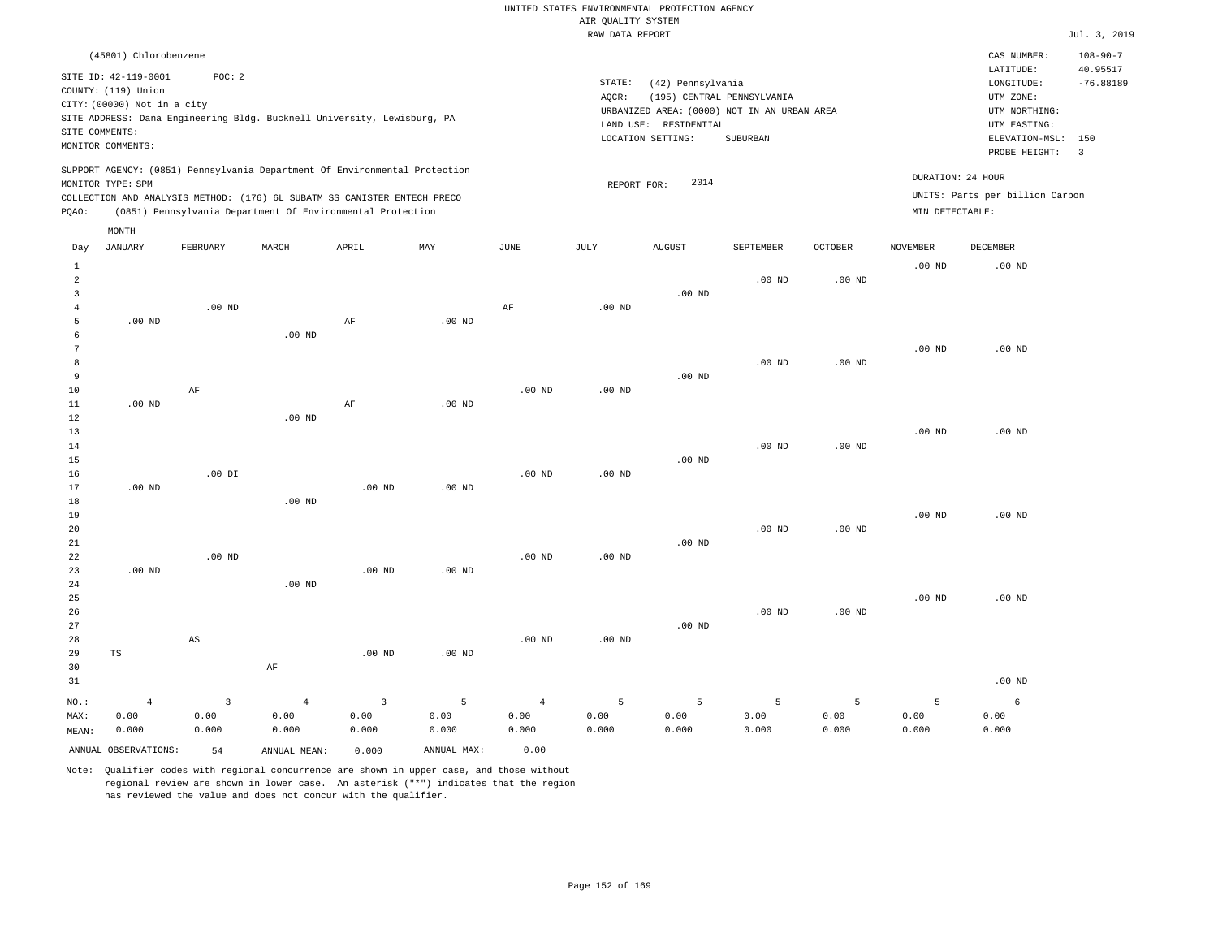UNITED STATES ENVIRONMENTAL PROTECTION AGENCY
AIR QUALITY SYSTEM
RAW DATA REPORT

Jul. 3, 2019

(45801) Chlorobenzene

SITE ID: 42-119-0001 POC: 2
COUNTY: (119) Union
CITY: (00000) Not in a city
SITE ADDRESS: Dana Engineering Bldg. Bucknell University, Lewisburg, PA
SITE COMMENTS:
MONITOR COMMENTS:

STATE: (42) Pennsylvania
AQCR: (195) CENTRAL PENNSYLVANIA
URBANIZED AREA: (0000) NOT IN AN URBAN AREA
LAND USE: RESIDENTIAL
LOCATION SETTING: SUBURBAN

CAS NUMBER: 108-90-7
LATITUDE: 40.95517
LONGITUDE: -76.88189
UTM ZONE:
UTM NORTHING:
UTM EASTING:
ELEVATION-MSL: 150
PROBE HEIGHT: 3

SUPPORT AGENCY: (0851) Pennsylvania Department Of Environmental Protection
MONITOR TYPE: SPM
COLLECTION AND ANALYSIS METHOD: (176) 6L SUBATM SS CANISTER ENTECH PRECO
PQAO: (0851) Pennsylvania Department Of Environmental Protection

REPORT FOR: 2014

DURATION: 24 HOUR
UNITS: Parts per billion Carbon
MIN DETECTABLE:

| Day | JANUARY | FEBRUARY | MARCH | APRIL | MAY | JUNE | JULY | AUGUST | SEPTEMBER | OCTOBER | NOVEMBER | DECEMBER |
|---|---|---|---|---|---|---|---|---|---|---|---|---|
| 1 | | | | | | | | | | | .00 ND | .00 ND |
| 2 | | | | | | | | | .00 ND | .00 ND | | |
| 3 | | | | | | | | .00 ND | | | | |
| 4 | | .00 ND | | | | AF | .00 ND | | | | | |
| 5 | .00 ND | | | AF | .00 ND | | | | | | | |
| 6 | | | .00 ND | | | | | | | | | |
| 7 | | | | | | | | | | | .00 ND | .00 ND |
| 8 | | | | | | | | | .00 ND | .00 ND | | |
| 9 | | | | | | | | .00 ND | | | | |
| 10 | | AF | | | | .00 ND | .00 ND | | | | | |
| 11 | .00 ND | | | AF | .00 ND | | | | | | | |
| 12 | | | .00 ND | | | | | | | | | |
| 13 | | | | | | | | | | | .00 ND | .00 ND |
| 14 | | | | | | | | | .00 ND | .00 ND | | |
| 15 | | | | | | | | .00 ND | | | | |
| 16 | | .00 DI | | | | .00 ND | .00 ND | | | | | |
| 17 | .00 ND | | | .00 ND | .00 ND | | | | | | | |
| 18 | | | .00 ND | | | | | | | | | |
| 19 | | | | | | | | | | | .00 ND | .00 ND |
| 20 | | | | | | | | | .00 ND | .00 ND | | |
| 21 | | | | | | | | .00 ND | | | | |
| 22 | | .00 ND | | | | .00 ND | .00 ND | | | | | |
| 23 | .00 ND | | | .00 ND | .00 ND | | | | | | | |
| 24 | | | .00 ND | | | | | | | | | |
| 25 | | | | | | | | | | | .00 ND | .00 ND |
| 26 | | | | | | | | | .00 ND | .00 ND | | |
| 27 | | | | | | | | .00 ND | | | | |
| 28 | | AS | | | | .00 ND | .00 ND | | | | | |
| 29 | TS | | | .00 ND | .00 ND | | | | | | | |
| 30 | | | AF | | | | | | | | | |
| 31 | | | | | | | | | | | | .00 ND |
| NO.: | 4 | 3 | 4 | 3 | 5 | 4 | 5 | 5 | 5 | 5 | 5 | 6 |
| MAX: | 0.00 | 0.00 | 0.00 | 0.00 | 0.00 | 0.00 | 0.00 | 0.00 | 0.00 | 0.00 | 0.00 | 0.00 |
| MEAN: | 0.000 | 0.000 | 0.000 | 0.000 | 0.000 | 0.000 | 0.000 | 0.000 | 0.000 | 0.000 | 0.000 | 0.000 |

ANNUAL OBSERVATIONS: 54 ANNUAL MEAN: 0.000 ANNUAL MAX: 0.00

Note: Qualifier codes with regional concurrence are shown in upper case, and those without regional review are shown in lower case. An asterisk ("*") indicates that the region has reviewed the value and does not concur with the qualifier.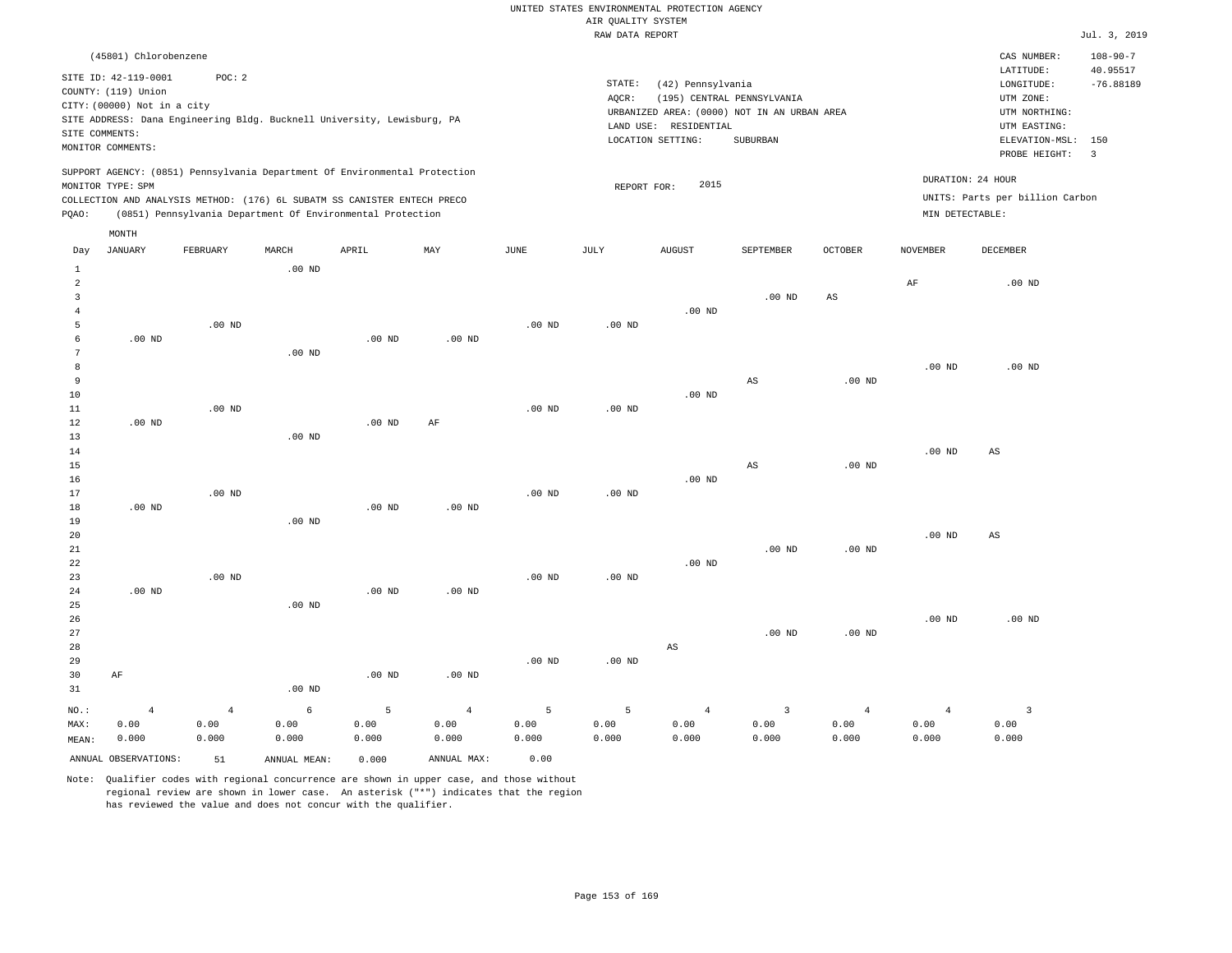UNITED STATES ENVIRONMENTAL PROTECTION AGENCY
AIR QUALITY SYSTEM
RAW DATA REPORT

Jul. 3, 2019

(45801) Chlorobenzene

SITE ID: 42-119-0001 POC: 2
COUNTY: (119) Union
CITY: (00000) Not in a city
SITE ADDRESS: Dana Engineering Bldg. Bucknell University, Lewisburg, PA
SITE COMMENTS:
MONITOR COMMENTS:

STATE: (42) Pennsylvania
AQCR: (195) CENTRAL PENNSYLVANIA
URBANIZED AREA: (0000) NOT IN AN URBAN AREA
LAND USE: RESIDENTIAL
LOCATION SETTING: SUBURBAN

CAS NUMBER: 108-90-7
LATITUDE: 40.95517
LONGITUDE: -76.88189
UTM ZONE:
UTM NORTHING:
UTM EASTING:
ELEVATION-MSL: 150
PROBE HEIGHT: 3

SUPPORT AGENCY: (0851) Pennsylvania Department Of Environmental Protection
MONITOR TYPE: SPM
COLLECTION AND ANALYSIS METHOD: (176) 6L SUBATM SS CANISTER ENTECH PRECO
PQAO: (0851) Pennsylvania Department Of Environmental Protection

REPORT FOR: 2015

DURATION: 24 HOUR
UNITS: Parts per billion Carbon
MIN DETECTABLE:

| Day | JANUARY | FEBRUARY | MARCH | APRIL | MAY | JUNE | JULY | AUGUST | SEPTEMBER | OCTOBER | NOVEMBER | DECEMBER |
|---|---|---|---|---|---|---|---|---|---|---|---|---|
| 1 | | | .00 ND | | | | | | | | | |
| 2 | | | | | | | | | | | AF | .00 ND |
| 3 | | | | | | | | | .00 ND | AS | | |
| 4 | | | | | | | | .00 ND | | | | |
| 5 | | .00 ND | | | | .00 ND | .00 ND | | | | | |
| 6 | .00 ND | | | .00 ND | .00 ND | | | | | | | |
| 7 | | | .00 ND | | | | | | | | | |
| 8 | | | | | | | | | | | .00 ND | .00 ND |
| 9 | | | | | | | | | AS | .00 ND | | |
| 10 | | | | | | | | .00 ND | | | | |
| 11 | | .00 ND | | | | .00 ND | .00 ND | | | | | |
| 12 | .00 ND | | | .00 ND | AF | | | | | | | |
| 13 | | | .00 ND | | | | | | | | | |
| 14 | | | | | | | | | | | .00 ND | AS |
| 15 | | | | | | | | | AS | .00 ND | | |
| 16 | | | | | | | | .00 ND | | | | |
| 17 | | .00 ND | | | | .00 ND | .00 ND | | | | | |
| 18 | .00 ND | | | .00 ND | .00 ND | | | | | | | |
| 19 | | | .00 ND | | | | | | | | | |
| 20 | | | | | | | | | | | .00 ND | AS |
| 21 | | | | | | | | | .00 ND | .00 ND | | |
| 22 | | | | | | | | .00 ND | | | | |
| 23 | | .00 ND | | | | .00 ND | .00 ND | | | | | |
| 24 | .00 ND | | | .00 ND | .00 ND | | | | | | | |
| 25 | | | .00 ND | | | | | | | | | |
| 26 | | | | | | | | | | | .00 ND | .00 ND |
| 27 | | | | | | | | | .00 ND | .00 ND | | |
| 28 | | | | | | | | AS | | | | |
| 29 | | | | | | .00 ND | .00 ND | | | | | |
| 30 | AF | | | .00 ND | .00 ND | | | | | | | |
| 31 | | | .00 ND | | | | | | | | | |
| NO.: | 4 | 4 | 6 | 5 | 4 | 5 | 5 | 4 | 3 | 4 | 4 | 3 |
| MAX: | 0.00 | 0.00 | 0.00 | 0.00 | 0.00 | 0.00 | 0.00 | 0.00 | 0.00 | 0.00 | 0.00 | 0.00 |
| MEAN: | 0.000 | 0.000 | 0.000 | 0.000 | 0.000 | 0.000 | 0.000 | 0.000 | 0.000 | 0.000 | 0.000 | 0.000 |

ANNUAL OBSERVATIONS: 51 ANNUAL MEAN: 0.000 ANNUAL MAX: 0.00

Note: Qualifier codes with regional concurrence are shown in upper case, and those without regional review are shown in lower case. An asterisk ("*") indicates that the region has reviewed the value and does not concur with the qualifier.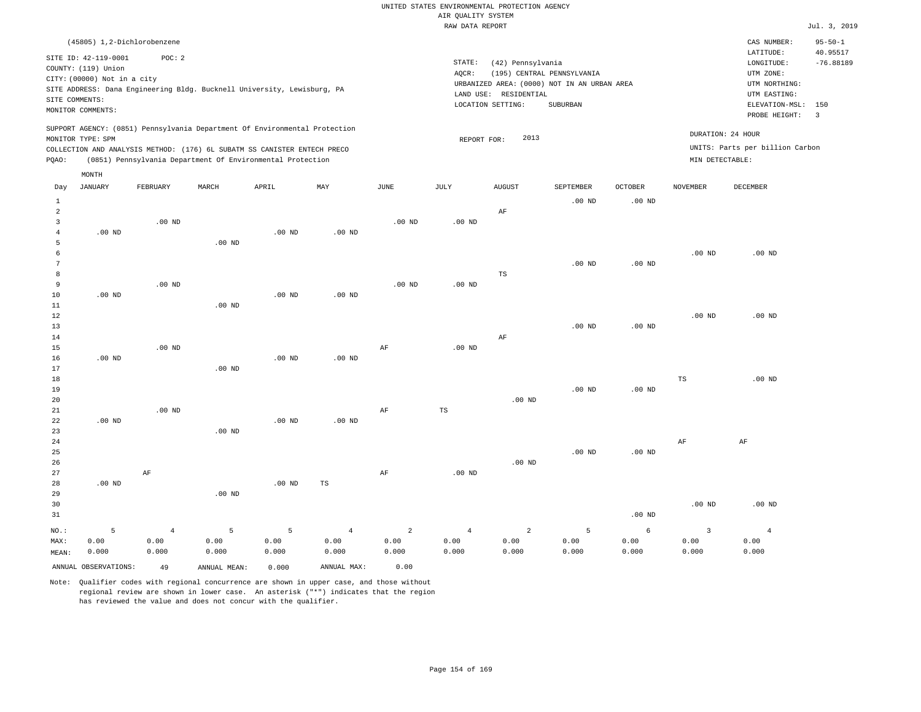UNITED STATES ENVIRONMENTAL PROTECTION AGENCY
AIR QUALITY SYSTEM
RAW DATA REPORT

Jul. 3, 2019

(45805) 1,2-Dichlorobenzene

SITE ID: 42-119-0001    POC: 2
COUNTY: (119) Union
CITY: (00000) Not in a city
SITE ADDRESS: Dana Engineering Bldg. Bucknell University, Lewisburg, PA
SITE COMMENTS:
MONITOR COMMENTS:

STATE: (42) Pennsylvania
AQCR: (195) CENTRAL PENNSYLVANIA
URBANIZED AREA: (0000) NOT IN AN URBAN AREA
LAND USE: RESIDENTIAL
LOCATION SETTING: SUBURBAN

CAS NUMBER: 95-50-1
LATITUDE: 40.95517
LONGITUDE: -76.88189
UTM ZONE:
UTM NORTHING:
UTM EASTING:
ELEVATION-MSL: 150
PROBE HEIGHT: 3

SUPPORT AGENCY: (0851) Pennsylvania Department Of Environmental Protection
MONITOR TYPE: SPM
COLLECTION AND ANALYSIS METHOD: (176) 6L SUBATM SS CANISTER ENTECH PRECO
PQAO: (0851) Pennsylvania Department Of Environmental Protection

REPORT FOR: 2013

DURATION: 24 HOUR
UNITS: Parts per billion Carbon
MIN DETECTABLE:

| Day | JANUARY | FEBRUARY | MARCH | APRIL | MAY | JUNE | JULY | AUGUST | SEPTEMBER | OCTOBER | NOVEMBER | DECEMBER |
|---|---|---|---|---|---|---|---|---|---|---|---|---|
| 1 | | | | | | | | | .00 ND | .00 ND | | |
| 2 | | | | | | | | AF | | | | |
| 3 | | .00 ND | | | | .00 ND | .00 ND | | | | | |
| 4 | .00 ND | | | .00 ND | .00 ND | | | | | | | |
| 5 | | | .00 ND | | | | | | | | | |
| 6 | | | | | | | | | | | .00 ND | .00 ND |
| 7 | | | | | | | | | .00 ND | .00 ND | | |
| 8 | | | | | | | | TS | | | | |
| 9 | | .00 ND | | | | .00 ND | .00 ND | | | | | |
| 10 | .00 ND | | | .00 ND | .00 ND | | | | | | | |
| 11 | | | .00 ND | | | | | | | | | |
| 12 | | | | | | | | | | | .00 ND | .00 ND |
| 13 | | | | | | | | | .00 ND | .00 ND | | |
| 14 | | | | | | | | AF | | | | |
| 15 | | .00 ND | | | | AF | .00 ND | | | | | |
| 16 | .00 ND | | | .00 ND | .00 ND | | | | | | | |
| 17 | | | .00 ND | | | | | | | | | |
| 18 | | | | | | | | | | | TS | .00 ND |
| 19 | | | | | | | | | .00 ND | .00 ND | | |
| 20 | | | | | | | | .00 ND | | | | |
| 21 | | .00 ND | | | | AF | TS | | | | | |
| 22 | .00 ND | | | .00 ND | .00 ND | | | | | | | |
| 23 | | | .00 ND | | | | | | | | | |
| 24 | | | | | | | | | | | AF | AF |
| 25 | | | | | | | | | .00 ND | .00 ND | | |
| 26 | | | | | | | | .00 ND | | | | |
| 27 | | AF | | | | AF | .00 ND | | | | | |
| 28 | .00 ND | | | .00 ND | TS | | | | | | | |
| 29 | | | .00 ND | | | | | | | | | |
| 30 | | | | | | | | | | | .00 ND | .00 ND |
| 31 | | | | | | | | | | .00 ND | | |
| NO.: | 5 | 4 | 5 | 5 | 4 | 2 | 4 | 2 | 5 | 6 | 3 | 4 |
| MAX: | 0.00 | 0.00 | 0.00 | 0.00 | 0.00 | 0.00 | 0.00 | 0.00 | 0.00 | 0.00 | 0.00 | 0.00 |
| MEAN: | 0.000 | 0.000 | 0.000 | 0.000 | 0.000 | 0.000 | 0.000 | 0.000 | 0.000 | 0.000 | 0.000 | 0.000 |

ANNUAL OBSERVATIONS: 49    ANNUAL MEAN: 0.000    ANNUAL MAX: 0.00

Note: Qualifier codes with regional concurrence are shown in upper case, and those without regional review are shown in lower case. An asterisk ("*") indicates that the region has reviewed the value and does not concur with the qualifier.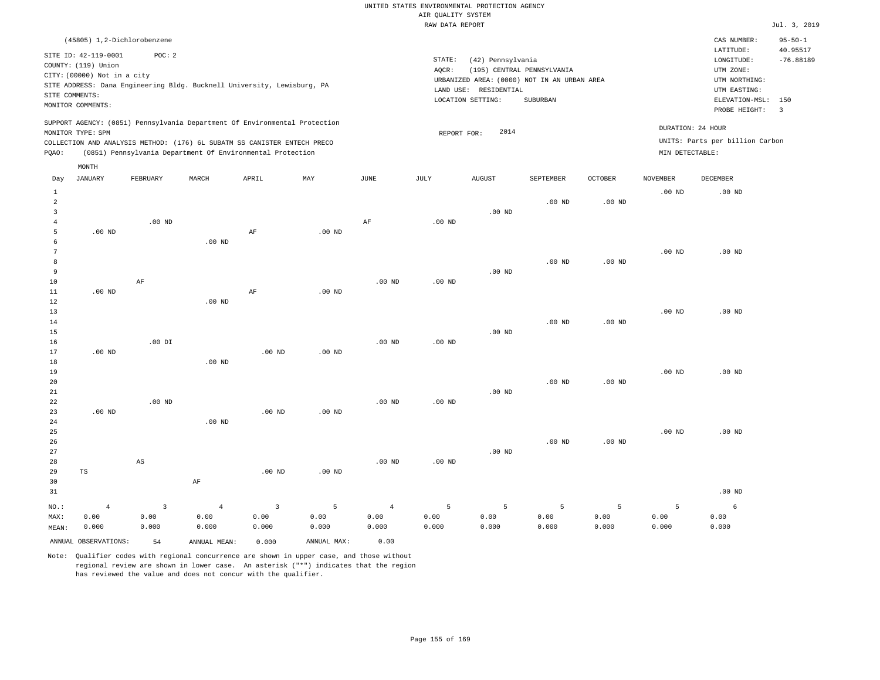UNITED STATES ENVIRONMENTAL PROTECTION AGENCY
AIR QUALITY SYSTEM
RAW DATA REPORT

Jul. 3, 2019

(45805) 1,2-Dichlorobenzene

SITE ID: 42-119-0001    POC: 2
COUNTY: (119) Union
CITY: (00000) Not in a city
SITE ADDRESS: Dana Engineering Bldg. Bucknell University, Lewisburg, PA
SITE COMMENTS:
MONITOR COMMENTS:

STATE: (42) Pennsylvania
AQCR: (195) CENTRAL PENNSYLVANIA
URBANIZED AREA: (0000) NOT IN AN URBAN AREA
LAND USE: RESIDENTIAL
LOCATION SETTING: SUBURBAN

CAS NUMBER: 95-50-1
LATITUDE: 40.95517
LONGITUDE: -76.88189
UTM ZONE:
UTM NORTHING:
UTM EASTING:
ELEVATION-MSL: 150
PROBE HEIGHT: 3

SUPPORT AGENCY: (0851) Pennsylvania Department Of Environmental Protection
MONITOR TYPE: SPM
COLLECTION AND ANALYSIS METHOD: (176) 6L SUBATM SS CANISTER ENTECH PRECO
PQAO: (0851) Pennsylvania Department Of Environmental Protection

REPORT FOR: 2014

DURATION: 24 HOUR
UNITS: Parts per billion Carbon
MIN DETECTABLE:

| Day | JANUARY | FEBRUARY | MARCH | APRIL | MAY | JUNE | JULY | AUGUST | SEPTEMBER | OCTOBER | NOVEMBER | DECEMBER |
|---|---|---|---|---|---|---|---|---|---|---|---|---|
| 1 | | | | | | | | | | | .00 ND | .00 ND |
| 2 | | | | | | | | | .00 ND | .00 ND | | |
| 3 | | | | | | | | .00 ND | | | | |
| 4 | | .00 ND | | | | AF | .00 ND | | | | | |
| 5 | .00 ND | | | AF | .00 ND | | | | | | | |
| 6 | | | .00 ND | | | | | | | | | |
| 7 | | | | | | | | | | | .00 ND | .00 ND |
| 8 | | | | | | | | | .00 ND | .00 ND | | |
| 9 | | | | | | | | .00 ND | | | | |
| 10 | | AF | | | | .00 ND | .00 ND | | | | | |
| 11 | .00 ND | | | AF | .00 ND | | | | | | | |
| 12 | | | .00 ND | | | | | | | | | |
| 13 | | | | | | | | | | | .00 ND | .00 ND |
| 14 | | | | | | | | | .00 ND | .00 ND | | |
| 15 | | | | | | | | .00 ND | | | | |
| 16 | | .00 DI | | | | .00 ND | .00 ND | | | | | |
| 17 | .00 ND | | | .00 ND | .00 ND | | | | | | | |
| 18 | | | .00 ND | | | | | | | | | |
| 19 | | | | | | | | | | | .00 ND | .00 ND |
| 20 | | | | | | | | | .00 ND | .00 ND | | |
| 21 | | | | | | | | .00 ND | | | | |
| 22 | | .00 ND | | | | .00 ND | .00 ND | | | | | |
| 23 | .00 ND | | | .00 ND | .00 ND | | | | | | | |
| 24 | | | .00 ND | | | | | | | | | |
| 25 | | | | | | | | | | | .00 ND | .00 ND |
| 26 | | | | | | | | | .00 ND | .00 ND | | |
| 27 | | | | | | | | .00 ND | | | | |
| 28 | | AS | | | | .00 ND | .00 ND | | | | | |
| 29 | TS | | | .00 ND | .00 ND | | | | | | | |
| 30 | | | AF | | | | | | | | | |
| 31 | | | | | | | | | | | | .00 ND |
| NO.: | 4 | 3 | 4 | 3 | 5 | 4 | 5 | 5 | 5 | 5 | 5 | 6 |
| MAX: | 0.00 | 0.00 | 0.00 | 0.00 | 0.00 | 0.00 | 0.00 | 0.00 | 0.00 | 0.00 | 0.00 | 0.00 |
| MEAN: | 0.000 | 0.000 | 0.000 | 0.000 | 0.000 | 0.000 | 0.000 | 0.000 | 0.000 | 0.000 | 0.000 | 0.000 |

ANNUAL OBSERVATIONS: 54    ANNUAL MEAN: 0.000    ANNUAL MAX: 0.00

Note: Qualifier codes with regional concurrence are shown in upper case, and those without regional review are shown in lower case. An asterisk ("*") indicates that the region has reviewed the value and does not concur with the qualifier.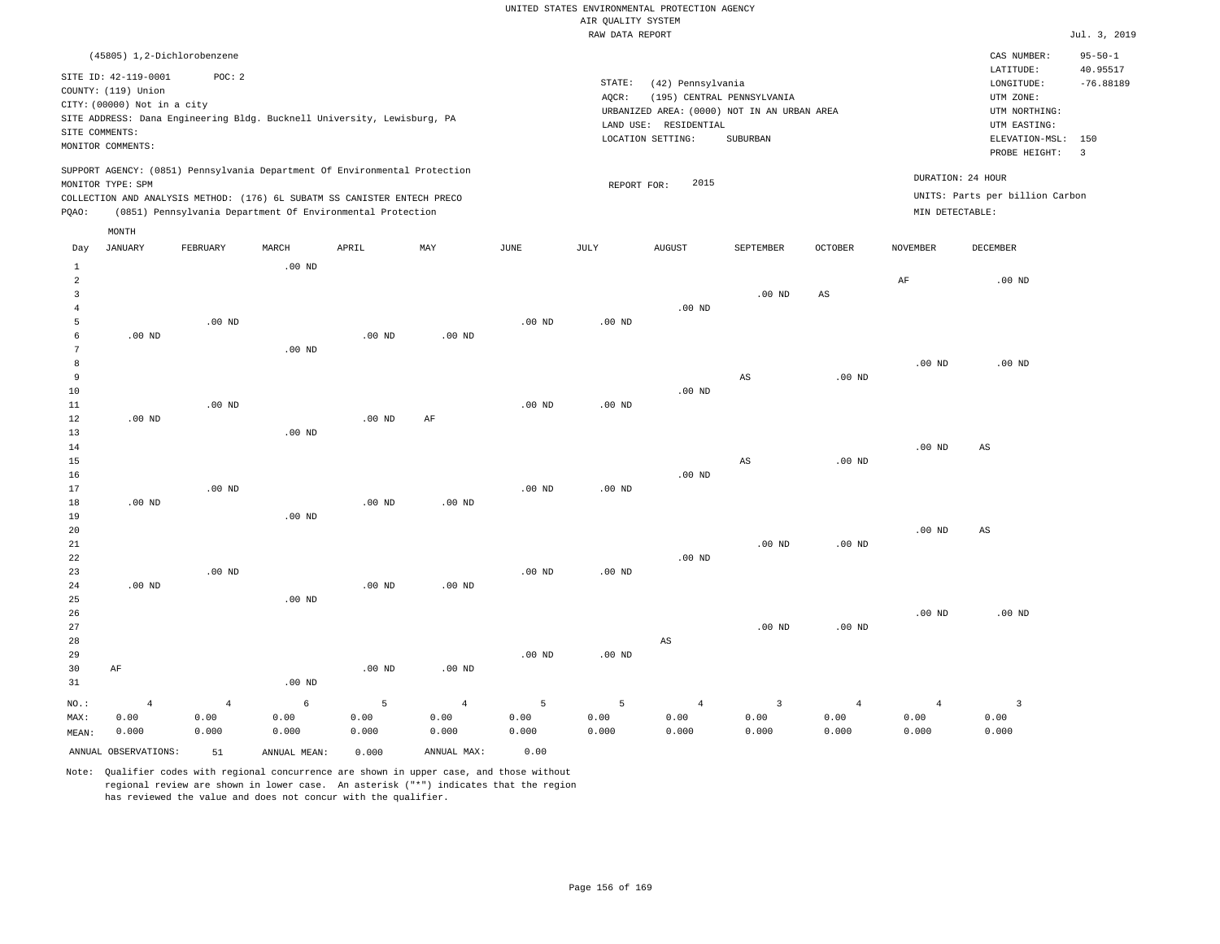UNITED STATES ENVIRONMENTAL PROTECTION AGENCY
AIR QUALITY SYSTEM
RAW DATA REPORT

Jul. 3, 2019

(45805) 1,2-Dichlorobenzene

SITE ID: 42-119-0001 POC: 2
COUNTY: (119) Union
CITY: (00000) Not in a city
SITE ADDRESS: Dana Engineering Bldg. Bucknell University, Lewisburg, PA
SITE COMMENTS:
MONITOR COMMENTS:

STATE: (42) Pennsylvania
AQCR: (195) CENTRAL PENNSYLVANIA
URBANIZED AREA: (0000) NOT IN AN URBAN AREA
LAND USE: RESIDENTIAL
LOCATION SETTING: SUBURBAN

CAS NUMBER: 95-50-1
LATITUDE: 40.95517
LONGITUDE: -76.88189
UTM ZONE:
UTM NORTHING:
UTM EASTING:
ELEVATION-MSL: 150
PROBE HEIGHT: 3

SUPPORT AGENCY: (0851) Pennsylvania Department Of Environmental Protection
MONITOR TYPE: SPM
COLLECTION AND ANALYSIS METHOD: (176) 6L SUBATM SS CANISTER ENTECH PRECO
PQAO: (0851) Pennsylvania Department Of Environmental Protection

REPORT FOR: 2015

DURATION: 24 HOUR
UNITS: Parts per billion Carbon
MIN DETECTABLE:

| Day | JANUARY | FEBRUARY | MARCH | APRIL | MAY | JUNE | JULY | AUGUST | SEPTEMBER | OCTOBER | NOVEMBER | DECEMBER |
|---|---|---|---|---|---|---|---|---|---|---|---|---|
| 1 | | | .00 ND | | | | | | | | | |
| 2 | | | | | | | | | | | AF | .00 ND |
| 3 | | | | | | | | | .00 ND | AS | | |
| 4 | | | | | | | | .00 ND | | | | |
| 5 | | .00 ND | | | | .00 ND | .00 ND | | | | | |
| 6 | .00 ND | | | .00 ND | .00 ND | | | | | | | |
| 7 | | | .00 ND | | | | | | | | | |
| 8 | | | | | | | | | | | .00 ND | .00 ND |
| 9 | | | | | | | | | AS | .00 ND | | |
| 10 | | | | | | | | .00 ND | | | | |
| 11 | | .00 ND | | | | .00 ND | .00 ND | | | | | |
| 12 | .00 ND | | | .00 ND | AF | | | | | | | |
| 13 | | | .00 ND | | | | | | | | | |
| 14 | | | | | | | | | | | .00 ND | AS |
| 15 | | | | | | | | | AS | .00 ND | | |
| 16 | | | | | | | | .00 ND | | | | |
| 17 | | .00 ND | | | | .00 ND | .00 ND | | | | | |
| 18 | .00 ND | | | .00 ND | .00 ND | | | | | | | |
| 19 | | | .00 ND | | | | | | | | | |
| 20 | | | | | | | | | | | .00 ND | AS |
| 21 | | | | | | | | | .00 ND | .00 ND | | |
| 22 | | | | | | | | .00 ND | | | | |
| 23 | | .00 ND | | | | .00 ND | .00 ND | | | | | |
| 24 | .00 ND | | | .00 ND | .00 ND | | | | | | | |
| 25 | | | .00 ND | | | | | | | | | |
| 26 | | | | | | | | | | | .00 ND | .00 ND |
| 27 | | | | | | | | | .00 ND | .00 ND | | |
| 28 | | | | | | | | AS | | | | |
| 29 | | | | | | .00 ND | .00 ND | | | | | |
| 30 | AF | | | .00 ND | .00 ND | | | | | | | |
| 31 | | | .00 ND | | | | | | | | | |
| NO.: | 4 | 4 | 6 | 5 | 4 | 5 | 5 | 4 | 3 | 4 | 4 | 3 |
| MAX: | 0.00 | 0.00 | 0.00 | 0.00 | 0.00 | 0.00 | 0.00 | 0.00 | 0.00 | 0.00 | 0.00 | 0.00 |
| MEAN: | 0.000 | 0.000 | 0.000 | 0.000 | 0.000 | 0.000 | 0.000 | 0.000 | 0.000 | 0.000 | 0.000 | 0.000 |

ANNUAL OBSERVATIONS: 51 ANNUAL MEAN: 0.000 ANNUAL MAX: 0.00

Note: Qualifier codes with regional concurrence are shown in upper case, and those without regional review are shown in lower case. An asterisk ("*") indicates that the region has reviewed the value and does not concur with the qualifier.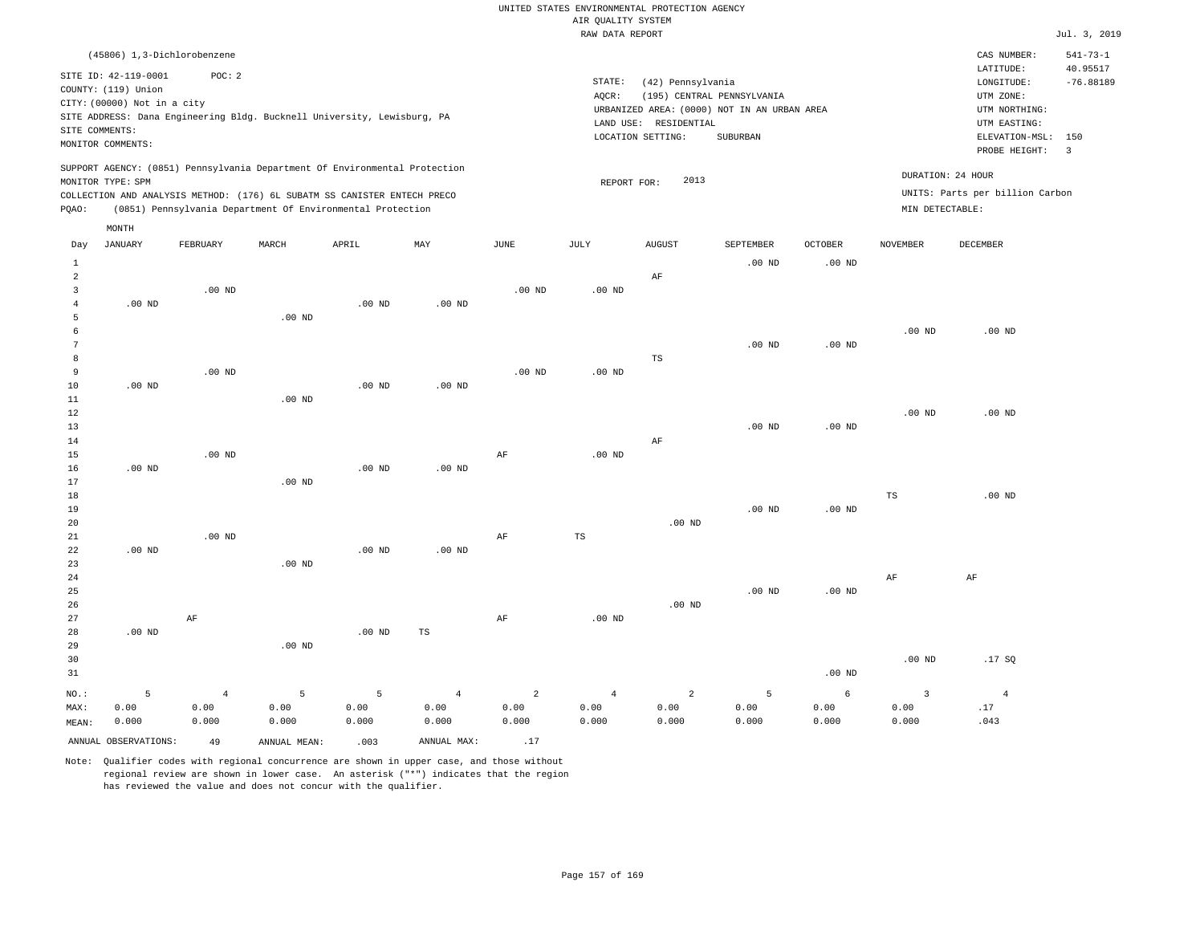UNITED STATES ENVIRONMENTAL PROTECTION AGENCY
AIR QUALITY SYSTEM
RAW DATA REPORT

Jul. 3, 2019

(45806) 1,3-Dichlorobenzene

SITE ID: 42-119-0001 POC: 2
COUNTY: (119) Union
CITY: (00000) Not in a city
SITE ADDRESS: Dana Engineering Bldg. Bucknell University, Lewisburg, PA
SITE COMMENTS:
MONITOR COMMENTS:

STATE: (42) Pennsylvania
AQCR: (195) CENTRAL PENNSYLVANIA
URBANIZED AREA: (0000) NOT IN AN URBAN AREA
LAND USE: RESIDENTIAL
LOCATION SETTING: SUBURBAN

CAS NUMBER: 541-73-1
LATITUDE: 40.95517
LONGITUDE: -76.88189
UTM ZONE:
UTM NORTHING:
UTM EASTING:
ELEVATION-MSL: 150
PROBE HEIGHT: 3

SUPPORT AGENCY: (0851) Pennsylvania Department Of Environmental Protection
MONITOR TYPE: SPM
COLLECTION AND ANALYSIS METHOD: (176) 6L SUBATM SS CANISTER ENTECH PRECO
PQAO: (0851) Pennsylvania Department Of Environmental Protection

REPORT FOR: 2013

DURATION: 24 HOUR
UNITS: Parts per billion Carbon
MIN DETECTABLE:

| Day | JANUARY | FEBRUARY | MARCH | APRIL | MAY | JUNE | JULY | AUGUST | SEPTEMBER | OCTOBER | NOVEMBER | DECEMBER |
|---|---|---|---|---|---|---|---|---|---|---|---|---|
| 1 | | | | | | | | | .00 ND | .00 ND | | |
| 2 | | | | | | | | AF | | | | |
| 3 | | .00 ND | | | | .00 ND | .00 ND | | | | | |
| 4 | .00 ND | | | .00 ND | .00 ND | | | | | | | |
| 5 | | | .00 ND | | | | | | | | | |
| 6 | | | | | | | | | | | .00 ND | .00 ND |
| 7 | | | | | | | | | .00 ND | .00 ND | | |
| 8 | | | | | | | | TS | | | | |
| 9 | | .00 ND | | | | .00 ND | .00 ND | | | | | |
| 10 | .00 ND | | | .00 ND | .00 ND | | | | | | | |
| 11 | | | .00 ND | | | | | | | | | |
| 12 | | | | | | | | | | | .00 ND | .00 ND |
| 13 | | | | | | | | | .00 ND | .00 ND | | |
| 14 | | | | | | | | AF | | | | |
| 15 | | .00 ND | | | | AF | .00 ND | | | | | |
| 16 | .00 ND | | | .00 ND | .00 ND | | | | | | | |
| 17 | | | .00 ND | | | | | | | | | |
| 18 | | | | | | | | | | | TS | .00 ND |
| 19 | | | | | | | | | .00 ND | .00 ND | | |
| 20 | | | | | | | | .00 ND | | | | |
| 21 | | .00 ND | | | | AF | TS | | | | | |
| 22 | .00 ND | | | .00 ND | .00 ND | | | | | | | |
| 23 | | | .00 ND | | | | | | | | | |
| 24 | | | | | | | | | | | AF | AF |
| 25 | | | | | | | | | .00 ND | .00 ND | | |
| 26 | | | | | | | | .00 ND | | | | |
| 27 | | AF | | | | AF | .00 ND | | | | | |
| 28 | .00 ND | | | .00 ND | TS | | | | | | | |
| 29 | | | .00 ND | | | | | | | | | |
| 30 | | | | | | | | | | | .00 ND | .17 SQ |
| 31 | | | | | | | | | | .00 ND | | |
| NO.: | 5 | 4 | 5 | 5 | 4 | 2 | 4 | 2 | 5 | 6 | 3 | 4 |
| MAX: | 0.00 | 0.00 | 0.00 | 0.00 | 0.00 | 0.00 | 0.00 | 0.00 | 0.00 | 0.00 | 0.00 | .17 |
| MEAN: | 0.000 | 0.000 | 0.000 | 0.000 | 0.000 | 0.000 | 0.000 | 0.000 | 0.000 | 0.000 | 0.000 | .043 |

ANNUAL OBSERVATIONS: 49 ANNUAL MEAN: .003 ANNUAL MAX: .17

Note: Qualifier codes with regional concurrence are shown in upper case, and those without regional review are shown in lower case. An asterisk ("*") indicates that the region has reviewed the value and does not concur with the qualifier.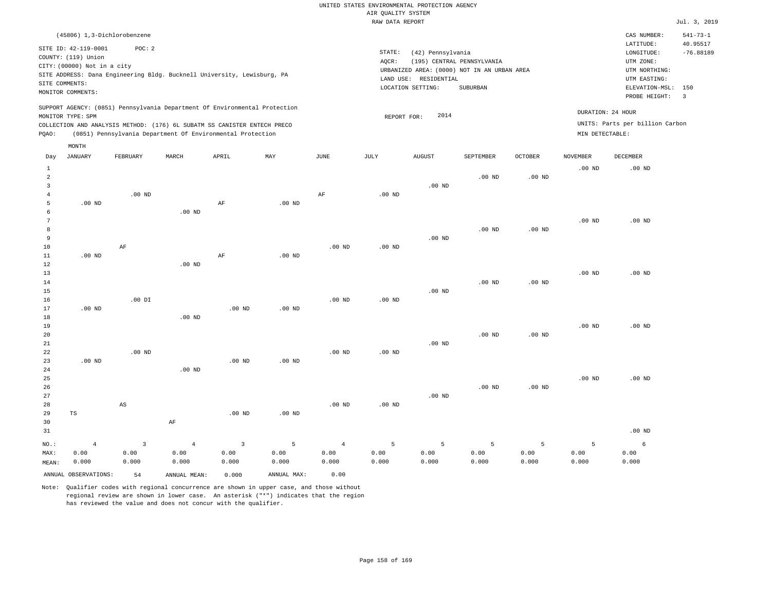UNITED STATES ENVIRONMENTAL PROTECTION AGENCY
AIR QUALITY SYSTEM
RAW DATA REPORT

Jul. 3, 2019

(45806) 1,3-Dichlorobenzene

SITE ID: 42-119-0001 POC: 2
COUNTY: (119) Union
CITY: (00000) Not in a city
SITE ADDRESS: Dana Engineering Bldg. Bucknell University, Lewisburg, PA
SITE COMMENTS:
MONITOR COMMENTS:

STATE: (42) Pennsylvania
AQCR: (195) CENTRAL PENNSYLVANIA
URBANIZED AREA: (0000) NOT IN AN URBAN AREA
LAND USE: RESIDENTIAL
LOCATION SETTING: SUBURBAN

CAS NUMBER: 541-73-1
LATITUDE: 40.95517
LONGITUDE: -76.88189
UTM ZONE:
UTM NORTHING:
UTM EASTING:
ELEVATION-MSL: 150
PROBE HEIGHT: 3

SUPPORT AGENCY: (0851) Pennsylvania Department Of Environmental Protection
MONITOR TYPE: SPM
COLLECTION AND ANALYSIS METHOD: (176) 6L SUBATM SS CANISTER ENTECH PRECO
PQAO: (0851) Pennsylvania Department Of Environmental Protection

REPORT FOR: 2014

DURATION: 24 HOUR
UNITS: Parts per billion Carbon
MIN DETECTABLE:

| Day | JANUARY | FEBRUARY | MARCH | APRIL | MAY | JUNE | JULY | AUGUST | SEPTEMBER | OCTOBER | NOVEMBER | DECEMBER |
|---|---|---|---|---|---|---|---|---|---|---|---|---|
| 1 | | | | | | | | | | | .00 ND | .00 ND |
| 2 | | | | | | | | | .00 ND | .00 ND | | |
| 3 | | | | | | | | .00 ND | | | | |
| 4 | | .00 ND | | | | AF | .00 ND | | | | | |
| 5 | .00 ND | | | AF | .00 ND | | | | | | | |
| 6 | | | .00 ND | | | | | | | | | |
| 7 | | | | | | | | | | | .00 ND | .00 ND |
| 8 | | | | | | | | | .00 ND | .00 ND | | |
| 9 | | | | | | | | .00 ND | | | | |
| 10 | | AF | | | | .00 ND | .00 ND | | | | | |
| 11 | .00 ND | | | AF | .00 ND | | | | | | | |
| 12 | | | .00 ND | | | | | | | | | |
| 13 | | | | | | | | | | | .00 ND | .00 ND |
| 14 | | | | | | | | | .00 ND | .00 ND | | |
| 15 | | | | | | | | .00 ND | | | | |
| 16 | | .00 DI | | | | .00 ND | .00 ND | | | | | |
| 17 | .00 ND | | | .00 ND | .00 ND | | | | | | | |
| 18 | | | .00 ND | | | | | | | | | |
| 19 | | | | | | | | | | | .00 ND | .00 ND |
| 20 | | | | | | | | | .00 ND | .00 ND | | |
| 21 | | | | | | | | .00 ND | | | | |
| 22 | | .00 ND | | | | .00 ND | .00 ND | | | | | |
| 23 | .00 ND | | | .00 ND | .00 ND | | | | | | | |
| 24 | | | .00 ND | | | | | | | | | |
| 25 | | | | | | | | | | | .00 ND | .00 ND |
| 26 | | | | | | | | | .00 ND | .00 ND | | |
| 27 | | | | | | | | .00 ND | | | | |
| 28 | | AS | | | | .00 ND | .00 ND | | | | | |
| 29 | TS | | | .00 ND | .00 ND | | | | | | | |
| 30 | | | AF | | | | | | | | | |
| 31 | | | | | | | | | | | | .00 ND |
| NO.: | 4 | 3 | 4 | 3 | 5 | 4 | 5 | 5 | 5 | 5 | 5 | 6 |
| MAX: | 0.00 | 0.00 | 0.00 | 0.00 | 0.00 | 0.00 | 0.00 | 0.00 | 0.00 | 0.00 | 0.00 | 0.00 |
| MEAN: | 0.000 | 0.000 | 0.000 | 0.000 | 0.000 | 0.000 | 0.000 | 0.000 | 0.000 | 0.000 | 0.000 | 0.000 |

ANNUAL OBSERVATIONS: 54 ANNUAL MEAN: 0.000 ANNUAL MAX: 0.00

Note: Qualifier codes with regional concurrence are shown in upper case, and those without regional review are shown in lower case. An asterisk ("*") indicates that the region has reviewed the value and does not concur with the qualifier.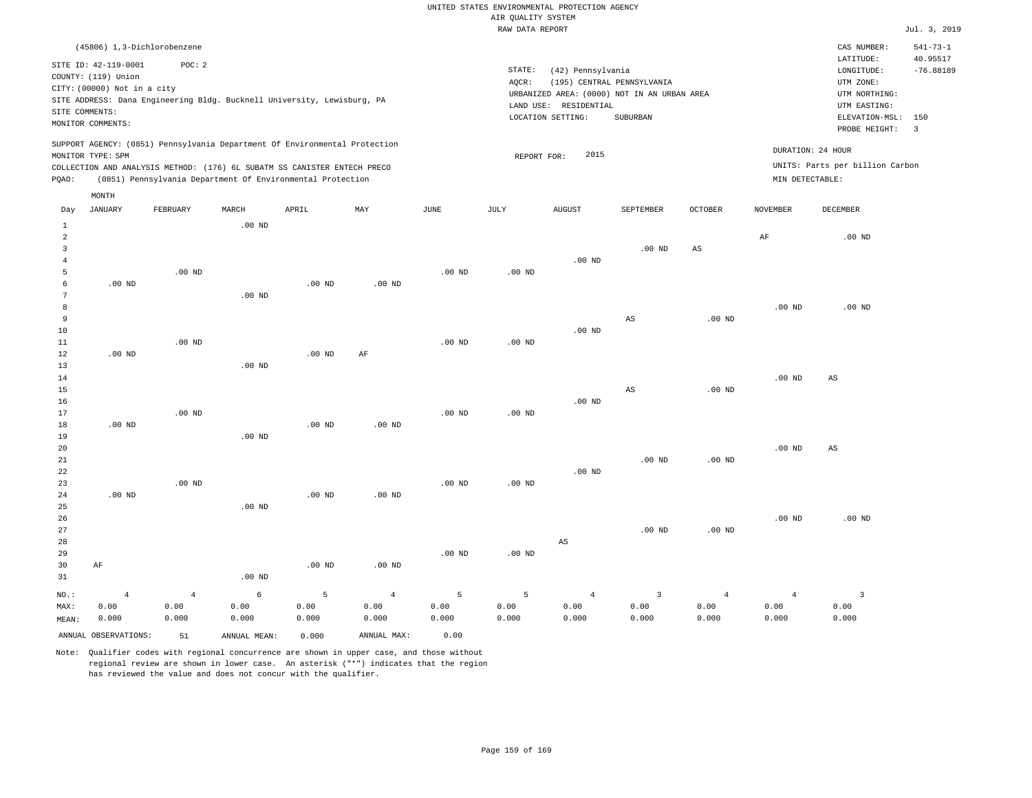UNITED STATES ENVIRONMENTAL PROTECTION AGENCY
AIR QUALITY SYSTEM
RAW DATA REPORT

Jul. 3, 2019

(45806) 1,3-Dichlorobenzene

SITE ID: 42-119-0001   POC: 2
COUNTY: (119) Union
CITY: (00000) Not in a city
SITE ADDRESS: Dana Engineering Bldg. Bucknell University, Lewisburg, PA
SITE COMMENTS:
MONITOR COMMENTS:

STATE: (42) Pennsylvania
AQCR: (195) CENTRAL PENNSYLVANIA
URBANIZED AREA: (0000) NOT IN AN URBAN AREA
LAND USE: RESIDENTIAL
LOCATION SETTING: SUBURBAN

CAS NUMBER: 541-73-1
LATITUDE: 40.95517
LONGITUDE: -76.88189
UTM ZONE:
UTM NORTHING:
UTM EASTING:
ELEVATION-MSL: 150
PROBE HEIGHT: 3

SUPPORT AGENCY: (0851) Pennsylvania Department Of Environmental Protection
MONITOR TYPE: SPM
COLLECTION AND ANALYSIS METHOD: (176) 6L SUBATM SS CANISTER ENTECH PRECO
PQAO: (0851) Pennsylvania Department Of Environmental Protection

REPORT FOR: 2015

DURATION: 24 HOUR
UNITS: Parts per billion Carbon
MIN DETECTABLE:

| Day | JANUARY | FEBRUARY | MARCH | APRIL | MAY | JUNE | JULY | AUGUST | SEPTEMBER | OCTOBER | NOVEMBER | DECEMBER |
|---|---|---|---|---|---|---|---|---|---|---|---|---|
| 1 | | | .00 ND | | | | | | | | | |
| 2 | | | | | | | | | | | AF | .00 ND |
| 3 | | | | | | | | | .00 ND | AS | | |
| 4 | | | | | | | | .00 ND | | | | |
| 5 | | .00 ND | | | | .00 ND | .00 ND | | | | | |
| 6 | .00 ND | | | .00 ND | .00 ND | | | | | | | |
| 7 | | | .00 ND | | | | | | | | | |
| 8 | | | | | | | | | | | .00 ND | .00 ND |
| 9 | | | | | | | | | AS | .00 ND | | |
| 10 | | | | | | | | .00 ND | | | | |
| 11 | | .00 ND | | | | .00 ND | .00 ND | | | | | |
| 12 | .00 ND | | | .00 ND | AF | | | | | | | |
| 13 | | | .00 ND | | | | | | | | | |
| 14 | | | | | | | | | | | .00 ND | AS |
| 15 | | | | | | | | | AS | .00 ND | | |
| 16 | | | | | | | | .00 ND | | | | |
| 17 | | .00 ND | | | | .00 ND | .00 ND | | | | | |
| 18 | .00 ND | | | .00 ND | .00 ND | | | | | | | |
| 19 | | | .00 ND | | | | | | | | | |
| 20 | | | | | | | | | | | .00 ND | AS |
| 21 | | | | | | | | | .00 ND | .00 ND | | |
| 22 | | | | | | | | .00 ND | | | | |
| 23 | | .00 ND | | | | .00 ND | .00 ND | | | | | |
| 24 | .00 ND | | | .00 ND | .00 ND | | | | | | | |
| 25 | | | .00 ND | | | | | | | | | |
| 26 | | | | | | | | | | | .00 ND | .00 ND |
| 27 | | | | | | | | | .00 ND | .00 ND | | |
| 28 | | | | | | | | AS | | | | |
| 29 | | | | | | .00 ND | .00 ND | | | | | |
| 30 | AF | | | .00 ND | .00 ND | | | | | | | |
| 31 | | | .00 ND | | | | | | | | | |
| NO.: | 4 | 4 | 6 | 5 | 4 | 5 | 5 | 4 | 3 | 4 | 4 | 3 |
| MAX: | 0.00 | 0.00 | 0.00 | 0.00 | 0.00 | 0.00 | 0.00 | 0.00 | 0.00 | 0.00 | 0.00 | 0.00 |
| MEAN: | 0.000 | 0.000 | 0.000 | 0.000 | 0.000 | 0.000 | 0.000 | 0.000 | 0.000 | 0.000 | 0.000 | 0.000 |

ANNUAL OBSERVATIONS: 51   ANNUAL MEAN: 0.000   ANNUAL MAX: 0.00

Note: Qualifier codes with regional concurrence are shown in upper case, and those without regional review are shown in lower case. An asterisk ("*") indicates that the region has reviewed the value and does not concur with the qualifier.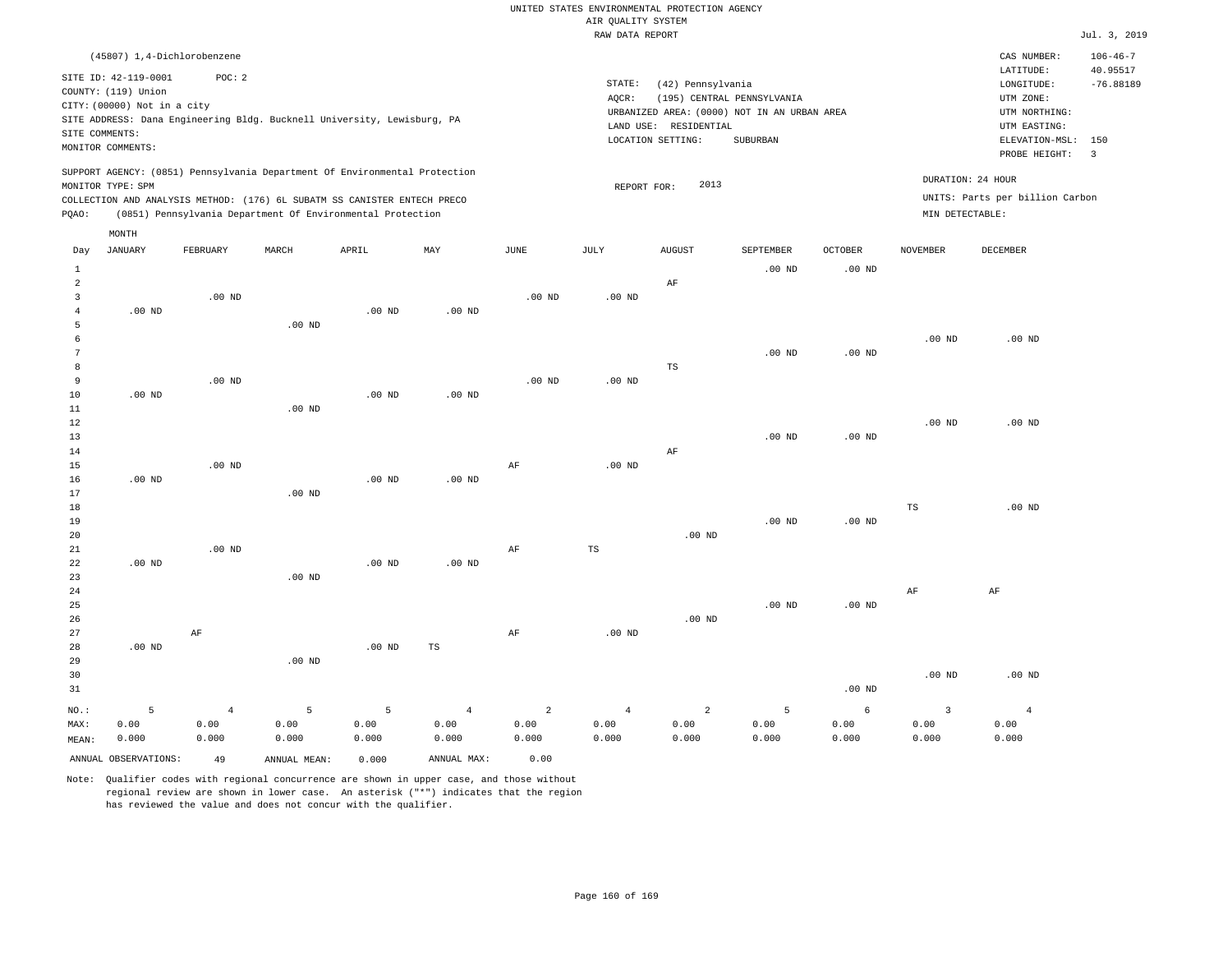UNITED STATES ENVIRONMENTAL PROTECTION AGENCY
AIR QUALITY SYSTEM
RAW DATA REPORT

Jul. 3, 2019

(45807) 1,4-Dichlorobenzene

SITE ID: 42-119-0001 POC: 2
COUNTY: (119) Union
CITY: (00000) Not in a city
SITE ADDRESS: Dana Engineering Bldg. Bucknell University, Lewisburg, PA
SITE COMMENTS:
MONITOR COMMENTS:

STATE: (42) Pennsylvania
AQCR: (195) CENTRAL PENNSYLVANIA
URBANIZED AREA: (0000) NOT IN AN URBAN AREA
LAND USE: RESIDENTIAL
LOCATION SETTING: SUBURBAN

CAS NUMBER: 106-46-7
LATITUDE: 40.95517
LONGITUDE: -76.88189
UTM ZONE:
UTM NORTHING:
UTM EASTING:
ELEVATION-MSL: 150
PROBE HEIGHT: 3

SUPPORT AGENCY: (0851) Pennsylvania Department Of Environmental Protection
MONITOR TYPE: SPM
COLLECTION AND ANALYSIS METHOD: (176) 6L SUBATM SS CANISTER ENTECH PRECO
PQAO: (0851) Pennsylvania Department Of Environmental Protection

REPORT FOR: 2013

DURATION: 24 HOUR
UNITS: Parts per billion Carbon
MIN DETECTABLE:

| Day | JANUARY | FEBRUARY | MARCH | APRIL | MAY | JUNE | JULY | AUGUST | SEPTEMBER | OCTOBER | NOVEMBER | DECEMBER |
|---|---|---|---|---|---|---|---|---|---|---|---|---|
| 1 | | | | | | | | | .00 ND | .00 ND | | |
| 2 | | | | | | | | AF | | | | |
| 3 | | .00 ND | | | | .00 ND | .00 ND | | | | | |
| 4 | .00 ND | | | .00 ND | .00 ND | | | | | | | |
| 5 | | | .00 ND | | | | | | | | | |
| 6 | | | | | | | | | | | .00 ND | .00 ND |
| 7 | | | | | | | | | .00 ND | .00 ND | | |
| 8 | | | | | | | | TS | | | | |
| 9 | | .00 ND | | | | .00 ND | .00 ND | | | | | |
| 10 | .00 ND | | | .00 ND | .00 ND | | | | | | | |
| 11 | | | .00 ND | | | | | | | | | |
| 12 | | | | | | | | | | | .00 ND | .00 ND |
| 13 | | | | | | | | | .00 ND | .00 ND | | |
| 14 | | | | | | | | AF | | | | |
| 15 | | .00 ND | | | | AF | .00 ND | | | | | |
| 16 | .00 ND | | | .00 ND | .00 ND | | | | | | | |
| 17 | | | .00 ND | | | | | | | | | |
| 18 | | | | | | | | | | | TS | .00 ND |
| 19 | | | | | | | | | .00 ND | .00 ND | | |
| 20 | | | | | | | | .00 ND | | | | |
| 21 | | .00 ND | | | | AF | TS | | | | | |
| 22 | .00 ND | | | .00 ND | .00 ND | | | | | | | |
| 23 | | | .00 ND | | | | | | | | | |
| 24 | | | | | | | | | | | AF | AF |
| 25 | | | | | | | | | .00 ND | .00 ND | | |
| 26 | | | | | | | | .00 ND | | | | |
| 27 | | AF | | | | AF | .00 ND | | | | | |
| 28 | .00 ND | | | .00 ND | TS | | | | | | | |
| 29 | | | .00 ND | | | | | | | | | |
| 30 | | | | | | | | | | | .00 ND | .00 ND |
| 31 | | | | | | | | | | .00 ND | | |
| NO.: | 5 | 4 | 5 | 5 | 4 | 2 | 4 | 2 | 5 | 6 | 3 | 4 |
| MAX: | 0.00 | 0.00 | 0.00 | 0.00 | 0.00 | 0.00 | 0.00 | 0.00 | 0.00 | 0.00 | 0.00 | 0.00 |
| MEAN: | 0.000 | 0.000 | 0.000 | 0.000 | 0.000 | 0.000 | 0.000 | 0.000 | 0.000 | 0.000 | 0.000 | 0.000 |

ANNUAL OBSERVATIONS: 49 ANNUAL MEAN: 0.000 ANNUAL MAX: 0.00

Note: Qualifier codes with regional concurrence are shown in upper case, and those without regional review are shown in lower case. An asterisk ("*") indicates that the region has reviewed the value and does not concur with the qualifier.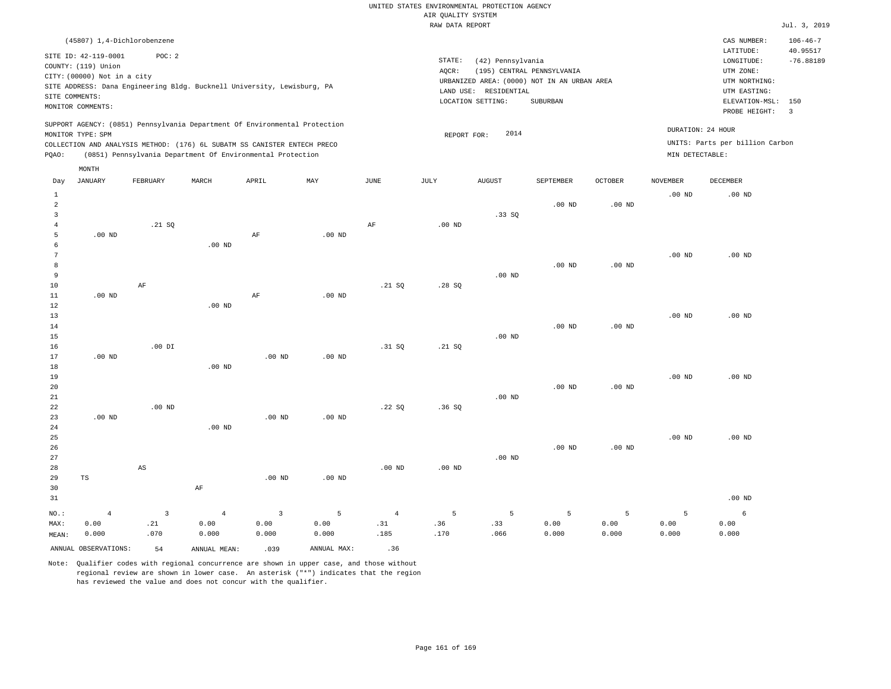UNITED STATES ENVIRONMENTAL PROTECTION AGENCY
AIR QUALITY SYSTEM
RAW DATA REPORT

Jul. 3, 2019

(45807) 1,4-Dichlorobenzene

SITE ID: 42-119-0001 POC: 2
COUNTY: (119) Union
CITY: (00000) Not in a city
SITE ADDRESS: Dana Engineering Bldg. Bucknell University, Lewisburg, PA
SITE COMMENTS:
MONITOR COMMENTS:

STATE: (42) Pennsylvania
AQCR: (195) CENTRAL PENNSYLVANIA
URBANIZED AREA: (0000) NOT IN AN URBAN AREA
LAND USE: RESIDENTIAL
LOCATION SETTING: SUBURBAN

CAS NUMBER: 106-46-7
LATITUDE: 40.95517
LONGITUDE: -76.88189
UTM ZONE:
UTM NORTHING:
UTM EASTING:
ELEVATION-MSL: 150
PROBE HEIGHT: 3

SUPPORT AGENCY: (0851) Pennsylvania Department Of Environmental Protection
MONITOR TYPE: SPM
COLLECTION AND ANALYSIS METHOD: (176) 6L SUBATM SS CANISTER ENTECH PRECO
PQAO: (0851) Pennsylvania Department Of Environmental Protection

REPORT FOR: 2014

DURATION: 24 HOUR
UNITS: Parts per billion Carbon
MIN DETECTABLE:

| Day | JANUARY | FEBRUARY | MARCH | APRIL | MAY | JUNE | JULY | AUGUST | SEPTEMBER | OCTOBER | NOVEMBER | DECEMBER |
|---|---|---|---|---|---|---|---|---|---|---|---|---|
| 1 | | | | | | | | | | | .00 ND | .00 ND |
| 2 | | | | | | | | | .00 ND | .00 ND | | |
| 3 | | | | | | | | .33 SQ | | | | |
| 4 | | .21 SQ | | | | AF | .00 ND | | | | | |
| 5 | .00 ND | | | AF | .00 ND | | | | | | | |
| 6 | | | .00 ND | | | | | | | | | |
| 7 | | | | | | | | | | | .00 ND | .00 ND |
| 8 | | | | | | | | | .00 ND | .00 ND | | |
| 9 | | | | | | | | .00 ND | | | | |
| 10 | | AF | | | | .21 SQ | .28 SQ | | | | | |
| 11 | .00 ND | | | AF | .00 ND | | | | | | | |
| 12 | | | .00 ND | | | | | | | | | |
| 13 | | | | | | | | | | | .00 ND | .00 ND |
| 14 | | | | | | | | | .00 ND | .00 ND | | |
| 15 | | | | | | | | .00 ND | | | | |
| 16 | | .00 DI | | | | .31 SQ | .21 SQ | | | | | |
| 17 | .00 ND | | | .00 ND | .00 ND | | | | | | | |
| 18 | | | .00 ND | | | | | | | | | |
| 19 | | | | | | | | | | | .00 ND | .00 ND |
| 20 | | | | | | | | | .00 ND | .00 ND | | |
| 21 | | | | | | | | .00 ND | | | | |
| 22 | | .00 ND | | | | .22 SQ | .36 SQ | | | | | |
| 23 | .00 ND | | | .00 ND | .00 ND | | | | | | | |
| 24 | | | .00 ND | | | | | | | | | |
| 25 | | | | | | | | | | | .00 ND | .00 ND |
| 26 | | | | | | | | | .00 ND | .00 ND | | |
| 27 | | | | | | | | .00 ND | | | | |
| 28 | | AS | | | | .00 ND | .00 ND | | | | | |
| 29 | TS | | | .00 ND | .00 ND | | | | | | | |
| 30 | | | AF | | | | | | | | | |
| 31 | | | | | | | | | | | | .00 ND |
| NO.: | 4 | 3 | 4 | 3 | 5 | 4 | 5 | 5 | 5 | 5 | 5 | 6 |
| MAX: | 0.00 | .21 | 0.00 | 0.00 | 0.00 | .31 | .36 | .33 | 0.00 | 0.00 | 0.00 | 0.00 |
| MEAN: | 0.000 | .070 | 0.000 | 0.000 | 0.000 | .185 | .170 | .066 | 0.000 | 0.000 | 0.000 | 0.000 |

ANNUAL OBSERVATIONS: 54 ANNUAL MEAN: .039 ANNUAL MAX: .36

Note: Qualifier codes with regional concurrence are shown in upper case, and those without regional review are shown in lower case. An asterisk ("*") indicates that the region has reviewed the value and does not concur with the qualifier.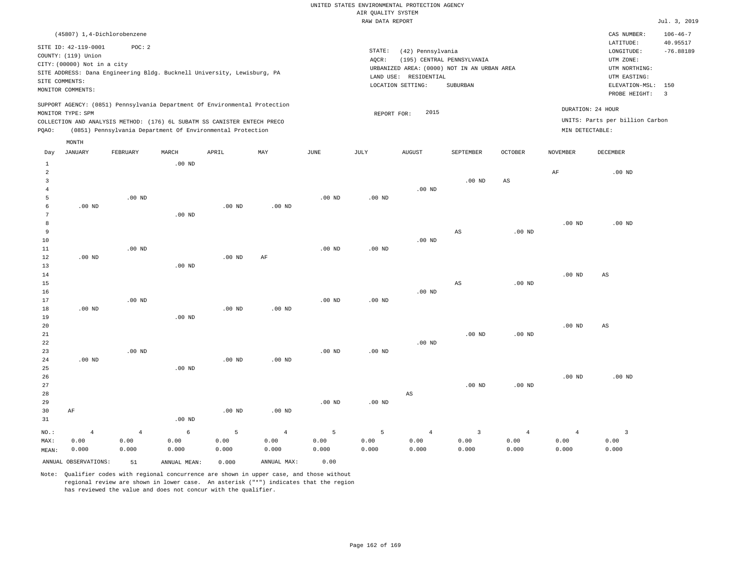UNITED STATES ENVIRONMENTAL PROTECTION AGENCY
AIR QUALITY SYSTEM
RAW DATA REPORT

Jul. 3, 2019

(45807) 1,4-Dichlorobenzene

SITE ID: 42-119-0001 POC: 2
COUNTY: (119) Union
CITY: (00000) Not in a city
SITE ADDRESS: Dana Engineering Bldg. Bucknell University, Lewisburg, PA
SITE COMMENTS:
MONITOR COMMENTS:

STATE: (42) Pennsylvania
AQCR: (195) CENTRAL PENNSYLVANIA
URBANIZED AREA: (0000) NOT IN AN URBAN AREA
LAND USE: RESIDENTIAL
LOCATION SETTING: SUBURBAN

CAS NUMBER: 106-46-7
LATITUDE: 40.95517
LONGITUDE: -76.88189
UTM ZONE:
UTM NORTHING:
UTM EASTING:
ELEVATION-MSL: 150
PROBE HEIGHT: 3

SUPPORT AGENCY: (0851) Pennsylvania Department Of Environmental Protection
MONITOR TYPE: SPM
COLLECTION AND ANALYSIS METHOD: (176) 6L SUBATM SS CANISTER ENTECH PRECO
PQAO: (0851) Pennsylvania Department Of Environmental Protection

REPORT FOR: 2015

DURATION: 24 HOUR
UNITS: Parts per billion Carbon
MIN DETECTABLE:

| Day | JANUARY | FEBRUARY | MARCH | APRIL | MAY | JUNE | JULY | AUGUST | SEPTEMBER | OCTOBER | NOVEMBER | DECEMBER |
|---|---|---|---|---|---|---|---|---|---|---|---|---|
| 1 | | | .00 ND | | | | | | | | | |
| 2 | | | | | | | | | | | AF | .00 ND |
| 3 | | | | | | | | | .00 ND | AS | | |
| 4 | | | | | | | | .00 ND | | | | |
| 5 | | .00 ND | | | | .00 ND | .00 ND | | | | | |
| 6 | .00 ND | | | .00 ND | .00 ND | | | | | | | |
| 7 | | | .00 ND | | | | | | | | | |
| 8 | | | | | | | | | | | .00 ND | .00 ND |
| 9 | | | | | | | | | AS | .00 ND | | |
| 10 | | | | | | | | .00 ND | | | | |
| 11 | | .00 ND | | | | .00 ND | .00 ND | | | | | |
| 12 | .00 ND | | | .00 ND | AF | | | | | | | |
| 13 | | | .00 ND | | | | | | | | | |
| 14 | | | | | | | | | | | .00 ND | AS |
| 15 | | | | | | | | | AS | .00 ND | | |
| 16 | | | | | | | | .00 ND | | | | |
| 17 | | .00 ND | | | | .00 ND | .00 ND | | | | | |
| 18 | .00 ND | | | .00 ND | .00 ND | | | | | | | |
| 19 | | | .00 ND | | | | | | | | | |
| 20 | | | | | | | | | | | .00 ND | AS |
| 21 | | | | | | | | | .00 ND | .00 ND | | |
| 22 | | | | | | | | .00 ND | | | | |
| 23 | | .00 ND | | | | .00 ND | .00 ND | | | | | |
| 24 | .00 ND | | | .00 ND | .00 ND | | | | | | | |
| 25 | | | .00 ND | | | | | | | | | |
| 26 | | | | | | | | | | | .00 ND | .00 ND |
| 27 | | | | | | | | | .00 ND | .00 ND | | |
| 28 | | | | | | | | AS | | | | |
| 29 | | | | | | .00 ND | .00 ND | | | | | |
| 30 | AF | | | .00 ND | .00 ND | | | | | | | |
| 31 | | | .00 ND | | | | | | | | | |
| NO.: | 4 | 4 | 6 | 5 | 4 | 5 | 5 | 4 | 3 | 4 | 4 | 3 |
| MAX: | 0.00 | 0.00 | 0.00 | 0.00 | 0.00 | 0.00 | 0.00 | 0.00 | 0.00 | 0.00 | 0.00 | 0.00 |
| MEAN: | 0.000 | 0.000 | 0.000 | 0.000 | 0.000 | 0.000 | 0.000 | 0.000 | 0.000 | 0.000 | 0.000 | 0.000 |

ANNUAL OBSERVATIONS: 51 ANNUAL MEAN: 0.000 ANNUAL MAX: 0.00

Note: Qualifier codes with regional concurrence are shown in upper case, and those without regional review are shown in lower case. An asterisk ("*") indicates that the region has reviewed the value and does not concur with the qualifier.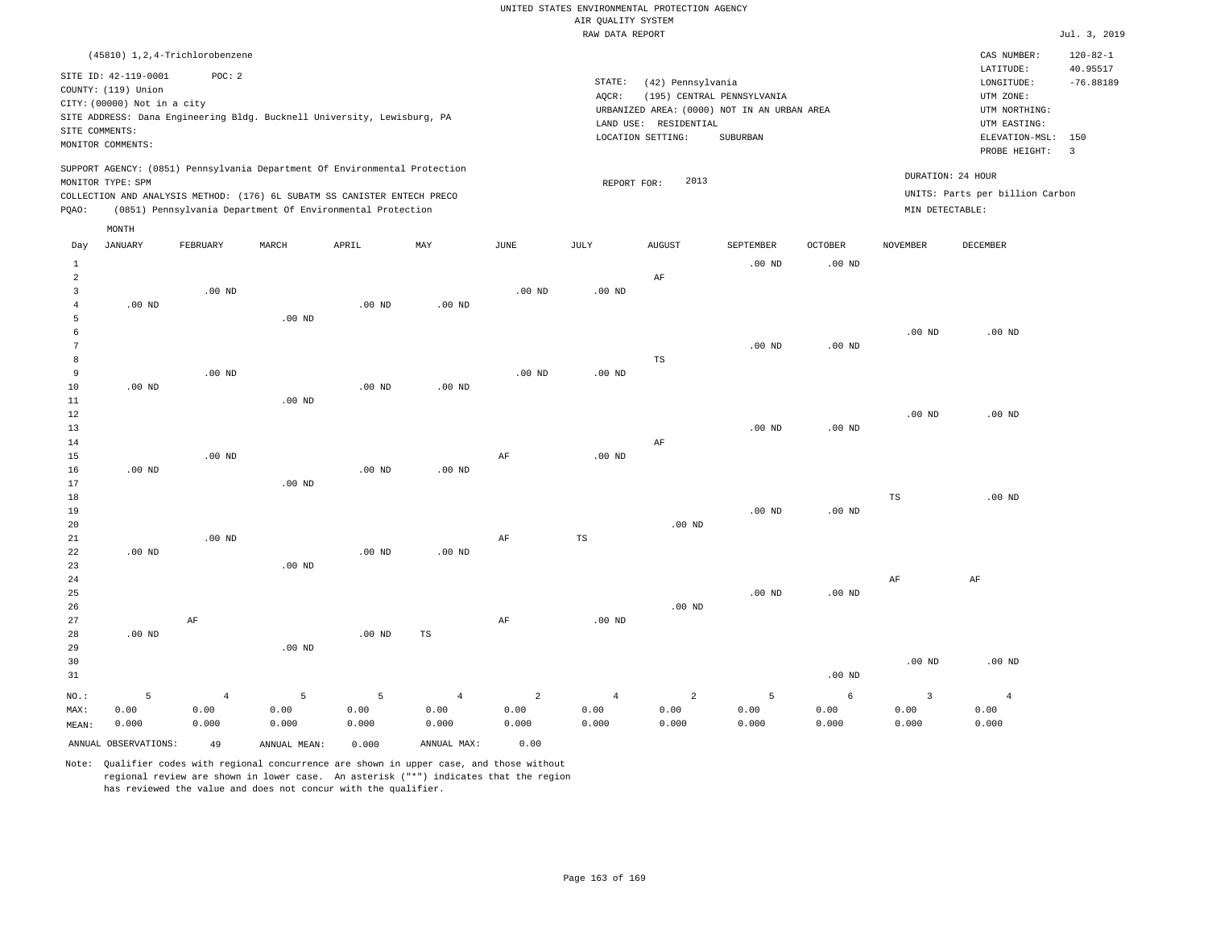UNITED STATES ENVIRONMENTAL PROTECTION AGENCY
AIR QUALITY SYSTEM
RAW DATA REPORT

Jul. 3, 2019

(45810) 1,2,4-Trichlorobenzene

SITE ID: 42-119-0001 POC: 2
COUNTY: (119) Union
CITY: (00000) Not in a city
SITE ADDRESS: Dana Engineering Bldg. Bucknell University, Lewisburg, PA
SITE COMMENTS:
MONITOR COMMENTS:

STATE: (42) Pennsylvania
AQCR: (195) CENTRAL PENNSYLVANIA
URBANIZED AREA: (0000) NOT IN AN URBAN AREA
LAND USE: RESIDENTIAL
LOCATION SETTING: SUBURBAN

CAS NUMBER: 120-82-1
LATITUDE: 40.95517
LONGITUDE: -76.88189
UTM ZONE:
UTM NORTHING:
UTM EASTING:
ELEVATION-MSL: 150
PROBE HEIGHT: 3

SUPPORT AGENCY: (0851) Pennsylvania Department Of Environmental Protection
MONITOR TYPE: SPM
COLLECTION AND ANALYSIS METHOD: (176) 6L SUBATM SS CANISTER ENTECH PRECO
PQAO: (0851) Pennsylvania Department Of Environmental Protection

REPORT FOR: 2013

DURATION: 24 HOUR
UNITS: Parts per billion Carbon
MIN DETECTABLE:

| Day | JANUARY | FEBRUARY | MARCH | APRIL | MAY | JUNE | JULY | AUGUST | SEPTEMBER | OCTOBER | NOVEMBER | DECEMBER |
|---|---|---|---|---|---|---|---|---|---|---|---|---|
| 1 | | | | | | | | | .00 ND | .00 ND | | |
| 2 | | | | | | | | AF | | | | |
| 3 | | .00 ND | | | | .00 ND | .00 ND | | | | | |
| 4 | .00 ND | | | .00 ND | .00 ND | | | | | | | |
| 5 | | | .00 ND | | | | | | | | | |
| 6 | | | | | | | | | | | .00 ND | .00 ND |
| 7 | | | | | | | | | .00 ND | .00 ND | | |
| 8 | | | | | | | | TS | | | | |
| 9 | | .00 ND | | | | .00 ND | .00 ND | | | | | |
| 10 | .00 ND | | | .00 ND | .00 ND | | | | | | | |
| 11 | | | .00 ND | | | | | | | | | |
| 12 | | | | | | | | | | | .00 ND | .00 ND |
| 13 | | | | | | | | | .00 ND | .00 ND | | |
| 14 | | | | | | | | AF | | | | |
| 15 | | .00 ND | | | | AF | .00 ND | | | | | |
| 16 | .00 ND | | | .00 ND | .00 ND | | | | | | | |
| 17 | | | .00 ND | | | | | | | | | |
| 18 | | | | | | | | | | | TS | .00 ND |
| 19 | | | | | | | | | .00 ND | .00 ND | | |
| 20 | | | | | | | | .00 ND | | | | |
| 21 | | .00 ND | | | | AF | TS | | | | | |
| 22 | .00 ND | | | .00 ND | .00 ND | | | | | | | |
| 23 | | | .00 ND | | | | | | | | | |
| 24 | | | | | | | | | | | AF | AF |
| 25 | | | | | | | | | .00 ND | .00 ND | | |
| 26 | | | | | | | | .00 ND | | | | |
| 27 | | AF | | | | AF | .00 ND | | | | | |
| 28 | .00 ND | | | .00 ND | TS | | | | | | | |
| 29 | | | .00 ND | | | | | | | | | |
| 30 | | | | | | | | | | | .00 ND | .00 ND |
| 31 | | | | | | | | | | .00 ND | | |
| NO.: | 5 | 4 | 5 | 5 | 4 | 2 | 4 | 2 | 5 | 6 | 3 | 4 |
| MAX: | 0.00 | 0.00 | 0.00 | 0.00 | 0.00 | 0.00 | 0.00 | 0.00 | 0.00 | 0.00 | 0.00 | 0.00 |
| MEAN: | 0.000 | 0.000 | 0.000 | 0.000 | 0.000 | 0.000 | 0.000 | 0.000 | 0.000 | 0.000 | 0.000 | 0.000 |

ANNUAL OBSERVATIONS: 49 ANNUAL MEAN: 0.000 ANNUAL MAX: 0.00

Note: Qualifier codes with regional concurrence are shown in upper case, and those without regional review are shown in lower case. An asterisk ("*") indicates that the region has reviewed the value and does not concur with the qualifier.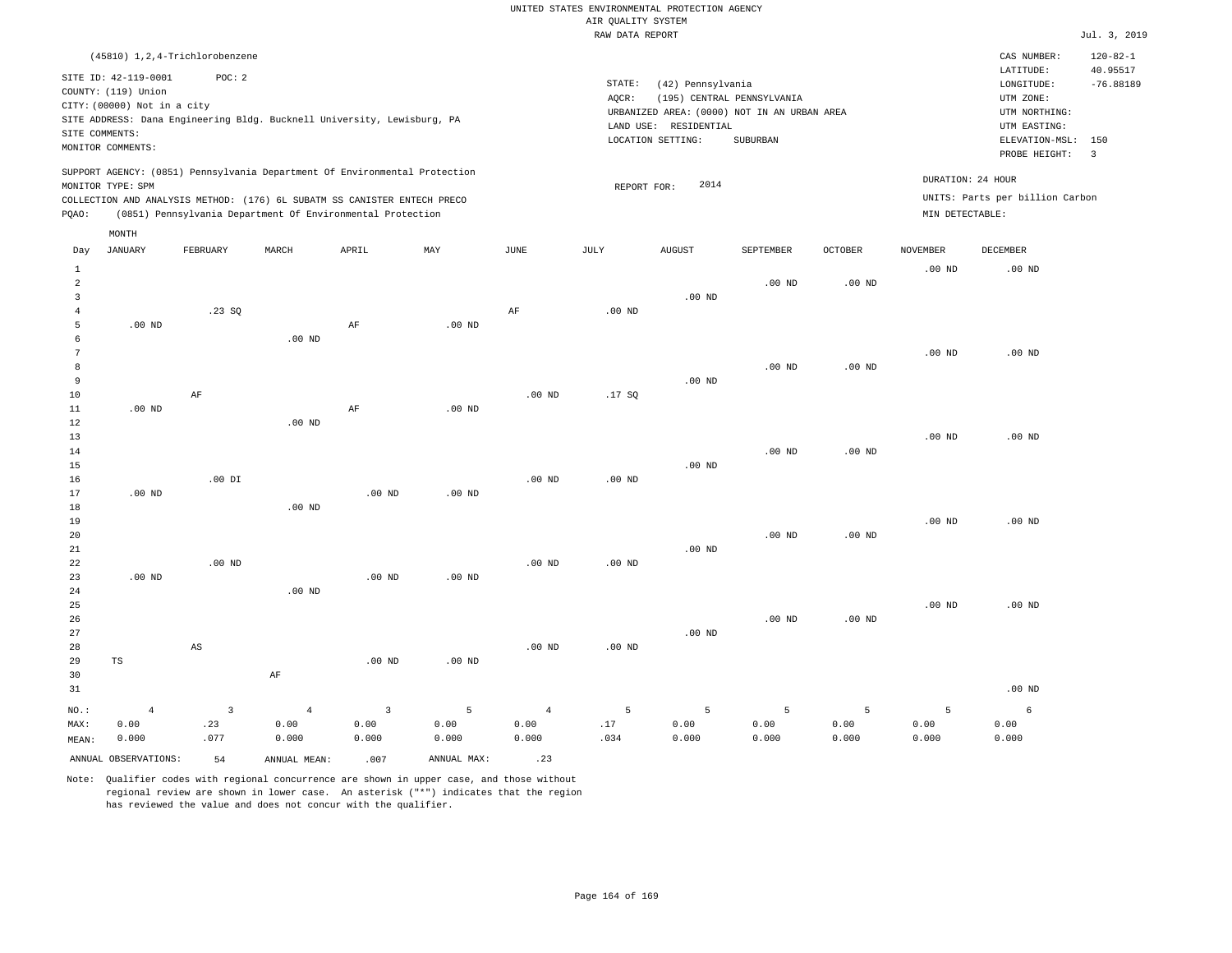UNITED STATES ENVIRONMENTAL PROTECTION AGENCY
AIR QUALITY SYSTEM
RAW DATA REPORT

Jul. 3, 2019

(45810) 1,2,4-Trichlorobenzene

SITE ID: 42-119-0001 POC: 2
COUNTY: (119) Union
CITY: (00000) Not in a city
SITE ADDRESS: Dana Engineering Bldg. Bucknell University, Lewisburg, PA
SITE COMMENTS:
MONITOR COMMENTS:

STATE: (42) Pennsylvania
AQCR: (195) CENTRAL PENNSYLVANIA
URBANIZED AREA: (0000) NOT IN AN URBAN AREA
LAND USE: RESIDENTIAL
LOCATION SETTING: SUBURBAN

CAS NUMBER: 120-82-1
LATITUDE: 40.95517
LONGITUDE: -76.88189
UTM ZONE:
UTM NORTHING:
UTM EASTING:
ELEVATION-MSL: 150
PROBE HEIGHT: 3

SUPPORT AGENCY: (0851) Pennsylvania Department Of Environmental Protection
MONITOR TYPE: SPM
COLLECTION AND ANALYSIS METHOD: (176) 6L SUBATM SS CANISTER ENTECH PRECO
PQAO: (0851) Pennsylvania Department Of Environmental Protection

REPORT FOR: 2014

DURATION: 24 HOUR
UNITS: Parts per billion Carbon
MIN DETECTABLE:

| Day | JANUARY | FEBRUARY | MARCH | APRIL | MAY | JUNE | JULY | AUGUST | SEPTEMBER | OCTOBER | NOVEMBER | DECEMBER |
|---|---|---|---|---|---|---|---|---|---|---|---|---|
| 1 | | | | | | | | | | | .00 ND | .00 ND |
| 2 | | | | | | | | | .00 ND | .00 ND | | |
| 3 | | | | | | | | .00 ND | | | | |
| 4 | | .23 SQ | | | | AF | .00 ND | | | | | |
| 5 | .00 ND | | | AF | .00 ND | | | | | | | |
| 6 | | | .00 ND | | | | | | | | | |
| 7 | | | | | | | | | | | .00 ND | .00 ND |
| 8 | | | | | | | | | .00 ND | .00 ND | | |
| 9 | | | | | | | | .00 ND | | | | |
| 10 | | AF | | | | .00 ND | .17 SQ | | | | | |
| 11 | .00 ND | | | AF | .00 ND | | | | | | | |
| 12 | | | .00 ND | | | | | | | | | |
| 13 | | | | | | | | | | | .00 ND | .00 ND |
| 14 | | | | | | | | | .00 ND | .00 ND | | |
| 15 | | | | | | | | .00 ND | | | | |
| 16 | | .00 DI | | | | .00 ND | .00 ND | | | | | |
| 17 | .00 ND | | | .00 ND | .00 ND | | | | | | | |
| 18 | | | .00 ND | | | | | | | | | |
| 19 | | | | | | | | | | | .00 ND | .00 ND |
| 20 | | | | | | | | | .00 ND | .00 ND | | |
| 21 | | | | | | | | .00 ND | | | | |
| 22 | | .00 ND | | | | .00 ND | .00 ND | | | | | |
| 23 | .00 ND | | | .00 ND | .00 ND | | | | | | | |
| 24 | | | .00 ND | | | | | | | | | |
| 25 | | | | | | | | | | | .00 ND | .00 ND |
| 26 | | | | | | | | | .00 ND | .00 ND | | |
| 27 | | | | | | | | .00 ND | | | | |
| 28 | | AS | | | | .00 ND | .00 ND | | | | | |
| 29 | TS | | | .00 ND | .00 ND | | | | | | | |
| 30 | | | AF | | | | | | | | | |
| 31 | | | | | | | | | | | | .00 ND |
| NO.: | 4 | 3 | 4 | 3 | 5 | 4 | 5 | 5 | 5 | 5 | 5 | 6 |
| MAX: | 0.00 | .23 | 0.00 | 0.00 | 0.00 | 0.00 | .17 | 0.00 | 0.00 | 0.00 | 0.00 | 0.00 |
| MEAN: | 0.000 | .077 | 0.000 | 0.000 | 0.000 | 0.000 | .034 | 0.000 | 0.000 | 0.000 | 0.000 | 0.000 |

ANNUAL OBSERVATIONS: 54 ANNUAL MEAN: .007 ANNUAL MAX: .23

Note: Qualifier codes with regional concurrence are shown in upper case, and those without regional review are shown in lower case. An asterisk ("*") indicates that the region has reviewed the value and does not concur with the qualifier.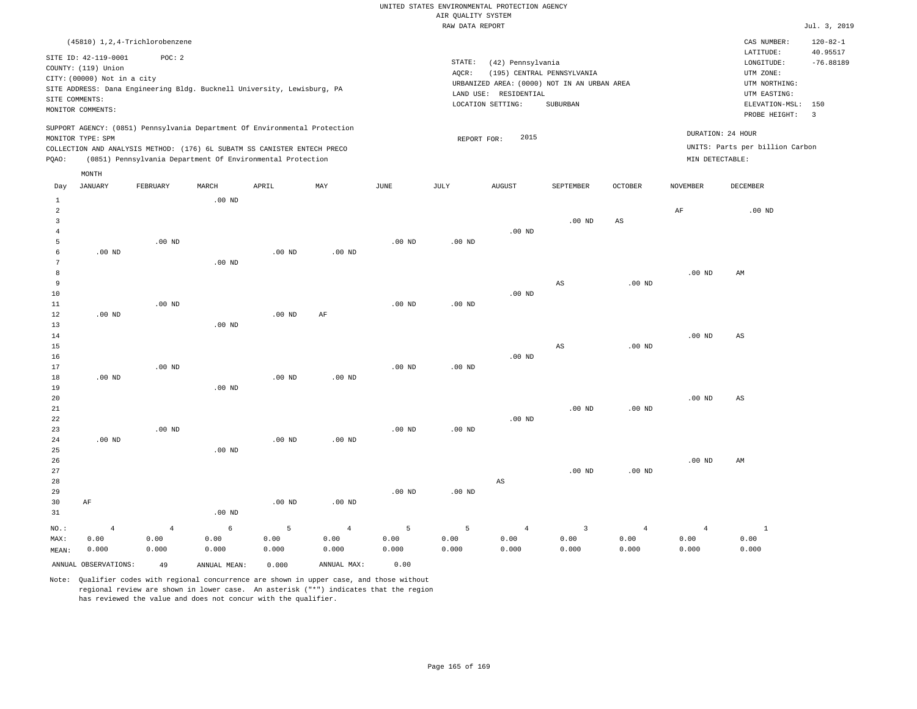UNITED STATES ENVIRONMENTAL PROTECTION AGENCY
AIR QUALITY SYSTEM
RAW DATA REPORT

Jul. 3, 2019

(45810) 1,2,4-Trichlorobenzene

SITE ID: 42-119-0001 POC: 2
COUNTY: (119) Union
CITY: (00000) Not in a city
SITE ADDRESS: Dana Engineering Bldg. Bucknell University, Lewisburg, PA
SITE COMMENTS:
MONITOR COMMENTS:

STATE: (42) Pennsylvania
AQCR: (195) CENTRAL PENNSYLVANIA
URBANIZED AREA: (0000) NOT IN AN URBAN AREA
LAND USE: RESIDENTIAL
LOCATION SETTING: SUBURBAN

CAS NUMBER: 120-82-1
LATITUDE: 40.95517
LONGITUDE: -76.88189
UTM ZONE:
UTM NORTHING:
UTM EASTING:
ELEVATION-MSL: 150
PROBE HEIGHT: 3

SUPPORT AGENCY: (0851) Pennsylvania Department Of Environmental Protection
MONITOR TYPE: SPM
COLLECTION AND ANALYSIS METHOD: (176) 6L SUBATM SS CANISTER ENTECH PRECO
PQAO: (0851) Pennsylvania Department Of Environmental Protection

REPORT FOR: 2015

DURATION: 24 HOUR
UNITS: Parts per billion Carbon
MIN DETECTABLE:

| Day | JANUARY | FEBRUARY | MARCH | APRIL | MAY | JUNE | JULY | AUGUST | SEPTEMBER | OCTOBER | NOVEMBER | DECEMBER |
|---|---|---|---|---|---|---|---|---|---|---|---|---|
| 1 | | | .00 ND | | | | | | | | | |
| 2 | | | | | | | | | | | AF | .00 ND |
| 3 | | | | | | | | | .00 ND | AS | | |
| 4 | | | | | | | | .00 ND | | | | |
| 5 | | .00 ND | | | | .00 ND | .00 ND | | | | | |
| 6 | .00 ND | | | .00 ND | .00 ND | | | | | | | |
| 7 | | | .00 ND | | | | | | | | | |
| 8 | | | | | | | | | | | .00 ND | AM |
| 9 | | | | | | | | | AS | .00 ND | | |
| 10 | | | | | | | | .00 ND | | | | |
| 11 | | .00 ND | | | | .00 ND | .00 ND | | | | | |
| 12 | .00 ND | | | .00 ND | AF | | | | | | | |
| 13 | | | .00 ND | | | | | | | | | |
| 14 | | | | | | | | | | | .00 ND | AS |
| 15 | | | | | | | | | AS | .00 ND | | |
| 16 | | | | | | | | .00 ND | | | | |
| 17 | | .00 ND | | | | .00 ND | .00 ND | | | | | |
| 18 | .00 ND | | | .00 ND | .00 ND | | | | | | | |
| 19 | | | .00 ND | | | | | | | | | |
| 20 | | | | | | | | | | | .00 ND | AS |
| 21 | | | | | | | | | .00 ND | .00 ND | | |
| 22 | | | | | | | | .00 ND | | | | |
| 23 | | .00 ND | | | | .00 ND | .00 ND | | | | | |
| 24 | .00 ND | | | .00 ND | .00 ND | | | | | | | |
| 25 | | | .00 ND | | | | | | | | | |
| 26 | | | | | | | | | | | .00 ND | AM |
| 27 | | | | | | | | | .00 ND | .00 ND | | |
| 28 | | | | | | | | AS | | | | |
| 29 | | | | | | .00 ND | .00 ND | | | | | |
| 30 | AF | | | .00 ND | .00 ND | | | | | | | |
| 31 | | | .00 ND | | | | | | | | | |
| NO.: | 4 | 4 | 6 | 5 | 4 | 5 | 5 | 4 | 3 | 4 | 4 | 1 |
| MAX: | 0.00 | 0.00 | 0.00 | 0.00 | 0.00 | 0.00 | 0.00 | 0.00 | 0.00 | 0.00 | 0.00 | 0.00 |
| MEAN: | 0.000 | 0.000 | 0.000 | 0.000 | 0.000 | 0.000 | 0.000 | 0.000 | 0.000 | 0.000 | 0.000 | 0.000 |

ANNUAL OBSERVATIONS: 49 ANNUAL MEAN: 0.000 ANNUAL MAX: 0.00

Note: Qualifier codes with regional concurrence are shown in upper case, and those without regional review are shown in lower case. An asterisk ("*") indicates that the region has reviewed the value and does not concur with the qualifier.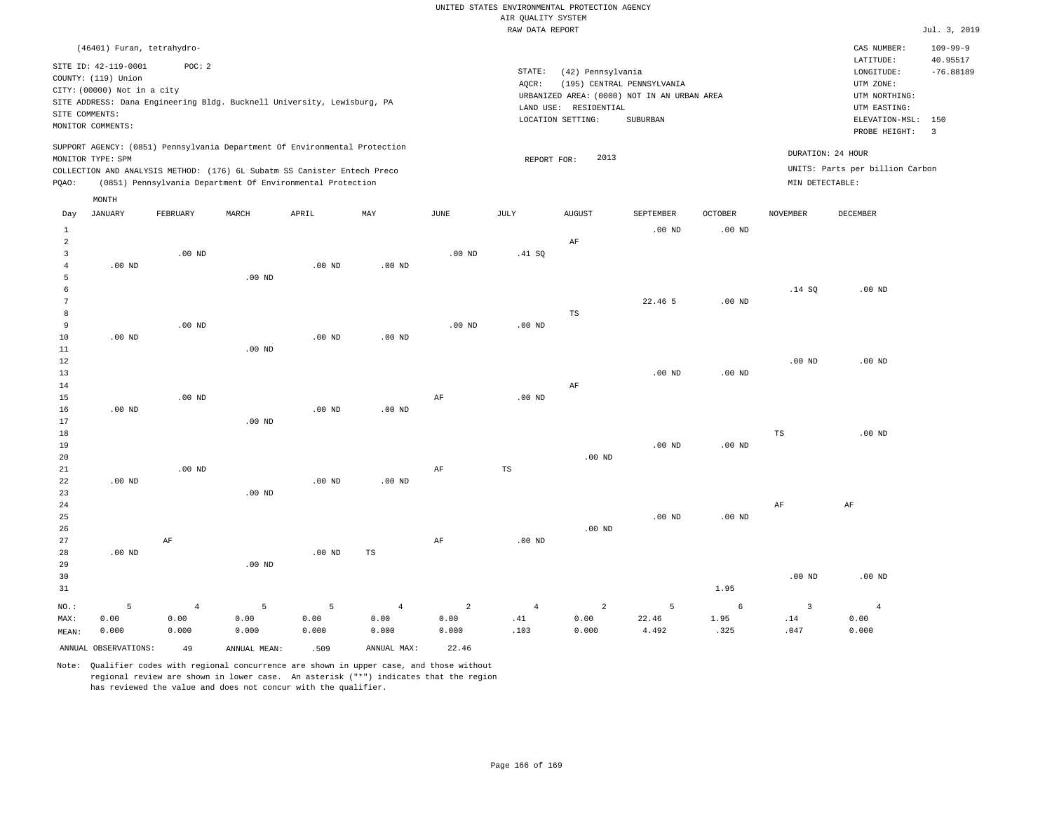UNITED STATES ENVIRONMENTAL PROTECTION AGENCY
AIR QUALITY SYSTEM
RAW DATA REPORT

Jul. 3, 2019

(46401) Furan, tetrahydro-

SITE ID: 42-119-0001 POC: 2
COUNTY: (119) Union
CITY: (00000) Not in a city
SITE ADDRESS: Dana Engineering Bldg. Bucknell University, Lewisburg, PA
SITE COMMENTS:
MONITOR COMMENTS:

STATE: (42) Pennsylvania
AQCR: (195) CENTRAL PENNSYLVANIA
URBANIZED AREA: (0000) NOT IN AN URBAN AREA
LAND USE: RESIDENTIAL
LOCATION SETTING: SUBURBAN

CAS NUMBER: 109-99-9
LATITUDE: 40.95517
LONGITUDE: -76.88189
UTM ZONE:
UTM NORTHING:
UTM EASTING:
ELEVATION-MSL: 150
PROBE HEIGHT: 3

SUPPORT AGENCY: (0851) Pennsylvania Department Of Environmental Protection
MONITOR TYPE: SPM
COLLECTION AND ANALYSIS METHOD: (176) 6L Subatm SS Canister Entech Preco
PQAO: (0851) Pennsylvania Department Of Environmental Protection

REPORT FOR: 2013

DURATION: 24 HOUR
UNITS: Parts per billion Carbon
MIN DETECTABLE:

| Day | JANUARY | FEBRUARY | MARCH | APRIL | MAY | JUNE | JULY | AUGUST | SEPTEMBER | OCTOBER | NOVEMBER | DECEMBER |
|---|---|---|---|---|---|---|---|---|---|---|---|---|
| 1 | | | | | | | | | .00 ND | .00 ND | | |
| 2 | | | | | | | | AF | | | | |
| 3 | | .00 ND | | | | .00 ND | .41 SQ | | | | | |
| 4 | .00 ND | | | .00 ND | .00 ND | | | | | | | |
| 5 | | | .00 ND | | | | | | | | | |
| 6 | | | | | | | | | | | .14 SQ | .00 ND |
| 7 | | | | | | | | | 22.46 5 | .00 ND | | |
| 8 | | | | | | | | TS | | | | |
| 9 | | .00 ND | | | | .00 ND | .00 ND | | | | | |
| 10 | .00 ND | | | .00 ND | .00 ND | | | | | | | |
| 11 | | | .00 ND | | | | | | | | | |
| 12 | | | | | | | | | | | .00 ND | .00 ND |
| 13 | | | | | | | | | .00 ND | .00 ND | | |
| 14 | | | | | | | | AF | | | | |
| 15 | | .00 ND | | | | AF | .00 ND | | | | | |
| 16 | .00 ND | | | .00 ND | .00 ND | | | | | | | |
| 17 | | | .00 ND | | | | | | | | | |
| 18 | | | | | | | | | | | TS | .00 ND |
| 19 | | | | | | | | | .00 ND | .00 ND | | |
| 20 | | | | | | | | .00 ND | | | | |
| 21 | | .00 ND | | | | AF | TS | | | | | |
| 22 | .00 ND | | | .00 ND | .00 ND | | | | | | | |
| 23 | | | .00 ND | | | | | | | | | |
| 24 | | | | | | | | | | | AF | AF |
| 25 | | | | | | | | | .00 ND | .00 ND | | |
| 26 | | | | | | | | .00 ND | | | | |
| 27 | | AF | | | | AF | .00 ND | | | | | |
| 28 | .00 ND | | | .00 ND | TS | | | | | | | |
| 29 | | | .00 ND | | | | | | | | | |
| 30 | | | | | | | | | | | .00 ND | .00 ND |
| 31 | | | | | | | | | | 1.95 | | |
| NO.: | 5 | 4 | 5 | 5 | 4 | 2 | 4 | 2 | 5 | 6 | 3 | 4 |
| MAX: | 0.00 | 0.00 | 0.00 | 0.00 | 0.00 | 0.00 | .41 | 0.00 | 22.46 | 1.95 | .14 | 0.00 |
| MEAN: | 0.000 | 0.000 | 0.000 | 0.000 | 0.000 | 0.000 | .103 | 0.000 | 4.492 | .325 | .047 | 0.000 |

ANNUAL OBSERVATIONS: 49 ANNUAL MEAN: .509 ANNUAL MAX: 22.46

Note: Qualifier codes with regional concurrence are shown in upper case, and those without regional review are shown in lower case. An asterisk ("*") indicates that the region has reviewed the value and does not concur with the qualifier.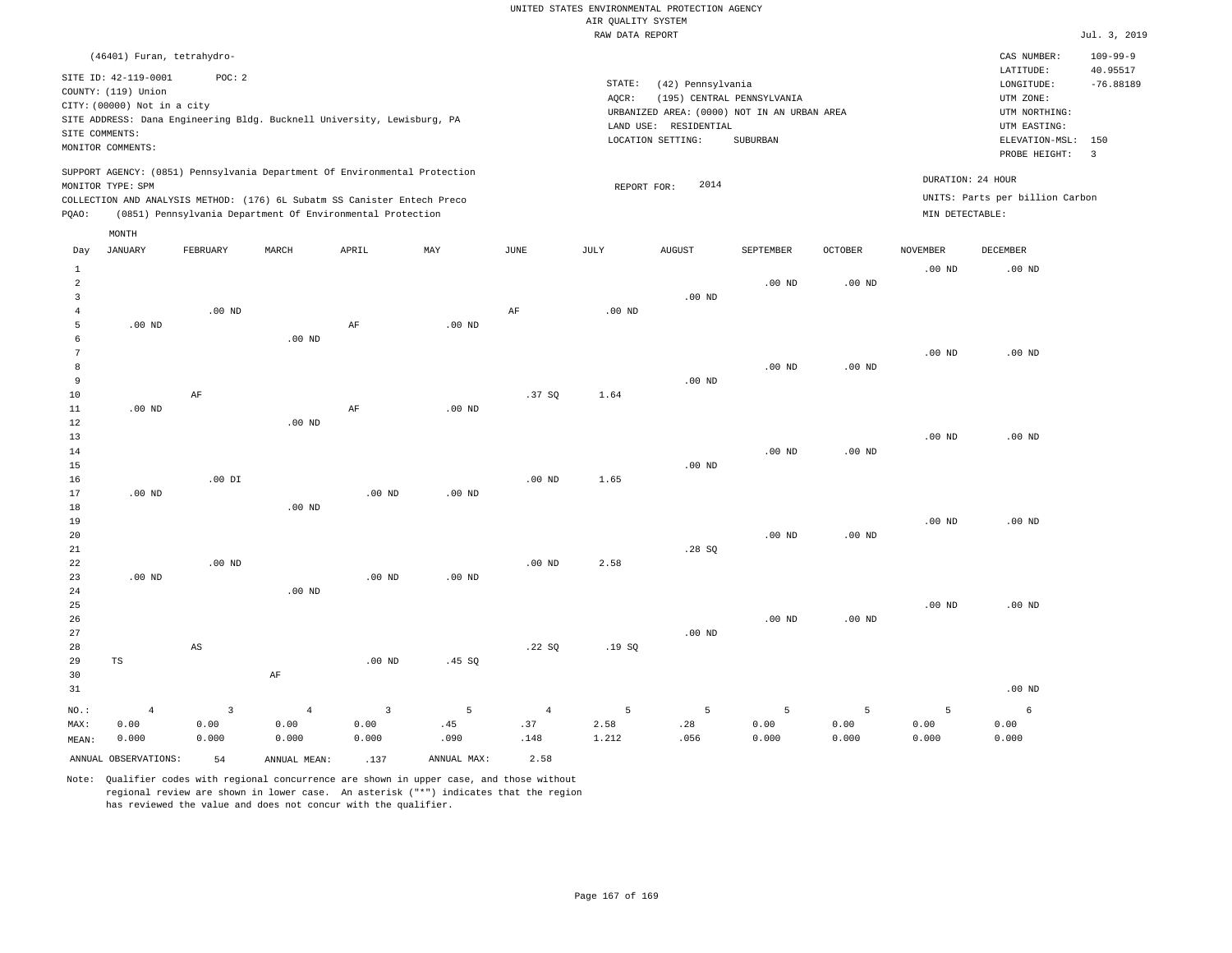UNITED STATES ENVIRONMENTAL PROTECTION AGENCY
AIR QUALITY SYSTEM
RAW DATA REPORT

Jul. 3, 2019

(46401) Furan, tetrahydro-

SITE ID: 42-119-0001 POC: 2
COUNTY: (119) Union
CITY: (00000) Not in a city
SITE ADDRESS: Dana Engineering Bldg. Bucknell University, Lewisburg, PA
SITE COMMENTS:
MONITOR COMMENTS:

STATE: (42) Pennsylvania
AQCR: (195) CENTRAL PENNSYLVANIA
URBANIZED AREA: (0000) NOT IN AN URBAN AREA
LAND USE: RESIDENTIAL
LOCATION SETTING: SUBURBAN

CAS NUMBER: 109-99-9
LATITUDE: 40.95517
LONGITUDE: -76.88189
UTM ZONE:
UTM NORTHING:
UTM EASTING:
ELEVATION-MSL: 150
PROBE HEIGHT: 3

SUPPORT AGENCY: (0851) Pennsylvania Department Of Environmental Protection
MONITOR TYPE: SPM
COLLECTION AND ANALYSIS METHOD: (176) 6L Subatm SS Canister Entech Preco
PQAO: (0851) Pennsylvania Department Of Environmental Protection

REPORT FOR: 2014

DURATION: 24 HOUR
UNITS: Parts per billion Carbon
MIN DETECTABLE:

| Day | JANUARY | FEBRUARY | MARCH | APRIL | MAY | JUNE | JULY | AUGUST | SEPTEMBER | OCTOBER | NOVEMBER | DECEMBER |
|---|---|---|---|---|---|---|---|---|---|---|---|---|
| 1 | | | | | | | | | | | .00 ND | .00 ND |
| 2 | | | | | | | | | .00 ND | .00 ND | | |
| 3 | | | | | | | | .00 ND | | | | |
| 4 | | .00 ND | | | | AF | .00 ND | | | | | |
| 5 | .00 ND | | | AF | .00 ND | | | | | | | |
| 6 | | | .00 ND | | | | | | | | | |
| 7 | | | | | | | | | | | .00 ND | .00 ND |
| 8 | | | | | | | | | .00 ND | .00 ND | | |
| 9 | | | | | | | | .00 ND | | | | |
| 10 | | AF | | | | .37 SQ | 1.64 | | | | | |
| 11 | .00 ND | | | AF | .00 ND | | | | | | | |
| 12 | | | .00 ND | | | | | | | | | |
| 13 | | | | | | | | | | | .00 ND | .00 ND |
| 14 | | | | | | | | | .00 ND | .00 ND | | |
| 15 | | | | | | | | .00 ND | | | | |
| 16 | | .00 DI | | | | .00 ND | 1.65 | | | | | |
| 17 | .00 ND | | | .00 ND | .00 ND | | | | | | | |
| 18 | | | .00 ND | | | | | | | | | |
| 19 | | | | | | | | | | | .00 ND | .00 ND |
| 20 | | | | | | | | | .00 ND | .00 ND | | |
| 21 | | | | | | | | .28 SQ | | | | |
| 22 | | .00 ND | | | | .00 ND | 2.58 | | | | | |
| 23 | .00 ND | | | .00 ND | .00 ND | | | | | | | |
| 24 | | | .00 ND | | | | | | | | | |
| 25 | | | | | | | | | | | .00 ND | .00 ND |
| 26 | | | | | | | | | .00 ND | .00 ND | | |
| 27 | | | | | | | | .00 ND | | | | |
| 28 | | AS | | | | .22 SQ | .19 SQ | | | | | |
| 29 | TS | | | .00 ND | .45 SQ | | | | | | | |
| 30 | | | AF | | | | | | | | | |
| 31 | | | | | | | | | | | | .00 ND |
| NO.: | 4 | 3 | 4 | 3 | 5 | 4 | 5 | 5 | 5 | 5 | 5 | 6 |
| MAX: | 0.00 | 0.00 | 0.00 | 0.00 | .45 | .37 | 2.58 | .28 | 0.00 | 0.00 | 0.00 | 0.00 |
| MEAN: | 0.000 | 0.000 | 0.000 | 0.000 | .090 | .148 | 1.212 | .056 | 0.000 | 0.000 | 0.000 | 0.000 |

ANNUAL OBSERVATIONS: 54 ANNUAL MEAN: .137 ANNUAL MAX: 2.58

Note: Qualifier codes with regional concurrence are shown in upper case, and those without regional review are shown in lower case. An asterisk ("*") indicates that the region has reviewed the value and does not concur with the qualifier.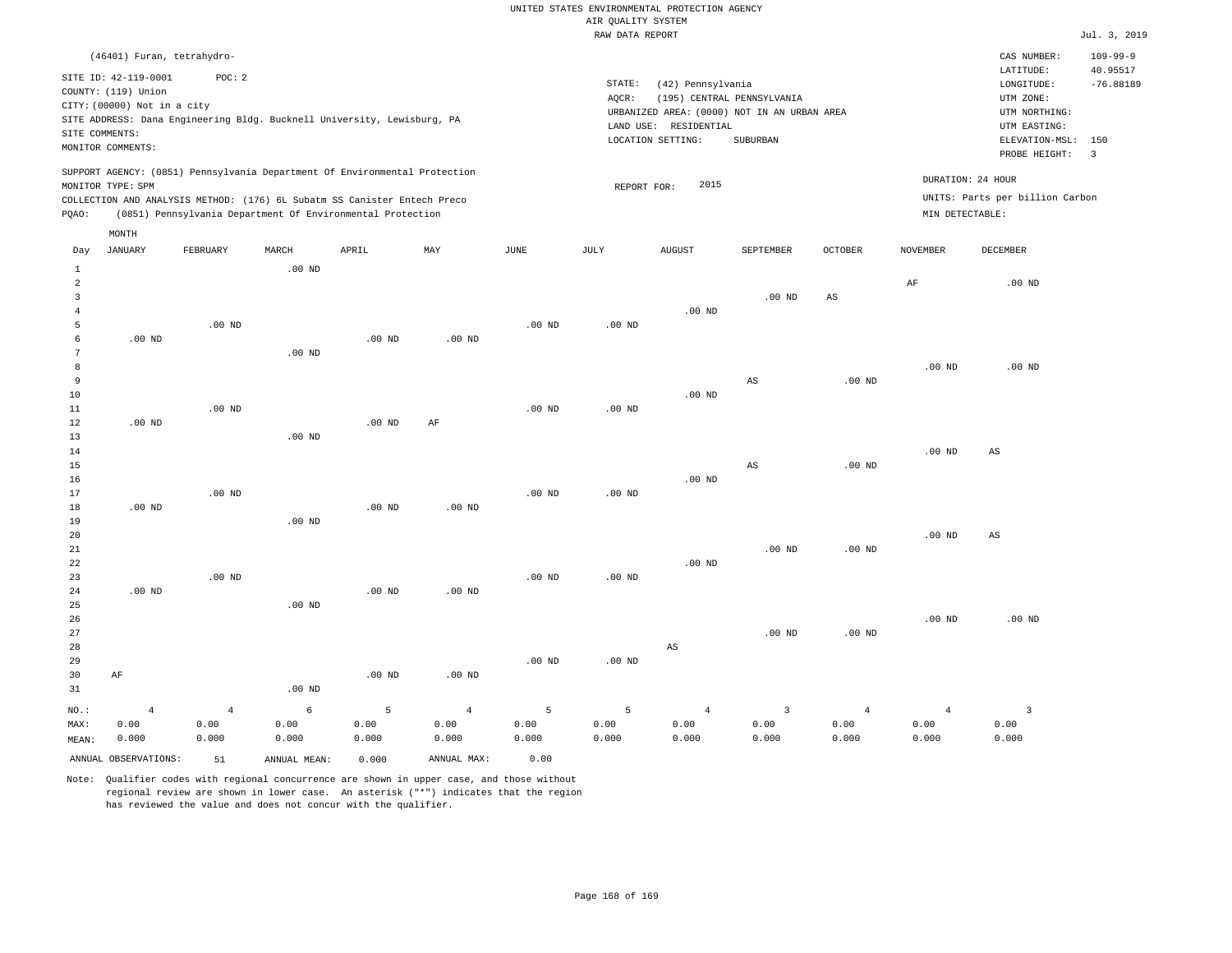UNITED STATES ENVIRONMENTAL PROTECTION AGENCY
AIR QUALITY SYSTEM
RAW DATA REPORT

Jul. 3, 2019

(46401) Furan, tetrahydro-

SITE ID: 42-119-0001 POC: 2
COUNTY: (119) Union
CITY: (00000) Not in a city
SITE ADDRESS: Dana Engineering Bldg. Bucknell University, Lewisburg, PA
SITE COMMENTS:
MONITOR COMMENTS:

STATE: (42) Pennsylvania
AQCR: (195) CENTRAL PENNSYLVANIA
URBANIZED AREA: (0000) NOT IN AN URBAN AREA
LAND USE: RESIDENTIAL
LOCATION SETTING: SUBURBAN

CAS NUMBER: 109-99-9
LATITUDE: 40.95517
LONGITUDE: -76.88189
UTM ZONE:
UTM NORTHING:
UTM EASTING:
ELEVATION-MSL: 150
PROBE HEIGHT: 3

SUPPORT AGENCY: (0851) Pennsylvania Department Of Environmental Protection
MONITOR TYPE: SPM
COLLECTION AND ANALYSIS METHOD: (176) 6L Subatm SS Canister Entech Preco
PQAO: (0851) Pennsylvania Department Of Environmental Protection

REPORT FOR: 2015

DURATION: 24 HOUR
UNITS: Parts per billion Carbon
MIN DETECTABLE:

| Day | JANUARY | FEBRUARY | MARCH | APRIL | MAY | JUNE | JULY | AUGUST | SEPTEMBER | OCTOBER | NOVEMBER | DECEMBER |
|---|---|---|---|---|---|---|---|---|---|---|---|---|
| 1 | | | .00 ND | | | | | | | | | |
| 2 | | | | | | | | | | | AF | .00 ND |
| 3 | | | | | | | | | .00 ND | AS | | |
| 4 | | | | | | | | .00 ND | | | | |
| 5 | | .00 ND | | | | .00 ND | .00 ND | | | | | |
| 6 | .00 ND | | | .00 ND | .00 ND | | | | | | | |
| 7 | | | .00 ND | | | | | | | | | |
| 8 | | | | | | | | | | | .00 ND | .00 ND |
| 9 | | | | | | | | | AS | .00 ND | | |
| 10 | | | | | | | | .00 ND | | | | |
| 11 | | .00 ND | | | | .00 ND | .00 ND | | | | | |
| 12 | .00 ND | | | .00 ND | AF | | | | | | | |
| 13 | | | .00 ND | | | | | | | | | |
| 14 | | | | | | | | | | | .00 ND | AS |
| 15 | | | | | | | | | AS | .00 ND | | |
| 16 | | | | | | | | .00 ND | | | | |
| 17 | | .00 ND | | | | .00 ND | .00 ND | | | | | |
| 18 | .00 ND | | | .00 ND | .00 ND | | | | | | | |
| 19 | | | .00 ND | | | | | | | | | |
| 20 | | | | | | | | | | | .00 ND | AS |
| 21 | | | | | | | | | .00 ND | .00 ND | | |
| 22 | | | | | | | | .00 ND | | | | |
| 23 | | .00 ND | | | | .00 ND | .00 ND | | | | | |
| 24 | .00 ND | | | .00 ND | .00 ND | | | | | | | |
| 25 | | | .00 ND | | | | | | | | | |
| 26 | | | | | | | | | | | .00 ND | .00 ND |
| 27 | | | | | | | | | .00 ND | .00 ND | | |
| 28 | | | | | | | | AS | | | | |
| 29 | | | | | | .00 ND | .00 ND | | | | | |
| 30 | AF | | | .00 ND | .00 ND | | | | | | | |
| 31 | | | .00 ND | | | | | | | | | |
| NO.: | 4 | 4 | 6 | 5 | 4 | 5 | 5 | 4 | 3 | 4 | 4 | 3 |
| MAX: | 0.00 | 0.00 | 0.00 | 0.00 | 0.00 | 0.00 | 0.00 | 0.00 | 0.00 | 0.00 | 0.00 | 0.00 |
| MEAN: | 0.000 | 0.000 | 0.000 | 0.000 | 0.000 | 0.000 | 0.000 | 0.000 | 0.000 | 0.000 | 0.000 | 0.000 |

ANNUAL OBSERVATIONS: 51 ANNUAL MEAN: 0.000 ANNUAL MAX: 0.00

Note: Qualifier codes with regional concurrence are shown in upper case, and those without regional review are shown in lower case. An asterisk ("*") indicates that the region has reviewed the value and does not concur with the qualifier.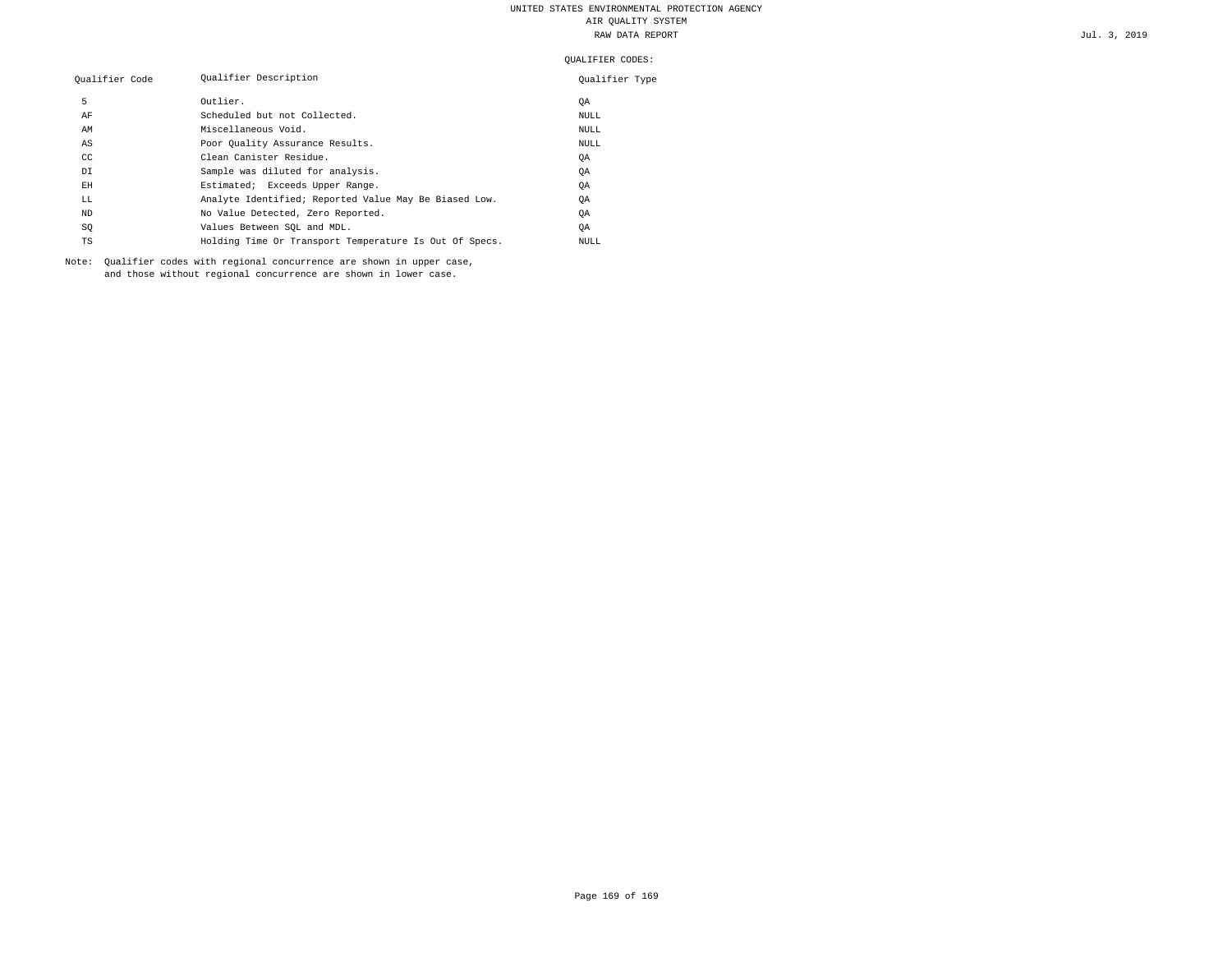QUALIFIER CODES:

| Qualifier Code | Qualifier Description | Qualifier Type |
|---|---|---|
| 5 | Outlier. | QA |
| AF | Scheduled but not Collected. | NULL |
| AM | Miscellaneous Void. | NULL |
| AS | Poor Quality Assurance Results. | NULL |
| CC | Clean Canister Residue. | QA |
| DI | Sample was diluted for analysis. | QA |
| EH | Estimated; Exceeds Upper Range. | QA |
| LL | Analyte Identified; Reported Value May Be Biased Low. | QA |
| ND | No Value Detected, Zero Reported. | QA |
| SQ | Values Between SQL and MDL. | QA |
| TS | Holding Time Or Transport Temperature Is Out Of Specs. | NULL |

Note: Qualifier codes with regional concurrence are shown in upper case, and those without regional concurrence are shown in lower case.